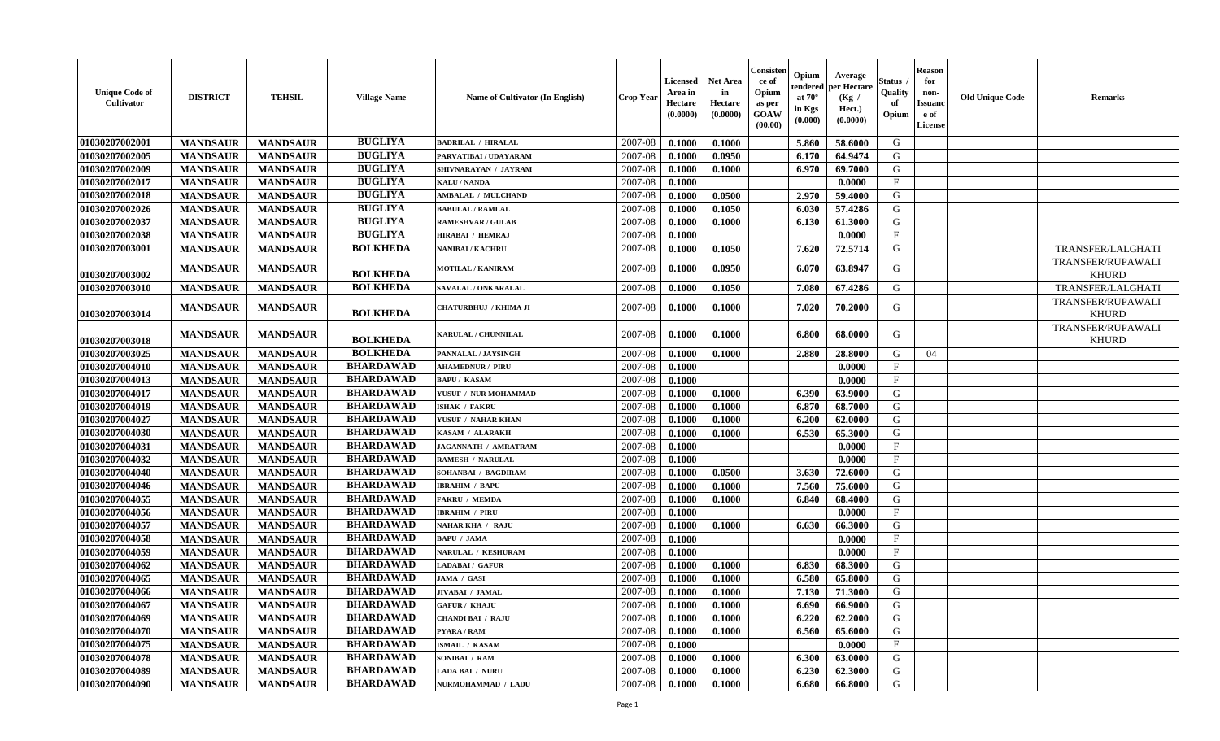| Unique Code of Cultivator | DISTRICT | TEHSIL | Village Name | Name of Cultivator (In English) | Crop Year | Licensed Area in Hectare (0.0000) | Net Area in Hectare (0.0000) | Consistence of Opium as per GOAW (00.00) | Opium tendered at 70° in Kgs (0.000) | Average per Hectare (Kg / Hect.) (0.0000) | Status / Quality of Opium | Reason for non-Issuance of License | Old Unique Code | Remarks |
|---|---|---|---|---|---|---|---|---|---|---|---|---|---|---|
| 01030207002001 | MANDSAUR | MANDSAUR | BUGLIYA | BADRILAL / HIRALAL | 2007-08 | 0.1000 | 0.1000 | | 5.860 | 58.6000 | G | | | |
| 01030207002005 | MANDSAUR | MANDSAUR | BUGLIYA | PARVATIBAI / UDAYARAM | 2007-08 | 0.1000 | 0.0950 | | 6.170 | 64.9474 | G | | | |
| 01030207002009 | MANDSAUR | MANDSAUR | BUGLIYA | SHIVNARAYAN / JAYRAM | 2007-08 | 0.1000 | 0.1000 | | 6.970 | 69.7000 | G | | | |
| 01030207002017 | MANDSAUR | MANDSAUR | BUGLIYA | KALU / NANDA | 2007-08 | 0.1000 | | | | 0.0000 | F | | | |
| 01030207002018 | MANDSAUR | MANDSAUR | BUGLIYA | AMBALAL / MULCHAND | 2007-08 | 0.1000 | 0.0500 | | 2.970 | 59.4000 | G | | | |
| 01030207002026 | MANDSAUR | MANDSAUR | BUGLIYA | BABULAL / RAMLAL | 2007-08 | 0.1000 | 0.1050 | | 6.030 | 57.4286 | G | | | |
| 01030207002037 | MANDSAUR | MANDSAUR | BUGLIYA | RAMESHVAR / GULAB | 2007-08 | 0.1000 | 0.1000 | | 6.130 | 61.3000 | G | | | |
| 01030207002038 | MANDSAUR | MANDSAUR | BUGLIYA | HIRABAI / HEMRAJ | 2007-08 | 0.1000 | | | | 0.0000 | F | | | |
| 01030207003001 | MANDSAUR | MANDSAUR | BOLKHEDA | NANIBAI / KACHRU | 2007-08 | 0.1000 | 0.1050 | | 7.620 | 72.5714 | G | | | TRANSFER/LALGHATI |
| 01030207003002 | MANDSAUR | MANDSAUR | BOLKHEDA | MOTILAL / KANIRAM | 2007-08 | 0.1000 | 0.0950 | | 6.070 | 63.8947 | G | | | TRANSFER/RUPAWALI KHURD |
| 01030207003010 | MANDSAUR | MANDSAUR | BOLKHEDA | SAVALAL / ONKARALAL | 2007-08 | 0.1000 | 0.1050 | | 7.080 | 67.4286 | G | | | TRANSFER/LALGHATI |
| 01030207003014 | MANDSAUR | MANDSAUR | BOLKHEDA | CHATURBHUJ / KHIMA JI | 2007-08 | 0.1000 | 0.1000 | | 7.020 | 70.2000 | G | | | TRANSFER/RUPAWALI KHURD |
| 01030207003018 | MANDSAUR | MANDSAUR | BOLKHEDA | KARULAL / CHUNNILAL | 2007-08 | 0.1000 | 0.1000 | | 6.800 | 68.0000 | G | | | TRANSFER/RUPAWALI KHURD |
| 01030207003025 | MANDSAUR | MANDSAUR | BOLKHEDA | PANNALAL / JAYSINGH | 2007-08 | 0.1000 | 0.1000 | | 2.880 | 28.8000 | G | 04 | | |
| 01030207004010 | MANDSAUR | MANDSAUR | BHARDAWAD | AHAMEDNUR / PIRU | 2007-08 | 0.1000 | | | | 0.0000 | F | | | |
| 01030207004013 | MANDSAUR | MANDSAUR | BHARDAWAD | BAPU / KASAM | 2007-08 | 0.1000 | | | | 0.0000 | F | | | |
| 01030207004017 | MANDSAUR | MANDSAUR | BHARDAWAD | YUSUF / NUR MOHAMMAD | 2007-08 | 0.1000 | 0.1000 | | 6.390 | 63.9000 | G | | | |
| 01030207004019 | MANDSAUR | MANDSAUR | BHARDAWAD | ISHAK / FAKRU | 2007-08 | 0.1000 | 0.1000 | | 6.870 | 68.7000 | G | | | |
| 01030207004027 | MANDSAUR | MANDSAUR | BHARDAWAD | YUSUF / NAHAR KHAN | 2007-08 | 0.1000 | 0.1000 | | 6.200 | 62.0000 | G | | | |
| 01030207004030 | MANDSAUR | MANDSAUR | BHARDAWAD | KASAM / ALARAKH | 2007-08 | 0.1000 | 0.1000 | | 6.530 | 65.3000 | G | | | |
| 01030207004031 | MANDSAUR | MANDSAUR | BHARDAWAD | JAGANNATH / AMRATRAM | 2007-08 | 0.1000 | | | | 0.0000 | F | | | |
| 01030207004032 | MANDSAUR | MANDSAUR | BHARDAWAD | RAMESH / NARULAL | 2007-08 | 0.1000 | | | | 0.0000 | F | | | |
| 01030207004040 | MANDSAUR | MANDSAUR | BHARDAWAD | SOHANBAI / BAGDIRAM | 2007-08 | 0.1000 | 0.0500 | | 3.630 | 72.6000 | G | | | |
| 01030207004046 | MANDSAUR | MANDSAUR | BHARDAWAD | IBRAHIM / BAPU | 2007-08 | 0.1000 | 0.1000 | | 7.560 | 75.6000 | G | | | |
| 01030207004055 | MANDSAUR | MANDSAUR | BHARDAWAD | FAKRU / MEMDA | 2007-08 | 0.1000 | 0.1000 | | 6.840 | 68.4000 | G | | | |
| 01030207004056 | MANDSAUR | MANDSAUR | BHARDAWAD | IBRAHIM / PIRU | 2007-08 | 0.1000 | | | | 0.0000 | F | | | |
| 01030207004057 | MANDSAUR | MANDSAUR | BHARDAWAD | NAHAR KHA / RAJU | 2007-08 | 0.1000 | 0.1000 | | 6.630 | 66.3000 | G | | | |
| 01030207004058 | MANDSAUR | MANDSAUR | BHARDAWAD | BAPU / JAMA | 2007-08 | 0.1000 | | | | 0.0000 | F | | | |
| 01030207004059 | MANDSAUR | MANDSAUR | BHARDAWAD | NARULAL / KESHURAM | 2007-08 | 0.1000 | | | | 0.0000 | F | | | |
| 01030207004062 | MANDSAUR | MANDSAUR | BHARDAWAD | LADABAI / GAFUR | 2007-08 | 0.1000 | 0.1000 | | 6.830 | 68.3000 | G | | | |
| 01030207004065 | MANDSAUR | MANDSAUR | BHARDAWAD | JAMA / GASI | 2007-08 | 0.1000 | 0.1000 | | 6.580 | 65.8000 | G | | | |
| 01030207004066 | MANDSAUR | MANDSAUR | BHARDAWAD | JIVABAI / JAMAL | 2007-08 | 0.1000 | 0.1000 | | 7.130 | 71.3000 | G | | | |
| 01030207004067 | MANDSAUR | MANDSAUR | BHARDAWAD | GAFUR / KHAJU | 2007-08 | 0.1000 | 0.1000 | | 6.690 | 66.9000 | G | | | |
| 01030207004069 | MANDSAUR | MANDSAUR | BHARDAWAD | CHANDI BAI / RAJU | 2007-08 | 0.1000 | 0.1000 | | 6.220 | 62.2000 | G | | | |
| 01030207004070 | MANDSAUR | MANDSAUR | BHARDAWAD | PYARA / RAM | 2007-08 | 0.1000 | 0.1000 | | 6.560 | 65.6000 | G | | | |
| 01030207004075 | MANDSAUR | MANDSAUR | BHARDAWAD | ISMAIL / KASAM | 2007-08 | 0.1000 | | | | 0.0000 | F | | | |
| 01030207004078 | MANDSAUR | MANDSAUR | BHARDAWAD | SONIBAI / RAM | 2007-08 | 0.1000 | 0.1000 | | 6.300 | 63.0000 | G | | | |
| 01030207004089 | MANDSAUR | MANDSAUR | BHARDAWAD | LADA BAI / NURU | 2007-08 | 0.1000 | 0.1000 | | 6.230 | 62.3000 | G | | | |
| 01030207004090 | MANDSAUR | MANDSAUR | BHARDAWAD | NURMOHAMMAD / LADU | 2007-08 | 0.1000 | 0.1000 | | 6.680 | 66.8000 | G | | | |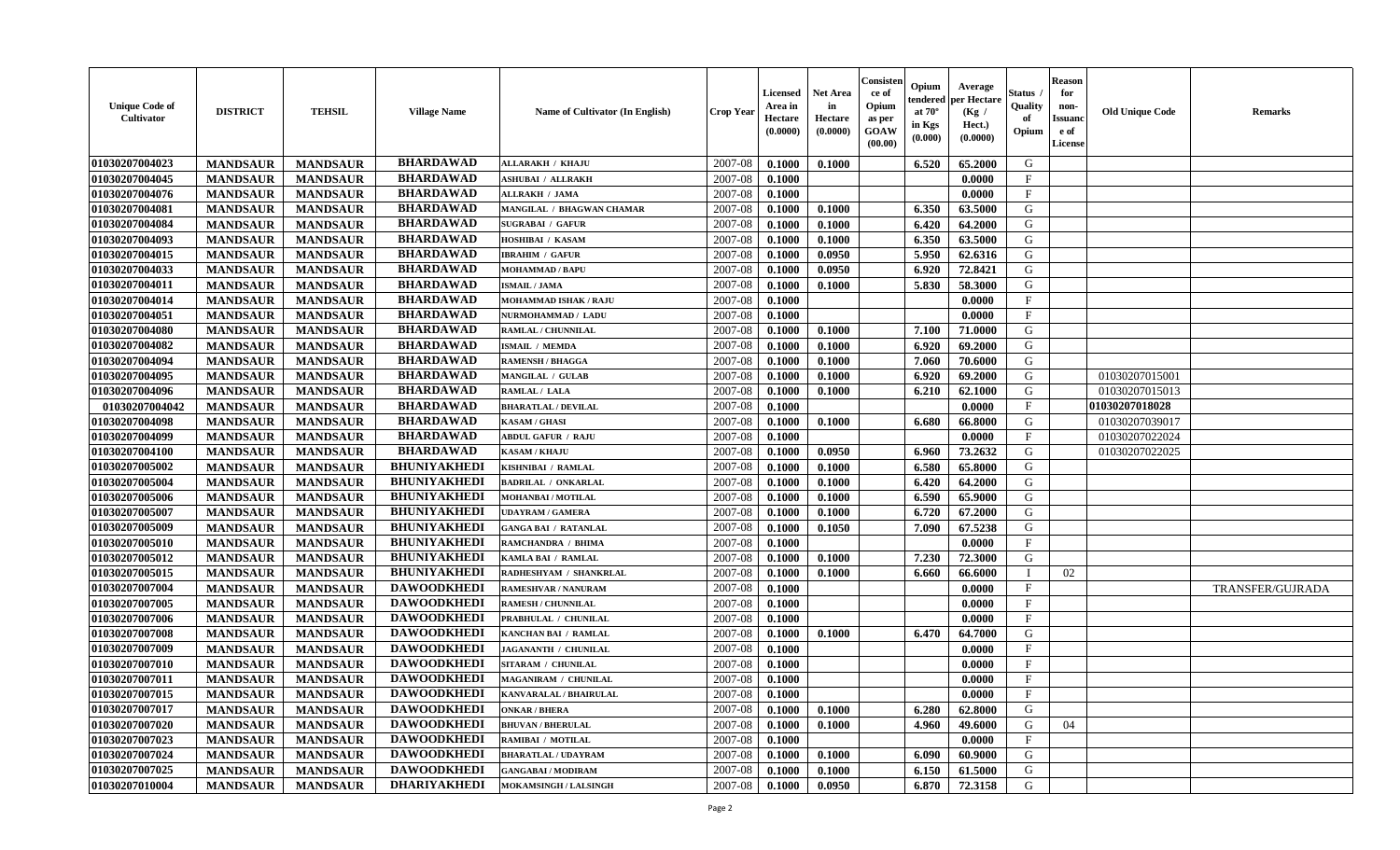| Unique Code of Cultivator | DISTRICT | TEHSIL | Village Name | Name of Cultivator (In English) | Crop Year | Licensed Area in Hectare (0.0000) | Net Area in Hectare (0.0000) | Consistence of Opium as per GOAW (00.00) | Opium tendered at 70° in Kgs (0.000) | Average per Hectare (Kg / Hect.) (0.0000) | Status / Quality of Opium | Reason for non-Issuance of License | Old Unique Code | Remarks |
|---|---|---|---|---|---|---|---|---|---|---|---|---|---|---|
| 01030207004023 | MANDSAUR | MANDSAUR | BHARDAWAD | ALLARAKH / KHAJU | 2007-08 | 0.1000 | 0.1000 | | 6.520 | 65.2000 | G | | | |
| 01030207004045 | MANDSAUR | MANDSAUR | BHARDAWAD | ASHUBAI / ALLRAKH | 2007-08 | 0.1000 | | | | 0.0000 | F | | | |
| 01030207004076 | MANDSAUR | MANDSAUR | BHARDAWAD | ALLRAKH / JAMA | 2007-08 | 0.1000 | | | | 0.0000 | F | | | |
| 01030207004081 | MANDSAUR | MANDSAUR | BHARDAWAD | MANGILAL / BHAGWAN CHAMAR | 2007-08 | 0.1000 | 0.1000 | | 6.350 | 63.5000 | G | | | |
| 01030207004084 | MANDSAUR | MANDSAUR | BHARDAWAD | SUGRABAI / GAFUR | 2007-08 | 0.1000 | 0.1000 | | 6.420 | 64.2000 | G | | | |
| 01030207004093 | MANDSAUR | MANDSAUR | BHARDAWAD | HOSHIBAI / KASAM | 2007-08 | 0.1000 | 0.1000 | | 6.350 | 63.5000 | G | | | |
| 01030207004015 | MANDSAUR | MANDSAUR | BHARDAWAD | IBRAHIM / GAFUR | 2007-08 | 0.1000 | 0.0950 | | 5.950 | 62.6316 | G | | | |
| 01030207004033 | MANDSAUR | MANDSAUR | BHARDAWAD | MOHAMMAD / BAPU | 2007-08 | 0.1000 | 0.0950 | | 6.920 | 72.8421 | G | | | |
| 01030207004011 | MANDSAUR | MANDSAUR | BHARDAWAD | ISMAIL / JAMA | 2007-08 | 0.1000 | 0.1000 | | 5.830 | 58.3000 | G | | | |
| 01030207004014 | MANDSAUR | MANDSAUR | BHARDAWAD | MOHAMMAD ISHAK / RAJU | 2007-08 | 0.1000 | | | | 0.0000 | F | | | |
| 01030207004051 | MANDSAUR | MANDSAUR | BHARDAWAD | NURMOHAMMAD / LADU | 2007-08 | 0.1000 | | | | 0.0000 | F | | | |
| 01030207004080 | MANDSAUR | MANDSAUR | BHARDAWAD | RAMLAL / CHUNNILAL | 2007-08 | 0.1000 | 0.1000 | | 7.100 | 71.0000 | G | | | |
| 01030207004082 | MANDSAUR | MANDSAUR | BHARDAWAD | ISMAIL / MEMDA | 2007-08 | 0.1000 | 0.1000 | | 6.920 | 69.2000 | G | | | |
| 01030207004094 | MANDSAUR | MANDSAUR | BHARDAWAD | RAMENSH / BHAGGA | 2007-08 | 0.1000 | 0.1000 | | 7.060 | 70.6000 | G | | | |
| 01030207004095 | MANDSAUR | MANDSAUR | BHARDAWAD | MANGILAL / GULAB | 2007-08 | 0.1000 | 0.1000 | | 6.920 | 69.2000 | G | | 01030207015001 | |
| 01030207004096 | MANDSAUR | MANDSAUR | BHARDAWAD | RAMLAL / LALA | 2007-08 | 0.1000 | 0.1000 | | 6.210 | 62.1000 | G | | 01030207015013 | |
| 01030207004042 | MANDSAUR | MANDSAUR | BHARDAWAD | BHARATLAL / DEVILAL | 2007-08 | 0.1000 | | | | 0.0000 | F | | 01030207018028 | |
| 01030207004098 | MANDSAUR | MANDSAUR | BHARDAWAD | KASAM / GHASI | 2007-08 | 0.1000 | 0.1000 | | 6.680 | 66.8000 | G | | 01030207039017 | |
| 01030207004099 | MANDSAUR | MANDSAUR | BHARDAWAD | ABDUL GAFUR / RAJU | 2007-08 | 0.1000 | | | | 0.0000 | F | | 01030207022024 | |
| 01030207004100 | MANDSAUR | MANDSAUR | BHARDAWAD | KASAM / KHAJU | 2007-08 | 0.1000 | 0.0950 | | 6.960 | 73.2632 | G | | 01030207022025 | |
| 01030207005002 | MANDSAUR | MANDSAUR | BHUNIYAKHEDI | KISHNIBAI / RAMLAL | 2007-08 | 0.1000 | 0.1000 | | 6.580 | 65.8000 | G | | | |
| 01030207005004 | MANDSAUR | MANDSAUR | BHUNIYAKHEDI | BADRILAL / ONKARLAL | 2007-08 | 0.1000 | 0.1000 | | 6.420 | 64.2000 | G | | | |
| 01030207005006 | MANDSAUR | MANDSAUR | BHUNIYAKHEDI | MOHANBAI / MOTILAL | 2007-08 | 0.1000 | 0.1000 | | 6.590 | 65.9000 | G | | | |
| 01030207005007 | MANDSAUR | MANDSAUR | BHUNIYAKHEDI | UDAYRAM / GAMERA | 2007-08 | 0.1000 | 0.1000 | | 6.720 | 67.2000 | G | | | |
| 01030207005009 | MANDSAUR | MANDSAUR | BHUNIYAKHEDI | GANGA BAI / RATANLAL | 2007-08 | 0.1000 | 0.1050 | | 7.090 | 67.5238 | G | | | |
| 01030207005010 | MANDSAUR | MANDSAUR | BHUNIYAKHEDI | RAMCHANDRA / BHIMA | 2007-08 | 0.1000 | | | | 0.0000 | F | | | |
| 01030207005012 | MANDSAUR | MANDSAUR | BHUNIYAKHEDI | KAMLA BAI / RAMLAL | 2007-08 | 0.1000 | 0.1000 | | 7.230 | 72.3000 | G | | | |
| 01030207005015 | MANDSAUR | MANDSAUR | BHUNIYAKHEDI | RADHESHYAM / SHANKRLAL | 2007-08 | 0.1000 | 0.1000 | | 6.660 | 66.6000 | I | 02 | | |
| 01030207007004 | MANDSAUR | MANDSAUR | DAWOODKHEDI | RAMESHVAR / NANURAM | 2007-08 | 0.1000 | | | | 0.0000 | F | | | TRANSFER/GUJRADA |
| 01030207007005 | MANDSAUR | MANDSAUR | DAWOODKHEDI | RAMESH / CHUNNILAL | 2007-08 | 0.1000 | | | | 0.0000 | F | | | |
| 01030207007006 | MANDSAUR | MANDSAUR | DAWOODKHEDI | PRABHULAL / CHUNILAL | 2007-08 | 0.1000 | | | | 0.0000 | F | | | |
| 01030207007008 | MANDSAUR | MANDSAUR | DAWOODKHEDI | KANCHAN BAI / RAMLAL | 2007-08 | 0.1000 | 0.1000 | | 6.470 | 64.7000 | G | | | |
| 01030207007009 | MANDSAUR | MANDSAUR | DAWOODKHEDI | JAGANANTH / CHUNILAL | 2007-08 | 0.1000 | | | | 0.0000 | F | | | |
| 01030207007010 | MANDSAUR | MANDSAUR | DAWOODKHEDI | SITARAM / CHUNILAL | 2007-08 | 0.1000 | | | | 0.0000 | F | | | |
| 01030207007011 | MANDSAUR | MANDSAUR | DAWOODKHEDI | MAGANIRAM / CHUNILAL | 2007-08 | 0.1000 | | | | 0.0000 | F | | | |
| 01030207007015 | MANDSAUR | MANDSAUR | DAWOODKHEDI | KANVARALAL / BHAIRULAL | 2007-08 | 0.1000 | | | | 0.0000 | F | | | |
| 01030207007017 | MANDSAUR | MANDSAUR | DAWOODKHEDI | ONKAR / BHERA | 2007-08 | 0.1000 | 0.1000 | | 6.280 | 62.8000 | G | | | |
| 01030207007020 | MANDSAUR | MANDSAUR | DAWOODKHEDI | BHUVAN / BHERULAL | 2007-08 | 0.1000 | 0.1000 | | 4.960 | 49.6000 | G | 04 | | |
| 01030207007023 | MANDSAUR | MANDSAUR | DAWOODKHEDI | RAMIBAI / MOTILAL | 2007-08 | 0.1000 | | | | 0.0000 | F | | | |
| 01030207007024 | MANDSAUR | MANDSAUR | DAWOODKHEDI | BHARATLAL / UDAYRAM | 2007-08 | 0.1000 | 0.1000 | | 6.090 | 60.9000 | G | | | |
| 01030207007025 | MANDSAUR | MANDSAUR | DAWOODKHEDI | GANGABAI / MODIRAM | 2007-08 | 0.1000 | 0.1000 | | 6.150 | 61.5000 | G | | | |
| 01030207010004 | MANDSAUR | MANDSAUR | DHARIYAKHEDI | MOKAMSINGH / LALSINGH | 2007-08 | 0.1000 | 0.0950 | | 6.870 | 72.3158 | G | | | |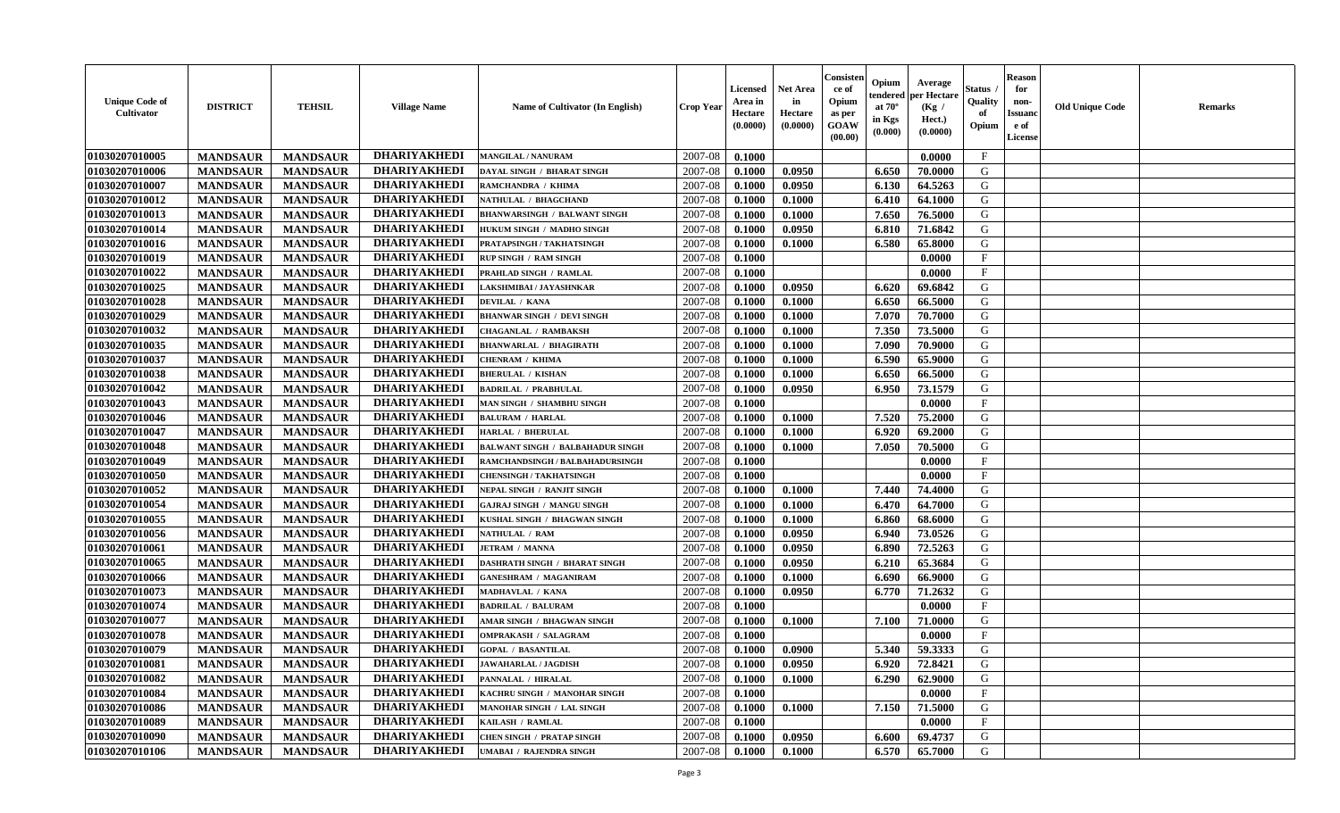| Unique Code of Cultivator | DISTRICT | TEHSIL | Village Name | Name of Cultivator (In English) | Crop Year | Licensed Area in Hectare (0.0000) | Net Area in Hectare (0.0000) | Consistence of Opium as per GOAW (00.00) | Opium tendered at 70° in Kgs (0.000) | Average per Hectare (Kg / Hect.) (0.0000) | Status / Quality of Opium | Reason for non-Issuance of License | Old Unique Code | Remarks |
|---|---|---|---|---|---|---|---|---|---|---|---|---|---|---|
| 01030207010005 | MANDSAUR | MANDSAUR | DHARIYAKHEDI | MANGILAL / NANURAM | 2007-08 | 0.1000 | | | | 0.0000 | F | | | |
| 01030207010006 | MANDSAUR | MANDSAUR | DHARIYAKHEDI | DAYAL SINGH / BHARAT SINGH | 2007-08 | 0.1000 | 0.0950 | | 6.650 | 70.0000 | G | | | |
| 01030207010007 | MANDSAUR | MANDSAUR | DHARIYAKHEDI | RAMCHANDRA / KHIMA | 2007-08 | 0.1000 | 0.0950 | | 6.130 | 64.5263 | G | | | |
| 01030207010012 | MANDSAUR | MANDSAUR | DHARIYAKHEDI | NATHULAL / BHAGCHAND | 2007-08 | 0.1000 | 0.1000 | | 6.410 | 64.1000 | G | | | |
| 01030207010013 | MANDSAUR | MANDSAUR | DHARIYAKHEDI | BHANWARSINGH / BALWANT SINGH | 2007-08 | 0.1000 | 0.1000 | | 7.650 | 76.5000 | G | | | |
| 01030207010014 | MANDSAUR | MANDSAUR | DHARIYAKHEDI | HUKUM SINGH / MADHO SINGH | 2007-08 | 0.1000 | 0.0950 | | 6.810 | 71.6842 | G | | | |
| 01030207010016 | MANDSAUR | MANDSAUR | DHARIYAKHEDI | PRATAPSINGH / TAKHATSINGH | 2007-08 | 0.1000 | 0.1000 | | 6.580 | 65.8000 | G | | | |
| 01030207010019 | MANDSAUR | MANDSAUR | DHARIYAKHEDI | RUP SINGH / RAM SINGH | 2007-08 | 0.1000 | | | | 0.0000 | F | | | |
| 01030207010022 | MANDSAUR | MANDSAUR | DHARIYAKHEDI | PRAHLAD SINGH / RAMLAL | 2007-08 | 0.1000 | | | | 0.0000 | F | | | |
| 01030207010025 | MANDSAUR | MANDSAUR | DHARIYAKHEDI | LAKSHMIBAI / JAYASHNKAR | 2007-08 | 0.1000 | 0.0950 | | 6.620 | 69.6842 | G | | | |
| 01030207010028 | MANDSAUR | MANDSAUR | DHARIYAKHEDI | DEVILAL / KANA | 2007-08 | 0.1000 | 0.1000 | | 6.650 | 66.5000 | G | | | |
| 01030207010029 | MANDSAUR | MANDSAUR | DHARIYAKHEDI | BHANWAR SINGH / DEVI SINGH | 2007-08 | 0.1000 | 0.1000 | | 7.070 | 70.7000 | G | | | |
| 01030207010032 | MANDSAUR | MANDSAUR | DHARIYAKHEDI | CHAGANLAL / RAMBAKSH | 2007-08 | 0.1000 | 0.1000 | | 7.350 | 73.5000 | G | | | |
| 01030207010035 | MANDSAUR | MANDSAUR | DHARIYAKHEDI | BHANWARLAL / BHAGIRATH | 2007-08 | 0.1000 | 0.1000 | | 7.090 | 70.9000 | G | | | |
| 01030207010037 | MANDSAUR | MANDSAUR | DHARIYAKHEDI | CHENRAM / KHIMA | 2007-08 | 0.1000 | 0.1000 | | 6.590 | 65.9000 | G | | | |
| 01030207010038 | MANDSAUR | MANDSAUR | DHARIYAKHEDI | BHERULAL / KISHAN | 2007-08 | 0.1000 | 0.1000 | | 6.650 | 66.5000 | G | | | |
| 01030207010042 | MANDSAUR | MANDSAUR | DHARIYAKHEDI | BADRILAL / PRABHULAL | 2007-08 | 0.1000 | 0.0950 | | 6.950 | 73.1579 | G | | | |
| 01030207010043 | MANDSAUR | MANDSAUR | DHARIYAKHEDI | MAN SINGH / SHAMBHU SINGH | 2007-08 | 0.1000 | | | | 0.0000 | F | | | |
| 01030207010046 | MANDSAUR | MANDSAUR | DHARIYAKHEDI | BALURAM / HARLAL | 2007-08 | 0.1000 | 0.1000 | | 7.520 | 75.2000 | G | | | |
| 01030207010047 | MANDSAUR | MANDSAUR | DHARIYAKHEDI | HARLAL / BHERULAL | 2007-08 | 0.1000 | 0.1000 | | 6.920 | 69.2000 | G | | | |
| 01030207010048 | MANDSAUR | MANDSAUR | DHARIYAKHEDI | BALWANT SINGH / BALBAHADUR SINGH | 2007-08 | 0.1000 | 0.1000 | | 7.050 | 70.5000 | G | | | |
| 01030207010049 | MANDSAUR | MANDSAUR | DHARIYAKHEDI | RAMCHANDSINGH / BALBAHADURSINGH | 2007-08 | 0.1000 | | | | 0.0000 | F | | | |
| 01030207010050 | MANDSAUR | MANDSAUR | DHARIYAKHEDI | CHENSINGH / TAKHATSINGH | 2007-08 | 0.1000 | | | | 0.0000 | F | | | |
| 01030207010052 | MANDSAUR | MANDSAUR | DHARIYAKHEDI | NEPAL SINGH / RANJIT SINGH | 2007-08 | 0.1000 | 0.1000 | | 7.440 | 74.4000 | G | | | |
| 01030207010054 | MANDSAUR | MANDSAUR | DHARIYAKHEDI | GAJRAJ SINGH / MANGU SINGH | 2007-08 | 0.1000 | 0.1000 | | 6.470 | 64.7000 | G | | | |
| 01030207010055 | MANDSAUR | MANDSAUR | DHARIYAKHEDI | KUSHAL SINGH / BHAGWAN SINGH | 2007-08 | 0.1000 | 0.1000 | | 6.860 | 68.6000 | G | | | |
| 01030207010056 | MANDSAUR | MANDSAUR | DHARIYAKHEDI | NATHULAL / RAM | 2007-08 | 0.1000 | 0.0950 | | 6.940 | 73.0526 | G | | | |
| 01030207010061 | MANDSAUR | MANDSAUR | DHARIYAKHEDI | JETRAM / MANNA | 2007-08 | 0.1000 | 0.0950 | | 6.890 | 72.5263 | G | | | |
| 01030207010065 | MANDSAUR | MANDSAUR | DHARIYAKHEDI | DASHRATH SINGH / BHARAT SINGH | 2007-08 | 0.1000 | 0.0950 | | 6.210 | 65.3684 | G | | | |
| 01030207010066 | MANDSAUR | MANDSAUR | DHARIYAKHEDI | GANESHRAM / MAGANIRAM | 2007-08 | 0.1000 | 0.1000 | | 6.690 | 66.9000 | G | | | |
| 01030207010073 | MANDSAUR | MANDSAUR | DHARIYAKHEDI | MADHAVLAL / KANA | 2007-08 | 0.1000 | 0.0950 | | 6.770 | 71.2632 | G | | | |
| 01030207010074 | MANDSAUR | MANDSAUR | DHARIYAKHEDI | BADRILAL / BALURAM | 2007-08 | 0.1000 | | | | 0.0000 | F | | | |
| 01030207010077 | MANDSAUR | MANDSAUR | DHARIYAKHEDI | AMAR SINGH / BHAGWAN SINGH | 2007-08 | 0.1000 | 0.1000 | | 7.100 | 71.0000 | G | | | |
| 01030207010078 | MANDSAUR | MANDSAUR | DHARIYAKHEDI | OMPRAKASH / SALAGRAM | 2007-08 | 0.1000 | | | | 0.0000 | F | | | |
| 01030207010079 | MANDSAUR | MANDSAUR | DHARIYAKHEDI | GOPAL / BASANTILAL | 2007-08 | 0.1000 | 0.0900 | | 5.340 | 59.3333 | G | | | |
| 01030207010081 | MANDSAUR | MANDSAUR | DHARIYAKHEDI | JAWAHARLAL / JAGDISH | 2007-08 | 0.1000 | 0.0950 | | 6.920 | 72.8421 | G | | | |
| 01030207010082 | MANDSAUR | MANDSAUR | DHARIYAKHEDI | PANNALAL / HIRALAL | 2007-08 | 0.1000 | 0.1000 | | 6.290 | 62.9000 | G | | | |
| 01030207010084 | MANDSAUR | MANDSAUR | DHARIYAKHEDI | KACHRU SINGH / MANOHAR SINGH | 2007-08 | 0.1000 | | | | 0.0000 | F | | | |
| 01030207010086 | MANDSAUR | MANDSAUR | DHARIYAKHEDI | MANOHAR SINGH / LAL SINGH | 2007-08 | 0.1000 | 0.1000 | | 7.150 | 71.5000 | G | | | |
| 01030207010089 | MANDSAUR | MANDSAUR | DHARIYAKHEDI | KAILASH / RAMLAL | 2007-08 | 0.1000 | | | | 0.0000 | F | | | |
| 01030207010090 | MANDSAUR | MANDSAUR | DHARIYAKHEDI | CHEN SINGH / PRATAP SINGH | 2007-08 | 0.1000 | 0.0950 | | 6.600 | 69.4737 | G | | | |
| 01030207010106 | MANDSAUR | MANDSAUR | DHARIYAKHEDI | UMABAI / RAJENDRA SINGH | 2007-08 | 0.1000 | 0.1000 | | 6.570 | 65.7000 | G | | | |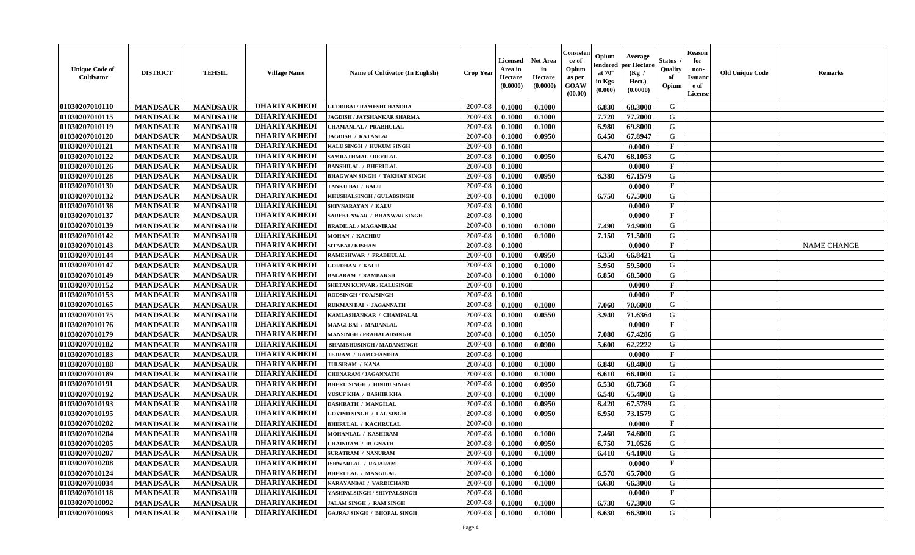| Unique Code of Cultivator | DISTRICT | TEHSIL | Village Name | Name of Cultivator (In English) | Crop Year | Licensed Area in Hectare (0.0000) | Net Area in Hectare (0.0000) | Consistence of Opium as per GOAW (00.00) | Opium tendered at 70° in Kgs (0.000) | Average per Hectare (Kg / Hect.) (0.0000) | Status / Quality of Opium | Reason for non-Issuance of License | Old Unique Code | Remarks |
|---|---|---|---|---|---|---|---|---|---|---|---|---|---|---|
| 01030207010110 | MANDSAUR | MANDSAUR | DHARIYAKHEDI | GUDDIBAI / RAMESHCHANDRA | 2007-08 | 0.1000 | 0.1000 | | 6.830 | 68.3000 | G | | | |
| 01030207010115 | MANDSAUR | MANDSAUR | DHARIYAKHEDI | JAGDISH / JAYSHANKAR SHARMA | 2007-08 | 0.1000 | 0.1000 | | 7.720 | 77.2000 | G | | | |
| 01030207010119 | MANDSAUR | MANDSAUR | DHARIYAKHEDI | CHAMANLAL / PRABHULAL | 2007-08 | 0.1000 | 0.1000 | | 6.980 | 69.8000 | G | | | |
| 01030207010120 | MANDSAUR | MANDSAUR | DHARIYAKHEDI | JAGDISH / RATANLAL | 2007-08 | 0.1000 | 0.0950 | | 6.450 | 67.8947 | G | | | |
| 01030207010121 | MANDSAUR | MANDSAUR | DHARIYAKHEDI | KALU SINGH / HUKUM SINGH | 2007-08 | 0.1000 | | | | 0.0000 | F | | | |
| 01030207010122 | MANDSAUR | MANDSAUR | DHARIYAKHEDI | SAMRATHMAL / DEVILAL | 2007-08 | 0.1000 | 0.0950 | | 6.470 | 68.1053 | G | | | |
| 01030207010126 | MANDSAUR | MANDSAUR | DHARIYAKHEDI | BANSHILAL / BHERULAL | 2007-08 | 0.1000 | | | | 0.0000 | F | | | |
| 01030207010128 | MANDSAUR | MANDSAUR | DHARIYAKHEDI | BHAGWAN SINGH / TAKHAT SINGH | 2007-08 | 0.1000 | 0.0950 | | 6.380 | 67.1579 | G | | | |
| 01030207010130 | MANDSAUR | MANDSAUR | DHARIYAKHEDI | TANKU BAI / BALU | 2007-08 | 0.1000 | | | | 0.0000 | F | | | |
| 01030207010132 | MANDSAUR | MANDSAUR | DHARIYAKHEDI | KHUSHALSINGH / GULABSINGH | 2007-08 | 0.1000 | 0.1000 | | 6.750 | 67.5000 | G | | | |
| 01030207010136 | MANDSAUR | MANDSAUR | DHARIYAKHEDI | SHIVNARAYAN / KALU | 2007-08 | 0.1000 | | | | 0.0000 | F | | | |
| 01030207010137 | MANDSAUR | MANDSAUR | DHARIYAKHEDI | SAREKUNWAR / BHANWAR SINGH | 2007-08 | 0.1000 | | | | 0.0000 | F | | | |
| 01030207010139 | MANDSAUR | MANDSAUR | DHARIYAKHEDI | BRADILAL / MAGANIRAM | 2007-08 | 0.1000 | 0.1000 | | 7.490 | 74.9000 | G | | | |
| 01030207010142 | MANDSAUR | MANDSAUR | DHARIYAKHEDI | MOHAN / KACHRU | 2007-08 | 0.1000 | 0.1000 | | 7.150 | 71.5000 | G | | | |
| 01030207010143 | MANDSAUR | MANDSAUR | DHARIYAKHEDI | SITABAI / KISHAN | 2007-08 | 0.1000 | | | | 0.0000 | F | | | NAME CHANGE |
| 01030207010144 | MANDSAUR | MANDSAUR | DHARIYAKHEDI | RAMESHWAR / PRABHULAL | 2007-08 | 0.1000 | 0.0950 | | 6.350 | 66.8421 | G | | | |
| 01030207010147 | MANDSAUR | MANDSAUR | DHARIYAKHEDI | GORDHAN / KALU | 2007-08 | 0.1000 | 0.1000 | | 5.950 | 59.5000 | G | | | |
| 01030207010149 | MANDSAUR | MANDSAUR | DHARIYAKHEDI | BALARAM / RAMBAKSH | 2007-08 | 0.1000 | 0.1000 | | 6.850 | 68.5000 | G | | | |
| 01030207010152 | MANDSAUR | MANDSAUR | DHARIYAKHEDI | SHETAN KUNVAR / KALUSINGH | 2007-08 | 0.1000 | | | | 0.0000 | F | | | |
| 01030207010153 | MANDSAUR | MANDSAUR | DHARIYAKHEDI | RODSINGH / FOAJSINGH | 2007-08 | 0.1000 | | | | 0.0000 | F | | | |
| 01030207010165 | MANDSAUR | MANDSAUR | DHARIYAKHEDI | RUKMAN BAI / JAGANNATH | 2007-08 | 0.1000 | 0.1000 | | 7.060 | 70.6000 | G | | | |
| 01030207010175 | MANDSAUR | MANDSAUR | DHARIYAKHEDI | KAMLASHANKAR / CHAMPALAL | 2007-08 | 0.1000 | 0.0550 | | 3.940 | 71.6364 | G | | | |
| 01030207010176 | MANDSAUR | MANDSAUR | DHARIYAKHEDI | MANGI BAI / MADANLAL | 2007-08 | 0.1000 | | | | 0.0000 | F | | | |
| 01030207010179 | MANDSAUR | MANDSAUR | DHARIYAKHEDI | MANSINGH / PRAHALADSINGH | 2007-08 | 0.1000 | 0.1050 | | 7.080 | 67.4286 | G | | | |
| 01030207010182 | MANDSAUR | MANDSAUR | DHARIYAKHEDI | SHAMBHUSINGH / MADANSINGH | 2007-08 | 0.1000 | 0.0900 | | 5.600 | 62.2222 | G | | | |
| 01030207010183 | MANDSAUR | MANDSAUR | DHARIYAKHEDI | TEJRAM / RAMCHANDRA | 2007-08 | 0.1000 | | | | 0.0000 | F | | | |
| 01030207010188 | MANDSAUR | MANDSAUR | DHARIYAKHEDI | TULSIRAM / KANA | 2007-08 | 0.1000 | 0.1000 | | 6.840 | 68.4000 | G | | | |
| 01030207010189 | MANDSAUR | MANDSAUR | DHARIYAKHEDI | CHENARAM / JAGANNATH | 2007-08 | 0.1000 | 0.1000 | | 6.610 | 66.1000 | G | | | |
| 01030207010191 | MANDSAUR | MANDSAUR | DHARIYAKHEDI | BHERU SINGH / HINDU SINGH | 2007-08 | 0.1000 | 0.0950 | | 6.530 | 68.7368 | G | | | |
| 01030207010192 | MANDSAUR | MANDSAUR | DHARIYAKHEDI | YUSUF KHA / BASHIR KHA | 2007-08 | 0.1000 | 0.1000 | | 6.540 | 65.4000 | G | | | |
| 01030207010193 | MANDSAUR | MANDSAUR | DHARIYAKHEDI | DASHRATH / MANGILAL | 2007-08 | 0.1000 | 0.0950 | | 6.420 | 67.5789 | G | | | |
| 01030207010195 | MANDSAUR | MANDSAUR | DHARIYAKHEDI | GOVIND SINGH / LAL SINGH | 2007-08 | 0.1000 | 0.0950 | | 6.950 | 73.1579 | G | | | |
| 01030207010202 | MANDSAUR | MANDSAUR | DHARIYAKHEDI | BHERULAL / KACHRULAL | 2007-08 | 0.1000 | | | | 0.0000 | F | | | |
| 01030207010204 | MANDSAUR | MANDSAUR | DHARIYAKHEDI | MOHANLAL / KASHIRAM | 2007-08 | 0.1000 | 0.1000 | | 7.460 | 74.6000 | G | | | |
| 01030207010205 | MANDSAUR | MANDSAUR | DHARIYAKHEDI | CHAINRAM / RUGNATH | 2007-08 | 0.1000 | 0.0950 | | 6.750 | 71.0526 | G | | | |
| 01030207010207 | MANDSAUR | MANDSAUR | DHARIYAKHEDI | SURATRAM / NANURAM | 2007-08 | 0.1000 | 0.1000 | | 6.410 | 64.1000 | G | | | |
| 01030207010208 | MANDSAUR | MANDSAUR | DHARIYAKHEDI | ISHWARLAL / RAJARAM | 2007-08 | 0.1000 | | | | 0.0000 | F | | | |
| 01030207010124 | MANDSAUR | MANDSAUR | DHARIYAKHEDI | BHERULAL / MANGILAL | 2007-08 | 0.1000 | 0.1000 | | 6.570 | 65.7000 | G | | | |
| 01030207010034 | MANDSAUR | MANDSAUR | DHARIYAKHEDI | NARAYANBAI / VARDICHAND | 2007-08 | 0.1000 | 0.1000 | | 6.630 | 66.3000 | G | | | |
| 01030207010118 | MANDSAUR | MANDSAUR | DHARIYAKHEDI | YASHPALSINGH / SHIVPALSINGH | 2007-08 | 0.1000 | | | | 0.0000 | F | | | |
| 01030207010092 | MANDSAUR | MANDSAUR | DHARIYAKHEDI | JALAM SINGH / RAM SINGH | 2007-08 | 0.1000 | 0.1000 | | 6.730 | 67.3000 | G | | | |
| 01030207010093 | MANDSAUR | MANDSAUR | DHARIYAKHEDI | GAJRAJ SINGH / BHOPAL SINGH | 2007-08 | 0.1000 | 0.1000 | | 6.630 | 66.3000 | G | | | |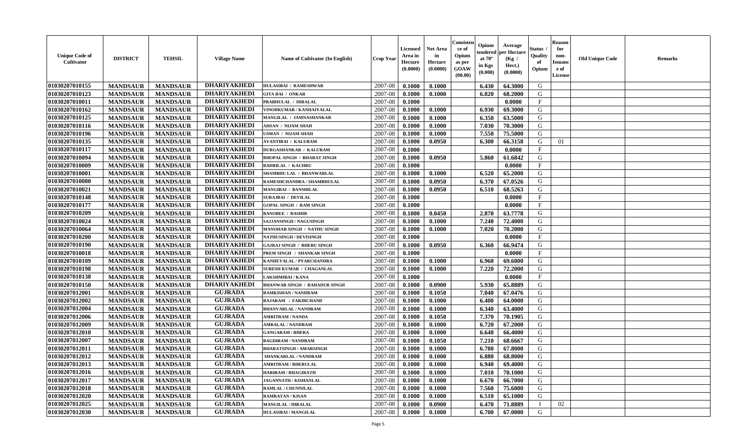| Unique Code of Cultivator | DISTRICT | TEHSIL | Village Name | Name of Cultivator (In English) | Crop Year | Licensed Area in Hectare (0.0000) | Net Area in Hectare (0.0000) | Consistence of Opium as per GOAW (00.00) | Opium tendered at 70° in Kgs (0.000) | Average per Hectare (Kg / Hect.) (0.0000) | Status / Quality of Opium | Reason for non-Issuance of License | Old Unique Code | Remarks |
|---|---|---|---|---|---|---|---|---|---|---|---|---|---|---|
| 01030207010155 | MANDSAUR | MANDSAUR | DHARIYAKHEDI | HULASIBAI / RAMESHWAR | 2007-08 | 0.1000 | 0.1000 | | 6.430 | 64.3000 | G | | | |
| 01030207010123 | MANDSAUR | MANDSAUR | DHARIYAKHEDI | GITA BAI / ONKAR | 2007-08 | 0.1000 | 0.1000 | | 6.820 | 68.2000 | G | | | |
| 01030207010011 | MANDSAUR | MANDSAUR | DHARIYAKHEDI | PRABHULAL / HIRALAL | 2007-08 | 0.1000 | | | | 0.0000 | F | | | |
| 01030207010162 | MANDSAUR | MANDSAUR | DHARIYAKHEDI | VINODKUMAR / KANHAIYALAL | 2007-08 | 0.1000 | 0.1000 | | 6.930 | 69.3000 | G | | | |
| 01030207010125 | MANDSAUR | MANDSAUR | DHARIYAKHEDI | MANGILAL / JAMNASHANKAR | 2007-08 | 0.1000 | 0.1000 | | 6.350 | 63.5000 | G | | | |
| 01030207010116 | MANDSAUR | MANDSAUR | DHARIYAKHEDI | AHSAN / NIJAM SHAH | 2007-08 | 0.1000 | 0.1000 | | 7.030 | 70.3000 | G | | | |
| 01030207010196 | MANDSAUR | MANDSAUR | DHARIYAKHEDI | USMAN / NIJAM SHAH | 2007-08 | 0.1000 | 0.1000 | | 7.550 | 75.5000 | G | | | |
| 01030207010135 | MANDSAUR | MANDSAUR | DHARIYAKHEDI | AVANTIBAI / KALURAM | 2007-08 | 0.1000 | 0.0950 | | 6.300 | 66.3158 | G | 01 | | |
| 01030207010117 | MANDSAUR | MANDSAUR | DHARIYAKHEDI | DURGASHANKAR / KALURAM | 2007-08 | 0.1000 | | | | 0.0000 | F | | | |
| 01030207010094 | MANDSAUR | MANDSAUR | DHARIYAKHEDI | BHOPAL SINGH / BHARAT SINGH | 2007-08 | 0.1000 | 0.0950 | | 5.860 | 61.6842 | G | | | |
| 01030207010009 | MANDSAUR | MANDSAUR | DHARIYAKHEDI | BADRILAL / KACHRU | 2007-08 | 0.1000 | | | | 0.0000 | F | | | |
| 01030207010001 | MANDSAUR | MANDSAUR | DHARIYAKHEDI | SHAMBHU LAL / BHANWARLAL | 2007-08 | 0.1000 | 0.1000 | | 6.520 | 65.2000 | G | | | |
| 01030207010080 | MANDSAUR | MANDSAUR | DHARIYAKHEDI | RAMESHCHANDRA / SHAMBHULAL | 2007-08 | 0.1000 | 0.0950 | | 6.370 | 67.0526 | G | | | |
| 01030207010021 | MANDSAUR | MANDSAUR | DHARIYAKHEDI | MANGIBAI / BANSHILAL | 2007-08 | 0.1000 | 0.0950 | | 6.510 | 68.5263 | G | | | |
| 01030207010148 | MANDSAUR | MANDSAUR | DHARIYAKHEDI | SURAJBAI / DEVILAL | 2007-08 | 0.1000 | | | | 0.0000 | F | | | |
| 01030207010177 | MANDSAUR | MANDSAUR | DHARIYAKHEDI | GOPAL SINGH / RAM SINGH | 2007-08 | 0.1000 | | | | 0.0000 | F | | | |
| 01030207010209 | MANDSAUR | MANDSAUR | DHARIYAKHEDI | BANOBEE / BASHIR | 2007-08 | 0.1000 | 0.0450 | | 2.870 | 63.7778 | G | | | |
| 01030207010024 | MANDSAUR | MANDSAUR | DHARIYAKHEDI | SAJJANSINGH / NAGUSINGH | 2007-08 | 0.1000 | 0.1000 | | 7.240 | 72.4000 | G | | | |
| 01030207010064 | MANDSAUR | MANDSAUR | DHARIYAKHEDI | MANOHAR SINGH / NATHU SINGH | 2007-08 | 0.1000 | 0.1000 | | 7.020 | 70.2000 | G | | | |
| 01030207010200 | MANDSAUR | MANDSAUR | DHARIYAKHEDI | NATHUSINGH / DEVISINGH | 2007-08 | 0.1000 | | | | 0.0000 | F | | | |
| 01030207010190 | MANDSAUR | MANDSAUR | DHARIYAKHEDI | GAJRAJ SINGH / BHERU SINGH | 2007-08 | 0.1000 | 0.0950 | | 6.360 | 66.9474 | G | | | |
| 01030207010018 | MANDSAUR | MANDSAUR | DHARIYAKHEDI | PREM SINGH / SHANKAR SINGH | 2007-08 | 0.1000 | | | | 0.0000 | F | | | |
| 01030207010109 | MANDSAUR | MANDSAUR | DHARIYAKHEDI | KANHEYALAL / PYARCHANDRA | 2007-08 | 0.1000 | 0.1000 | | 6.960 | 69.6000 | G | | | |
| 01030207010198 | MANDSAUR | MANDSAUR | DHARIYAKHEDI | SURESH KUMAR / CHAGANLAL | 2007-08 | 0.1000 | 0.1000 | | 7.220 | 72.2000 | G | | | |
| 01030207010138 | MANDSAUR | MANDSAUR | DHARIYAKHEDI | LAKSHMIBAI / KANA | 2007-08 | 0.1000 | | | | 0.0000 | F | | | |
| 01030207010150 | MANDSAUR | MANDSAUR | DHARIYAKHEDI | BHANWAR SINGH / BAHADUR SINGH | 2007-08 | 0.1000 | 0.0900 | | 5.930 | 65.8889 | G | | | |
| 01030207012001 | MANDSAUR | MANDSAUR | GUJRADA | RAMKISHAN / NANDRAM | 2007-08 | 0.1000 | 0.1050 | | 7.040 | 67.0476 | G | | | |
| 01030207012002 | MANDSAUR | MANDSAUR | GUJRADA | RAJARAM / FAKIRCHAND | 2007-08 | 0.1000 | 0.1000 | | 6.400 | 64.0000 | G | | | |
| 01030207012004 | MANDSAUR | MANDSAUR | GUJRADA | BHANVARLAL / NANDRAM | 2007-08 | 0.1000 | 0.1000 | | 6.340 | 63.4000 | G | | | |
| 01030207012006 | MANDSAUR | MANDSAUR | GUJRADA | AMRITRAM / NANDA | 2007-08 | 0.1000 | 0.1050 | | 7.370 | 70.1905 | G | | | |
| 01030207012009 | MANDSAUR | MANDSAUR | GUJRADA | AMBALAL / NANDRAM | 2007-08 | 0.1000 | 0.1000 | | 6.720 | 67.2000 | G | | | |
| 01030207012010 | MANDSAUR | MANDSAUR | GUJRADA | GANGARAM / BHERA | 2007-08 | 0.1000 | 0.1000 | | 6.640 | 66.4000 | G | | | |
| 01030207012007 | MANDSAUR | MANDSAUR | GUJRADA | BAGDIRAM / NANDRAM | 2007-08 | 0.1000 | 0.1050 | | 7.210 | 68.6667 | G | | | |
| 01030207012011 | MANDSAUR | MANDSAUR | GUJRADA | BHARATSINGH / AMARSINGH | 2007-08 | 0.1000 | 0.1000 | | 6.780 | 67.8000 | G | | | |
| 01030207012012 | MANDSAUR | MANDSAUR | GUJRADA | SHANKARLAL / NANDRAM | 2007-08 | 0.1000 | 0.1000 | | 6.880 | 68.8000 | G | | | |
| 01030207012013 | MANDSAUR | MANDSAUR | GUJRADA | AMRITRAM / BHERULAL | 2007-08 | 0.1000 | 0.1000 | | 6.940 | 69.4000 | G | | | |
| 01030207012016 | MANDSAUR | MANDSAUR | GUJRADA | HARIRAM / BHAGIRATH | 2007-08 | 0.1000 | 0.1000 | | 7.010 | 70.1000 | G | | | |
| 01030207012017 | MANDSAUR | MANDSAUR | GUJRADA | JAGANNATH / KISHANLAL | 2007-08 | 0.1000 | 0.1000 | | 6.670 | 66.7000 | G | | | |
| 01030207012018 | MANDSAUR | MANDSAUR | GUJRADA | RAMLAL / CHUNNILAL | 2007-08 | 0.1000 | 0.1000 | | 7.560 | 75.6000 | G | | | |
| 01030207012020 | MANDSAUR | MANDSAUR | GUJRADA | RAMRATAN / KISAN | 2007-08 | 0.1000 | 0.1000 | | 6.510 | 65.1000 | G | | | |
| 01030207012025 | MANDSAUR | MANDSAUR | GUJRADA | MANGILAL / HIRALAL | 2007-08 | 0.1000 | 0.0900 | | 6.470 | 71.8889 | I | 02 | | |
| 01030207012030 | MANDSAUR | MANDSAUR | GUJRADA | HULASIBAI / MANGILAL | 2007-08 | 0.1000 | 0.1000 | | 6.700 | 67.0000 | G | | | |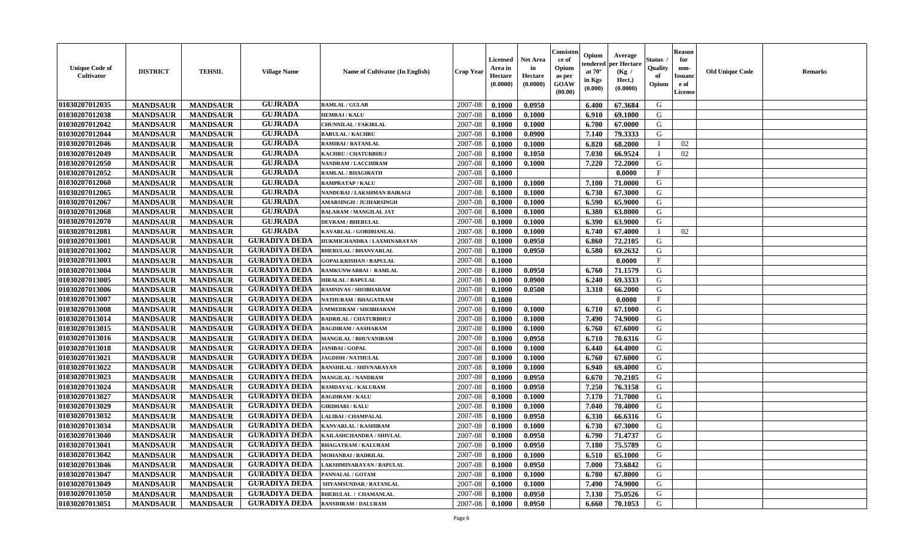| Unique Code of Cultivator | DISTRICT | TEHSIL | Village Name | Name of Cultivator (In English) | Crop Year | Licensed Area in Hectare (0.0000) | Net Area in Hectare (0.0000) | Consistence of Opium as per GOAW (00.00) | Opium tendered at 70° in Kgs (0.000) | Average per Hectare (Kg / Hect.) (0.0000) | Status / Quality of Opium | Reason for non-Issuance of License | Old Unique Code | Remarks |
|---|---|---|---|---|---|---|---|---|---|---|---|---|---|---|
| 01030207012035 | MANDSAUR | MANDSAUR | GUJRADA | RAMLAL / GULAB | 2007-08 | 0.1000 | 0.0950 | | 6.400 | 67.3684 | G | | | |
| 01030207012038 | MANDSAUR | MANDSAUR | GUJRADA | HEMRAJ / KALU | 2007-08 | 0.1000 | 0.1000 | | 6.910 | 69.1000 | G | | | |
| 01030207012042 | MANDSAUR | MANDSAUR | GUJRADA | CHUNNILAL / FAKIRLAL | 2007-08 | 0.1000 | 0.1000 | | 6.700 | 67.0000 | G | | | |
| 01030207012044 | MANDSAUR | MANDSAUR | GUJRADA | BABULAL / KACHRU | 2007-08 | 0.1000 | 0.0900 | | 7.140 | 79.3333 | G | | | |
| 01030207012046 | MANDSAUR | MANDSAUR | GUJRADA | RAMIBAI / RATANLAL | 2007-08 | 0.1000 | 0.1000 | | 6.820 | 68.2000 | I | 02 | | |
| 01030207012049 | MANDSAUR | MANDSAUR | GUJRADA | KACHRU / CHATURBHUJ | 2007-08 | 0.1000 | 0.1050 | | 7.030 | 66.9524 | I | 02 | | |
| 01030207012050 | MANDSAUR | MANDSAUR | GUJRADA | NANDRAM / LACCHIRAM | 2007-08 | 0.1000 | 0.1000 | | 7.220 | 72.2000 | G | | | |
| 01030207012052 | MANDSAUR | MANDSAUR | GUJRADA | RAMLAL / BHAGIRATH | 2007-08 | 0.1000 | | | | 0.0000 | F | | | |
| 01030207012060 | MANDSAUR | MANDSAUR | GUJRADA | RAMPRATAP / KALU | 2007-08 | 0.1000 | 0.1000 | | 7.100 | 71.0000 | G | | | |
| 01030207012065 | MANDSAUR | MANDSAUR | GUJRADA | NANDUBAI / LAKSHMAN BAIRAGI | 2007-08 | 0.1000 | 0.1000 | | 6.730 | 67.3000 | G | | | |
| 01030207012067 | MANDSAUR | MANDSAUR | GUJRADA | AMARSINGH / JUJHARSINGH | 2007-08 | 0.1000 | 0.1000 | | 6.590 | 65.9000 | G | | | |
| 01030207012068 | MANDSAUR | MANDSAUR | GUJRADA | BALARAM / MANGILAL JAT | 2007-08 | 0.1000 | 0.1000 | | 6.380 | 63.8000 | G | | | |
| 01030207012070 | MANDSAUR | MANDSAUR | GUJRADA | DEVRAM / BHERULAL | 2007-08 | 0.1000 | 0.1000 | | 6.390 | 63.9000 | G | | | |
| 01030207012081 | MANDSAUR | MANDSAUR | GUJRADA | KAVARLAL / GORDHANLAL | 2007-08 | 0.1000 | 0.1000 | | 6.740 | 67.4000 | I | 02 | | |
| 01030207013001 | MANDSAUR | MANDSAUR | GURADIYA DEDA | HUKMICHANDRA / LAXMINARAYAN | 2007-08 | 0.1000 | 0.0950 | | 6.860 | 72.2105 | G | | | |
| 01030207013002 | MANDSAUR | MANDSAUR | GURADIYA DEDA | BHERULAL / BHANVARLAL | 2007-08 | 0.1000 | 0.0950 | | 6.580 | 69.2632 | G | | | |
| 01030207013003 | MANDSAUR | MANDSAUR | GURADIYA DEDA | GOPALKRISHAN / BAPULAL | 2007-08 | 0.1000 | | | | 0.0000 | F | | | |
| 01030207013004 | MANDSAUR | MANDSAUR | GURADIYA DEDA | RAMKUNWARBAI / RAMLAL | 2007-08 | 0.1000 | 0.0950 | | 6.760 | 71.1579 | G | | | |
| 01030207013005 | MANDSAUR | MANDSAUR | GURADIYA DEDA | HIRALAL / BAPULAL | 2007-08 | 0.1000 | 0.0900 | | 6.240 | 69.3333 | G | | | |
| 01030207013006 | MANDSAUR | MANDSAUR | GURADIYA DEDA | RAMNIVAS / SHOBHARAM | 2007-08 | 0.1000 | 0.0500 | | 3.310 | 66.2000 | G | | | |
| 01030207013007 | MANDSAUR | MANDSAUR | GURADIYA DEDA | NATHURAM / BHAGATRAM | 2007-08 | 0.1000 | | | | 0.0000 | F | | | |
| 01030207013008 | MANDSAUR | MANDSAUR | GURADIYA DEDA | UMMEDRAM / SHOBHARAM | 2007-08 | 0.1000 | 0.1000 | | 6.710 | 67.1000 | G | | | |
| 01030207013014 | MANDSAUR | MANDSAUR | GURADIYA DEDA | BADRILAL / CHATURBHUJ | 2007-08 | 0.1000 | 0.1000 | | 7.490 | 74.9000 | G | | | |
| 01030207013015 | MANDSAUR | MANDSAUR | GURADIYA DEDA | BAGDIRAM / AASHARAM | 2007-08 | 0.1000 | 0.1000 | | 6.760 | 67.6000 | G | | | |
| 01030207013016 | MANDSAUR | MANDSAUR | GURADIYA DEDA | MANGILAL / BHUVANIRAM | 2007-08 | 0.1000 | 0.0950 | | 6.710 | 70.6316 | G | | | |
| 01030207013018 | MANDSAUR | MANDSAUR | GURADIYA DEDA | JANIBAI / GOPAL | 2007-08 | 0.1000 | 0.1000 | | 6.440 | 64.4000 | G | | | |
| 01030207013021 | MANDSAUR | MANDSAUR | GURADIYA DEDA | JAGDISH / NATHULAL | 2007-08 | 0.1000 | 0.1000 | | 6.760 | 67.6000 | G | | | |
| 01030207013022 | MANDSAUR | MANDSAUR | GURADIYA DEDA | BANSHILAL / SHIVNARAYAN | 2007-08 | 0.1000 | 0.1000 | | 6.940 | 69.4000 | G | | | |
| 01030207013023 | MANDSAUR | MANDSAUR | GURADIYA DEDA | MANGILAL / NANDRAM | 2007-08 | 0.1000 | 0.0950 | | 6.670 | 70.2105 | G | | | |
| 01030207013024 | MANDSAUR | MANDSAUR | GURADIYA DEDA | RAMDAYAL / KALURAM | 2007-08 | 0.1000 | 0.0950 | | 7.250 | 76.3158 | G | | | |
| 01030207013027 | MANDSAUR | MANDSAUR | GURADIYA DEDA | BAGDIRAM / KALU | 2007-08 | 0.1000 | 0.1000 | | 7.170 | 71.7000 | G | | | |
| 01030207013029 | MANDSAUR | MANDSAUR | GURADIYA DEDA | GIRDHARI / KALU | 2007-08 | 0.1000 | 0.1000 | | 7.040 | 70.4000 | G | | | |
| 01030207013032 | MANDSAUR | MANDSAUR | GURADIYA DEDA | LALIBAI / CHAMPALAL | 2007-08 | 0.1000 | 0.0950 | | 6.330 | 66.6316 | G | | | |
| 01030207013034 | MANDSAUR | MANDSAUR | GURADIYA DEDA | KANVARLAL / KASHIRAM | 2007-08 | 0.1000 | 0.1000 | | 6.730 | 67.3000 | G | | | |
| 01030207013040 | MANDSAUR | MANDSAUR | GURADIYA DEDA | KAILASHCHANDRA / SHIVLAL | 2007-08 | 0.1000 | 0.0950 | | 6.790 | 71.4737 | G | | | |
| 01030207013041 | MANDSAUR | MANDSAUR | GURADIYA DEDA | BHAGATRAM / KALURAM | 2007-08 | 0.1000 | 0.0950 | | 7.180 | 75.5789 | G | | | |
| 01030207013042 | MANDSAUR | MANDSAUR | GURADIYA DEDA | MOHANBAI / BADRILAL | 2007-08 | 0.1000 | 0.1000 | | 6.510 | 65.1000 | G | | | |
| 01030207013046 | MANDSAUR | MANDSAUR | GURADIYA DEDA | LAKSHMINARAYAN / BAPULAL | 2007-08 | 0.1000 | 0.0950 | | 7.000 | 73.6842 | G | | | |
| 01030207013047 | MANDSAUR | MANDSAUR | GURADIYA DEDA | PANNALAL / GOTAM | 2007-08 | 0.1000 | 0.1000 | | 6.780 | 67.8000 | G | | | |
| 01030207013049 | MANDSAUR | MANDSAUR | GURADIYA DEDA | SHYAMSUNDAR / RATANLAL | 2007-08 | 0.1000 | 0.1000 | | 7.490 | 74.9000 | G | | | |
| 01030207013050 | MANDSAUR | MANDSAUR | GURADIYA DEDA | BHERULAL / CHAMANLAL | 2007-08 | 0.1000 | 0.0950 | | 7.130 | 75.0526 | G | | | |
| 01030207013051 | MANDSAUR | MANDSAUR | GURADIYA DEDA | BANSHIRAM / DALURAM | 2007-08 | 0.1000 | 0.0950 | | 6.660 | 70.1053 | G | | | |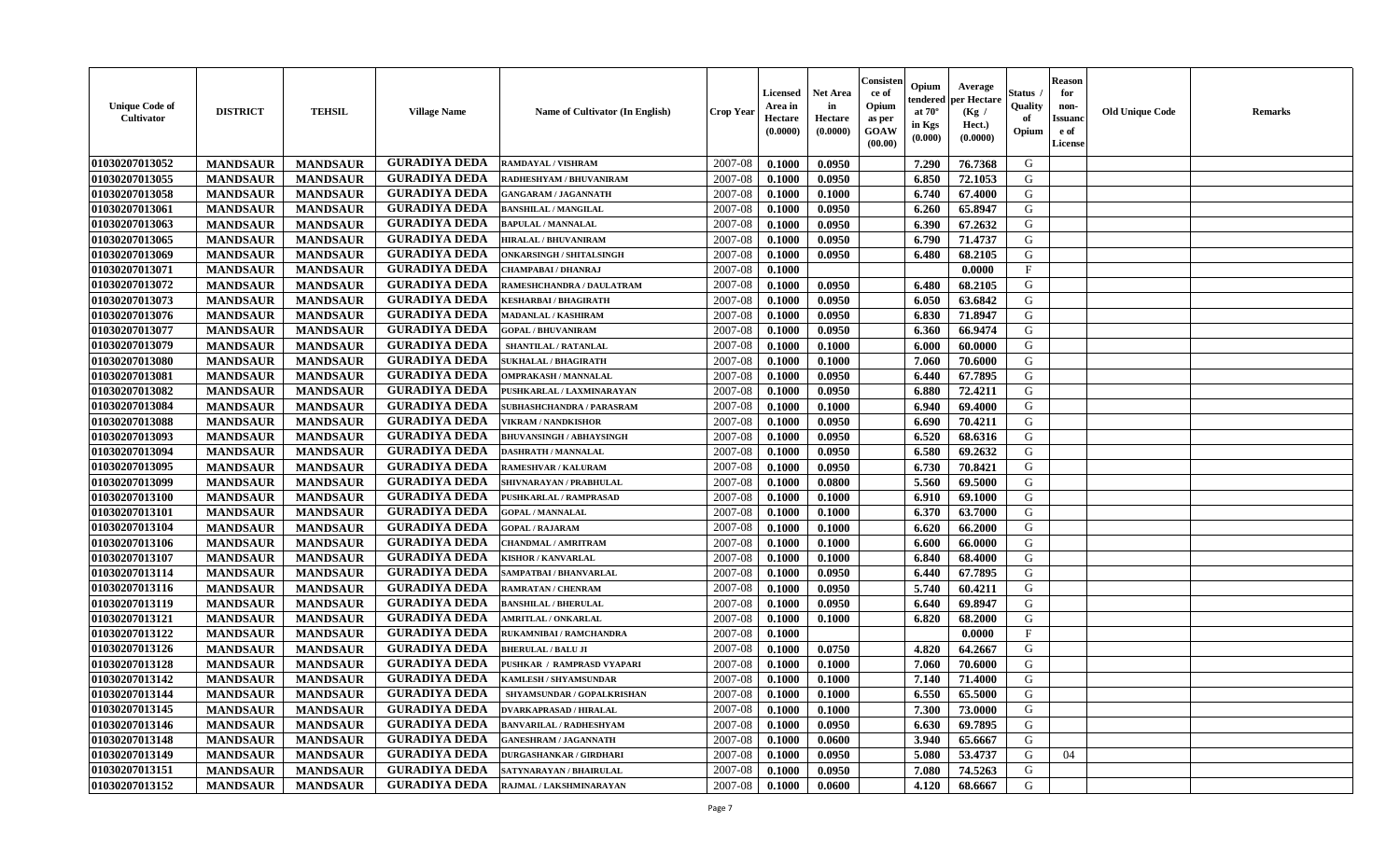| Unique Code of Cultivator | DISTRICT | TEHSIL | Village Name | Name of Cultivator (In English) | Crop Year | Licensed Area in Hectare (0.0000) | Net Area in Hectare (0.0000) | Consistence of Opium as per GOAW (00.00) | Opium tendered at 70° in Kgs (0.000) | Average per Hectare (Kg / Hect.) (0.0000) | Status / Quality of Opium | Reason for non-Issuance of License | Old Unique Code | Remarks |
|---|---|---|---|---|---|---|---|---|---|---|---|---|---|---|
| 01030207013052 | MANDSAUR | MANDSAUR | GURADIYA DEDA | RAMDAYAL / VISHRAM | 2007-08 | 0.1000 | 0.0950 | | 7.290 | 76.7368 | G | | | |
| 01030207013055 | MANDSAUR | MANDSAUR | GURADIYA DEDA | RADHESHYAM / BHUVANIRAM | 2007-08 | 0.1000 | 0.0950 | | 6.850 | 72.1053 | G | | | |
| 01030207013058 | MANDSAUR | MANDSAUR | GURADIYA DEDA | GANGARAM / JAGANNATH | 2007-08 | 0.1000 | 0.1000 | | 6.740 | 67.4000 | G | | | |
| 01030207013061 | MANDSAUR | MANDSAUR | GURADIYA DEDA | BANSHILAL / MANGILAL | 2007-08 | 0.1000 | 0.0950 | | 6.260 | 65.8947 | G | | | |
| 01030207013063 | MANDSAUR | MANDSAUR | GURADIYA DEDA | BAPULAL / MANNALAL | 2007-08 | 0.1000 | 0.0950 | | 6.390 | 67.2632 | G | | | |
| 01030207013065 | MANDSAUR | MANDSAUR | GURADIYA DEDA | HIRALAL / BHUVANIRAM | 2007-08 | 0.1000 | 0.0950 | | 6.790 | 71.4737 | G | | | |
| 01030207013069 | MANDSAUR | MANDSAUR | GURADIYA DEDA | ONKARSINGH / SHITALSINGH | 2007-08 | 0.1000 | 0.0950 | | 6.480 | 68.2105 | G | | | |
| 01030207013071 | MANDSAUR | MANDSAUR | GURADIYA DEDA | CHAMPABAI / DHANRAJ | 2007-08 | 0.1000 | | | | 0.0000 | F | | | |
| 01030207013072 | MANDSAUR | MANDSAUR | GURADIYA DEDA | RAMESHCHANDRA / DAULATRAM | 2007-08 | 0.1000 | 0.0950 | | 6.480 | 68.2105 | G | | | |
| 01030207013073 | MANDSAUR | MANDSAUR | GURADIYA DEDA | KESHARBAI / BHAGIRATH | 2007-08 | 0.1000 | 0.0950 | | 6.050 | 63.6842 | G | | | |
| 01030207013076 | MANDSAUR | MANDSAUR | GURADIYA DEDA | MADANLAL / KASHIRAM | 2007-08 | 0.1000 | 0.0950 | | 6.830 | 71.8947 | G | | | |
| 01030207013077 | MANDSAUR | MANDSAUR | GURADIYA DEDA | GOPAL / BHUVANIRAM | 2007-08 | 0.1000 | 0.0950 | | 6.360 | 66.9474 | G | | | |
| 01030207013079 | MANDSAUR | MANDSAUR | GURADIYA DEDA | SHANTILAL / RATANLAL | 2007-08 | 0.1000 | 0.1000 | | 6.000 | 60.0000 | G | | | |
| 01030207013080 | MANDSAUR | MANDSAUR | GURADIYA DEDA | SUKHALAL / BHAGIRATH | 2007-08 | 0.1000 | 0.1000 | | 7.060 | 70.6000 | G | | | |
| 01030207013081 | MANDSAUR | MANDSAUR | GURADIYA DEDA | OMPRAKASH / MANNALAL | 2007-08 | 0.1000 | 0.0950 | | 6.440 | 67.7895 | G | | | |
| 01030207013082 | MANDSAUR | MANDSAUR | GURADIYA DEDA | PUSHKARLAL / LAXMINARAYAN | 2007-08 | 0.1000 | 0.0950 | | 6.880 | 72.4211 | G | | | |
| 01030207013084 | MANDSAUR | MANDSAUR | GURADIYA DEDA | SUBHASHCHANDRA / PARASRAM | 2007-08 | 0.1000 | 0.1000 | | 6.940 | 69.4000 | G | | | |
| 01030207013088 | MANDSAUR | MANDSAUR | GURADIYA DEDA | VIKRAM / NANDKISHOR | 2007-08 | 0.1000 | 0.0950 | | 6.690 | 70.4211 | G | | | |
| 01030207013093 | MANDSAUR | MANDSAUR | GURADIYA DEDA | BHUVANSINGH / ABHAYSINGH | 2007-08 | 0.1000 | 0.0950 | | 6.520 | 68.6316 | G | | | |
| 01030207013094 | MANDSAUR | MANDSAUR | GURADIYA DEDA | DASHRATH / MANNALAL | 2007-08 | 0.1000 | 0.0950 | | 6.580 | 69.2632 | G | | | |
| 01030207013095 | MANDSAUR | MANDSAUR | GURADIYA DEDA | RAMESHVAR / KALURAM | 2007-08 | 0.1000 | 0.0950 | | 6.730 | 70.8421 | G | | | |
| 01030207013099 | MANDSAUR | MANDSAUR | GURADIYA DEDA | SHIVNARAYAN / PRABHULAL | 2007-08 | 0.1000 | 0.0800 | | 5.560 | 69.5000 | G | | | |
| 01030207013100 | MANDSAUR | MANDSAUR | GURADIYA DEDA | PUSHKARLAL / RAMPRASAD | 2007-08 | 0.1000 | 0.1000 | | 6.910 | 69.1000 | G | | | |
| 01030207013101 | MANDSAUR | MANDSAUR | GURADIYA DEDA | GOPAL / MANNALAL | 2007-08 | 0.1000 | 0.1000 | | 6.370 | 63.7000 | G | | | |
| 01030207013104 | MANDSAUR | MANDSAUR | GURADIYA DEDA | GOPAL / RAJARAM | 2007-08 | 0.1000 | 0.1000 | | 6.620 | 66.2000 | G | | | |
| 01030207013106 | MANDSAUR | MANDSAUR | GURADIYA DEDA | CHANDMAL / AMRITRAM | 2007-08 | 0.1000 | 0.1000 | | 6.600 | 66.0000 | G | | | |
| 01030207013107 | MANDSAUR | MANDSAUR | GURADIYA DEDA | KISHOR / KANVARLAL | 2007-08 | 0.1000 | 0.1000 | | 6.840 | 68.4000 | G | | | |
| 01030207013114 | MANDSAUR | MANDSAUR | GURADIYA DEDA | SAMPATBAI / BHANVARLAL | 2007-08 | 0.1000 | 0.0950 | | 6.440 | 67.7895 | G | | | |
| 01030207013116 | MANDSAUR | MANDSAUR | GURADIYA DEDA | RAMRATAN / CHENRAM | 2007-08 | 0.1000 | 0.0950 | | 5.740 | 60.4211 | G | | | |
| 01030207013119 | MANDSAUR | MANDSAUR | GURADIYA DEDA | BANSHILAL / BHERULAL | 2007-08 | 0.1000 | 0.0950 | | 6.640 | 69.8947 | G | | | |
| 01030207013121 | MANDSAUR | MANDSAUR | GURADIYA DEDA | AMRITLAL / ONKARLAL | 2007-08 | 0.1000 | 0.1000 | | 6.820 | 68.2000 | G | | | |
| 01030207013122 | MANDSAUR | MANDSAUR | GURADIYA DEDA | RUKAMNIBAI / RAMCHANDRA | 2007-08 | 0.1000 | | | | 0.0000 | F | | | |
| 01030207013126 | MANDSAUR | MANDSAUR | GURADIYA DEDA | BHERULAL / BALU JI | 2007-08 | 0.1000 | 0.0750 | | 4.820 | 64.2667 | G | | | |
| 01030207013128 | MANDSAUR | MANDSAUR | GURADIYA DEDA | PUSHKAR / RAMPRASD VYAPARI | 2007-08 | 0.1000 | 0.1000 | | 7.060 | 70.6000 | G | | | |
| 01030207013142 | MANDSAUR | MANDSAUR | GURADIYA DEDA | KAMLESH / SHYAMSUNDAR | 2007-08 | 0.1000 | 0.1000 | | 7.140 | 71.4000 | G | | | |
| 01030207013144 | MANDSAUR | MANDSAUR | GURADIYA DEDA | SHYAMSUNDAR / GOPALKRISHAN | 2007-08 | 0.1000 | 0.1000 | | 6.550 | 65.5000 | G | | | |
| 01030207013145 | MANDSAUR | MANDSAUR | GURADIYA DEDA | DVARKAPRASAD / HIRALAL | 2007-08 | 0.1000 | 0.1000 | | 7.300 | 73.0000 | G | | | |
| 01030207013146 | MANDSAUR | MANDSAUR | GURADIYA DEDA | BANVARILAL / RADHESHYAM | 2007-08 | 0.1000 | 0.0950 | | 6.630 | 69.7895 | G | | | |
| 01030207013148 | MANDSAUR | MANDSAUR | GURADIYA DEDA | GANESHRAM / JAGANNATH | 2007-08 | 0.1000 | 0.0600 | | 3.940 | 65.6667 | G | | | |
| 01030207013149 | MANDSAUR | MANDSAUR | GURADIYA DEDA | DURGASHANKAR / GIRDHARI | 2007-08 | 0.1000 | 0.0950 | | 5.080 | 53.4737 | G | 04 | | |
| 01030207013151 | MANDSAUR | MANDSAUR | GURADIYA DEDA | SATYNARAYAN / BHAIRULAL | 2007-08 | 0.1000 | 0.0950 | | 7.080 | 74.5263 | G | | | |
| 01030207013152 | MANDSAUR | MANDSAUR | GURADIYA DEDA | RAJMAL / LAKSHMINARAYAN | 2007-08 | 0.1000 | 0.0600 | | 4.120 | 68.6667 | G | | | |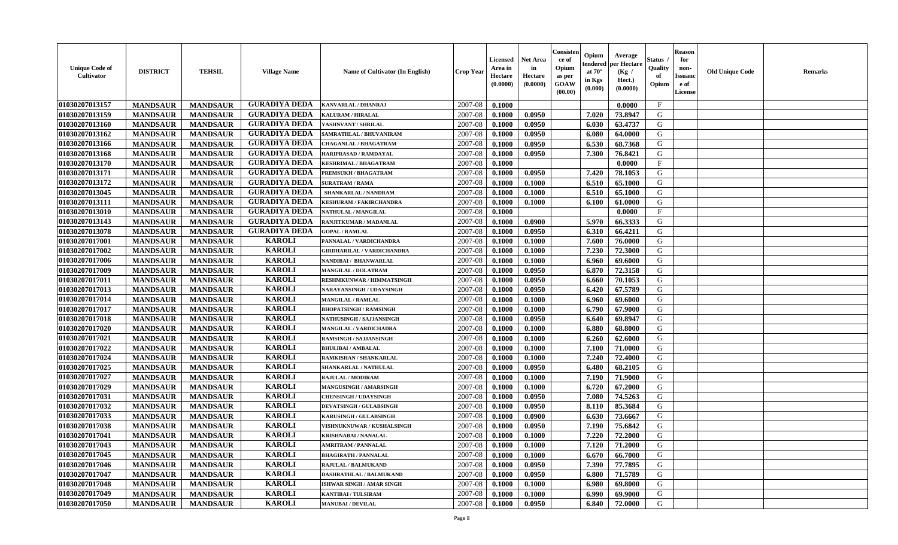| Unique Code of Cultivator | DISTRICT | TEHSIL | Village Name | Name of Cultivator (In English) | Crop Year | Licensed Area in Hectare (0.0000) | Net Area in Hectare (0.0000) | Consistence of Opium as per GOAW (00.00) | Opium tendered at 70° in Kgs (0.000) | Average per Hectare (Kg / Hect.) (0.0000) | Status / Quality of Opium | Reason for non-Issuance of License | Old Unique Code | Remarks |
|---|---|---|---|---|---|---|---|---|---|---|---|---|---|---|
| 01030207013157 | MANDSAUR | MANDSAUR | GURADIYA DEDA | KANVARLAL / DHANRAJ | 2007-08 | 0.1000 | | | | 0.0000 | F | | | |
| 01030207013159 | MANDSAUR | MANDSAUR | GURADIYA DEDA | KALURAM / HIRALAL | 2007-08 | 0.1000 | 0.0950 | | 7.020 | 73.8947 | G | | | |
| 01030207013160 | MANDSAUR | MANDSAUR | GURADIYA DEDA | YASHNVANT / SHRILAL | 2007-08 | 0.1000 | 0.0950 | | 6.030 | 63.4737 | G | | | |
| 01030207013162 | MANDSAUR | MANDSAUR | GURADIYA DEDA | SAMRATHLAL / BHUVANIRAM | 2007-08 | 0.1000 | 0.0950 | | 6.080 | 64.0000 | G | | | |
| 01030207013166 | MANDSAUR | MANDSAUR | GURADIYA DEDA | CHAGANLAL / BHAGATRAM | 2007-08 | 0.1000 | 0.0950 | | 6.530 | 68.7368 | G | | | |
| 01030207013168 | MANDSAUR | MANDSAUR | GURADIYA DEDA | HARIPRASAD / RAMDAYAL | 2007-08 | 0.1000 | 0.0950 | | 7.300 | 76.8421 | G | | | |
| 01030207013170 | MANDSAUR | MANDSAUR | GURADIYA DEDA | KESHRIMAL / BHAGATRAM | 2007-08 | 0.1000 | | | | 0.0000 | F | | | |
| 01030207013171 | MANDSAUR | MANDSAUR | GURADIYA DEDA | PREMSUKH / BHAGATRAM | 2007-08 | 0.1000 | 0.0950 | | 7.420 | 78.1053 | G | | | |
| 01030207013172 | MANDSAUR | MANDSAUR | GURADIYA DEDA | SURATRAM / RAMA | 2007-08 | 0.1000 | 0.1000 | | 6.510 | 65.1000 | G | | | |
| 01030207013045 | MANDSAUR | MANDSAUR | GURADIYA DEDA | SHANKARLAL / NANDRAM | 2007-08 | 0.1000 | 0.1000 | | 6.510 | 65.1000 | G | | | |
| 01030207013111 | MANDSAUR | MANDSAUR | GURADIYA DEDA | KESHURAM / FAKIRCHANDRA | 2007-08 | 0.1000 | 0.1000 | | 6.100 | 61.0000 | G | | | |
| 01030207013010 | MANDSAUR | MANDSAUR | GURADIYA DEDA | NATHULAL / MANGILAL | 2007-08 | 0.1000 | | | | 0.0000 | F | | | |
| 01030207013143 | MANDSAUR | MANDSAUR | GURADIYA DEDA | RANJITKUMAR / MADANLAL | 2007-08 | 0.1000 | 0.0900 | | 5.970 | 66.3333 | G | | | |
| 01030207013078 | MANDSAUR | MANDSAUR | GURADIYA DEDA | GOPAL / RAMLAL | 2007-08 | 0.1000 | 0.0950 | | 6.310 | 66.4211 | G | | | |
| 01030207017001 | MANDSAUR | MANDSAUR | KAROLI | PANNALAL / VARDICHANDRA | 2007-08 | 0.1000 | 0.1000 | | 7.600 | 76.0000 | G | | | |
| 01030207017002 | MANDSAUR | MANDSAUR | KAROLI | GIRDHARILAL / VARDICHANDRA | 2007-08 | 0.1000 | 0.1000 | | 7.230 | 72.3000 | G | | | |
| 01030207017006 | MANDSAUR | MANDSAUR | KAROLI | NANDIBAI / BHANWARLAL | 2007-08 | 0.1000 | 0.1000 | | 6.960 | 69.6000 | G | | | |
| 01030207017009 | MANDSAUR | MANDSAUR | KAROLI | MANGILAL / DOLATRAM | 2007-08 | 0.1000 | 0.0950 | | 6.870 | 72.3158 | G | | | |
| 01030207017011 | MANDSAUR | MANDSAUR | KAROLI | RESHMKUNWAR / HIMMATSINGH | 2007-08 | 0.1000 | 0.0950 | | 6.660 | 70.1053 | G | | | |
| 01030207017013 | MANDSAUR | MANDSAUR | KAROLI | NARAYANSINGH / UDAYSINGH | 2007-08 | 0.1000 | 0.0950 | | 6.420 | 67.5789 | G | | | |
| 01030207017014 | MANDSAUR | MANDSAUR | KAROLI | MANGILAL / RAMLAL | 2007-08 | 0.1000 | 0.1000 | | 6.960 | 69.6000 | G | | | |
| 01030207017017 | MANDSAUR | MANDSAUR | KAROLI | BHOPATSINGH / RAMSINGH | 2007-08 | 0.1000 | 0.1000 | | 6.790 | 67.9000 | G | | | |
| 01030207017018 | MANDSAUR | MANDSAUR | KAROLI | NATHUSINGH / SAJJANSINGH | 2007-08 | 0.1000 | 0.0950 | | 6.640 | 69.8947 | G | | | |
| 01030207017020 | MANDSAUR | MANDSAUR | KAROLI | MANGILAL / VARDICHADRA | 2007-08 | 0.1000 | 0.1000 | | 6.880 | 68.8000 | G | | | |
| 01030207017021 | MANDSAUR | MANDSAUR | KAROLI | RAMSINGH / SAJJANSINGH | 2007-08 | 0.1000 | 0.1000 | | 6.260 | 62.6000 | G | | | |
| 01030207017022 | MANDSAUR | MANDSAUR | KAROLI | BHULIBAI / AMBALAL | 2007-08 | 0.1000 | 0.1000 | | 7.100 | 71.0000 | G | | | |
| 01030207017024 | MANDSAUR | MANDSAUR | KAROLI | RAMKISHAN / SHANKARLAL | 2007-08 | 0.1000 | 0.1000 | | 7.240 | 72.4000 | G | | | |
| 01030207017025 | MANDSAUR | MANDSAUR | KAROLI | SHANKARLAL / NATHULAL | 2007-08 | 0.1000 | 0.0950 | | 6.480 | 68.2105 | G | | | |
| 01030207017027 | MANDSAUR | MANDSAUR | KAROLI | RAJULAL / MODIRAM | 2007-08 | 0.1000 | 0.1000 | | 7.190 | 71.9000 | G | | | |
| 01030207017029 | MANDSAUR | MANDSAUR | KAROLI | MANGUSINGH / AMARSINGH | 2007-08 | 0.1000 | 0.1000 | | 6.720 | 67.2000 | G | | | |
| 01030207017031 | MANDSAUR | MANDSAUR | KAROLI | CHENSINGH / UDAYSINGH | 2007-08 | 0.1000 | 0.0950 | | 7.080 | 74.5263 | G | | | |
| 01030207017032 | MANDSAUR | MANDSAUR | KAROLI | DEVATSINGH / GULABSINGH | 2007-08 | 0.1000 | 0.0950 | | 8.110 | 85.3684 | G | | | |
| 01030207017033 | MANDSAUR | MANDSAUR | KAROLI | KARUSINGH / GULABSINGH | 2007-08 | 0.1000 | 0.0900 | | 6.630 | 73.6667 | G | | | |
| 01030207017038 | MANDSAUR | MANDSAUR | KAROLI | VISHNUKNUWAR / KUSHALSINGH | 2007-08 | 0.1000 | 0.0950 | | 7.190 | 75.6842 | G | | | |
| 01030207017041 | MANDSAUR | MANDSAUR | KAROLI | KRISHNABAI / NANALAL | 2007-08 | 0.1000 | 0.1000 | | 7.220 | 72.2000 | G | | | |
| 01030207017043 | MANDSAUR | MANDSAUR | KAROLI | AMRITRAM / PANNALAL | 2007-08 | 0.1000 | 0.1000 | | 7.120 | 71.2000 | G | | | |
| 01030207017045 | MANDSAUR | MANDSAUR | KAROLI | BHAGIRATH / PANNALAL | 2007-08 | 0.1000 | 0.1000 | | 6.670 | 66.7000 | G | | | |
| 01030207017046 | MANDSAUR | MANDSAUR | KAROLI | RAJULAL / BALMUKAND | 2007-08 | 0.1000 | 0.0950 | | 7.390 | 77.7895 | G | | | |
| 01030207017047 | MANDSAUR | MANDSAUR | KAROLI | DASHRATHLAL / BALMUKAND | 2007-08 | 0.1000 | 0.0950 | | 6.800 | 71.5789 | G | | | |
| 01030207017048 | MANDSAUR | MANDSAUR | KAROLI | ISHWAR SINGH / AMAR SINGH | 2007-08 | 0.1000 | 0.1000 | | 6.980 | 69.8000 | G | | | |
| 01030207017049 | MANDSAUR | MANDSAUR | KAROLI | KANTIBAI / TULSIRAM | 2007-08 | 0.1000 | 0.1000 | | 6.990 | 69.9000 | G | | | |
| 01030207017050 | MANDSAUR | MANDSAUR | KAROLI | MANUBAI / DEVILAL | 2007-08 | 0.1000 | 0.0950 | | 6.840 | 72.0000 | G | | | |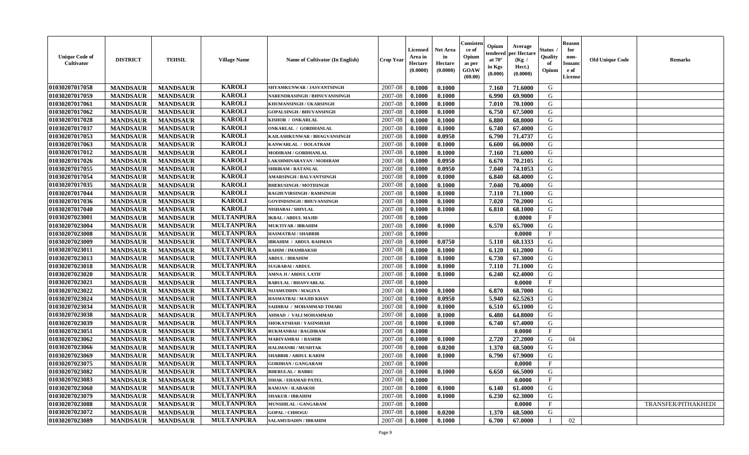| Unique Code of Cultivator | DISTRICT | TEHSIL | Village Name | Name of Cultivator (In English) | Crop Year | Licensed Area in Hectare (0.0000) | Net Area in Hectare (0.0000) | Consistence of Opium as per GOAW (00.00) | Opium tendered at 70° in Kgs (0.000) | Average per Hectare (Kg / Hect.) (0.0000) | Status / Quality of Opium | Reason for non-Issuance of License | Old Unique Code | Remarks |
|---|---|---|---|---|---|---|---|---|---|---|---|---|---|---|
| 01030207017058 | MANDSAUR | MANDSAUR | KAROLI | SHYAMKUNWAR / JASVANTSINGH | 2007-08 | 0.1000 | 0.1000 | | 7.160 | 71.6000 | G | | | |
| 01030207017059 | MANDSAUR | MANDSAUR | KAROLI | NARENDRASINGH / BHNUVANISINGH | 2007-08 | 0.1000 | 0.1000 | | 6.990 | 69.9000 | G | | | |
| 01030207017061 | MANDSAUR | MANDSAUR | KAROLI | KHUMANSINGH / UKARSINGH | 2007-08 | 0.1000 | 0.1000 | | 7.010 | 70.1000 | G | | | |
| 01030207017062 | MANDSAUR | MANDSAUR | KAROLI | GOPALSINGH / BHUVANSINGH | 2007-08 | 0.1000 | 0.1000 | | 6.750 | 67.5000 | G | | | |
| 01030207017028 | MANDSAUR | MANDSAUR | KAROLI | KISHOR / ONKARLAL | 2007-08 | 0.1000 | 0.1000 | | 6.880 | 68.8000 | G | | | |
| 01030207017037 | MANDSAUR | MANDSAUR | KAROLI | ONKARLAL / GORDHANLAL | 2007-08 | 0.1000 | 0.1000 | | 6.740 | 67.4000 | G | | | |
| 01030207017053 | MANDSAUR | MANDSAUR | KAROLI | KAILASHKUNWAR / BHAGVANSINGH | 2007-08 | 0.1000 | 0.0950 | | 6.790 | 71.4737 | G | | | |
| 01030207017063 | MANDSAUR | MANDSAUR | KAROLI | KANWARLAL / DOLATRAM | 2007-08 | 0.1000 | 0.1000 | | 6.600 | 66.0000 | G | | | |
| 01030207017012 | MANDSAUR | MANDSAUR | KAROLI | MODIRAM / GORDHANLAL | 2007-08 | 0.1000 | 0.1000 | | 7.160 | 71.6000 | G | | | |
| 01030207017026 | MANDSAUR | MANDSAUR | KAROLI | LAKSHMINARAYAN / MODIRAM | 2007-08 | 0.1000 | 0.0950 | | 6.670 | 70.2105 | G | | | |
| 01030207017055 | MANDSAUR | MANDSAUR | KAROLI | SHRIRAM / RATANLAL | 2007-08 | 0.1000 | 0.0950 | | 7.040 | 74.1053 | G | | | |
| 01030207017054 | MANDSAUR | MANDSAUR | KAROLI | AMARSINGH / BALVANTSINGH | 2007-08 | 0.1000 | 0.1000 | | 6.840 | 68.4000 | G | | | |
| 01030207017035 | MANDSAUR | MANDSAUR | KAROLI | BHERUSINGH / MOTISINGH | 2007-08 | 0.1000 | 0.1000 | | 7.040 | 70.4000 | G | | | |
| 01030207017044 | MANDSAUR | MANDSAUR | KAROLI | RAGHUVIRSINGH / RAMSINGH | 2007-08 | 0.1000 | 0.1000 | | 7.110 | 71.1000 | G | | | |
| 01030207017036 | MANDSAUR | MANDSAUR | KAROLI | GOVINDSINGH / BHUVANSINGH | 2007-08 | 0.1000 | 0.1000 | | 7.020 | 70.2000 | G | | | |
| 01030207017040 | MANDSAUR | MANDSAUR | KAROLI | NISHABAI / SHIVLAL | 2007-08 | 0.1000 | 0.1000 | | 6.810 | 68.1000 | G | | | |
| 01030207023001 | MANDSAUR | MANDSAUR | MULTANPURA | IKBAL / ABDUL MAJID | 2007-08 | 0.1000 | | | | 0.0000 | F | | | |
| 01030207023004 | MANDSAUR | MANDSAUR | MULTANPURA | MUKTIYAR / IBRAHIM | 2007-08 | 0.1000 | 0.1000 | | 6.570 | 65.7000 | G | | | |
| 01030207023008 | MANDSAUR | MANDSAUR | MULTANPURA | HASMATBAI / SHABBIR | 2007-08 | 0.1000 | | | | 0.0000 | F | | | |
| 01030207023009 | MANDSAUR | MANDSAUR | MULTANPURA | IBRAHIM / ABDUL RAHMAN | 2007-08 | 0.1000 | 0.0750 | | 5.110 | 68.1333 | G | | | |
| 01030207023011 | MANDSAUR | MANDSAUR | MULTANPURA | RAHIM / IMAMBAKSH | 2007-08 | 0.1000 | 0.1000 | | 6.120 | 61.2000 | G | | | |
| 01030207023013 | MANDSAUR | MANDSAUR | MULTANPURA | ABDUL / IBRAHIM | 2007-08 | 0.1000 | 0.1000 | | 6.730 | 67.3000 | G | | | |
| 01030207023018 | MANDSAUR | MANDSAUR | MULTANPURA | SUGRABAI / ABDUL | 2007-08 | 0.1000 | 0.1000 | | 7.110 | 71.1000 | G | | | |
| 01030207023020 | MANDSAUR | MANDSAUR | MULTANPURA | AMNA JI / ABDUL LATIF | 2007-08 | 0.1000 | 0.1000 | | 6.240 | 62.4000 | G | | | |
| 01030207023021 | MANDSAUR | MANDSAUR | MULTANPURA | BABULAL / BHANVARLAL | 2007-08 | 0.1000 | | | | 0.0000 | F | | | |
| 01030207023022 | MANDSAUR | MANDSAUR | MULTANPURA | NIJAMUDDIN / MAGIYA | 2007-08 | 0.1000 | 0.1000 | | 6.870 | 68.7000 | G | | | |
| 01030207023024 | MANDSAUR | MANDSAUR | MULTANPURA | HASMATBAI / MAJID KHAN | 2007-08 | 0.1000 | 0.0950 | | 5.940 | 62.5263 | G | | | |
| 01030207023034 | MANDSAUR | MANDSAUR | MULTANPURA | SAIDIBAI / MOHAMMAD TIMARI | 2007-08 | 0.1000 | 0.1000 | | 6.510 | 65.1000 | G | | | |
| 01030207023038 | MANDSAUR | MANDSAUR | MULTANPURA | AHMAD / VALI MOHAMMAD | 2007-08 | 0.1000 | 0.1000 | | 6.480 | 64.8000 | G | | | |
| 01030207023039 | MANDSAUR | MANDSAUR | MULTANPURA | SHOKATSHAH / YASINSHAH | 2007-08 | 0.1000 | 0.1000 | | 6.740 | 67.4000 | G | | | |
| 01030207023051 | MANDSAUR | MANDSAUR | MULTANPURA | RUKMANBAI / BAGDIRAM | 2007-08 | 0.1000 | | | | 0.0000 | F | | | |
| 01030207023062 | MANDSAUR | MANDSAUR | MULTANPURA | MARIYAMBAI / BASHIR | 2007-08 | 0.1000 | 0.1000 | | 2.720 | 27.2000 | G | 04 | | |
| 01030207023066 | MANDSAUR | MANDSAUR | MULTANPURA | HALIMANBI / MUSHTAK | 2007-08 | 0.1000 | 0.0200 | | 1.370 | 68.5000 | G | | | |
| 01030207023069 | MANDSAUR | MANDSAUR | MULTANPURA | SHABBIR / ABDUL KARIM | 2007-08 | 0.1000 | 0.1000 | | 6.790 | 67.9000 | G | | | |
| 01030207023075 | MANDSAUR | MANDSAUR | MULTANPURA | GORDHAN / GANGARAM | 2007-08 | 0.1000 | | | | 0.0000 | F | | | |
| 01030207023082 | MANDSAUR | MANDSAUR | MULTANPURA | BHERULAL / BABRU | 2007-08 | 0.1000 | 0.1000 | | 6.650 | 66.5000 | G | | | |
| 01030207023083 | MANDSAUR | MANDSAUR | MULTANPURA | ISHAK / EHAMAD PATEL | 2007-08 | 0.1000 | | | | 0.0000 | F | | | |
| 01030207023060 | MANDSAUR | MANDSAUR | MULTANPURA | RAMJAN / ILABAKSH | 2007-08 | 0.1000 | 0.1000 | | 6.140 | 61.4000 | G | | | |
| 01030207023079 | MANDSAUR | MANDSAUR | MULTANPURA | SHAKUR / IBRAHIM | 2007-08 | 0.1000 | 0.1000 | | 6.230 | 62.3000 | G | | | |
| 01030207023088 | MANDSAUR | MANDSAUR | MULTANPURA | MUNSHILAL / GANGARAM | 2007-08 | 0.1000 | | | | 0.0000 | F | | | TRANSFER/PITHAKHEDI |
| 01030207023072 | MANDSAUR | MANDSAUR | MULTANPURA | GOPAL / CHHOGU | 2007-08 | 0.1000 | 0.0200 | | 1.370 | 68.5000 | G | | | |
| 01030207023089 | MANDSAUR | MANDSAUR | MULTANPURA | SALAMUDADIN / IBRAHIM | 2007-08 | 0.1000 | 0.1000 | | 6.700 | 67.0000 | I | 02 | | |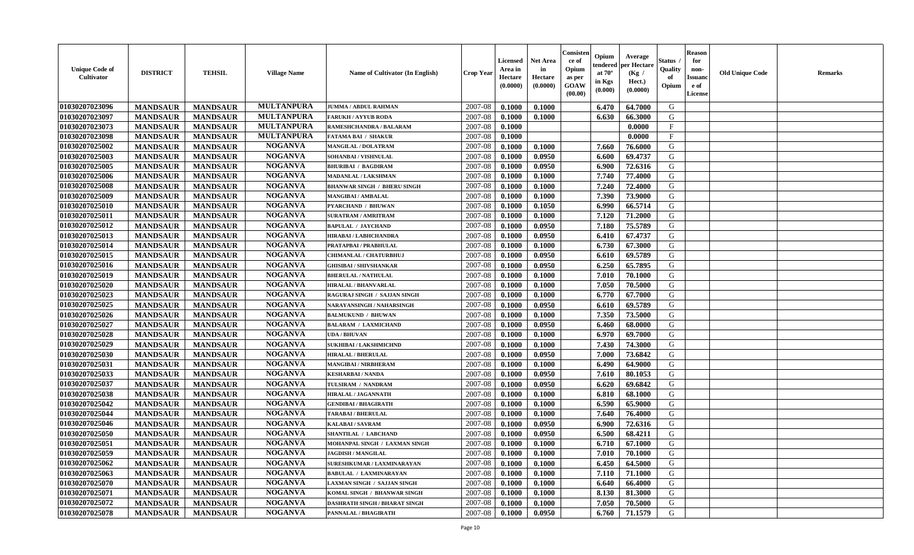| Unique Code of Cultivator | DISTRICT | TEHSIL | Village Name | Name of Cultivator (In English) | Crop Year | Licensed Area in Hectare (0.0000) | Net Area in Hectare (0.0000) | Consistence of Opium as per GOAW (00.00) | Opium tendered at 70° in Kgs (0.000) | Average per Hectare (Kg / Hect.) (0.0000) | Status / Quality of Opium | Reason for non-Issuance of License | Old Unique Code | Remarks |
|---|---|---|---|---|---|---|---|---|---|---|---|---|---|---|
| 01030207023096 | MANDSAUR | MANDSAUR | MULTANPURA | JUMMA / ABDUL RAHMAN | 2007-08 | 0.1000 | 0.1000 | | 6.470 | 64.7000 | G | | | |
| 01030207023097 | MANDSAUR | MANDSAUR | MULTANPURA | FARUKH / AYYUB RODA | 2007-08 | 0.1000 | 0.1000 | | 6.630 | 66.3000 | G | | | |
| 01030207023073 | MANDSAUR | MANDSAUR | MULTANPURA | RAMESHCHANDRA / BALARAM | 2007-08 | 0.1000 | | | | 0.0000 | F | | | |
| 01030207023098 | MANDSAUR | MANDSAUR | MULTANPURA | FATAMA BAI / SHAKUR | 2007-08 | 0.1000 | | | | 0.0000 | F | | | |
| 01030207025002 | MANDSAUR | MANDSAUR | NOGANVA | MANGILAL / DOLATRAM | 2007-08 | 0.1000 | 0.1000 | | 7.660 | 76.6000 | G | | | |
| 01030207025003 | MANDSAUR | MANDSAUR | NOGANVA | SOHANBAI / VISHNULAL | 2007-08 | 0.1000 | 0.0950 | | 6.600 | 69.4737 | G | | | |
| 01030207025005 | MANDSAUR | MANDSAUR | NOGANVA | BHURIBAI / BAGDIRAM | 2007-08 | 0.1000 | 0.0950 | | 6.900 | 72.6316 | G | | | |
| 01030207025006 | MANDSAUR | MANDSAUR | NOGANVA | MADANLAL / LAKSHMAN | 2007-08 | 0.1000 | 0.1000 | | 7.740 | 77.4000 | G | | | |
| 01030207025008 | MANDSAUR | MANDSAUR | NOGANVA | BHANWAR SINGH / BHERU SINGH | 2007-08 | 0.1000 | 0.1000 | | 7.240 | 72.4000 | G | | | |
| 01030207025009 | MANDSAUR | MANDSAUR | NOGANVA | MANGIBAI / AMBALAL | 2007-08 | 0.1000 | 0.1000 | | 7.390 | 73.9000 | G | | | |
| 01030207025010 | MANDSAUR | MANDSAUR | NOGANVA | PYARCHAND / BHUWAN | 2007-08 | 0.1000 | 0.1050 | | 6.990 | 66.5714 | G | | | |
| 01030207025011 | MANDSAUR | MANDSAUR | NOGANVA | SURATRAM / AMRITRAM | 2007-08 | 0.1000 | 0.1000 | | 7.120 | 71.2000 | G | | | |
| 01030207025012 | MANDSAUR | MANDSAUR | NOGANVA | BAPULAL / JAYCHAND | 2007-08 | 0.1000 | 0.0950 | | 7.180 | 75.5789 | G | | | |
| 01030207025013 | MANDSAUR | MANDSAUR | NOGANVA | HIRABAI / LABHCHANDRA | 2007-08 | 0.1000 | 0.0950 | | 6.410 | 67.4737 | G | | | |
| 01030207025014 | MANDSAUR | MANDSAUR | NOGANVA | PRATAPBAI / PRABHULAL | 2007-08 | 0.1000 | 0.1000 | | 6.730 | 67.3000 | G | | | |
| 01030207025015 | MANDSAUR | MANDSAUR | NOGANVA | CHIMANLAL / CHATURBHUJ | 2007-08 | 0.1000 | 0.0950 | | 6.610 | 69.5789 | G | | | |
| 01030207025016 | MANDSAUR | MANDSAUR | NOGANVA | GHISIBAI / SHIVSHANKAR | 2007-08 | 0.1000 | 0.0950 | | 6.250 | 65.7895 | G | | | |
| 01030207025019 | MANDSAUR | MANDSAUR | NOGANVA | BHERULAL / NATHULAL | 2007-08 | 0.1000 | 0.1000 | | 7.010 | 70.1000 | G | | | |
| 01030207025020 | MANDSAUR | MANDSAUR | NOGANVA | HIRALAL / BHANVARLAL | 2007-08 | 0.1000 | 0.1000 | | 7.050 | 70.5000 | G | | | |
| 01030207025023 | MANDSAUR | MANDSAUR | NOGANVA | RAGURAJ SINGH / SAJJAN SINGH | 2007-08 | 0.1000 | 0.1000 | | 6.770 | 67.7000 | G | | | |
| 01030207025025 | MANDSAUR | MANDSAUR | NOGANVA | NARAYANSINGH / NAHARSINGH | 2007-08 | 0.1000 | 0.0950 | | 6.610 | 69.5789 | G | | | |
| 01030207025026 | MANDSAUR | MANDSAUR | NOGANVA | BALMUKUND / BHUWAN | 2007-08 | 0.1000 | 0.1000 | | 7.350 | 73.5000 | G | | | |
| 01030207025027 | MANDSAUR | MANDSAUR | NOGANVA | BALARAM / LAXMICHAND | 2007-08 | 0.1000 | 0.0950 | | 6.460 | 68.0000 | G | | | |
| 01030207025028 | MANDSAUR | MANDSAUR | NOGANVA | UDA / BHUVAN | 2007-08 | 0.1000 | 0.1000 | | 6.970 | 69.7000 | G | | | |
| 01030207025029 | MANDSAUR | MANDSAUR | NOGANVA | SUKHIBAI / LAKSHMICHND | 2007-08 | 0.1000 | 0.1000 | | 7.430 | 74.3000 | G | | | |
| 01030207025030 | MANDSAUR | MANDSAUR | NOGANVA | HIRALAL / BHERULAL | 2007-08 | 0.1000 | 0.0950 | | 7.000 | 73.6842 | G | | | |
| 01030207025031 | MANDSAUR | MANDSAUR | NOGANVA | MANGIBAI / NIRBHERAM | 2007-08 | 0.1000 | 0.1000 | | 6.490 | 64.9000 | G | | | |
| 01030207025033 | MANDSAUR | MANDSAUR | NOGANVA | KESHARBAI / NANDA | 2007-08 | 0.1000 | 0.0950 | | 7.610 | 80.1053 | G | | | |
| 01030207025037 | MANDSAUR | MANDSAUR | NOGANVA | TULSIRAM / NANDRAM | 2007-08 | 0.1000 | 0.0950 | | 6.620 | 69.6842 | G | | | |
| 01030207025038 | MANDSAUR | MANDSAUR | NOGANVA | HIRALAL / JAGANNATH | 2007-08 | 0.1000 | 0.1000 | | 6.810 | 68.1000 | G | | | |
| 01030207025042 | MANDSAUR | MANDSAUR | NOGANVA | GENDIBAI / BHAGIRATH | 2007-08 | 0.1000 | 0.1000 | | 6.590 | 65.9000 | G | | | |
| 01030207025044 | MANDSAUR | MANDSAUR | NOGANVA | TARABAI / BHERULAL | 2007-08 | 0.1000 | 0.1000 | | 7.640 | 76.4000 | G | | | |
| 01030207025046 | MANDSAUR | MANDSAUR | NOGANVA | KALABAI / SAVRAM | 2007-08 | 0.1000 | 0.0950 | | 6.900 | 72.6316 | G | | | |
| 01030207025050 | MANDSAUR | MANDSAUR | NOGANVA | SHANTILAL / LABCHAND | 2007-08 | 0.1000 | 0.0950 | | 6.500 | 68.4211 | G | | | |
| 01030207025051 | MANDSAUR | MANDSAUR | NOGANVA | MOHANPAL SINGH / LAXMAN SINGH | 2007-08 | 0.1000 | 0.1000 | | 6.710 | 67.1000 | G | | | |
| 01030207025059 | MANDSAUR | MANDSAUR | NOGANVA | JAGDISH / MANGILAL | 2007-08 | 0.1000 | 0.1000 | | 7.010 | 70.1000 | G | | | |
| 01030207025062 | MANDSAUR | MANDSAUR | NOGANVA | SURESHKUMAR / LAXMINARAYAN | 2007-08 | 0.1000 | 0.1000 | | 6.450 | 64.5000 | G | | | |
| 01030207025063 | MANDSAUR | MANDSAUR | NOGANVA | BABULAL / LAXMINARAYAN | 2007-08 | 0.1000 | 0.1000 | | 7.110 | 71.1000 | G | | | |
| 01030207025070 | MANDSAUR | MANDSAUR | NOGANVA | LAXMAN SINGH / SAJJAN SINGH | 2007-08 | 0.1000 | 0.1000 | | 6.640 | 66.4000 | G | | | |
| 01030207025071 | MANDSAUR | MANDSAUR | NOGANVA | KOMAL SINGH / BHANWAR SINGH | 2007-08 | 0.1000 | 0.1000 | | 8.130 | 81.3000 | G | | | |
| 01030207025072 | MANDSAUR | MANDSAUR | NOGANVA | DASHRATH SINGH / BHARAT SINGH | 2007-08 | 0.1000 | 0.1000 | | 7.050 | 70.5000 | G | | | |
| 01030207025078 | MANDSAUR | MANDSAUR | NOGANVA | PANNALAL / BHAGIRATH | 2007-08 | 0.1000 | 0.0950 | | 6.760 | 71.1579 | G | | | |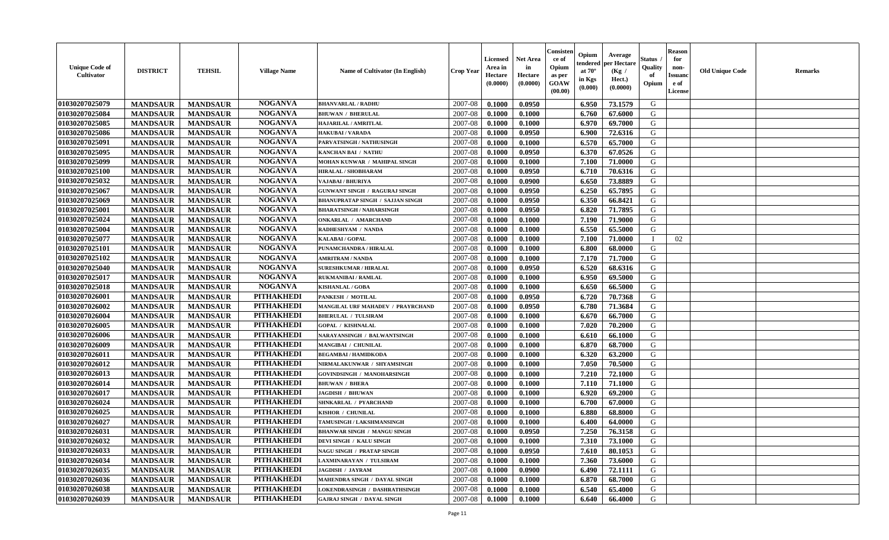| Unique Code of Cultivator | DISTRICT | TEHSIL | Village Name | Name of Cultivator (In English) | Crop Year | Licensed Area in Hectare (0.0000) | Net Area in Hectare (0.0000) | Consistence of Opium as per GOAW (00.00) | Opium tendered at 70° in Kgs (0.000) | Average per Hectare (Kg / Hect.) (0.0000) | Status / Quality of Opium | Reason for non-Issuance of License | Old Unique Code | Remarks |
|---|---|---|---|---|---|---|---|---|---|---|---|---|---|---|
| 01030207025079 | MANDSAUR | MANDSAUR | NOGANVA | BHANVARLAL / RADHU | 2007-08 | 0.1000 | 0.0950 | | 6.950 | 73.1579 | G | | | |
| 01030207025084 | MANDSAUR | MANDSAUR | NOGANVA | BHUWAN / BHERULAL | 2007-08 | 0.1000 | 0.1000 | | 6.760 | 67.6000 | G | | | |
| 01030207025085 | MANDSAUR | MANDSAUR | NOGANVA | HAJARILAL / AMRITLAL | 2007-08 | 0.1000 | 0.1000 | | 6.970 | 69.7000 | G | | | |
| 01030207025086 | MANDSAUR | MANDSAUR | NOGANVA | HAKUBAI / VARADA | 2007-08 | 0.1000 | 0.0950 | | 6.900 | 72.6316 | G | | | |
| 01030207025091 | MANDSAUR | MANDSAUR | NOGANVA | PARVATSINGH / NATHUSINGH | 2007-08 | 0.1000 | 0.1000 | | 6.570 | 65.7000 | G | | | |
| 01030207025095 | MANDSAUR | MANDSAUR | NOGANVA | KANCHAN BAI / NATHU | 2007-08 | 0.1000 | 0.0950 | | 6.370 | 67.0526 | G | | | |
| 01030207025099 | MANDSAUR | MANDSAUR | NOGANVA | MOHAN KUNWAR / MAHIPAL SINGH | 2007-08 | 0.1000 | 0.1000 | | 7.100 | 71.0000 | G | | | |
| 01030207025100 | MANDSAUR | MANDSAUR | NOGANVA | HIRALAL / SHOBHARAM | 2007-08 | 0.1000 | 0.0950 | | 6.710 | 70.6316 | G | | | |
| 01030207025032 | MANDSAUR | MANDSAUR | NOGANVA | VAJABAI / BHURIYA | 2007-08 | 0.1000 | 0.0900 | | 6.650 | 73.8889 | G | | | |
| 01030207025067 | MANDSAUR | MANDSAUR | NOGANVA | GUNWANT SINGH / RAGURAJ SINGH | 2007-08 | 0.1000 | 0.0950 | | 6.250 | 65.7895 | G | | | |
| 01030207025069 | MANDSAUR | MANDSAUR | NOGANVA | BHANUPRATAP SINGH / SAJJAN SINGH | 2007-08 | 0.1000 | 0.0950 | | 6.350 | 66.8421 | G | | | |
| 01030207025001 | MANDSAUR | MANDSAUR | NOGANVA | BHARATSINGH / NAHARSINGH | 2007-08 | 0.1000 | 0.0950 | | 6.820 | 71.7895 | G | | | |
| 01030207025024 | MANDSAUR | MANDSAUR | NOGANVA | ONKARLAL / AMARCHAND | 2007-08 | 0.1000 | 0.1000 | | 7.190 | 71.9000 | G | | | |
| 01030207025004 | MANDSAUR | MANDSAUR | NOGANVA | RADHESHYAM / NANDA | 2007-08 | 0.1000 | 0.1000 | | 6.550 | 65.5000 | G | | | |
| 01030207025077 | MANDSAUR | MANDSAUR | NOGANVA | KALABAI / GOPAL | 2007-08 | 0.1000 | 0.1000 | | 7.100 | 71.0000 | I | 02 | | |
| 01030207025101 | MANDSAUR | MANDSAUR | NOGANVA | PUNAMCHANDRA / HIRALAL | 2007-08 | 0.1000 | 0.1000 | | 6.800 | 68.0000 | G | | | |
| 01030207025102 | MANDSAUR | MANDSAUR | NOGANVA | AMRITRAM / NANDA | 2007-08 | 0.1000 | 0.1000 | | 7.170 | 71.7000 | G | | | |
| 01030207025040 | MANDSAUR | MANDSAUR | NOGANVA | SURESHKUMAR / HIRALAL | 2007-08 | 0.1000 | 0.0950 | | 6.520 | 68.6316 | G | | | |
| 01030207025017 | MANDSAUR | MANDSAUR | NOGANVA | RUKMANIBAI / RAMLAL | 2007-08 | 0.1000 | 0.1000 | | 6.950 | 69.5000 | G | | | |
| 01030207025018 | MANDSAUR | MANDSAUR | NOGANVA | KISHANLAL / GOBA | 2007-08 | 0.1000 | 0.1000 | | 6.650 | 66.5000 | G | | | |
| 01030207026001 | MANDSAUR | MANDSAUR | PITHAKHEDI | PANKESH / MOTILAL | 2007-08 | 0.1000 | 0.0950 | | 6.720 | 70.7368 | G | | | |
| 01030207026002 | MANDSAUR | MANDSAUR | PITHAKHEDI | MANGILAL URF MAHADEV / PRAYRCHAND | 2007-08 | 0.1000 | 0.0950 | | 6.780 | 71.3684 | G | | | |
| 01030207026004 | MANDSAUR | MANDSAUR | PITHAKHEDI | BHERULAL / TULSIRAM | 2007-08 | 0.1000 | 0.1000 | | 6.670 | 66.7000 | G | | | |
| 01030207026005 | MANDSAUR | MANDSAUR | PITHAKHEDI | GOPAL / KISHNALAL | 2007-08 | 0.1000 | 0.1000 | | 7.020 | 70.2000 | G | | | |
| 01030207026006 | MANDSAUR | MANDSAUR | PITHAKHEDI | NARAYANSINGH / BALWANTSINGH | 2007-08 | 0.1000 | 0.1000 | | 6.610 | 66.1000 | G | | | |
| 01030207026009 | MANDSAUR | MANDSAUR | PITHAKHEDI | MANGIBAI / CHUNILAL | 2007-08 | 0.1000 | 0.1000 | | 6.870 | 68.7000 | G | | | |
| 01030207026011 | MANDSAUR | MANDSAUR | PITHAKHEDI | BEGAMBAI / HAMIDKODA | 2007-08 | 0.1000 | 0.1000 | | 6.320 | 63.2000 | G | | | |
| 01030207026012 | MANDSAUR | MANDSAUR | PITHAKHEDI | NIRMALAKUNWAR / SHYAMSINGH | 2007-08 | 0.1000 | 0.1000 | | 7.050 | 70.5000 | G | | | |
| 01030207026013 | MANDSAUR | MANDSAUR | PITHAKHEDI | GOVINDSINGH / MANOHARSINGH | 2007-08 | 0.1000 | 0.1000 | | 7.210 | 72.1000 | G | | | |
| 01030207026014 | MANDSAUR | MANDSAUR | PITHAKHEDI | BHUWAN / BHERA | 2007-08 | 0.1000 | 0.1000 | | 7.110 | 71.1000 | G | | | |
| 01030207026017 | MANDSAUR | MANDSAUR | PITHAKHEDI | JAGDISH / BHUWAN | 2007-08 | 0.1000 | 0.1000 | | 6.920 | 69.2000 | G | | | |
| 01030207026024 | MANDSAUR | MANDSAUR | PITHAKHEDI | SHNKARLAL / PYARCHAND | 2007-08 | 0.1000 | 0.1000 | | 6.700 | 67.0000 | G | | | |
| 01030207026025 | MANDSAUR | MANDSAUR | PITHAKHEDI | KISHOR / CHUNILAL | 2007-08 | 0.1000 | 0.1000 | | 6.880 | 68.8000 | G | | | |
| 01030207026027 | MANDSAUR | MANDSAUR | PITHAKHEDI | TAMUSINGH / LAKSHMANSINGH | 2007-08 | 0.1000 | 0.1000 | | 6.400 | 64.0000 | G | | | |
| 01030207026031 | MANDSAUR | MANDSAUR | PITHAKHEDI | BHANWAR SINGH / MANGU SINGH | 2007-08 | 0.1000 | 0.0950 | | 7.250 | 76.3158 | G | | | |
| 01030207026032 | MANDSAUR | MANDSAUR | PITHAKHEDI | DEVI SINGH / KALU SINGH | 2007-08 | 0.1000 | 0.1000 | | 7.310 | 73.1000 | G | | | |
| 01030207026033 | MANDSAUR | MANDSAUR | PITHAKHEDI | NAGU SINGH / PRATAP SINGH | 2007-08 | 0.1000 | 0.0950 | | 7.610 | 80.1053 | G | | | |
| 01030207026034 | MANDSAUR | MANDSAUR | PITHAKHEDI | LAXMINARAYAN / TULSIRAM | 2007-08 | 0.1000 | 0.1000 | | 7.360 | 73.6000 | G | | | |
| 01030207026035 | MANDSAUR | MANDSAUR | PITHAKHEDI | JAGDISH / JAYRAM | 2007-08 | 0.1000 | 0.0900 | | 6.490 | 72.1111 | G | | | |
| 01030207026036 | MANDSAUR | MANDSAUR | PITHAKHEDI | MAHENDRA SINGH / DAYAL SINGH | 2007-08 | 0.1000 | 0.1000 | | 6.870 | 68.7000 | G | | | |
| 01030207026038 | MANDSAUR | MANDSAUR | PITHAKHEDI | LOKENDRASINGH / DASHRATHSINGH | 2007-08 | 0.1000 | 0.1000 | | 6.540 | 65.4000 | G | | | |
| 01030207026039 | MANDSAUR | MANDSAUR | PITHAKHEDI | GAJRAJ SINGH / DAYAL SINGH | 2007-08 | 0.1000 | 0.1000 | | 6.640 | 66.4000 | G | | | |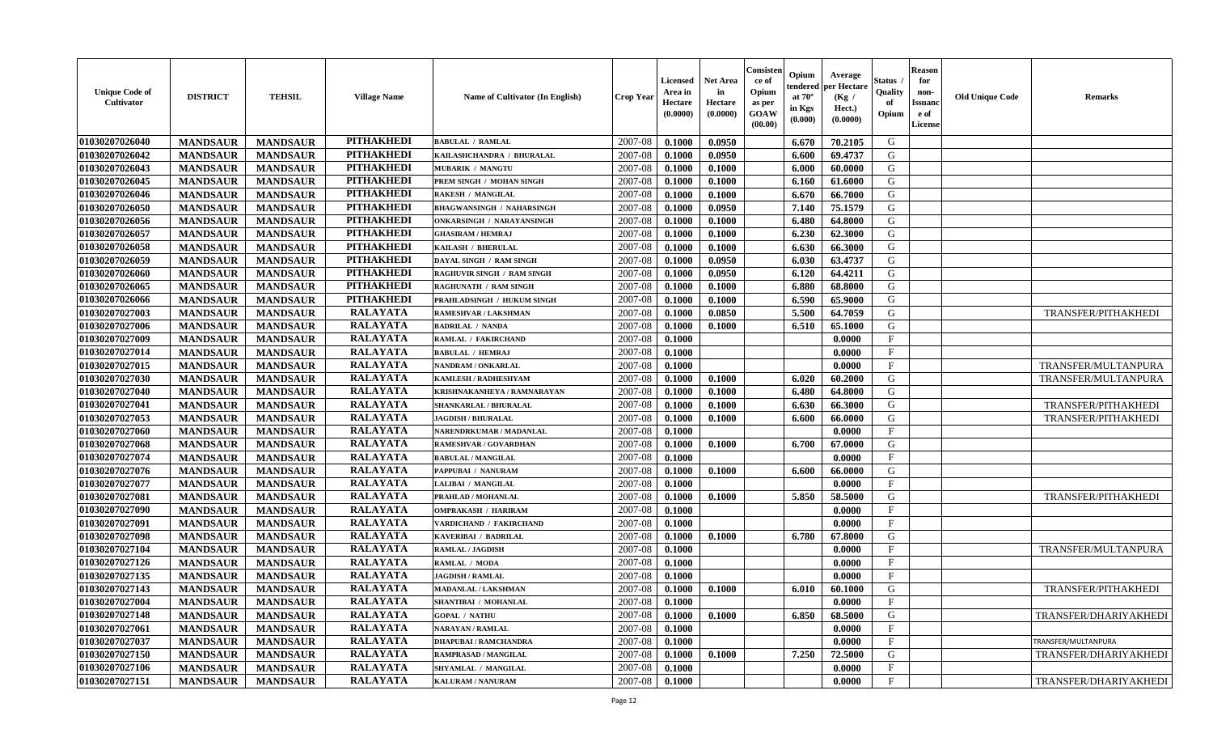| Unique Code of Cultivator | DISTRICT | TEHSIL | Village Name | Name of Cultivator (In English) | Crop Year | Licensed Area in Hectare (0.0000) | Net Area in Hectare (0.0000) | Consistence of Opium as per GOAW (00.00) | Opium tendered at 70° in Kgs (0.000) | Average per Hectare (Kg / Hect.) (0.0000) | Status / Quality of Opium | Reason for non-Issuance of License | Old Unique Code | Remarks |
|---|---|---|---|---|---|---|---|---|---|---|---|---|---|---|
| 01030207026040 | MANDSAUR | MANDSAUR | PITHAKHEDI | BABULAL / RAMLAL | 2007-08 | 0.1000 | 0.0950 | | 6.670 | 70.2105 | G | | | |
| 01030207026042 | MANDSAUR | MANDSAUR | PITHAKHEDI | KAILASHCHANDRA / BHURALAL | 2007-08 | 0.1000 | 0.0950 | | 6.600 | 69.4737 | G | | | |
| 01030207026043 | MANDSAUR | MANDSAUR | PITHAKHEDI | MUBARIK / MANGTU | 2007-08 | 0.1000 | 0.1000 | | 6.000 | 60.0000 | G | | | |
| 01030207026045 | MANDSAUR | MANDSAUR | PITHAKHEDI | PREM SINGH / MOHAN SINGH | 2007-08 | 0.1000 | 0.1000 | | 6.160 | 61.6000 | G | | | |
| 01030207026046 | MANDSAUR | MANDSAUR | PITHAKHEDI | RAKESH / MANGILAL | 2007-08 | 0.1000 | 0.1000 | | 6.670 | 66.7000 | G | | | |
| 01030207026050 | MANDSAUR | MANDSAUR | PITHAKHEDI | BHAGWANSINGH / NAHARSINGH | 2007-08 | 0.1000 | 0.0950 | | 7.140 | 75.1579 | G | | | |
| 01030207026056 | MANDSAUR | MANDSAUR | PITHAKHEDI | ONKARSINGH / NARAYANSINGH | 2007-08 | 0.1000 | 0.1000 | | 6.480 | 64.8000 | G | | | |
| 01030207026057 | MANDSAUR | MANDSAUR | PITHAKHEDI | GHASIRAM / HEMRAJ | 2007-08 | 0.1000 | 0.1000 | | 6.230 | 62.3000 | G | | | |
| 01030207026058 | MANDSAUR | MANDSAUR | PITHAKHEDI | KAILASH / BHERULAL | 2007-08 | 0.1000 | 0.1000 | | 6.630 | 66.3000 | G | | | |
| 01030207026059 | MANDSAUR | MANDSAUR | PITHAKHEDI | DAYAL SINGH / RAM SINGH | 2007-08 | 0.1000 | 0.0950 | | 6.030 | 63.4737 | G | | | |
| 01030207026060 | MANDSAUR | MANDSAUR | PITHAKHEDI | RAGHUVIR SINGH / RAM SINGH | 2007-08 | 0.1000 | 0.0950 | | 6.120 | 64.4211 | G | | | |
| 01030207026065 | MANDSAUR | MANDSAUR | PITHAKHEDI | RAGHUNATH / RAM SINGH | 2007-08 | 0.1000 | 0.1000 | | 6.880 | 68.8000 | G | | | |
| 01030207026066 | MANDSAUR | MANDSAUR | PITHAKHEDI | PRAHLADSINGH / HUKUM SINGH | 2007-08 | 0.1000 | 0.1000 | | 6.590 | 65.9000 | G | | | |
| 01030207027003 | MANDSAUR | MANDSAUR | RALAYATA | RAMESHVAR / LAKSHMAN | 2007-08 | 0.1000 | 0.0850 | | 5.500 | 64.7059 | G | | | TRANSFER/PITHAKHEDI |
| 01030207027006 | MANDSAUR | MANDSAUR | RALAYATA | BADRILAL / NANDA | 2007-08 | 0.1000 | 0.1000 | | 6.510 | 65.1000 | G | | | |
| 01030207027009 | MANDSAUR | MANDSAUR | RALAYATA | RAMLAL / FAKIRCHAND | 2007-08 | 0.1000 | | | | 0.0000 | F | | | |
| 01030207027014 | MANDSAUR | MANDSAUR | RALAYATA | BABULAL / HEMRAJ | 2007-08 | 0.1000 | | | | 0.0000 | F | | | |
| 01030207027015 | MANDSAUR | MANDSAUR | RALAYATA | NANDRAM / ONKARLAL | 2007-08 | 0.1000 | | | | 0.0000 | F | | | TRANSFER/MULTANPURA |
| 01030207027030 | MANDSAUR | MANDSAUR | RALAYATA | KAMLESH / RADHESHYAM | 2007-08 | 0.1000 | 0.1000 | | 6.020 | 60.2000 | G | | | TRANSFER/MULTANPURA |
| 01030207027040 | MANDSAUR | MANDSAUR | RALAYATA | KRISHNAKANHEYA / RAMNARAYAN | 2007-08 | 0.1000 | 0.1000 | | 6.480 | 64.8000 | G | | | |
| 01030207027041 | MANDSAUR | MANDSAUR | RALAYATA | SHANKARLAL / BHURALAL | 2007-08 | 0.1000 | 0.1000 | | 6.630 | 66.3000 | G | | | TRANSFER/PITHAKHEDI |
| 01030207027053 | MANDSAUR | MANDSAUR | RALAYATA | JAGDISH / BHURALAL | 2007-08 | 0.1000 | 0.1000 | | 6.600 | 66.0000 | G | | | TRANSFER/PITHAKHEDI |
| 01030207027060 | MANDSAUR | MANDSAUR | RALAYATA | NARENDRKUMAR / MADANLAL | 2007-08 | 0.1000 | | | | 0.0000 | F | | | |
| 01030207027068 | MANDSAUR | MANDSAUR | RALAYATA | RAMESHVAR / GOVARDHAN | 2007-08 | 0.1000 | 0.1000 | | 6.700 | 67.0000 | G | | | |
| 01030207027074 | MANDSAUR | MANDSAUR | RALAYATA | BABULAL / MANGILAL | 2007-08 | 0.1000 | | | | 0.0000 | F | | | |
| 01030207027076 | MANDSAUR | MANDSAUR | RALAYATA | PAPPUBAI / NANURAM | 2007-08 | 0.1000 | 0.1000 | | 6.600 | 66.0000 | G | | | |
| 01030207027077 | MANDSAUR | MANDSAUR | RALAYATA | LALIBAI / MANGILAL | 2007-08 | 0.1000 | | | | 0.0000 | F | | | |
| 01030207027081 | MANDSAUR | MANDSAUR | RALAYATA | PRAHLAD / MOHANLAL | 2007-08 | 0.1000 | 0.1000 | | 5.850 | 58.5000 | G | | | TRANSFER/PITHAKHEDI |
| 01030207027090 | MANDSAUR | MANDSAUR | RALAYATA | OMPRAKASH / HARIRAM | 2007-08 | 0.1000 | | | | 0.0000 | F | | | |
| 01030207027091 | MANDSAUR | MANDSAUR | RALAYATA | VARDICHAND / FAKIRCHAND | 2007-08 | 0.1000 | | | | 0.0000 | F | | | |
| 01030207027098 | MANDSAUR | MANDSAUR | RALAYATA | KAVERIBAI / BADRILAL | 2007-08 | 0.1000 | 0.1000 | | 6.780 | 67.8000 | G | | | |
| 01030207027104 | MANDSAUR | MANDSAUR | RALAYATA | RAMLAL / JAGDISH | 2007-08 | 0.1000 | | | | 0.0000 | F | | | TRANSFER/MULTANPURA |
| 01030207027126 | MANDSAUR | MANDSAUR | RALAYATA | RAMLAL / MODA | 2007-08 | 0.1000 | | | | 0.0000 | F | | | |
| 01030207027135 | MANDSAUR | MANDSAUR | RALAYATA | JAGDISH / RAMLAL | 2007-08 | 0.1000 | | | | 0.0000 | F | | | |
| 01030207027143 | MANDSAUR | MANDSAUR | RALAYATA | MADANLAL / LAKSHMAN | 2007-08 | 0.1000 | 0.1000 | | 6.010 | 60.1000 | G | | | TRANSFER/PITHAKHEDI |
| 01030207027004 | MANDSAUR | MANDSAUR | RALAYATA | SHANTIBAI / MOHANLAL | 2007-08 | 0.1000 | | | | 0.0000 | F | | | |
| 01030207027148 | MANDSAUR | MANDSAUR | RALAYATA | GOPAL / NATHU | 2007-08 | 0.1000 | 0.1000 | | 6.850 | 68.5000 | G | | | TRANSFER/DHARIYAKHEDI |
| 01030207027061 | MANDSAUR | MANDSAUR | RALAYATA | NARAYAN / RAMLAL | 2007-08 | 0.1000 | | | | 0.0000 | F | | | |
| 01030207027037 | MANDSAUR | MANDSAUR | RALAYATA | DHAPUBAI / RAMCHANDRA | 2007-08 | 0.1000 | | | | 0.0000 | F | | | TRANSFER/MULTANPURA |
| 01030207027150 | MANDSAUR | MANDSAUR | RALAYATA | RAMPRASAD / MANGILAL | 2007-08 | 0.1000 | 0.1000 | | 7.250 | 72.5000 | G | | | TRANSFER/DHARIYAKHEDI |
| 01030207027106 | MANDSAUR | MANDSAUR | RALAYATA | SHYAMLAL / MANGILAL | 2007-08 | 0.1000 | | | | 0.0000 | F | | | |
| 01030207027151 | MANDSAUR | MANDSAUR | RALAYATA | KALURAM / NANURAM | 2007-08 | 0.1000 | | | | 0.0000 | F | | | TRANSFER/DHARIYAKHEDI |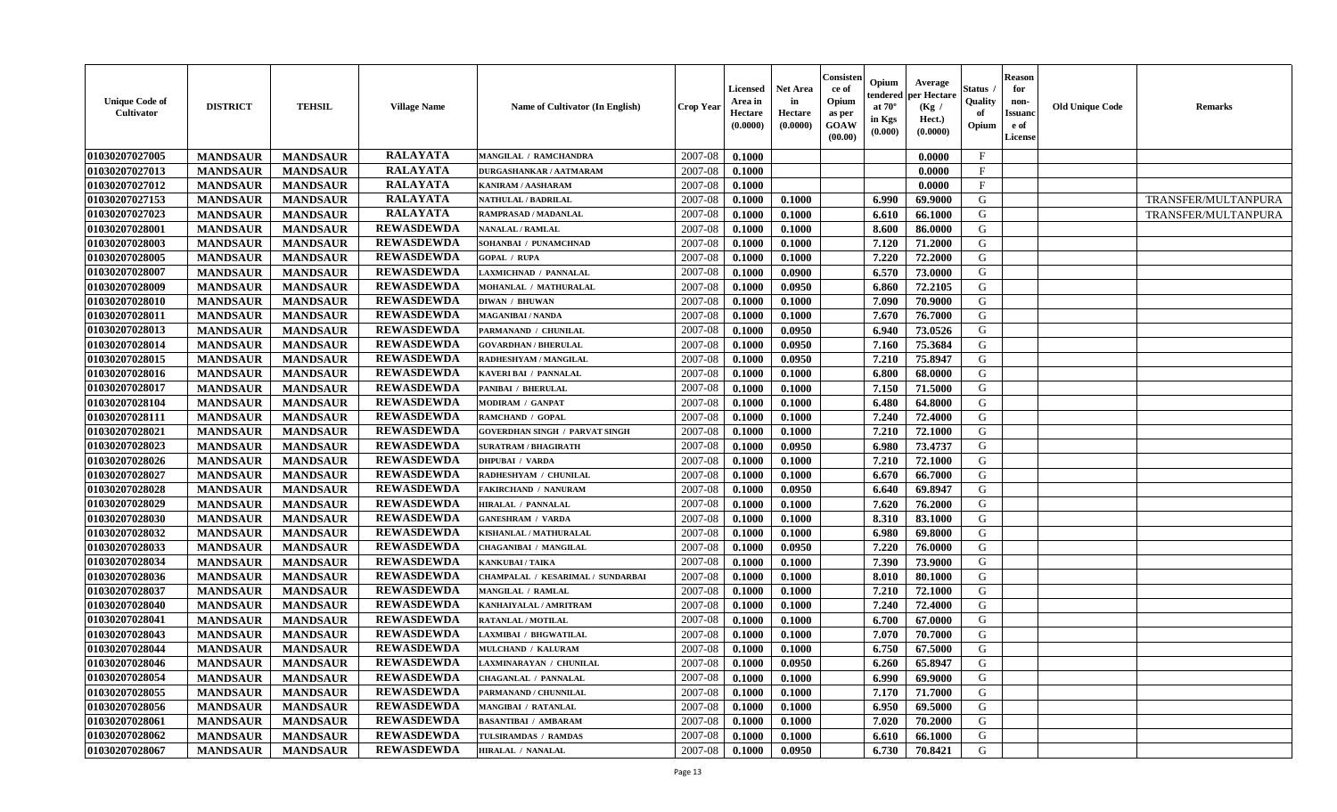| Unique Code of Cultivator | DISTRICT | TEHSIL | Village Name | Name of Cultivator (In English) | Crop Year | Licensed Area in Hectare (0.0000) | Net Area in Hectare (0.0000) | Consistence of Opium as per GOAW (00.00) | Opium tendered at 70° in Kgs (0.000) | Average per Hectare (Kg / Hect.) (0.0000) | Status / Quality of Opium | Reason for non-Issuance of License | Old Unique Code | Remarks |
|---|---|---|---|---|---|---|---|---|---|---|---|---|---|---|
| 01030207027005 | MANDSAUR | MANDSAUR | RALAYATA | MANGILAL / RAMCHANDRA | 2007-08 | 0.1000 | | | | 0.0000 | F | | | |
| 01030207027013 | MANDSAUR | MANDSAUR | RALAYATA | DURGASHANKAR / AATMARAM | 2007-08 | 0.1000 | | | | 0.0000 | F | | | |
| 01030207027012 | MANDSAUR | MANDSAUR | RALAYATA | KANIRAM / AASHARAM | 2007-08 | 0.1000 | | | | 0.0000 | F | | | |
| 01030207027153 | MANDSAUR | MANDSAUR | RALAYATA | NATHULAL / BADRILAL | 2007-08 | 0.1000 | 0.1000 | | 6.990 | 69.9000 | G | | | TRANSFER/MULTANPURA |
| 01030207027023 | MANDSAUR | MANDSAUR | RALAYATA | RAMPRASAD / MADANLAL | 2007-08 | 0.1000 | 0.1000 | | 6.610 | 66.1000 | G | | | TRANSFER/MULTANPURA |
| 01030207028001 | MANDSAUR | MANDSAUR | REWASDEWDA | NANALAL / RAMLAL | 2007-08 | 0.1000 | 0.1000 | | 8.600 | 86.0000 | G | | | |
| 01030207028003 | MANDSAUR | MANDSAUR | REWASDEWDA | SOHANBAI / PUNAMCHNAD | 2007-08 | 0.1000 | 0.1000 | | 7.120 | 71.2000 | G | | | |
| 01030207028005 | MANDSAUR | MANDSAUR | REWASDEWDA | GOPAL / RUPA | 2007-08 | 0.1000 | 0.1000 | | 7.220 | 72.2000 | G | | | |
| 01030207028007 | MANDSAUR | MANDSAUR | REWASDEWDA | LAXMICHNAD / PANNALAL | 2007-08 | 0.1000 | 0.0900 | | 6.570 | 73.0000 | G | | | |
| 01030207028009 | MANDSAUR | MANDSAUR | REWASDEWDA | MOHANLAL / MATHURALAL | 2007-08 | 0.1000 | 0.0950 | | 6.860 | 72.2105 | G | | | |
| 01030207028010 | MANDSAUR | MANDSAUR | REWASDEWDA | DIWAN / BHUWAN | 2007-08 | 0.1000 | 0.1000 | | 7.090 | 70.9000 | G | | | |
| 01030207028011 | MANDSAUR | MANDSAUR | REWASDEWDA | MAGANIBAI / NANDA | 2007-08 | 0.1000 | 0.1000 | | 7.670 | 76.7000 | G | | | |
| 01030207028013 | MANDSAUR | MANDSAUR | REWASDEWDA | PARMANAND / CHUNILAL | 2007-08 | 0.1000 | 0.0950 | | 6.940 | 73.0526 | G | | | |
| 01030207028014 | MANDSAUR | MANDSAUR | REWASDEWDA | GOVARDHAN / BHERULAL | 2007-08 | 0.1000 | 0.0950 | | 7.160 | 75.3684 | G | | | |
| 01030207028015 | MANDSAUR | MANDSAUR | REWASDEWDA | RADHESHYAM / MANGILAL | 2007-08 | 0.1000 | 0.0950 | | 7.210 | 75.8947 | G | | | |
| 01030207028016 | MANDSAUR | MANDSAUR | REWASDEWDA | KAVERI BAI / PANNALAL | 2007-08 | 0.1000 | 0.1000 | | 6.800 | 68.0000 | G | | | |
| 01030207028017 | MANDSAUR | MANDSAUR | REWASDEWDA | PANIBAI / BHERULAL | 2007-08 | 0.1000 | 0.1000 | | 7.150 | 71.5000 | G | | | |
| 01030207028104 | MANDSAUR | MANDSAUR | REWASDEWDA | MODIRAM / GANPAT | 2007-08 | 0.1000 | 0.1000 | | 6.480 | 64.8000 | G | | | |
| 01030207028111 | MANDSAUR | MANDSAUR | REWASDEWDA | RAMCHAND / GOPAL | 2007-08 | 0.1000 | 0.1000 | | 7.240 | 72.4000 | G | | | |
| 01030207028021 | MANDSAUR | MANDSAUR | REWASDEWDA | GOVERDHAN SINGH / PARVAT SINGH | 2007-08 | 0.1000 | 0.1000 | | 7.210 | 72.1000 | G | | | |
| 01030207028023 | MANDSAUR | MANDSAUR | REWASDEWDA | SURATRAM / BHAGIRATH | 2007-08 | 0.1000 | 0.0950 | | 6.980 | 73.4737 | G | | | |
| 01030207028026 | MANDSAUR | MANDSAUR | REWASDEWDA | DHPUBAI / VARDA | 2007-08 | 0.1000 | 0.1000 | | 7.210 | 72.1000 | G | | | |
| 01030207028027 | MANDSAUR | MANDSAUR | REWASDEWDA | RADHESHYAM / CHUNILAL | 2007-08 | 0.1000 | 0.1000 | | 6.670 | 66.7000 | G | | | |
| 01030207028028 | MANDSAUR | MANDSAUR | REWASDEWDA | FAKIRCHAND / NANURAM | 2007-08 | 0.1000 | 0.0950 | | 6.640 | 69.8947 | G | | | |
| 01030207028029 | MANDSAUR | MANDSAUR | REWASDEWDA | HIRALAL / PANNALAL | 2007-08 | 0.1000 | 0.1000 | | 7.620 | 76.2000 | G | | | |
| 01030207028030 | MANDSAUR | MANDSAUR | REWASDEWDA | GANESHRAM / VARDA | 2007-08 | 0.1000 | 0.1000 | | 8.310 | 83.1000 | G | | | |
| 01030207028032 | MANDSAUR | MANDSAUR | REWASDEWDA | KISHANLAL / MATHURALAL | 2007-08 | 0.1000 | 0.1000 | | 6.980 | 69.8000 | G | | | |
| 01030207028033 | MANDSAUR | MANDSAUR | REWASDEWDA | CHAGANIBAI / MANGILAL | 2007-08 | 0.1000 | 0.0950 | | 7.220 | 76.0000 | G | | | |
| 01030207028034 | MANDSAUR | MANDSAUR | REWASDEWDA | KANKUBAI / TAIKA | 2007-08 | 0.1000 | 0.1000 | | 7.390 | 73.9000 | G | | | |
| 01030207028036 | MANDSAUR | MANDSAUR | REWASDEWDA | CHAMPALAL / KESARIMAL / SUNDARBAI | 2007-08 | 0.1000 | 0.1000 | | 8.010 | 80.1000 | G | | | |
| 01030207028037 | MANDSAUR | MANDSAUR | REWASDEWDA | MANGILAL / RAMLAL | 2007-08 | 0.1000 | 0.1000 | | 7.210 | 72.1000 | G | | | |
| 01030207028040 | MANDSAUR | MANDSAUR | REWASDEWDA | KANHAIYALAL / AMRITRAM | 2007-08 | 0.1000 | 0.1000 | | 7.240 | 72.4000 | G | | | |
| 01030207028041 | MANDSAUR | MANDSAUR | REWASDEWDA | RATANLAL / MOTILAL | 2007-08 | 0.1000 | 0.1000 | | 6.700 | 67.0000 | G | | | |
| 01030207028043 | MANDSAUR | MANDSAUR | REWASDEWDA | LAXMIBAI / BHGWATILAL | 2007-08 | 0.1000 | 0.1000 | | 7.070 | 70.7000 | G | | | |
| 01030207028044 | MANDSAUR | MANDSAUR | REWASDEWDA | MULCHAND / KALURAM | 2007-08 | 0.1000 | 0.1000 | | 6.750 | 67.5000 | G | | | |
| 01030207028046 | MANDSAUR | MANDSAUR | REWASDEWDA | LAXMINARAYAN / CHUNILAL | 2007-08 | 0.1000 | 0.0950 | | 6.260 | 65.8947 | G | | | |
| 01030207028054 | MANDSAUR | MANDSAUR | REWASDEWDA | CHAGANLAL / PANNALAL | 2007-08 | 0.1000 | 0.1000 | | 6.990 | 69.9000 | G | | | |
| 01030207028055 | MANDSAUR | MANDSAUR | REWASDEWDA | PARMANAND / CHUNNILAL | 2007-08 | 0.1000 | 0.1000 | | 7.170 | 71.7000 | G | | | |
| 01030207028056 | MANDSAUR | MANDSAUR | REWASDEWDA | MANGIBAI / RATANLAL | 2007-08 | 0.1000 | 0.1000 | | 6.950 | 69.5000 | G | | | |
| 01030207028061 | MANDSAUR | MANDSAUR | REWASDEWDA | BASANTIBAI / AMBARAM | 2007-08 | 0.1000 | 0.1000 | | 7.020 | 70.2000 | G | | | |
| 01030207028062 | MANDSAUR | MANDSAUR | REWASDEWDA | TULSIRAMDAS / RAMDAS | 2007-08 | 0.1000 | 0.1000 | | 6.610 | 66.1000 | G | | | |
| 01030207028067 | MANDSAUR | MANDSAUR | REWASDEWDA | HIRALAL / NANALAL | 2007-08 | 0.1000 | 0.0950 | | 6.730 | 70.8421 | G | | | |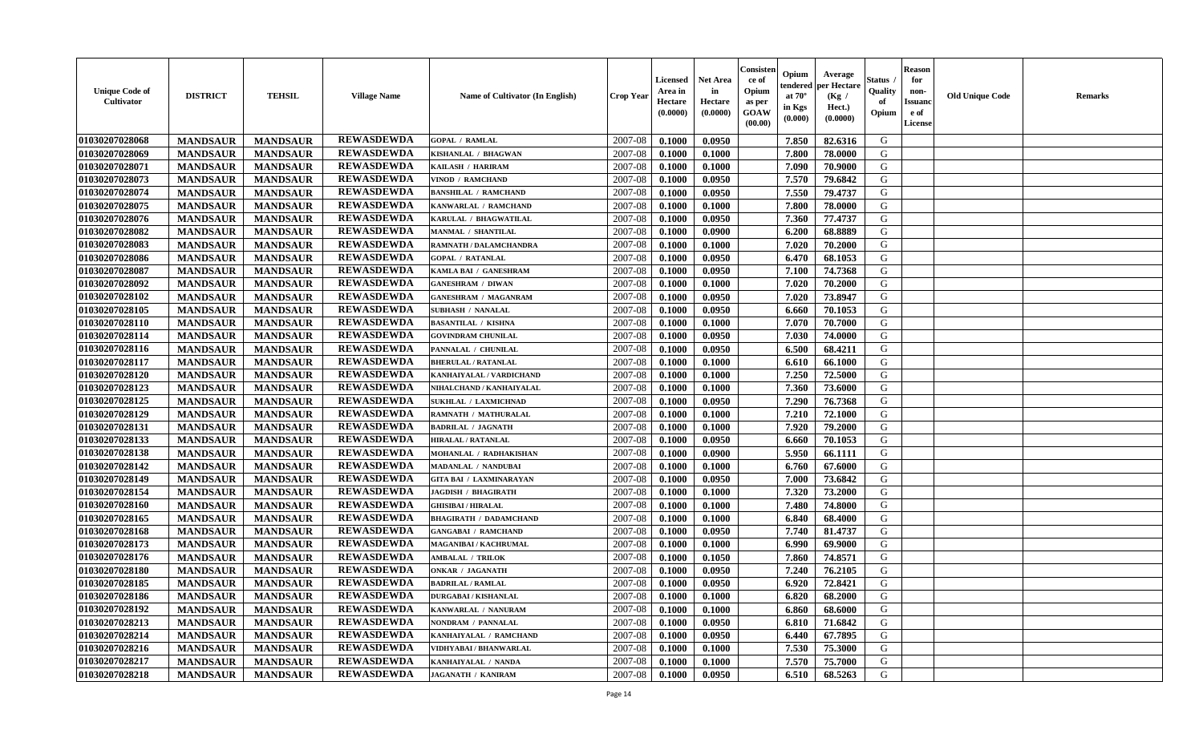| Unique Code of Cultivator | DISTRICT | TEHSIL | Village Name | Name of Cultivator (In English) | Crop Year | Licensed Area in Hectare (0.0000) | Net Area in Hectare (0.0000) | Consistence of Opium as per GOAW (00.00) | Opium tendered at 70° in Kgs (0.000) | Average per Hectare (Kg / Hect.) (0.0000) | Status / Quality of Opium | Reason for non-Issuance of License | Old Unique Code | Remarks |
|---|---|---|---|---|---|---|---|---|---|---|---|---|---|---|
| 01030207028068 | MANDSAUR | MANDSAUR | REWASDEWDA | GOPAL / RAMLAL | 2007-08 | 0.1000 | 0.0950 | | 7.850 | 82.6316 | G | | | |
| 01030207028069 | MANDSAUR | MANDSAUR | REWASDEWDA | KISHANLAL / BHAGWAN | 2007-08 | 0.1000 | 0.1000 | | 7.800 | 78.0000 | G | | | |
| 01030207028071 | MANDSAUR | MANDSAUR | REWASDEWDA | KAILASH / HARIRAM | 2007-08 | 0.1000 | 0.1000 | | 7.090 | 70.9000 | G | | | |
| 01030207028073 | MANDSAUR | MANDSAUR | REWASDEWDA | VINOD / RAMCHAND | 2007-08 | 0.1000 | 0.0950 | | 7.570 | 79.6842 | G | | | |
| 01030207028074 | MANDSAUR | MANDSAUR | REWASDEWDA | BANSHILAL / RAMCHAND | 2007-08 | 0.1000 | 0.0950 | | 7.550 | 79.4737 | G | | | |
| 01030207028075 | MANDSAUR | MANDSAUR | REWASDEWDA | KANWARLAL / RAMCHAND | 2007-08 | 0.1000 | 0.1000 | | 7.800 | 78.0000 | G | | | |
| 01030207028076 | MANDSAUR | MANDSAUR | REWASDEWDA | KARULAL / BHAGWATILAL | 2007-08 | 0.1000 | 0.0950 | | 7.360 | 77.4737 | G | | | |
| 01030207028082 | MANDSAUR | MANDSAUR | REWASDEWDA | MANMAL / SHANTILAL | 2007-08 | 0.1000 | 0.0900 | | 6.200 | 68.8889 | G | | | |
| 01030207028083 | MANDSAUR | MANDSAUR | REWASDEWDA | RAMNATH / DALAMCHANDRA | 2007-08 | 0.1000 | 0.1000 | | 7.020 | 70.2000 | G | | | |
| 01030207028086 | MANDSAUR | MANDSAUR | REWASDEWDA | GOPAL / RATANLAL | 2007-08 | 0.1000 | 0.0950 | | 6.470 | 68.1053 | G | | | |
| 01030207028087 | MANDSAUR | MANDSAUR | REWASDEWDA | KAMLA BAI / GANESHRAM | 2007-08 | 0.1000 | 0.0950 | | 7.100 | 74.7368 | G | | | |
| 01030207028092 | MANDSAUR | MANDSAUR | REWASDEWDA | GANESHRAM / DIWAN | 2007-08 | 0.1000 | 0.1000 | | 7.020 | 70.2000 | G | | | |
| 01030207028102 | MANDSAUR | MANDSAUR | REWASDEWDA | GANESHRAM / MAGANRAM | 2007-08 | 0.1000 | 0.0950 | | 7.020 | 73.8947 | G | | | |
| 01030207028105 | MANDSAUR | MANDSAUR | REWASDEWDA | SUBHASH / NANALAL | 2007-08 | 0.1000 | 0.0950 | | 6.660 | 70.1053 | G | | | |
| 01030207028110 | MANDSAUR | MANDSAUR | REWASDEWDA | BASANTILAL / KISHNA | 2007-08 | 0.1000 | 0.1000 | | 7.070 | 70.7000 | G | | | |
| 01030207028114 | MANDSAUR | MANDSAUR | REWASDEWDA | GOVINDRAM CHUNILAL | 2007-08 | 0.1000 | 0.0950 | | 7.030 | 74.0000 | G | | | |
| 01030207028116 | MANDSAUR | MANDSAUR | REWASDEWDA | PANNALAL / CHUNILAL | 2007-08 | 0.1000 | 0.0950 | | 6.500 | 68.4211 | G | | | |
| 01030207028117 | MANDSAUR | MANDSAUR | REWASDEWDA | BHERULAL / RATANLAL | 2007-08 | 0.1000 | 0.1000 | | 6.610 | 66.1000 | G | | | |
| 01030207028120 | MANDSAUR | MANDSAUR | REWASDEWDA | KANHAIYALAL / VARDICHAND | 2007-08 | 0.1000 | 0.1000 | | 7.250 | 72.5000 | G | | | |
| 01030207028123 | MANDSAUR | MANDSAUR | REWASDEWDA | NIHALCHAND / KANHAIYALAL | 2007-08 | 0.1000 | 0.1000 | | 7.360 | 73.6000 | G | | | |
| 01030207028125 | MANDSAUR | MANDSAUR | REWASDEWDA | SUKHLAL / LAXMICHNAD | 2007-08 | 0.1000 | 0.0950 | | 7.290 | 76.7368 | G | | | |
| 01030207028129 | MANDSAUR | MANDSAUR | REWASDEWDA | RAMNATH / MATHURALAL | 2007-08 | 0.1000 | 0.1000 | | 7.210 | 72.1000 | G | | | |
| 01030207028131 | MANDSAUR | MANDSAUR | REWASDEWDA | BADRILAL / JAGNATH | 2007-08 | 0.1000 | 0.1000 | | 7.920 | 79.2000 | G | | | |
| 01030207028133 | MANDSAUR | MANDSAUR | REWASDEWDA | HIRALAL / RATANLAL | 2007-08 | 0.1000 | 0.0950 | | 6.660 | 70.1053 | G | | | |
| 01030207028138 | MANDSAUR | MANDSAUR | REWASDEWDA | MOHANLAL / RADHAKISHAN | 2007-08 | 0.1000 | 0.0900 | | 5.950 | 66.1111 | G | | | |
| 01030207028142 | MANDSAUR | MANDSAUR | REWASDEWDA | MADANLAL / NANDUBAI | 2007-08 | 0.1000 | 0.1000 | | 6.760 | 67.6000 | G | | | |
| 01030207028149 | MANDSAUR | MANDSAUR | REWASDEWDA | GITA BAI / LAXMINARAYAN | 2007-08 | 0.1000 | 0.0950 | | 7.000 | 73.6842 | G | | | |
| 01030207028154 | MANDSAUR | MANDSAUR | REWASDEWDA | JAGDISH / BHAGIRATH | 2007-08 | 0.1000 | 0.1000 | | 7.320 | 73.2000 | G | | | |
| 01030207028160 | MANDSAUR | MANDSAUR | REWASDEWDA | GHISIBAI / HIRALAL | 2007-08 | 0.1000 | 0.1000 | | 7.480 | 74.8000 | G | | | |
| 01030207028165 | MANDSAUR | MANDSAUR | REWASDEWDA | BHAGIRATH / DADAMCHAND | 2007-08 | 0.1000 | 0.1000 | | 6.840 | 68.4000 | G | | | |
| 01030207028168 | MANDSAUR | MANDSAUR | REWASDEWDA | GANGABAI / RAMCHAND | 2007-08 | 0.1000 | 0.0950 | | 7.740 | 81.4737 | G | | | |
| 01030207028173 | MANDSAUR | MANDSAUR | REWASDEWDA | MAGANIBAI / KACHRUMAL | 2007-08 | 0.1000 | 0.1000 | | 6.990 | 69.9000 | G | | | |
| 01030207028176 | MANDSAUR | MANDSAUR | REWASDEWDA | AMBALAL / TRILOK | 2007-08 | 0.1000 | 0.1050 | | 7.860 | 74.8571 | G | | | |
| 01030207028180 | MANDSAUR | MANDSAUR | REWASDEWDA | ONKAR / JAGANATH | 2007-08 | 0.1000 | 0.0950 | | 7.240 | 76.2105 | G | | | |
| 01030207028185 | MANDSAUR | MANDSAUR | REWASDEWDA | BADRILAL / RAMLAL | 2007-08 | 0.1000 | 0.0950 | | 6.920 | 72.8421 | G | | | |
| 01030207028186 | MANDSAUR | MANDSAUR | REWASDEWDA | DURGABAI / KISHANLAL | 2007-08 | 0.1000 | 0.1000 | | 6.820 | 68.2000 | G | | | |
| 01030207028192 | MANDSAUR | MANDSAUR | REWASDEWDA | KANWARLAL / NANURAM | 2007-08 | 0.1000 | 0.1000 | | 6.860 | 68.6000 | G | | | |
| 01030207028213 | MANDSAUR | MANDSAUR | REWASDEWDA | NONDRAM / PANNALAL | 2007-08 | 0.1000 | 0.0950 | | 6.810 | 71.6842 | G | | | |
| 01030207028214 | MANDSAUR | MANDSAUR | REWASDEWDA | KANHAIYALAL / RAMCHAND | 2007-08 | 0.1000 | 0.0950 | | 6.440 | 67.7895 | G | | | |
| 01030207028216 | MANDSAUR | MANDSAUR | REWASDEWDA | VIDHYABAI / BHANWARLAL | 2007-08 | 0.1000 | 0.1000 | | 7.530 | 75.3000 | G | | | |
| 01030207028217 | MANDSAUR | MANDSAUR | REWASDEWDA | KANHAIYALAL / NANDA | 2007-08 | 0.1000 | 0.1000 | | 7.570 | 75.7000 | G | | | |
| 01030207028218 | MANDSAUR | MANDSAUR | REWASDEWDA | JAGANATH / KANIRAM | 2007-08 | 0.1000 | 0.0950 | | 6.510 | 68.5263 | G | | | |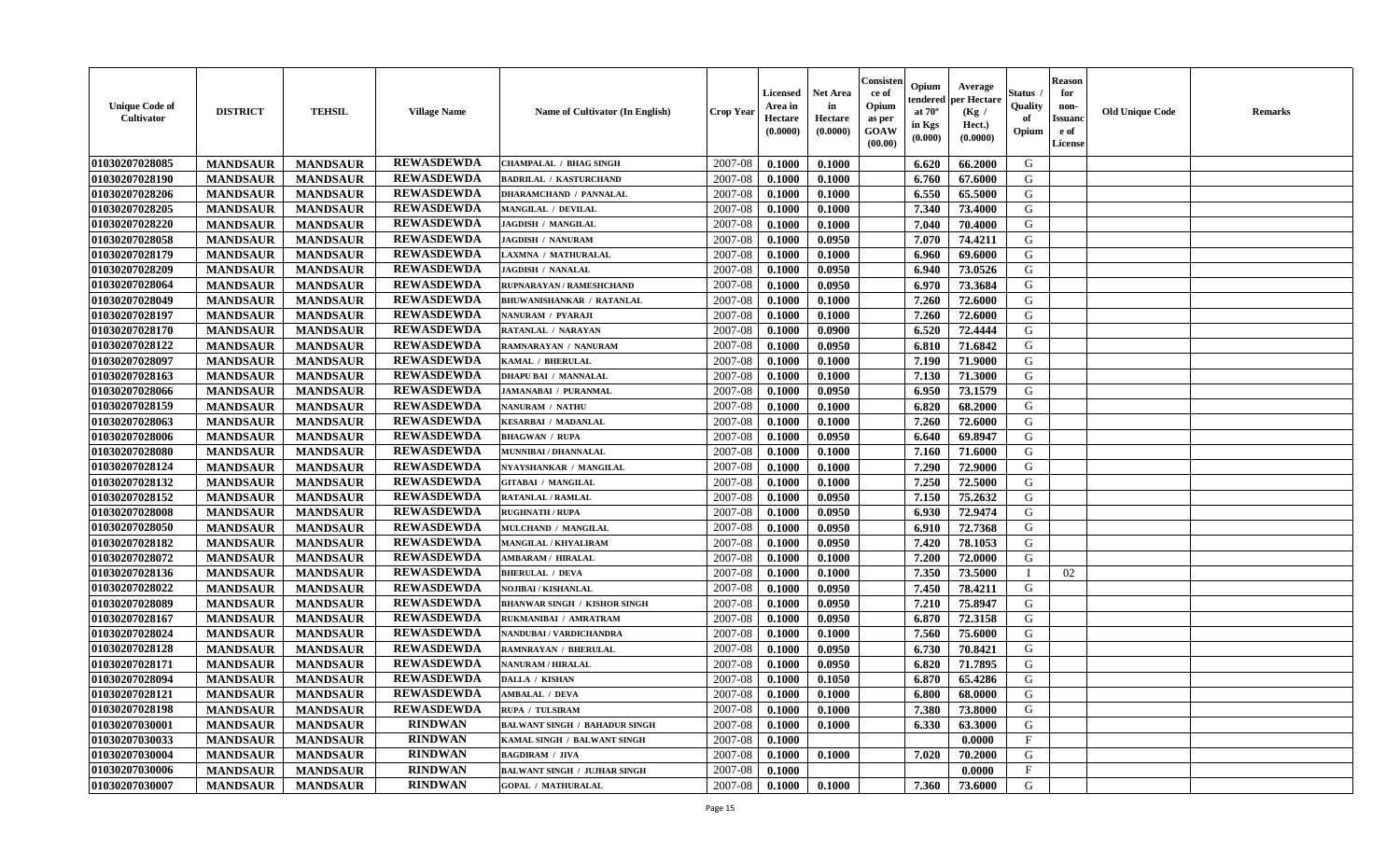| Unique Code of Cultivator | DISTRICT | TEHSIL | Village Name | Name of Cultivator (In English) | Crop Year | Licensed Area in Hectare (0.0000) | Net Area in Hectare (0.0000) | Consistence of Opium as per GOAW (00.00) | Opium tendered at 70° in Kgs (0.000) | Average per Hectare (Kg / Hect.) (0.0000) | Status / Quality of Opium | Reason for non-Issuance of License | Old Unique Code | Remarks |
|---|---|---|---|---|---|---|---|---|---|---|---|---|---|---|
| 01030207028085 | MANDSAUR | MANDSAUR | REWASDEWDA | CHAMPALAL / BHAG SINGH | 2007-08 | 0.1000 | 0.1000 | | 6.620 | 66.2000 | G | | | |
| 01030207028190 | MANDSAUR | MANDSAUR | REWASDEWDA | BADRILAL / KASTURCHAND | 2007-08 | 0.1000 | 0.1000 | | 6.760 | 67.6000 | G | | | |
| 01030207028206 | MANDSAUR | MANDSAUR | REWASDEWDA | DHARAMCHAND / PANNALAL | 2007-08 | 0.1000 | 0.1000 | | 6.550 | 65.5000 | G | | | |
| 01030207028205 | MANDSAUR | MANDSAUR | REWASDEWDA | MANGILAL / DEVILAL | 2007-08 | 0.1000 | 0.1000 | | 7.340 | 73.4000 | G | | | |
| 01030207028220 | MANDSAUR | MANDSAUR | REWASDEWDA | JAGDISH / MANGILAL | 2007-08 | 0.1000 | 0.1000 | | 7.040 | 70.4000 | G | | | |
| 01030207028058 | MANDSAUR | MANDSAUR | REWASDEWDA | JAGDISH / NANURAM | 2007-08 | 0.1000 | 0.0950 | | 7.070 | 74.4211 | G | | | |
| 01030207028179 | MANDSAUR | MANDSAUR | REWASDEWDA | LAXMNA / MATHURALAL | 2007-08 | 0.1000 | 0.1000 | | 6.960 | 69.6000 | G | | | |
| 01030207028209 | MANDSAUR | MANDSAUR | REWASDEWDA | JAGDISH / NANALAL | 2007-08 | 0.1000 | 0.0950 | | 6.940 | 73.0526 | G | | | |
| 01030207028064 | MANDSAUR | MANDSAUR | REWASDEWDA | RUPNARAYAN / RAMESHCHAND | 2007-08 | 0.1000 | 0.0950 | | 6.970 | 73.3684 | G | | | |
| 01030207028049 | MANDSAUR | MANDSAUR | REWASDEWDA | BHUWANISHANKAR / RATANLAL | 2007-08 | 0.1000 | 0.1000 | | 7.260 | 72.6000 | G | | | |
| 01030207028197 | MANDSAUR | MANDSAUR | REWASDEWDA | NANURAM / PYARAJI | 2007-08 | 0.1000 | 0.1000 | | 7.260 | 72.6000 | G | | | |
| 01030207028170 | MANDSAUR | MANDSAUR | REWASDEWDA | RATANLAL / NARAYAN | 2007-08 | 0.1000 | 0.0900 | | 6.520 | 72.4444 | G | | | |
| 01030207028122 | MANDSAUR | MANDSAUR | REWASDEWDA | RAMNARAYAN / NANURAM | 2007-08 | 0.1000 | 0.0950 | | 6.810 | 71.6842 | G | | | |
| 01030207028097 | MANDSAUR | MANDSAUR | REWASDEWDA | KAMAL / BHERULAL | 2007-08 | 0.1000 | 0.1000 | | 7.190 | 71.9000 | G | | | |
| 01030207028163 | MANDSAUR | MANDSAUR | REWASDEWDA | DHAPU BAI / MANNALAL | 2007-08 | 0.1000 | 0.1000 | | 7.130 | 71.3000 | G | | | |
| 01030207028066 | MANDSAUR | MANDSAUR | REWASDEWDA | JAMANABAI / PURANMAL | 2007-08 | 0.1000 | 0.0950 | | 6.950 | 73.1579 | G | | | |
| 01030207028159 | MANDSAUR | MANDSAUR | REWASDEWDA | NANURAM / NATHU | 2007-08 | 0.1000 | 0.1000 | | 6.820 | 68.2000 | G | | | |
| 01030207028063 | MANDSAUR | MANDSAUR | REWASDEWDA | KESARBAI / MADANLAL | 2007-08 | 0.1000 | 0.1000 | | 7.260 | 72.6000 | G | | | |
| 01030207028006 | MANDSAUR | MANDSAUR | REWASDEWDA | BHAGWAN / RUPA | 2007-08 | 0.1000 | 0.0950 | | 6.640 | 69.8947 | G | | | |
| 01030207028080 | MANDSAUR | MANDSAUR | REWASDEWDA | MUNNIBAI / DHANNALAL | 2007-08 | 0.1000 | 0.1000 | | 7.160 | 71.6000 | G | | | |
| 01030207028124 | MANDSAUR | MANDSAUR | REWASDEWDA | NYAYSHANKAR / MANGILAL | 2007-08 | 0.1000 | 0.1000 | | 7.290 | 72.9000 | G | | | |
| 01030207028132 | MANDSAUR | MANDSAUR | REWASDEWDA | GITABAI / MANGILAL | 2007-08 | 0.1000 | 0.1000 | | 7.250 | 72.5000 | G | | | |
| 01030207028152 | MANDSAUR | MANDSAUR | REWASDEWDA | RATANLAL / RAMLAL | 2007-08 | 0.1000 | 0.0950 | | 7.150 | 75.2632 | G | | | |
| 01030207028008 | MANDSAUR | MANDSAUR | REWASDEWDA | RUGHNATH / RUPA | 2007-08 | 0.1000 | 0.0950 | | 6.930 | 72.9474 | G | | | |
| 01030207028050 | MANDSAUR | MANDSAUR | REWASDEWDA | MULCHAND / MANGILAL | 2007-08 | 0.1000 | 0.0950 | | 6.910 | 72.7368 | G | | | |
| 01030207028182 | MANDSAUR | MANDSAUR | REWASDEWDA | MANGILAL / KHYALIRAM | 2007-08 | 0.1000 | 0.0950 | | 7.420 | 78.1053 | G | | | |
| 01030207028072 | MANDSAUR | MANDSAUR | REWASDEWDA | AMBARAM / HIRALAL | 2007-08 | 0.1000 | 0.1000 | | 7.200 | 72.0000 | G | | | |
| 01030207028136 | MANDSAUR | MANDSAUR | REWASDEWDA | BHERULAL / DEVA | 2007-08 | 0.1000 | 0.1000 | | 7.350 | 73.5000 | I | 02 | | |
| 01030207028022 | MANDSAUR | MANDSAUR | REWASDEWDA | NOJIBAI / KISHANLAL | 2007-08 | 0.1000 | 0.0950 | | 7.450 | 78.4211 | G | | | |
| 01030207028089 | MANDSAUR | MANDSAUR | REWASDEWDA | BHANWAR SINGH / KISHOR SINGH | 2007-08 | 0.1000 | 0.0950 | | 7.210 | 75.8947 | G | | | |
| 01030207028167 | MANDSAUR | MANDSAUR | REWASDEWDA | RUKMANIBAI / AMRATRAM | 2007-08 | 0.1000 | 0.0950 | | 6.870 | 72.3158 | G | | | |
| 01030207028024 | MANDSAUR | MANDSAUR | REWASDEWDA | NANDUBAI / VARDICHANDRA | 2007-08 | 0.1000 | 0.1000 | | 7.560 | 75.6000 | G | | | |
| 01030207028128 | MANDSAUR | MANDSAUR | REWASDEWDA | RAMNRAYAN / BHERULAL | 2007-08 | 0.1000 | 0.0950 | | 6.730 | 70.8421 | G | | | |
| 01030207028171 | MANDSAUR | MANDSAUR | REWASDEWDA | NANURAM / HIRALAL | 2007-08 | 0.1000 | 0.0950 | | 6.820 | 71.7895 | G | | | |
| 01030207028094 | MANDSAUR | MANDSAUR | REWASDEWDA | DALLA / KISHAN | 2007-08 | 0.1000 | 0.1050 | | 6.870 | 65.4286 | G | | | |
| 01030207028121 | MANDSAUR | MANDSAUR | REWASDEWDA | AMBALAL / DEVA | 2007-08 | 0.1000 | 0.1000 | | 6.800 | 68.0000 | G | | | |
| 01030207028198 | MANDSAUR | MANDSAUR | REWASDEWDA | RUPA / TULSIRAM | 2007-08 | 0.1000 | 0.1000 | | 7.380 | 73.8000 | G | | | |
| 01030207030001 | MANDSAUR | MANDSAUR | RINDWAN | BALWANT SINGH / BAHADUR SINGH | 2007-08 | 0.1000 | 0.1000 | | 6.330 | 63.3000 | G | | | |
| 01030207030033 | MANDSAUR | MANDSAUR | RINDWAN | KAMAL SINGH / BALWANT SINGH | 2007-08 | 0.1000 | | | | 0.0000 | F | | | |
| 01030207030004 | MANDSAUR | MANDSAUR | RINDWAN | BAGDIRAM / JIVA | 2007-08 | 0.1000 | 0.1000 | | 7.020 | 70.2000 | G | | | |
| 01030207030006 | MANDSAUR | MANDSAUR | RINDWAN | BALWANT SINGH / JUJHAR SINGH | 2007-08 | 0.1000 | | | | 0.0000 | F | | | |
| 01030207030007 | MANDSAUR | MANDSAUR | RINDWAN | GOPAL / MATHURALAL | 2007-08 | 0.1000 | 0.1000 | | 7.360 | 73.6000 | G | | | |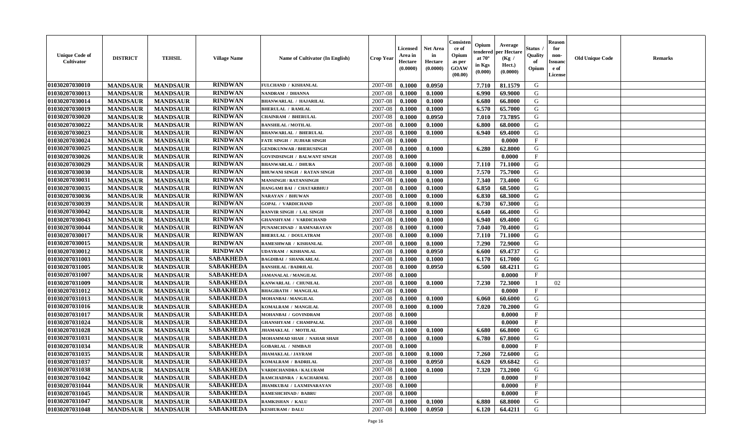| Unique Code of Cultivator | DISTRICT | TEHSIL | Village Name | Name of Cultivator (In English) | Crop Year | Licensed Area in Hectare (0.0000) | Net Area in Hectare (0.0000) | Consistence of Opium as per GOAW (00.00) | Opium tendered at 70° in Kgs (0.000) | Average per Hectare (Kg / Hect.) (0.0000) | Status / Quality of Opium | Reason for non-Issuance of License | Old Unique Code | Remarks |
|---|---|---|---|---|---|---|---|---|---|---|---|---|---|---|
| 01030207030010 | MANDSAUR | MANDSAUR | RINDWAN | FULCHAND / KISHANLAL | 2007-08 | 0.1000 | 0.0950 | | 7.710 | 81.1579 | G | | | |
| 01030207030013 | MANDSAUR | MANDSAUR | RINDWAN | NANDRAM / DHANNA | 2007-08 | 0.1000 | 0.1000 | | 6.990 | 69.9000 | G | | | |
| 01030207030014 | MANDSAUR | MANDSAUR | RINDWAN | BHANWARLAL / HAJARILAL | 2007-08 | 0.1000 | 0.1000 | | 6.680 | 66.8000 | G | | | |
| 01030207030019 | MANDSAUR | MANDSAUR | RINDWAN | BHERULAL / RAMLAL | 2007-08 | 0.1000 | 0.1000 | | 6.570 | 65.7000 | G | | | |
| 01030207030020 | MANDSAUR | MANDSAUR | RINDWAN | CHAINRAM / BHERULAL | 2007-08 | 0.1000 | 0.0950 | | 7.010 | 73.7895 | G | | | |
| 01030207030022 | MANDSAUR | MANDSAUR | RINDWAN | BANSHILAL / MOTILAL | 2007-08 | 0.1000 | 0.1000 | | 6.800 | 68.0000 | G | | | |
| 01030207030023 | MANDSAUR | MANDSAUR | RINDWAN | BHANWARLAL / BHERULAL | 2007-08 | 0.1000 | 0.1000 | | 6.940 | 69.4000 | G | | | |
| 01030207030024 | MANDSAUR | MANDSAUR | RINDWAN | FATE SINGH / JUJHAR SINGH | 2007-08 | 0.1000 | | | | 0.0000 | F | | | |
| 01030207030025 | MANDSAUR | MANDSAUR | RINDWAN | GENDKUNWAR / BHERUSINGH | 2007-08 | 0.1000 | 0.1000 | | 6.280 | 62.8000 | G | | | |
| 01030207030026 | MANDSAUR | MANDSAUR | RINDWAN | GOVINDSINGH / BALWANT SINGH | 2007-08 | 0.1000 | | | | 0.0000 | F | | | |
| 01030207030029 | MANDSAUR | MANDSAUR | RINDWAN | BHANWARLAL / DHURA | 2007-08 | 0.1000 | 0.1000 | | 7.110 | 71.1000 | G | | | |
| 01030207030030 | MANDSAUR | MANDSAUR | RINDWAN | BHUWANI SINGH / RATAN SINGH | 2007-08 | 0.1000 | 0.1000 | | 7.570 | 75.7000 | G | | | |
| 01030207030031 | MANDSAUR | MANDSAUR | RINDWAN | MANSINGH / RATANSINGH | 2007-08 | 0.1000 | 0.1000 | | 7.340 | 73.4000 | G | | | |
| 01030207030035 | MANDSAUR | MANDSAUR | RINDWAN | HANGAMI BAI / CHATARBHUJ | 2007-08 | 0.1000 | 0.1000 | | 6.850 | 68.5000 | G | | | |
| 01030207030036 | MANDSAUR | MANDSAUR | RINDWAN | NARAYAN / BHUWAN | 2007-08 | 0.1000 | 0.1000 | | 6.830 | 68.3000 | G | | | |
| 01030207030039 | MANDSAUR | MANDSAUR | RINDWAN | GOPAL / VARDICHAND | 2007-08 | 0.1000 | 0.1000 | | 6.730 | 67.3000 | G | | | |
| 01030207030042 | MANDSAUR | MANDSAUR | RINDWAN | RANVIR SINGH / LAL SINGH | 2007-08 | 0.1000 | 0.1000 | | 6.640 | 66.4000 | G | | | |
| 01030207030043 | MANDSAUR | MANDSAUR | RINDWAN | GHANSHYAM / VARDICHAND | 2007-08 | 0.1000 | 0.1000 | | 6.940 | 69.4000 | G | | | |
| 01030207030044 | MANDSAUR | MANDSAUR | RINDWAN | PUNAMCHNAD / RAMNARAYAN | 2007-08 | 0.1000 | 0.1000 | | 7.040 | 70.4000 | G | | | |
| 01030207030017 | MANDSAUR | MANDSAUR | RINDWAN | BHERULAL / DOULATRAM | 2007-08 | 0.1000 | 0.1000 | | 7.110 | 71.1000 | G | | | |
| 01030207030015 | MANDSAUR | MANDSAUR | RINDWAN | RAMESHWAR / KISHANLAL | 2007-08 | 0.1000 | 0.1000 | | 7.290 | 72.9000 | G | | | |
| 01030207030012 | MANDSAUR | MANDSAUR | RINDWAN | UDAYRAM / KISHANLAL | 2007-08 | 0.1000 | 0.0950 | | 6.600 | 69.4737 | G | | | |
| 01030207031003 | MANDSAUR | MANDSAUR | SABAKHEDA | BAGDIBAI / SHANKARLAL | 2007-08 | 0.1000 | 0.1000 | | 6.170 | 61.7000 | G | | | |
| 01030207031005 | MANDSAUR | MANDSAUR | SABAKHEDA | BANSHILAL / BADRILAL | 2007-08 | 0.1000 | 0.0950 | | 6.500 | 68.4211 | G | | | |
| 01030207031007 | MANDSAUR | MANDSAUR | SABAKHEDA | JAMANALAL / MANGILAL | 2007-08 | 0.1000 | | | | 0.0000 | F | | | |
| 01030207031009 | MANDSAUR | MANDSAUR | SABAKHEDA | KANWARLAL / CHUNILAL | 2007-08 | 0.1000 | 0.1000 | | 7.230 | 72.3000 | I | 02 | | |
| 01030207031012 | MANDSAUR | MANDSAUR | SABAKHEDA | BHAGIRATH / MANGILAL | 2007-08 | 0.1000 | | | | 0.0000 | F | | | |
| 01030207031013 | MANDSAUR | MANDSAUR | SABAKHEDA | MOHANBAI / MANGILAL | 2007-08 | 0.1000 | 0.1000 | | 6.060 | 60.6000 | G | | | |
| 01030207031016 | MANDSAUR | MANDSAUR | SABAKHEDA | KOMALRAM / MANGILAL | 2007-08 | 0.1000 | 0.1000 | | 7.020 | 70.2000 | G | | | |
| 01030207031017 | MANDSAUR | MANDSAUR | SABAKHEDA | MOHANBAI / GOVINDRAM | 2007-08 | 0.1000 | | | | 0.0000 | F | | | |
| 01030207031024 | MANDSAUR | MANDSAUR | SABAKHEDA | GHANSHYAM / CHAMPALAL | 2007-08 | 0.1000 | | | | 0.0000 | F | | | |
| 01030207031028 | MANDSAUR | MANDSAUR | SABAKHEDA | JHAMAKLAL / MOTILAL | 2007-08 | 0.1000 | 0.1000 | | 6.680 | 66.8000 | G | | | |
| 01030207031031 | MANDSAUR | MANDSAUR | SABAKHEDA | MOHAMMAD SHAH / NAHAR SHAH | 2007-08 | 0.1000 | 0.1000 | | 6.780 | 67.8000 | G | | | |
| 01030207031034 | MANDSAUR | MANDSAUR | SABAKHEDA | GOBARLAL / NIMBAJI | 2007-08 | 0.1000 | | | | 0.0000 | F | | | |
| 01030207031035 | MANDSAUR | MANDSAUR | SABAKHEDA | JHAMAKLAL / JAYRAM | 2007-08 | 0.1000 | 0.1000 | | 7.260 | 72.6000 | G | | | |
| 01030207031037 | MANDSAUR | MANDSAUR | SABAKHEDA | KOMALRAM / BADRILAL | 2007-08 | 0.1000 | 0.0950 | | 6.620 | 69.6842 | G | | | |
| 01030207031038 | MANDSAUR | MANDSAUR | SABAKHEDA | VARDICHANDRA / KALURAM | 2007-08 | 0.1000 | 0.1000 | | 7.320 | 73.2000 | G | | | |
| 01030207031042 | MANDSAUR | MANDSAUR | SABAKHEDA | RAMCHADNRA / KACHARMAL | 2007-08 | 0.1000 | | | | 0.0000 | F | | | |
| 01030207031044 | MANDSAUR | MANDSAUR | SABAKHEDA | JHAMKUBAI / LAXMINARAYAN | 2007-08 | 0.1000 | | | | 0.0000 | F | | | |
| 01030207031045 | MANDSAUR | MANDSAUR | SABAKHEDA | RAMESHCHNAD / BABRU | 2007-08 | 0.1000 | | | | 0.0000 | F | | | |
| 01030207031047 | MANDSAUR | MANDSAUR | SABAKHEDA | RAMKISHAN / KALU | 2007-08 | 0.1000 | 0.1000 | | 6.880 | 68.8000 | G | | | |
| 01030207031048 | MANDSAUR | MANDSAUR | SABAKHEDA | KESHURAM / DALU | 2007-08 | 0.1000 | 0.0950 | | 6.120 | 64.4211 | G | | | |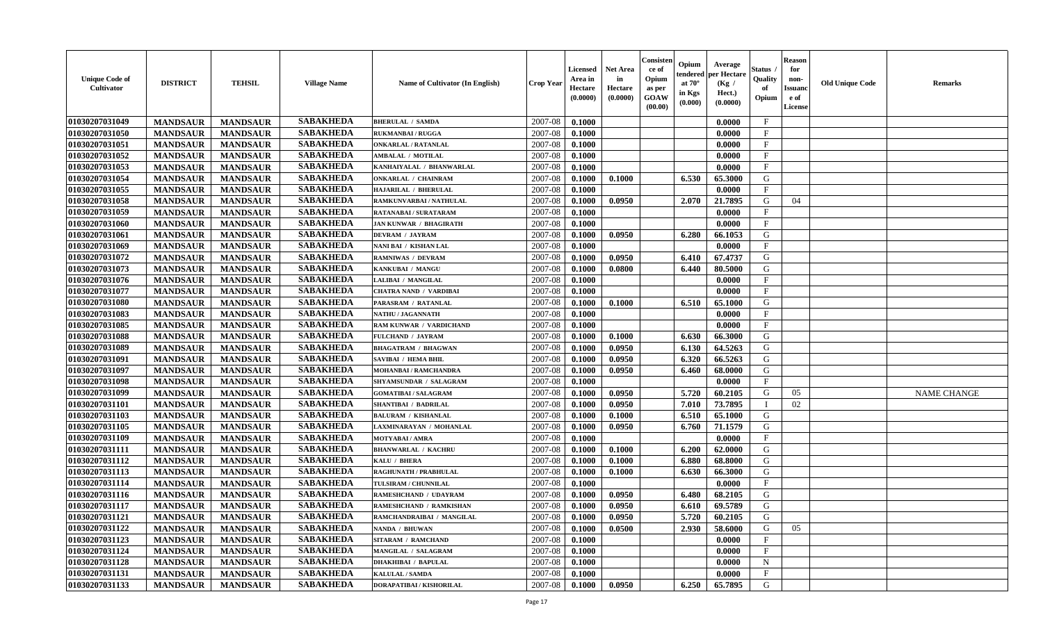| Unique Code of Cultivator | DISTRICT | TEHSIL | Village Name | Name of Cultivator (In English) | Crop Year | Licensed Area in Hectare (0.0000) | Net Area in Hectare (0.0000) | Consistence of Opium as per GOAW (00.00) | Opium tendered at 70° in Kgs (0.000) | Average per Hectare (Kg / Hect.) (0.0000) | Status / Quality of Opium | Reason for non-Issuance of License | Old Unique Code | Remarks |
|---|---|---|---|---|---|---|---|---|---|---|---|---|---|---|
| 01030207031049 | MANDSAUR | MANDSAUR | SABAKHEDA | BHERULAL / SAMDA | 2007-08 | 0.1000 | | | | 0.0000 | F | | | |
| 01030207031050 | MANDSAUR | MANDSAUR | SABAKHEDA | RUKMANBAI / RUGGA | 2007-08 | 0.1000 | | | | 0.0000 | F | | | |
| 01030207031051 | MANDSAUR | MANDSAUR | SABAKHEDA | ONKARLAL / RATANLAL | 2007-08 | 0.1000 | | | | 0.0000 | F | | | |
| 01030207031052 | MANDSAUR | MANDSAUR | SABAKHEDA | AMBALAL / MOTILAL | 2007-08 | 0.1000 | | | | 0.0000 | F | | | |
| 01030207031053 | MANDSAUR | MANDSAUR | SABAKHEDA | KANHAIYALAL / BHANWARLAL | 2007-08 | 0.1000 | | | | 0.0000 | F | | | |
| 01030207031054 | MANDSAUR | MANDSAUR | SABAKHEDA | ONKARLAL / CHAINRAM | 2007-08 | 0.1000 | 0.1000 | | 6.530 | 65.3000 | G | | | |
| 01030207031055 | MANDSAUR | MANDSAUR | SABAKHEDA | HAJARILAL / BHERULAL | 2007-08 | 0.1000 | | | | 0.0000 | F | | | |
| 01030207031058 | MANDSAUR | MANDSAUR | SABAKHEDA | RAMKUNVARBAI / NATHULAL | 2007-08 | 0.1000 | 0.0950 | | 2.070 | 21.7895 | G | 04 | | |
| 01030207031059 | MANDSAUR | MANDSAUR | SABAKHEDA | RATANABAI / SURATARAM | 2007-08 | 0.1000 | | | | 0.0000 | F | | | |
| 01030207031060 | MANDSAUR | MANDSAUR | SABAKHEDA | JAN KUNWAR / BHAGIRATH | 2007-08 | 0.1000 | | | | 0.0000 | F | | | |
| 01030207031061 | MANDSAUR | MANDSAUR | SABAKHEDA | DEVRAM / JAYRAM | 2007-08 | 0.1000 | 0.0950 | | 6.280 | 66.1053 | G | | | |
| 01030207031069 | MANDSAUR | MANDSAUR | SABAKHEDA | NANI BAI / KISHAN LAL | 2007-08 | 0.1000 | | | | 0.0000 | F | | | |
| 01030207031072 | MANDSAUR | MANDSAUR | SABAKHEDA | RAMNIWAS / DEVRAM | 2007-08 | 0.1000 | 0.0950 | | 6.410 | 67.4737 | G | | | |
| 01030207031073 | MANDSAUR | MANDSAUR | SABAKHEDA | KANKUBAI / MANGU | 2007-08 | 0.1000 | 0.0800 | | 6.440 | 80.5000 | G | | | |
| 01030207031076 | MANDSAUR | MANDSAUR | SABAKHEDA | LALIBAI / MANGILAL | 2007-08 | 0.1000 | | | | 0.0000 | F | | | |
| 01030207031077 | MANDSAUR | MANDSAUR | SABAKHEDA | CHATRA NAND / VARDIBAI | 2007-08 | 0.1000 | | | | 0.0000 | F | | | |
| 01030207031080 | MANDSAUR | MANDSAUR | SABAKHEDA | PARASRAM / RATANLAL | 2007-08 | 0.1000 | 0.1000 | | 6.510 | 65.1000 | G | | | |
| 01030207031083 | MANDSAUR | MANDSAUR | SABAKHEDA | NATHU / JAGANNATH | 2007-08 | 0.1000 | | | | 0.0000 | F | | | |
| 01030207031085 | MANDSAUR | MANDSAUR | SABAKHEDA | RAM KUNWAR / VARDICHAND | 2007-08 | 0.1000 | | | | 0.0000 | F | | | |
| 01030207031088 | MANDSAUR | MANDSAUR | SABAKHEDA | FULCHAND / JAYRAM | 2007-08 | 0.1000 | 0.1000 | | 6.630 | 66.3000 | G | | | |
| 01030207031089 | MANDSAUR | MANDSAUR | SABAKHEDA | BHAGATRAM / BHAGWAN | 2007-08 | 0.1000 | 0.0950 | | 6.130 | 64.5263 | G | | | |
| 01030207031091 | MANDSAUR | MANDSAUR | SABAKHEDA | SAVIBAI / HEMA BHIL | 2007-08 | 0.1000 | 0.0950 | | 6.320 | 66.5263 | G | | | |
| 01030207031097 | MANDSAUR | MANDSAUR | SABAKHEDA | MOHANBAI / RAMCHANDRA | 2007-08 | 0.1000 | 0.0950 | | 6.460 | 68.0000 | G | | | |
| 01030207031098 | MANDSAUR | MANDSAUR | SABAKHEDA | SHYAMSUNDAR / SALAGRAM | 2007-08 | 0.1000 | | | | 0.0000 | F | | | |
| 01030207031099 | MANDSAUR | MANDSAUR | SABAKHEDA | GOMATIBAI / SALAGRAM | 2007-08 | 0.1000 | 0.0950 | | 5.720 | 60.2105 | G | 05 | | NAME CHANGE |
| 01030207031101 | MANDSAUR | MANDSAUR | SABAKHEDA | SHANTIBAI / BADRILAL | 2007-08 | 0.1000 | 0.0950 | | 7.010 | 73.7895 | I | 02 | | |
| 01030207031103 | MANDSAUR | MANDSAUR | SABAKHEDA | BALURAM / KISHANLAL | 2007-08 | 0.1000 | 0.1000 | | 6.510 | 65.1000 | G | | | |
| 01030207031105 | MANDSAUR | MANDSAUR | SABAKHEDA | LAXMINARAYAN / MOHANLAL | 2007-08 | 0.1000 | 0.0950 | | 6.760 | 71.1579 | G | | | |
| 01030207031109 | MANDSAUR | MANDSAUR | SABAKHEDA | MOTYABAI / AMRA | 2007-08 | 0.1000 | | | | 0.0000 | F | | | |
| 01030207031111 | MANDSAUR | MANDSAUR | SABAKHEDA | BHANWARLAL / KACHRU | 2007-08 | 0.1000 | 0.1000 | | 6.200 | 62.0000 | G | | | |
| 01030207031112 | MANDSAUR | MANDSAUR | SABAKHEDA | KALU / BHERA | 2007-08 | 0.1000 | 0.1000 | | 6.880 | 68.8000 | G | | | |
| 01030207031113 | MANDSAUR | MANDSAUR | SABAKHEDA | RAGHUNATH / PRABHULAL | 2007-08 | 0.1000 | 0.1000 | | 6.630 | 66.3000 | G | | | |
| 01030207031114 | MANDSAUR | MANDSAUR | SABAKHEDA | TULSIRAM / CHUNNILAL | 2007-08 | 0.1000 | | | | 0.0000 | F | | | |
| 01030207031116 | MANDSAUR | MANDSAUR | SABAKHEDA | RAMESHCHAND / UDAYRAM | 2007-08 | 0.1000 | 0.0950 | | 6.480 | 68.2105 | G | | | |
| 01030207031117 | MANDSAUR | MANDSAUR | SABAKHEDA | RAMESHCHAND / RAMKISHAN | 2007-08 | 0.1000 | 0.0950 | | 6.610 | 69.5789 | G | | | |
| 01030207031121 | MANDSAUR | MANDSAUR | SABAKHEDA | RAMCHANDRAIBAI / MANGILAL | 2007-08 | 0.1000 | 0.0950 | | 5.720 | 60.2105 | G | | | |
| 01030207031122 | MANDSAUR | MANDSAUR | SABAKHEDA | NANDA / BHUWAN | 2007-08 | 0.1000 | 0.0500 | | 2.930 | 58.6000 | G | 05 | | |
| 01030207031123 | MANDSAUR | MANDSAUR | SABAKHEDA | SITARAM / RAMCHAND | 2007-08 | 0.1000 | | | | 0.0000 | F | | | |
| 01030207031124 | MANDSAUR | MANDSAUR | SABAKHEDA | MANGILAL / SALAGRAM | 2007-08 | 0.1000 | | | | 0.0000 | F | | | |
| 01030207031128 | MANDSAUR | MANDSAUR | SABAKHEDA | DHAKHIBAI / BAPULAL | 2007-08 | 0.1000 | | | | 0.0000 | N | | | |
| 01030207031131 | MANDSAUR | MANDSAUR | SABAKHEDA | KALULAL / SAMDA | 2007-08 | 0.1000 | | | | 0.0000 | F | | | |
| 01030207031133 | MANDSAUR | MANDSAUR | SABAKHEDA | DORAPATIBAI / KISHORILAL | 2007-08 | 0.1000 | 0.0950 | | 6.250 | 65.7895 | G | | | |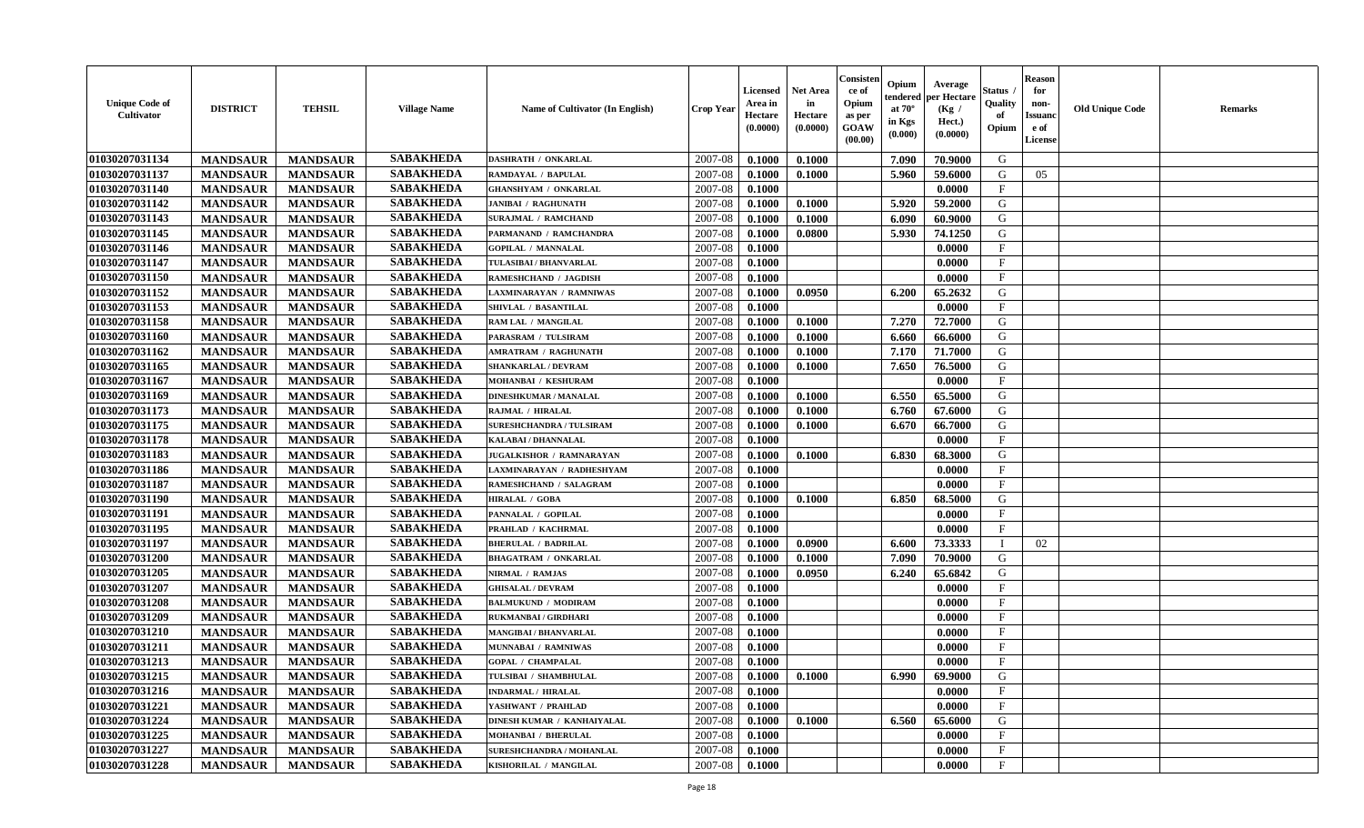| Unique Code of Cultivator | DISTRICT | TEHSIL | Village Name | Name of Cultivator (In English) | Crop Year | Licensed Area in Hectare (0.0000) | Net Area in Hectare (0.0000) | Consistence of Opium as per GOAW (00.00) | Opium tendered at 70° in Kgs (0.000) | Average per Hectare (Kg / Hect.) (0.0000) | Status / Quality of Opium | Reason for non-Issuance of License | Old Unique Code | Remarks |
|---|---|---|---|---|---|---|---|---|---|---|---|---|---|---|
| 01030207031134 | MANDSAUR | MANDSAUR | SABAKHEDA | DASHRATH / ONKARLAL | 2007-08 | 0.1000 | 0.1000 | | 7.090 | 70.9000 | G | | | |
| 01030207031137 | MANDSAUR | MANDSAUR | SABAKHEDA | RAMDAYAL / BAPULAL | 2007-08 | 0.1000 | 0.1000 | | 5.960 | 59.6000 | G | 05 | | |
| 01030207031140 | MANDSAUR | MANDSAUR | SABAKHEDA | GHANSHYAM / ONKARLAL | 2007-08 | 0.1000 | | | | 0.0000 | F | | | |
| 01030207031142 | MANDSAUR | MANDSAUR | SABAKHEDA | JANIBAI / RAGHUNATH | 2007-08 | 0.1000 | 0.1000 | | 5.920 | 59.2000 | G | | | |
| 01030207031143 | MANDSAUR | MANDSAUR | SABAKHEDA | SURAJMAL / RAMCHAND | 2007-08 | 0.1000 | 0.1000 | | 6.090 | 60.9000 | G | | | |
| 01030207031145 | MANDSAUR | MANDSAUR | SABAKHEDA | PARMANAND / RAMCHANDRA | 2007-08 | 0.1000 | 0.0800 | | 5.930 | 74.1250 | G | | | |
| 01030207031146 | MANDSAUR | MANDSAUR | SABAKHEDA | GOPILAL / MANNALAL | 2007-08 | 0.1000 | | | | 0.0000 | F | | | |
| 01030207031147 | MANDSAUR | MANDSAUR | SABAKHEDA | TULASIBAI / BHANVARLAL | 2007-08 | 0.1000 | | | | 0.0000 | F | | | |
| 01030207031150 | MANDSAUR | MANDSAUR | SABAKHEDA | RAMESHCHAND / JAGDISH | 2007-08 | 0.1000 | | | | 0.0000 | F | | | |
| 01030207031152 | MANDSAUR | MANDSAUR | SABAKHEDA | LAXMINARAYAN / RAMNIWAS | 2007-08 | 0.1000 | 0.0950 | | 6.200 | 65.2632 | G | | | |
| 01030207031153 | MANDSAUR | MANDSAUR | SABAKHEDA | SHIVLAL / BASANTILAL | 2007-08 | 0.1000 | | | | 0.0000 | F | | | |
| 01030207031158 | MANDSAUR | MANDSAUR | SABAKHEDA | RAM LAL / MANGILAL | 2007-08 | 0.1000 | 0.1000 | | 7.270 | 72.7000 | G | | | |
| 01030207031160 | MANDSAUR | MANDSAUR | SABAKHEDA | PARASRAM / TULSIRAM | 2007-08 | 0.1000 | 0.1000 | | 6.660 | 66.6000 | G | | | |
| 01030207031162 | MANDSAUR | MANDSAUR | SABAKHEDA | AMRATRAM / RAGHUNATH | 2007-08 | 0.1000 | 0.1000 | | 7.170 | 71.7000 | G | | | |
| 01030207031165 | MANDSAUR | MANDSAUR | SABAKHEDA | SHANKARLAL / DEVRAM | 2007-08 | 0.1000 | 0.1000 | | 7.650 | 76.5000 | G | | | |
| 01030207031167 | MANDSAUR | MANDSAUR | SABAKHEDA | MOHANBAI / KESHURAM | 2007-08 | 0.1000 | | | | 0.0000 | F | | | |
| 01030207031169 | MANDSAUR | MANDSAUR | SABAKHEDA | DINESHKUMAR / MANALAL | 2007-08 | 0.1000 | 0.1000 | | 6.550 | 65.5000 | G | | | |
| 01030207031173 | MANDSAUR | MANDSAUR | SABAKHEDA | RAJMAL / HIRALAL | 2007-08 | 0.1000 | 0.1000 | | 6.760 | 67.6000 | G | | | |
| 01030207031175 | MANDSAUR | MANDSAUR | SABAKHEDA | SURESHCHANDRA / TULSIRAM | 2007-08 | 0.1000 | 0.1000 | | 6.670 | 66.7000 | G | | | |
| 01030207031178 | MANDSAUR | MANDSAUR | SABAKHEDA | KALABAI / DHANNALAL | 2007-08 | 0.1000 | | | | 0.0000 | F | | | |
| 01030207031183 | MANDSAUR | MANDSAUR | SABAKHEDA | JUGALKISHOR / RAMNARAYAN | 2007-08 | 0.1000 | 0.1000 | | 6.830 | 68.3000 | G | | | |
| 01030207031186 | MANDSAUR | MANDSAUR | SABAKHEDA | LAXMINARAYAN / RADHESHYAM | 2007-08 | 0.1000 | | | | 0.0000 | F | | | |
| 01030207031187 | MANDSAUR | MANDSAUR | SABAKHEDA | RAMESHCHAND / SALAGRAM | 2007-08 | 0.1000 | | | | 0.0000 | F | | | |
| 01030207031190 | MANDSAUR | MANDSAUR | SABAKHEDA | HIRALAL / GOBA | 2007-08 | 0.1000 | 0.1000 | | 6.850 | 68.5000 | G | | | |
| 01030207031191 | MANDSAUR | MANDSAUR | SABAKHEDA | PANNALAL / GOPILAL | 2007-08 | 0.1000 | | | | 0.0000 | F | | | |
| 01030207031195 | MANDSAUR | MANDSAUR | SABAKHEDA | PRAHLAD / KACHRMAL | 2007-08 | 0.1000 | | | | 0.0000 | F | | | |
| 01030207031197 | MANDSAUR | MANDSAUR | SABAKHEDA | BHERULAL / BADRILAL | 2007-08 | 0.1000 | 0.0900 | | 6.600 | 73.3333 | I | 02 | | |
| 01030207031200 | MANDSAUR | MANDSAUR | SABAKHEDA | BHAGATRAM / ONKARLAL | 2007-08 | 0.1000 | 0.1000 | | 7.090 | 70.9000 | G | | | |
| 01030207031205 | MANDSAUR | MANDSAUR | SABAKHEDA | NIRMAL / RAMJAS | 2007-08 | 0.1000 | 0.0950 | | 6.240 | 65.6842 | G | | | |
| 01030207031207 | MANDSAUR | MANDSAUR | SABAKHEDA | GHISALAL / DEVRAM | 2007-08 | 0.1000 | | | | 0.0000 | F | | | |
| 01030207031208 | MANDSAUR | MANDSAUR | SABAKHEDA | BALMUKUND / MODIRAM | 2007-08 | 0.1000 | | | | 0.0000 | F | | | |
| 01030207031209 | MANDSAUR | MANDSAUR | SABAKHEDA | RUKMANBAI / GIRDHARI | 2007-08 | 0.1000 | | | | 0.0000 | F | | | |
| 01030207031210 | MANDSAUR | MANDSAUR | SABAKHEDA | MANGIBAI / BHANVARLAL | 2007-08 | 0.1000 | | | | 0.0000 | F | | | |
| 01030207031211 | MANDSAUR | MANDSAUR | SABAKHEDA | MUNNABAI / RAMNIWAS | 2007-08 | 0.1000 | | | | 0.0000 | F | | | |
| 01030207031213 | MANDSAUR | MANDSAUR | SABAKHEDA | GOPAL / CHAMPALAL | 2007-08 | 0.1000 | | | | 0.0000 | F | | | |
| 01030207031215 | MANDSAUR | MANDSAUR | SABAKHEDA | TULSIBAI / SHAMBHULAL | 2007-08 | 0.1000 | 0.1000 | | 6.990 | 69.9000 | G | | | |
| 01030207031216 | MANDSAUR | MANDSAUR | SABAKHEDA | INDARMAL / HIRALAL | 2007-08 | 0.1000 | | | | 0.0000 | F | | | |
| 01030207031221 | MANDSAUR | MANDSAUR | SABAKHEDA | YASHWANT / PRAHLAD | 2007-08 | 0.1000 | | | | 0.0000 | F | | | |
| 01030207031224 | MANDSAUR | MANDSAUR | SABAKHEDA | DINESH KUMAR / KANHAIYALAL | 2007-08 | 0.1000 | 0.1000 | | 6.560 | 65.6000 | G | | | |
| 01030207031225 | MANDSAUR | MANDSAUR | SABAKHEDA | MOHANBAI / BHERULAL | 2007-08 | 0.1000 | | | | 0.0000 | F | | | |
| 01030207031227 | MANDSAUR | MANDSAUR | SABAKHEDA | SURESHCHANDRA / MOHANLAL | 2007-08 | 0.1000 | | | | 0.0000 | F | | | |
| 01030207031228 | MANDSAUR | MANDSAUR | SABAKHEDA | KISHORILAL / MANGILAL | 2007-08 | 0.1000 | | | | 0.0000 | F | | | |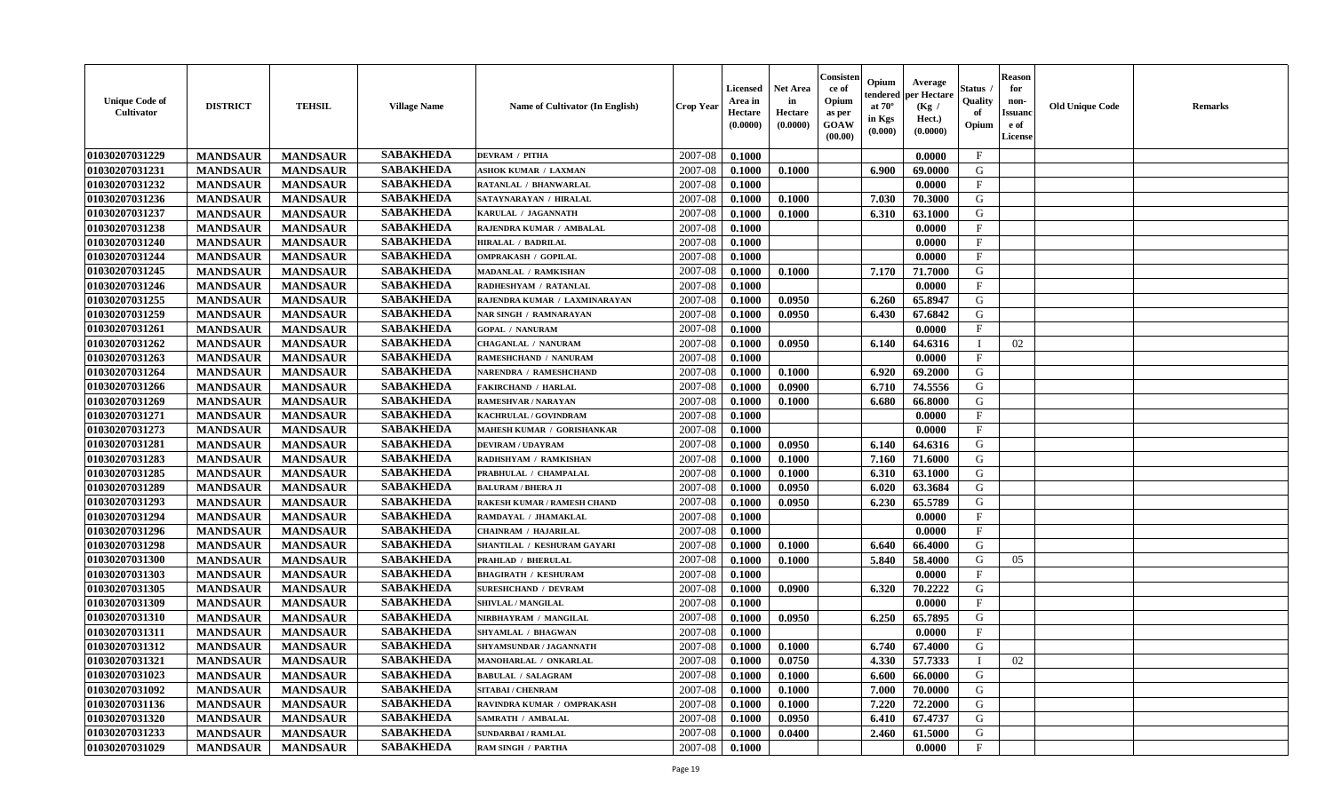| Unique Code of Cultivator | DISTRICT | TEHSIL | Village Name | Name of Cultivator (In English) | Crop Year | Licensed Area in Hectare (0.0000) | Net Area in Hectare (0.0000) | Consistence of Opium as per GOAW (00.00) | Opium tendered at 70° in Kgs (0.000) | Average per Hectare (Kg / Hect.) (0.0000) | Status / Quality of Opium | Reason for non-Issuance of License | Old Unique Code | Remarks |
|---|---|---|---|---|---|---|---|---|---|---|---|---|---|---|
| 01030207031229 | MANDSAUR | MANDSAUR | SABAKHEDA | DEVRAM / PITHA | 2007-08 | 0.1000 | | | | 0.0000 | F | | | |
| 01030207031231 | MANDSAUR | MANDSAUR | SABAKHEDA | ASHOK KUMAR / LAXMAN | 2007-08 | 0.1000 | 0.1000 | | 6.900 | 69.0000 | G | | | |
| 01030207031232 | MANDSAUR | MANDSAUR | SABAKHEDA | RATANLAL / BHANWARLAL | 2007-08 | 0.1000 | | | | 0.0000 | F | | | |
| 01030207031236 | MANDSAUR | MANDSAUR | SABAKHEDA | SATAYNARAYAN / HIRALAL | 2007-08 | 0.1000 | 0.1000 | | 7.030 | 70.3000 | G | | | |
| 01030207031237 | MANDSAUR | MANDSAUR | SABAKHEDA | KARULAL / JAGANNATH | 2007-08 | 0.1000 | 0.1000 | | 6.310 | 63.1000 | G | | | |
| 01030207031238 | MANDSAUR | MANDSAUR | SABAKHEDA | RAJENDRA KUMAR / AMBALAL | 2007-08 | 0.1000 | | | | 0.0000 | F | | | |
| 01030207031240 | MANDSAUR | MANDSAUR | SABAKHEDA | HIRALAL / BADRILAL | 2007-08 | 0.1000 | | | | 0.0000 | F | | | |
| 01030207031244 | MANDSAUR | MANDSAUR | SABAKHEDA | OMPRAKASH / GOPILAL | 2007-08 | 0.1000 | | | | 0.0000 | F | | | |
| 01030207031245 | MANDSAUR | MANDSAUR | SABAKHEDA | MADANLAL / RAMKISHAN | 2007-08 | 0.1000 | 0.1000 | | 7.170 | 71.7000 | G | | | |
| 01030207031246 | MANDSAUR | MANDSAUR | SABAKHEDA | RADHESHYAM / RATANLAL | 2007-08 | 0.1000 | | | | 0.0000 | F | | | |
| 01030207031255 | MANDSAUR | MANDSAUR | SABAKHEDA | RAJENDRA KUMAR / LAXMINARAYAN | 2007-08 | 0.1000 | 0.0950 | | 6.260 | 65.8947 | G | | | |
| 01030207031259 | MANDSAUR | MANDSAUR | SABAKHEDA | NAR SINGH / RAMNARAYAN | 2007-08 | 0.1000 | 0.0950 | | 6.430 | 67.6842 | G | | | |
| 01030207031261 | MANDSAUR | MANDSAUR | SABAKHEDA | GOPAL / NANURAM | 2007-08 | 0.1000 | | | | 0.0000 | F | | | |
| 01030207031262 | MANDSAUR | MANDSAUR | SABAKHEDA | CHAGANLAL / NANURAM | 2007-08 | 0.1000 | 0.0950 | | 6.140 | 64.6316 | I | 02 | | |
| 01030207031263 | MANDSAUR | MANDSAUR | SABAKHEDA | RAMESHCHAND / NANURAM | 2007-08 | 0.1000 | | | | 0.0000 | F | | | |
| 01030207031264 | MANDSAUR | MANDSAUR | SABAKHEDA | NARENDRA / RAMESHCHAND | 2007-08 | 0.1000 | 0.1000 | | 6.920 | 69.2000 | G | | | |
| 01030207031266 | MANDSAUR | MANDSAUR | SABAKHEDA | FAKIRCHAND / HARLAL | 2007-08 | 0.1000 | 0.0900 | | 6.710 | 74.5556 | G | | | |
| 01030207031269 | MANDSAUR | MANDSAUR | SABAKHEDA | RAMESHVAR / NARAYAN | 2007-08 | 0.1000 | 0.1000 | | 6.680 | 66.8000 | G | | | |
| 01030207031271 | MANDSAUR | MANDSAUR | SABAKHEDA | KACHRULAL / GOVINDRAM | 2007-08 | 0.1000 | | | | 0.0000 | F | | | |
| 01030207031273 | MANDSAUR | MANDSAUR | SABAKHEDA | MAHESH KUMAR / GORISHANKAR | 2007-08 | 0.1000 | | | | 0.0000 | F | | | |
| 01030207031281 | MANDSAUR | MANDSAUR | SABAKHEDA | DEVIRAM / UDAYRAM | 2007-08 | 0.1000 | 0.0950 | | 6.140 | 64.6316 | G | | | |
| 01030207031283 | MANDSAUR | MANDSAUR | SABAKHEDA | RADHSHYAM / RAMKISHAN | 2007-08 | 0.1000 | 0.1000 | | 7.160 | 71.6000 | G | | | |
| 01030207031285 | MANDSAUR | MANDSAUR | SABAKHEDA | PRABHULAL / CHAMPALAL | 2007-08 | 0.1000 | 0.1000 | | 6.310 | 63.1000 | G | | | |
| 01030207031289 | MANDSAUR | MANDSAUR | SABAKHEDA | BALURAM / BHERA JI | 2007-08 | 0.1000 | 0.0950 | | 6.020 | 63.3684 | G | | | |
| 01030207031293 | MANDSAUR | MANDSAUR | SABAKHEDA | RAKESH KUMAR / RAMESH CHAND | 2007-08 | 0.1000 | 0.0950 | | 6.230 | 65.5789 | G | | | |
| 01030207031294 | MANDSAUR | MANDSAUR | SABAKHEDA | RAMDAYAL / JHAMAKLAL | 2007-08 | 0.1000 | | | | 0.0000 | F | | | |
| 01030207031296 | MANDSAUR | MANDSAUR | SABAKHEDA | CHAINRAM / HAJARILAL | 2007-08 | 0.1000 | | | | 0.0000 | F | | | |
| 01030207031298 | MANDSAUR | MANDSAUR | SABAKHEDA | SHANTILAL / KESHURAM GAYARI | 2007-08 | 0.1000 | 0.1000 | | 6.640 | 66.4000 | G | | | |
| 01030207031300 | MANDSAUR | MANDSAUR | SABAKHEDA | PRAHLAD / BHERULAL | 2007-08 | 0.1000 | 0.1000 | | 5.840 | 58.4000 | G | 05 | | |
| 01030207031303 | MANDSAUR | MANDSAUR | SABAKHEDA | BHAGIRATH / KESHURAM | 2007-08 | 0.1000 | | | | 0.0000 | F | | | |
| 01030207031305 | MANDSAUR | MANDSAUR | SABAKHEDA | SURESHCHAND / DEVRAM | 2007-08 | 0.1000 | 0.0900 | | 6.320 | 70.2222 | G | | | |
| 01030207031309 | MANDSAUR | MANDSAUR | SABAKHEDA | SHIVLAL / MANGILAL | 2007-08 | 0.1000 | | | | 0.0000 | F | | | |
| 01030207031310 | MANDSAUR | MANDSAUR | SABAKHEDA | NIRBHAYRAM / MANGILAL | 2007-08 | 0.1000 | 0.0950 | | 6.250 | 65.7895 | G | | | |
| 01030207031311 | MANDSAUR | MANDSAUR | SABAKHEDA | SHYAMLAL / BHAGWAN | 2007-08 | 0.1000 | | | | 0.0000 | F | | | |
| 01030207031312 | MANDSAUR | MANDSAUR | SABAKHEDA | SHYAMSUNDAR / JAGANNATH | 2007-08 | 0.1000 | 0.1000 | | 6.740 | 67.4000 | G | | | |
| 01030207031321 | MANDSAUR | MANDSAUR | SABAKHEDA | MANOHARLAL / ONKARLAL | 2007-08 | 0.1000 | 0.0750 | | 4.330 | 57.7333 | I | 02 | | |
| 01030207031023 | MANDSAUR | MANDSAUR | SABAKHEDA | BABULAL / SALAGRAM | 2007-08 | 0.1000 | 0.1000 | | 6.600 | 66.0000 | G | | | |
| 01030207031092 | MANDSAUR | MANDSAUR | SABAKHEDA | SITABAI / CHENRAM | 2007-08 | 0.1000 | 0.1000 | | 7.000 | 70.0000 | G | | | |
| 01030207031136 | MANDSAUR | MANDSAUR | SABAKHEDA | RAVINDRA KUMAR / OMPRAKASH | 2007-08 | 0.1000 | 0.1000 | | 7.220 | 72.2000 | G | | | |
| 01030207031320 | MANDSAUR | MANDSAUR | SABAKHEDA | SAMRATH / AMBALAL | 2007-08 | 0.1000 | 0.0950 | | 6.410 | 67.4737 | G | | | |
| 01030207031233 | MANDSAUR | MANDSAUR | SABAKHEDA | SUNDARBAI / RAMLAL | 2007-08 | 0.1000 | 0.0400 | | 2.460 | 61.5000 | G | | | |
| 01030207031029 | MANDSAUR | MANDSAUR | SABAKHEDA | RAM SINGH / PARTHA | 2007-08 | 0.1000 | | | | 0.0000 | F | | | |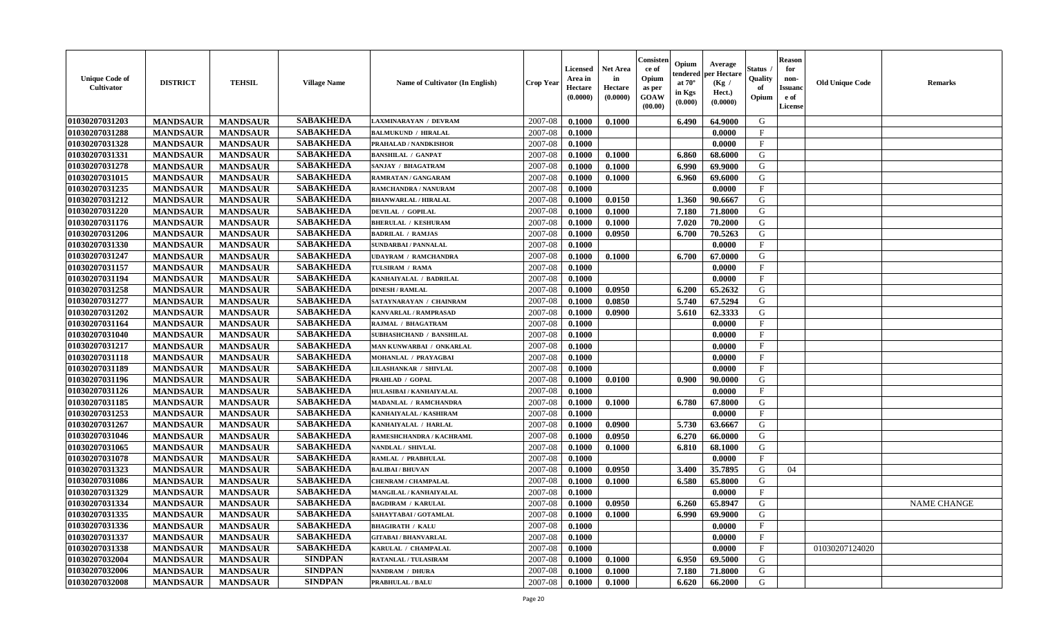| Unique Code of Cultivator | DISTRICT | TEHSIL | Village Name | Name of Cultivator (In English) | Crop Year | Licensed Area in Hectare (0.0000) | Net Area in Hectare (0.0000) | Consistence of Opium as per GOAW (00.00) | Opium tendered at 70° in Kgs (0.000) | Average per Hectare (Kg / Hect.) (0.0000) | Status / Quality of Opium | Reason for non-Issuance of License | Old Unique Code | Remarks |
|---|---|---|---|---|---|---|---|---|---|---|---|---|---|---|
| 01030207031203 | MANDSAUR | MANDSAUR | SABAKHEDA | LAXMINARAYAN / DEVRAM | 2007-08 | 0.1000 | 0.1000 | | 6.490 | 64.9000 | G | | | |
| 01030207031288 | MANDSAUR | MANDSAUR | SABAKHEDA | BALMUKUND / HIRALAL | 2007-08 | 0.1000 | | | | 0.0000 | F | | | |
| 01030207031328 | MANDSAUR | MANDSAUR | SABAKHEDA | PRAHALAD / NANDKISHOR | 2007-08 | 0.1000 | | | | 0.0000 | F | | | |
| 01030207031331 | MANDSAUR | MANDSAUR | SABAKHEDA | BANSHILAL / GANPAT | 2007-08 | 0.1000 | 0.1000 | | 6.860 | 68.6000 | G | | | |
| 01030207031278 | MANDSAUR | MANDSAUR | SABAKHEDA | SANJAY / BHAGATRAM | 2007-08 | 0.1000 | 0.1000 | | 6.990 | 69.9000 | G | | | |
| 01030207031015 | MANDSAUR | MANDSAUR | SABAKHEDA | RAMRATAN / GANGARAM | 2007-08 | 0.1000 | 0.1000 | | 6.960 | 69.6000 | G | | | |
| 01030207031235 | MANDSAUR | MANDSAUR | SABAKHEDA | RAMCHANDRA / NANURAM | 2007-08 | 0.1000 | | | | 0.0000 | F | | | |
| 01030207031212 | MANDSAUR | MANDSAUR | SABAKHEDA | BHANWARLAL / HIRALAL | 2007-08 | 0.1000 | 0.0150 | | 1.360 | 90.6667 | G | | | |
| 01030207031220 | MANDSAUR | MANDSAUR | SABAKHEDA | DEVILAL / GOPILAL | 2007-08 | 0.1000 | 0.1000 | | 7.180 | 71.8000 | G | | | |
| 01030207031176 | MANDSAUR | MANDSAUR | SABAKHEDA | BHERULAL / KESHURAM | 2007-08 | 0.1000 | 0.1000 | | 7.020 | 70.2000 | G | | | |
| 01030207031206 | MANDSAUR | MANDSAUR | SABAKHEDA | BADRILAL / RAMJAS | 2007-08 | 0.1000 | 0.0950 | | 6.700 | 70.5263 | G | | | |
| 01030207031330 | MANDSAUR | MANDSAUR | SABAKHEDA | SUNDARBAI / PANNALAL | 2007-08 | 0.1000 | | | | 0.0000 | F | | | |
| 01030207031247 | MANDSAUR | MANDSAUR | SABAKHEDA | UDAYRAM / RAMCHANDRA | 2007-08 | 0.1000 | 0.1000 | | 6.700 | 67.0000 | G | | | |
| 01030207031157 | MANDSAUR | MANDSAUR | SABAKHEDA | TULSIRAM / RAMA | 2007-08 | 0.1000 | | | | 0.0000 | F | | | |
| 01030207031194 | MANDSAUR | MANDSAUR | SABAKHEDA | KANHAIYALAL / BADRILAL | 2007-08 | 0.1000 | | | | 0.0000 | F | | | |
| 01030207031258 | MANDSAUR | MANDSAUR | SABAKHEDA | DINESH / RAMLAL | 2007-08 | 0.1000 | 0.0950 | | 6.200 | 65.2632 | G | | | |
| 01030207031277 | MANDSAUR | MANDSAUR | SABAKHEDA | SATAYNARAYAN / CHAINRAM | 2007-08 | 0.1000 | 0.0850 | | 5.740 | 67.5294 | G | | | |
| 01030207031202 | MANDSAUR | MANDSAUR | SABAKHEDA | KANVARLAL / RAMPRASAD | 2007-08 | 0.1000 | 0.0900 | | 5.610 | 62.3333 | G | | | |
| 01030207031164 | MANDSAUR | MANDSAUR | SABAKHEDA | RAJMAL / BHAGATRAM | 2007-08 | 0.1000 | | | | 0.0000 | F | | | |
| 01030207031040 | MANDSAUR | MANDSAUR | SABAKHEDA | SUBHASHCHAND / BANSHILAL | 2007-08 | 0.1000 | | | | 0.0000 | F | | | |
| 01030207031217 | MANDSAUR | MANDSAUR | SABAKHEDA | MAN KUNWARBAI / ONKARLAL | 2007-08 | 0.1000 | | | | 0.0000 | F | | | |
| 01030207031118 | MANDSAUR | MANDSAUR | SABAKHEDA | MOHANLAL / PRAYAGBAI | 2007-08 | 0.1000 | | | | 0.0000 | F | | | |
| 01030207031189 | MANDSAUR | MANDSAUR | SABAKHEDA | LILASHANKAR / SHIVLAL | 2007-08 | 0.1000 | | | | 0.0000 | F | | | |
| 01030207031196 | MANDSAUR | MANDSAUR | SABAKHEDA | PRAHLAD / GOPAL | 2007-08 | 0.1000 | 0.0100 | | 0.900 | 90.0000 | G | | | |
| 01030207031126 | MANDSAUR | MANDSAUR | SABAKHEDA | HULASIBAI / KANHAIYALAL | 2007-08 | 0.1000 | | | | 0.0000 | F | | | |
| 01030207031185 | MANDSAUR | MANDSAUR | SABAKHEDA | MADANLAL / RAMCHANDRA | 2007-08 | 0.1000 | 0.1000 | | 6.780 | 67.8000 | G | | | |
| 01030207031253 | MANDSAUR | MANDSAUR | SABAKHEDA | KANHAIYALAL / KASHIRAM | 2007-08 | 0.1000 | | | | 0.0000 | F | | | |
| 01030207031267 | MANDSAUR | MANDSAUR | SABAKHEDA | KANHAIYALAL / HARLAL | 2007-08 | 0.1000 | 0.0900 | | 5.730 | 63.6667 | G | | | |
| 01030207031046 | MANDSAUR | MANDSAUR | SABAKHEDA | RAMESHCHANDRA / KACHRAML | 2007-08 | 0.1000 | 0.0950 | | 6.270 | 66.0000 | G | | | |
| 01030207031065 | MANDSAUR | MANDSAUR | SABAKHEDA | NANDLAL / SHIVLAL | 2007-08 | 0.1000 | 0.1000 | | 6.810 | 68.1000 | G | | | |
| 01030207031078 | MANDSAUR | MANDSAUR | SABAKHEDA | RAMLAL / PRABHULAL | 2007-08 | 0.1000 | | | | 0.0000 | F | | | |
| 01030207031323 | MANDSAUR | MANDSAUR | SABAKHEDA | BALIBAI / BHUVAN | 2007-08 | 0.1000 | 0.0950 | | 3.400 | 35.7895 | G | 04 | | |
| 01030207031086 | MANDSAUR | MANDSAUR | SABAKHEDA | CHENRAM / CHAMPALAL | 2007-08 | 0.1000 | 0.1000 | | 6.580 | 65.8000 | G | | | |
| 01030207031329 | MANDSAUR | MANDSAUR | SABAKHEDA | MANGILAL / KANHAIYALAL | 2007-08 | 0.1000 | | | | 0.0000 | F | | | |
| 01030207031334 | MANDSAUR | MANDSAUR | SABAKHEDA | BAGDIRAM / KARULAL | 2007-08 | 0.1000 | 0.0950 | | 6.260 | 65.8947 | G | | | NAME CHANGE |
| 01030207031335 | MANDSAUR | MANDSAUR | SABAKHEDA | SAHAYTABAI / GOTAMLAL | 2007-08 | 0.1000 | 0.1000 | | 6.990 | 69.9000 | G | | | |
| 01030207031336 | MANDSAUR | MANDSAUR | SABAKHEDA | BHAGIRATH / KALU | 2007-08 | 0.1000 | | | | 0.0000 | F | | | |
| 01030207031337 | MANDSAUR | MANDSAUR | SABAKHEDA | GITABAI / BHANVARLAL | 2007-08 | 0.1000 | | | | 0.0000 | F | | | |
| 01030207031338 | MANDSAUR | MANDSAUR | SABAKHEDA | KARULAL / CHAMPALAL | 2007-08 | 0.1000 | | | | 0.0000 | F | | 01030207124020 | |
| 01030207032004 | MANDSAUR | MANDSAUR | SINDPAN | RATANLAL / TULASIRAM | 2007-08 | 0.1000 | 0.1000 | | 6.950 | 69.5000 | G | | | |
| 01030207032006 | MANDSAUR | MANDSAUR | SINDPAN | NANDRAM / DHURA | 2007-08 | 0.1000 | 0.1000 | | 7.180 | 71.8000 | G | | | |
| 01030207032008 | MANDSAUR | MANDSAUR | SINDPAN | PRABHULAL / BALU | 2007-08 | 0.1000 | 0.1000 | | 6.620 | 66.2000 | G | | | |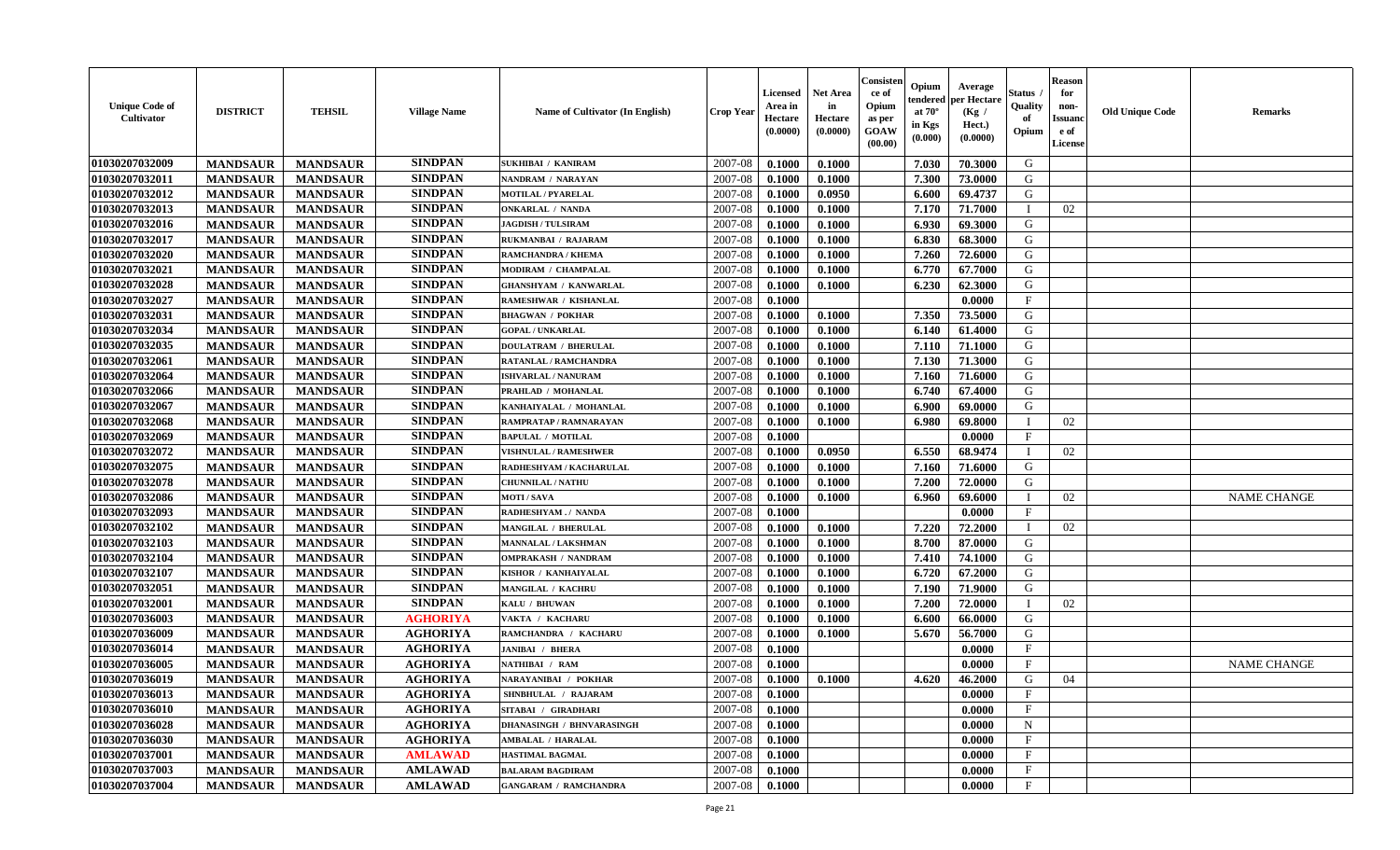| Unique Code of Cultivator | DISTRICT | TEHSIL | Village Name | Name of Cultivator (In English) | Crop Year | Licensed Area in Hectare (0.0000) | Net Area in Hectare (0.0000) | Consistence of Opium as per GOAW (00.00) | Opium tendered at 70° in Kgs (0.000) | Average per Hectare (Kg / Hect.) (0.0000) | Status / Quality of Opium | Reason for non-Issuance of License | Old Unique Code | Remarks |
|---|---|---|---|---|---|---|---|---|---|---|---|---|---|---|
| 01030207032009 | MANDSAUR | MANDSAUR | SINDPAN | SUKHIBAI / KANIRAM | 2007-08 | 0.1000 | 0.1000 | | 7.030 | 70.3000 | G | | | |
| 01030207032011 | MANDSAUR | MANDSAUR | SINDPAN | NANDRAM / NARAYAN | 2007-08 | 0.1000 | 0.1000 | | 7.300 | 73.0000 | G | | | |
| 01030207032012 | MANDSAUR | MANDSAUR | SINDPAN | MOTILAL / PYARELAL | 2007-08 | 0.1000 | 0.0950 | | 6.600 | 69.4737 | G | | | |
| 01030207032013 | MANDSAUR | MANDSAUR | SINDPAN | ONKARLAL / NANDA | 2007-08 | 0.1000 | 0.1000 | | 7.170 | 71.7000 | I | 02 | | |
| 01030207032016 | MANDSAUR | MANDSAUR | SINDPAN | JAGDISH / TULSIRAM | 2007-08 | 0.1000 | 0.1000 | | 6.930 | 69.3000 | G | | | |
| 01030207032017 | MANDSAUR | MANDSAUR | SINDPAN | RUKMANBAI / RAJARAM | 2007-08 | 0.1000 | 0.1000 | | 6.830 | 68.3000 | G | | | |
| 01030207032020 | MANDSAUR | MANDSAUR | SINDPAN | RAMCHANDRA / KHEMA | 2007-08 | 0.1000 | 0.1000 | | 7.260 | 72.6000 | G | | | |
| 01030207032021 | MANDSAUR | MANDSAUR | SINDPAN | MODIRAM / CHAMPALAL | 2007-08 | 0.1000 | 0.1000 | | 6.770 | 67.7000 | G | | | |
| 01030207032028 | MANDSAUR | MANDSAUR | SINDPAN | GHANSHYAM / KANWARLAL | 2007-08 | 0.1000 | 0.1000 | | 6.230 | 62.3000 | G | | | |
| 01030207032027 | MANDSAUR | MANDSAUR | SINDPAN | RAMESHWAR / KISHANLAL | 2007-08 | 0.1000 | | | | 0.0000 | F | | | |
| 01030207032031 | MANDSAUR | MANDSAUR | SINDPAN | BHAGWAN / POKHAR | 2007-08 | 0.1000 | 0.1000 | | 7.350 | 73.5000 | G | | | |
| 01030207032034 | MANDSAUR | MANDSAUR | SINDPAN | GOPAL / UNKARLAL | 2007-08 | 0.1000 | 0.1000 | | 6.140 | 61.4000 | G | | | |
| 01030207032035 | MANDSAUR | MANDSAUR | SINDPAN | DOULATRAM / BHERULAL | 2007-08 | 0.1000 | 0.1000 | | 7.110 | 71.1000 | G | | | |
| 01030207032061 | MANDSAUR | MANDSAUR | SINDPAN | RATANLAL / RAMCHANDRA | 2007-08 | 0.1000 | 0.1000 | | 7.130 | 71.3000 | G | | | |
| 01030207032064 | MANDSAUR | MANDSAUR | SINDPAN | ISHVARLAL / NANURAM | 2007-08 | 0.1000 | 0.1000 | | 7.160 | 71.6000 | G | | | |
| 01030207032066 | MANDSAUR | MANDSAUR | SINDPAN | PRAHLAD / MOHANLAL | 2007-08 | 0.1000 | 0.1000 | | 6.740 | 67.4000 | G | | | |
| 01030207032067 | MANDSAUR | MANDSAUR | SINDPAN | KANHAIYALAL / MOHANLAL | 2007-08 | 0.1000 | 0.1000 | | 6.900 | 69.0000 | G | | | |
| 01030207032068 | MANDSAUR | MANDSAUR | SINDPAN | RAMPRATAP / RAMNARAYAN | 2007-08 | 0.1000 | 0.1000 | | 6.980 | 69.8000 | I | 02 | | |
| 01030207032069 | MANDSAUR | MANDSAUR | SINDPAN | BAPULAL / MOTILAL | 2007-08 | 0.1000 | | | | 0.0000 | F | | | |
| 01030207032072 | MANDSAUR | MANDSAUR | SINDPAN | VISHNULAL / RAMESHWER | 2007-08 | 0.1000 | 0.0950 | | 6.550 | 68.9474 | I | 02 | | |
| 01030207032075 | MANDSAUR | MANDSAUR | SINDPAN | RADHESHYAM / KACHARULAL | 2007-08 | 0.1000 | 0.1000 | | 7.160 | 71.6000 | G | | | |
| 01030207032078 | MANDSAUR | MANDSAUR | SINDPAN | CHUNNILAL / NATHU | 2007-08 | 0.1000 | 0.1000 | | 7.200 | 72.0000 | G | | | |
| 01030207032086 | MANDSAUR | MANDSAUR | SINDPAN | MOTI / SAVA | 2007-08 | 0.1000 | 0.1000 | | 6.960 | 69.6000 | I | 02 | | NAME CHANGE |
| 01030207032093 | MANDSAUR | MANDSAUR | SINDPAN | RADHESHYAM . / NANDA | 2007-08 | 0.1000 | | | | 0.0000 | F | | | |
| 01030207032102 | MANDSAUR | MANDSAUR | SINDPAN | MANGILAL / BHERULAL | 2007-08 | 0.1000 | 0.1000 | | 7.220 | 72.2000 | I | 02 | | |
| 01030207032103 | MANDSAUR | MANDSAUR | SINDPAN | MANNALAL / LAKSHMAN | 2007-08 | 0.1000 | 0.1000 | | 8.700 | 87.0000 | G | | | |
| 01030207032104 | MANDSAUR | MANDSAUR | SINDPAN | OMPRAKASH / NANDRAM | 2007-08 | 0.1000 | 0.1000 | | 7.410 | 74.1000 | G | | | |
| 01030207032107 | MANDSAUR | MANDSAUR | SINDPAN | KISHOR / KANHAIYALAL | 2007-08 | 0.1000 | 0.1000 | | 6.720 | 67.2000 | G | | | |
| 01030207032051 | MANDSAUR | MANDSAUR | SINDPAN | MANGILAL / KACHRU | 2007-08 | 0.1000 | 0.1000 | | 7.190 | 71.9000 | G | | | |
| 01030207032001 | MANDSAUR | MANDSAUR | SINDPAN | KALU / BHUWAN | 2007-08 | 0.1000 | 0.1000 | | 7.200 | 72.0000 | I | 02 | | |
| 01030207036003 | MANDSAUR | MANDSAUR | AGHORIYA | VAKTA / KACHARU | 2007-08 | 0.1000 | 0.1000 | | 6.600 | 66.0000 | G | | | |
| 01030207036009 | MANDSAUR | MANDSAUR | AGHORIYA | RAMCHANDRA / KACHARU | 2007-08 | 0.1000 | 0.1000 | | 5.670 | 56.7000 | G | | | |
| 01030207036014 | MANDSAUR | MANDSAUR | AGHORIYA | JANIBAI / BHERA | 2007-08 | 0.1000 | | | | 0.0000 | F | | | |
| 01030207036005 | MANDSAUR | MANDSAUR | AGHORIYA | NATHIBAI / RAM | 2007-08 | 0.1000 | | | | 0.0000 | F | | | NAME CHANGE |
| 01030207036019 | MANDSAUR | MANDSAUR | AGHORIYA | NARAYANIBAI / POKHAR | 2007-08 | 0.1000 | 0.1000 | | 4.620 | 46.2000 | G | 04 | | |
| 01030207036013 | MANDSAUR | MANDSAUR | AGHORIYA | SHNBHULAL / RAJARAM | 2007-08 | 0.1000 | | | | 0.0000 | F | | | |
| 01030207036010 | MANDSAUR | MANDSAUR | AGHORIYA | SITABAI / GIRADHARI | 2007-08 | 0.1000 | | | | 0.0000 | F | | | |
| 01030207036028 | MANDSAUR | MANDSAUR | AGHORIYA | DHANASINGH / BHNVARASINGH | 2007-08 | 0.1000 | | | | 0.0000 | N | | | |
| 01030207036030 | MANDSAUR | MANDSAUR | AGHORIYA | AMBALAL / HARALAL | 2007-08 | 0.1000 | | | | 0.0000 | F | | | |
| 01030207037001 | MANDSAUR | MANDSAUR | AMLAWAD | HASTIMAL BAGMAL | 2007-08 | 0.1000 | | | | 0.0000 | F | | | |
| 01030207037003 | MANDSAUR | MANDSAUR | AMLAWAD | BALARAM BAGDIRAM | 2007-08 | 0.1000 | | | | 0.0000 | F | | | |
| 01030207037004 | MANDSAUR | MANDSAUR | AMLAWAD | GANGARAM / RAMCHANDRA | 2007-08 | 0.1000 | | | | 0.0000 | F | | | |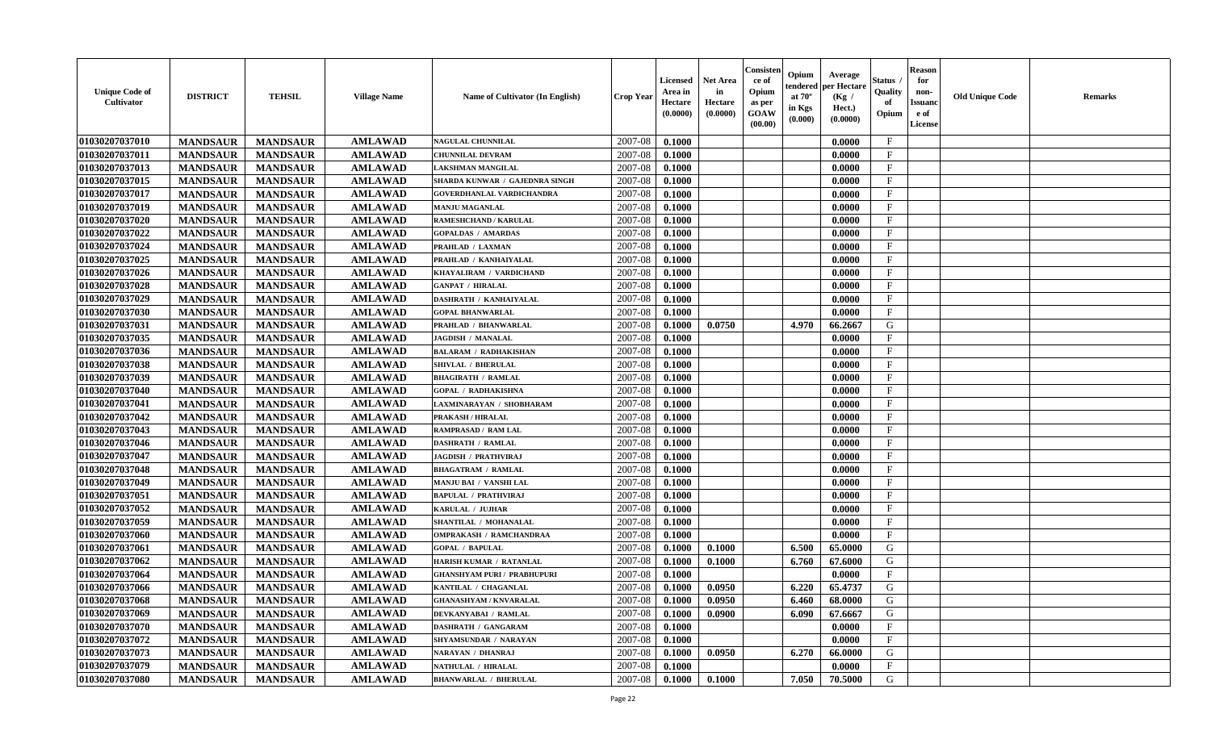| Unique Code of Cultivator | DISTRICT | TEHSIL | Village Name | Name of Cultivator (In English) | Crop Year | Licensed Area in Hectare (0.0000) | Net Area in Hectare (0.0000) | Consistence of Opium as per GOAW (00.00) | Opium tendered at 70° in Kgs (0.000) | Average per Hectare (Kg / Hect.) (0.0000) | Status / Quality of Opium | Reason for non-Issuance of License | Old Unique Code | Remarks |
|---|---|---|---|---|---|---|---|---|---|---|---|---|---|---|
| 01030207037010 | MANDSAUR | MANDSAUR | AMLAWAD | NAGULAL CHUNNILAL | 2007-08 | 0.1000 | | | | 0.0000 | F | | | |
| 01030207037011 | MANDSAUR | MANDSAUR | AMLAWAD | CHUNNILAL DEVRAM | 2007-08 | 0.1000 | | | | 0.0000 | F | | | |
| 01030207037013 | MANDSAUR | MANDSAUR | AMLAWAD | LAKSHMAN MANGILAL | 2007-08 | 0.1000 | | | | 0.0000 | F | | | |
| 01030207037015 | MANDSAUR | MANDSAUR | AMLAWAD | SHARDA KUNWAR / GAJEDNRA SINGH | 2007-08 | 0.1000 | | | | 0.0000 | F | | | |
| 01030207037017 | MANDSAUR | MANDSAUR | AMLAWAD | GOVERDHANLAL VARDICHANDRA | 2007-08 | 0.1000 | | | | 0.0000 | F | | | |
| 01030207037019 | MANDSAUR | MANDSAUR | AMLAWAD | MANJU MAGANLAL | 2007-08 | 0.1000 | | | | 0.0000 | F | | | |
| 01030207037020 | MANDSAUR | MANDSAUR | AMLAWAD | RAMESHCHAND / KARULAL | 2007-08 | 0.1000 | | | | 0.0000 | F | | | |
| 01030207037022 | MANDSAUR | MANDSAUR | AMLAWAD | GOPALDAS / AMARDAS | 2007-08 | 0.1000 | | | | 0.0000 | F | | | |
| 01030207037024 | MANDSAUR | MANDSAUR | AMLAWAD | PRAHLAD / LAXMAN | 2007-08 | 0.1000 | | | | 0.0000 | F | | | |
| 01030207037025 | MANDSAUR | MANDSAUR | AMLAWAD | PRAHLAD / KANHAIYALAL | 2007-08 | 0.1000 | | | | 0.0000 | F | | | |
| 01030207037026 | MANDSAUR | MANDSAUR | AMLAWAD | KHAYALIRAM / VARDICHAND | 2007-08 | 0.1000 | | | | 0.0000 | F | | | |
| 01030207037028 | MANDSAUR | MANDSAUR | AMLAWAD | GANPAT / HIRALAL | 2007-08 | 0.1000 | | | | 0.0000 | F | | | |
| 01030207037029 | MANDSAUR | MANDSAUR | AMLAWAD | DASHRATH / KANHAIYALAL | 2007-08 | 0.1000 | | | | 0.0000 | F | | | |
| 01030207037030 | MANDSAUR | MANDSAUR | AMLAWAD | GOPAL BHANWARLAL | 2007-08 | 0.1000 | | | | 0.0000 | F | | | |
| 01030207037031 | MANDSAUR | MANDSAUR | AMLAWAD | PRAHLAD / BHANWARLAL | 2007-08 | 0.1000 | 0.0750 | | 4.970 | 66.2667 | G | | | |
| 01030207037035 | MANDSAUR | MANDSAUR | AMLAWAD | JAGDISH / MANALAL | 2007-08 | 0.1000 | | | | 0.0000 | F | | | |
| 01030207037036 | MANDSAUR | MANDSAUR | AMLAWAD | BALARAM / RADHAKISHAN | 2007-08 | 0.1000 | | | | 0.0000 | F | | | |
| 01030207037038 | MANDSAUR | MANDSAUR | AMLAWAD | SHIVLAL / BHERULAL | 2007-08 | 0.1000 | | | | 0.0000 | F | | | |
| 01030207037039 | MANDSAUR | MANDSAUR | AMLAWAD | BHAGIRATH / RAMLAL | 2007-08 | 0.1000 | | | | 0.0000 | F | | | |
| 01030207037040 | MANDSAUR | MANDSAUR | AMLAWAD | GOPAL / RADHAKISHNA | 2007-08 | 0.1000 | | | | 0.0000 | F | | | |
| 01030207037041 | MANDSAUR | MANDSAUR | AMLAWAD | LAXMINARAYAN / SHOBHARAM | 2007-08 | 0.1000 | | | | 0.0000 | F | | | |
| 01030207037042 | MANDSAUR | MANDSAUR | AMLAWAD | PRAKASH / HIRALAL | 2007-08 | 0.1000 | | | | 0.0000 | F | | | |
| 01030207037043 | MANDSAUR | MANDSAUR | AMLAWAD | RAMPRASAD / RAM LAL | 2007-08 | 0.1000 | | | | 0.0000 | F | | | |
| 01030207037046 | MANDSAUR | MANDSAUR | AMLAWAD | DASHRATH / RAMLAL | 2007-08 | 0.1000 | | | | 0.0000 | F | | | |
| 01030207037047 | MANDSAUR | MANDSAUR | AMLAWAD | JAGDISH / PRATHVIRAJ | 2007-08 | 0.1000 | | | | 0.0000 | F | | | |
| 01030207037048 | MANDSAUR | MANDSAUR | AMLAWAD | BHAGATRAM / RAMLAL | 2007-08 | 0.1000 | | | | 0.0000 | F | | | |
| 01030207037049 | MANDSAUR | MANDSAUR | AMLAWAD | MANJU BAI / VANSHI LAL | 2007-08 | 0.1000 | | | | 0.0000 | F | | | |
| 01030207037051 | MANDSAUR | MANDSAUR | AMLAWAD | BAPULAL / PRATHVIRAJ | 2007-08 | 0.1000 | | | | 0.0000 | F | | | |
| 01030207037052 | MANDSAUR | MANDSAUR | AMLAWAD | KARULAL / JUJHAR | 2007-08 | 0.1000 | | | | 0.0000 | F | | | |
| 01030207037059 | MANDSAUR | MANDSAUR | AMLAWAD | SHANTILAL / MOHANALAL | 2007-08 | 0.1000 | | | | 0.0000 | F | | | |
| 01030207037060 | MANDSAUR | MANDSAUR | AMLAWAD | OMPRAKASH / RAMCHANDRAA | 2007-08 | 0.1000 | | | | 0.0000 | F | | | |
| 01030207037061 | MANDSAUR | MANDSAUR | AMLAWAD | GOPAL / BAPULAL | 2007-08 | 0.1000 | 0.1000 | | 6.500 | 65.0000 | G | | | |
| 01030207037062 | MANDSAUR | MANDSAUR | AMLAWAD | HARISH KUMAR / RATANLAL | 2007-08 | 0.1000 | 0.1000 | | 6.760 | 67.6000 | G | | | |
| 01030207037064 | MANDSAUR | MANDSAUR | AMLAWAD | GHANSHYAM PURI / PRABHUPURI | 2007-08 | 0.1000 | | | | 0.0000 | F | | | |
| 01030207037066 | MANDSAUR | MANDSAUR | AMLAWAD | KANTILAL / CHAGANLAL | 2007-08 | 0.1000 | 0.0950 | | 6.220 | 65.4737 | G | | | |
| 01030207037068 | MANDSAUR | MANDSAUR | AMLAWAD | GHANASHYAM / KNVARALAL | 2007-08 | 0.1000 | 0.0950 | | 6.460 | 68.0000 | G | | | |
| 01030207037069 | MANDSAUR | MANDSAUR | AMLAWAD | DEVKANYABAI / RAMLAL | 2007-08 | 0.1000 | 0.0900 | | 6.090 | 67.6667 | G | | | |
| 01030207037070 | MANDSAUR | MANDSAUR | AMLAWAD | DASHRATH / GANGARAM | 2007-08 | 0.1000 | | | | 0.0000 | F | | | |
| 01030207037072 | MANDSAUR | MANDSAUR | AMLAWAD | SHYAMSUNDAR / NARAYAN | 2007-08 | 0.1000 | | | | 0.0000 | F | | | |
| 01030207037073 | MANDSAUR | MANDSAUR | AMLAWAD | NARAYAN / DHANRAJ | 2007-08 | 0.1000 | 0.0950 | | 6.270 | 66.0000 | G | | | |
| 01030207037079 | MANDSAUR | MANDSAUR | AMLAWAD | NATHULAL / HIRALAL | 2007-08 | 0.1000 | | | | 0.0000 | F | | | |
| 01030207037080 | MANDSAUR | MANDSAUR | AMLAWAD | BHANWARLAL / BHERULAL | 2007-08 | 0.1000 | 0.1000 | | 7.050 | 70.5000 | G | | | |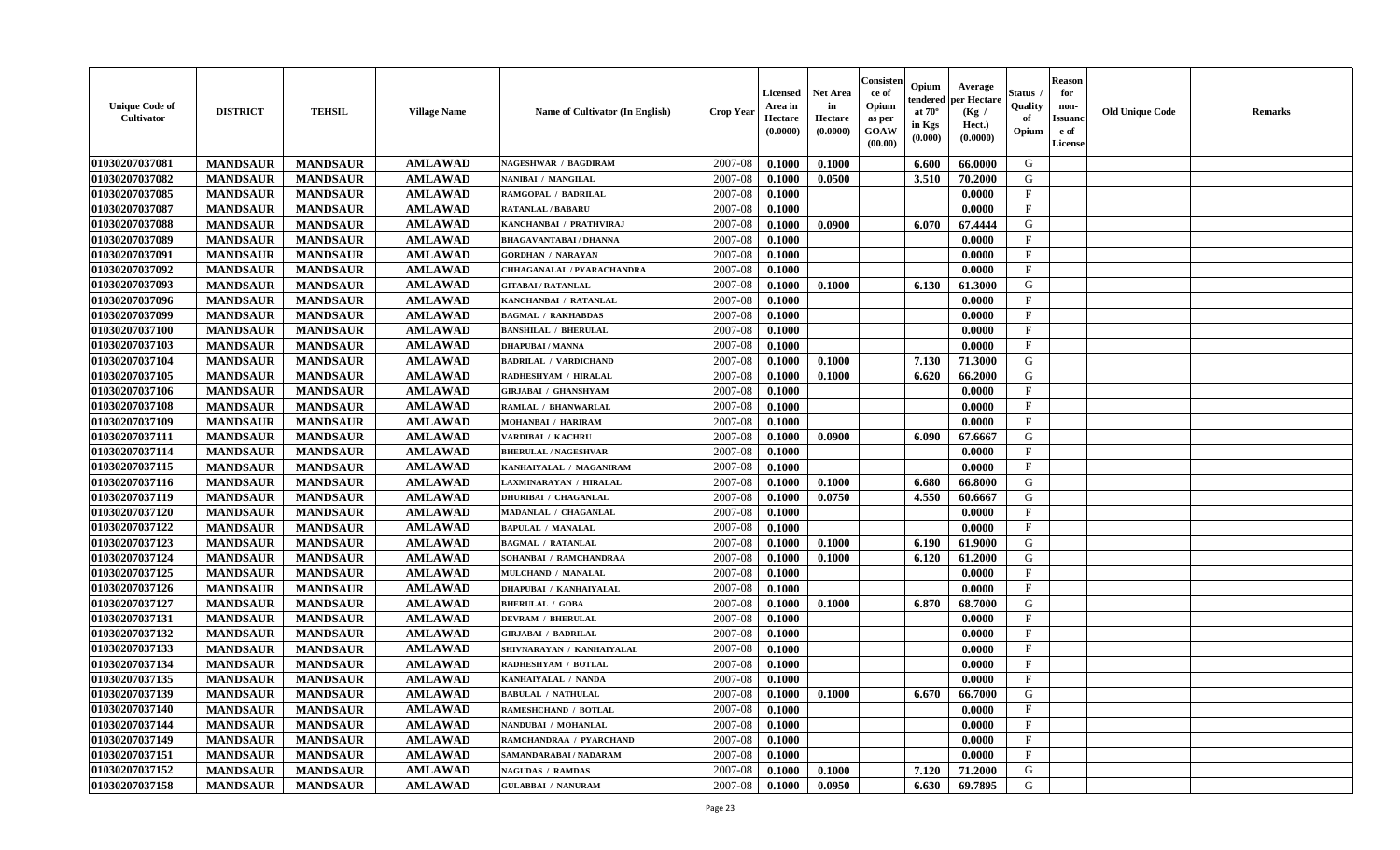| Unique Code of Cultivator | DISTRICT | TEHSIL | Village Name | Name of Cultivator (In English) | Crop Year | Licensed Area in Hectare (0.0000) | Net Area in Hectare (0.0000) | Consistence of Opium as per GOAW (00.00) | Opium tendered at 70° in Kgs (0.000) | Average per Hectare (Kg / Hect.) (0.0000) | Status / Quality of Opium | Reason for non-Issuance of License | Old Unique Code | Remarks |
|---|---|---|---|---|---|---|---|---|---|---|---|---|---|---|
| 01030207037081 | MANDSAUR | MANDSAUR | AMLAWAD | NAGESHWAR / BAGDIRAM | 2007-08 | 0.1000 | 0.1000 | | 6.600 | 66.0000 | G | | | |
| 01030207037082 | MANDSAUR | MANDSAUR | AMLAWAD | NANIBAI / MANGILAL | 2007-08 | 0.1000 | 0.0500 | | 3.510 | 70.2000 | G | | | |
| 01030207037085 | MANDSAUR | MANDSAUR | AMLAWAD | RAMGOPAL / BADRILAL | 2007-08 | 0.1000 | | | | 0.0000 | F | | | |
| 01030207037087 | MANDSAUR | MANDSAUR | AMLAWAD | RATANLAL / BABARU | 2007-08 | 0.1000 | | | | 0.0000 | F | | | |
| 01030207037088 | MANDSAUR | MANDSAUR | AMLAWAD | KANCHANBAI / PRATHVIRAJ | 2007-08 | 0.1000 | 0.0900 | | 6.070 | 67.4444 | G | | | |
| 01030207037089 | MANDSAUR | MANDSAUR | AMLAWAD | BHAGAVANTABAI / DHANNA | 2007-08 | 0.1000 | | | | 0.0000 | F | | | |
| 01030207037091 | MANDSAUR | MANDSAUR | AMLAWAD | GORDHAN / NARAYAN | 2007-08 | 0.1000 | | | | 0.0000 | F | | | |
| 01030207037092 | MANDSAUR | MANDSAUR | AMLAWAD | CHHAGANALAL / PYARACHANDRA | 2007-08 | 0.1000 | | | | 0.0000 | F | | | |
| 01030207037093 | MANDSAUR | MANDSAUR | AMLAWAD | GITABAI / RATANLAL | 2007-08 | 0.1000 | 0.1000 | | 6.130 | 61.3000 | G | | | |
| 01030207037096 | MANDSAUR | MANDSAUR | AMLAWAD | KANCHANBAI / RATANLAL | 2007-08 | 0.1000 | | | | 0.0000 | F | | | |
| 01030207037099 | MANDSAUR | MANDSAUR | AMLAWAD | BAGMAL / RAKHABDAS | 2007-08 | 0.1000 | | | | 0.0000 | F | | | |
| 01030207037100 | MANDSAUR | MANDSAUR | AMLAWAD | BANSHILAL / BHERULAL | 2007-08 | 0.1000 | | | | 0.0000 | F | | | |
| 01030207037103 | MANDSAUR | MANDSAUR | AMLAWAD | DHAPUBAI / MANNA | 2007-08 | 0.1000 | | | | 0.0000 | F | | | |
| 01030207037104 | MANDSAUR | MANDSAUR | AMLAWAD | BADRILAL / VARDICHAND | 2007-08 | 0.1000 | 0.1000 | | 7.130 | 71.3000 | G | | | |
| 01030207037105 | MANDSAUR | MANDSAUR | AMLAWAD | RADHESHYAM / HIRALAL | 2007-08 | 0.1000 | 0.1000 | | 6.620 | 66.2000 | G | | | |
| 01030207037106 | MANDSAUR | MANDSAUR | AMLAWAD | GIRJABAI / GHANSHYAM | 2007-08 | 0.1000 | | | | 0.0000 | F | | | |
| 01030207037108 | MANDSAUR | MANDSAUR | AMLAWAD | RAMLAL / BHANWARLAL | 2007-08 | 0.1000 | | | | 0.0000 | F | | | |
| 01030207037109 | MANDSAUR | MANDSAUR | AMLAWAD | MOHANBAI / HARIRAM | 2007-08 | 0.1000 | | | | 0.0000 | F | | | |
| 01030207037111 | MANDSAUR | MANDSAUR | AMLAWAD | VARDIBAI / KACHRU | 2007-08 | 0.1000 | 0.0900 | | 6.090 | 67.6667 | G | | | |
| 01030207037114 | MANDSAUR | MANDSAUR | AMLAWAD | BHERULAL / NAGESHVAR | 2007-08 | 0.1000 | | | | 0.0000 | F | | | |
| 01030207037115 | MANDSAUR | MANDSAUR | AMLAWAD | KANHAIYALAL / MAGANIRAM | 2007-08 | 0.1000 | | | | 0.0000 | F | | | |
| 01030207037116 | MANDSAUR | MANDSAUR | AMLAWAD | LAXMINARAYAN / HIRALAL | 2007-08 | 0.1000 | 0.1000 | | 6.680 | 66.8000 | G | | | |
| 01030207037119 | MANDSAUR | MANDSAUR | AMLAWAD | DHURIBAI / CHAGANLAL | 2007-08 | 0.1000 | 0.0750 | | 4.550 | 60.6667 | G | | | |
| 01030207037120 | MANDSAUR | MANDSAUR | AMLAWAD | MADANLAL / CHAGANLAL | 2007-08 | 0.1000 | | | | 0.0000 | F | | | |
| 01030207037122 | MANDSAUR | MANDSAUR | AMLAWAD | BAPULAL / MANALAL | 2007-08 | 0.1000 | | | | 0.0000 | F | | | |
| 01030207037123 | MANDSAUR | MANDSAUR | AMLAWAD | BAGMAL / RATANLAL | 2007-08 | 0.1000 | 0.1000 | | 6.190 | 61.9000 | G | | | |
| 01030207037124 | MANDSAUR | MANDSAUR | AMLAWAD | SOHANBAI / RAMCHANDRAA | 2007-08 | 0.1000 | 0.1000 | | 6.120 | 61.2000 | G | | | |
| 01030207037125 | MANDSAUR | MANDSAUR | AMLAWAD | MULCHAND / MANALAL | 2007-08 | 0.1000 | | | | 0.0000 | F | | | |
| 01030207037126 | MANDSAUR | MANDSAUR | AMLAWAD | DHAPUBAI / KANHAIYALAL | 2007-08 | 0.1000 | | | | 0.0000 | F | | | |
| 01030207037127 | MANDSAUR | MANDSAUR | AMLAWAD | BHERULAL / GOBA | 2007-08 | 0.1000 | 0.1000 | | 6.870 | 68.7000 | G | | | |
| 01030207037131 | MANDSAUR | MANDSAUR | AMLAWAD | DEVRAM / BHERULAL | 2007-08 | 0.1000 | | | | 0.0000 | F | | | |
| 01030207037132 | MANDSAUR | MANDSAUR | AMLAWAD | GIRJABAI / BADRILAL | 2007-08 | 0.1000 | | | | 0.0000 | F | | | |
| 01030207037133 | MANDSAUR | MANDSAUR | AMLAWAD | SHIVNARAYAN / KANHAIYALAL | 2007-08 | 0.1000 | | | | 0.0000 | F | | | |
| 01030207037134 | MANDSAUR | MANDSAUR | AMLAWAD | RADHESHYAM / BOTLAL | 2007-08 | 0.1000 | | | | 0.0000 | F | | | |
| 01030207037135 | MANDSAUR | MANDSAUR | AMLAWAD | KANHAIYALAL / NANDA | 2007-08 | 0.1000 | | | | 0.0000 | F | | | |
| 01030207037139 | MANDSAUR | MANDSAUR | AMLAWAD | BABULAL / NATHULAL | 2007-08 | 0.1000 | 0.1000 | | 6.670 | 66.7000 | G | | | |
| 01030207037140 | MANDSAUR | MANDSAUR | AMLAWAD | RAMESHCHAND / BOTLAL | 2007-08 | 0.1000 | | | | 0.0000 | F | | | |
| 01030207037144 | MANDSAUR | MANDSAUR | AMLAWAD | NANDUBAI / MOHANLAL | 2007-08 | 0.1000 | | | | 0.0000 | F | | | |
| 01030207037149 | MANDSAUR | MANDSAUR | AMLAWAD | RAMCHANDRAA / PYARCHAND | 2007-08 | 0.1000 | | | | 0.0000 | F | | | |
| 01030207037151 | MANDSAUR | MANDSAUR | AMLAWAD | SAMANDARABAI / NADARAM | 2007-08 | 0.1000 | | | | 0.0000 | F | | | |
| 01030207037152 | MANDSAUR | MANDSAUR | AMLAWAD | NAGUDAS / RAMDAS | 2007-08 | 0.1000 | 0.1000 | | 7.120 | 71.2000 | G | | | |
| 01030207037158 | MANDSAUR | MANDSAUR | AMLAWAD | GULABBAI / NANURAM | 2007-08 | 0.1000 | 0.0950 | | 6.630 | 69.7895 | G | | | |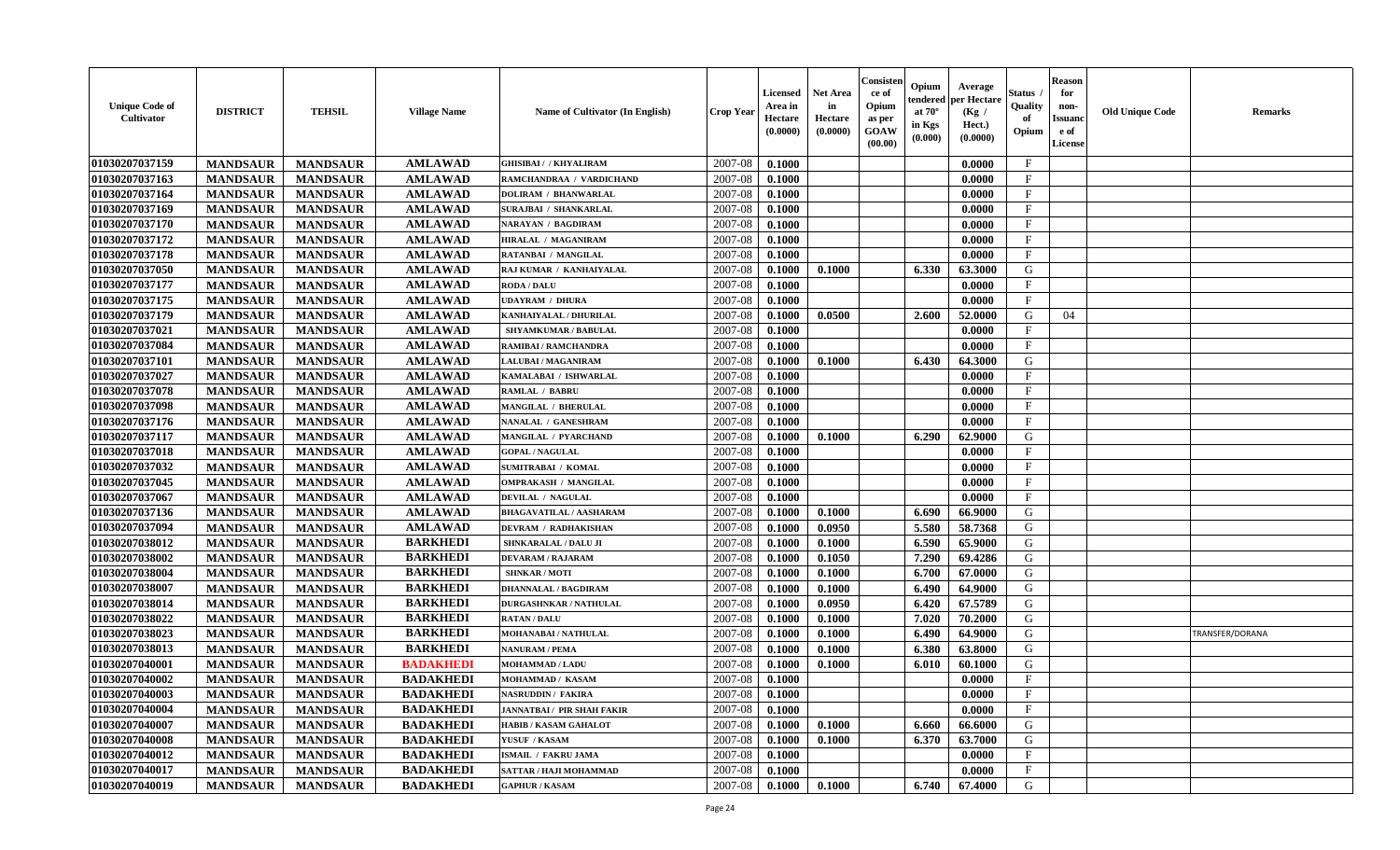| Unique Code of Cultivator | DISTRICT | TEHSIL | Village Name | Name of Cultivator (In English) | Crop Year | Licensed Area in Hectare (0.0000) | Net Area in Hectare (0.0000) | Consistence of Opium as per GOAW (00.00) | Opium tendered at 70° in Kgs (0.000) | Average per Hectare (Kg / Hect.) (0.0000) | Status / Quality of Opium | Reason for non-Issuance of License | Old Unique Code | Remarks |
|---|---|---|---|---|---|---|---|---|---|---|---|---|---|---|
| 01030207037159 | MANDSAUR | MANDSAUR | AMLAWAD | GHISIBAI / / KHYALIRAM | 2007-08 | 0.1000 | | | | 0.0000 | F | | | |
| 01030207037163 | MANDSAUR | MANDSAUR | AMLAWAD | RAMCHANDRAA / VARDICHAND | 2007-08 | 0.1000 | | | | 0.0000 | F | | | |
| 01030207037164 | MANDSAUR | MANDSAUR | AMLAWAD | DOLIRAM / BHANWARLAL | 2007-08 | 0.1000 | | | | 0.0000 | F | | | |
| 01030207037169 | MANDSAUR | MANDSAUR | AMLAWAD | SURAJBAI / SHANKARLAL | 2007-08 | 0.1000 | | | | 0.0000 | F | | | |
| 01030207037170 | MANDSAUR | MANDSAUR | AMLAWAD | NARAYAN / BAGDIRAM | 2007-08 | 0.1000 | | | | 0.0000 | F | | | |
| 01030207037172 | MANDSAUR | MANDSAUR | AMLAWAD | HIRALAL / MAGANIRAM | 2007-08 | 0.1000 | | | | 0.0000 | F | | | |
| 01030207037178 | MANDSAUR | MANDSAUR | AMLAWAD | RATANBAI / MANGILAL | 2007-08 | 0.1000 | | | | 0.0000 | F | | | |
| 01030207037050 | MANDSAUR | MANDSAUR | AMLAWAD | RAJ KUMAR / KANHAIYALAL | 2007-08 | 0.1000 | 0.1000 | | 6.330 | 63.3000 | G | | | |
| 01030207037177 | MANDSAUR | MANDSAUR | AMLAWAD | RODA / DALU | 2007-08 | 0.1000 | | | | 0.0000 | F | | | |
| 01030207037175 | MANDSAUR | MANDSAUR | AMLAWAD | UDAYRAM / DHURA | 2007-08 | 0.1000 | | | | 0.0000 | F | | | |
| 01030207037179 | MANDSAUR | MANDSAUR | AMLAWAD | KANHAIYALAL / DHURILAL | 2007-08 | 0.1000 | 0.0500 | | 2.600 | 52.0000 | G | 04 | | |
| 01030207037021 | MANDSAUR | MANDSAUR | AMLAWAD | SHYAMKUMAR / BABULAL | 2007-08 | 0.1000 | | | | 0.0000 | F | | | |
| 01030207037084 | MANDSAUR | MANDSAUR | AMLAWAD | RAMIBAI / RAMCHANDRA | 2007-08 | 0.1000 | | | | 0.0000 | F | | | |
| 01030207037101 | MANDSAUR | MANDSAUR | AMLAWAD | LALUBAI / MAGANIRAM | 2007-08 | 0.1000 | 0.1000 | | 6.430 | 64.3000 | G | | | |
| 01030207037027 | MANDSAUR | MANDSAUR | AMLAWAD | KAMALABAI / ISHWARLAL | 2007-08 | 0.1000 | | | | 0.0000 | F | | | |
| 01030207037078 | MANDSAUR | MANDSAUR | AMLAWAD | RAMLAL / BABRU | 2007-08 | 0.1000 | | | | 0.0000 | F | | | |
| 01030207037098 | MANDSAUR | MANDSAUR | AMLAWAD | MANGILAL / BHERULAL | 2007-08 | 0.1000 | | | | 0.0000 | F | | | |
| 01030207037176 | MANDSAUR | MANDSAUR | AMLAWAD | NANALAL / GANESHRAM | 2007-08 | 0.1000 | | | | 0.0000 | F | | | |
| 01030207037117 | MANDSAUR | MANDSAUR | AMLAWAD | MANGILAL / PYARCHAND | 2007-08 | 0.1000 | 0.1000 | | 6.290 | 62.9000 | G | | | |
| 01030207037018 | MANDSAUR | MANDSAUR | AMLAWAD | GOPAL / NAGULAL | 2007-08 | 0.1000 | | | | 0.0000 | F | | | |
| 01030207037032 | MANDSAUR | MANDSAUR | AMLAWAD | SUMITRABAI / KOMAL | 2007-08 | 0.1000 | | | | 0.0000 | F | | | |
| 01030207037045 | MANDSAUR | MANDSAUR | AMLAWAD | OMPRAKASH / MANGILAL | 2007-08 | 0.1000 | | | | 0.0000 | F | | | |
| 01030207037067 | MANDSAUR | MANDSAUR | AMLAWAD | DEVILAL / NAGULAL | 2007-08 | 0.1000 | | | | 0.0000 | F | | | |
| 01030207037136 | MANDSAUR | MANDSAUR | AMLAWAD | BHAGAVATILAL / AASHARAM | 2007-08 | 0.1000 | 0.1000 | | 6.690 | 66.9000 | G | | | |
| 01030207037094 | MANDSAUR | MANDSAUR | AMLAWAD | DEVRAM / RADHAKISHAN | 2007-08 | 0.1000 | 0.0950 | | 5.580 | 58.7368 | G | | | |
| 01030207038012 | MANDSAUR | MANDSAUR | BARKHEDI | SHNKARALAL / DALU JI | 2007-08 | 0.1000 | 0.1000 | | 6.590 | 65.9000 | G | | | |
| 01030207038002 | MANDSAUR | MANDSAUR | BARKHEDI | DEVARAM / RAJARAM | 2007-08 | 0.1000 | 0.1050 | | 7.290 | 69.4286 | G | | | |
| 01030207038004 | MANDSAUR | MANDSAUR | BARKHEDI | SHNKAR / MOTI | 2007-08 | 0.1000 | 0.1000 | | 6.700 | 67.0000 | G | | | |
| 01030207038007 | MANDSAUR | MANDSAUR | BARKHEDI | DHANNALAL / BAGDIRAM | 2007-08 | 0.1000 | 0.1000 | | 6.490 | 64.9000 | G | | | |
| 01030207038014 | MANDSAUR | MANDSAUR | BARKHEDI | DURGASHNKAR / NATHULAL | 2007-08 | 0.1000 | 0.0950 | | 6.420 | 67.5789 | G | | | |
| 01030207038022 | MANDSAUR | MANDSAUR | BARKHEDI | RATAN / DALU | 2007-08 | 0.1000 | 0.1000 | | 7.020 | 70.2000 | G | | | |
| 01030207038023 | MANDSAUR | MANDSAUR | BARKHEDI | MOHANABAI / NATHULAL | 2007-08 | 0.1000 | 0.1000 | | 6.490 | 64.9000 | G | | | TRANSFER/DORANA |
| 01030207038013 | MANDSAUR | MANDSAUR | BARKHEDI | NANURAM / PEMA | 2007-08 | 0.1000 | 0.1000 | | 6.380 | 63.8000 | G | | | |
| 01030207040001 | MANDSAUR | MANDSAUR | BADAKHEDI | MOHAMMAD / LADU | 2007-08 | 0.1000 | 0.1000 | | 6.010 | 60.1000 | G | | | |
| 01030207040002 | MANDSAUR | MANDSAUR | BADAKHEDI | MOHAMMAD / KASAM | 2007-08 | 0.1000 | | | | 0.0000 | F | | | |
| 01030207040003 | MANDSAUR | MANDSAUR | BADAKHEDI | NASRUDDIN / FAKIRA | 2007-08 | 0.1000 | | | | 0.0000 | F | | | |
| 01030207040004 | MANDSAUR | MANDSAUR | BADAKHEDI | JANNATBAI / PIR SHAH FAKIR | 2007-08 | 0.1000 | | | | 0.0000 | F | | | |
| 01030207040007 | MANDSAUR | MANDSAUR | BADAKHEDI | HABIB / KASAM GAHALOT | 2007-08 | 0.1000 | 0.1000 | | 6.660 | 66.6000 | G | | | |
| 01030207040008 | MANDSAUR | MANDSAUR | BADAKHEDI | YUSUF / KASAM | 2007-08 | 0.1000 | 0.1000 | | 6.370 | 63.7000 | G | | | |
| 01030207040012 | MANDSAUR | MANDSAUR | BADAKHEDI | ISMAIL / FAKRU JAMA | 2007-08 | 0.1000 | | | | 0.0000 | F | | | |
| 01030207040017 | MANDSAUR | MANDSAUR | BADAKHEDI | SATTAR / HAJI MOHAMMAD | 2007-08 | 0.1000 | | | | 0.0000 | F | | | |
| 01030207040019 | MANDSAUR | MANDSAUR | BADAKHEDI | GAPHUR / KASAM | 2007-08 | 0.1000 | 0.1000 | | 6.740 | 67.4000 | G | | | |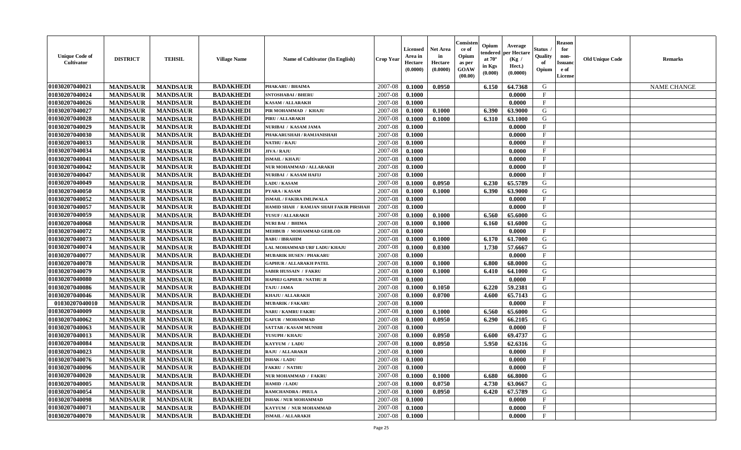| Unique Code of Cultivator | DISTRICT | TEHSIL | Village Name | Name of Cultivator (In English) | Crop Year | Licensed Area in Hectare (0.0000) | Net Area in Hectare (0.0000) | Consistence of Opium as per GOAW (00.00) | Opium tendered at 70° in Kgs (0.000) | Average per Hectare (Kg / Hect.) (0.0000) | Status / Quality of Opium | Reason for non-Issuance of License | Old Unique Code | Remarks |
|---|---|---|---|---|---|---|---|---|---|---|---|---|---|---|
| 01030207040021 | MANDSAUR | MANDSAUR | BADAKHEDI | PHAKARU / BHAIMA | 2007-08 | 0.1000 | 0.0950 | | 6.150 | 64.7368 | G | | | NAME CHANGE |
| 01030207040024 | MANDSAUR | MANDSAUR | BADAKHEDI | SNTOSHABAI / BHERU | 2007-08 | 0.1000 | | | | 0.0000 | F | | | |
| 01030207040026 | MANDSAUR | MANDSAUR | BADAKHEDI | KASAM / ALLARAKH | 2007-08 | 0.1000 | | | | 0.0000 | F | | | |
| 01030207040027 | MANDSAUR | MANDSAUR | BADAKHEDI | PIR MOHAMMAD / KHAJU | 2007-08 | 0.1000 | 0.1000 | | 6.390 | 63.9000 | G | | | |
| 01030207040028 | MANDSAUR | MANDSAUR | BADAKHEDI | PIRU / ALLARAKH | 2007-08 | 0.1000 | 0.1000 | | 6.310 | 63.1000 | G | | | |
| 01030207040029 | MANDSAUR | MANDSAUR | BADAKHEDI | NURIBAI / KASAM JAMA | 2007-08 | 0.1000 | | | | 0.0000 | F | | | |
| 01030207040030 | MANDSAUR | MANDSAUR | BADAKHEDI | PHAKARUSHAH / RAMJANISHAH | 2007-08 | 0.1000 | | | | 0.0000 | F | | | |
| 01030207040033 | MANDSAUR | MANDSAUR | BADAKHEDI | NATHU / RAJU | 2007-08 | 0.1000 | | | | 0.0000 | F | | | |
| 01030207040034 | MANDSAUR | MANDSAUR | BADAKHEDI | JIVA / RAJU | 2007-08 | 0.1000 | | | | 0.0000 | F | | | |
| 01030207040041 | MANDSAUR | MANDSAUR | BADAKHEDI | ISMAIL / KHAJU | 2007-08 | 0.1000 | | | | 0.0000 | F | | | |
| 01030207040042 | MANDSAUR | MANDSAUR | BADAKHEDI | NUR MOHAMMAD / ALLARAKH | 2007-08 | 0.1000 | | | | 0.0000 | F | | | |
| 01030207040047 | MANDSAUR | MANDSAUR | BADAKHEDI | NURIBAI / KASAM HAFIJ | 2007-08 | 0.1000 | | | | 0.0000 | F | | | |
| 01030207040049 | MANDSAUR | MANDSAUR | BADAKHEDI | LADU / KASAM | 2007-08 | 0.1000 | 0.0950 | | 6.230 | 65.5789 | G | | | |
| 01030207040050 | MANDSAUR | MANDSAUR | BADAKHEDI | PYARA / KASAM | 2007-08 | 0.1000 | 0.1000 | | 6.390 | 63.9000 | G | | | |
| 01030207040052 | MANDSAUR | MANDSAUR | BADAKHEDI | ISMAIL / FAKIRA IMLIWALA | 2007-08 | 0.1000 | | | | 0.0000 | F | | | |
| 01030207040057 | MANDSAUR | MANDSAUR | BADAKHEDI | HAMID SHAH / RAMJAN SHAH FAKIR PIRSHAH | 2007-08 | 0.1000 | | | | 0.0000 | F | | | |
| 01030207040059 | MANDSAUR | MANDSAUR | BADAKHEDI | YUSUF / ALLARAKH | 2007-08 | 0.1000 | 0.1000 | | 6.560 | 65.6000 | G | | | |
| 01030207040068 | MANDSAUR | MANDSAUR | BADAKHEDI | NURI BAI / BHIMA | 2007-08 | 0.1000 | 0.1000 | | 6.160 | 61.6000 | G | | | |
| 01030207040072 | MANDSAUR | MANDSAUR | BADAKHEDI | MEHBUB / MOHAMMAD GEHLOD | 2007-08 | 0.1000 | | | | 0.0000 | F | | | |
| 01030207040073 | MANDSAUR | MANDSAUR | BADAKHEDI | BABU / IBRAHIM | 2007-08 | 0.1000 | 0.1000 | | 6.170 | 61.7000 | G | | | |
| 01030207040074 | MANDSAUR | MANDSAUR | BADAKHEDI | LAL MOHAMMAD URF LADU/ KHAJU | 2007-08 | 0.1000 | 0.0300 | | 1.730 | 57.6667 | G | | | |
| 01030207040077 | MANDSAUR | MANDSAUR | BADAKHEDI | MUBARIK HUSEN / PHAKARU | 2007-08 | 0.1000 | | | | 0.0000 | F | | | |
| 01030207040078 | MANDSAUR | MANDSAUR | BADAKHEDI | GAPHUR / ALLARAKH PATEL | 2007-08 | 0.1000 | 0.1000 | | 6.800 | 68.0000 | G | | | |
| 01030207040079 | MANDSAUR | MANDSAUR | BADAKHEDI | SABIR HUSSAIN / FAKRU | 2007-08 | 0.1000 | 0.1000 | | 6.410 | 64.1000 | G | | | |
| 01030207040080 | MANDSAUR | MANDSAUR | BADAKHEDI | HAPHIJ GAPHUR / NATHU JI | 2007-08 | 0.1000 | | | | 0.0000 | F | | | |
| 01030207040086 | MANDSAUR | MANDSAUR | BADAKHEDI | TAJU / JAMA | 2007-08 | 0.1000 | 0.1050 | | 6.220 | 59.2381 | G | | | |
| 01030207040046 | MANDSAUR | MANDSAUR | BADAKHEDI | KHAJU / ALLARAKH | 2007-08 | 0.1000 | 0.0700 | | 4.600 | 65.7143 | G | | | |
| 01030207040010 | MANDSAUR | MANDSAUR | BADAKHEDI | MUBARIK / FAKARU | 2007-08 | 0.1000 | | | | 0.0000 | F | | | |
| 01030207040009 | MANDSAUR | MANDSAUR | BADAKHEDI | NARU / KAMRU FAKRU | 2007-08 | 0.1000 | 0.1000 | | 6.560 | 65.6000 | G | | | |
| 01030207040062 | MANDSAUR | MANDSAUR | BADAKHEDI | GAFUR / MOHAMMAD | 2007-08 | 0.1000 | 0.0950 | | 6.290 | 66.2105 | G | | | |
| 01030207040063 | MANDSAUR | MANDSAUR | BADAKHEDI | SATTAR / KASAM MUNSHI | 2007-08 | 0.1000 | | | | 0.0000 | F | | | |
| 01030207040013 | MANDSAUR | MANDSAUR | BADAKHEDI | YUSUPH / KHAJU | 2007-08 | 0.1000 | 0.0950 | | 6.600 | 69.4737 | G | | | |
| 01030207040084 | MANDSAUR | MANDSAUR | BADAKHEDI | KAYYUM / LADU | 2007-08 | 0.1000 | 0.0950 | | 5.950 | 62.6316 | G | | | |
| 01030207040023 | MANDSAUR | MANDSAUR | BADAKHEDI | RAJU / ALLARAKH | 2007-08 | 0.1000 | | | | 0.0000 | F | | | |
| 01030207040076 | MANDSAUR | MANDSAUR | BADAKHEDI | ISHAK / LADU | 2007-08 | 0.1000 | | | | 0.0000 | F | | | |
| 01030207040096 | MANDSAUR | MANDSAUR | BADAKHEDI | FAKRU / NATHU | 2007-08 | 0.1000 | | | | 0.0000 | F | | | |
| 01030207040020 | MANDSAUR | MANDSAUR | BADAKHEDI | NUR MOHAMMAD / FAKRU | 2007-08 | 0.1000 | 0.1000 | | 6.680 | 66.8000 | G | | | |
| 01030207040005 | MANDSAUR | MANDSAUR | BADAKHEDI | HAMID / LADU | 2007-08 | 0.1000 | 0.0750 | | 4.730 | 63.0667 | G | | | |
| 01030207040054 | MANDSAUR | MANDSAUR | BADAKHEDI | RAMCHANDRA / PHULA | 2007-08 | 0.1000 | 0.0950 | | 6.420 | 67.5789 | G | | | |
| 01030207040098 | MANDSAUR | MANDSAUR | BADAKHEDI | ISHAK / NUR MOHAMMAD | 2007-08 | 0.1000 | | | | 0.0000 | F | | | |
| 01030207040071 | MANDSAUR | MANDSAUR | BADAKHEDI | KAYYUM / NUR MOHAMMAD | 2007-08 | 0.1000 | | | | 0.0000 | F | | | |
| 01030207040070 | MANDSAUR | MANDSAUR | BADAKHEDI | ISMAIL / ALLARAKH | 2007-08 | 0.1000 | | | | 0.0000 | F | | | |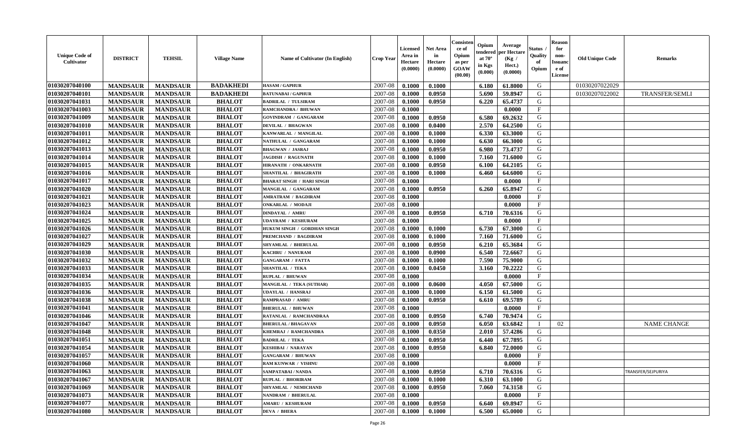| Unique Code of Cultivator | DISTRICT | TEHSIL | Village Name | Name of Cultivator (In English) | Crop Year | Licensed Area in Hectare (0.0000) | Net Area in Hectare (0.0000) | Consistence of Opium as per GOAW (00.00) | Opium tendered at 70° in Kgs (0.000) | Average per Hectare (Kg / Hect.) (0.0000) | Status / Quality of Opium | Reason for non-Issuance of License | Old Unique Code | Remarks |
|---|---|---|---|---|---|---|---|---|---|---|---|---|---|---|
| 01030207040100 | MANDSAUR | MANDSAUR | BADAKHEDI | HASAM / GAPHUR | 2007-08 | 0.1000 | 0.1000 | | 6.180 | 61.8000 | G | | 01030207022029 | |
| 01030207040101 | MANDSAUR | MANDSAUR | BADAKHEDI | BATUNABAI / GAPHUR | 2007-08 | 0.1000 | 0.0950 | | 5.690 | 59.8947 | G | | 01030207022002 | TRANSFER/SEMLI |
| 01030207041031 | MANDSAUR | MANDSAUR | BHALOT | BADRILAL / TULSIRAM | 2007-08 | 0.1000 | 0.0950 | | 6.220 | 65.4737 | G | | | |
| 01030207041003 | MANDSAUR | MANDSAUR | BHALOT | RAMCHANDRA / BHUWAN | 2007-08 | 0.1000 | | | | 0.0000 | F | | | |
| 01030207041009 | MANDSAUR | MANDSAUR | BHALOT | GOVINDRAM / GANGARAM | 2007-08 | 0.1000 | 0.0950 | | 6.580 | 69.2632 | G | | | |
| 01030207041010 | MANDSAUR | MANDSAUR | BHALOT | DEVILAL / BHAGWAN | 2007-08 | 0.1000 | 0.0400 | | 2.570 | 64.2500 | G | | | |
| 01030207041011 | MANDSAUR | MANDSAUR | BHALOT | KANWARLAL / MANGILAL | 2007-08 | 0.1000 | 0.1000 | | 6.330 | 63.3000 | G | | | |
| 01030207041012 | MANDSAUR | MANDSAUR | BHALOT | NATHULAL / GANGARAM | 2007-08 | 0.1000 | 0.1000 | | 6.630 | 66.3000 | G | | | |
| 01030207041013 | MANDSAUR | MANDSAUR | BHALOT | BHAGWAN / JASRAJ | 2007-08 | 0.1000 | 0.0950 | | 6.980 | 73.4737 | G | | | |
| 01030207041014 | MANDSAUR | MANDSAUR | BHALOT | JAGDISH / RAGUNATH | 2007-08 | 0.1000 | 0.1000 | | 7.160 | 71.6000 | G | | | |
| 01030207041015 | MANDSAUR | MANDSAUR | BHALOT | HIRANATH / ONKARNATH | 2007-08 | 0.1000 | 0.0950 | | 6.100 | 64.2105 | G | | | |
| 01030207041016 | MANDSAUR | MANDSAUR | BHALOT | SHANTILAL / BHAGIRATH | 2007-08 | 0.1000 | 0.1000 | | 6.460 | 64.6000 | G | | | |
| 01030207041017 | MANDSAUR | MANDSAUR | BHALOT | BHARAT SINGH / HARI SINGH | 2007-08 | 0.1000 | | | | 0.0000 | F | | | |
| 01030207041020 | MANDSAUR | MANDSAUR | BHALOT | MANGILAL / GANGARAM | 2007-08 | 0.1000 | 0.0950 | | 6.260 | 65.8947 | G | | | |
| 01030207041021 | MANDSAUR | MANDSAUR | BHALOT | AMRATRAM / BAGDIRAM | 2007-08 | 0.1000 | | | | 0.0000 | F | | | |
| 01030207041023 | MANDSAUR | MANDSAUR | BHALOT | ONKARLAL / MODAJI | 2007-08 | 0.1000 | | | | 0.0000 | F | | | |
| 01030207041024 | MANDSAUR | MANDSAUR | BHALOT | DINDAYAL / AMRU | 2007-08 | 0.1000 | 0.0950 | | 6.710 | 70.6316 | G | | | |
| 01030207041025 | MANDSAUR | MANDSAUR | BHALOT | UDAYRAM / KESHURAM | 2007-08 | 0.1000 | | | | 0.0000 | F | | | |
| 01030207041026 | MANDSAUR | MANDSAUR | BHALOT | HUKUM SINGH / GORDHAN SINGH | 2007-08 | 0.1000 | 0.1000 | | 6.730 | 67.3000 | G | | | |
| 01030207041027 | MANDSAUR | MANDSAUR | BHALOT | PREMCHAND / BAGDIRAM | 2007-08 | 0.1000 | 0.1000 | | 7.160 | 71.6000 | G | | | |
| 01030207041029 | MANDSAUR | MANDSAUR | BHALOT | SHYAMLAL / BHERULAL | 2007-08 | 0.1000 | 0.0950 | | 6.210 | 65.3684 | G | | | |
| 01030207041030 | MANDSAUR | MANDSAUR | BHALOT | KACHRU / NANURAM | 2007-08 | 0.1000 | 0.0900 | | 6.540 | 72.6667 | G | | | |
| 01030207041032 | MANDSAUR | MANDSAUR | BHALOT | GANGARAM / FATTA | 2007-08 | 0.1000 | 0.1000 | | 7.590 | 75.9000 | G | | | |
| 01030207041033 | MANDSAUR | MANDSAUR | BHALOT | SHANTILAL / TEKA | 2007-08 | 0.1000 | 0.0450 | | 3.160 | 70.2222 | G | | | |
| 01030207041034 | MANDSAUR | MANDSAUR | BHALOT | RUPLAL / BHUWAN | 2007-08 | 0.1000 | | | | 0.0000 | F | | | |
| 01030207041035 | MANDSAUR | MANDSAUR | BHALOT | MANGILAL / TEKA (SUTHAR) | 2007-08 | 0.1000 | 0.0600 | | 4.050 | 67.5000 | G | | | |
| 01030207041036 | MANDSAUR | MANDSAUR | BHALOT | UDAYLAL / HANSRAJ | 2007-08 | 0.1000 | 0.1000 | | 6.150 | 61.5000 | G | | | |
| 01030207041038 | MANDSAUR | MANDSAUR | BHALOT | RAMPRASAD / AMRU | 2007-08 | 0.1000 | 0.0950 | | 6.610 | 69.5789 | G | | | |
| 01030207041041 | MANDSAUR | MANDSAUR | BHALOT | BHERULAL / BHUWAN | 2007-08 | 0.1000 | | | | 0.0000 | F | | | |
| 01030207041046 | MANDSAUR | MANDSAUR | BHALOT | RATANLAL / RAMCHANDRAA | 2007-08 | 0.1000 | 0.0950 | | 6.740 | 70.9474 | G | | | |
| 01030207041047 | MANDSAUR | MANDSAUR | BHALOT | BHERULAL / BHAGAVAN | 2007-08 | 0.1000 | 0.0950 | | 6.050 | 63.6842 | I | 02 | | NAME CHANGE |
| 01030207041048 | MANDSAUR | MANDSAUR | BHALOT | KHEMRAJ / RAMCHANDRA | 2007-08 | 0.1000 | 0.0350 | | 2.010 | 57.4286 | G | | | |
| 01030207041051 | MANDSAUR | MANDSAUR | BHALOT | BADRILAL / TEKA | 2007-08 | 0.1000 | 0.0950 | | 6.440 | 67.7895 | G | | | |
| 01030207041054 | MANDSAUR | MANDSAUR | BHALOT | KESHIBAI / NARAYAN | 2007-08 | 0.1000 | 0.0950 | | 6.840 | 72.0000 | G | | | |
| 01030207041057 | MANDSAUR | MANDSAUR | BHALOT | GANGARAM / BHUWAN | 2007-08 | 0.1000 | | | | 0.0000 | F | | | |
| 01030207041060 | MANDSAUR | MANDSAUR | BHALOT | RAM KUNWAR / VISHNU | 2007-08 | 0.1000 | | | | 0.0000 | F | | | |
| 01030207041063 | MANDSAUR | MANDSAUR | BHALOT | SAMPATABAI / NANDA | 2007-08 | 0.1000 | 0.0950 | | 6.710 | 70.6316 | G | | | TRANSFER/SEJPURIYA |
| 01030207041067 | MANDSAUR | MANDSAUR | BHALOT | RUPLAL / BHORIRAM | 2007-08 | 0.1000 | 0.1000 | | 6.310 | 63.1000 | G | | | |
| 01030207041069 | MANDSAUR | MANDSAUR | BHALOT | SHYAMLAL / NEMICHAND | 2007-08 | 0.1000 | 0.0950 | | 7.060 | 74.3158 | G | | | |
| 01030207041073 | MANDSAUR | MANDSAUR | BHALOT | NANDRAM / BHERULAL | 2007-08 | 0.1000 | | | | 0.0000 | F | | | |
| 01030207041077 | MANDSAUR | MANDSAUR | BHALOT | AMARU / KESHURAM | 2007-08 | 0.1000 | 0.0950 | | 6.640 | 69.8947 | G | | | |
| 01030207041080 | MANDSAUR | MANDSAUR | BHALOT | DEVA / BHERA | 2007-08 | 0.1000 | 0.1000 | | 6.500 | 65.0000 | G | | | |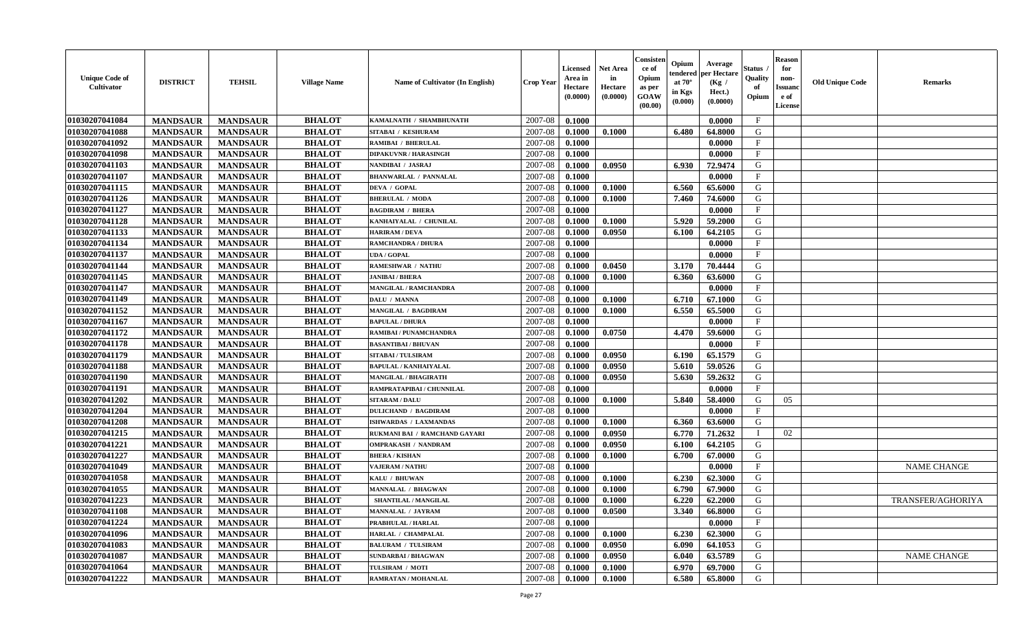| Unique Code of Cultivator | DISTRICT | TEHSIL | Village Name | Name of Cultivator (In English) | Crop Year | Licensed Area in Hectare (0.0000) | Net Area in Hectare (0.0000) | Consistence of Opium as per GOAW (00.00) | Opium tendered at 70° in Kgs (0.000) | Average per Hectare (Kg / Hect.) (0.0000) | Status / Quality of Opium | Reason for non-Issuance of License | Old Unique Code | Remarks |
|---|---|---|---|---|---|---|---|---|---|---|---|---|---|---|
| 01030207041084 | MANDSAUR | MANDSAUR | BHALOT | KAMALNATH / SHAMBHUNATH | 2007-08 | 0.1000 | | | | 0.0000 | F | | | |
| 01030207041088 | MANDSAUR | MANDSAUR | BHALOT | SITABAI / KESHURAM | 2007-08 | 0.1000 | 0.1000 | | 6.480 | 64.8000 | G | | | |
| 01030207041092 | MANDSAUR | MANDSAUR | BHALOT | RAMIBAI / BHERULAL | 2007-08 | 0.1000 | | | | 0.0000 | F | | | |
| 01030207041098 | MANDSAUR | MANDSAUR | BHALOT | DIPAKUVNR / HARASINGH | 2007-08 | 0.1000 | | | | 0.0000 | F | | | |
| 01030207041103 | MANDSAUR | MANDSAUR | BHALOT | NANDIBAI / JASRAJ | 2007-08 | 0.1000 | 0.0950 | | 6.930 | 72.9474 | G | | | |
| 01030207041107 | MANDSAUR | MANDSAUR | BHALOT | BHANWARLAL / PANNALAL | 2007-08 | 0.1000 | | | | 0.0000 | F | | | |
| 01030207041115 | MANDSAUR | MANDSAUR | BHALOT | DEVA / GOPAL | 2007-08 | 0.1000 | 0.1000 | | 6.560 | 65.6000 | G | | | |
| 01030207041126 | MANDSAUR | MANDSAUR | BHALOT | BHERULAL / MODA | 2007-08 | 0.1000 | 0.1000 | | 7.460 | 74.6000 | G | | | |
| 01030207041127 | MANDSAUR | MANDSAUR | BHALOT | BAGDIRAM / BHERA | 2007-08 | 0.1000 | | | | 0.0000 | F | | | |
| 01030207041128 | MANDSAUR | MANDSAUR | BHALOT | KANHAIYALAL / CHUNILAL | 2007-08 | 0.1000 | 0.1000 | | 5.920 | 59.2000 | G | | | |
| 01030207041133 | MANDSAUR | MANDSAUR | BHALOT | HARIRAM / DEVA | 2007-08 | 0.1000 | 0.0950 | | 6.100 | 64.2105 | G | | | |
| 01030207041134 | MANDSAUR | MANDSAUR | BHALOT | RAMCHANDRA / DHURA | 2007-08 | 0.1000 | | | | 0.0000 | F | | | |
| 01030207041137 | MANDSAUR | MANDSAUR | BHALOT | UDA / GOPAL | 2007-08 | 0.1000 | | | | 0.0000 | F | | | |
| 01030207041144 | MANDSAUR | MANDSAUR | BHALOT | RAMESHWAR / NATHU | 2007-08 | 0.1000 | 0.0450 | | 3.170 | 70.4444 | G | | | |
| 01030207041145 | MANDSAUR | MANDSAUR | BHALOT | JANIBAI / BHERA | 2007-08 | 0.1000 | 0.1000 | | 6.360 | 63.6000 | G | | | |
| 01030207041147 | MANDSAUR | MANDSAUR | BHALOT | MANGILAL / RAMCHANDRA | 2007-08 | 0.1000 | | | | 0.0000 | F | | | |
| 01030207041149 | MANDSAUR | MANDSAUR | BHALOT | DALU / MANNA | 2007-08 | 0.1000 | 0.1000 | | 6.710 | 67.1000 | G | | | |
| 01030207041152 | MANDSAUR | MANDSAUR | BHALOT | MANGILAL / BAGDIRAM | 2007-08 | 0.1000 | 0.1000 | | 6.550 | 65.5000 | G | | | |
| 01030207041167 | MANDSAUR | MANDSAUR | BHALOT | BAPULAL / DHURA | 2007-08 | 0.1000 | | | | 0.0000 | F | | | |
| 01030207041172 | MANDSAUR | MANDSAUR | BHALOT | RAMIBAI / PUNAMCHANDRA | 2007-08 | 0.1000 | 0.0750 | | 4.470 | 59.6000 | G | | | |
| 01030207041178 | MANDSAUR | MANDSAUR | BHALOT | BASANTIBAI / BHUVAN | 2007-08 | 0.1000 | | | | 0.0000 | F | | | |
| 01030207041179 | MANDSAUR | MANDSAUR | BHALOT | SITABAI / TULSIRAM | 2007-08 | 0.1000 | 0.0950 | | 6.190 | 65.1579 | G | | | |
| 01030207041188 | MANDSAUR | MANDSAUR | BHALOT | BAPULAL / KANHAIYALAL | 2007-08 | 0.1000 | 0.0950 | | 5.610 | 59.0526 | G | | | |
| 01030207041190 | MANDSAUR | MANDSAUR | BHALOT | MANGILAL / BHAGIRATH | 2007-08 | 0.1000 | 0.0950 | | 5.630 | 59.2632 | G | | | |
| 01030207041191 | MANDSAUR | MANDSAUR | BHALOT | RAMPRATAPIBAI / CHUNNILAL | 2007-08 | 0.1000 | | | | 0.0000 | F | | | |
| 01030207041202 | MANDSAUR | MANDSAUR | BHALOT | SITARAM / DALU | 2007-08 | 0.1000 | 0.1000 | | 5.840 | 58.4000 | G | 05 | | |
| 01030207041204 | MANDSAUR | MANDSAUR | BHALOT | DULICHAND / BAGDIRAM | 2007-08 | 0.1000 | | | | 0.0000 | F | | | |
| 01030207041208 | MANDSAUR | MANDSAUR | BHALOT | ISHWARDAS / LAXMANDAS | 2007-08 | 0.1000 | 0.1000 | | 6.360 | 63.6000 | G | | | |
| 01030207041215 | MANDSAUR | MANDSAUR | BHALOT | RUKMANI BAI / RAMCHAND GAYARI | 2007-08 | 0.1000 | 0.0950 | | 6.770 | 71.2632 | I | 02 | | |
| 01030207041221 | MANDSAUR | MANDSAUR | BHALOT | OMPRAKASH / NANDRAM | 2007-08 | 0.1000 | 0.0950 | | 6.100 | 64.2105 | G | | | |
| 01030207041227 | MANDSAUR | MANDSAUR | BHALOT | BHERA / KISHAN | 2007-08 | 0.1000 | 0.1000 | | 6.700 | 67.0000 | G | | | |
| 01030207041049 | MANDSAUR | MANDSAUR | BHALOT | VAJERAM / NATHU | 2007-08 | 0.1000 | | | | 0.0000 | F | | | NAME CHANGE |
| 01030207041058 | MANDSAUR | MANDSAUR | BHALOT | KALU / BHUWAN | 2007-08 | 0.1000 | 0.1000 | | 6.230 | 62.3000 | G | | | |
| 01030207041055 | MANDSAUR | MANDSAUR | BHALOT | MANNALAL / BHAGWAN | 2007-08 | 0.1000 | 0.1000 | | 6.790 | 67.9000 | G | | | |
| 01030207041223 | MANDSAUR | MANDSAUR | BHALOT | SHANTILAL / MANGILAL | 2007-08 | 0.1000 | 0.1000 | | 6.220 | 62.2000 | G | | | TRANSFER/AGHORIYA |
| 01030207041108 | MANDSAUR | MANDSAUR | BHALOT | MANNALAL / JAYRAM | 2007-08 | 0.1000 | 0.0500 | | 3.340 | 66.8000 | G | | | |
| 01030207041224 | MANDSAUR | MANDSAUR | BHALOT | PRABHULAL / HARLAL | 2007-08 | 0.1000 | | | | 0.0000 | F | | | |
| 01030207041096 | MANDSAUR | MANDSAUR | BHALOT | HARLAL / CHAMPALAL | 2007-08 | 0.1000 | 0.1000 | | 6.230 | 62.3000 | G | | | |
| 01030207041083 | MANDSAUR | MANDSAUR | BHALOT | BALURAM / TULSIRAM | 2007-08 | 0.1000 | 0.0950 | | 6.090 | 64.1053 | G | | | |
| 01030207041087 | MANDSAUR | MANDSAUR | BHALOT | SUNDARBAI / BHAGWAN | 2007-08 | 0.1000 | 0.0950 | | 6.040 | 63.5789 | G | | | NAME CHANGE |
| 01030207041064 | MANDSAUR | MANDSAUR | BHALOT | TULSIRAM / MOTI | 2007-08 | 0.1000 | 0.1000 | | 6.970 | 69.7000 | G | | | |
| 01030207041222 | MANDSAUR | MANDSAUR | BHALOT | RAMRATAN / MOHANLAL | 2007-08 | 0.1000 | 0.1000 | | 6.580 | 65.8000 | G | | | |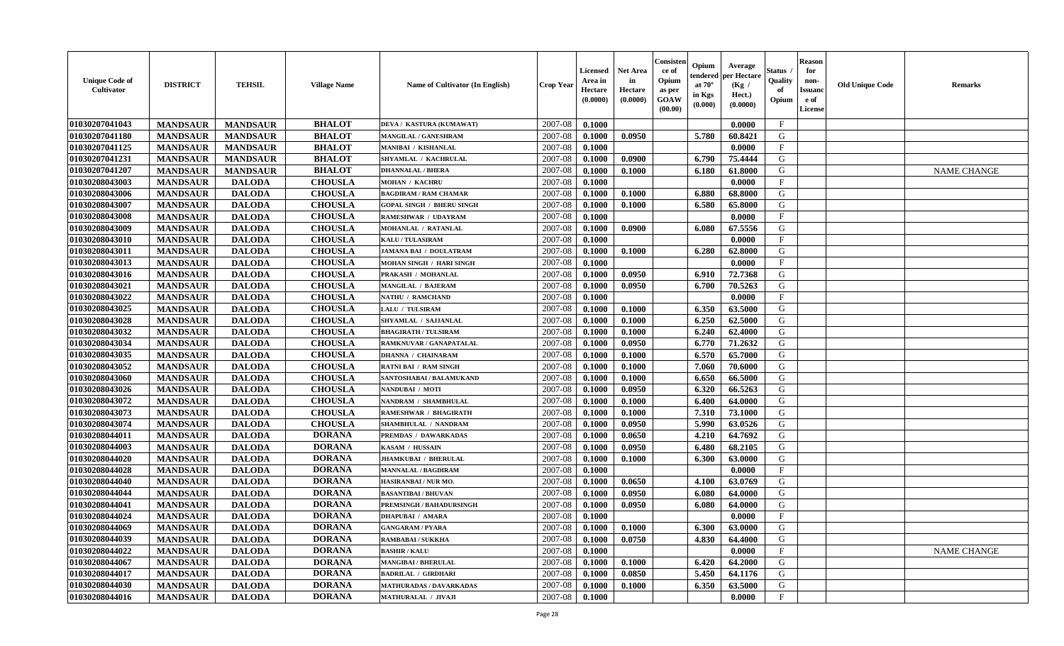| Unique Code of Cultivator | DISTRICT | TEHSIL | Village Name | Name of Cultivator (In English) | Crop Year | Licensed Area in Hectare (0.0000) | Net Area in Hectare (0.0000) | Consistence of Opium as per GOAW (00.00) | Opium tendered at 70° in Kgs (0.000) | Average per Hectare (Kg / Hect.) (0.0000) | Status / Quality of Opium | Reason for non-Issuance of License | Old Unique Code | Remarks |
|---|---|---|---|---|---|---|---|---|---|---|---|---|---|---|
| 01030207041043 | MANDSAUR | MANDSAUR | BHALOT | DEVA / KASTURA (KUMAWAT) | 2007-08 | 0.1000 | | | | 0.0000 | F | | | |
| 01030207041180 | MANDSAUR | MANDSAUR | BHALOT | MANGILAL / GANESHRAM | 2007-08 | 0.1000 | 0.0950 | | 5.780 | 60.8421 | G | | | |
| 01030207041125 | MANDSAUR | MANDSAUR | BHALOT | MANIBAI / KISHANLAL | 2007-08 | 0.1000 | | | | 0.0000 | F | | | |
| 01030207041231 | MANDSAUR | MANDSAUR | BHALOT | SHYAMLAL / KACHRULAL | 2007-08 | 0.1000 | 0.0900 | | 6.790 | 75.4444 | G | | | |
| 01030207041207 | MANDSAUR | MANDSAUR | BHALOT | DHANNALAL / BHERA | 2007-08 | 0.1000 | 0.1000 | | 6.180 | 61.8000 | G | | | NAME CHANGE |
| 01030208043003 | MANDSAUR | DALODA | CHOUSLA | MOHAN / KACHRU | 2007-08 | 0.1000 | | | | 0.0000 | F | | | |
| 01030208043006 | MANDSAUR | DALODA | CHOUSLA | BAGDIRAM / RAM CHAMAR | 2007-08 | 0.1000 | 0.1000 | | 6.880 | 68.8000 | G | | | |
| 01030208043007 | MANDSAUR | DALODA | CHOUSLA | GOPAL SINGH / BHERU SINGH | 2007-08 | 0.1000 | 0.1000 | | 6.580 | 65.8000 | G | | | |
| 01030208043008 | MANDSAUR | DALODA | CHOUSLA | RAMESHWAR / UDAYRAM | 2007-08 | 0.1000 | | | | 0.0000 | F | | | |
| 01030208043009 | MANDSAUR | DALODA | CHOUSLA | MOHANLAL / RATANLAL | 2007-08 | 0.1000 | 0.0900 | | 6.080 | 67.5556 | G | | | |
| 01030208043010 | MANDSAUR | DALODA | CHOUSLA | KALU / TULASIRAM | 2007-08 | 0.1000 | | | | 0.0000 | F | | | |
| 01030208043011 | MANDSAUR | DALODA | CHOUSLA | JAMANA BAI / DOULATRAM | 2007-08 | 0.1000 | 0.1000 | | 6.280 | 62.8000 | G | | | |
| 01030208043013 | MANDSAUR | DALODA | CHOUSLA | MOHAN SINGH / HARI SINGH | 2007-08 | 0.1000 | | | | 0.0000 | F | | | |
| 01030208043016 | MANDSAUR | DALODA | CHOUSLA | PRAKASH / MOHANLAL | 2007-08 | 0.1000 | 0.0950 | | 6.910 | 72.7368 | G | | | |
| 01030208043021 | MANDSAUR | DALODA | CHOUSLA | MANGILAL / BAJERAM | 2007-08 | 0.1000 | 0.0950 | | 6.700 | 70.5263 | G | | | |
| 01030208043022 | MANDSAUR | DALODA | CHOUSLA | NATHU / RAMCHAND | 2007-08 | 0.1000 | | | | 0.0000 | F | | | |
| 01030208043025 | MANDSAUR | DALODA | CHOUSLA | LALU / TULSIRAM | 2007-08 | 0.1000 | 0.1000 | | 6.350 | 63.5000 | G | | | |
| 01030208043028 | MANDSAUR | DALODA | CHOUSLA | SHYAMLAL / SAJJANLAL | 2007-08 | 0.1000 | 0.1000 | | 6.250 | 62.5000 | G | | | |
| 01030208043032 | MANDSAUR | DALODA | CHOUSLA | BHAGIRATH / TULSIRAM | 2007-08 | 0.1000 | 0.1000 | | 6.240 | 62.4000 | G | | | |
| 01030208043034 | MANDSAUR | DALODA | CHOUSLA | RAMKNUVAR / GANAPATALAL | 2007-08 | 0.1000 | 0.0950 | | 6.770 | 71.2632 | G | | | |
| 01030208043035 | MANDSAUR | DALODA | CHOUSLA | DHANNA / CHAINARAM | 2007-08 | 0.1000 | 0.1000 | | 6.570 | 65.7000 | G | | | |
| 01030208043052 | MANDSAUR | DALODA | CHOUSLA | RATNI BAI / RAM SINGH | 2007-08 | 0.1000 | 0.1000 | | 7.060 | 70.6000 | G | | | |
| 01030208043060 | MANDSAUR | DALODA | CHOUSLA | SANTOSHABAI / BALAMUKAND | 2007-08 | 0.1000 | 0.1000 | | 6.650 | 66.5000 | G | | | |
| 01030208043026 | MANDSAUR | DALODA | CHOUSLA | NANDUBAI / MOTI | 2007-08 | 0.1000 | 0.0950 | | 6.320 | 66.5263 | G | | | |
| 01030208043072 | MANDSAUR | DALODA | CHOUSLA | NANDRAM / SHAMBHULAL | 2007-08 | 0.1000 | 0.1000 | | 6.400 | 64.0000 | G | | | |
| 01030208043073 | MANDSAUR | DALODA | CHOUSLA | RAMESHWAR / BHAGIRATH | 2007-08 | 0.1000 | 0.1000 | | 7.310 | 73.1000 | G | | | |
| 01030208043074 | MANDSAUR | DALODA | CHOUSLA | SHAMBHULAL / NANDRAM | 2007-08 | 0.1000 | 0.0950 | | 5.990 | 63.0526 | G | | | |
| 01030208044011 | MANDSAUR | DALODA | DORANA | PREMDAS / DAWARKADAS | 2007-08 | 0.1000 | 0.0650 | | 4.210 | 64.7692 | G | | | |
| 01030208044003 | MANDSAUR | DALODA | DORANA | KASAM / HUSSAIN | 2007-08 | 0.1000 | 0.0950 | | 6.480 | 68.2105 | G | | | |
| 01030208044020 | MANDSAUR | DALODA | DORANA | JHAMKUBAI / BHERULAL | 2007-08 | 0.1000 | 0.1000 | | 6.300 | 63.0000 | G | | | |
| 01030208044028 | MANDSAUR | DALODA | DORANA | MANNALAL / BAGDIRAM | 2007-08 | 0.1000 | | | | 0.0000 | F | | | |
| 01030208044040 | MANDSAUR | DALODA | DORANA | HASIRANBAI / NUR MO. | 2007-08 | 0.1000 | 0.0650 | | 4.100 | 63.0769 | G | | | |
| 01030208044044 | MANDSAUR | DALODA | DORANA | BASANTIBAI / BHUVAN | 2007-08 | 0.1000 | 0.0950 | | 6.080 | 64.0000 | G | | | |
| 01030208044041 | MANDSAUR | DALODA | DORANA | PREMSINGH / BAHADURSINGH | 2007-08 | 0.1000 | 0.0950 | | 6.080 | 64.0000 | G | | | |
| 01030208044024 | MANDSAUR | DALODA | DORANA | DHAPUBAI / AMARA | 2007-08 | 0.1000 | | | | 0.0000 | F | | | |
| 01030208044069 | MANDSAUR | DALODA | DORANA | GANGARAM / PYARA | 2007-08 | 0.1000 | 0.1000 | | 6.300 | 63.0000 | G | | | |
| 01030208044039 | MANDSAUR | DALODA | DORANA | RAMBABAI / SUKKHA | 2007-08 | 0.1000 | 0.0750 | | 4.830 | 64.4000 | G | | | |
| 01030208044022 | MANDSAUR | DALODA | DORANA | BASHIR / KALU | 2007-08 | 0.1000 | | | | 0.0000 | F | | | NAME CHANGE |
| 01030208044067 | MANDSAUR | DALODA | DORANA | MANGIBAI / BHERULAL | 2007-08 | 0.1000 | 0.1000 | | 6.420 | 64.2000 | G | | | |
| 01030208044017 | MANDSAUR | DALODA | DORANA | BADRILAL / GIRDHARI | 2007-08 | 0.1000 | 0.0850 | | 5.450 | 64.1176 | G | | | |
| 01030208044030 | MANDSAUR | DALODA | DORANA | MATHURADAS / DAVARKADAS | 2007-08 | 0.1000 | 0.1000 | | 6.350 | 63.5000 | G | | | |
| 01030208044016 | MANDSAUR | DALODA | DORANA | MATHURALAL / JIVAJI | 2007-08 | 0.1000 | | | | 0.0000 | F | | | |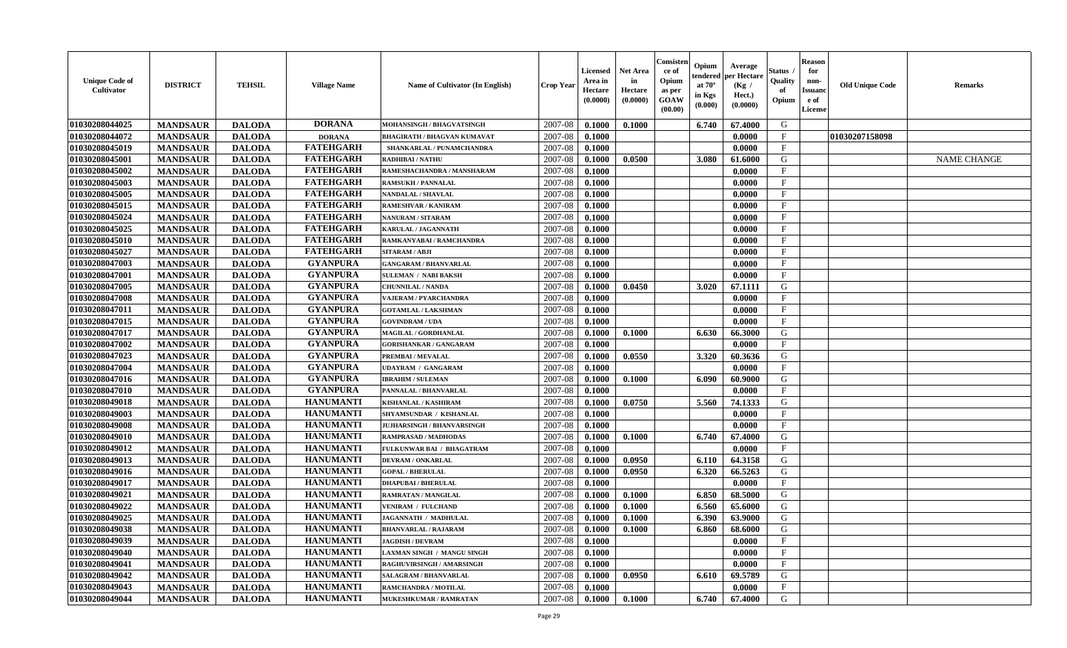| Unique Code of Cultivator | DISTRICT | TEHSIL | Village Name | Name of Cultivator (In English) | Crop Year | Licensed Area in Hectare (0.0000) | Net Area in Hectare (0.0000) | Consistence of Opium as per GOAW (00.00) | Opium tendered at 70° in Kgs (0.000) | Average per Hectare (Kg / Hect.) (0.0000) | Status / Quality of Opium | Reason for non-Issuance of License | Old Unique Code | Remarks |
|---|---|---|---|---|---|---|---|---|---|---|---|---|---|---|
| 01030208044025 | MANDSAUR | DALODA | DORANA | MOHANSINGH / BHAGVATSINGH | 2007-08 | 0.1000 | 0.1000 | | 6.740 | 67.4000 | G | | | |
| 01030208044072 | MANDSAUR | DALODA | DORANA | BHAGIRATH / BHAGVAN KUMAVAT | 2007-08 | 0.1000 | | | | 0.0000 | F | | 01030207158098 | |
| 01030208045019 | MANDSAUR | DALODA | FATEHGARH | SHANKARLAL / PUNAMCHANDRA | 2007-08 | 0.1000 | | | | 0.0000 | F | | | |
| 01030208045001 | MANDSAUR | DALODA | FATEHGARH | RADHIBAI / NATHU | 2007-08 | 0.1000 | 0.0500 | | 3.080 | 61.6000 | G | | | NAME CHANGE |
| 01030208045002 | MANDSAUR | DALODA | FATEHGARH | RAMESHACHANDRA / MANSHARAM | 2007-08 | 0.1000 | | | | 0.0000 | F | | | |
| 01030208045003 | MANDSAUR | DALODA | FATEHGARH | RAMSUKH / PANNALAL | 2007-08 | 0.1000 | | | | 0.0000 | F | | | |
| 01030208045005 | MANDSAUR | DALODA | FATEHGARH | NANDALAL / SHAVLAL | 2007-08 | 0.1000 | | | | 0.0000 | F | | | |
| 01030208045015 | MANDSAUR | DALODA | FATEHGARH | RAMESHVAR / KANIRAM | 2007-08 | 0.1000 | | | | 0.0000 | F | | | |
| 01030208045024 | MANDSAUR | DALODA | FATEHGARH | NANURAM / SITARAM | 2007-08 | 0.1000 | | | | 0.0000 | F | | | |
| 01030208045025 | MANDSAUR | DALODA | FATEHGARH | KARULAL / JAGANNATH | 2007-08 | 0.1000 | | | | 0.0000 | F | | | |
| 01030208045010 | MANDSAUR | DALODA | FATEHGARH | RAMKANYABAI / RAMCHANDRA | 2007-08 | 0.1000 | | | | 0.0000 | F | | | |
| 01030208045027 | MANDSAUR | DALODA | FATEHGARH | SITARAM / ABJI | 2007-08 | 0.1000 | | | | 0.0000 | F | | | |
| 01030208047003 | MANDSAUR | DALODA | GYANPURA | GANGARAM / BHANVARLAL | 2007-08 | 0.1000 | | | | 0.0000 | F | | | |
| 01030208047001 | MANDSAUR | DALODA | GYANPURA | SULEMAN / NABI BAKSH | 2007-08 | 0.1000 | | | | 0.0000 | F | | | |
| 01030208047005 | MANDSAUR | DALODA | GYANPURA | CHUNNILAL / NANDA | 2007-08 | 0.1000 | 0.0450 | | 3.020 | 67.1111 | G | | | |
| 01030208047008 | MANDSAUR | DALODA | GYANPURA | VAJERAM / PYARCHANDRA | 2007-08 | 0.1000 | | | | 0.0000 | F | | | |
| 01030208047011 | MANDSAUR | DALODA | GYANPURA | GOTAMLAL / LAKSHMAN | 2007-08 | 0.1000 | | | | 0.0000 | F | | | |
| 01030208047015 | MANDSAUR | DALODA | GYANPURA | GOVINDRAM / UDA | 2007-08 | 0.1000 | | | | 0.0000 | F | | | |
| 01030208047017 | MANDSAUR | DALODA | GYANPURA | MAGILAL / GORDHANLAL | 2007-08 | 0.1000 | 0.1000 | | 6.630 | 66.3000 | G | | | |
| 01030208047002 | MANDSAUR | DALODA | GYANPURA | GORISHANKAR / GANGARAM | 2007-08 | 0.1000 | | | | 0.0000 | F | | | |
| 01030208047023 | MANDSAUR | DALODA | GYANPURA | PREMBAI / MEVALAL | 2007-08 | 0.1000 | 0.0550 | | 3.320 | 60.3636 | G | | | |
| 01030208047004 | MANDSAUR | DALODA | GYANPURA | UDAYRAM / GANGARAM | 2007-08 | 0.1000 | | | | 0.0000 | F | | | |
| 01030208047016 | MANDSAUR | DALODA | GYANPURA | IBRAHIM / SULEMAN | 2007-08 | 0.1000 | 0.1000 | | 6.090 | 60.9000 | G | | | |
| 01030208047010 | MANDSAUR | DALODA | GYANPURA | PANNALAL / BHANVARLAL | 2007-08 | 0.1000 | | | | 0.0000 | F | | | |
| 01030208049018 | MANDSAUR | DALODA | HANUMANTI | KISHANLAL / KASHIRAM | 2007-08 | 0.1000 | 0.0750 | | 5.560 | 74.1333 | G | | | |
| 01030208049003 | MANDSAUR | DALODA | HANUMANTI | SHYAMSUNDAR / KISHANLAL | 2007-08 | 0.1000 | | | | 0.0000 | F | | | |
| 01030208049008 | MANDSAUR | DALODA | HANUMANTI | JUJHARSINGH / BHANVARSINGH | 2007-08 | 0.1000 | | | | 0.0000 | F | | | |
| 01030208049010 | MANDSAUR | DALODA | HANUMANTI | RAMPRASAD / MADHODAS | 2007-08 | 0.1000 | 0.1000 | | 6.740 | 67.4000 | G | | | |
| 01030208049012 | MANDSAUR | DALODA | HANUMANTI | FULKUNWAR BAI / BHAGATRAM | 2007-08 | 0.1000 | | | | 0.0000 | F | | | |
| 01030208049013 | MANDSAUR | DALODA | HANUMANTI | DEVRAM / ONKARLAL | 2007-08 | 0.1000 | 0.0950 | | 6.110 | 64.3158 | G | | | |
| 01030208049016 | MANDSAUR | DALODA | HANUMANTI | GOPAL / BHERULAL | 2007-08 | 0.1000 | 0.0950 | | 6.320 | 66.5263 | G | | | |
| 01030208049017 | MANDSAUR | DALODA | HANUMANTI | DHAPUBAI / BHERULAL | 2007-08 | 0.1000 | | | | 0.0000 | F | | | |
| 01030208049021 | MANDSAUR | DALODA | HANUMANTI | RAMRATAN / MANGILAL | 2007-08 | 0.1000 | 0.1000 | | 6.850 | 68.5000 | G | | | |
| 01030208049022 | MANDSAUR | DALODA | HANUMANTI | VENIRAM / FULCHAND | 2007-08 | 0.1000 | 0.1000 | | 6.560 | 65.6000 | G | | | |
| 01030208049025 | MANDSAUR | DALODA | HANUMANTI | JAGANNATH / MADHULAL | 2007-08 | 0.1000 | 0.1000 | | 6.390 | 63.9000 | G | | | |
| 01030208049038 | MANDSAUR | DALODA | HANUMANTI | BHANVARLAL / RAJARAM | 2007-08 | 0.1000 | 0.1000 | | 6.860 | 68.6000 | G | | | |
| 01030208049039 | MANDSAUR | DALODA | HANUMANTI | JAGDISH / DEVRAM | 2007-08 | 0.1000 | | | | 0.0000 | F | | | |
| 01030208049040 | MANDSAUR | DALODA | HANUMANTI | LAXMAN SINGH / MANGU SINGH | 2007-08 | 0.1000 | | | | 0.0000 | F | | | |
| 01030208049041 | MANDSAUR | DALODA | HANUMANTI | RAGHUVIRSINGH / AMARSINGH | 2007-08 | 0.1000 | | | | 0.0000 | F | | | |
| 01030208049042 | MANDSAUR | DALODA | HANUMANTI | SALAGRAM / BHANVARLAL | 2007-08 | 0.1000 | 0.0950 | | 6.610 | 69.5789 | G | | | |
| 01030208049043 | MANDSAUR | DALODA | HANUMANTI | RAMCHANDRA / MOTILAL | 2007-08 | 0.1000 | | | | 0.0000 | F | | | |
| 01030208049044 | MANDSAUR | DALODA | HANUMANTI | MUKESHKUMAR / RAMRATAN | 2007-08 | 0.1000 | 0.1000 | | 6.740 | 67.4000 | G | | | |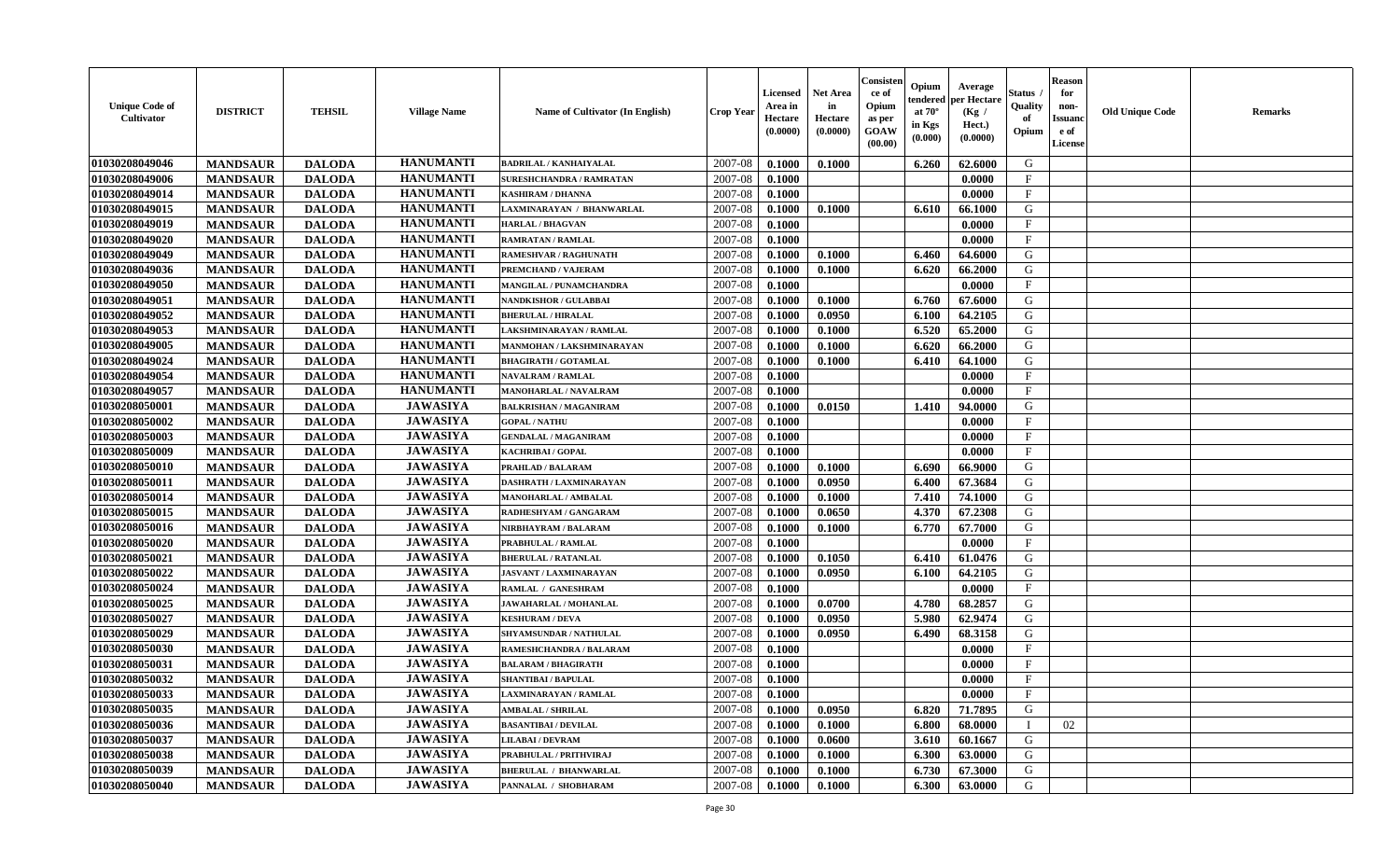| Unique Code of Cultivator | DISTRICT | TEHSIL | Village Name | Name of Cultivator (In English) | Crop Year | Licensed Area in Hectare (0.0000) | Net Area in Hectare (0.0000) | Consistence of Opium as per GOAW (00.00) | Opium tendered at 70° in Kgs (0.000) | Average per Hectare (Kg / Hect.) (0.0000) | Status / Quality of Opium | Reason for non-Issuance of License | Old Unique Code | Remarks |
|---|---|---|---|---|---|---|---|---|---|---|---|---|---|---|
| 01030208049046 | MANDSAUR | DALODA | HANUMANTI | BADRILAL / KANHAIYALAL | 2007-08 | 0.1000 | 0.1000 | | 6.260 | 62.6000 | G | | | |
| 01030208049006 | MANDSAUR | DALODA | HANUMANTI | SURESHCHANDRA / RAMRATAN | 2007-08 | 0.1000 | | | | 0.0000 | F | | | |
| 01030208049014 | MANDSAUR | DALODA | HANUMANTI | KASHIRAM / DHANNA | 2007-08 | 0.1000 | | | | 0.0000 | F | | | |
| 01030208049015 | MANDSAUR | DALODA | HANUMANTI | LAXMINARAYAN / BHANWARLAL | 2007-08 | 0.1000 | 0.1000 | | 6.610 | 66.1000 | G | | | |
| 01030208049019 | MANDSAUR | DALODA | HANUMANTI | HARLAL / BHAGVAN | 2007-08 | 0.1000 | | | | 0.0000 | F | | | |
| 01030208049020 | MANDSAUR | DALODA | HANUMANTI | RAMRATAN / RAMLAL | 2007-08 | 0.1000 | | | | 0.0000 | F | | | |
| 01030208049049 | MANDSAUR | DALODA | HANUMANTI | RAMESHVAR / RAGHUNATH | 2007-08 | 0.1000 | 0.1000 | | 6.460 | 64.6000 | G | | | |
| 01030208049036 | MANDSAUR | DALODA | HANUMANTI | PREMCHAND / VAJERAM | 2007-08 | 0.1000 | 0.1000 | | 6.620 | 66.2000 | G | | | |
| 01030208049050 | MANDSAUR | DALODA | HANUMANTI | MANGILAL / PUNAMCHANDRA | 2007-08 | 0.1000 | | | | 0.0000 | F | | | |
| 01030208049051 | MANDSAUR | DALODA | HANUMANTI | NANDKISHOR / GULABBAI | 2007-08 | 0.1000 | 0.1000 | | 6.760 | 67.6000 | G | | | |
| 01030208049052 | MANDSAUR | DALODA | HANUMANTI | BHERULAL / HIRALAL | 2007-08 | 0.1000 | 0.0950 | | 6.100 | 64.2105 | G | | | |
| 01030208049053 | MANDSAUR | DALODA | HANUMANTI | LAKSHMINARAYAN / RAMLAL | 2007-08 | 0.1000 | 0.1000 | | 6.520 | 65.2000 | G | | | |
| 01030208049005 | MANDSAUR | DALODA | HANUMANTI | MANMOHAN / LAKSHMINARAYAN | 2007-08 | 0.1000 | 0.1000 | | 6.620 | 66.2000 | G | | | |
| 01030208049024 | MANDSAUR | DALODA | HANUMANTI | BHAGIRATH / GOTAMLAL | 2007-08 | 0.1000 | 0.1000 | | 6.410 | 64.1000 | G | | | |
| 01030208049054 | MANDSAUR | DALODA | HANUMANTI | NAVALRAM / RAMLAL | 2007-08 | 0.1000 | | | | 0.0000 | F | | | |
| 01030208049057 | MANDSAUR | DALODA | HANUMANTI | MANOHARLAL / NAVALRAM | 2007-08 | 0.1000 | | | | 0.0000 | F | | | |
| 01030208050001 | MANDSAUR | DALODA | JAWASIYA | BALKRISHAN / MAGANIRAM | 2007-08 | 0.1000 | 0.0150 | | 1.410 | 94.0000 | G | | | |
| 01030208050002 | MANDSAUR | DALODA | JAWASIYA | GOPAL / NATHU | 2007-08 | 0.1000 | | | | 0.0000 | F | | | |
| 01030208050003 | MANDSAUR | DALODA | JAWASIYA | GENDALAL / MAGANIRAM | 2007-08 | 0.1000 | | | | 0.0000 | F | | | |
| 01030208050009 | MANDSAUR | DALODA | JAWASIYA | KACHRIBAI / GOPAL | 2007-08 | 0.1000 | | | | 0.0000 | F | | | |
| 01030208050010 | MANDSAUR | DALODA | JAWASIYA | PRAHLAD / BALARAM | 2007-08 | 0.1000 | 0.1000 | | 6.690 | 66.9000 | G | | | |
| 01030208050011 | MANDSAUR | DALODA | JAWASIYA | DASHRATH / LAXMINARAYAN | 2007-08 | 0.1000 | 0.0950 | | 6.400 | 67.3684 | G | | | |
| 01030208050014 | MANDSAUR | DALODA | JAWASIYA | MANOHARLAL / AMBALAL | 2007-08 | 0.1000 | 0.1000 | | 7.410 | 74.1000 | G | | | |
| 01030208050015 | MANDSAUR | DALODA | JAWASIYA | RADHESHYAM / GANGARAM | 2007-08 | 0.1000 | 0.0650 | | 4.370 | 67.2308 | G | | | |
| 01030208050016 | MANDSAUR | DALODA | JAWASIYA | NIRBHAYRAM / BALARAM | 2007-08 | 0.1000 | 0.1000 | | 6.770 | 67.7000 | G | | | |
| 01030208050020 | MANDSAUR | DALODA | JAWASIYA | PRABHULAL / RAMLAL | 2007-08 | 0.1000 | | | | 0.0000 | F | | | |
| 01030208050021 | MANDSAUR | DALODA | JAWASIYA | BHERULAL / RATANLAL | 2007-08 | 0.1000 | 0.1050 | | 6.410 | 61.0476 | G | | | |
| 01030208050022 | MANDSAUR | DALODA | JAWASIYA | JASVANT / LAXMINARAYAN | 2007-08 | 0.1000 | 0.0950 | | 6.100 | 64.2105 | G | | | |
| 01030208050024 | MANDSAUR | DALODA | JAWASIYA | RAMLAL / GANESHRAM | 2007-08 | 0.1000 | | | | 0.0000 | F | | | |
| 01030208050025 | MANDSAUR | DALODA | JAWASIYA | JAWAHARLAL / MOHANLAL | 2007-08 | 0.1000 | 0.0700 | | 4.780 | 68.2857 | G | | | |
| 01030208050027 | MANDSAUR | DALODA | JAWASIYA | KESHURAM / DEVA | 2007-08 | 0.1000 | 0.0950 | | 5.980 | 62.9474 | G | | | |
| 01030208050029 | MANDSAUR | DALODA | JAWASIYA | SHYAMSUNDAR / NATHULAL | 2007-08 | 0.1000 | 0.0950 | | 6.490 | 68.3158 | G | | | |
| 01030208050030 | MANDSAUR | DALODA | JAWASIYA | RAMESHCHANDRA / BALARAM | 2007-08 | 0.1000 | | | | 0.0000 | F | | | |
| 01030208050031 | MANDSAUR | DALODA | JAWASIYA | BALARAM / BHAGIRATH | 2007-08 | 0.1000 | | | | 0.0000 | F | | | |
| 01030208050032 | MANDSAUR | DALODA | JAWASIYA | SHANTIBAI / BAPULAL | 2007-08 | 0.1000 | | | | 0.0000 | F | | | |
| 01030208050033 | MANDSAUR | DALODA | JAWASIYA | LAXMINARAYAN / RAMLAL | 2007-08 | 0.1000 | | | | 0.0000 | F | | | |
| 01030208050035 | MANDSAUR | DALODA | JAWASIYA | AMBALAL / SHRILAL | 2007-08 | 0.1000 | 0.0950 | | 6.820 | 71.7895 | G | | | |
| 01030208050036 | MANDSAUR | DALODA | JAWASIYA | BASANTIBAI / DEVILAL | 2007-08 | 0.1000 | 0.1000 | | 6.800 | 68.0000 | I | 02 | | |
| 01030208050037 | MANDSAUR | DALODA | JAWASIYA | LILABAI / DEVRAM | 2007-08 | 0.1000 | 0.0600 | | 3.610 | 60.1667 | G | | | |
| 01030208050038 | MANDSAUR | DALODA | JAWASIYA | PRABHULAL / PRITHVIRAJ | 2007-08 | 0.1000 | 0.1000 | | 6.300 | 63.0000 | G | | | |
| 01030208050039 | MANDSAUR | DALODA | JAWASIYA | BHERULAL / BHANWARLAL | 2007-08 | 0.1000 | 0.1000 | | 6.730 | 67.3000 | G | | | |
| 01030208050040 | MANDSAUR | DALODA | JAWASIYA | PANNALAL / SHOBHARAM | 2007-08 | 0.1000 | 0.1000 | | 6.300 | 63.0000 | G | | | |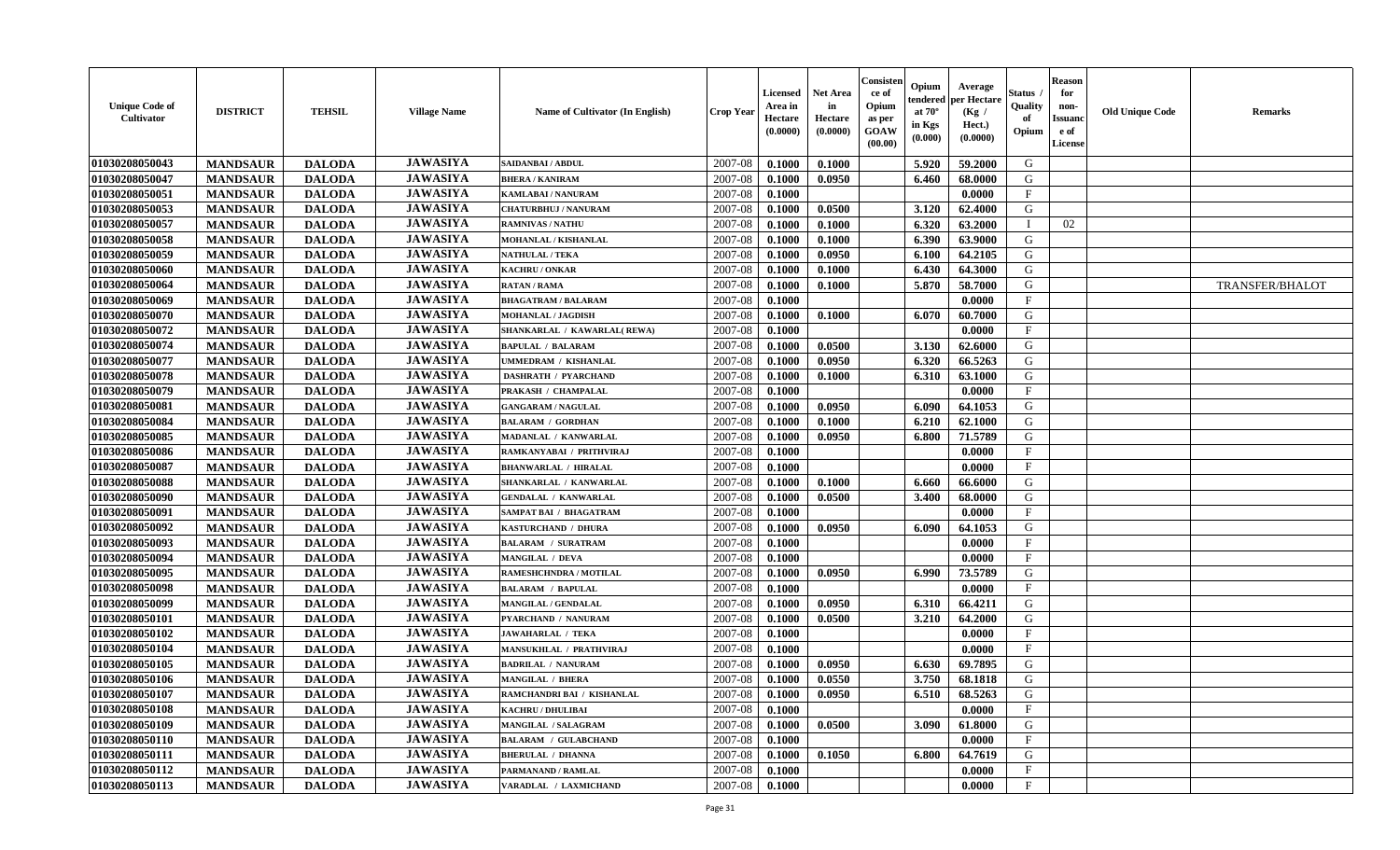| Unique Code of Cultivator | DISTRICT | TEHSIL | Village Name | Name of Cultivator (In English) | Crop Year | Licensed Area in Hectare (0.0000) | Net Area in Hectare (0.0000) | Consistence of Opium as per GOAW (00.00) | Opium tendered at 70° in Kgs (0.000) | Average per Hectare (Kg / Hect.) (0.0000) | Status / Quality of Opium | Reason for non-Issuance of License | Old Unique Code | Remarks |
|---|---|---|---|---|---|---|---|---|---|---|---|---|---|---|
| 01030208050043 | MANDSAUR | DALODA | JAWASIYA | SAIDANBAI / ABDUL | 2007-08 | 0.1000 | 0.1000 | | 5.920 | 59.2000 | G | | | |
| 01030208050047 | MANDSAUR | DALODA | JAWASIYA | BHERA / KANIRAM | 2007-08 | 0.1000 | 0.0950 | | 6.460 | 68.0000 | G | | | |
| 01030208050051 | MANDSAUR | DALODA | JAWASIYA | KAMLABAI / NANURAM | 2007-08 | 0.1000 | | | | 0.0000 | F | | | |
| 01030208050053 | MANDSAUR | DALODA | JAWASIYA | CHATURBHUJ / NANURAM | 2007-08 | 0.1000 | 0.0500 | | 3.120 | 62.4000 | G | | | |
| 01030208050057 | MANDSAUR | DALODA | JAWASIYA | RAMNIVAS / NATHU | 2007-08 | 0.1000 | 0.1000 | | 6.320 | 63.2000 | I | 02 | | |
| 01030208050058 | MANDSAUR | DALODA | JAWASIYA | MOHANLAL / KISHANLAL | 2007-08 | 0.1000 | 0.1000 | | 6.390 | 63.9000 | G | | | |
| 01030208050059 | MANDSAUR | DALODA | JAWASIYA | NATHULAL / TEKA | 2007-08 | 0.1000 | 0.0950 | | 6.100 | 64.2105 | G | | | |
| 01030208050060 | MANDSAUR | DALODA | JAWASIYA | KACHRU / ONKAR | 2007-08 | 0.1000 | 0.1000 | | 6.430 | 64.3000 | G | | | |
| 01030208050064 | MANDSAUR | DALODA | JAWASIYA | RATAN / RAMA | 2007-08 | 0.1000 | 0.1000 | | 5.870 | 58.7000 | G | | | TRANSFER/BHALOT |
| 01030208050069 | MANDSAUR | DALODA | JAWASIYA | BHAGATRAM / BALARAM | 2007-08 | 0.1000 | | | | 0.0000 | F | | | |
| 01030208050070 | MANDSAUR | DALODA | JAWASIYA | MOHANLAL / JAGDISH | 2007-08 | 0.1000 | 0.1000 | | 6.070 | 60.7000 | G | | | |
| 01030208050072 | MANDSAUR | DALODA | JAWASIYA | SHANKARLAL / KAWARLAL( REWA) | 2007-08 | 0.1000 | | | | 0.0000 | F | | | |
| 01030208050074 | MANDSAUR | DALODA | JAWASIYA | BAPULAL / BALARAM | 2007-08 | 0.1000 | 0.0500 | | 3.130 | 62.6000 | G | | | |
| 01030208050077 | MANDSAUR | DALODA | JAWASIYA | UMMEDRAM / KISHANLAL | 2007-08 | 0.1000 | 0.0950 | | 6.320 | 66.5263 | G | | | |
| 01030208050078 | MANDSAUR | DALODA | JAWASIYA | DASHRATH / PYARCHAND | 2007-08 | 0.1000 | 0.1000 | | 6.310 | 63.1000 | G | | | |
| 01030208050079 | MANDSAUR | DALODA | JAWASIYA | PRAKASH / CHAMPALAL | 2007-08 | 0.1000 | | | | 0.0000 | F | | | |
| 01030208050081 | MANDSAUR | DALODA | JAWASIYA | GANGARAM / NAGULAL | 2007-08 | 0.1000 | 0.0950 | | 6.090 | 64.1053 | G | | | |
| 01030208050084 | MANDSAUR | DALODA | JAWASIYA | BALARAM / GORDHAN | 2007-08 | 0.1000 | 0.1000 | | 6.210 | 62.1000 | G | | | |
| 01030208050085 | MANDSAUR | DALODA | JAWASIYA | MADANLAL / KANWARLAL | 2007-08 | 0.1000 | 0.0950 | | 6.800 | 71.5789 | G | | | |
| 01030208050086 | MANDSAUR | DALODA | JAWASIYA | RAMKANYABAI / PRITHVIRAJ | 2007-08 | 0.1000 | | | | 0.0000 | F | | | |
| 01030208050087 | MANDSAUR | DALODA | JAWASIYA | BHANWARLAL / HIRALAL | 2007-08 | 0.1000 | | | | 0.0000 | F | | | |
| 01030208050088 | MANDSAUR | DALODA | JAWASIYA | SHANKARLAL / KANWARLAL | 2007-08 | 0.1000 | 0.1000 | | 6.660 | 66.6000 | G | | | |
| 01030208050090 | MANDSAUR | DALODA | JAWASIYA | GENDALAL / KANWARLAL | 2007-08 | 0.1000 | 0.0500 | | 3.400 | 68.0000 | G | | | |
| 01030208050091 | MANDSAUR | DALODA | JAWASIYA | SAMPAT BAI / BHAGATRAM | 2007-08 | 0.1000 | | | | 0.0000 | F | | | |
| 01030208050092 | MANDSAUR | DALODA | JAWASIYA | KASTURCHAND / DHURA | 2007-08 | 0.1000 | 0.0950 | | 6.090 | 64.1053 | G | | | |
| 01030208050093 | MANDSAUR | DALODA | JAWASIYA | BALARAM / SURATRAM | 2007-08 | 0.1000 | | | | 0.0000 | F | | | |
| 01030208050094 | MANDSAUR | DALODA | JAWASIYA | MANGILAL / DEVA | 2007-08 | 0.1000 | | | | 0.0000 | F | | | |
| 01030208050095 | MANDSAUR | DALODA | JAWASIYA | RAMESHCHNDRA / MOTILAL | 2007-08 | 0.1000 | 0.0950 | | 6.990 | 73.5789 | G | | | |
| 01030208050098 | MANDSAUR | DALODA | JAWASIYA | BALARAM / BAPULAL | 2007-08 | 0.1000 | | | | 0.0000 | F | | | |
| 01030208050099 | MANDSAUR | DALODA | JAWASIYA | MANGILAL / GENDALAL | 2007-08 | 0.1000 | 0.0950 | | 6.310 | 66.4211 | G | | | |
| 01030208050101 | MANDSAUR | DALODA | JAWASIYA | PYARCHAND / NANURAM | 2007-08 | 0.1000 | 0.0500 | | 3.210 | 64.2000 | G | | | |
| 01030208050102 | MANDSAUR | DALODA | JAWASIYA | JAWAHARLAL / TEKA | 2007-08 | 0.1000 | | | | 0.0000 | F | | | |
| 01030208050104 | MANDSAUR | DALODA | JAWASIYA | MANSUKHLAL / PRATHVIRAJ | 2007-08 | 0.1000 | | | | 0.0000 | F | | | |
| 01030208050105 | MANDSAUR | DALODA | JAWASIYA | BADRILAL / NANURAM | 2007-08 | 0.1000 | 0.0950 | | 6.630 | 69.7895 | G | | | |
| 01030208050106 | MANDSAUR | DALODA | JAWASIYA | MANGILAL / BHERA | 2007-08 | 0.1000 | 0.0550 | | 3.750 | 68.1818 | G | | | |
| 01030208050107 | MANDSAUR | DALODA | JAWASIYA | RAMCHANDRI BAI / KISHANLAL | 2007-08 | 0.1000 | 0.0950 | | 6.510 | 68.5263 | G | | | |
| 01030208050108 | MANDSAUR | DALODA | JAWASIYA | KACHRU / DHULIBAI | 2007-08 | 0.1000 | | | | 0.0000 | F | | | |
| 01030208050109 | MANDSAUR | DALODA | JAWASIYA | MANGILAL / SALAGRAM | 2007-08 | 0.1000 | 0.0500 | | 3.090 | 61.8000 | G | | | |
| 01030208050110 | MANDSAUR | DALODA | JAWASIYA | BALARAM / GULABCHAND | 2007-08 | 0.1000 | | | | 0.0000 | F | | | |
| 01030208050111 | MANDSAUR | DALODA | JAWASIYA | BHERULAL / DHANNA | 2007-08 | 0.1000 | 0.1050 | | 6.800 | 64.7619 | G | | | |
| 01030208050112 | MANDSAUR | DALODA | JAWASIYA | PARMANAND / RAMLAL | 2007-08 | 0.1000 | | | | 0.0000 | F | | | |
| 01030208050113 | MANDSAUR | DALODA | JAWASIYA | VARADLAL / LAXMICHAND | 2007-08 | 0.1000 | | | | 0.0000 | F | | | |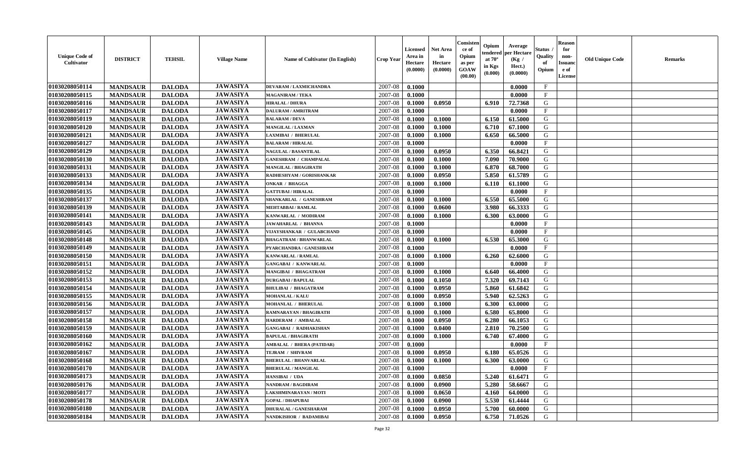| Unique Code of Cultivator | DISTRICT | TEHSIL | Village Name | Name of Cultivator (In English) | Crop Year | Licensed Area in Hectare (0.0000) | Net Area in Hectare (0.0000) | Consistence of Opium as per GOAW (00.00) | Opium tendered at 70° in Kgs (0.000) | Average per Hectare (Kg / Hect.) (0.0000) | Status / Quality of Opium | Reason for non-Issuance of License | Old Unique Code | Remarks |
|---|---|---|---|---|---|---|---|---|---|---|---|---|---|---|
| 01030208050114 | MANDSAUR | DALODA | JAWASIYA | DEVARAM / LAXMICHANDRA | 2007-08 | 0.1000 | | | | 0.0000 | F | | | |
| 01030208050115 | MANDSAUR | DALODA | JAWASIYA | MAGANIRAM / TEKA | 2007-08 | 0.1000 | | | | 0.0000 | F | | | |
| 01030208050116 | MANDSAUR | DALODA | JAWASIYA | HIRALAL / DHURA | 2007-08 | 0.1000 | 0.0950 | | 6.910 | 72.7368 | G | | | |
| 01030208050117 | MANDSAUR | DALODA | JAWASIYA | DALURAM / AMRITRAM | 2007-08 | 0.1000 | | | | 0.0000 | F | | | |
| 01030208050119 | MANDSAUR | DALODA | JAWASIYA | BALARAM / DEVA | 2007-08 | 0.1000 | 0.1000 | | 6.150 | 61.5000 | G | | | |
| 01030208050120 | MANDSAUR | DALODA | JAWASIYA | MANGILAL / LAXMAN | 2007-08 | 0.1000 | 0.1000 | | 6.710 | 67.1000 | G | | | |
| 01030208050121 | MANDSAUR | DALODA | JAWASIYA | LAXMIBAI / BHERULAL | 2007-08 | 0.1000 | 0.1000 | | 6.650 | 66.5000 | G | | | |
| 01030208050127 | MANDSAUR | DALODA | JAWASIYA | BALARAM / HIRALAL | 2007-08 | 0.1000 | | | | 0.0000 | F | | | |
| 01030208050129 | MANDSAUR | DALODA | JAWASIYA | NAGULAL / BASANTILAL | 2007-08 | 0.1000 | 0.0950 | | 6.350 | 66.8421 | G | | | |
| 01030208050130 | MANDSAUR | DALODA | JAWASIYA | GANESHRAM / CHAMPALAL | 2007-08 | 0.1000 | 0.1000 | | 7.090 | 70.9000 | G | | | |
| 01030208050131 | MANDSAUR | DALODA | JAWASIYA | MANGILAL / BHAGIRATH | 2007-08 | 0.1000 | 0.1000 | | 6.870 | 68.7000 | G | | | |
| 01030208050133 | MANDSAUR | DALODA | JAWASIYA | RADHESHYAM / GORISHANKAR | 2007-08 | 0.1000 | 0.0950 | | 5.850 | 61.5789 | G | | | |
| 01030208050134 | MANDSAUR | DALODA | JAWASIYA | ONKAR / BHAGGA | 2007-08 | 0.1000 | 0.1000 | | 6.110 | 61.1000 | G | | | |
| 01030208050135 | MANDSAUR | DALODA | JAWASIYA | GATTUBAI / HIRALAL | 2007-08 | 0.1000 | | | | 0.0000 | F | | | |
| 01030208050137 | MANDSAUR | DALODA | JAWASIYA | SHANKARLAL / GANESHRAM | 2007-08 | 0.1000 | 0.1000 | | 6.550 | 65.5000 | G | | | |
| 01030208050139 | MANDSAUR | DALODA | JAWASIYA | MEHTABBAI / RAMLAL | 2007-08 | 0.1000 | 0.0600 | | 3.980 | 66.3333 | G | | | |
| 01030208050141 | MANDSAUR | DALODA | JAWASIYA | KANWARLAL / MODIRAM | 2007-08 | 0.1000 | 0.1000 | | 6.300 | 63.0000 | G | | | |
| 01030208050143 | MANDSAUR | DALODA | JAWASIYA | JAWAHARLAL / BHANNA | 2007-08 | 0.1000 | | | | 0.0000 | F | | | |
| 01030208050145 | MANDSAUR | DALODA | JAWASIYA | VIJAYSHANKAR / GULABCHAND | 2007-08 | 0.1000 | | | | 0.0000 | F | | | |
| 01030208050148 | MANDSAUR | DALODA | JAWASIYA | BHAGATRAM / BHANWARLAL | 2007-08 | 0.1000 | 0.1000 | | 6.530 | 65.3000 | G | | | |
| 01030208050149 | MANDSAUR | DALODA | JAWASIYA | PYARCHANDRA / GANESHRAM | 2007-08 | 0.1000 | | | | 0.0000 | F | | | |
| 01030208050150 | MANDSAUR | DALODA | JAWASIYA | KANWARLAL / RAMLAL | 2007-08 | 0.1000 | 0.1000 | | 6.260 | 62.6000 | G | | | |
| 01030208050151 | MANDSAUR | DALODA | JAWASIYA | GANGABAI / KANWARLAL | 2007-08 | 0.1000 | | | | 0.0000 | F | | | |
| 01030208050152 | MANDSAUR | DALODA | JAWASIYA | MANGIBAI / BHAGATRAM | 2007-08 | 0.1000 | 0.1000 | | 6.640 | 66.4000 | G | | | |
| 01030208050153 | MANDSAUR | DALODA | JAWASIYA | DURGABAI / BAPULAL | 2007-08 | 0.1000 | 0.1050 | | 7.320 | 69.7143 | G | | | |
| 01030208050154 | MANDSAUR | DALODA | JAWASIYA | BHULIBAI / BHAGATRAM | 2007-08 | 0.1000 | 0.0950 | | 5.860 | 61.6842 | G | | | |
| 01030208050155 | MANDSAUR | DALODA | JAWASIYA | MOHANLAL / KALU | 2007-08 | 0.1000 | 0.0950 | | 5.940 | 62.5263 | G | | | |
| 01030208050156 | MANDSAUR | DALODA | JAWASIYA | MOHANLAL / BHERULAL | 2007-08 | 0.1000 | 0.1000 | | 6.300 | 63.0000 | G | | | |
| 01030208050157 | MANDSAUR | DALODA | JAWASIYA | RAMNARAYAN / BHAGIRATH | 2007-08 | 0.1000 | 0.1000 | | 6.580 | 65.8000 | G | | | |
| 01030208050158 | MANDSAUR | DALODA | JAWASIYA | HARDERAM / AMBALAL | 2007-08 | 0.1000 | 0.0950 | | 6.280 | 66.1053 | G | | | |
| 01030208050159 | MANDSAUR | DALODA | JAWASIYA | GANGABAI / RADHAKISHAN | 2007-08 | 0.1000 | 0.0400 | | 2.810 | 70.2500 | G | | | |
| 01030208050160 | MANDSAUR | DALODA | JAWASIYA | BAPULAL / BHAGIRATH | 2007-08 | 0.1000 | 0.1000 | | 6.740 | 67.4000 | G | | | |
| 01030208050162 | MANDSAUR | DALODA | JAWASIYA | AMBALAL / BHERA (PATIDAR) | 2007-08 | 0.1000 | | | | 0.0000 | F | | | |
| 01030208050167 | MANDSAUR | DALODA | JAWASIYA | TEJRAM / SHIVRAM | 2007-08 | 0.1000 | 0.0950 | | 6.180 | 65.0526 | G | | | |
| 01030208050168 | MANDSAUR | DALODA | JAWASIYA | BHERULAL / BHANVARLAL | 2007-08 | 0.1000 | 0.1000 | | 6.300 | 63.0000 | G | | | |
| 01030208050170 | MANDSAUR | DALODA | JAWASIYA | BHERULAL / MANGILAL | 2007-08 | 0.1000 | | | | 0.0000 | F | | | |
| 01030208050173 | MANDSAUR | DALODA | JAWASIYA | HANSIBAI / UDA | 2007-08 | 0.1000 | 0.0850 | | 5.240 | 61.6471 | G | | | |
| 01030208050176 | MANDSAUR | DALODA | JAWASIYA | NANDRAM / BAGDIRAM | 2007-08 | 0.1000 | 0.0900 | | 5.280 | 58.6667 | G | | | |
| 01030208050177 | MANDSAUR | DALODA | JAWASIYA | LAKSHMINARAYAN / MOTI | 2007-08 | 0.1000 | 0.0650 | | 4.160 | 64.0000 | G | | | |
| 01030208050178 | MANDSAUR | DALODA | JAWASIYA | GOPAL / DHAPUBAI | 2007-08 | 0.1000 | 0.0900 | | 5.530 | 61.4444 | G | | | |
| 01030208050180 | MANDSAUR | DALODA | JAWASIYA | DHURALAL / GANESHARAM | 2007-08 | 0.1000 | 0.0950 | | 5.700 | 60.0000 | G | | | |
| 01030208050184 | MANDSAUR | DALODA | JAWASIYA | NANDKISHOR / BADAMIBAI | 2007-08 | 0.1000 | 0.0950 | | 6.750 | 71.0526 | G | | | |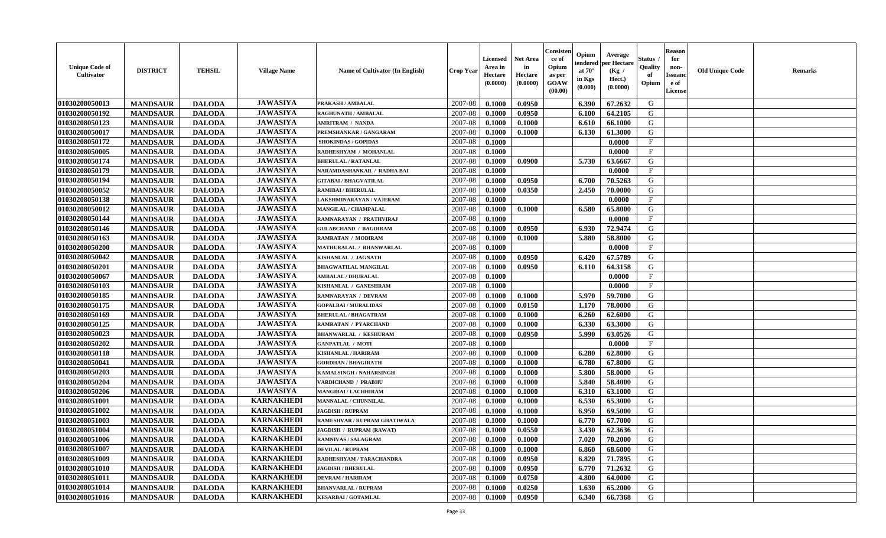| Unique Code of Cultivator | DISTRICT | TEHSIL | Village Name | Name of Cultivator (In English) | Crop Year | Licensed Area in Hectare (0.0000) | Net Area in Hectare (0.0000) | Consistence of Opium as per GOAW (00.00) | Opium tendered at 70° in Kgs (0.000) | Average per Hectare (Kg / Hect.) (0.0000) | Status / Quality of Opium | Reason for non-Issuance of License | Old Unique Code | Remarks |
|---|---|---|---|---|---|---|---|---|---|---|---|---|---|---|
| 01030208050013 | MANDSAUR | DALODA | JAWASIYA | PRAKASH / AMBALAL | 2007-08 | 0.1000 | 0.0950 | | 6.390 | 67.2632 | G | | | |
| 01030208050192 | MANDSAUR | DALODA | JAWASIYA | RAGHUNATH / AMBALAL | 2007-08 | 0.1000 | 0.0950 | | 6.100 | 64.2105 | G | | | |
| 01030208050123 | MANDSAUR | DALODA | JAWASIYA | AMRITRAM / NANDA | 2007-08 | 0.1000 | 0.1000 | | 6.610 | 66.1000 | G | | | |
| 01030208050017 | MANDSAUR | DALODA | JAWASIYA | PREMSHANKAR / GANGARAM | 2007-08 | 0.1000 | 0.1000 | | 6.130 | 61.3000 | G | | | |
| 01030208050172 | MANDSAUR | DALODA | JAWASIYA | SHOKINDAS / GOPIDAS | 2007-08 | 0.1000 | | | | 0.0000 | F | | | |
| 01030208050005 | MANDSAUR | DALODA | JAWASIYA | RADHESHYAM / MOHANLAL | 2007-08 | 0.1000 | | | | 0.0000 | F | | | |
| 01030208050174 | MANDSAUR | DALODA | JAWASIYA | BHERULAL / RATANLAL | 2007-08 | 0.1000 | 0.0900 | | 5.730 | 63.6667 | G | | | |
| 01030208050179 | MANDSAUR | DALODA | JAWASIYA | NARAMDASHANKAR / RADHA BAI | 2007-08 | 0.1000 | | | | 0.0000 | F | | | |
| 01030208050194 | MANDSAUR | DALODA | JAWASIYA | GITABAI / BHAGVATILAL | 2007-08 | 0.1000 | 0.0950 | | 6.700 | 70.5263 | G | | | |
| 01030208050052 | MANDSAUR | DALODA | JAWASIYA | RAMIBAI / BHERULAL | 2007-08 | 0.1000 | 0.0350 | | 2.450 | 70.0000 | G | | | |
| 01030208050138 | MANDSAUR | DALODA | JAWASIYA | LAKSHMINARAYAN / VAJERAM | 2007-08 | 0.1000 | | | | 0.0000 | F | | | |
| 01030208050012 | MANDSAUR | DALODA | JAWASIYA | MANGILAL / CHAMPALAL | 2007-08 | 0.1000 | 0.1000 | | 6.580 | 65.8000 | G | | | |
| 01030208050144 | MANDSAUR | DALODA | JAWASIYA | RAMNARAYAN / PRATHVIRAJ | 2007-08 | 0.1000 | | | | 0.0000 | F | | | |
| 01030208050146 | MANDSAUR | DALODA | JAWASIYA | GULABCHAND / BAGDIRAM | 2007-08 | 0.1000 | 0.0950 | | 6.930 | 72.9474 | G | | | |
| 01030208050163 | MANDSAUR | DALODA | JAWASIYA | RAMRATAN / MODIRAM | 2007-08 | 0.1000 | 0.1000 | | 5.880 | 58.8000 | G | | | |
| 01030208050200 | MANDSAUR | DALODA | JAWASIYA | MATHURALAL / BHANWARLAL | 2007-08 | 0.1000 | | | | 0.0000 | F | | | |
| 01030208050042 | MANDSAUR | DALODA | JAWASIYA | KISHANLAL / JAGNATH | 2007-08 | 0.1000 | 0.0950 | | 6.420 | 67.5789 | G | | | |
| 01030208050201 | MANDSAUR | DALODA | JAWASIYA | BHAGWATILAL MANGILAL | 2007-08 | 0.1000 | 0.0950 | | 6.110 | 64.3158 | G | | | |
| 01030208050067 | MANDSAUR | DALODA | JAWASIYA | AMBALAL / DHURALAL | 2007-08 | 0.1000 | | | | 0.0000 | F | | | |
| 01030208050103 | MANDSAUR | DALODA | JAWASIYA | KISHANLAL / GANESHRAM | 2007-08 | 0.1000 | | | | 0.0000 | F | | | |
| 01030208050185 | MANDSAUR | DALODA | JAWASIYA | RAMNARAYAN / DEVRAM | 2007-08 | 0.1000 | 0.1000 | | 5.970 | 59.7000 | G | | | |
| 01030208050175 | MANDSAUR | DALODA | JAWASIYA | GOPALBAI / MURALIDAS | 2007-08 | 0.1000 | 0.0150 | | 1.170 | 78.0000 | G | | | |
| 01030208050169 | MANDSAUR | DALODA | JAWASIYA | BHERULAL / BHAGATRAM | 2007-08 | 0.1000 | 0.1000 | | 6.260 | 62.6000 | G | | | |
| 01030208050125 | MANDSAUR | DALODA | JAWASIYA | RAMRATAN / PYARCHAND | 2007-08 | 0.1000 | 0.1000 | | 6.330 | 63.3000 | G | | | |
| 01030208050023 | MANDSAUR | DALODA | JAWASIYA | BHANWARLAL / KESHURAM | 2007-08 | 0.1000 | 0.0950 | | 5.990 | 63.0526 | G | | | |
| 01030208050202 | MANDSAUR | DALODA | JAWASIYA | GANPATLAL / MOTI | 2007-08 | 0.1000 | | | | 0.0000 | F | | | |
| 01030208050118 | MANDSAUR | DALODA | JAWASIYA | KISHANLAL / HARIRAM | 2007-08 | 0.1000 | 0.1000 | | 6.280 | 62.8000 | G | | | |
| 01030208050041 | MANDSAUR | DALODA | JAWASIYA | GORDHAN / BHAGIRATH | 2007-08 | 0.1000 | 0.1000 | | 6.780 | 67.8000 | G | | | |
| 01030208050203 | MANDSAUR | DALODA | JAWASIYA | KAMALSINGH / NAHARSINGH | 2007-08 | 0.1000 | 0.1000 | | 5.800 | 58.0000 | G | | | |
| 01030208050204 | MANDSAUR | DALODA | JAWASIYA | VARDICHAND / PRABHU | 2007-08 | 0.1000 | 0.1000 | | 5.840 | 58.4000 | G | | | |
| 01030208050206 | MANDSAUR | DALODA | JAWASIYA | MANGIBAI / LACHHIRAM | 2007-08 | 0.1000 | 0.1000 | | 6.310 | 63.1000 | G | | | |
| 01030208051001 | MANDSAUR | DALODA | KARNAKHEDI | MANNALAL / CHUNNILAL | 2007-08 | 0.1000 | 0.1000 | | 6.530 | 65.3000 | G | | | |
| 01030208051002 | MANDSAUR | DALODA | KARNAKHEDI | JAGDISH / RUPRAM | 2007-08 | 0.1000 | 0.1000 | | 6.950 | 69.5000 | G | | | |
| 01030208051003 | MANDSAUR | DALODA | KARNAKHEDI | RAMESHVAR / RUPRAM GHATIWALA | 2007-08 | 0.1000 | 0.1000 | | 6.770 | 67.7000 | G | | | |
| 01030208051004 | MANDSAUR | DALODA | KARNAKHEDI | JAGDISH / RUPRAM (RAWAT) | 2007-08 | 0.1000 | 0.0550 | | 3.430 | 62.3636 | G | | | |
| 01030208051006 | MANDSAUR | DALODA | KARNAKHEDI | RAMNIVAS / SALAGRAM | 2007-08 | 0.1000 | 0.1000 | | 7.020 | 70.2000 | G | | | |
| 01030208051007 | MANDSAUR | DALODA | KARNAKHEDI | DEVILAL / RUPRAM | 2007-08 | 0.1000 | 0.1000 | | 6.860 | 68.6000 | G | | | |
| 01030208051009 | MANDSAUR | DALODA | KARNAKHEDI | RADHESHYAM / TARACHANDRA | 2007-08 | 0.1000 | 0.0950 | | 6.820 | 71.7895 | G | | | |
| 01030208051010 | MANDSAUR | DALODA | KARNAKHEDI | JAGDISH / BHERULAL | 2007-08 | 0.1000 | 0.0950 | | 6.770 | 71.2632 | G | | | |
| 01030208051011 | MANDSAUR | DALODA | KARNAKHEDI | DEVRAM / HARIRAM | 2007-08 | 0.1000 | 0.0750 | | 4.800 | 64.0000 | G | | | |
| 01030208051014 | MANDSAUR | DALODA | KARNAKHEDI | BHANVARLAL / RUPRAM | 2007-08 | 0.1000 | 0.0250 | | 1.630 | 65.2000 | G | | | |
| 01030208051016 | MANDSAUR | DALODA | KARNAKHEDI | KESARBAI / GOTAMLAL | 2007-08 | 0.1000 | 0.0950 | | 6.340 | 66.7368 | G | | | |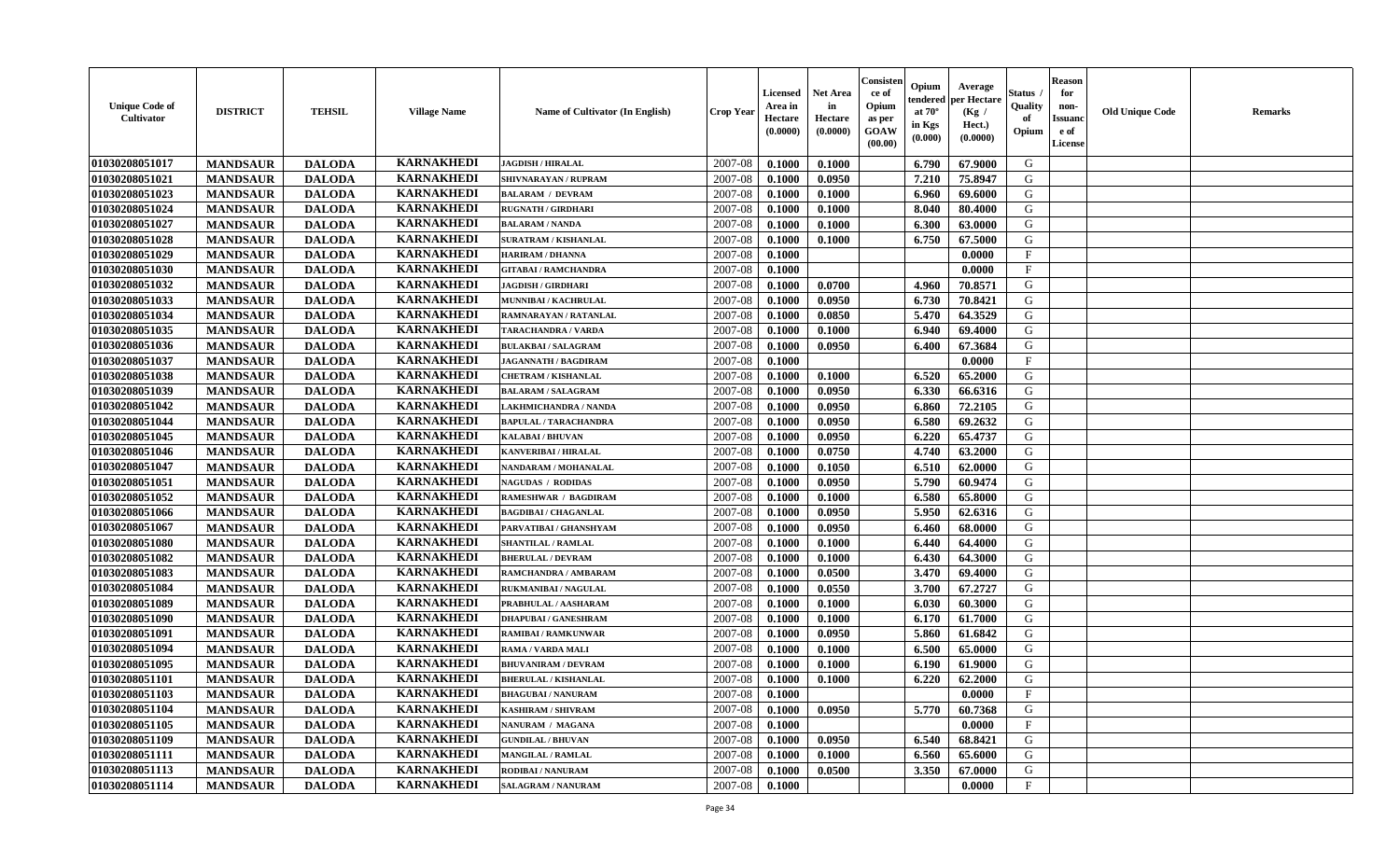| Unique Code of Cultivator | DISTRICT | TEHSIL | Village Name | Name of Cultivator (In English) | Crop Year | Licensed Area in Hectare (0.0000) | Net Area in Hectare (0.0000) | Consistence of Opium as per GOAW (00.00) | Opium tendered at 70° in Kgs (0.000) | Average per Hectare (Kg / Hect.) (0.0000) | Status / Quality of Opium | Reason for non-Issuance of License | Old Unique Code | Remarks |
|---|---|---|---|---|---|---|---|---|---|---|---|---|---|---|
| 01030208051017 | MANDSAUR | DALODA | KARNAKHEDI | JAGDISH / HIRALAL | 2007-08 | 0.1000 | 0.1000 | | 6.790 | 67.9000 | G | | | |
| 01030208051021 | MANDSAUR | DALODA | KARNAKHEDI | SHIVNARAYAN / RUPRAM | 2007-08 | 0.1000 | 0.0950 | | 7.210 | 75.8947 | G | | | |
| 01030208051023 | MANDSAUR | DALODA | KARNAKHEDI | BALARAM / DEVRAM | 2007-08 | 0.1000 | 0.1000 | | 6.960 | 69.6000 | G | | | |
| 01030208051024 | MANDSAUR | DALODA | KARNAKHEDI | RUGNATH / GIRDHARI | 2007-08 | 0.1000 | 0.1000 | | 8.040 | 80.4000 | G | | | |
| 01030208051027 | MANDSAUR | DALODA | KARNAKHEDI | BALARAM / NANDA | 2007-08 | 0.1000 | 0.1000 | | 6.300 | 63.0000 | G | | | |
| 01030208051028 | MANDSAUR | DALODA | KARNAKHEDI | SURATRAM / KISHANLAL | 2007-08 | 0.1000 | 0.1000 | | 6.750 | 67.5000 | G | | | |
| 01030208051029 | MANDSAUR | DALODA | KARNAKHEDI | HARIRAM / DHANNA | 2007-08 | 0.1000 | | | | 0.0000 | F | | | |
| 01030208051030 | MANDSAUR | DALODA | KARNAKHEDI | GITABAI / RAMCHANDRA | 2007-08 | 0.1000 | | | | 0.0000 | F | | | |
| 01030208051032 | MANDSAUR | DALODA | KARNAKHEDI | JAGDISH / GIRDHARI | 2007-08 | 0.1000 | 0.0700 | | 4.960 | 70.8571 | G | | | |
| 01030208051033 | MANDSAUR | DALODA | KARNAKHEDI | MUNNIBAI / KACHRULAL | 2007-08 | 0.1000 | 0.0950 | | 6.730 | 70.8421 | G | | | |
| 01030208051034 | MANDSAUR | DALODA | KARNAKHEDI | RAMNARAYAN / RATANLAL | 2007-08 | 0.1000 | 0.0850 | | 5.470 | 64.3529 | G | | | |
| 01030208051035 | MANDSAUR | DALODA | KARNAKHEDI | TARACHANDRA / VARDA | 2007-08 | 0.1000 | 0.1000 | | 6.940 | 69.4000 | G | | | |
| 01030208051036 | MANDSAUR | DALODA | KARNAKHEDI | BULAKBAI / SALAGRAM | 2007-08 | 0.1000 | 0.0950 | | 6.400 | 67.3684 | G | | | |
| 01030208051037 | MANDSAUR | DALODA | KARNAKHEDI | JAGANNATH / BAGDIRAM | 2007-08 | 0.1000 | | | | 0.0000 | F | | | |
| 01030208051038 | MANDSAUR | DALODA | KARNAKHEDI | CHETRAM / KISHANLAL | 2007-08 | 0.1000 | 0.1000 | | 6.520 | 65.2000 | G | | | |
| 01030208051039 | MANDSAUR | DALODA | KARNAKHEDI | BALARAM / SALAGRAM | 2007-08 | 0.1000 | 0.0950 | | 6.330 | 66.6316 | G | | | |
| 01030208051042 | MANDSAUR | DALODA | KARNAKHEDI | LAKHMICHANDRA / NANDA | 2007-08 | 0.1000 | 0.0950 | | 6.860 | 72.2105 | G | | | |
| 01030208051044 | MANDSAUR | DALODA | KARNAKHEDI | BAPULAL / TARACHANDRA | 2007-08 | 0.1000 | 0.0950 | | 6.580 | 69.2632 | G | | | |
| 01030208051045 | MANDSAUR | DALODA | KARNAKHEDI | KALABAI / BHUVAN | 2007-08 | 0.1000 | 0.0950 | | 6.220 | 65.4737 | G | | | |
| 01030208051046 | MANDSAUR | DALODA | KARNAKHEDI | KANVERIBAI / HIRALAL | 2007-08 | 0.1000 | 0.0750 | | 4.740 | 63.2000 | G | | | |
| 01030208051047 | MANDSAUR | DALODA | KARNAKHEDI | NANDARAM / MOHANALAL | 2007-08 | 0.1000 | 0.1050 | | 6.510 | 62.0000 | G | | | |
| 01030208051051 | MANDSAUR | DALODA | KARNAKHEDI | NAGUDAS / RODIDAS | 2007-08 | 0.1000 | 0.0950 | | 5.790 | 60.9474 | G | | | |
| 01030208051052 | MANDSAUR | DALODA | KARNAKHEDI | RAMESHWAR / BAGDIRAM | 2007-08 | 0.1000 | 0.1000 | | 6.580 | 65.8000 | G | | | |
| 01030208051066 | MANDSAUR | DALODA | KARNAKHEDI | BAGDIBAI / CHAGANLAL | 2007-08 | 0.1000 | 0.0950 | | 5.950 | 62.6316 | G | | | |
| 01030208051067 | MANDSAUR | DALODA | KARNAKHEDI | PARVATIBAI / GHANSHYAM | 2007-08 | 0.1000 | 0.0950 | | 6.460 | 68.0000 | G | | | |
| 01030208051080 | MANDSAUR | DALODA | KARNAKHEDI | SHANTILAL / RAMLAL | 2007-08 | 0.1000 | 0.1000 | | 6.440 | 64.4000 | G | | | |
| 01030208051082 | MANDSAUR | DALODA | KARNAKHEDI | BHERULAL / DEVRAM | 2007-08 | 0.1000 | 0.1000 | | 6.430 | 64.3000 | G | | | |
| 01030208051083 | MANDSAUR | DALODA | KARNAKHEDI | RAMCHANDRA / AMBARAM | 2007-08 | 0.1000 | 0.0500 | | 3.470 | 69.4000 | G | | | |
| 01030208051084 | MANDSAUR | DALODA | KARNAKHEDI | RUKMANIBAI / NAGULAL | 2007-08 | 0.1000 | 0.0550 | | 3.700 | 67.2727 | G | | | |
| 01030208051089 | MANDSAUR | DALODA | KARNAKHEDI | PRABHULAL / AASHARAM | 2007-08 | 0.1000 | 0.1000 | | 6.030 | 60.3000 | G | | | |
| 01030208051090 | MANDSAUR | DALODA | KARNAKHEDI | DHAPUBAI / GANESHRAM | 2007-08 | 0.1000 | 0.1000 | | 6.170 | 61.7000 | G | | | |
| 01030208051091 | MANDSAUR | DALODA | KARNAKHEDI | RAMIBAI / RAMKUNWAR | 2007-08 | 0.1000 | 0.0950 | | 5.860 | 61.6842 | G | | | |
| 01030208051094 | MANDSAUR | DALODA | KARNAKHEDI | RAMA / VARDA MALI | 2007-08 | 0.1000 | 0.1000 | | 6.500 | 65.0000 | G | | | |
| 01030208051095 | MANDSAUR | DALODA | KARNAKHEDI | BHUVANIRAM / DEVRAM | 2007-08 | 0.1000 | 0.1000 | | 6.190 | 61.9000 | G | | | |
| 01030208051101 | MANDSAUR | DALODA | KARNAKHEDI | BHERULAL / KISHANLAL | 2007-08 | 0.1000 | 0.1000 | | 6.220 | 62.2000 | G | | | |
| 01030208051103 | MANDSAUR | DALODA | KARNAKHEDI | BHAGUBAI / NANURAM | 2007-08 | 0.1000 | | | | 0.0000 | F | | | |
| 01030208051104 | MANDSAUR | DALODA | KARNAKHEDI | KASHIRAM / SHIVRAM | 2007-08 | 0.1000 | 0.0950 | | 5.770 | 60.7368 | G | | | |
| 01030208051105 | MANDSAUR | DALODA | KARNAKHEDI | NANURAM / MAGANA | 2007-08 | 0.1000 | | | | 0.0000 | F | | | |
| 01030208051109 | MANDSAUR | DALODA | KARNAKHEDI | GUNDILAL / BHUVAN | 2007-08 | 0.1000 | 0.0950 | | 6.540 | 68.8421 | G | | | |
| 01030208051111 | MANDSAUR | DALODA | KARNAKHEDI | MANGILAL / RAMLAL | 2007-08 | 0.1000 | 0.1000 | | 6.560 | 65.6000 | G | | | |
| 01030208051113 | MANDSAUR | DALODA | KARNAKHEDI | RODIBAI / NANURAM | 2007-08 | 0.1000 | 0.0500 | | 3.350 | 67.0000 | G | | | |
| 01030208051114 | MANDSAUR | DALODA | KARNAKHEDI | SALAGRAM / NANURAM | 2007-08 | 0.1000 | | | | 0.0000 | F | | | |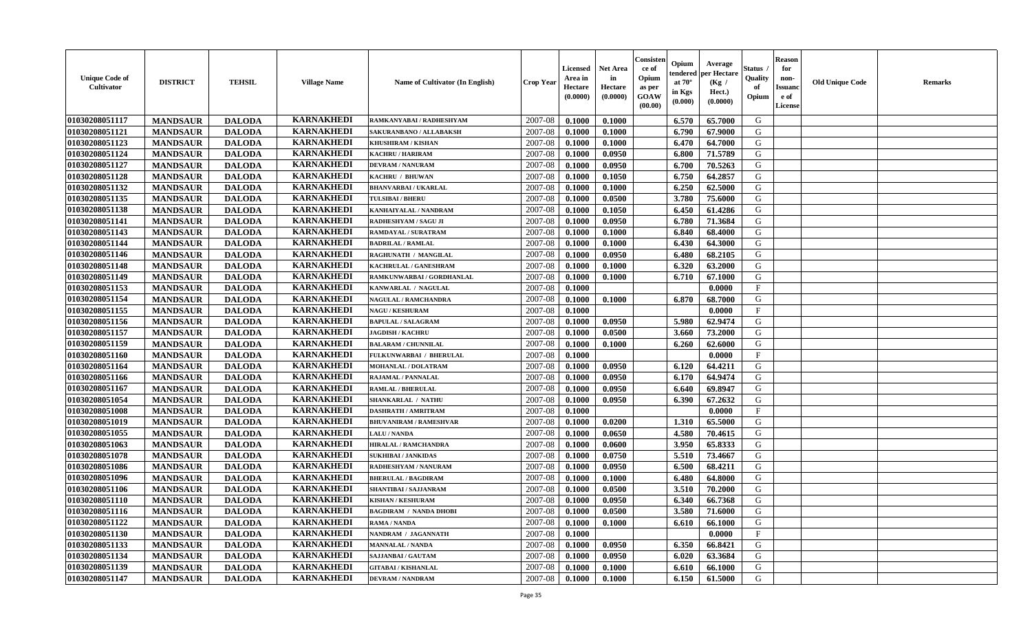| Unique Code of Cultivator | DISTRICT | TEHSIL | Village Name | Name of Cultivator (In English) | Crop Year | Licensed Area in Hectare (0.0000) | Net Area in Hectare (0.0000) | Consistence of Opium as per GOAW (00.00) | Opium tendered at 70° in Kgs (0.000) | Average per Hectare (Kg / Hect.) (0.0000) | Status / Quality of Opium | Reason for non-Issuance of License | Old Unique Code | Remarks |
|---|---|---|---|---|---|---|---|---|---|---|---|---|---|---|
| 01030208051117 | MANDSAUR | DALODA | KARNAKHEDI | RAMKANYABAI / RADHESHYAM | 2007-08 | 0.1000 | 0.1000 | | 6.570 | 65.7000 | G | | | |
| 01030208051121 | MANDSAUR | DALODA | KARNAKHEDI | SAKURANBANO / ALLABAKSH | 2007-08 | 0.1000 | 0.1000 | | 6.790 | 67.9000 | G | | | |
| 01030208051123 | MANDSAUR | DALODA | KARNAKHEDI | KHUSHIRAM / KISHAN | 2007-08 | 0.1000 | 0.1000 | | 6.470 | 64.7000 | G | | | |
| 01030208051124 | MANDSAUR | DALODA | KARNAKHEDI | KACHRU / HARIRAM | 2007-08 | 0.1000 | 0.0950 | | 6.800 | 71.5789 | G | | | |
| 01030208051127 | MANDSAUR | DALODA | KARNAKHEDI | DEVRAM / NANURAM | 2007-08 | 0.1000 | 0.0950 | | 6.700 | 70.5263 | G | | | |
| 01030208051128 | MANDSAUR | DALODA | KARNAKHEDI | KACHRU / BHUWAN | 2007-08 | 0.1000 | 0.1050 | | 6.750 | 64.2857 | G | | | |
| 01030208051132 | MANDSAUR | DALODA | KARNAKHEDI | BHANVARBAI / UKARLAL | 2007-08 | 0.1000 | 0.1000 | | 6.250 | 62.5000 | G | | | |
| 01030208051135 | MANDSAUR | DALODA | KARNAKHEDI | TULSIBAI / BHERU | 2007-08 | 0.1000 | 0.0500 | | 3.780 | 75.6000 | G | | | |
| 01030208051138 | MANDSAUR | DALODA | KARNAKHEDI | KANHAIYALAL / NANDRAM | 2007-08 | 0.1000 | 0.1050 | | 6.450 | 61.4286 | G | | | |
| 01030208051141 | MANDSAUR | DALODA | KARNAKHEDI | RADHESHYAM / SAGU JI | 2007-08 | 0.1000 | 0.0950 | | 6.780 | 71.3684 | G | | | |
| 01030208051143 | MANDSAUR | DALODA | KARNAKHEDI | RAMDAYAL / SURATRAM | 2007-08 | 0.1000 | 0.1000 | | 6.840 | 68.4000 | G | | | |
| 01030208051144 | MANDSAUR | DALODA | KARNAKHEDI | BADRILAL / RAMLAL | 2007-08 | 0.1000 | 0.1000 | | 6.430 | 64.3000 | G | | | |
| 01030208051146 | MANDSAUR | DALODA | KARNAKHEDI | RAGHUNATH / MANGILAL | 2007-08 | 0.1000 | 0.0950 | | 6.480 | 68.2105 | G | | | |
| 01030208051148 | MANDSAUR | DALODA | KARNAKHEDI | KACHRULAL / GANESHRAM | 2007-08 | 0.1000 | 0.1000 | | 6.320 | 63.2000 | G | | | |
| 01030208051149 | MANDSAUR | DALODA | KARNAKHEDI | RAMKUNWARBAI / GORDHANLAL | 2007-08 | 0.1000 | 0.1000 | | 6.710 | 67.1000 | G | | | |
| 01030208051153 | MANDSAUR | DALODA | KARNAKHEDI | KANWARLAL / NAGULAL | 2007-08 | 0.1000 | | | | 0.0000 | F | | | |
| 01030208051154 | MANDSAUR | DALODA | KARNAKHEDI | NAGULAL / RAMCHANDRA | 2007-08 | 0.1000 | 0.1000 | | 6.870 | 68.7000 | G | | | |
| 01030208051155 | MANDSAUR | DALODA | KARNAKHEDI | NAGU / KESHURAM | 2007-08 | 0.1000 | | | | 0.0000 | F | | | |
| 01030208051156 | MANDSAUR | DALODA | KARNAKHEDI | BAPULAL / SALAGRAM | 2007-08 | 0.1000 | 0.0950 | | 5.980 | 62.9474 | G | | | |
| 01030208051157 | MANDSAUR | DALODA | KARNAKHEDI | JAGDISH / KACHRU | 2007-08 | 0.1000 | 0.0500 | | 3.660 | 73.2000 | G | | | |
| 01030208051159 | MANDSAUR | DALODA | KARNAKHEDI | BALARAM / CHUNNILAL | 2007-08 | 0.1000 | 0.1000 | | 6.260 | 62.6000 | G | | | |
| 01030208051160 | MANDSAUR | DALODA | KARNAKHEDI | FULKUNWARBAI / BHERULAL | 2007-08 | 0.1000 | | | | 0.0000 | F | | | |
| 01030208051164 | MANDSAUR | DALODA | KARNAKHEDI | MOHANLAL / DOLATRAM | 2007-08 | 0.1000 | 0.0950 | | 6.120 | 64.4211 | G | | | |
| 01030208051166 | MANDSAUR | DALODA | KARNAKHEDI | RAJAMAL / PANNALAL | 2007-08 | 0.1000 | 0.0950 | | 6.170 | 64.9474 | G | | | |
| 01030208051167 | MANDSAUR | DALODA | KARNAKHEDI | RAMLAL / BHERULAL | 2007-08 | 0.1000 | 0.0950 | | 6.640 | 69.8947 | G | | | |
| 01030208051054 | MANDSAUR | DALODA | KARNAKHEDI | SHANKARLAL / NATHU | 2007-08 | 0.1000 | 0.0950 | | 6.390 | 67.2632 | G | | | |
| 01030208051008 | MANDSAUR | DALODA | KARNAKHEDI | DASHRATH / AMRITRAM | 2007-08 | 0.1000 | | | | 0.0000 | F | | | |
| 01030208051019 | MANDSAUR | DALODA | KARNAKHEDI | BHUVANIRAM / RAMESHVAR | 2007-08 | 0.1000 | 0.0200 | | 1.310 | 65.5000 | G | | | |
| 01030208051055 | MANDSAUR | DALODA | KARNAKHEDI | LALU / NANDA | 2007-08 | 0.1000 | 0.0650 | | 4.580 | 70.4615 | G | | | |
| 01030208051063 | MANDSAUR | DALODA | KARNAKHEDI | HIRALAL / RAMCHANDRA | 2007-08 | 0.1000 | 0.0600 | | 3.950 | 65.8333 | G | | | |
| 01030208051078 | MANDSAUR | DALODA | KARNAKHEDI | SUKHIBAI / JANKIDAS | 2007-08 | 0.1000 | 0.0750 | | 5.510 | 73.4667 | G | | | |
| 01030208051086 | MANDSAUR | DALODA | KARNAKHEDI | RADHESHYAM / NANURAM | 2007-08 | 0.1000 | 0.0950 | | 6.500 | 68.4211 | G | | | |
| 01030208051096 | MANDSAUR | DALODA | KARNAKHEDI | BHERULAL / BAGDIRAM | 2007-08 | 0.1000 | 0.1000 | | 6.480 | 64.8000 | G | | | |
| 01030208051106 | MANDSAUR | DALODA | KARNAKHEDI | SHANTIBAI / SAJJANRAM | 2007-08 | 0.1000 | 0.0500 | | 3.510 | 70.2000 | G | | | |
| 01030208051110 | MANDSAUR | DALODA | KARNAKHEDI | KISHAN / KESHURAM | 2007-08 | 0.1000 | 0.0950 | | 6.340 | 66.7368 | G | | | |
| 01030208051116 | MANDSAUR | DALODA | KARNAKHEDI | BAGDIRAM / NANDA DHOBI | 2007-08 | 0.1000 | 0.0500 | | 3.580 | 71.6000 | G | | | |
| 01030208051122 | MANDSAUR | DALODA | KARNAKHEDI | RAMA / NANDA | 2007-08 | 0.1000 | 0.1000 | | 6.610 | 66.1000 | G | | | |
| 01030208051130 | MANDSAUR | DALODA | KARNAKHEDI | NANDRAM / JAGANNATH | 2007-08 | 0.1000 | | | | 0.0000 | F | | | |
| 01030208051133 | MANDSAUR | DALODA | KARNAKHEDI | MANNALAL / NANDA | 2007-08 | 0.1000 | 0.0950 | | 6.350 | 66.8421 | G | | | |
| 01030208051134 | MANDSAUR | DALODA | KARNAKHEDI | SAJJANBAI / GAUTAM | 2007-08 | 0.1000 | 0.0950 | | 6.020 | 63.3684 | G | | | |
| 01030208051139 | MANDSAUR | DALODA | KARNAKHEDI | GITABAI / KISHANLAL | 2007-08 | 0.1000 | 0.1000 | | 6.610 | 66.1000 | G | | | |
| 01030208051147 | MANDSAUR | DALODA | KARNAKHEDI | DEVRAM / NANDRAM | 2007-08 | 0.1000 | 0.1000 | | 6.150 | 61.5000 | G | | | |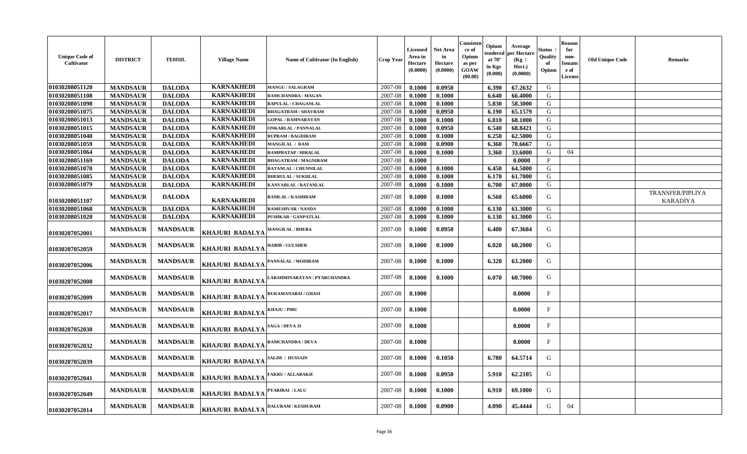| Unique Code of Cultivator | DISTRICT | TEHSIL | Village Name | Name of Cultivator (In English) | Crop Year | Licensed Area in Hectare (0.0000) | Net Area in Hectare (0.0000) | Consistence of Opium as per GOAW (00.00) | Opium tendered at 70° in Kgs (0.000) | Average per Hectare (Kg / Hect.) (0.0000) | Status / Quality of Opium | Reason for non-Issuance of License | Old Unique Code | Remarks |
|---|---|---|---|---|---|---|---|---|---|---|---|---|---|---|
| 01030208051120 | MANDSAUR | DALODA | KARNAKHEDI | MANGU / SALAGRAM | 2007-08 | 0.1000 | 0.0950 | | 6.390 | 67.2632 | G | | | |
| 01030208051108 | MANDSAUR | DALODA | KARNAKHEDI | RAMCHANDRA / MAGAN | 2007-08 | 0.1000 | 0.1000 | | 6.640 | 66.4000 | G | | | |
| 01030208051098 | MANDSAUR | DALODA | KARNAKHEDI | BAPULAL / CHAGANLAL | 2007-08 | 0.1000 | 0.1000 | | 5.830 | 58.3000 | G | | | |
| 01030208051075 | MANDSAUR | DALODA | KARNAKHEDI | BHAGATRAM / SHAVRAM | 2007-08 | 0.1000 | 0.0950 | | 6.190 | 65.1579 | G | | | |
| 01030208051013 | MANDSAUR | DALODA | KARNAKHEDI | GOPAL / RAMNARAYAN | 2007-08 | 0.1000 | 0.1000 | | 6.810 | 68.1000 | G | | | |
| 01030208051015 | MANDSAUR | DALODA | KARNAKHEDI | ONKARLAL / PANNALAL | 2007-08 | 0.1000 | 0.0950 | | 6.540 | 68.8421 | G | | | |
| 01030208051040 | MANDSAUR | DALODA | KARNAKHEDI | RUPRAM / BAGDIRAM | 2007-08 | 0.1000 | 0.1000 | | 6.250 | 62.5000 | G | | | |
| 01030208051059 | MANDSAUR | DALODA | KARNAKHEDI | MANGILAL / RAM | 2007-08 | 0.1000 | 0.0900 | | 6.360 | 70.6667 | G | | | |
| 01030208051064 | MANDSAUR | DALODA | KARNAKHEDI | RAMPRATAP / HIRALAL | 2007-08 | 0.1000 | 0.1000 | | 3.360 | 33.6000 | G | 04 | | |
| 01030208051169 | MANDSAUR | DALODA | KARNAKHEDI | BHAGATRAM / MAGNIRAM | 2007-08 | 0.1000 | | | | 0.0000 | F | | | |
| 01030208051070 | MANDSAUR | DALODA | KARNAKHEDI | RATANLAL / CHUNNILAL | 2007-08 | 0.1000 | 0.1000 | | 6.450 | 64.5000 | G | | | |
| 01030208051085 | MANDSAUR | DALODA | KARNAKHEDI | BHERULAL / SUKHLAL | 2007-08 | 0.1000 | 0.1000 | | 6.170 | 61.7000 | G | | | |
| 01030208051079 | MANDSAUR | DALODA | KARNAKHEDI | KANVARLAL / RATANLAL | 2007-08 | 0.1000 | 0.1000 | | 6.700 | 67.0000 | G | | | |
| 01030208051107 | MANDSAUR | DALODA | KARNAKHEDI | RAMLAL / KASHIRAM | 2007-08 | 0.1000 | 0.1000 | | 6.560 | 65.6000 | G | | | TRANSFER/PIPLIYA KARADIYA |
| 01030208051068 | MANDSAUR | DALODA | KARNAKHEDI | RAMESHVAR / NANDA | 2007-08 | 0.1000 | 0.1000 | | 6.130 | 61.3000 | G | | | |
| 01030208051020 | MANDSAUR | DALODA | KARNAKHEDI | PUSHKAR / GANPATLAL | 2007-08 | 0.1000 | 0.1000 | | 6.130 | 61.3000 | G | | | |
| 01030207052001 | MANDSAUR | MANDSAUR | KHAJURI BADALYA | MANGILAL / BHERA | 2007-08 | 0.1000 | 0.0950 | | 6.400 | 67.3684 | G | | | |
| 01030207052059 | MANDSAUR | MANDSAUR | KHAJURI BADALYA | HABIB / GULSHER | 2007-08 | 0.1000 | 0.1000 | | 6.020 | 60.2000 | G | | | |
| 01030207052006 | MANDSAUR | MANDSAUR | KHAJURI BADALYA | PANNALAL / MODIRAM | 2007-08 | 0.1000 | 0.1000 | | 6.320 | 63.2000 | G | | | |
| 01030207052008 | MANDSAUR | MANDSAUR | KHAJURI BADALYA | LAKSHMINARAYAN / PYARCHANDRA | 2007-08 | 0.1000 | 0.1000 | | 6.070 | 60.7000 | G | | | |
| 01030207052009 | MANDSAUR | MANDSAUR | KHAJURI BADALYA | RUKAMANABAI / GHASI | 2007-08 | 0.1000 | | | | 0.0000 | F | | | |
| 01030207052017 | MANDSAUR | MANDSAUR | KHAJURI BADALYA | KHAJU / PIRU | 2007-08 | 0.1000 | | | | 0.0000 | F | | | |
| 01030207052030 | MANDSAUR | MANDSAUR | KHAJURI BADALYA | SAGA / DEVA JI | 2007-08 | 0.1000 | | | | 0.0000 | F | | | |
| 01030207052032 | MANDSAUR | MANDSAUR | KHAJURI BADALYA | RAMCHANDRA / DEVA | 2007-08 | 0.1000 | | | | 0.0000 | F | | | |
| 01030207052039 | MANDSAUR | MANDSAUR | KHAJURI BADALYA | SALIM / HUSSAIN | 2007-08 | 0.1000 | 0.1050 | | 6.780 | 64.5714 | G | | | |
| 01030207052041 | MANDSAUR | MANDSAUR | KHAJURI BADALYA | FAKRU / ALLARAKH | 2007-08 | 0.1000 | 0.0950 | | 5.910 | 62.2105 | G | | | |
| 01030207052049 | MANDSAUR | MANDSAUR | KHAJURI BADALYA | PYARIBAI / LALU | 2007-08 | 0.1000 | 0.1000 | | 6.910 | 69.1000 | G | | | |
| 01030207052014 | MANDSAUR | MANDSAUR | KHAJURI BADALYA | DALURAM / KESHURAM | 2007-08 | 0.1000 | 0.0900 | | 4.090 | 45.4444 | G | 04 | | |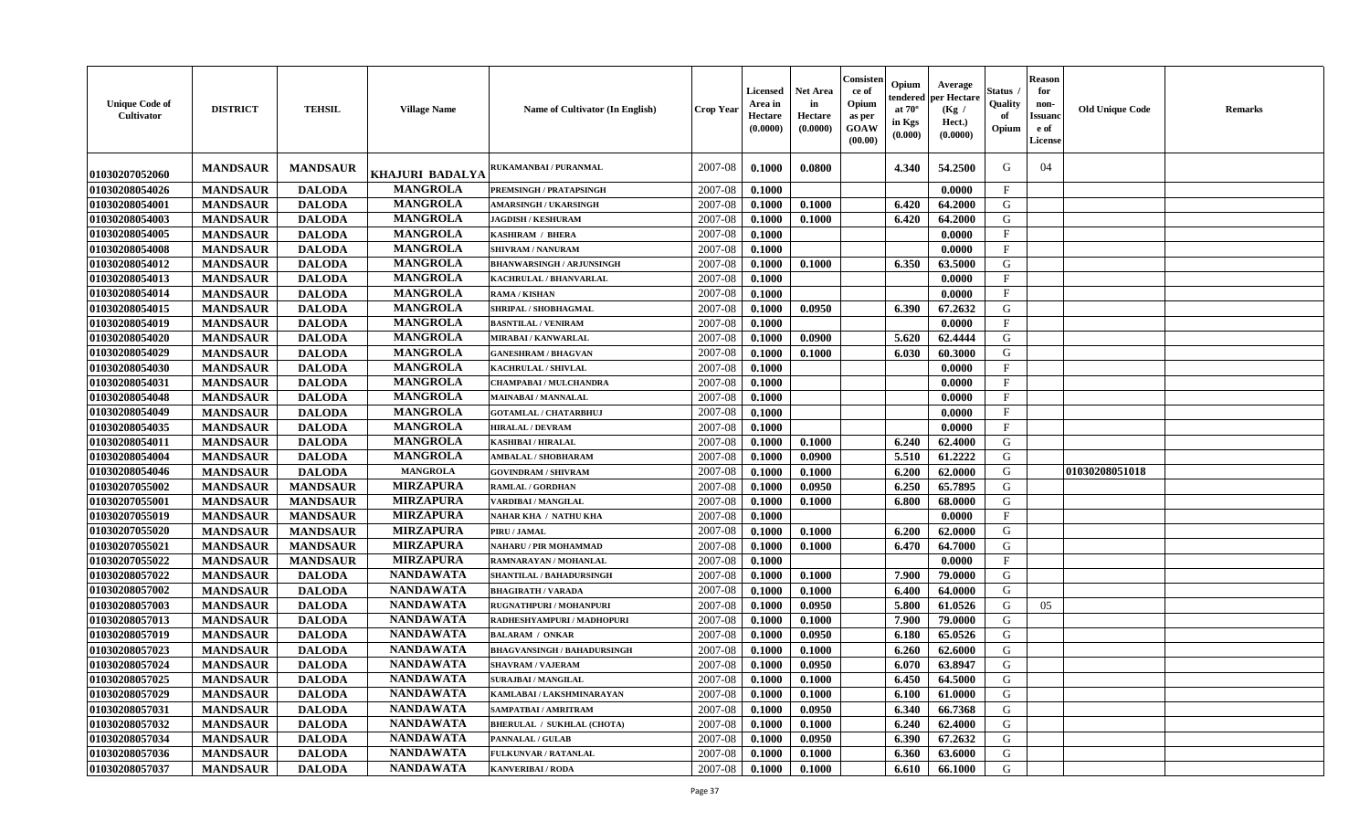| Unique Code of Cultivator | DISTRICT | TEHSIL | Village Name | Name of Cultivator (In English) | Crop Year | Licensed Area in Hectare (0.0000) | Net Area in Hectare (0.0000) | Consistence of Opium as per GOAW (00.00) | Opium tendered at 70° in Kgs (0.000) | Average per Hectare (Kg / Hect.) (0.0000) | Status / Quality of Opium | Reason for non-Issuance of License | Old Unique Code | Remarks |
|---|---|---|---|---|---|---|---|---|---|---|---|---|---|---|
| 01030207052060 | MANDSAUR | MANDSAUR | KHAJURI BADALYA | RUKAMANBAI / PURANMAL | 2007-08 | 0.1000 | 0.0800 | | 4.340 | 54.2500 | G | 04 | | |
| 01030208054026 | MANDSAUR | DALODA | MANGROLA | PREMSINGH / PRATAPSINGH | 2007-08 | 0.1000 | | | | 0.0000 | F | | | |
| 01030208054001 | MANDSAUR | DALODA | MANGROLA | AMARSINGH / UKARSINGH | 2007-08 | 0.1000 | 0.1000 | | 6.420 | 64.2000 | G | | | |
| 01030208054003 | MANDSAUR | DALODA | MANGROLA | JAGDISH / KESHURAM | 2007-08 | 0.1000 | 0.1000 | | 6.420 | 64.2000 | G | | | |
| 01030208054005 | MANDSAUR | DALODA | MANGROLA | KASHIRAM / BHERA | 2007-08 | 0.1000 | | | | 0.0000 | F | | | |
| 01030208054008 | MANDSAUR | DALODA | MANGROLA | SHIVRAM / NANURAM | 2007-08 | 0.1000 | | | | 0.0000 | F | | | |
| 01030208054012 | MANDSAUR | DALODA | MANGROLA | BHANWARSINGH / ARJUNSINGH | 2007-08 | 0.1000 | 0.1000 | | 6.350 | 63.5000 | G | | | |
| 01030208054013 | MANDSAUR | DALODA | MANGROLA | KACHRULAL / BHANVARLAL | 2007-08 | 0.1000 | | | | 0.0000 | F | | | |
| 01030208054014 | MANDSAUR | DALODA | MANGROLA | RAMA / KISHAN | 2007-08 | 0.1000 | | | | 0.0000 | F | | | |
| 01030208054015 | MANDSAUR | DALODA | MANGROLA | SHRIPAL / SHOBHAGMAL | 2007-08 | 0.1000 | 0.0950 | | 6.390 | 67.2632 | G | | | |
| 01030208054019 | MANDSAUR | DALODA | MANGROLA | BASNTILAL / VENIRAM | 2007-08 | 0.1000 | | | | 0.0000 | F | | | |
| 01030208054020 | MANDSAUR | DALODA | MANGROLA | MIRABAI / KANWARLAL | 2007-08 | 0.1000 | 0.0900 | | 5.620 | 62.4444 | G | | | |
| 01030208054029 | MANDSAUR | DALODA | MANGROLA | GANESHRAM / BHAGVAN | 2007-08 | 0.1000 | 0.1000 | | 6.030 | 60.3000 | G | | | |
| 01030208054030 | MANDSAUR | DALODA | MANGROLA | KACHRULAL / SHIVLAL | 2007-08 | 0.1000 | | | | 0.0000 | F | | | |
| 01030208054031 | MANDSAUR | DALODA | MANGROLA | CHAMPABAI / MULCHANDRA | 2007-08 | 0.1000 | | | | 0.0000 | F | | | |
| 01030208054048 | MANDSAUR | DALODA | MANGROLA | MAINABAI / MANNALAL | 2007-08 | 0.1000 | | | | 0.0000 | F | | | |
| 01030208054049 | MANDSAUR | DALODA | MANGROLA | GOTAMLAL / CHATARBHUJ | 2007-08 | 0.1000 | | | | 0.0000 | F | | | |
| 01030208054035 | MANDSAUR | DALODA | MANGROLA | HIRALAL / DEVRAM | 2007-08 | 0.1000 | | | | 0.0000 | F | | | |
| 01030208054011 | MANDSAUR | DALODA | MANGROLA | KASHIBAI / HIRALAL | 2007-08 | 0.1000 | 0.1000 | | 6.240 | 62.4000 | G | | | |
| 01030208054004 | MANDSAUR | DALODA | MANGROLA | AMBALAL / SHOBHARAM | 2007-08 | 0.1000 | 0.0900 | | 5.510 | 61.2222 | G | | | |
| 01030208054046 | MANDSAUR | DALODA | MANGROLA | GOVINDRAM / SHIVRAM | 2007-08 | 0.1000 | 0.1000 | | 6.200 | 62.0000 | G | | 01030208051018 | |
| 01030207055002 | MANDSAUR | MANDSAUR | MIRZAPURA | RAMLAL / GORDHAN | 2007-08 | 0.1000 | 0.0950 | | 6.250 | 65.7895 | G | | | |
| 01030207055001 | MANDSAUR | MANDSAUR | MIRZAPURA | VARDIBAI / MANGILAL | 2007-08 | 0.1000 | 0.1000 | | 6.800 | 68.0000 | G | | | |
| 01030207055019 | MANDSAUR | MANDSAUR | MIRZAPURA | NAHAR KHA / NATHU KHA | 2007-08 | 0.1000 | | | | 0.0000 | F | | | |
| 01030207055020 | MANDSAUR | MANDSAUR | MIRZAPURA | PIRU / JAMAL | 2007-08 | 0.1000 | 0.1000 | | 6.200 | 62.0000 | G | | | |
| 01030207055021 | MANDSAUR | MANDSAUR | MIRZAPURA | NAHARU / PIR MOHAMMAD | 2007-08 | 0.1000 | 0.1000 | | 6.470 | 64.7000 | G | | | |
| 01030207055022 | MANDSAUR | MANDSAUR | MIRZAPURA | RAMNARAYAN / MOHANLAL | 2007-08 | 0.1000 | | | | 0.0000 | F | | | |
| 01030208057022 | MANDSAUR | DALODA | NANDAWATA | SHANTILAL / BAHADURSINGH | 2007-08 | 0.1000 | 0.1000 | | 7.900 | 79.0000 | G | | | |
| 01030208057002 | MANDSAUR | DALODA | NANDAWATA | BHAGIRATH / VARADA | 2007-08 | 0.1000 | 0.1000 | | 6.400 | 64.0000 | G | | | |
| 01030208057003 | MANDSAUR | DALODA | NANDAWATA | RUGNATHPURI / MOHANPURI | 2007-08 | 0.1000 | 0.0950 | | 5.800 | 61.0526 | G | 05 | | |
| 01030208057013 | MANDSAUR | DALODA | NANDAWATA | RADHESHYAMPURI / MADHOPURI | 2007-08 | 0.1000 | 0.1000 | | 7.900 | 79.0000 | G | | | |
| 01030208057019 | MANDSAUR | DALODA | NANDAWATA | BALARAM / ONKAR | 2007-08 | 0.1000 | 0.0950 | | 6.180 | 65.0526 | G | | | |
| 01030208057023 | MANDSAUR | DALODA | NANDAWATA | BHAGVANSINGH / BAHADURSINGH | 2007-08 | 0.1000 | 0.1000 | | 6.260 | 62.6000 | G | | | |
| 01030208057024 | MANDSAUR | DALODA | NANDAWATA | SHAVRAM / VAJERAM | 2007-08 | 0.1000 | 0.0950 | | 6.070 | 63.8947 | G | | | |
| 01030208057025 | MANDSAUR | DALODA | NANDAWATA | SURAJBAI / MANGILAL | 2007-08 | 0.1000 | 0.1000 | | 6.450 | 64.5000 | G | | | |
| 01030208057029 | MANDSAUR | DALODA | NANDAWATA | KAMLABAI / LAKSHMINARAYAN | 2007-08 | 0.1000 | 0.1000 | | 6.100 | 61.0000 | G | | | |
| 01030208057031 | MANDSAUR | DALODA | NANDAWATA | SAMPATBAI / AMRITRAM | 2007-08 | 0.1000 | 0.0950 | | 6.340 | 66.7368 | G | | | |
| 01030208057032 | MANDSAUR | DALODA | NANDAWATA | BHERULAL / SUKHLAL (CHOTA) | 2007-08 | 0.1000 | 0.1000 | | 6.240 | 62.4000 | G | | | |
| 01030208057034 | MANDSAUR | DALODA | NANDAWATA | PANNALAL / GULAB | 2007-08 | 0.1000 | 0.0950 | | 6.390 | 67.2632 | G | | | |
| 01030208057036 | MANDSAUR | DALODA | NANDAWATA | FULKUNVAR / RATANLAL | 2007-08 | 0.1000 | 0.1000 | | 6.360 | 63.6000 | G | | | |
| 01030208057037 | MANDSAUR | DALODA | NANDAWATA | KANVERIBAI / RODA | 2007-08 | 0.1000 | 0.1000 | | 6.610 | 66.1000 | G | | | |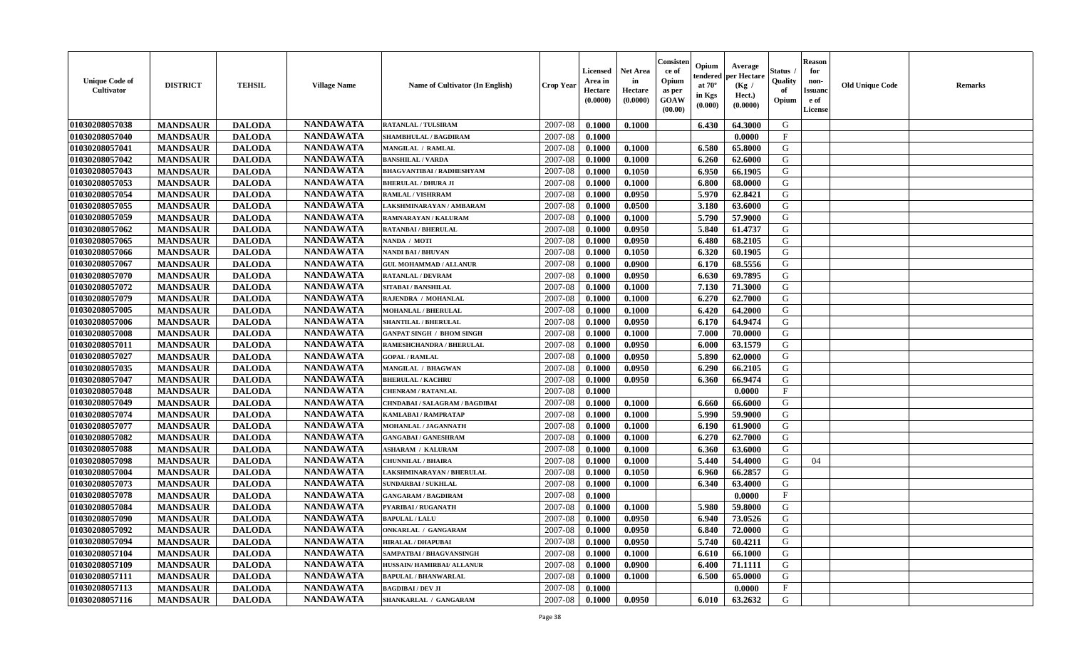| Unique Code of Cultivator | DISTRICT | TEHSIL | Village Name | Name of Cultivator (In English) | Crop Year | Licensed Area in Hectare (0.0000) | Net Area in Hectare (0.0000) | Consistence of Opium as per GOAW (00.00) | Opium tendered at 70° in Kgs (0.000) | Average per Hectare (Kg / Hect.) (0.0000) | Status / Quality of Opium | Reason for non-Issuance of License | Old Unique Code | Remarks |
|---|---|---|---|---|---|---|---|---|---|---|---|---|---|---|
| 01030208057038 | MANDSAUR | DALODA | NANDAWATA | RATANLAL / TULSIRAM | 2007-08 | 0.1000 | 0.1000 | | 6.430 | 64.3000 | G | | | |
| 01030208057040 | MANDSAUR | DALODA | NANDAWATA | SHAMBHULAL / BAGDIRAM | 2007-08 | 0.1000 | | | | 0.0000 | F | | | |
| 01030208057041 | MANDSAUR | DALODA | NANDAWATA | MANGILAL / RAMLAL | 2007-08 | 0.1000 | 0.1000 | | 6.580 | 65.8000 | G | | | |
| 01030208057042 | MANDSAUR | DALODA | NANDAWATA | BANSHILAL / VARDA | 2007-08 | 0.1000 | 0.1000 | | 6.260 | 62.6000 | G | | | |
| 01030208057043 | MANDSAUR | DALODA | NANDAWATA | BHAGVANTIBAI / RADHESHYAM | 2007-08 | 0.1000 | 0.1050 | | 6.950 | 66.1905 | G | | | |
| 01030208057053 | MANDSAUR | DALODA | NANDAWATA | BHERULAL / DHURA JI | 2007-08 | 0.1000 | 0.1000 | | 6.800 | 68.0000 | G | | | |
| 01030208057054 | MANDSAUR | DALODA | NANDAWATA | RAMLAL / VISHRRAM | 2007-08 | 0.1000 | 0.0950 | | 5.970 | 62.8421 | G | | | |
| 01030208057055 | MANDSAUR | DALODA | NANDAWATA | LAKSHMINARAYAN / AMBARAM | 2007-08 | 0.1000 | 0.0500 | | 3.180 | 63.6000 | G | | | |
| 01030208057059 | MANDSAUR | DALODA | NANDAWATA | RAMNARAYAN / KALURAM | 2007-08 | 0.1000 | 0.1000 | | 5.790 | 57.9000 | G | | | |
| 01030208057062 | MANDSAUR | DALODA | NANDAWATA | RATANBAI / BHERULAL | 2007-08 | 0.1000 | 0.0950 | | 5.840 | 61.4737 | G | | | |
| 01030208057065 | MANDSAUR | DALODA | NANDAWATA | NANDA / MOTI | 2007-08 | 0.1000 | 0.0950 | | 6.480 | 68.2105 | G | | | |
| 01030208057066 | MANDSAUR | DALODA | NANDAWATA | NANDI BAI / BHUVAN | 2007-08 | 0.1000 | 0.1050 | | 6.320 | 60.1905 | G | | | |
| 01030208057067 | MANDSAUR | DALODA | NANDAWATA | GUL MOHAMMAD / ALLANUR | 2007-08 | 0.1000 | 0.0900 | | 6.170 | 68.5556 | G | | | |
| 01030208057070 | MANDSAUR | DALODA | NANDAWATA | RATANLAL / DEVRAM | 2007-08 | 0.1000 | 0.0950 | | 6.630 | 69.7895 | G | | | |
| 01030208057072 | MANDSAUR | DALODA | NANDAWATA | SITABAI / BANSHILAL | 2007-08 | 0.1000 | 0.1000 | | 7.130 | 71.3000 | G | | | |
| 01030208057079 | MANDSAUR | DALODA | NANDAWATA | RAJENDRA / MOHANLAL | 2007-08 | 0.1000 | 0.1000 | | 6.270 | 62.7000 | G | | | |
| 01030208057005 | MANDSAUR | DALODA | NANDAWATA | MOHANLAL / BHERULAL | 2007-08 | 0.1000 | 0.1000 | | 6.420 | 64.2000 | G | | | |
| 01030208057006 | MANDSAUR | DALODA | NANDAWATA | SHANTILAL / BHERULAL | 2007-08 | 0.1000 | 0.0950 | | 6.170 | 64.9474 | G | | | |
| 01030208057008 | MANDSAUR | DALODA | NANDAWATA | GANPAT SINGH / BHOM SINGH | 2007-08 | 0.1000 | 0.1000 | | 7.000 | 70.0000 | G | | | |
| 01030208057011 | MANDSAUR | DALODA | NANDAWATA | RAMESHCHANDRA / BHERULAL | 2007-08 | 0.1000 | 0.0950 | | 6.000 | 63.1579 | G | | | |
| 01030208057027 | MANDSAUR | DALODA | NANDAWATA | GOPAL / RAMLAL | 2007-08 | 0.1000 | 0.0950 | | 5.890 | 62.0000 | G | | | |
| 01030208057035 | MANDSAUR | DALODA | NANDAWATA | MANGILAL / BHAGWAN | 2007-08 | 0.1000 | 0.0950 | | 6.290 | 66.2105 | G | | | |
| 01030208057047 | MANDSAUR | DALODA | NANDAWATA | BHERULAL / KACHRU | 2007-08 | 0.1000 | 0.0950 | | 6.360 | 66.9474 | G | | | |
| 01030208057048 | MANDSAUR | DALODA | NANDAWATA | CHENRAM / RATANLAL | 2007-08 | 0.1000 | | | | 0.0000 | F | | | |
| 01030208057049 | MANDSAUR | DALODA | NANDAWATA | CHNDABAI / SALAGRAM / BAGDIBAI | 2007-08 | 0.1000 | 0.1000 | | 6.660 | 66.6000 | G | | | |
| 01030208057074 | MANDSAUR | DALODA | NANDAWATA | KAMLABAI / RAMPRATAP | 2007-08 | 0.1000 | 0.1000 | | 5.990 | 59.9000 | G | | | |
| 01030208057077 | MANDSAUR | DALODA | NANDAWATA | MOHANLAL / JAGANNATH | 2007-08 | 0.1000 | 0.1000 | | 6.190 | 61.9000 | G | | | |
| 01030208057082 | MANDSAUR | DALODA | NANDAWATA | GANGABAI / GANESHRAM | 2007-08 | 0.1000 | 0.1000 | | 6.270 | 62.7000 | G | | | |
| 01030208057088 | MANDSAUR | DALODA | NANDAWATA | ASHARAM / KALURAM | 2007-08 | 0.1000 | 0.1000 | | 6.360 | 63.6000 | G | | | |
| 01030208057098 | MANDSAUR | DALODA | NANDAWATA | CHUNNILAL / BHAIRA | 2007-08 | 0.1000 | 0.1000 | | 5.440 | 54.4000 | G | 04 | | |
| 01030208057004 | MANDSAUR | DALODA | NANDAWATA | LAKSHMINARAYAN / BHERULAL | 2007-08 | 0.1000 | 0.1050 | | 6.960 | 66.2857 | G | | | |
| 01030208057073 | MANDSAUR | DALODA | NANDAWATA | SUNDARBAI / SUKHLAL | 2007-08 | 0.1000 | 0.1000 | | 6.340 | 63.4000 | G | | | |
| 01030208057078 | MANDSAUR | DALODA | NANDAWATA | GANGARAM / BAGDIRAM | 2007-08 | 0.1000 | | | | 0.0000 | F | | | |
| 01030208057084 | MANDSAUR | DALODA | NANDAWATA | PYARIBAI / RUGANATH | 2007-08 | 0.1000 | 0.1000 | | 5.980 | 59.8000 | G | | | |
| 01030208057090 | MANDSAUR | DALODA | NANDAWATA | BAPULAL / LALU | 2007-08 | 0.1000 | 0.0950 | | 6.940 | 73.0526 | G | | | |
| 01030208057092 | MANDSAUR | DALODA | NANDAWATA | ONKARLAL / GANGARAM | 2007-08 | 0.1000 | 0.0950 | | 6.840 | 72.0000 | G | | | |
| 01030208057094 | MANDSAUR | DALODA | NANDAWATA | HIRALAL / DHAPUBAI | 2007-08 | 0.1000 | 0.0950 | | 5.740 | 60.4211 | G | | | |
| 01030208057104 | MANDSAUR | DALODA | NANDAWATA | SAMPATBAI / BHAGVANSINGH | 2007-08 | 0.1000 | 0.1000 | | 6.610 | 66.1000 | G | | | |
| 01030208057109 | MANDSAUR | DALODA | NANDAWATA | HUSSAIN/ HAMIRBAI/ ALLANUR | 2007-08 | 0.1000 | 0.0900 | | 6.400 | 71.1111 | G | | | |
| 01030208057111 | MANDSAUR | DALODA | NANDAWATA | BAPULAL / BHANWARLAL | 2007-08 | 0.1000 | 0.1000 | | 6.500 | 65.0000 | G | | | |
| 01030208057113 | MANDSAUR | DALODA | NANDAWATA | BAGDIBAI / DEV JI | 2007-08 | 0.1000 | | | | 0.0000 | F | | | |
| 01030208057116 | MANDSAUR | DALODA | NANDAWATA | SHANKARLAL / GANGARAM | 2007-08 | 0.1000 | 0.0950 | | 6.010 | 63.2632 | G | | | |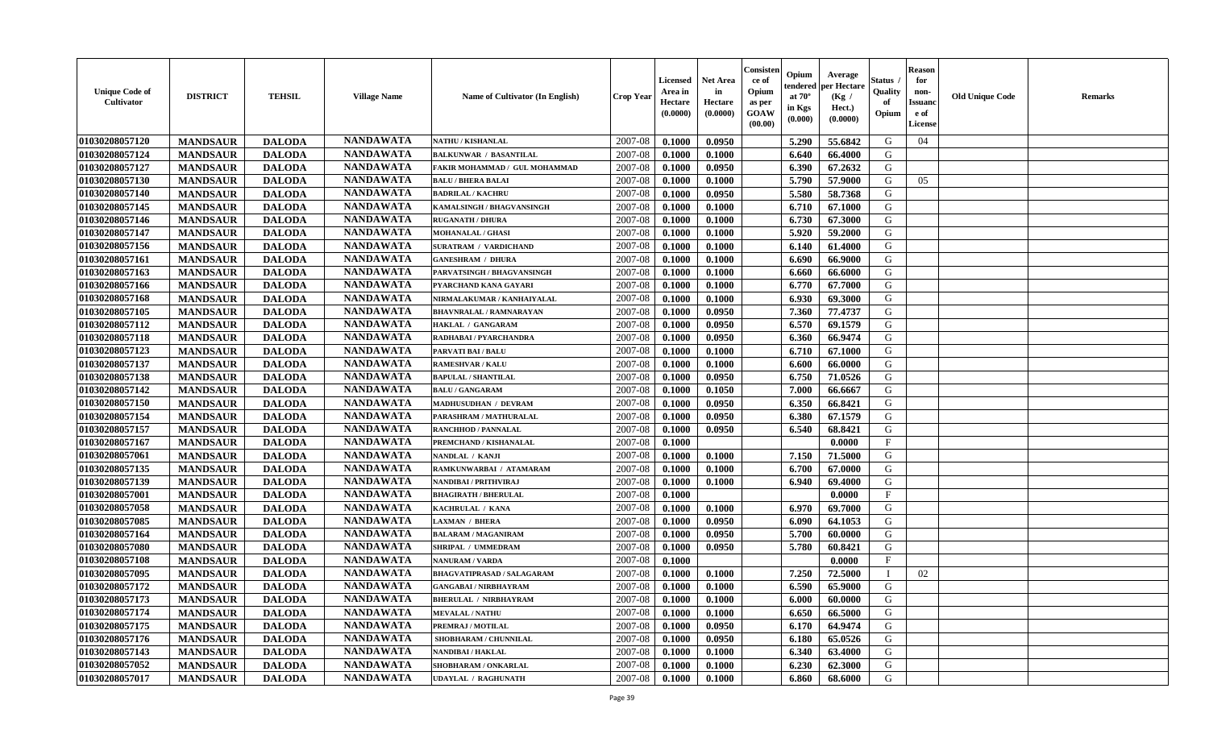| Unique Code of Cultivator | DISTRICT | TEHSIL | Village Name | Name of Cultivator (In English) | Crop Year | Licensed Area in Hectare (0.0000) | Net Area in Hectare (0.0000) | Consistence of Opium as per GOAW (00.00) | Opium tendered at 70° in Kgs (0.000) | Average per Hectare (Kg / Hect.) (0.0000) | Status / Quality of Opium | Reason for non-Issuance of License | Old Unique Code | Remarks |
|---|---|---|---|---|---|---|---|---|---|---|---|---|---|---|
| 01030208057120 | MANDSAUR | DALODA | NANDAWATA | NATHU / KISHANLAL | 2007-08 | 0.1000 | 0.0950 | | 5.290 | 55.6842 | G | 04 | | |
| 01030208057124 | MANDSAUR | DALODA | NANDAWATA | BALKUNWAR / BASANTILAL | 2007-08 | 0.1000 | 0.1000 | | 6.640 | 66.4000 | G | | | |
| 01030208057127 | MANDSAUR | DALODA | NANDAWATA | FAKIR MOHAMMAD / GUL MOHAMMAD | 2007-08 | 0.1000 | 0.0950 | | 6.390 | 67.2632 | G | | | |
| 01030208057130 | MANDSAUR | DALODA | NANDAWATA | BALU / BHERA BALAI | 2007-08 | 0.1000 | 0.1000 | | 5.790 | 57.9000 | G | 05 | | |
| 01030208057140 | MANDSAUR | DALODA | NANDAWATA | BADRILAL / KACHRU | 2007-08 | 0.1000 | 0.0950 | | 5.580 | 58.7368 | G | | | |
| 01030208057145 | MANDSAUR | DALODA | NANDAWATA | KAMALSINGH / BHAGVANSINGH | 2007-08 | 0.1000 | 0.1000 | | 6.710 | 67.1000 | G | | | |
| 01030208057146 | MANDSAUR | DALODA | NANDAWATA | RUGANATH / DHURA | 2007-08 | 0.1000 | 0.1000 | | 6.730 | 67.3000 | G | | | |
| 01030208057147 | MANDSAUR | DALODA | NANDAWATA | MOHANALAL / GHASI | 2007-08 | 0.1000 | 0.1000 | | 5.920 | 59.2000 | G | | | |
| 01030208057156 | MANDSAUR | DALODA | NANDAWATA | SURATRAM / VARDICHAND | 2007-08 | 0.1000 | 0.1000 | | 6.140 | 61.4000 | G | | | |
| 01030208057161 | MANDSAUR | DALODA | NANDAWATA | GANESHRAM / DHURA | 2007-08 | 0.1000 | 0.1000 | | 6.690 | 66.9000 | G | | | |
| 01030208057163 | MANDSAUR | DALODA | NANDAWATA | PARVATSINGH / BHAGVANSINGH | 2007-08 | 0.1000 | 0.1000 | | 6.660 | 66.6000 | G | | | |
| 01030208057166 | MANDSAUR | DALODA | NANDAWATA | PYARCHAND KANA GAYARI | 2007-08 | 0.1000 | 0.1000 | | 6.770 | 67.7000 | G | | | |
| 01030208057168 | MANDSAUR | DALODA | NANDAWATA | NIRMALAKUMAR / KANHAIYALAL | 2007-08 | 0.1000 | 0.1000 | | 6.930 | 69.3000 | G | | | |
| 01030208057105 | MANDSAUR | DALODA | NANDAWATA | BHAVNRALAL / RAMNARAYAN | 2007-08 | 0.1000 | 0.0950 | | 7.360 | 77.4737 | G | | | |
| 01030208057112 | MANDSAUR | DALODA | NANDAWATA | HAKLAL / GANGARAM | 2007-08 | 0.1000 | 0.0950 | | 6.570 | 69.1579 | G | | | |
| 01030208057118 | MANDSAUR | DALODA | NANDAWATA | RADHABAI / PYARCHANDRA | 2007-08 | 0.1000 | 0.0950 | | 6.360 | 66.9474 | G | | | |
| 01030208057123 | MANDSAUR | DALODA | NANDAWATA | PARVATI BAI / BALU | 2007-08 | 0.1000 | 0.1000 | | 6.710 | 67.1000 | G | | | |
| 01030208057137 | MANDSAUR | DALODA | NANDAWATA | RAMESHVAR / KALU | 2007-08 | 0.1000 | 0.1000 | | 6.600 | 66.0000 | G | | | |
| 01030208057138 | MANDSAUR | DALODA | NANDAWATA | BAPULAL / SHANTILAL | 2007-08 | 0.1000 | 0.0950 | | 6.750 | 71.0526 | G | | | |
| 01030208057142 | MANDSAUR | DALODA | NANDAWATA | BALU / GANGARAM | 2007-08 | 0.1000 | 0.1050 | | 7.000 | 66.6667 | G | | | |
| 01030208057150 | MANDSAUR | DALODA | NANDAWATA | MADHUSUDHAN / DEVRAM | 2007-08 | 0.1000 | 0.0950 | | 6.350 | 66.8421 | G | | | |
| 01030208057154 | MANDSAUR | DALODA | NANDAWATA | PARASHRAM / MATHURALAL | 2007-08 | 0.1000 | 0.0950 | | 6.380 | 67.1579 | G | | | |
| 01030208057157 | MANDSAUR | DALODA | NANDAWATA | RANCHHOD / PANNALAL | 2007-08 | 0.1000 | 0.0950 | | 6.540 | 68.8421 | G | | | |
| 01030208057167 | MANDSAUR | DALODA | NANDAWATA | PREMCHAND / KISHANALAL | 2007-08 | 0.1000 | | | | 0.0000 | F | | | |
| 01030208057061 | MANDSAUR | DALODA | NANDAWATA | NANDLAL / KANJI | 2007-08 | 0.1000 | 0.1000 | | 7.150 | 71.5000 | G | | | |
| 01030208057135 | MANDSAUR | DALODA | NANDAWATA | RAMKUNWARBAI / ATAMARAM | 2007-08 | 0.1000 | 0.1000 | | 6.700 | 67.0000 | G | | | |
| 01030208057139 | MANDSAUR | DALODA | NANDAWATA | NANDIBAI / PRITHVIRAJ | 2007-08 | 0.1000 | 0.1000 | | 6.940 | 69.4000 | G | | | |
| 01030208057001 | MANDSAUR | DALODA | NANDAWATA | BHAGIRATH / BHERULAL | 2007-08 | 0.1000 | | | | 0.0000 | F | | | |
| 01030208057058 | MANDSAUR | DALODA | NANDAWATA | KACHRULAL / KANA | 2007-08 | 0.1000 | 0.1000 | | 6.970 | 69.7000 | G | | | |
| 01030208057085 | MANDSAUR | DALODA | NANDAWATA | LAXMAN / BHERA | 2007-08 | 0.1000 | 0.0950 | | 6.090 | 64.1053 | G | | | |
| 01030208057164 | MANDSAUR | DALODA | NANDAWATA | BALARAM / MAGANIRAM | 2007-08 | 0.1000 | 0.0950 | | 5.700 | 60.0000 | G | | | |
| 01030208057080 | MANDSAUR | DALODA | NANDAWATA | SHRIPAL / UMMEDRAM | 2007-08 | 0.1000 | 0.0950 | | 5.780 | 60.8421 | G | | | |
| 01030208057108 | MANDSAUR | DALODA | NANDAWATA | NANURAM / VARDA | 2007-08 | 0.1000 | | | | 0.0000 | F | | | |
| 01030208057095 | MANDSAUR | DALODA | NANDAWATA | BHAGVATIPRASAD / SALAGARAM | 2007-08 | 0.1000 | 0.1000 | | 7.250 | 72.5000 | I | 02 | | |
| 01030208057172 | MANDSAUR | DALODA | NANDAWATA | GANGABAI / NIRBHAYRAM | 2007-08 | 0.1000 | 0.1000 | | 6.590 | 65.9000 | G | | | |
| 01030208057173 | MANDSAUR | DALODA | NANDAWATA | BHERULAL / NIRBHAYRAM | 2007-08 | 0.1000 | 0.1000 | | 6.000 | 60.0000 | G | | | |
| 01030208057174 | MANDSAUR | DALODA | NANDAWATA | MEVALAL / NATHU | 2007-08 | 0.1000 | 0.1000 | | 6.650 | 66.5000 | G | | | |
| 01030208057175 | MANDSAUR | DALODA | NANDAWATA | PREMRAJ / MOTILAL | 2007-08 | 0.1000 | 0.0950 | | 6.170 | 64.9474 | G | | | |
| 01030208057176 | MANDSAUR | DALODA | NANDAWATA | SHOBHARAM / CHUNNILAL | 2007-08 | 0.1000 | 0.0950 | | 6.180 | 65.0526 | G | | | |
| 01030208057143 | MANDSAUR | DALODA | NANDAWATA | NANDIBAI / HAKLAL | 2007-08 | 0.1000 | 0.1000 | | 6.340 | 63.4000 | G | | | |
| 01030208057052 | MANDSAUR | DALODA | NANDAWATA | SHOBHARAM / ONKARLAL | 2007-08 | 0.1000 | 0.1000 | | 6.230 | 62.3000 | G | | | |
| 01030208057017 | MANDSAUR | DALODA | NANDAWATA | UDAYLAL / RAGHUNATH | 2007-08 | 0.1000 | 0.1000 | | 6.860 | 68.6000 | G | | | |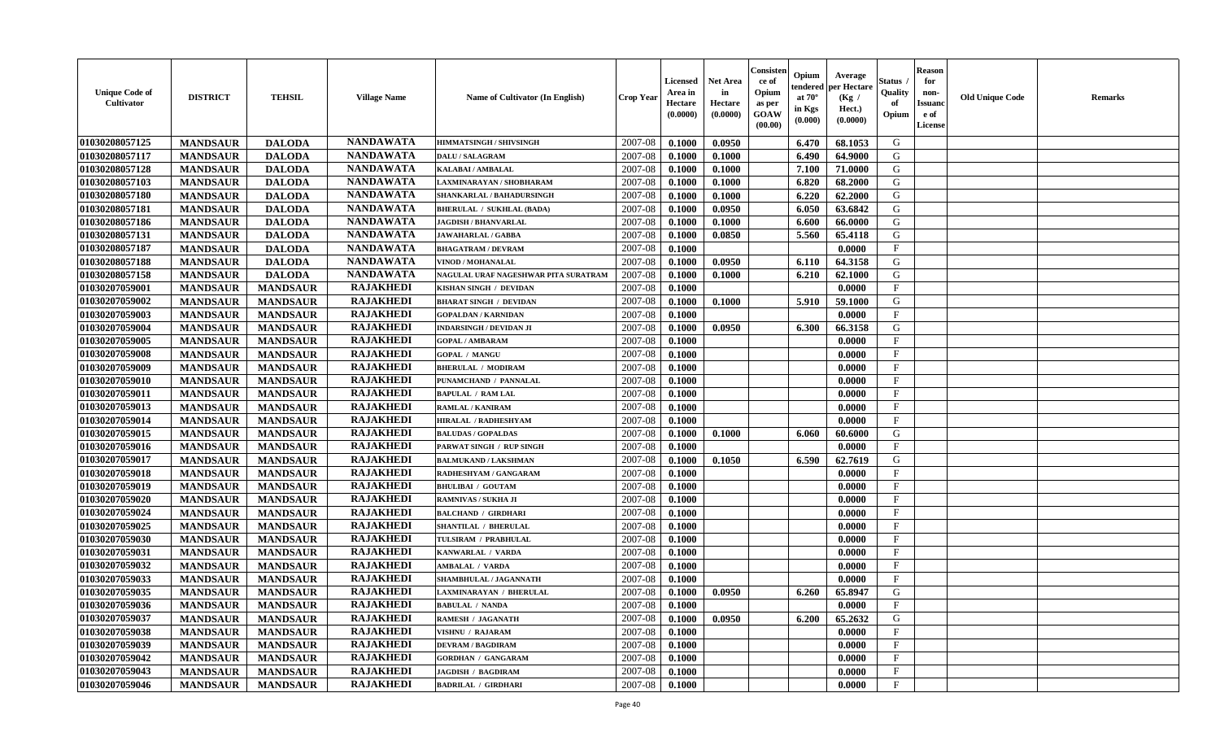| Unique Code of Cultivator | DISTRICT | TEHSIL | Village Name | Name of Cultivator (In English) | Crop Year | Licensed Area in Hectare (0.0000) | Net Area in Hectare (0.0000) | Consistence of Opium as per GOAW (00.00) | Opium tendered at 70° in Kgs (0.000) | Average per Hectare (Kg / Hect.) (0.0000) | Status / Quality of Opium | Reason for non-Issuance of License | Old Unique Code | Remarks |
|---|---|---|---|---|---|---|---|---|---|---|---|---|---|---|
| 01030208057125 | MANDSAUR | DALODA | NANDAWATA | HIMMATSINGH / SHIVSINGH | 2007-08 | 0.1000 | 0.0950 | | 6.470 | 68.1053 | G | | | |
| 01030208057117 | MANDSAUR | DALODA | NANDAWATA | DALU / SALAGRAM | 2007-08 | 0.1000 | 0.1000 | | 6.490 | 64.9000 | G | | | |
| 01030208057128 | MANDSAUR | DALODA | NANDAWATA | KALABAI / AMBALAL | 2007-08 | 0.1000 | 0.1000 | | 7.100 | 71.0000 | G | | | |
| 01030208057103 | MANDSAUR | DALODA | NANDAWATA | LAXMINARAYAN / SHOBHARAM | 2007-08 | 0.1000 | 0.1000 | | 6.820 | 68.2000 | G | | | |
| 01030208057180 | MANDSAUR | DALODA | NANDAWATA | SHANKARLAL / BAHADURSINGH | 2007-08 | 0.1000 | 0.1000 | | 6.220 | 62.2000 | G | | | |
| 01030208057181 | MANDSAUR | DALODA | NANDAWATA | BHERULAL / SUKHLAL (BADA) | 2007-08 | 0.1000 | 0.0950 | | 6.050 | 63.6842 | G | | | |
| 01030208057186 | MANDSAUR | DALODA | NANDAWATA | JAGDISH / BHANVARLAL | 2007-08 | 0.1000 | 0.1000 | | 6.600 | 66.0000 | G | | | |
| 01030208057131 | MANDSAUR | DALODA | NANDAWATA | JAWAHARLAL / GABBA | 2007-08 | 0.1000 | 0.0850 | | 5.560 | 65.4118 | G | | | |
| 01030208057187 | MANDSAUR | DALODA | NANDAWATA | BHAGATRAM / DEVRAM | 2007-08 | 0.1000 | | | | 0.0000 | F | | | |
| 01030208057188 | MANDSAUR | DALODA | NANDAWATA | VINOD / MOHANALAL | 2007-08 | 0.1000 | 0.0950 | | 6.110 | 64.3158 | G | | | |
| 01030208057158 | MANDSAUR | DALODA | NANDAWATA | NAGULAL URAF NAGESHWAR PITA SURATRAM | 2007-08 | 0.1000 | 0.1000 | | 6.210 | 62.1000 | G | | | |
| 01030207059001 | MANDSAUR | MANDSAUR | RAJAKHEDI | KISHAN SINGH / DEVIDAN | 2007-08 | 0.1000 | | | | 0.0000 | F | | | |
| 01030207059002 | MANDSAUR | MANDSAUR | RAJAKHEDI | BHARAT SINGH / DEVIDAN | 2007-08 | 0.1000 | 0.1000 | | 5.910 | 59.1000 | G | | | |
| 01030207059003 | MANDSAUR | MANDSAUR | RAJAKHEDI | GOPALDAN / KARNIDAN | 2007-08 | 0.1000 | | | | 0.0000 | F | | | |
| 01030207059004 | MANDSAUR | MANDSAUR | RAJAKHEDI | INDARSINGH / DEVIDAN JI | 2007-08 | 0.1000 | 0.0950 | | 6.300 | 66.3158 | G | | | |
| 01030207059005 | MANDSAUR | MANDSAUR | RAJAKHEDI | GOPAL / AMBARAM | 2007-08 | 0.1000 | | | | 0.0000 | F | | | |
| 01030207059008 | MANDSAUR | MANDSAUR | RAJAKHEDI | GOPAL / MANGU | 2007-08 | 0.1000 | | | | 0.0000 | F | | | |
| 01030207059009 | MANDSAUR | MANDSAUR | RAJAKHEDI | BHERULAL / MODIRAM | 2007-08 | 0.1000 | | | | 0.0000 | F | | | |
| 01030207059010 | MANDSAUR | MANDSAUR | RAJAKHEDI | PUNAMCHAND / PANNALAL | 2007-08 | 0.1000 | | | | 0.0000 | F | | | |
| 01030207059011 | MANDSAUR | MANDSAUR | RAJAKHEDI | BAPULAL / RAM LAL | 2007-08 | 0.1000 | | | | 0.0000 | F | | | |
| 01030207059013 | MANDSAUR | MANDSAUR | RAJAKHEDI | RAMLAL / KANIRAM | 2007-08 | 0.1000 | | | | 0.0000 | F | | | |
| 01030207059014 | MANDSAUR | MANDSAUR | RAJAKHEDI | HIRALAL / RADHESHYAM | 2007-08 | 0.1000 | | | | 0.0000 | F | | | |
| 01030207059015 | MANDSAUR | MANDSAUR | RAJAKHEDI | BALUDAS / GOPALDAS | 2007-08 | 0.1000 | 0.1000 | | 6.060 | 60.6000 | G | | | |
| 01030207059016 | MANDSAUR | MANDSAUR | RAJAKHEDI | PARWAT SINGH / RUP SINGH | 2007-08 | 0.1000 | | | | 0.0000 | F | | | |
| 01030207059017 | MANDSAUR | MANDSAUR | RAJAKHEDI | BALMUKAND / LAKSHMAN | 2007-08 | 0.1000 | 0.1050 | | 6.590 | 62.7619 | G | | | |
| 01030207059018 | MANDSAUR | MANDSAUR | RAJAKHEDI | RADHESHYAM / GANGARAM | 2007-08 | 0.1000 | | | | 0.0000 | F | | | |
| 01030207059019 | MANDSAUR | MANDSAUR | RAJAKHEDI | BHULIBAI / GOUTAM | 2007-08 | 0.1000 | | | | 0.0000 | F | | | |
| 01030207059020 | MANDSAUR | MANDSAUR | RAJAKHEDI | RAMNIVAS / SUKHA JI | 2007-08 | 0.1000 | | | | 0.0000 | F | | | |
| 01030207059024 | MANDSAUR | MANDSAUR | RAJAKHEDI | BALCHAND / GIRDHARI | 2007-08 | 0.1000 | | | | 0.0000 | F | | | |
| 01030207059025 | MANDSAUR | MANDSAUR | RAJAKHEDI | SHANTILAL / BHERULAL | 2007-08 | 0.1000 | | | | 0.0000 | F | | | |
| 01030207059030 | MANDSAUR | MANDSAUR | RAJAKHEDI | TULSIRAM / PRABHULAL | 2007-08 | 0.1000 | | | | 0.0000 | F | | | |
| 01030207059031 | MANDSAUR | MANDSAUR | RAJAKHEDI | KANWARLAL / VARDA | 2007-08 | 0.1000 | | | | 0.0000 | F | | | |
| 01030207059032 | MANDSAUR | MANDSAUR | RAJAKHEDI | AMBALAL / VARDA | 2007-08 | 0.1000 | | | | 0.0000 | F | | | |
| 01030207059033 | MANDSAUR | MANDSAUR | RAJAKHEDI | SHAMBHULAL / JAGANNATH | 2007-08 | 0.1000 | | | | 0.0000 | F | | | |
| 01030207059035 | MANDSAUR | MANDSAUR | RAJAKHEDI | LAXMINARAYAN / BHERULAL | 2007-08 | 0.1000 | 0.0950 | | 6.260 | 65.8947 | G | | | |
| 01030207059036 | MANDSAUR | MANDSAUR | RAJAKHEDI | BABULAL / NANDA | 2007-08 | 0.1000 | | | | 0.0000 | F | | | |
| 01030207059037 | MANDSAUR | MANDSAUR | RAJAKHEDI | RAMESH / JAGANATH | 2007-08 | 0.1000 | 0.0950 | | 6.200 | 65.2632 | G | | | |
| 01030207059038 | MANDSAUR | MANDSAUR | RAJAKHEDI | VISHNU / RAJARAM | 2007-08 | 0.1000 | | | | 0.0000 | F | | | |
| 01030207059039 | MANDSAUR | MANDSAUR | RAJAKHEDI | DEVRAM / BAGDIRAM | 2007-08 | 0.1000 | | | | 0.0000 | F | | | |
| 01030207059042 | MANDSAUR | MANDSAUR | RAJAKHEDI | GORDHAN / GANGARAM | 2007-08 | 0.1000 | | | | 0.0000 | F | | | |
| 01030207059043 | MANDSAUR | MANDSAUR | RAJAKHEDI | JAGDISH / BAGDIRAM | 2007-08 | 0.1000 | | | | 0.0000 | F | | | |
| 01030207059046 | MANDSAUR | MANDSAUR | RAJAKHEDI | BADRILAL / GIRDHARI | 2007-08 | 0.1000 | | | | 0.0000 | F | | | |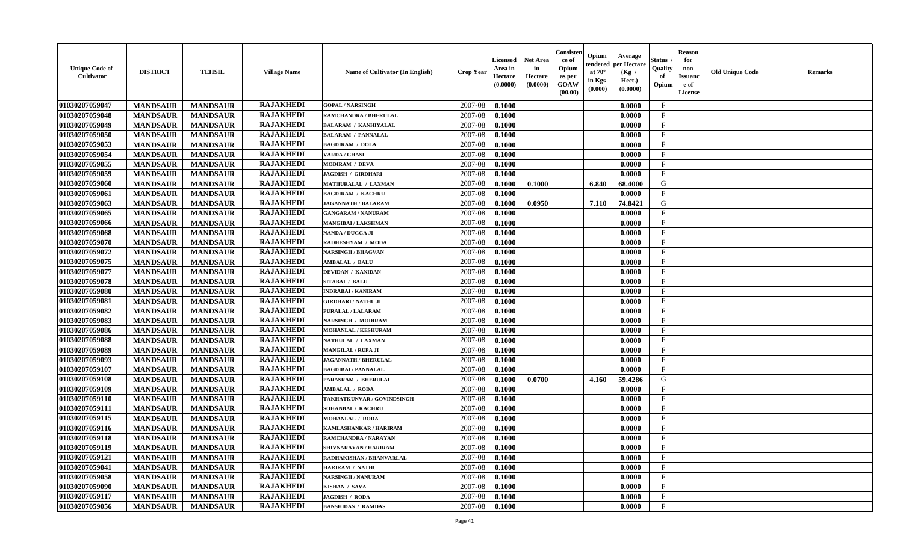| Unique Code of Cultivator | DISTRICT | TEHSIL | Village Name | Name of Cultivator (In English) | Crop Year | Licensed Area in Hectare (0.0000) | Net Area in Hectare (0.0000) | Consistence of Opium as per GOAW (00.00) | Opium tendered at 70° in Kgs (0.000) | Average per Hectare (Kg / Hect.) (0.0000) | Status / Quality of Opium | Reason for non-Issuance of License | Old Unique Code | Remarks |
|---|---|---|---|---|---|---|---|---|---|---|---|---|---|---|
| 01030207059047 | MANDSAUR | MANDSAUR | RAJAKHEDI | GOPAL / NARSINGH | 2007-08 | 0.1000 | | | | 0.0000 | F | | | |
| 01030207059048 | MANDSAUR | MANDSAUR | RAJAKHEDI | RAMCHANDRA / BHERULAL | 2007-08 | 0.1000 | | | | 0.0000 | F | | | |
| 01030207059049 | MANDSAUR | MANDSAUR | RAJAKHEDI | BALARAM / KANHIYALAL | 2007-08 | 0.1000 | | | | 0.0000 | F | | | |
| 01030207059050 | MANDSAUR | MANDSAUR | RAJAKHEDI | BALARAM / PANNALAL | 2007-08 | 0.1000 | | | | 0.0000 | F | | | |
| 01030207059053 | MANDSAUR | MANDSAUR | RAJAKHEDI | BAGDIRAM / DOLA | 2007-08 | 0.1000 | | | | 0.0000 | F | | | |
| 01030207059054 | MANDSAUR | MANDSAUR | RAJAKHEDI | VARDA / GHASI | 2007-08 | 0.1000 | | | | 0.0000 | F | | | |
| 01030207059055 | MANDSAUR | MANDSAUR | RAJAKHEDI | MODIRAM / DEVA | 2007-08 | 0.1000 | | | | 0.0000 | F | | | |
| 01030207059059 | MANDSAUR | MANDSAUR | RAJAKHEDI | JAGDISH / GIRDHARI | 2007-08 | 0.1000 | | | | 0.0000 | F | | | |
| 01030207059060 | MANDSAUR | MANDSAUR | RAJAKHEDI | MATHURALAL / LAXMAN | 2007-08 | 0.1000 | 0.1000 | | 6.840 | 68.4000 | G | | | |
| 01030207059061 | MANDSAUR | MANDSAUR | RAJAKHEDI | BAGDIRAM / KACHRU | 2007-08 | 0.1000 | | | | 0.0000 | F | | | |
| 01030207059063 | MANDSAUR | MANDSAUR | RAJAKHEDI | JAGANNATH / BALARAM | 2007-08 | 0.1000 | 0.0950 | | 7.110 | 74.8421 | G | | | |
| 01030207059065 | MANDSAUR | MANDSAUR | RAJAKHEDI | GANGARAM / NANURAM | 2007-08 | 0.1000 | | | | 0.0000 | F | | | |
| 01030207059066 | MANDSAUR | MANDSAUR | RAJAKHEDI | MANGIBAI / LAKSHMAN | 2007-08 | 0.1000 | | | | 0.0000 | F | | | |
| 01030207059068 | MANDSAUR | MANDSAUR | RAJAKHEDI | NANDA / DUGGA JI | 2007-08 | 0.1000 | | | | 0.0000 | F | | | |
| 01030207059070 | MANDSAUR | MANDSAUR | RAJAKHEDI | RADHESHYAM / MODA | 2007-08 | 0.1000 | | | | 0.0000 | F | | | |
| 01030207059072 | MANDSAUR | MANDSAUR | RAJAKHEDI | NARSINGH / BHAGVAN | 2007-08 | 0.1000 | | | | 0.0000 | F | | | |
| 01030207059075 | MANDSAUR | MANDSAUR | RAJAKHEDI | AMBALAL / BALU | 2007-08 | 0.1000 | | | | 0.0000 | F | | | |
| 01030207059077 | MANDSAUR | MANDSAUR | RAJAKHEDI | DEVIDAN / KANIDAN | 2007-08 | 0.1000 | | | | 0.0000 | F | | | |
| 01030207059078 | MANDSAUR | MANDSAUR | RAJAKHEDI | SITABAI / BALU | 2007-08 | 0.1000 | | | | 0.0000 | F | | | |
| 01030207059080 | MANDSAUR | MANDSAUR | RAJAKHEDI | INDRABAI / KANIRAM | 2007-08 | 0.1000 | | | | 0.0000 | F | | | |
| 01030207059081 | MANDSAUR | MANDSAUR | RAJAKHEDI | GIRDHARI / NATHU JI | 2007-08 | 0.1000 | | | | 0.0000 | F | | | |
| 01030207059082 | MANDSAUR | MANDSAUR | RAJAKHEDI | PURALAL / LALARAM | 2007-08 | 0.1000 | | | | 0.0000 | F | | | |
| 01030207059083 | MANDSAUR | MANDSAUR | RAJAKHEDI | NARSINGH / MODIRAM | 2007-08 | 0.1000 | | | | 0.0000 | F | | | |
| 01030207059086 | MANDSAUR | MANDSAUR | RAJAKHEDI | MOHANLAL / KESHURAM | 2007-08 | 0.1000 | | | | 0.0000 | F | | | |
| 01030207059088 | MANDSAUR | MANDSAUR | RAJAKHEDI | NATHULAL / LAXMAN | 2007-08 | 0.1000 | | | | 0.0000 | F | | | |
| 01030207059089 | MANDSAUR | MANDSAUR | RAJAKHEDI | MANGILAL / RUPA JI | 2007-08 | 0.1000 | | | | 0.0000 | F | | | |
| 01030207059093 | MANDSAUR | MANDSAUR | RAJAKHEDI | JAGANNATH / BHERULAL | 2007-08 | 0.1000 | | | | 0.0000 | F | | | |
| 01030207059107 | MANDSAUR | MANDSAUR | RAJAKHEDI | BAGDIBAI / PANNALAL | 2007-08 | 0.1000 | | | | 0.0000 | F | | | |
| 01030207059108 | MANDSAUR | MANDSAUR | RAJAKHEDI | PARASRAM / BHERULAL | 2007-08 | 0.1000 | 0.0700 | | 4.160 | 59.4286 | G | | | |
| 01030207059109 | MANDSAUR | MANDSAUR | RAJAKHEDI | AMBALAL / RODA | 2007-08 | 0.1000 | | | | 0.0000 | F | | | |
| 01030207059110 | MANDSAUR | MANDSAUR | RAJAKHEDI | TAKHATKUNVAR / GOVINDSINGH | 2007-08 | 0.1000 | | | | 0.0000 | F | | | |
| 01030207059111 | MANDSAUR | MANDSAUR | RAJAKHEDI | SOHANBAI / KACHRU | 2007-08 | 0.1000 | | | | 0.0000 | F | | | |
| 01030207059115 | MANDSAUR | MANDSAUR | RAJAKHEDI | MOHANLAL / RODA | 2007-08 | 0.1000 | | | | 0.0000 | F | | | |
| 01030207059116 | MANDSAUR | MANDSAUR | RAJAKHEDI | KAMLASHANKAR / HARIRAM | 2007-08 | 0.1000 | | | | 0.0000 | F | | | |
| 01030207059118 | MANDSAUR | MANDSAUR | RAJAKHEDI | RAMCHANDRA / NARAYAN | 2007-08 | 0.1000 | | | | 0.0000 | F | | | |
| 01030207059119 | MANDSAUR | MANDSAUR | RAJAKHEDI | SHIVNARAYAN / HARIRAM | 2007-08 | 0.1000 | | | | 0.0000 | F | | | |
| 01030207059121 | MANDSAUR | MANDSAUR | RAJAKHEDI | RADHAKISHAN / BHANVARLAL | 2007-08 | 0.1000 | | | | 0.0000 | F | | | |
| 01030207059041 | MANDSAUR | MANDSAUR | RAJAKHEDI | HARIRAM / NATHU | 2007-08 | 0.1000 | | | | 0.0000 | F | | | |
| 01030207059058 | MANDSAUR | MANDSAUR | RAJAKHEDI | NARSINGH / NANURAM | 2007-08 | 0.1000 | | | | 0.0000 | F | | | |
| 01030207059090 | MANDSAUR | MANDSAUR | RAJAKHEDI | KISHAN / SAVA | 2007-08 | 0.1000 | | | | 0.0000 | F | | | |
| 01030207059117 | MANDSAUR | MANDSAUR | RAJAKHEDI | JAGDISH / RODA | 2007-08 | 0.1000 | | | | 0.0000 | F | | | |
| 01030207059056 | MANDSAUR | MANDSAUR | RAJAKHEDI | BANSHIDAS / RAMDAS | 2007-08 | 0.1000 | | | | 0.0000 | F | | | |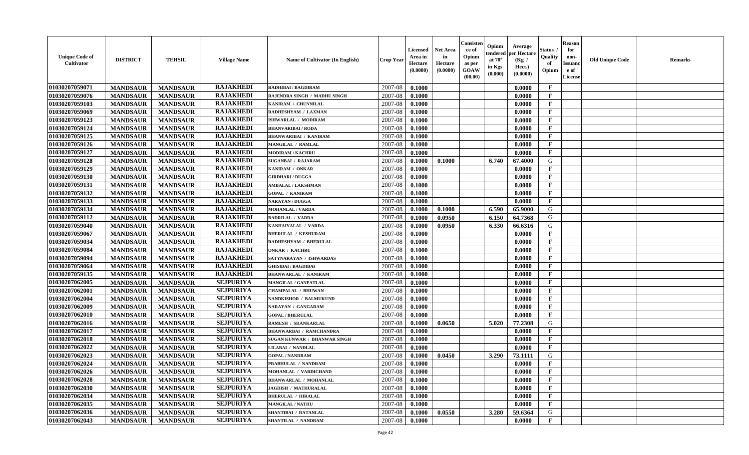| Unique Code of Cultivator | DISTRICT | TEHSIL | Village Name | Name of Cultivator (In English) | Crop Year | Licensed Area in Hectare (0.0000) | Net Area in Hectare (0.0000) | Consistence of Opium as per GOAW (00.00) | Opium tendered at 70° in Kgs (0.000) | Average per Hectare (Kg / Hect.) (0.0000) | Status / Quality of Opium | Reason for non-Issuance of License | Old Unique Code | Remarks |
|---|---|---|---|---|---|---|---|---|---|---|---|---|---|---|
| 01030207059071 | MANDSAUR | MANDSAUR | RAJAKHEDI | RADHIBAI / BAGDIRAM | 2007-08 | 0.1000 | | | | 0.0000 | F | | | |
| 01030207059076 | MANDSAUR | MANDSAUR | RAJAKHEDI | RAJENDRA SINGH / MADHU SINGH | 2007-08 | 0.1000 | | | | 0.0000 | F | | | |
| 01030207059103 | MANDSAUR | MANDSAUR | RAJAKHEDI | KANIRAM / CHUNNILAL | 2007-08 | 0.1000 | | | | 0.0000 | F | | | |
| 01030207059069 | MANDSAUR | MANDSAUR | RAJAKHEDI | RADHESHYAM / LAXMAN | 2007-08 | 0.1000 | | | | 0.0000 | F | | | |
| 01030207059123 | MANDSAUR | MANDSAUR | RAJAKHEDI | ISHWARLAL / MODIRAM | 2007-08 | 0.1000 | | | | 0.0000 | F | | | |
| 01030207059124 | MANDSAUR | MANDSAUR | RAJAKHEDI | BHANVARIBAI / RODA | 2007-08 | 0.1000 | | | | 0.0000 | F | | | |
| 01030207059125 | MANDSAUR | MANDSAUR | RAJAKHEDI | BHANWARIBAI / KANIRAM | 2007-08 | 0.1000 | | | | 0.0000 | F | | | |
| 01030207059126 | MANDSAUR | MANDSAUR | RAJAKHEDI | MANGILAL / RAMLAL | 2007-08 | 0.1000 | | | | 0.0000 | F | | | |
| 01030207059127 | MANDSAUR | MANDSAUR | RAJAKHEDI | MODIRAM / KACHRU | 2007-08 | 0.1000 | | | | 0.0000 | F | | | |
| 01030207059128 | MANDSAUR | MANDSAUR | RAJAKHEDI | SUGANBAI / RAJARAM | 2007-08 | 0.1000 | 0.1000 | | 6.740 | 67.4000 | G | | | |
| 01030207059129 | MANDSAUR | MANDSAUR | RAJAKHEDI | KANIRAM / ONKAR | 2007-08 | 0.1000 | | | | 0.0000 | F | | | |
| 01030207059130 | MANDSAUR | MANDSAUR | RAJAKHEDI | GIRDHARI / DUGGA | 2007-08 | 0.1000 | | | | 0.0000 | F | | | |
| 01030207059131 | MANDSAUR | MANDSAUR | RAJAKHEDI | AMBALAL / LAKSHMAN | 2007-08 | 0.1000 | | | | 0.0000 | F | | | |
| 01030207059132 | MANDSAUR | MANDSAUR | RAJAKHEDI | GOPAL / KANIRAM | 2007-08 | 0.1000 | | | | 0.0000 | F | | | |
| 01030207059133 | MANDSAUR | MANDSAUR | RAJAKHEDI | NARAYAN / DUGGA | 2007-08 | 0.1000 | | | | 0.0000 | F | | | |
| 01030207059134 | MANDSAUR | MANDSAUR | RAJAKHEDI | MOHANLAL / VARDA | 2007-08 | 0.1000 | 0.1000 | | 6.590 | 65.9000 | G | | | |
| 01030207059112 | MANDSAUR | MANDSAUR | RAJAKHEDI | BADRILAL / VARDA | 2007-08 | 0.1000 | 0.0950 | | 6.150 | 64.7368 | G | | | |
| 01030207059040 | MANDSAUR | MANDSAUR | RAJAKHEDI | KANHAIYALAL / VARDA | 2007-08 | 0.1000 | 0.0950 | | 6.330 | 66.6316 | G | | | |
| 01030207059067 | MANDSAUR | MANDSAUR | RAJAKHEDI | BHERULAL / KESHURAM | 2007-08 | 0.1000 | | | | 0.0000 | F | | | |
| 01030207059034 | MANDSAUR | MANDSAUR | RAJAKHEDI | RADHESHYAM / BHERULAL | 2007-08 | 0.1000 | | | | 0.0000 | F | | | |
| 01030207059084 | MANDSAUR | MANDSAUR | RAJAKHEDI | ONKAR / KACHRU | 2007-08 | 0.1000 | | | | 0.0000 | F | | | |
| 01030207059094 | MANDSAUR | MANDSAUR | RAJAKHEDI | SATYNARAYAN / ISHWARDAS | 2007-08 | 0.1000 | | | | 0.0000 | F | | | |
| 01030207059064 | MANDSAUR | MANDSAUR | RAJAKHEDI | GHISIBAI / BAGDIBAI | 2007-08 | 0.1000 | | | | 0.0000 | F | | | |
| 01030207059135 | MANDSAUR | MANDSAUR | RAJAKHEDI | BHANWARLAL / KANIRAM | 2007-08 | 0.1000 | | | | 0.0000 | F | | | |
| 01030207062005 | MANDSAUR | MANDSAUR | SEJPURIYA | MANGILAL / GANPATLAL | 2007-08 | 0.1000 | | | | 0.0000 | F | | | |
| 01030207062001 | MANDSAUR | MANDSAUR | SEJPURIYA | CHAMPALAL / BHUWAN | 2007-08 | 0.1000 | | | | 0.0000 | F | | | |
| 01030207062004 | MANDSAUR | MANDSAUR | SEJPURIYA | NANDKISHOR / BALMUKUND | 2007-08 | 0.1000 | | | | 0.0000 | F | | | |
| 01030207062009 | MANDSAUR | MANDSAUR | SEJPURIYA | NARAYAN / GANGARAM | 2007-08 | 0.1000 | | | | 0.0000 | F | | | |
| 01030207062010 | MANDSAUR | MANDSAUR | SEJPURIYA | GOPAL / BHERULAL | 2007-08 | 0.1000 | | | | 0.0000 | F | | | |
| 01030207062016 | MANDSAUR | MANDSAUR | SEJPURIYA | RAMESH / SHANKARLAL | 2007-08 | 0.1000 | 0.0650 | | 5.020 | 77.2308 | G | | | |
| 01030207062017 | MANDSAUR | MANDSAUR | SEJPURIYA | BHANWARBAI / RAMCHANDRA | 2007-08 | 0.1000 | | | | 0.0000 | F | | | |
| 01030207062018 | MANDSAUR | MANDSAUR | SEJPURIYA | SUGAN KUNWAR / BHANWAR SINGH | 2007-08 | 0.1000 | | | | 0.0000 | F | | | |
| 01030207062022 | MANDSAUR | MANDSAUR | SEJPURIYA | LILABAI / NANDLAL | 2007-08 | 0.1000 | | | | 0.0000 | F | | | |
| 01030207062023 | MANDSAUR | MANDSAUR | SEJPURIYA | GOPAL / NANDRAM | 2007-08 | 0.1000 | 0.0450 | | 3.290 | 73.1111 | G | | | |
| 01030207062024 | MANDSAUR | MANDSAUR | SEJPURIYA | PRABHULAL / NANDRAM | 2007-08 | 0.1000 | | | | 0.0000 | F | | | |
| 01030207062026 | MANDSAUR | MANDSAUR | SEJPURIYA | MOHANLAL / VARDICHAND | 2007-08 | 0.1000 | | | | 0.0000 | F | | | |
| 01030207062028 | MANDSAUR | MANDSAUR | SEJPURIYA | BHANWARLAL / MOHANLAL | 2007-08 | 0.1000 | | | | 0.0000 | F | | | |
| 01030207062030 | MANDSAUR | MANDSAUR | SEJPURIYA | JAGDISH / MATHURALAL | 2007-08 | 0.1000 | | | | 0.0000 | F | | | |
| 01030207062034 | MANDSAUR | MANDSAUR | SEJPURIYA | BHERULAL / HIRALAL | 2007-08 | 0.1000 | | | | 0.0000 | F | | | |
| 01030207062035 | MANDSAUR | MANDSAUR | SEJPURIYA | MANGILAL / NATHU | 2007-08 | 0.1000 | | | | 0.0000 | F | | | |
| 01030207062036 | MANDSAUR | MANDSAUR | SEJPURIYA | SHANTIBAI / RATANLAL | 2007-08 | 0.1000 | 0.0550 | | 3.280 | 59.6364 | G | | | |
| 01030207062043 | MANDSAUR | MANDSAUR | SEJPURIYA | SHANTILAL / NANDRAM | 2007-08 | 0.1000 | | | | 0.0000 | F | | | |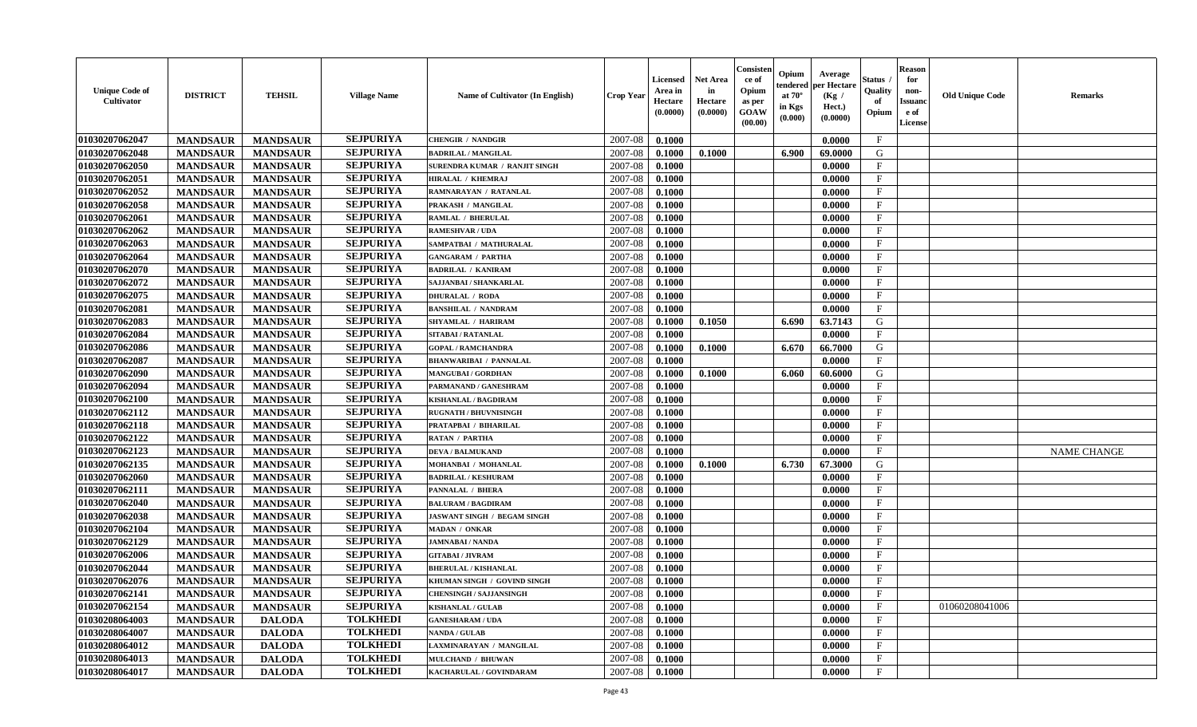| Unique Code of Cultivator | DISTRICT | TEHSIL | Village Name | Name of Cultivator (In English) | Crop Year | Licensed Area in Hectare (0.0000) | Net Area in Hectare (0.0000) | Consistence of Opium as per GOAW (00.00) | Opium tendered at 70° in Kgs (0.000) | Average per Hectare (Kg / Hect.) (0.0000) | Status / Quality of Opium | Reason for non-Issuance of License | Old Unique Code | Remarks |
|---|---|---|---|---|---|---|---|---|---|---|---|---|---|---|
| 01030207062047 | MANDSAUR | MANDSAUR | SEJPURIYA | CHENGIR / NANDGIR | 2007-08 | 0.1000 | | | | 0.0000 | F | | | |
| 01030207062048 | MANDSAUR | MANDSAUR | SEJPURIYA | BADRILAL / MANGILAL | 2007-08 | 0.1000 | 0.1000 | | 6.900 | 69.0000 | G | | | |
| 01030207062050 | MANDSAUR | MANDSAUR | SEJPURIYA | SURENDRA KUMAR / RANJIT SINGH | 2007-08 | 0.1000 | | | | 0.0000 | F | | | |
| 01030207062051 | MANDSAUR | MANDSAUR | SEJPURIYA | HIRALAL / KHEMRAJ | 2007-08 | 0.1000 | | | | 0.0000 | F | | | |
| 01030207062052 | MANDSAUR | MANDSAUR | SEJPURIYA | RAMNARAYAN / RATANLAL | 2007-08 | 0.1000 | | | | 0.0000 | F | | | |
| 01030207062058 | MANDSAUR | MANDSAUR | SEJPURIYA | PRAKASH / MANGILAL | 2007-08 | 0.1000 | | | | 0.0000 | F | | | |
| 01030207062061 | MANDSAUR | MANDSAUR | SEJPURIYA | RAMLAL / BHERULAL | 2007-08 | 0.1000 | | | | 0.0000 | F | | | |
| 01030207062062 | MANDSAUR | MANDSAUR | SEJPURIYA | RAMESHVAR / UDA | 2007-08 | 0.1000 | | | | 0.0000 | F | | | |
| 01030207062063 | MANDSAUR | MANDSAUR | SEJPURIYA | SAMPATBAI / MATHURALAL | 2007-08 | 0.1000 | | | | 0.0000 | F | | | |
| 01030207062064 | MANDSAUR | MANDSAUR | SEJPURIYA | GANGARAM / PARTHA | 2007-08 | 0.1000 | | | | 0.0000 | F | | | |
| 01030207062070 | MANDSAUR | MANDSAUR | SEJPURIYA | BADRILAL / KANIRAM | 2007-08 | 0.1000 | | | | 0.0000 | F | | | |
| 01030207062072 | MANDSAUR | MANDSAUR | SEJPURIYA | SAJJANBAI / SHANKARLAL | 2007-08 | 0.1000 | | | | 0.0000 | F | | | |
| 01030207062075 | MANDSAUR | MANDSAUR | SEJPURIYA | DHURALAL / RODA | 2007-08 | 0.1000 | | | | 0.0000 | F | | | |
| 01030207062081 | MANDSAUR | MANDSAUR | SEJPURIYA | BANSHILAL / NANDRAM | 2007-08 | 0.1000 | | | | 0.0000 | F | | | |
| 01030207062083 | MANDSAUR | MANDSAUR | SEJPURIYA | SHYAMLAL / HARIRAM | 2007-08 | 0.1000 | 0.1050 | | 6.690 | 63.7143 | G | | | |
| 01030207062084 | MANDSAUR | MANDSAUR | SEJPURIYA | SITABAI / RATANLAL | 2007-08 | 0.1000 | | | | 0.0000 | F | | | |
| 01030207062086 | MANDSAUR | MANDSAUR | SEJPURIYA | GOPAL / RAMCHANDRA | 2007-08 | 0.1000 | 0.1000 | | 6.670 | 66.7000 | G | | | |
| 01030207062087 | MANDSAUR | MANDSAUR | SEJPURIYA | BHANWARIBAI / PANNALAL | 2007-08 | 0.1000 | | | | 0.0000 | F | | | |
| 01030207062090 | MANDSAUR | MANDSAUR | SEJPURIYA | MANGUBAI / GORDHAN | 2007-08 | 0.1000 | 0.1000 | | 6.060 | 60.6000 | G | | | |
| 01030207062094 | MANDSAUR | MANDSAUR | SEJPURIYA | PARMANAND / GANESHRAM | 2007-08 | 0.1000 | | | | 0.0000 | F | | | |
| 01030207062100 | MANDSAUR | MANDSAUR | SEJPURIYA | KISHANLAL / BAGDIRAM | 2007-08 | 0.1000 | | | | 0.0000 | F | | | |
| 01030207062112 | MANDSAUR | MANDSAUR | SEJPURIYA | RUGNATH / BHUVNISINGH | 2007-08 | 0.1000 | | | | 0.0000 | F | | | |
| 01030207062118 | MANDSAUR | MANDSAUR | SEJPURIYA | PRATAPBAI / BIHARILAL | 2007-08 | 0.1000 | | | | 0.0000 | F | | | |
| 01030207062122 | MANDSAUR | MANDSAUR | SEJPURIYA | RATAN / PARTHA | 2007-08 | 0.1000 | | | | 0.0000 | F | | | |
| 01030207062123 | MANDSAUR | MANDSAUR | SEJPURIYA | DEVA / BALMUKAND | 2007-08 | 0.1000 | | | | 0.0000 | F | | | NAME CHANGE |
| 01030207062135 | MANDSAUR | MANDSAUR | SEJPURIYA | MOHANBAI / MOHANLAL | 2007-08 | 0.1000 | 0.1000 | | 6.730 | 67.3000 | G | | | |
| 01030207062060 | MANDSAUR | MANDSAUR | SEJPURIYA | BADRILAL / KESHURAM | 2007-08 | 0.1000 | | | | 0.0000 | F | | | |
| 01030207062111 | MANDSAUR | MANDSAUR | SEJPURIYA | PANNALAL / BHERA | 2007-08 | 0.1000 | | | | 0.0000 | F | | | |
| 01030207062040 | MANDSAUR | MANDSAUR | SEJPURIYA | BALURAM / BAGDIRAM | 2007-08 | 0.1000 | | | | 0.0000 | F | | | |
| 01030207062038 | MANDSAUR | MANDSAUR | SEJPURIYA | JASWANT SINGH / BEGAM SINGH | 2007-08 | 0.1000 | | | | 0.0000 | F | | | |
| 01030207062104 | MANDSAUR | MANDSAUR | SEJPURIYA | MADAN / ONKAR | 2007-08 | 0.1000 | | | | 0.0000 | F | | | |
| 01030207062129 | MANDSAUR | MANDSAUR | SEJPURIYA | JAMNABAI / NANDA | 2007-08 | 0.1000 | | | | 0.0000 | F | | | |
| 01030207062006 | MANDSAUR | MANDSAUR | SEJPURIYA | GITABAI / JIVRAM | 2007-08 | 0.1000 | | | | 0.0000 | F | | | |
| 01030207062044 | MANDSAUR | MANDSAUR | SEJPURIYA | BHERULAL / KISHANLAL | 2007-08 | 0.1000 | | | | 0.0000 | F | | | |
| 01030207062076 | MANDSAUR | MANDSAUR | SEJPURIYA | KHUMAN SINGH / GOVIND SINGH | 2007-08 | 0.1000 | | | | 0.0000 | F | | | |
| 01030207062141 | MANDSAUR | MANDSAUR | SEJPURIYA | CHENSINGH / SAJJANSINGH | 2007-08 | 0.1000 | | | | 0.0000 | F | | | |
| 01030207062154 | MANDSAUR | MANDSAUR | SEJPURIYA | KISHANLAL / GULAB | 2007-08 | 0.1000 | | | | 0.0000 | F | | 01060208041006 | |
| 01030208064003 | MANDSAUR | DALODA | TOLKHEDI | GANESHARAM / UDA | 2007-08 | 0.1000 | | | | 0.0000 | F | | | |
| 01030208064007 | MANDSAUR | DALODA | TOLKHEDI | NANDA / GULAB | 2007-08 | 0.1000 | | | | 0.0000 | F | | | |
| 01030208064012 | MANDSAUR | DALODA | TOLKHEDI | LAXMINARAYAN / MANGILAL | 2007-08 | 0.1000 | | | | 0.0000 | F | | | |
| 01030208064013 | MANDSAUR | DALODA | TOLKHEDI | MULCHAND / BHUWAN | 2007-08 | 0.1000 | | | | 0.0000 | F | | | |
| 01030208064017 | MANDSAUR | DALODA | TOLKHEDI | KACHARULAL / GOVINDARAM | 2007-08 | 0.1000 | | | | 0.0000 | F | | | |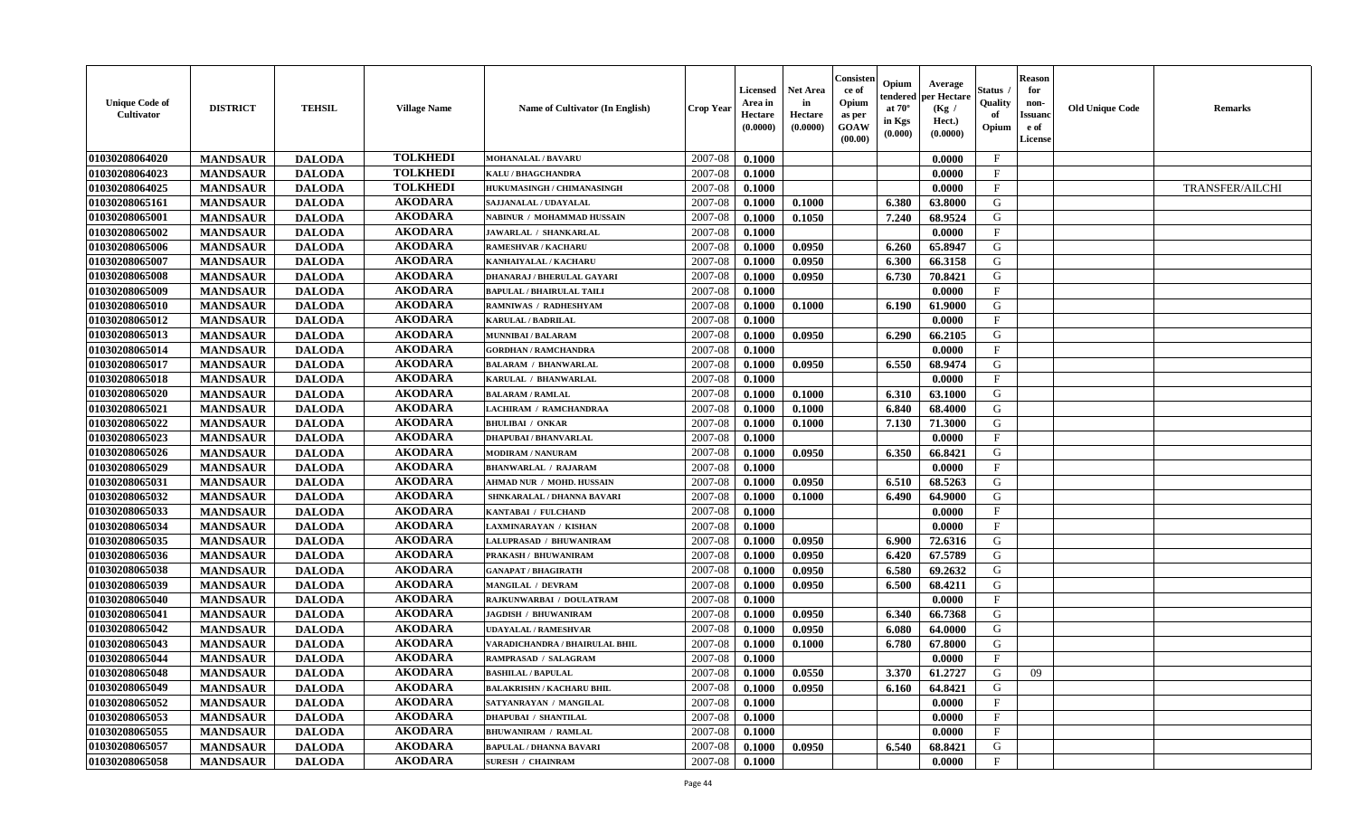| Unique Code of Cultivator | DISTRICT | TEHSIL | Village Name | Name of Cultivator (In English) | Crop Year | Licensed Area in Hectare (0.0000) | Net Area in Hectare (0.0000) | Consistence of Opium as per GOAW (00.00) | Opium tendered at 70° in Kgs (0.000) | Average per Hectare (Kg / Hect.) (0.0000) | Status / Quality of Opium | Reason for non-Issuance of License | Old Unique Code | Remarks |
|---|---|---|---|---|---|---|---|---|---|---|---|---|---|---|
| 01030208064020 | MANDSAUR | DALODA | TOLKHEDI | MOHANALAL / BAVARU | 2007-08 | 0.1000 | | | | 0.0000 | F | | | |
| 01030208064023 | MANDSAUR | DALODA | TOLKHEDI | KALU / BHAGCHANDRA | 2007-08 | 0.1000 | | | | 0.0000 | F | | | |
| 01030208064025 | MANDSAUR | DALODA | TOLKHEDI | HUKUMASINGH / CHIMANASINGH | 2007-08 | 0.1000 | | | | 0.0000 | F | | | TRANSFER/AILCHI |
| 01030208065161 | MANDSAUR | DALODA | AKODARA | SAJJANALAL / UDAYALAL | 2007-08 | 0.1000 | 0.1000 | | 6.380 | 63.8000 | G | | | |
| 01030208065001 | MANDSAUR | DALODA | AKODARA | NABINUR / MOHAMMAD HUSSAIN | 2007-08 | 0.1000 | 0.1050 | | 7.240 | 68.9524 | G | | | |
| 01030208065002 | MANDSAUR | DALODA | AKODARA | JAWARLAL / SHANKARLAL | 2007-08 | 0.1000 | | | | 0.0000 | F | | | |
| 01030208065006 | MANDSAUR | DALODA | AKODARA | RAMESHVAR / KACHARU | 2007-08 | 0.1000 | 0.0950 | | 6.260 | 65.8947 | G | | | |
| 01030208065007 | MANDSAUR | DALODA | AKODARA | KANHAIYALAL / KACHARU | 2007-08 | 0.1000 | 0.0950 | | 6.300 | 66.3158 | G | | | |
| 01030208065008 | MANDSAUR | DALODA | AKODARA | DHANARAJ / BHERULAL GAYARI | 2007-08 | 0.1000 | 0.0950 | | 6.730 | 70.8421 | G | | | |
| 01030208065009 | MANDSAUR | DALODA | AKODARA | BAPULAL / BHAIRULAL TAILI | 2007-08 | 0.1000 | | | | 0.0000 | F | | | |
| 01030208065010 | MANDSAUR | DALODA | AKODARA | RAMNIWAS / RADHESHYAM | 2007-08 | 0.1000 | 0.1000 | | 6.190 | 61.9000 | G | | | |
| 01030208065012 | MANDSAUR | DALODA | AKODARA | KARULAL / BADRILAL | 2007-08 | 0.1000 | | | | 0.0000 | F | | | |
| 01030208065013 | MANDSAUR | DALODA | AKODARA | MUNNIBAI / BALARAM | 2007-08 | 0.1000 | 0.0950 | | 6.290 | 66.2105 | G | | | |
| 01030208065014 | MANDSAUR | DALODA | AKODARA | GORDHAN / RAMCHANDRA | 2007-08 | 0.1000 | | | | 0.0000 | F | | | |
| 01030208065017 | MANDSAUR | DALODA | AKODARA | BALARAM / BHANWARLAL | 2007-08 | 0.1000 | 0.0950 | | 6.550 | 68.9474 | G | | | |
| 01030208065018 | MANDSAUR | DALODA | AKODARA | KARULAL / BHANWARLAL | 2007-08 | 0.1000 | | | | 0.0000 | F | | | |
| 01030208065020 | MANDSAUR | DALODA | AKODARA | BALARAM / RAMLAL | 2007-08 | 0.1000 | 0.1000 | | 6.310 | 63.1000 | G | | | |
| 01030208065021 | MANDSAUR | DALODA | AKODARA | LACHIRAM / RAMCHANDRAA | 2007-08 | 0.1000 | 0.1000 | | 6.840 | 68.4000 | G | | | |
| 01030208065022 | MANDSAUR | DALODA | AKODARA | BHULIBAI / ONKAR | 2007-08 | 0.1000 | 0.1000 | | 7.130 | 71.3000 | G | | | |
| 01030208065023 | MANDSAUR | DALODA | AKODARA | DHAPUBAI / BHANVARLAL | 2007-08 | 0.1000 | | | | 0.0000 | F | | | |
| 01030208065026 | MANDSAUR | DALODA | AKODARA | MODIRAM / NANURAM | 2007-08 | 0.1000 | 0.0950 | | 6.350 | 66.8421 | G | | | |
| 01030208065029 | MANDSAUR | DALODA | AKODARA | BHANWARLAL / RAJARAM | 2007-08 | 0.1000 | | | | 0.0000 | F | | | |
| 01030208065031 | MANDSAUR | DALODA | AKODARA | AHMAD NUR / MOHD. HUSSAIN | 2007-08 | 0.1000 | 0.0950 | | 6.510 | 68.5263 | G | | | |
| 01030208065032 | MANDSAUR | DALODA | AKODARA | SHNKARALAL / DHANNA BAVARI | 2007-08 | 0.1000 | 0.1000 | | 6.490 | 64.9000 | G | | | |
| 01030208065033 | MANDSAUR | DALODA | AKODARA | KANTABAI / FULCHAND | 2007-08 | 0.1000 | | | | 0.0000 | F | | | |
| 01030208065034 | MANDSAUR | DALODA | AKODARA | LAXMINARAYAN / KISHAN | 2007-08 | 0.1000 | | | | 0.0000 | F | | | |
| 01030208065035 | MANDSAUR | DALODA | AKODARA | LALUPRASAD / BHUWANIRAM | 2007-08 | 0.1000 | 0.0950 | | 6.900 | 72.6316 | G | | | |
| 01030208065036 | MANDSAUR | DALODA | AKODARA | PRAKASH / BHUWANIRAM | 2007-08 | 0.1000 | 0.0950 | | 6.420 | 67.5789 | G | | | |
| 01030208065038 | MANDSAUR | DALODA | AKODARA | GANAPAT / BHAGIRATH | 2007-08 | 0.1000 | 0.0950 | | 6.580 | 69.2632 | G | | | |
| 01030208065039 | MANDSAUR | DALODA | AKODARA | MANGILAL / DEVRAM | 2007-08 | 0.1000 | 0.0950 | | 6.500 | 68.4211 | G | | | |
| 01030208065040 | MANDSAUR | DALODA | AKODARA | RAJKUNWARBAI / DOULATRAM | 2007-08 | 0.1000 | | | | 0.0000 | F | | | |
| 01030208065041 | MANDSAUR | DALODA | AKODARA | JAGDISH / BHUWANIRAM | 2007-08 | 0.1000 | 0.0950 | | 6.340 | 66.7368 | G | | | |
| 01030208065042 | MANDSAUR | DALODA | AKODARA | UDAYALAL / RAMESHVAR | 2007-08 | 0.1000 | 0.0950 | | 6.080 | 64.0000 | G | | | |
| 01030208065043 | MANDSAUR | DALODA | AKODARA | VARADICHANDRA / BHAIRULAL BHIL | 2007-08 | 0.1000 | 0.1000 | | 6.780 | 67.8000 | G | | | |
| 01030208065044 | MANDSAUR | DALODA | AKODARA | RAMPRASAD / SALAGRAM | 2007-08 | 0.1000 | | | | 0.0000 | F | | | |
| 01030208065048 | MANDSAUR | DALODA | AKODARA | BASHILAL / BAPULAL | 2007-08 | 0.1000 | 0.0550 | | 3.370 | 61.2727 | G | 09 | | |
| 01030208065049 | MANDSAUR | DALODA | AKODARA | BALAKRISHN / KACHARU BHIL | 2007-08 | 0.1000 | 0.0950 | | 6.160 | 64.8421 | G | | | |
| 01030208065052 | MANDSAUR | DALODA | AKODARA | SATYANRAYAN / MANGILAL | 2007-08 | 0.1000 | | | | 0.0000 | F | | | |
| 01030208065053 | MANDSAUR | DALODA | AKODARA | DHAPUBAI / SHANTILAL | 2007-08 | 0.1000 | | | | 0.0000 | F | | | |
| 01030208065055 | MANDSAUR | DALODA | AKODARA | BHUWANIRAM / RAMLAL | 2007-08 | 0.1000 | | | | 0.0000 | F | | | |
| 01030208065057 | MANDSAUR | DALODA | AKODARA | BAPULAL / DHANNA BAVARI | 2007-08 | 0.1000 | 0.0950 | | 6.540 | 68.8421 | G | | | |
| 01030208065058 | MANDSAUR | DALODA | AKODARA | SURESH / CHAINRAM | 2007-08 | 0.1000 | | | | 0.0000 | F | | | |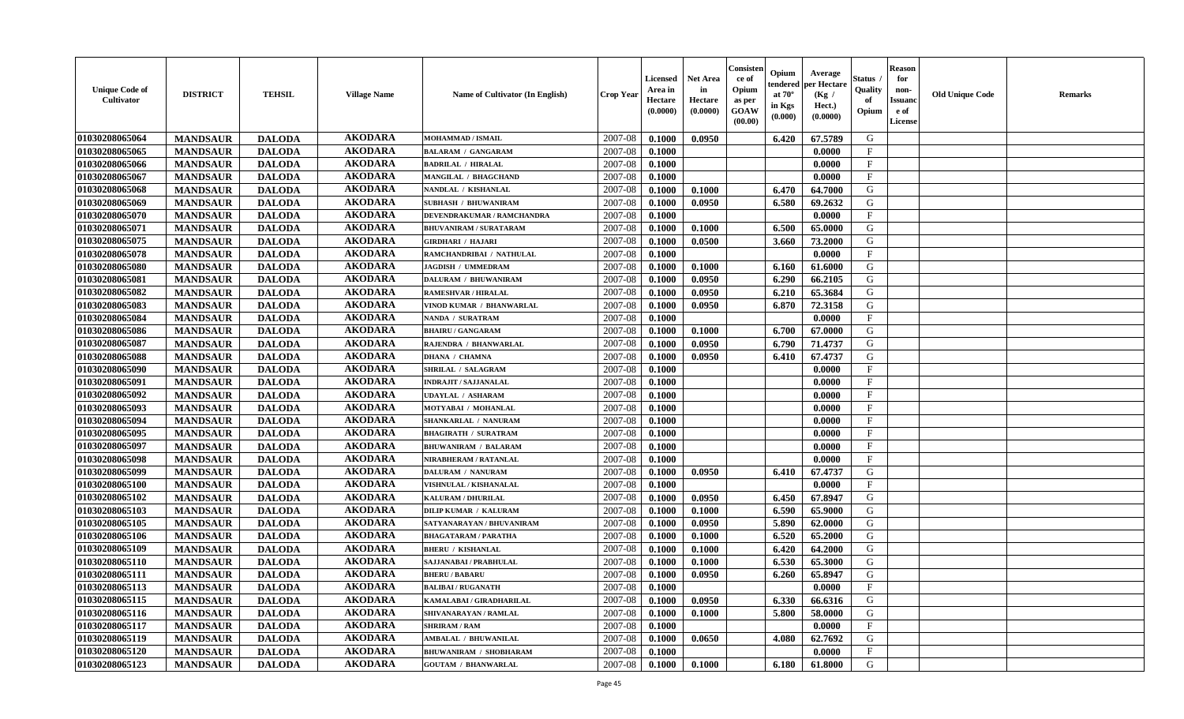| Unique Code of Cultivator | DISTRICT | TEHSIL | Village Name | Name of Cultivator (In English) | Crop Year | Licensed Area in Hectare (0.0000) | Net Area in Hectare (0.0000) | Consistence of Opium as per GOAW (00.00) | Opium tendered at 70° in Kgs (0.000) | Average per Hectare (Kg / Hect.) (0.0000) | Status / Quality of Opium | Reason for non-Issuance of License | Old Unique Code | Remarks |
|---|---|---|---|---|---|---|---|---|---|---|---|---|---|---|
| 01030208065064 | MANDSAUR | DALODA | AKODARA | MOHAMMAD / ISMAIL | 2007-08 | 0.1000 | 0.0950 | | 6.420 | 67.5789 | G | | | |
| 01030208065065 | MANDSAUR | DALODA | AKODARA | BALARAM / GANGARAM | 2007-08 | 0.1000 | | | | 0.0000 | F | | | |
| 01030208065066 | MANDSAUR | DALODA | AKODARA | BADRILAL / HIRALAL | 2007-08 | 0.1000 | | | | 0.0000 | F | | | |
| 01030208065067 | MANDSAUR | DALODA | AKODARA | MANGILAL / BHAGCHAND | 2007-08 | 0.1000 | | | | 0.0000 | F | | | |
| 01030208065068 | MANDSAUR | DALODA | AKODARA | NANDLAL / KISHANLAL | 2007-08 | 0.1000 | 0.1000 | | 6.470 | 64.7000 | G | | | |
| 01030208065069 | MANDSAUR | DALODA | AKODARA | SUBHASH / BHUWANIRAM | 2007-08 | 0.1000 | 0.0950 | | 6.580 | 69.2632 | G | | | |
| 01030208065070 | MANDSAUR | DALODA | AKODARA | DEVENDRAKUMAR / RAMCHANDRA | 2007-08 | 0.1000 | | | | 0.0000 | F | | | |
| 01030208065071 | MANDSAUR | DALODA | AKODARA | BHUVANIRAM / SURATARAM | 2007-08 | 0.1000 | 0.1000 | | 6.500 | 65.0000 | G | | | |
| 01030208065075 | MANDSAUR | DALODA | AKODARA | GIRDHARI / HAJARI | 2007-08 | 0.1000 | 0.0500 | | 3.660 | 73.2000 | G | | | |
| 01030208065078 | MANDSAUR | DALODA | AKODARA | RAMCHANDRIBAI / NATHULAL | 2007-08 | 0.1000 | | | | 0.0000 | F | | | |
| 01030208065080 | MANDSAUR | DALODA | AKODARA | JAGDISH / UMMEDRAM | 2007-08 | 0.1000 | 0.1000 | | 6.160 | 61.6000 | G | | | |
| 01030208065081 | MANDSAUR | DALODA | AKODARA | DALURAM / BHUWANIRAM | 2007-08 | 0.1000 | 0.0950 | | 6.290 | 66.2105 | G | | | |
| 01030208065082 | MANDSAUR | DALODA | AKODARA | RAMESHVAR / HIRALAL | 2007-08 | 0.1000 | 0.0950 | | 6.210 | 65.3684 | G | | | |
| 01030208065083 | MANDSAUR | DALODA | AKODARA | VINOD KUMAR / BHANWARLAL | 2007-08 | 0.1000 | 0.0950 | | 6.870 | 72.3158 | G | | | |
| 01030208065084 | MANDSAUR | DALODA | AKODARA | NANDA / SURATRAM | 2007-08 | 0.1000 | | | | 0.0000 | F | | | |
| 01030208065086 | MANDSAUR | DALODA | AKODARA | BHAIRU / GANGARAM | 2007-08 | 0.1000 | 0.1000 | | 6.700 | 67.0000 | G | | | |
| 01030208065087 | MANDSAUR | DALODA | AKODARA | RAJENDRA / BHANWARLAL | 2007-08 | 0.1000 | 0.0950 | | 6.790 | 71.4737 | G | | | |
| 01030208065088 | MANDSAUR | DALODA | AKODARA | DHANA / CHAMNA | 2007-08 | 0.1000 | 0.0950 | | 6.410 | 67.4737 | G | | | |
| 01030208065090 | MANDSAUR | DALODA | AKODARA | SHRILAL / SALAGRAM | 2007-08 | 0.1000 | | | | 0.0000 | F | | | |
| 01030208065091 | MANDSAUR | DALODA | AKODARA | INDRAJIT / SAJJANALAL | 2007-08 | 0.1000 | | | | 0.0000 | F | | | |
| 01030208065092 | MANDSAUR | DALODA | AKODARA | UDAYLAL / ASHARAM | 2007-08 | 0.1000 | | | | 0.0000 | F | | | |
| 01030208065093 | MANDSAUR | DALODA | AKODARA | MOTYABAI / MOHANLAL | 2007-08 | 0.1000 | | | | 0.0000 | F | | | |
| 01030208065094 | MANDSAUR | DALODA | AKODARA | SHANKARLAL / NANURAM | 2007-08 | 0.1000 | | | | 0.0000 | F | | | |
| 01030208065095 | MANDSAUR | DALODA | AKODARA | BHAGIRATH / SURATRAM | 2007-08 | 0.1000 | | | | 0.0000 | F | | | |
| 01030208065097 | MANDSAUR | DALODA | AKODARA | BHUWANIRAM / BALARAM | 2007-08 | 0.1000 | | | | 0.0000 | F | | | |
| 01030208065098 | MANDSAUR | DALODA | AKODARA | NIRABHERAM / RATANLAL | 2007-08 | 0.1000 | | | | 0.0000 | F | | | |
| 01030208065099 | MANDSAUR | DALODA | AKODARA | DALURAM / NANURAM | 2007-08 | 0.1000 | 0.0950 | | 6.410 | 67.4737 | G | | | |
| 01030208065100 | MANDSAUR | DALODA | AKODARA | VISHNULAL / KISHANALAL | 2007-08 | 0.1000 | | | | 0.0000 | F | | | |
| 01030208065102 | MANDSAUR | DALODA | AKODARA | KALURAM / DHURILAL | 2007-08 | 0.1000 | 0.0950 | | 6.450 | 67.8947 | G | | | |
| 01030208065103 | MANDSAUR | DALODA | AKODARA | DILIP KUMAR / KALURAM | 2007-08 | 0.1000 | 0.1000 | | 6.590 | 65.9000 | G | | | |
| 01030208065105 | MANDSAUR | DALODA | AKODARA | SATYANARAYAN / BHUVANIRAM | 2007-08 | 0.1000 | 0.0950 | | 5.890 | 62.0000 | G | | | |
| 01030208065106 | MANDSAUR | DALODA | AKODARA | BHAGATARAM / PARATHA | 2007-08 | 0.1000 | 0.1000 | | 6.520 | 65.2000 | G | | | |
| 01030208065109 | MANDSAUR | DALODA | AKODARA | BHERU / KISHANLAL | 2007-08 | 0.1000 | 0.1000 | | 6.420 | 64.2000 | G | | | |
| 01030208065110 | MANDSAUR | DALODA | AKODARA | SAJJANABAI / PRABHULAL | 2007-08 | 0.1000 | 0.1000 | | 6.530 | 65.3000 | G | | | |
| 01030208065111 | MANDSAUR | DALODA | AKODARA | BHERU / BABARU | 2007-08 | 0.1000 | 0.0950 | | 6.260 | 65.8947 | G | | | |
| 01030208065113 | MANDSAUR | DALODA | AKODARA | BALIBAI / RUGANATH | 2007-08 | 0.1000 | | | | 0.0000 | F | | | |
| 01030208065115 | MANDSAUR | DALODA | AKODARA | KAMALABAI / GIRADHARILAL | 2007-08 | 0.1000 | 0.0950 | | 6.330 | 66.6316 | G | | | |
| 01030208065116 | MANDSAUR | DALODA | AKODARA | SHIVANARAYAN / RAMLAL | 2007-08 | 0.1000 | 0.1000 | | 5.800 | 58.0000 | G | | | |
| 01030208065117 | MANDSAUR | DALODA | AKODARA | SHRIRAM / RAM | 2007-08 | 0.1000 | | | | 0.0000 | F | | | |
| 01030208065119 | MANDSAUR | DALODA | AKODARA | AMBALAL / BHUWANILAL | 2007-08 | 0.1000 | 0.0650 | | 4.080 | 62.7692 | G | | | |
| 01030208065120 | MANDSAUR | DALODA | AKODARA | BHUWANIRAM / SHOBHARAM | 2007-08 | 0.1000 | | | | 0.0000 | F | | | |
| 01030208065123 | MANDSAUR | DALODA | AKODARA | GOUTAM / BHANWARLAL | 2007-08 | 0.1000 | 0.1000 | | 6.180 | 61.8000 | G | | | |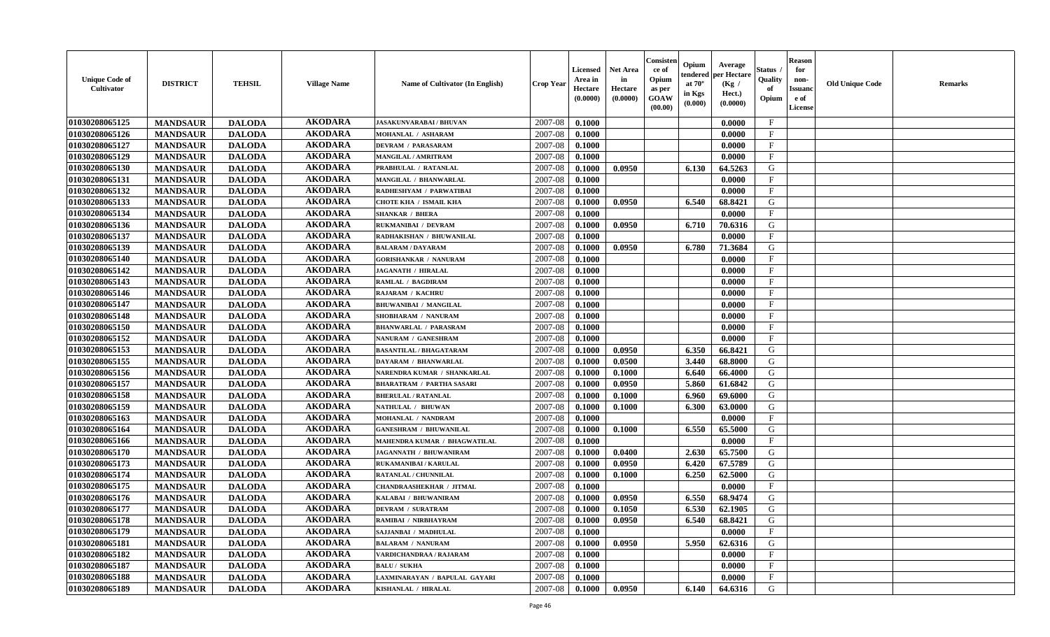| Unique Code of Cultivator | DISTRICT | TEHSIL | Village Name | Name of Cultivator (In English) | Crop Year | Licensed Area in Hectare (0.0000) | Net Area in Hectare (0.0000) | Consistence of Opium as per GOAW (00.00) | Opium tendered at 70° in Kgs (0.000) | Average per Hectare (Kg / Hect.) (0.0000) | Status / Quality of Opium | Reason for non-Issuance of License | Old Unique Code | Remarks |
|---|---|---|---|---|---|---|---|---|---|---|---|---|---|---|
| 01030208065125 | MANDSAUR | DALODA | AKODARA | JASAKUNVARABAI / BHUVAN | 2007-08 | 0.1000 | | | | 0.0000 | F | | | |
| 01030208065126 | MANDSAUR | DALODA | AKODARA | MOHANLAL / ASHARAM | 2007-08 | 0.1000 | | | | 0.0000 | F | | | |
| 01030208065127 | MANDSAUR | DALODA | AKODARA | DEVRAM / PARASARAM | 2007-08 | 0.1000 | | | | 0.0000 | F | | | |
| 01030208065129 | MANDSAUR | DALODA | AKODARA | MANGILAL / AMRITRAM | 2007-08 | 0.1000 | | | | 0.0000 | F | | | |
| 01030208065130 | MANDSAUR | DALODA | AKODARA | PRABHULAL / RATANLAL | 2007-08 | 0.1000 | 0.0950 | | 6.130 | 64.5263 | G | | | |
| 01030208065131 | MANDSAUR | DALODA | AKODARA | MANGILAL / BHANWARLAL | 2007-08 | 0.1000 | | | | 0.0000 | F | | | |
| 01030208065132 | MANDSAUR | DALODA | AKODARA | RADHESHYAM / PARWATIBAI | 2007-08 | 0.1000 | | | | 0.0000 | F | | | |
| 01030208065133 | MANDSAUR | DALODA | AKODARA | CHOTE KHA / ISMAIL KHA | 2007-08 | 0.1000 | 0.0950 | | 6.540 | 68.8421 | G | | | |
| 01030208065134 | MANDSAUR | DALODA | AKODARA | SHANKAR / BHERA | 2007-08 | 0.1000 | | | | 0.0000 | F | | | |
| 01030208065136 | MANDSAUR | DALODA | AKODARA | RUKMANIBAI / DEVRAM | 2007-08 | 0.1000 | 0.0950 | | 6.710 | 70.6316 | G | | | |
| 01030208065137 | MANDSAUR | DALODA | AKODARA | RADHAKISHAN / BHUWANILAL | 2007-08 | 0.1000 | | | | 0.0000 | F | | | |
| 01030208065139 | MANDSAUR | DALODA | AKODARA | BALARAM / DAYARAM | 2007-08 | 0.1000 | 0.0950 | | 6.780 | 71.3684 | G | | | |
| 01030208065140 | MANDSAUR | DALODA | AKODARA | GORISHANKAR / NANURAM | 2007-08 | 0.1000 | | | | 0.0000 | F | | | |
| 01030208065142 | MANDSAUR | DALODA | AKODARA | JAGANATH / HIRALAL | 2007-08 | 0.1000 | | | | 0.0000 | F | | | |
| 01030208065143 | MANDSAUR | DALODA | AKODARA | RAMLAL / BAGDIRAM | 2007-08 | 0.1000 | | | | 0.0000 | F | | | |
| 01030208065146 | MANDSAUR | DALODA | AKODARA | RAJARAM / KACHRU | 2007-08 | 0.1000 | | | | 0.0000 | F | | | |
| 01030208065147 | MANDSAUR | DALODA | AKODARA | BHUWANIBAI / MANGILAL | 2007-08 | 0.1000 | | | | 0.0000 | F | | | |
| 01030208065148 | MANDSAUR | DALODA | AKODARA | SHOBHARAM / NANURAM | 2007-08 | 0.1000 | | | | 0.0000 | F | | | |
| 01030208065150 | MANDSAUR | DALODA | AKODARA | BHANWARLAL / PARASRAM | 2007-08 | 0.1000 | | | | 0.0000 | F | | | |
| 01030208065152 | MANDSAUR | DALODA | AKODARA | NANURAM / GANESHRAM | 2007-08 | 0.1000 | | | | 0.0000 | F | | | |
| 01030208065153 | MANDSAUR | DALODA | AKODARA | BASANTILAL / BHAGATARAM | 2007-08 | 0.1000 | 0.0950 | | 6.350 | 66.8421 | G | | | |
| 01030208065155 | MANDSAUR | DALODA | AKODARA | DAYARAM / BHANWARLAL | 2007-08 | 0.1000 | 0.0500 | | 3.440 | 68.8000 | G | | | |
| 01030208065156 | MANDSAUR | DALODA | AKODARA | NARENDRA KUMAR / SHANKARLAL | 2007-08 | 0.1000 | 0.1000 | | 6.640 | 66.4000 | G | | | |
| 01030208065157 | MANDSAUR | DALODA | AKODARA | BHARATRAM / PARTHA SASARI | 2007-08 | 0.1000 | 0.0950 | | 5.860 | 61.6842 | G | | | |
| 01030208065158 | MANDSAUR | DALODA | AKODARA | BHERULAL / RATANLAL | 2007-08 | 0.1000 | 0.1000 | | 6.960 | 69.6000 | G | | | |
| 01030208065159 | MANDSAUR | DALODA | AKODARA | NATHULAL / BHUWAN | 2007-08 | 0.1000 | 0.1000 | | 6.300 | 63.0000 | G | | | |
| 01030208065163 | MANDSAUR | DALODA | AKODARA | MOHANLAL / NANDRAM | 2007-08 | 0.1000 | | | | 0.0000 | F | | | |
| 01030208065164 | MANDSAUR | DALODA | AKODARA | GANESHRAM / BHUWANILAL | 2007-08 | 0.1000 | 0.1000 | | 6.550 | 65.5000 | G | | | |
| 01030208065166 | MANDSAUR | DALODA | AKODARA | MAHENDRA KUMAR / BHAGWATILAL | 2007-08 | 0.1000 | | | | 0.0000 | F | | | |
| 01030208065170 | MANDSAUR | DALODA | AKODARA | JAGANNATH / BHUWANIRAM | 2007-08 | 0.1000 | 0.0400 | | 2.630 | 65.7500 | G | | | |
| 01030208065173 | MANDSAUR | DALODA | AKODARA | RUKAMANIBAI / KARULAL | 2007-08 | 0.1000 | 0.0950 | | 6.420 | 67.5789 | G | | | |
| 01030208065174 | MANDSAUR | DALODA | AKODARA | RATANLAL / CHUNNILAL | 2007-08 | 0.1000 | 0.1000 | | 6.250 | 62.5000 | G | | | |
| 01030208065175 | MANDSAUR | DALODA | AKODARA | CHANDRAASHEKHAR / JITMAL | 2007-08 | 0.1000 | | | | 0.0000 | F | | | |
| 01030208065176 | MANDSAUR | DALODA | AKODARA | KALABAI / BHUWANIRAM | 2007-08 | 0.1000 | 0.0950 | | 6.550 | 68.9474 | G | | | |
| 01030208065177 | MANDSAUR | DALODA | AKODARA | DEVRAM / SURATRAM | 2007-08 | 0.1000 | 0.1050 | | 6.530 | 62.1905 | G | | | |
| 01030208065178 | MANDSAUR | DALODA | AKODARA | RAMIBAI / NIRBHAYRAM | 2007-08 | 0.1000 | 0.0950 | | 6.540 | 68.8421 | G | | | |
| 01030208065179 | MANDSAUR | DALODA | AKODARA | SAJJANBAI / MADHULAL | 2007-08 | 0.1000 | | | | 0.0000 | F | | | |
| 01030208065181 | MANDSAUR | DALODA | AKODARA | BALARAM / NANURAM | 2007-08 | 0.1000 | 0.0950 | | 5.950 | 62.6316 | G | | | |
| 01030208065182 | MANDSAUR | DALODA | AKODARA | VARDICHANDRAA / RAJARAM | 2007-08 | 0.1000 | | | | 0.0000 | F | | | |
| 01030208065187 | MANDSAUR | DALODA | AKODARA | BALU / SUKHA | 2007-08 | 0.1000 | | | | 0.0000 | F | | | |
| 01030208065188 | MANDSAUR | DALODA | AKODARA | LAXMINARAYAN / BAPULAL GAYARI | 2007-08 | 0.1000 | | | | 0.0000 | F | | | |
| 01030208065189 | MANDSAUR | DALODA | AKODARA | KISHANLAL / HIRALAL | 2007-08 | 0.1000 | 0.0950 | | 6.140 | 64.6316 | G | | | |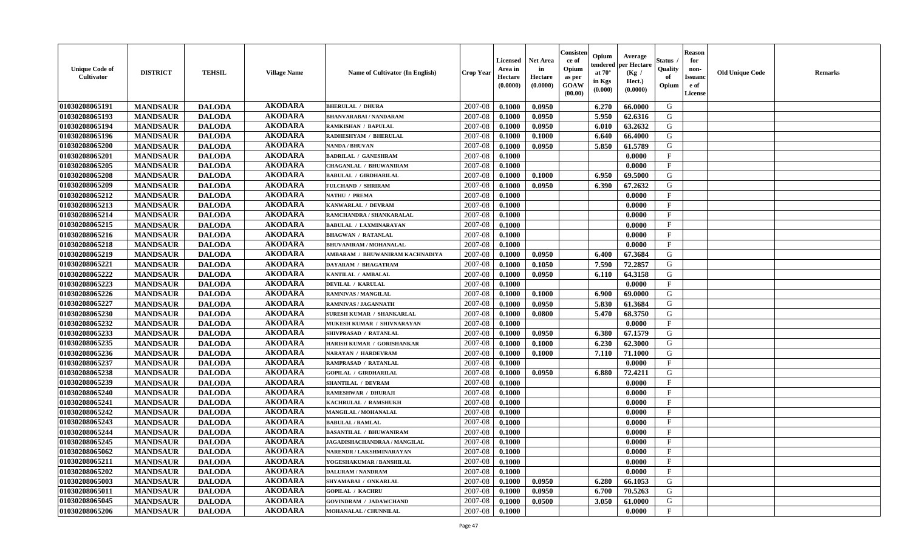| Unique Code of Cultivator | DISTRICT | TEHSIL | Village Name | Name of Cultivator (In English) | Crop Year | Licensed Area in Hectare (0.0000) | Net Area in Hectare (0.0000) | Consistence of Opium as per GOAW (00.00) | Opium tendered at 70° in Kgs (0.000) | Average per Hectare (Kg / Hect.) (0.0000) | Status / Quality of Opium | Reason for non-Issuance of License | Old Unique Code | Remarks |
|---|---|---|---|---|---|---|---|---|---|---|---|---|---|---|
| 01030208065191 | MANDSAUR | DALODA | AKODARA | BHERULAL / DHURA | 2007-08 | 0.1000 | 0.0950 | | 6.270 | 66.0000 | G | | | |
| 01030208065193 | MANDSAUR | DALODA | AKODARA | BHANVARABAI / NANDARAM | 2007-08 | 0.1000 | 0.0950 | | 5.950 | 62.6316 | G | | | |
| 01030208065194 | MANDSAUR | DALODA | AKODARA | RAMKISHAN / BAPULAL | 2007-08 | 0.1000 | 0.0950 | | 6.010 | 63.2632 | G | | | |
| 01030208065196 | MANDSAUR | DALODA | AKODARA | RADHESHYAM / BHERULAL | 2007-08 | 0.1000 | 0.1000 | | 6.640 | 66.4000 | G | | | |
| 01030208065200 | MANDSAUR | DALODA | AKODARA | NANDA / BHUVAN | 2007-08 | 0.1000 | 0.0950 | | 5.850 | 61.5789 | G | | | |
| 01030208065201 | MANDSAUR | DALODA | AKODARA | BADRILAL / GANESHRAM | 2007-08 | 0.1000 | | | | 0.0000 | F | | | |
| 01030208065205 | MANDSAUR | DALODA | AKODARA | CHAGANLAL / BHUWANIRAM | 2007-08 | 0.1000 | | | | 0.0000 | F | | | |
| 01030208065208 | MANDSAUR | DALODA | AKODARA | BABULAL / GIRDHARILAL | 2007-08 | 0.1000 | 0.1000 | | 6.950 | 69.5000 | G | | | |
| 01030208065209 | MANDSAUR | DALODA | AKODARA | FULCHAND / SHRIRAM | 2007-08 | 0.1000 | 0.0950 | | 6.390 | 67.2632 | G | | | |
| 01030208065212 | MANDSAUR | DALODA | AKODARA | NATHU / PREMA | 2007-08 | 0.1000 | | | | 0.0000 | F | | | |
| 01030208065213 | MANDSAUR | DALODA | AKODARA | KANWARLAL / DEVRAM | 2007-08 | 0.1000 | | | | 0.0000 | F | | | |
| 01030208065214 | MANDSAUR | DALODA | AKODARA | RAMCHANDRA / SHANKARALAL | 2007-08 | 0.1000 | | | | 0.0000 | F | | | |
| 01030208065215 | MANDSAUR | DALODA | AKODARA | BABULAL / LAXMINARAYAN | 2007-08 | 0.1000 | | | | 0.0000 | F | | | |
| 01030208065216 | MANDSAUR | DALODA | AKODARA | BHAGWAN / RATANLAL | 2007-08 | 0.1000 | | | | 0.0000 | F | | | |
| 01030208065218 | MANDSAUR | DALODA | AKODARA | BHUVANIRAM / MOHANALAL | 2007-08 | 0.1000 | | | | 0.0000 | F | | | |
| 01030208065219 | MANDSAUR | DALODA | AKODARA | AMBARAM / BHUWANIRAM KACHNADIYA | 2007-08 | 0.1000 | 0.0950 | | 6.400 | 67.3684 | G | | | |
| 01030208065221 | MANDSAUR | DALODA | AKODARA | DAYARAM / BHAGATRAM | 2007-08 | 0.1000 | 0.1050 | | 7.590 | 72.2857 | G | | | |
| 01030208065222 | MANDSAUR | DALODA | AKODARA | KANTILAL / AMBALAL | 2007-08 | 0.1000 | 0.0950 | | 6.110 | 64.3158 | G | | | |
| 01030208065223 | MANDSAUR | DALODA | AKODARA | DEVILAL / KARULAL | 2007-08 | 0.1000 | | | | 0.0000 | F | | | |
| 01030208065226 | MANDSAUR | DALODA | AKODARA | RAMNIVAS / MANGILAL | 2007-08 | 0.1000 | 0.1000 | | 6.900 | 69.0000 | G | | | |
| 01030208065227 | MANDSAUR | DALODA | AKODARA | RAMNIVAS / JAGANNATH | 2007-08 | 0.1000 | 0.0950 | | 5.830 | 61.3684 | G | | | |
| 01030208065230 | MANDSAUR | DALODA | AKODARA | SURESH KUMAR / SHANKARLAL | 2007-08 | 0.1000 | 0.0800 | | 5.470 | 68.3750 | G | | | |
| 01030208065232 | MANDSAUR | DALODA | AKODARA | MUKESH KUMAR / SHIVNARAYAN | 2007-08 | 0.1000 | | | | 0.0000 | F | | | |
| 01030208065233 | MANDSAUR | DALODA | AKODARA | SHIVPRASAD / RATANLAL | 2007-08 | 0.1000 | 0.0950 | | 6.380 | 67.1579 | G | | | |
| 01030208065235 | MANDSAUR | DALODA | AKODARA | HARISH KUMAR / GORISHANKAR | 2007-08 | 0.1000 | 0.1000 | | 6.230 | 62.3000 | G | | | |
| 01030208065236 | MANDSAUR | DALODA | AKODARA | NARAYAN / HARDEVRAM | 2007-08 | 0.1000 | 0.1000 | | 7.110 | 71.1000 | G | | | |
| 01030208065237 | MANDSAUR | DALODA | AKODARA | RAMPRASAD / RATANLAL | 2007-08 | 0.1000 | | | | 0.0000 | F | | | |
| 01030208065238 | MANDSAUR | DALODA | AKODARA | GOPILAL / GIRDHARILAL | 2007-08 | 0.1000 | 0.0950 | | 6.880 | 72.4211 | G | | | |
| 01030208065239 | MANDSAUR | DALODA | AKODARA | SHANTILAL / DEVRAM | 2007-08 | 0.1000 | | | | 0.0000 | F | | | |
| 01030208065240 | MANDSAUR | DALODA | AKODARA | RAMESHWAR / DHURAJI | 2007-08 | 0.1000 | | | | 0.0000 | F | | | |
| 01030208065241 | MANDSAUR | DALODA | AKODARA | KACHRULAL / RAMSHUKH | 2007-08 | 0.1000 | | | | 0.0000 | F | | | |
| 01030208065242 | MANDSAUR | DALODA | AKODARA | MANGILAL / MOHANALAL | 2007-08 | 0.1000 | | | | 0.0000 | F | | | |
| 01030208065243 | MANDSAUR | DALODA | AKODARA | BABULAL / RAMLAL | 2007-08 | 0.1000 | | | | 0.0000 | F | | | |
| 01030208065244 | MANDSAUR | DALODA | AKODARA | BASANTILAL / BHUWANIRAM | 2007-08 | 0.1000 | | | | 0.0000 | F | | | |
| 01030208065245 | MANDSAUR | DALODA | AKODARA | JAGADISHACHANDRAA / MANGILAL | 2007-08 | 0.1000 | | | | 0.0000 | F | | | |
| 01030208065062 | MANDSAUR | DALODA | AKODARA | NARENDR / LAKSHMINARAYAN | 2007-08 | 0.1000 | | | | 0.0000 | F | | | |
| 01030208065211 | MANDSAUR | DALODA | AKODARA | YOGESHAKUMAR / BANSHILAL | 2007-08 | 0.1000 | | | | 0.0000 | F | | | |
| 01030208065202 | MANDSAUR | DALODA | AKODARA | DALURAM / NANDRAM | 2007-08 | 0.1000 | | | | 0.0000 | F | | | |
| 01030208065003 | MANDSAUR | DALODA | AKODARA | SHYAMABAI / ONKARLAL | 2007-08 | 0.1000 | 0.0950 | | 6.280 | 66.1053 | G | | | |
| 01030208065011 | MANDSAUR | DALODA | AKODARA | GOPILAL / KACHRU | 2007-08 | 0.1000 | 0.0950 | | 6.700 | 70.5263 | G | | | |
| 01030208065045 | MANDSAUR | DALODA | AKODARA | GOVINDRAM / JADAWCHAND | 2007-08 | 0.1000 | 0.0500 | | 3.050 | 61.0000 | G | | | |
| 01030208065206 | MANDSAUR | DALODA | AKODARA | MOHANALAL / CHUNNILAL | 2007-08 | 0.1000 | | | | 0.0000 | F | | | |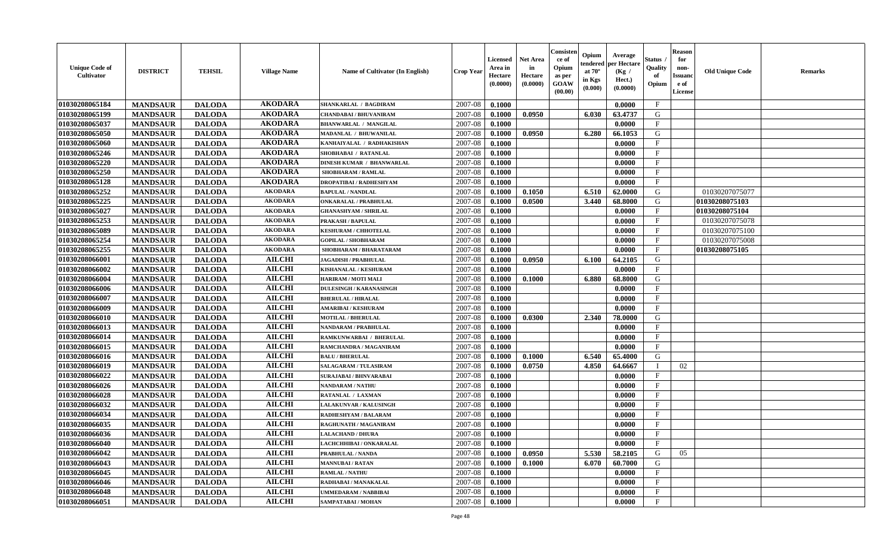| Unique Code of Cultivator | DISTRICT | TEHSIL | Village Name | Name of Cultivator (In English) | Crop Year | Licensed Area in Hectare (0.0000) | Net Area in Hectare (0.0000) | Consistence of Opium as per GOAW (00.00) | Opium tendered at 70° in Kgs (0.000) | Average per Hectare (Kg / Hect.) (0.0000) | Status / Quality of Opium | Reason for non-Issuance of License | Old Unique Code | Remarks |
|---|---|---|---|---|---|---|---|---|---|---|---|---|---|---|
| 01030208065184 | MANDSAUR | DALODA | AKODARA | SHANKARLAL / BAGDIRAM | 2007-08 | 0.1000 | | | | 0.0000 | F | | | |
| 01030208065199 | MANDSAUR | DALODA | AKODARA | CHANDABAI / BHUVANIRAM | 2007-08 | 0.1000 | 0.0950 | | 6.030 | 63.4737 | G | | | |
| 01030208065037 | MANDSAUR | DALODA | AKODARA | BHANWARLAL / MANGILAL | 2007-08 | 0.1000 | | | | 0.0000 | F | | | |
| 01030208065050 | MANDSAUR | DALODA | AKODARA | MADANLAL / BHUWANILAL | 2007-08 | 0.1000 | 0.0950 | | 6.280 | 66.1053 | G | | | |
| 01030208065060 | MANDSAUR | DALODA | AKODARA | KANHAIYALAL / RADHAKISHAN | 2007-08 | 0.1000 | | | | 0.0000 | F | | | |
| 01030208065246 | MANDSAUR | DALODA | AKODARA | SHOBHABAI / RATANLAL | 2007-08 | 0.1000 | | | | 0.0000 | F | | | |
| 01030208065220 | MANDSAUR | DALODA | AKODARA | DINESH KUMAR / BHANWARLAL | 2007-08 | 0.1000 | | | | 0.0000 | F | | | |
| 01030208065250 | MANDSAUR | DALODA | AKODARA | SHOBHARAM / RAMLAL | 2007-08 | 0.1000 | | | | 0.0000 | F | | | |
| 01030208065128 | MANDSAUR | DALODA | AKODARA | DROPATIBAI / RADHESHYAM | 2007-08 | 0.1000 | | | | 0.0000 | F | | | |
| 01030208065252 | MANDSAUR | DALODA | AKODARA | BAPULAL / NANDLAL | 2007-08 | 0.1000 | 0.1050 | | 6.510 | 62.0000 | G | | 01030207075077 | |
| 01030208065225 | MANDSAUR | DALODA | AKODARA | ONKARALAL / PRABHULAL | 2007-08 | 0.1000 | 0.0500 | | 3.440 | 68.8000 | G | | 01030208075103 | |
| 01030208065027 | MANDSAUR | DALODA | AKODARA | GHANASHYAM / SHRILAL | 2007-08 | 0.1000 | | | | 0.0000 | F | | 01030208075104 | |
| 01030208065253 | MANDSAUR | DALODA | AKODARA | PRAKASH / BAPULAL | 2007-08 | 0.1000 | | | | 0.0000 | F | | 01030207075078 | |
| 01030208065089 | MANDSAUR | DALODA | AKODARA | KESHURAM / CHHOTELAL | 2007-08 | 0.1000 | | | | 0.0000 | F | | 01030207075100 | |
| 01030208065254 | MANDSAUR | DALODA | AKODARA | GOPILAL / SHOBHARAM | 2007-08 | 0.1000 | | | | 0.0000 | F | | 01030207075008 | |
| 01030208065255 | MANDSAUR | DALODA | AKODARA | SHOBHARAM / BHARATARAM | 2007-08 | 0.1000 | | | | 0.0000 | F | | 01030208075105 | |
| 01030208066001 | MANDSAUR | DALODA | AILCHI | JAGADISH / PRABHULAL | 2007-08 | 0.1000 | 0.0950 | | 6.100 | 64.2105 | G | | | |
| 01030208066002 | MANDSAUR | DALODA | AILCHI | KISHANALAL / KESHURAM | 2007-08 | 0.1000 | | | | 0.0000 | F | | | |
| 01030208066004 | MANDSAUR | DALODA | AILCHI | HARIRAM / MOTI MALI | 2007-08 | 0.1000 | 0.1000 | | 6.880 | 68.8000 | G | | | |
| 01030208066006 | MANDSAUR | DALODA | AILCHI | DULESINGH / KARANASINGH | 2007-08 | 0.1000 | | | | 0.0000 | F | | | |
| 01030208066007 | MANDSAUR | DALODA | AILCHI | BHERULAL / HIRALAL | 2007-08 | 0.1000 | | | | 0.0000 | F | | | |
| 01030208066009 | MANDSAUR | DALODA | AILCHI | AMARIBAI / KESHURAM | 2007-08 | 0.1000 | | | | 0.0000 | F | | | |
| 01030208066010 | MANDSAUR | DALODA | AILCHI | MOTILAL / BHERULAL | 2007-08 | 0.1000 | 0.0300 | | 2.340 | 78.0000 | G | | | |
| 01030208066013 | MANDSAUR | DALODA | AILCHI | NANDARAM / PRABHULAL | 2007-08 | 0.1000 | | | | 0.0000 | F | | | |
| 01030208066014 | MANDSAUR | DALODA | AILCHI | RAMKUNWARBAI / BHERULAL | 2007-08 | 0.1000 | | | | 0.0000 | F | | | |
| 01030208066015 | MANDSAUR | DALODA | AILCHI | RAMCHANDRA / MAGANIRAM | 2007-08 | 0.1000 | | | | 0.0000 | F | | | |
| 01030208066016 | MANDSAUR | DALODA | AILCHI | BALU / BHERULAL | 2007-08 | 0.1000 | 0.1000 | | 6.540 | 65.4000 | G | | | |
| 01030208066019 | MANDSAUR | DALODA | AILCHI | SALAGARAM / TULASIRAM | 2007-08 | 0.1000 | 0.0750 | | 4.850 | 64.6667 | I | 02 | | |
| 01030208066022 | MANDSAUR | DALODA | AILCHI | SURAJABAI / BHNVARABAI | 2007-08 | 0.1000 | | | | 0.0000 | F | | | |
| 01030208066026 | MANDSAUR | DALODA | AILCHI | NANDARAM / NATHU | 2007-08 | 0.1000 | | | | 0.0000 | F | | | |
| 01030208066028 | MANDSAUR | DALODA | AILCHI | RATANLAL / LAXMAN | 2007-08 | 0.1000 | | | | 0.0000 | F | | | |
| 01030208066032 | MANDSAUR | DALODA | AILCHI | LALAKUNVAR / KALUSINGH | 2007-08 | 0.1000 | | | | 0.0000 | F | | | |
| 01030208066034 | MANDSAUR | DALODA | AILCHI | RADHESHYAM / BALARAM | 2007-08 | 0.1000 | | | | 0.0000 | F | | | |
| 01030208066035 | MANDSAUR | DALODA | AILCHI | RAGHUNATH / MAGANIRAM | 2007-08 | 0.1000 | | | | 0.0000 | F | | | |
| 01030208066036 | MANDSAUR | DALODA | AILCHI | LALACHAND / DHURA | 2007-08 | 0.1000 | | | | 0.0000 | F | | | |
| 01030208066040 | MANDSAUR | DALODA | AILCHI | LACHCHHIBAI / ONKARALAL | 2007-08 | 0.1000 | | | | 0.0000 | F | | | |
| 01030208066042 | MANDSAUR | DALODA | AILCHI | PRABHULAL / NANDA | 2007-08 | 0.1000 | 0.0950 | | 5.530 | 58.2105 | G | 05 | | |
| 01030208066043 | MANDSAUR | DALODA | AILCHI | MANNUBAI / RATAN | 2007-08 | 0.1000 | 0.1000 | | 6.070 | 60.7000 | G | | | |
| 01030208066045 | MANDSAUR | DALODA | AILCHI | RAMLAL / NATHU | 2007-08 | 0.1000 | | | | 0.0000 | F | | | |
| 01030208066046 | MANDSAUR | DALODA | AILCHI | RADHABAI / MANAKALAL | 2007-08 | 0.1000 | | | | 0.0000 | F | | | |
| 01030208066048 | MANDSAUR | DALODA | AILCHI | UMMEDARAM / NABBIBAI | 2007-08 | 0.1000 | | | | 0.0000 | F | | | |
| 01030208066051 | MANDSAUR | DALODA | AILCHI | SAMPATABAI / MOHAN | 2007-08 | 0.1000 | | | | 0.0000 | F | | | |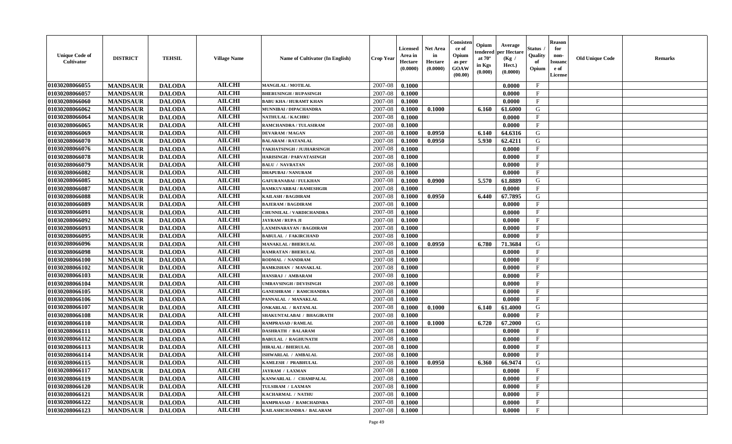| Unique Code of Cultivator | DISTRICT | TEHSIL | Village Name | Name of Cultivator (In English) | Crop Year | Licensed Area in Hectare (0.0000) | Net Area in Hectare (0.0000) | Consistence of Opium as per GOAW (00.00) | Opium tendered at 70° in Kgs (0.000) | Average per Hectare (Kg / Hect.) (0.0000) | Status / Quality of Opium | Reason for non-Issuance of License | Old Unique Code | Remarks |
|---|---|---|---|---|---|---|---|---|---|---|---|---|---|---|
| 01030208066055 | MANDSAUR | DALODA | AILCHI | MANGILAL / MOTILAL | 2007-08 | 0.1000 | | | | 0.0000 | F | | | |
| 01030208066057 | MANDSAUR | DALODA | AILCHI | BHERUSINGH / RUPASINGH | 2007-08 | 0.1000 | | | | 0.0000 | F | | | |
| 01030208066060 | MANDSAUR | DALODA | AILCHI | BABU KHA / HURAMT KHAN | 2007-08 | 0.1000 | | | | 0.0000 | F | | | |
| 01030208066062 | MANDSAUR | DALODA | AILCHI | MUNNIBAI / DIPACHANDRA | 2007-08 | 0.1000 | 0.1000 | | 6.160 | 61.6000 | G | | | |
| 01030208066064 | MANDSAUR | DALODA | AILCHI | NATHULAL / KACHRU | 2007-08 | 0.1000 | | | | 0.0000 | F | | | |
| 01030208066065 | MANDSAUR | DALODA | AILCHI | RAMCHANDRA / TULASIRAM | 2007-08 | 0.1000 | | | | 0.0000 | F | | | |
| 01030208066069 | MANDSAUR | DALODA | AILCHI | DEVARAM / MAGAN | 2007-08 | 0.1000 | 0.0950 | | 6.140 | 64.6316 | G | | | |
| 01030208066070 | MANDSAUR | DALODA | AILCHI | BALARAM / RATANLAL | 2007-08 | 0.1000 | 0.0950 | | 5.930 | 62.4211 | G | | | |
| 01030208066076 | MANDSAUR | DALODA | AILCHI | TAKHATSINGH / JUJHARSINGH | 2007-08 | 0.1000 | | | | 0.0000 | F | | | |
| 01030208066078 | MANDSAUR | DALODA | AILCHI | HARISINGH / PARVATASINGH | 2007-08 | 0.1000 | | | | 0.0000 | F | | | |
| 01030208066079 | MANDSAUR | DALODA | AILCHI | BALU / NAVRATAN | 2007-08 | 0.1000 | | | | 0.0000 | F | | | |
| 01030208066082 | MANDSAUR | DALODA | AILCHI | DHAPUBAI / NANURAM | 2007-08 | 0.1000 | | | | 0.0000 | F | | | |
| 01030208066085 | MANDSAUR | DALODA | AILCHI | GAFURANABAI / FULKHAN | 2007-08 | 0.1000 | 0.0900 | | 5.570 | 61.8889 | G | | | |
| 01030208066087 | MANDSAUR | DALODA | AILCHI | RAMKUVARBAI / RAMESHGIR | 2007-08 | 0.1000 | | | | 0.0000 | F | | | |
| 01030208066088 | MANDSAUR | DALODA | AILCHI | KAILASH / BAGDIRAM | 2007-08 | 0.1000 | 0.0950 | | 6.440 | 67.7895 | G | | | |
| 01030208066089 | MANDSAUR | DALODA | AILCHI | BAJERAM / BAGDIRAM | 2007-08 | 0.1000 | | | | 0.0000 | F | | | |
| 01030208066091 | MANDSAUR | DALODA | AILCHI | CHUNNILAL / VARDICHANDRA | 2007-08 | 0.1000 | | | | 0.0000 | F | | | |
| 01030208066092 | MANDSAUR | DALODA | AILCHI | JAYRAM / RUPA JI | 2007-08 | 0.1000 | | | | 0.0000 | F | | | |
| 01030208066093 | MANDSAUR | DALODA | AILCHI | LAXMINARAYAN / BAGDIRAM | 2007-08 | 0.1000 | | | | 0.0000 | F | | | |
| 01030208066095 | MANDSAUR | DALODA | AILCHI | BABULAL / FAKIRCHAND | 2007-08 | 0.1000 | | | | 0.0000 | F | | | |
| 01030208066096 | MANDSAUR | DALODA | AILCHI | MANAKLAL / BHERULAL | 2007-08 | 0.1000 | 0.0950 | | 6.780 | 71.3684 | G | | | |
| 01030208066098 | MANDSAUR | DALODA | AILCHI | RAMRATAN / BHERULAL | 2007-08 | 0.1000 | | | | 0.0000 | F | | | |
| 01030208066100 | MANDSAUR | DALODA | AILCHI | RODMAL / NANDRAM | 2007-08 | 0.1000 | | | | 0.0000 | F | | | |
| 01030208066102 | MANDSAUR | DALODA | AILCHI | RAMKISHAN / MANAKLAL | 2007-08 | 0.1000 | | | | 0.0000 | F | | | |
| 01030208066103 | MANDSAUR | DALODA | AILCHI | HANSRAJ / AMBARAM | 2007-08 | 0.1000 | | | | 0.0000 | F | | | |
| 01030208066104 | MANDSAUR | DALODA | AILCHI | UMRAVSINGH / DEVISINGH | 2007-08 | 0.1000 | | | | 0.0000 | F | | | |
| 01030208066105 | MANDSAUR | DALODA | AILCHI | GANESHRAM / RAMCHANDRA | 2007-08 | 0.1000 | | | | 0.0000 | F | | | |
| 01030208066106 | MANDSAUR | DALODA | AILCHI | PANNALAL / MANAKLAL | 2007-08 | 0.1000 | | | | 0.0000 | F | | | |
| 01030208066107 | MANDSAUR | DALODA | AILCHI | ONKARLAL / RATANLAL | 2007-08 | 0.1000 | 0.1000 | | 6.140 | 61.4000 | G | | | |
| 01030208066108 | MANDSAUR | DALODA | AILCHI | SHAKUNTALABAI / BHAGIRATH | 2007-08 | 0.1000 | | | | 0.0000 | F | | | |
| 01030208066110 | MANDSAUR | DALODA | AILCHI | RAMPRASAD / RAMLAL | 2007-08 | 0.1000 | 0.1000 | | 6.720 | 67.2000 | G | | | |
| 01030208066111 | MANDSAUR | DALODA | AILCHI | DASHRATH / BALARAM | 2007-08 | 0.1000 | | | | 0.0000 | F | | | |
| 01030208066112 | MANDSAUR | DALODA | AILCHI | BABULAL / RAGHUNATH | 2007-08 | 0.1000 | | | | 0.0000 | F | | | |
| 01030208066113 | MANDSAUR | DALODA | AILCHI | HIRALAL / BHERULAL | 2007-08 | 0.1000 | | | | 0.0000 | F | | | |
| 01030208066114 | MANDSAUR | DALODA | AILCHI | ISHWARLAL / AMBALAL | 2007-08 | 0.1000 | | | | 0.0000 | F | | | |
| 01030208066115 | MANDSAUR | DALODA | AILCHI | KAMLESH / PRABHULAL | 2007-08 | 0.1000 | 0.0950 | | 6.360 | 66.9474 | G | | | |
| 01030208066117 | MANDSAUR | DALODA | AILCHI | JAYRAM / LAXMAN | 2007-08 | 0.1000 | | | | 0.0000 | F | | | |
| 01030208066119 | MANDSAUR | DALODA | AILCHI | KANWARLAL / CHAMPALAL | 2007-08 | 0.1000 | | | | 0.0000 | F | | | |
| 01030208066120 | MANDSAUR | DALODA | AILCHI | TULSIRAM / LAXMAN | 2007-08 | 0.1000 | | | | 0.0000 | F | | | |
| 01030208066121 | MANDSAUR | DALODA | AILCHI | KACHARMAL / NATHU | 2007-08 | 0.1000 | | | | 0.0000 | F | | | |
| 01030208066122 | MANDSAUR | DALODA | AILCHI | RAMPRASAD / RAMCHADNRA | 2007-08 | 0.1000 | | | | 0.0000 | F | | | |
| 01030208066123 | MANDSAUR | DALODA | AILCHI | KAILASHCHANDRA / BALARAM | 2007-08 | 0.1000 | | | | 0.0000 | F | | | |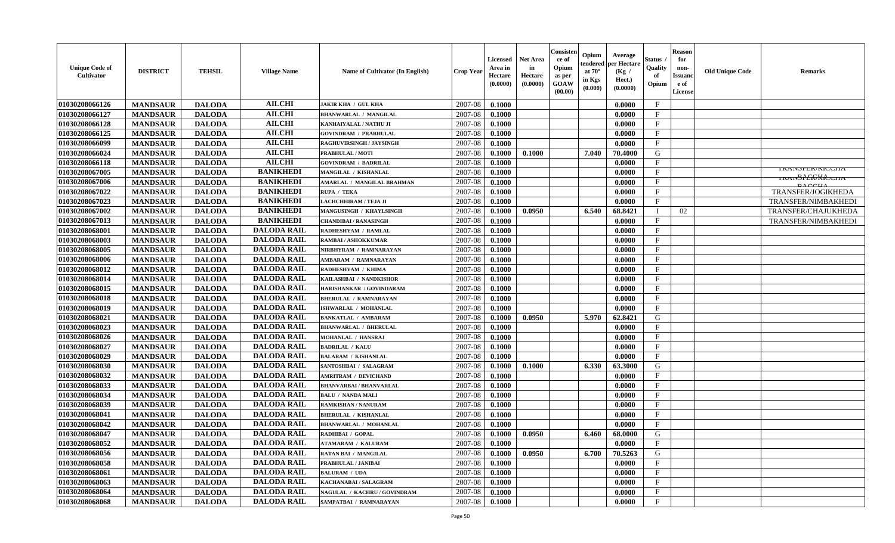| Unique Code of Cultivator | DISTRICT | TEHSIL | Village Name | Name of Cultivator (In English) | Crop Year | Licensed Area in Hectare (0.0000) | Net Area in Hectare (0.0000) | Consistence of Opium as per GOAW (00.00) | Opium tendered at 70° in Kgs (0.000) | Average per Hectare (Kg / Hect.) (0.0000) | Status / Quality of Opium | Reason for non-Issuance of License | Old Unique Code | Remarks |
|---|---|---|---|---|---|---|---|---|---|---|---|---|---|---|
| 01030208066126 | MANDSAUR | DALODA | AILCHI | JAKIR KHA / GUL KHA | 2007-08 | 0.1000 | | | | 0.0000 | F | | | |
| 01030208066127 | MANDSAUR | DALODA | AILCHI | BHANWARLAL / MANGILAL | 2007-08 | 0.1000 | | | | 0.0000 | F | | | |
| 01030208066128 | MANDSAUR | DALODA | AILCHI | KANHAIYALAL / NATHU JI | 2007-08 | 0.1000 | | | | 0.0000 | F | | | |
| 01030208066125 | MANDSAUR | DALODA | AILCHI | GOVINDRAM / PRABHULAL | 2007-08 | 0.1000 | | | | 0.0000 | F | | | |
| 01030208066099 | MANDSAUR | DALODA | AILCHI | RAGHUVIRSINGH / JAYSINGH | 2007-08 | 0.1000 | | | | 0.0000 | F | | | |
| 01030208066024 | MANDSAUR | DALODA | AILCHI | PRABHULAL / MOTI | 2007-08 | 0.1000 | 0.1000 | | 7.040 | 70.4000 | G | | | |
| 01030208066118 | MANDSAUR | DALODA | AILCHI | GOVINDRAM / BADRILAL | 2007-08 | 0.1000 | | | | 0.0000 | F | | | |
| 01030208067005 | MANDSAUR | DALODA | BANIKHEDI | MANGILAL / KISHANLAL | 2007-08 | 0.1000 | | | | 0.0000 | F | | | TRANSFER/RICCHA |
| 01030208067006 | MANDSAUR | DALODA | BANIKHEDI | AMARLAL / MANGILAL BRAHMAN | 2007-08 | 0.1000 | | | | 0.0000 | F | | | TRANSFER/RICCHA BACCHA |
| 01030208067022 | MANDSAUR | DALODA | BANIKHEDI | RUPA / TEKA | 2007-08 | 0.1000 | | | | 0.0000 | F | | | TRANSFER/JOGIKHEDA |
| 01030208067023 | MANDSAUR | DALODA | BANIKHEDI | LACHCHHIRAM / TEJA JI | 2007-08 | 0.1000 | | | | 0.0000 | F | | | TRANSFER/NIMBAKHEDI |
| 01030208067002 | MANDSAUR | DALODA | BANIKHEDI | MANGUSINGH / KHAYLSINGH | 2007-08 | 0.1000 | 0.0950 | | 6.540 | 68.8421 | I | 02 | | TRANSFER/CHAJUKHEDA |
| 01030208067013 | MANDSAUR | DALODA | BANIKHEDI | CHANDIBAI / RANASINGH | 2007-08 | 0.1000 | | | | 0.0000 | F | | | TRANSFER/NIMBAKHEDI |
| 01030208068001 | MANDSAUR | DALODA | DALODA RAIL | RADHESHYAM / RAMLAL | 2007-08 | 0.1000 | | | | 0.0000 | F | | | |
| 01030208068003 | MANDSAUR | DALODA | DALODA RAIL | RAMBAI / ASHOKKUMAR | 2007-08 | 0.1000 | | | | 0.0000 | F | | | |
| 01030208068005 | MANDSAUR | DALODA | DALODA RAIL | NIRBHYRAM / RAMNARAYAN | 2007-08 | 0.1000 | | | | 0.0000 | F | | | |
| 01030208068006 | MANDSAUR | DALODA | DALODA RAIL | AMBARAM / RAMNARAYAN | 2007-08 | 0.1000 | | | | 0.0000 | F | | | |
| 01030208068012 | MANDSAUR | DALODA | DALODA RAIL | RADHESHYAM / KHIMA | 2007-08 | 0.1000 | | | | 0.0000 | F | | | |
| 01030208068014 | MANDSAUR | DALODA | DALODA RAIL | KAILASHBAI / NANDKISHOR | 2007-08 | 0.1000 | | | | 0.0000 | F | | | |
| 01030208068015 | MANDSAUR | DALODA | DALODA RAIL | HARISHANKAR / GOVINDARAM | 2007-08 | 0.1000 | | | | 0.0000 | F | | | |
| 01030208068018 | MANDSAUR | DALODA | DALODA RAIL | BHERULAL / RAMNARAYAN | 2007-08 | 0.1000 | | | | 0.0000 | F | | | |
| 01030208068019 | MANDSAUR | DALODA | DALODA RAIL | ISHWARLAL / MOHANLAL | 2007-08 | 0.1000 | | | | 0.0000 | F | | | |
| 01030208068021 | MANDSAUR | DALODA | DALODA RAIL | BANKATLAL / AMBARAM | 2007-08 | 0.1000 | 0.0950 | | 5.970 | 62.8421 | G | | | |
| 01030208068023 | MANDSAUR | DALODA | DALODA RAIL | BHANWARLAL / BHERULAL | 2007-08 | 0.1000 | | | | 0.0000 | F | | | |
| 01030208068026 | MANDSAUR | DALODA | DALODA RAIL | MOHANLAL / HANSRAJ | 2007-08 | 0.1000 | | | | 0.0000 | F | | | |
| 01030208068027 | MANDSAUR | DALODA | DALODA RAIL | BADRILAL / KALU | 2007-08 | 0.1000 | | | | 0.0000 | F | | | |
| 01030208068029 | MANDSAUR | DALODA | DALODA RAIL | BALARAM / KISHANLAL | 2007-08 | 0.1000 | | | | 0.0000 | F | | | |
| 01030208068030 | MANDSAUR | DALODA | DALODA RAIL | SANTOSHBAI / SALAGRAM | 2007-08 | 0.1000 | 0.1000 | | 6.330 | 63.3000 | G | | | |
| 01030208068032 | MANDSAUR | DALODA | DALODA RAIL | AMRITRAM / DEVICHAND | 2007-08 | 0.1000 | | | | 0.0000 | F | | | |
| 01030208068033 | MANDSAUR | DALODA | DALODA RAIL | BHANVARBAI / BHANVARLAL | 2007-08 | 0.1000 | | | | 0.0000 | F | | | |
| 01030208068034 | MANDSAUR | DALODA | DALODA RAIL | BALU / NANDA MALI | 2007-08 | 0.1000 | | | | 0.0000 | F | | | |
| 01030208068039 | MANDSAUR | DALODA | DALODA RAIL | RAMKISHAN / NANURAM | 2007-08 | 0.1000 | | | | 0.0000 | F | | | |
| 01030208068041 | MANDSAUR | DALODA | DALODA RAIL | BHERULAL / KISHANLAL | 2007-08 | 0.1000 | | | | 0.0000 | F | | | |
| 01030208068042 | MANDSAUR | DALODA | DALODA RAIL | BHANWARLAL / MOHANLAL | 2007-08 | 0.1000 | | | | 0.0000 | F | | | |
| 01030208068047 | MANDSAUR | DALODA | DALODA RAIL | RADHIBAI / GOPAL | 2007-08 | 0.1000 | 0.0950 | | 6.460 | 68.0000 | G | | | |
| 01030208068052 | MANDSAUR | DALODA | DALODA RAIL | ATAMARAM / KALURAM | 2007-08 | 0.1000 | | | | 0.0000 | F | | | |
| 01030208068056 | MANDSAUR | DALODA | DALODA RAIL | RATAN BAI / MANGILAL | 2007-08 | 0.1000 | 0.0950 | | 6.700 | 70.5263 | G | | | |
| 01030208068058 | MANDSAUR | DALODA | DALODA RAIL | PRABHULAL / JANIBAI | 2007-08 | 0.1000 | | | | 0.0000 | F | | | |
| 01030208068061 | MANDSAUR | DALODA | DALODA RAIL | BALURAM / UDA | 2007-08 | 0.1000 | | | | 0.0000 | F | | | |
| 01030208068063 | MANDSAUR | DALODA | DALODA RAIL | KACHANABAI / SALAGRAM | 2007-08 | 0.1000 | | | | 0.0000 | F | | | |
| 01030208068064 | MANDSAUR | DALODA | DALODA RAIL | NAGULAL / KACHRU / GOVINDRAM | 2007-08 | 0.1000 | | | | 0.0000 | F | | | |
| 01030208068068 | MANDSAUR | DALODA | DALODA RAIL | SAMPATBAI / RAMNARAYAN | 2007-08 | 0.1000 | | | | 0.0000 | F | | | |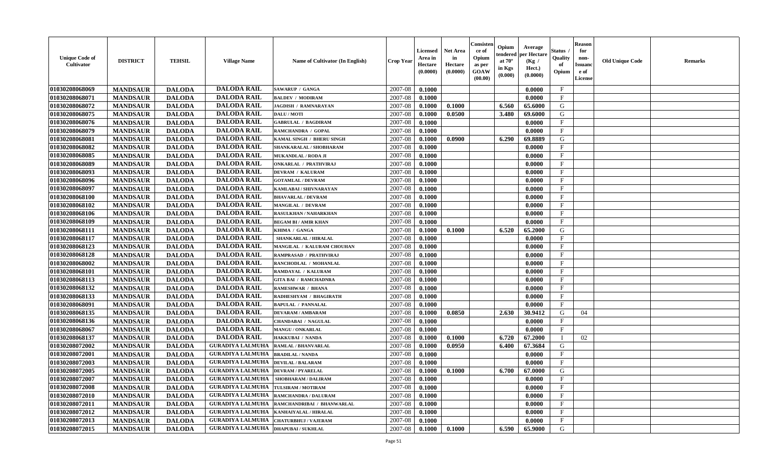| Unique Code of Cultivator | DISTRICT | TEHSIL | Village Name | Name of Cultivator (In English) | Crop Year | Licensed Area in Hectare (0.0000) | Net Area in Hectare (0.0000) | Consistence of Opium as per GOAW (00.00) | Opium tendered at 70° in Kgs (0.000) | Average per Hectare (Kg / Hect.) (0.0000) | Status / Quality of Opium | Reason for non-Issuance of License | Old Unique Code | Remarks |
|---|---|---|---|---|---|---|---|---|---|---|---|---|---|---|
| 01030208068069 | MANDSAUR | DALODA | DALODA RAIL | SAWARUP / GANGA | 2007-08 | 0.1000 | | | | 0.0000 | F | | | |
| 01030208068071 | MANDSAUR | DALODA | DALODA RAIL | BALDEV / MODIRAM | 2007-08 | 0.1000 | | | | 0.0000 | F | | | |
| 01030208068072 | MANDSAUR | DALODA | DALODA RAIL | JAGDISH / RAMNARAYAN | 2007-08 | 0.1000 | 0.1000 | | 6.560 | 65.6000 | G | | | |
| 01030208068075 | MANDSAUR | DALODA | DALODA RAIL | DALU / MOTI | 2007-08 | 0.1000 | 0.0500 | | 3.480 | 69.6000 | G | | | |
| 01030208068076 | MANDSAUR | DALODA | DALODA RAIL | GABRULAL / BAGDIRAM | 2007-08 | 0.1000 | | | | 0.0000 | F | | | |
| 01030208068079 | MANDSAUR | DALODA | DALODA RAIL | RAMCHANDRA / GOPAL | 2007-08 | 0.1000 | | | | 0.0000 | F | | | |
| 01030208068081 | MANDSAUR | DALODA | DALODA RAIL | KAMAL SINGH / BHERU SINGH | 2007-08 | 0.1000 | 0.0900 | | 6.290 | 69.8889 | G | | | |
| 01030208068082 | MANDSAUR | DALODA | DALODA RAIL | SHANKARALAL / SHOBHARAM | 2007-08 | 0.1000 | | | | 0.0000 | F | | | |
| 01030208068085 | MANDSAUR | DALODA | DALODA RAIL | MUKANDLAL / RODA JI | 2007-08 | 0.1000 | | | | 0.0000 | F | | | |
| 01030208068089 | MANDSAUR | DALODA | DALODA RAIL | ONKARLAL / PRATHVIRAJ | 2007-08 | 0.1000 | | | | 0.0000 | F | | | |
| 01030208068093 | MANDSAUR | DALODA | DALODA RAIL | DEVRAM / KALURAM | 2007-08 | 0.1000 | | | | 0.0000 | F | | | |
| 01030208068096 | MANDSAUR | DALODA | DALODA RAIL | GOTAMLAL / DEVRAM | 2007-08 | 0.1000 | | | | 0.0000 | F | | | |
| 01030208068097 | MANDSAUR | DALODA | DALODA RAIL | KAMLABAI / SHIVNARAYAN | 2007-08 | 0.1000 | | | | 0.0000 | F | | | |
| 01030208068100 | MANDSAUR | DALODA | DALODA RAIL | BHAVARLAL / DEVRAM | 2007-08 | 0.1000 | | | | 0.0000 | F | | | |
| 01030208068102 | MANDSAUR | DALODA | DALODA RAIL | MANGILAL / DEVRAM | 2007-08 | 0.1000 | | | | 0.0000 | F | | | |
| 01030208068106 | MANDSAUR | DALODA | DALODA RAIL | RASULKHAN / NAHARKHAN | 2007-08 | 0.1000 | | | | 0.0000 | F | | | |
| 01030208068109 | MANDSAUR | DALODA | DALODA RAIL | BEGAM BI / AMIR KHAN | 2007-08 | 0.1000 | | | | 0.0000 | F | | | |
| 01030208068111 | MANDSAUR | DALODA | DALODA RAIL | KHIMA / GANGA | 2007-08 | 0.1000 | 0.1000 | | 6.520 | 65.2000 | G | | | |
| 01030208068117 | MANDSAUR | DALODA | DALODA RAIL | SHANKARLAL / HIRALAL | 2007-08 | 0.1000 | | | | 0.0000 | F | | | |
| 01030208068123 | MANDSAUR | DALODA | DALODA RAIL | MANGILAL / KALURAM CHOUHAN | 2007-08 | 0.1000 | | | | 0.0000 | F | | | |
| 01030208068128 | MANDSAUR | DALODA | DALODA RAIL | RAMPRASAD / PRATHVIRAJ | 2007-08 | 0.1000 | | | | 0.0000 | F | | | |
| 01030208068002 | MANDSAUR | DALODA | DALODA RAIL | RANCHODLAL / MOHANLAL | 2007-08 | 0.1000 | | | | 0.0000 | F | | | |
| 01030208068101 | MANDSAUR | DALODA | DALODA RAIL | RAMDAYAL / KALURAM | 2007-08 | 0.1000 | | | | 0.0000 | F | | | |
| 01030208068113 | MANDSAUR | DALODA | DALODA RAIL | GITA BAI / RAMCHADNRA | 2007-08 | 0.1000 | | | | 0.0000 | F | | | |
| 01030208068132 | MANDSAUR | DALODA | DALODA RAIL | RAMESHWAR / BHANA | 2007-08 | 0.1000 | | | | 0.0000 | F | | | |
| 01030208068133 | MANDSAUR | DALODA | DALODA RAIL | RADHESHYAM / BHAGIRATH | 2007-08 | 0.1000 | | | | 0.0000 | F | | | |
| 01030208068091 | MANDSAUR | DALODA | DALODA RAIL | BAPULAL / PANNALAL | 2007-08 | 0.1000 | | | | 0.0000 | F | | | |
| 01030208068135 | MANDSAUR | DALODA | DALODA RAIL | DEVARAM / AMBARAM | 2007-08 | 0.1000 | 0.0850 | | 2.630 | 30.9412 | G | 04 | | |
| 01030208068136 | MANDSAUR | DALODA | DALODA RAIL | CHANDABAI / NAGULAL | 2007-08 | 0.1000 | | | | 0.0000 | F | | | |
| 01030208068067 | MANDSAUR | DALODA | DALODA RAIL | MANGU / ONKARLAL | 2007-08 | 0.1000 | | | | 0.0000 | F | | | |
| 01030208068137 | MANDSAUR | DALODA | DALODA RAIL | HAKKUBAI / NANDA | 2007-08 | 0.1000 | 0.1000 | | 6.720 | 67.2000 | I | 02 | | |
| 01030208072002 | MANDSAUR | DALODA | GURADIYA LALMUHA | RAMLAL / BHANVARLAL | 2007-08 | 0.1000 | 0.0950 | | 6.400 | 67.3684 | G | | | |
| 01030208072001 | MANDSAUR | DALODA | GURADIYA LALMUHA | BRADILAL / NANDA | 2007-08 | 0.1000 | | | | 0.0000 | F | | | |
| 01030208072003 | MANDSAUR | DALODA | GURADIYA LALMUHA | DEVILAL / BALARAM | 2007-08 | 0.1000 | | | | 0.0000 | F | | | |
| 01030208072005 | MANDSAUR | DALODA | GURADIYA LALMUHA | DEVRAM / PYARELAL | 2007-08 | 0.1000 | 0.1000 | | 6.700 | 67.0000 | G | | | |
| 01030208072007 | MANDSAUR | DALODA | GURADIYA LALMUHA | SHOBHARAM / DALIRAM | 2007-08 | 0.1000 | | | | 0.0000 | F | | | |
| 01030208072008 | MANDSAUR | DALODA | GURADIYA LALMUHA | TULSIRAM / MOTIRAM | 2007-08 | 0.1000 | | | | 0.0000 | F | | | |
| 01030208072010 | MANDSAUR | DALODA | GURADIYA LALMUHA | RAMCHANDRA / DALURAM | 2007-08 | 0.1000 | | | | 0.0000 | F | | | |
| 01030208072011 | MANDSAUR | DALODA | GURADIYA LALMUHA | RAMCHANDRIBAI / BHANWARLAL | 2007-08 | 0.1000 | | | | 0.0000 | F | | | |
| 01030208072012 | MANDSAUR | DALODA | GURADIYA LALMUHA | KANHAIYALAL / HIRALAL | 2007-08 | 0.1000 | | | | 0.0000 | F | | | |
| 01030208072013 | MANDSAUR | DALODA | GURADIYA LALMUHA | CHATURBHUJ / VAJERAM | 2007-08 | 0.1000 | | | | 0.0000 | F | | | |
| 01030208072015 | MANDSAUR | DALODA | GURADIYA LALMUHA | DHAPUBAI / SUKHLAL | 2007-08 | 0.1000 | 0.1000 | | 6.590 | 65.9000 | G | | | |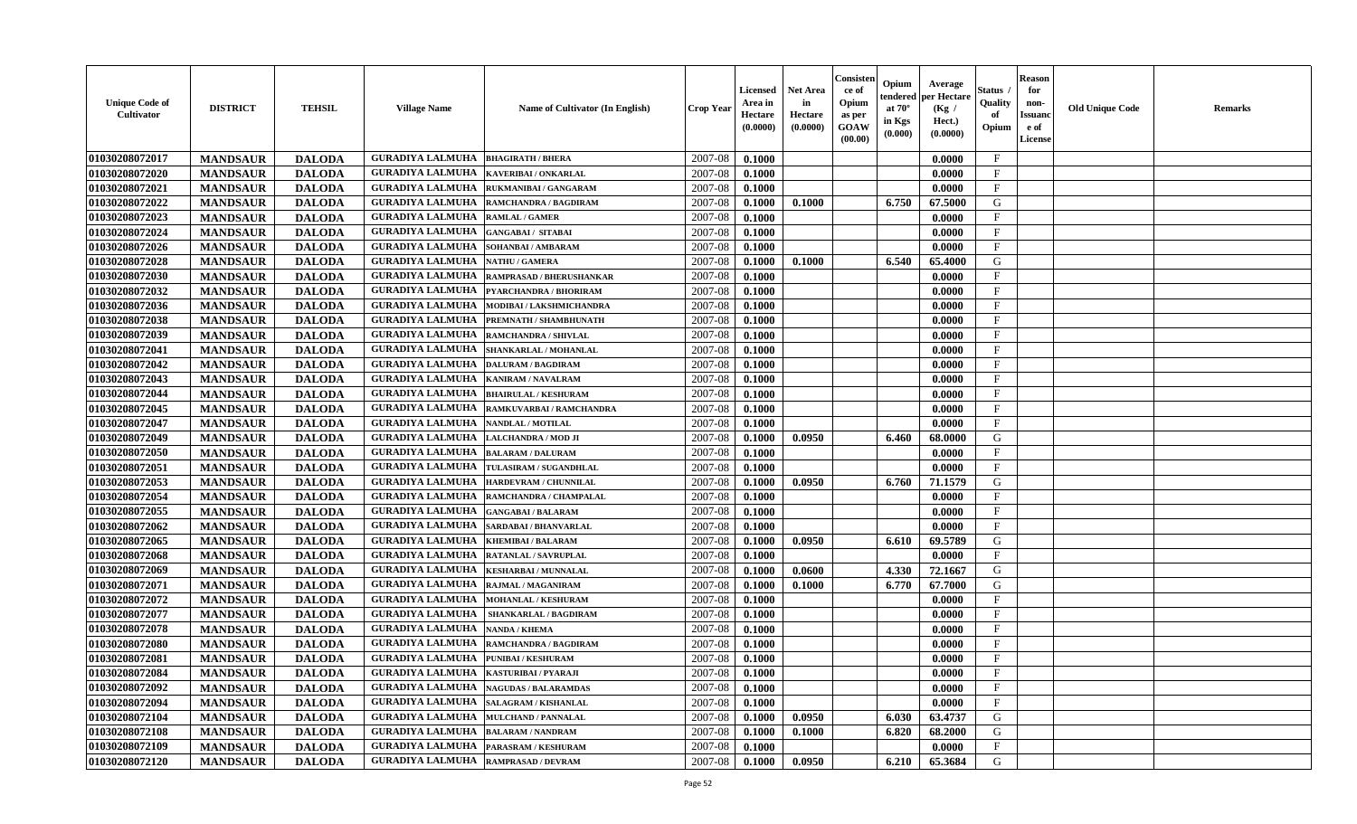| Unique Code of Cultivator | DISTRICT | TEHSIL | Village Name | Name of Cultivator (In English) | Crop Year | Licensed Area in Hectare (0.0000) | Net Area in Hectare (0.0000) | Consistence of Opium as per GOAW (00.00) | Opium tendered at 70° in Kgs (0.000) | Average per Hectare (Kg / Hect.) (0.0000) | Status / Quality of Opium | Reason for non-Issuance of License | Old Unique Code | Remarks |
|---|---|---|---|---|---|---|---|---|---|---|---|---|---|---|
| 01030208072017 | MANDSAUR | DALODA | GURADIYA LALMUHA | BHAGIRATH / BHERA | 2007-08 | 0.1000 | | | | 0.0000 | F | | | |
| 01030208072020 | MANDSAUR | DALODA | GURADIYA LALMUHA | KAVERIBAI / ONKARLAL | 2007-08 | 0.1000 | | | | 0.0000 | F | | | |
| 01030208072021 | MANDSAUR | DALODA | GURADIYA LALMUHA | RUKMANIBAI / GANGARAM | 2007-08 | 0.1000 | | | | 0.0000 | F | | | |
| 01030208072022 | MANDSAUR | DALODA | GURADIYA LALMUHA | RAMCHANDRA / BAGDIRAM | 2007-08 | 0.1000 | 0.1000 | | 6.750 | 67.5000 | G | | | |
| 01030208072023 | MANDSAUR | DALODA | GURADIYA LALMUHA | RAMLAL / GAMER | 2007-08 | 0.1000 | | | | 0.0000 | F | | | |
| 01030208072024 | MANDSAUR | DALODA | GURADIYA LALMUHA | GANGABAI / SITABAI | 2007-08 | 0.1000 | | | | 0.0000 | F | | | |
| 01030208072026 | MANDSAUR | DALODA | GURADIYA LALMUHA | SOHANBAI / AMBARAM | 2007-08 | 0.1000 | | | | 0.0000 | F | | | |
| 01030208072028 | MANDSAUR | DALODA | GURADIYA LALMUHA | NATHU / GAMERA | 2007-08 | 0.1000 | 0.1000 | | 6.540 | 65.4000 | G | | | |
| 01030208072030 | MANDSAUR | DALODA | GURADIYA LALMUHA | RAMPRASAD / BHERUSHANKAR | 2007-08 | 0.1000 | | | | 0.0000 | F | | | |
| 01030208072032 | MANDSAUR | DALODA | GURADIYA LALMUHA | PYARCHANDRA / BHORIRAM | 2007-08 | 0.1000 | | | | 0.0000 | F | | | |
| 01030208072036 | MANDSAUR | DALODA | GURADIYA LALMUHA | MODIBAI / LAKSHMICHANDRA | 2007-08 | 0.1000 | | | | 0.0000 | F | | | |
| 01030208072038 | MANDSAUR | DALODA | GURADIYA LALMUHA | PREMNATH / SHAMBHUNATH | 2007-08 | 0.1000 | | | | 0.0000 | F | | | |
| 01030208072039 | MANDSAUR | DALODA | GURADIYA LALMUHA | RAMCHANDRA / SHIVLAL | 2007-08 | 0.1000 | | | | 0.0000 | F | | | |
| 01030208072041 | MANDSAUR | DALODA | GURADIYA LALMUHA | SHANKARLAL / MOHANLAL | 2007-08 | 0.1000 | | | | 0.0000 | F | | | |
| 01030208072042 | MANDSAUR | DALODA | GURADIYA LALMUHA | DALURAM / BAGDIRAM | 2007-08 | 0.1000 | | | | 0.0000 | F | | | |
| 01030208072043 | MANDSAUR | DALODA | GURADIYA LALMUHA | KANIRAM / NAVALRAM | 2007-08 | 0.1000 | | | | 0.0000 | F | | | |
| 01030208072044 | MANDSAUR | DALODA | GURADIYA LALMUHA | BHAIRULAL / KESHURAM | 2007-08 | 0.1000 | | | | 0.0000 | F | | | |
| 01030208072045 | MANDSAUR | DALODA | GURADIYA LALMUHA | RAMKUVARBAI / RAMCHANDRA | 2007-08 | 0.1000 | | | | 0.0000 | F | | | |
| 01030208072047 | MANDSAUR | DALODA | GURADIYA LALMUHA | NANDLAL / MOTILAL | 2007-08 | 0.1000 | | | | 0.0000 | F | | | |
| 01030208072049 | MANDSAUR | DALODA | GURADIYA LALMUHA | LALCHANDRA / MOD JI | 2007-08 | 0.1000 | 0.0950 | | 6.460 | 68.0000 | G | | | |
| 01030208072050 | MANDSAUR | DALODA | GURADIYA LALMUHA | BALARAM / DALURAM | 2007-08 | 0.1000 | | | | 0.0000 | F | | | |
| 01030208072051 | MANDSAUR | DALODA | GURADIYA LALMUHA | TULASIRAM / SUGANDHLAL | 2007-08 | 0.1000 | | | | 0.0000 | F | | | |
| 01030208072053 | MANDSAUR | DALODA | GURADIYA LALMUHA | HARDEVRAM / CHUNNILAL | 2007-08 | 0.1000 | 0.0950 | | 6.760 | 71.1579 | G | | | |
| 01030208072054 | MANDSAUR | DALODA | GURADIYA LALMUHA | RAMCHANDRA / CHAMPALAL | 2007-08 | 0.1000 | | | | 0.0000 | F | | | |
| 01030208072055 | MANDSAUR | DALODA | GURADIYA LALMUHA | GANGABAI / BALARAM | 2007-08 | 0.1000 | | | | 0.0000 | F | | | |
| 01030208072062 | MANDSAUR | DALODA | GURADIYA LALMUHA | SARDABAI / BHANVARLAL | 2007-08 | 0.1000 | | | | 0.0000 | F | | | |
| 01030208072065 | MANDSAUR | DALODA | GURADIYA LALMUHA | KHEMIBAI / BALARAM | 2007-08 | 0.1000 | 0.0950 | | 6.610 | 69.5789 | G | | | |
| 01030208072068 | MANDSAUR | DALODA | GURADIYA LALMUHA | RATANLAL / SAVRUPLAL | 2007-08 | 0.1000 | | | | 0.0000 | F | | | |
| 01030208072069 | MANDSAUR | DALODA | GURADIYA LALMUHA | KESHARBAI / MUNNALAL | 2007-08 | 0.1000 | 0.0600 | | 4.330 | 72.1667 | G | | | |
| 01030208072071 | MANDSAUR | DALODA | GURADIYA LALMUHA | RAJMAL / MAGANIRAM | 2007-08 | 0.1000 | 0.1000 | | 6.770 | 67.7000 | G | | | |
| 01030208072072 | MANDSAUR | DALODA | GURADIYA LALMUHA | MOHANLAL / KESHURAM | 2007-08 | 0.1000 | | | | 0.0000 | F | | | |
| 01030208072077 | MANDSAUR | DALODA | GURADIYA LALMUHA | SHANKARLAL / BAGDIRAM | 2007-08 | 0.1000 | | | | 0.0000 | F | | | |
| 01030208072078 | MANDSAUR | DALODA | GURADIYA LALMUHA | NANDA / KHEMA | 2007-08 | 0.1000 | | | | 0.0000 | F | | | |
| 01030208072080 | MANDSAUR | DALODA | GURADIYA LALMUHA | RAMCHANDRA / BAGDIRAM | 2007-08 | 0.1000 | | | | 0.0000 | F | | | |
| 01030208072081 | MANDSAUR | DALODA | GURADIYA LALMUHA | PUNIBAI / KESHURAM | 2007-08 | 0.1000 | | | | 0.0000 | F | | | |
| 01030208072084 | MANDSAUR | DALODA | GURADIYA LALMUHA | KASTURIBAI / PYARAJI | 2007-08 | 0.1000 | | | | 0.0000 | F | | | |
| 01030208072092 | MANDSAUR | DALODA | GURADIYA LALMUHA | NAGUDAS / BALARAMDAS | 2007-08 | 0.1000 | | | | 0.0000 | F | | | |
| 01030208072094 | MANDSAUR | DALODA | GURADIYA LALMUHA | SALAGRAM / KISHANLAL | 2007-08 | 0.1000 | | | | 0.0000 | F | | | |
| 01030208072104 | MANDSAUR | DALODA | GURADIYA LALMUHA | MULCHAND / PANNALAL | 2007-08 | 0.1000 | 0.0950 | | 6.030 | 63.4737 | G | | | |
| 01030208072108 | MANDSAUR | DALODA | GURADIYA LALMUHA | BALARAM / NANDRAM | 2007-08 | 0.1000 | 0.1000 | | 6.820 | 68.2000 | G | | | |
| 01030208072109 | MANDSAUR | DALODA | GURADIYA LALMUHA | PARASRAM / KESHURAM | 2007-08 | 0.1000 | | | | 0.0000 | F | | | |
| 01030208072120 | MANDSAUR | DALODA | GURADIYA LALMUHA | RAMPRASAD / DEVRAM | 2007-08 | 0.1000 | 0.0950 | | 6.210 | 65.3684 | G | | | |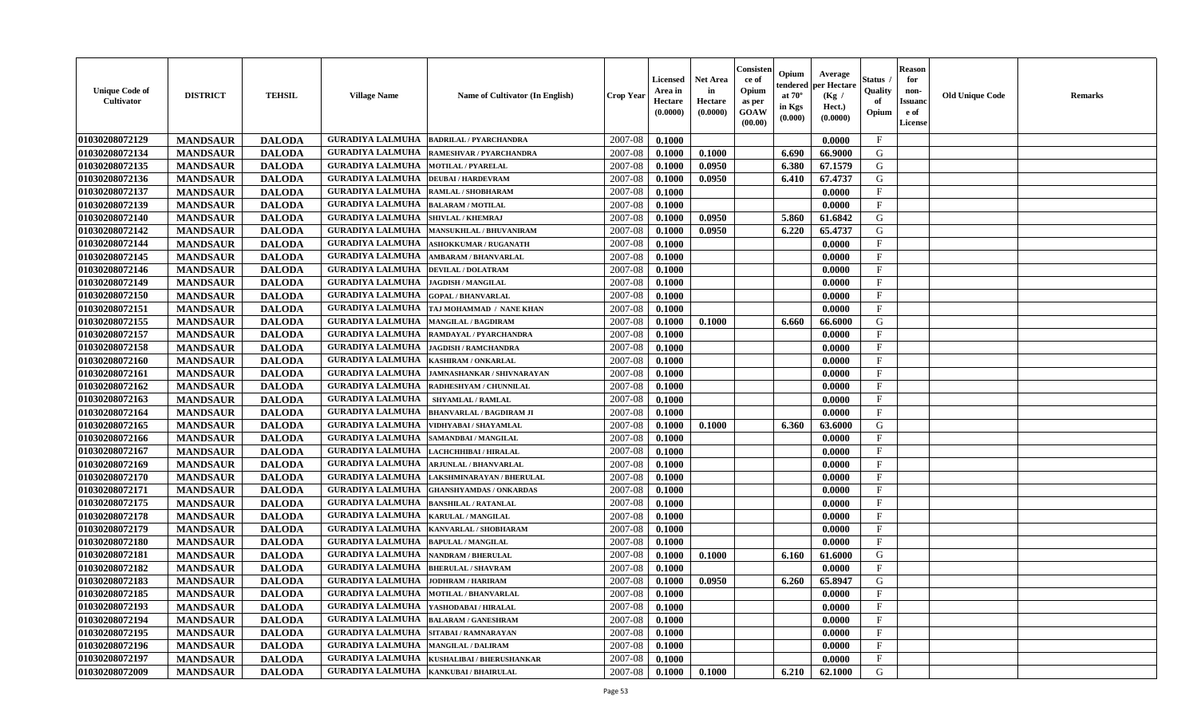| Unique Code of Cultivator | DISTRICT | TEHSIL | Village Name | Name of Cultivator (In English) | Crop Year | Licensed Area in Hectare (0.0000) | Net Area in Hectare (0.0000) | Consistence of Opium as per GOAW (00.00) | Opium tendered at 70° in Kgs (0.000) | Average per Hectare (Kg / Hect.) (0.0000) | Status / Quality of Opium | Reason for non-Issuance of License | Old Unique Code | Remarks |
|---|---|---|---|---|---|---|---|---|---|---|---|---|---|---|
| 01030208072129 | MANDSAUR | DALODA | GURADIYA LALMUHA | BADRILAL / PYARCHANDRA | 2007-08 | 0.1000 | | | | 0.0000 | F | | | |
| 01030208072134 | MANDSAUR | DALODA | GURADIYA LALMUHA | RAMESHVAR / PYARCHANDRA | 2007-08 | 0.1000 | 0.1000 | | 6.690 | 66.9000 | G | | | |
| 01030208072135 | MANDSAUR | DALODA | GURADIYA LALMUHA | MOTILAL / PYARELAL | 2007-08 | 0.1000 | 0.0950 | | 6.380 | 67.1579 | G | | | |
| 01030208072136 | MANDSAUR | DALODA | GURADIYA LALMUHA | DEUBAI / HARDEVRAM | 2007-08 | 0.1000 | 0.0950 | | 6.410 | 67.4737 | G | | | |
| 01030208072137 | MANDSAUR | DALODA | GURADIYA LALMUHA | RAMLAL / SHOBHARAM | 2007-08 | 0.1000 | | | | 0.0000 | F | | | |
| 01030208072139 | MANDSAUR | DALODA | GURADIYA LALMUHA | BALARAM / MOTILAL | 2007-08 | 0.1000 | | | | 0.0000 | F | | | |
| 01030208072140 | MANDSAUR | DALODA | GURADIYA LALMUHA | SHIVLAL / KHEMRAJ | 2007-08 | 0.1000 | 0.0950 | | 5.860 | 61.6842 | G | | | |
| 01030208072142 | MANDSAUR | DALODA | GURADIYA LALMUHA | MANSUKHLAL / BHUVANIRAM | 2007-08 | 0.1000 | 0.0950 | | 6.220 | 65.4737 | G | | | |
| 01030208072144 | MANDSAUR | DALODA | GURADIYA LALMUHA | ASHOKKUMAR / RUGANATH | 2007-08 | 0.1000 | | | | 0.0000 | F | | | |
| 01030208072145 | MANDSAUR | DALODA | GURADIYA LALMUHA | AMBARAM / BHANVARLAL | 2007-08 | 0.1000 | | | | 0.0000 | F | | | |
| 01030208072146 | MANDSAUR | DALODA | GURADIYA LALMUHA | DEVILAL / DOLATRAM | 2007-08 | 0.1000 | | | | 0.0000 | F | | | |
| 01030208072149 | MANDSAUR | DALODA | GURADIYA LALMUHA | JAGDISH / MANGILAL | 2007-08 | 0.1000 | | | | 0.0000 | F | | | |
| 01030208072150 | MANDSAUR | DALODA | GURADIYA LALMUHA | GOPAL / BHANVARLAL | 2007-08 | 0.1000 | | | | 0.0000 | F | | | |
| 01030208072151 | MANDSAUR | DALODA | GURADIYA LALMUHA | TAJ MOHAMMAD / NANE KHAN | 2007-08 | 0.1000 | | | | 0.0000 | F | | | |
| 01030208072155 | MANDSAUR | DALODA | GURADIYA LALMUHA | MANGILAL / BAGDIRAM | 2007-08 | 0.1000 | 0.1000 | | 6.660 | 66.6000 | G | | | |
| 01030208072157 | MANDSAUR | DALODA | GURADIYA LALMUHA | RAMDAYAL / PYARCHANDRA | 2007-08 | 0.1000 | | | | 0.0000 | F | | | |
| 01030208072158 | MANDSAUR | DALODA | GURADIYA LALMUHA | JAGDISH / RAMCHANDRA | 2007-08 | 0.1000 | | | | 0.0000 | F | | | |
| 01030208072160 | MANDSAUR | DALODA | GURADIYA LALMUHA | KASHIRAM / ONKARLAL | 2007-08 | 0.1000 | | | | 0.0000 | F | | | |
| 01030208072161 | MANDSAUR | DALODA | GURADIYA LALMUHA | JAMNASHANKAR / SHIVNARAYAN | 2007-08 | 0.1000 | | | | 0.0000 | F | | | |
| 01030208072162 | MANDSAUR | DALODA | GURADIYA LALMUHA | RADHESHYAM / CHUNNILAL | 2007-08 | 0.1000 | | | | 0.0000 | F | | | |
| 01030208072163 | MANDSAUR | DALODA | GURADIYA LALMUHA | SHYAMLAL / RAMLAL | 2007-08 | 0.1000 | | | | 0.0000 | F | | | |
| 01030208072164 | MANDSAUR | DALODA | GURADIYA LALMUHA | BHANVARLAL / BAGDIRAM JI | 2007-08 | 0.1000 | | | | 0.0000 | F | | | |
| 01030208072165 | MANDSAUR | DALODA | GURADIYA LALMUHA | VIDHYABAI / SHAYAMLAL | 2007-08 | 0.1000 | 0.1000 | | 6.360 | 63.6000 | G | | | |
| 01030208072166 | MANDSAUR | DALODA | GURADIYA LALMUHA | SAMANDBAI / MANGILAL | 2007-08 | 0.1000 | | | | 0.0000 | F | | | |
| 01030208072167 | MANDSAUR | DALODA | GURADIYA LALMUHA | LACHCHHIBAI / HIRALAL | 2007-08 | 0.1000 | | | | 0.0000 | F | | | |
| 01030208072169 | MANDSAUR | DALODA | GURADIYA LALMUHA | ARJUNLAL / BHANVARLAL | 2007-08 | 0.1000 | | | | 0.0000 | F | | | |
| 01030208072170 | MANDSAUR | DALODA | GURADIYA LALMUHA | LAKSHMINARAYAN / BHERULAL | 2007-08 | 0.1000 | | | | 0.0000 | F | | | |
| 01030208072171 | MANDSAUR | DALODA | GURADIYA LALMUHA | GHANSHYAMDAS / ONKARDAS | 2007-08 | 0.1000 | | | | 0.0000 | F | | | |
| 01030208072175 | MANDSAUR | DALODA | GURADIYA LALMUHA | BANSHILAL / RATANLAL | 2007-08 | 0.1000 | | | | 0.0000 | F | | | |
| 01030208072178 | MANDSAUR | DALODA | GURADIYA LALMUHA | KARULAL / MANGILAL | 2007-08 | 0.1000 | | | | 0.0000 | F | | | |
| 01030208072179 | MANDSAUR | DALODA | GURADIYA LALMUHA | KANVARLAL / SHOBHARAM | 2007-08 | 0.1000 | | | | 0.0000 | F | | | |
| 01030208072180 | MANDSAUR | DALODA | GURADIYA LALMUHA | BAPULAL / MANGILAL | 2007-08 | 0.1000 | | | | 0.0000 | F | | | |
| 01030208072181 | MANDSAUR | DALODA | GURADIYA LALMUHA | NANDRAM / BHERULAL | 2007-08 | 0.1000 | 0.1000 | | 6.160 | 61.6000 | G | | | |
| 01030208072182 | MANDSAUR | DALODA | GURADIYA LALMUHA | BHERULAL / SHAVRAM | 2007-08 | 0.1000 | | | | 0.0000 | F | | | |
| 01030208072183 | MANDSAUR | DALODA | GURADIYA LALMUHA | JODHRAM / HARIRAM | 2007-08 | 0.1000 | 0.0950 | | 6.260 | 65.8947 | G | | | |
| 01030208072185 | MANDSAUR | DALODA | GURADIYA LALMUHA | MOTILAL / BHANVARLAL | 2007-08 | 0.1000 | | | | 0.0000 | F | | | |
| 01030208072193 | MANDSAUR | DALODA | GURADIYA LALMUHA | YASHODABAI / HIRALAL | 2007-08 | 0.1000 | | | | 0.0000 | F | | | |
| 01030208072194 | MANDSAUR | DALODA | GURADIYA LALMUHA | BALARAM / GANESHRAM | 2007-08 | 0.1000 | | | | 0.0000 | F | | | |
| 01030208072195 | MANDSAUR | DALODA | GURADIYA LALMUHA | SITABAI / RAMNARAYAN | 2007-08 | 0.1000 | | | | 0.0000 | F | | | |
| 01030208072196 | MANDSAUR | DALODA | GURADIYA LALMUHA | MANGILAL / DALIRAM | 2007-08 | 0.1000 | | | | 0.0000 | F | | | |
| 01030208072197 | MANDSAUR | DALODA | GURADIYA LALMUHA | KUSHALIBAI / BHERUSHANKAR | 2007-08 | 0.1000 | | | | 0.0000 | F | | | |
| 01030208072009 | MANDSAUR | DALODA | GURADIYA LALMUHA | KANKUBAI / BHAIRULAL | 2007-08 | 0.1000 | 0.1000 | | 6.210 | 62.1000 | G | | | |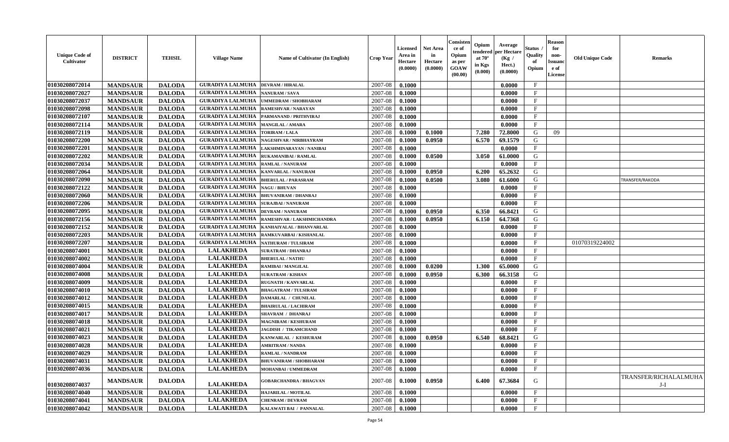| Unique Code of Cultivator | DISTRICT | TEHSIL | Village Name | Name of Cultivator (In English) | Crop Year | Licensed Area in Hectare (0.0000) | Net Area in Hectare (0.0000) | Consistence of Opium as per GOAW (00.00) | Opium tendered at 70° in Kgs (0.000) | Average per Hectare (Kg / Hect.) (0.0000) | Status / Quality of Opium | Reason for non-Issuance of License | Old Unique Code | Remarks |
|---|---|---|---|---|---|---|---|---|---|---|---|---|---|---|
| 01030208072014 | MANDSAUR | DALODA | GURADIYA LALMUHA | DEVRAM / HIRALAL | 2007-08 | 0.1000 | | | | 0.0000 | F | | | |
| 01030208072027 | MANDSAUR | DALODA | GURADIYA LALMUHA | NANURAM / SAVA | 2007-08 | 0.1000 | | | | 0.0000 | F | | | |
| 01030208072037 | MANDSAUR | DALODA | GURADIYA LALMUHA | UMMEDRAM / SHOBHARAM | 2007-08 | 0.1000 | | | | 0.0000 | F | | | |
| 01030208072098 | MANDSAUR | DALODA | GURADIYA LALMUHA | RAMESHVAR / NARAYAN | 2007-08 | 0.1000 | | | | 0.0000 | F | | | |
| 01030208072107 | MANDSAUR | DALODA | GURADIYA LALMUHA | PARMANAND / PRITHVIRAJ | 2007-08 | 0.1000 | | | | 0.0000 | F | | | |
| 01030208072114 | MANDSAUR | DALODA | GURADIYA LALMUHA | MANGILAL / AMARA | 2007-08 | 0.1000 | | | | 0.0000 | F | | | |
| 01030208072119 | MANDSAUR | DALODA | GURADIYA LALMUHA | TORIRAM / LALA | 2007-08 | 0.1000 | 0.1000 | | 7.280 | 72.8000 | G | 09 | | |
| 01030208072200 | MANDSAUR | DALODA | GURADIYA LALMUHA | NAGESHVAR / NIRBHAYRAM | 2007-08 | 0.1000 | 0.0950 | | 6.570 | 69.1579 | G | | | |
| 01030208072201 | MANDSAUR | DALODA | GURADIYA LALMUHA | LAKSHMINARAYAN / NANIBAI | 2007-08 | 0.1000 | | | | 0.0000 | F | | | |
| 01030208072202 | MANDSAUR | DALODA | GURADIYA LALMUHA | RUKAMANIBAI / RAMLAL | 2007-08 | 0.1000 | 0.0500 | | 3.050 | 61.0000 | G | | | |
| 01030208072034 | MANDSAUR | DALODA | GURADIYA LALMUHA | RAMLAL / NANURAM | 2007-08 | 0.1000 | | | | 0.0000 | F | | | |
| 01030208072064 | MANDSAUR | DALODA | GURADIYA LALMUHA | KANVARLAL / NANURAM | 2007-08 | 0.1000 | 0.0950 | | 6.200 | 65.2632 | G | | | |
| 01030208072090 | MANDSAUR | DALODA | GURADIYA LALMUHA | BHERULAL / PARASRAM | 2007-08 | 0.1000 | 0.0500 | | 3.080 | 61.6000 | G | | | TRANSFER/RAKODA |
| 01030208072122 | MANDSAUR | DALODA | GURADIYA LALMUHA | NAGU / BHUVAN | 2007-08 | 0.1000 | | | | 0.0000 | F | | | |
| 01030208072060 | MANDSAUR | DALODA | GURADIYA LALMUHA | BHUVANIRAM / DHANRAJ | 2007-08 | 0.1000 | | | | 0.0000 | F | | | |
| 01030208072206 | MANDSAUR | DALODA | GURADIYA LALMUHA | SURAJBAI / NANURAM | 2007-08 | 0.1000 | | | | 0.0000 | F | | | |
| 01030208072095 | MANDSAUR | DALODA | GURADIYA LALMUHA | DEVRAM / NANURAM | 2007-08 | 0.1000 | 0.0950 | | 6.350 | 66.8421 | G | | | |
| 01030208072156 | MANDSAUR | DALODA | GURADIYA LALMUHA | RAMESHVAR / LAKSHMICHANDRA | 2007-08 | 0.1000 | 0.0950 | | 6.150 | 64.7368 | G | | | |
| 01030208072152 | MANDSAUR | DALODA | GURADIYA LALMUHA | KANHAIYALAL / BHANVARLAL | 2007-08 | 0.1000 | | | | 0.0000 | F | | | |
| 01030208072203 | MANDSAUR | DALODA | GURADIYA LALMUHA | RAMKUVARBAI / KISHANLAL | 2007-08 | 0.1000 | | | | 0.0000 | F | | | |
| 01030208072207 | MANDSAUR | DALODA | GURADIYA LALMUHA | NATHURAM / TULSIRAM | 2007-08 | 0.1000 | | | | 0.0000 | F | | 01070319224002 | |
| 01030208074001 | MANDSAUR | DALODA | LALAKHEDA | SURATRAM / DHANRAJ | 2007-08 | 0.1000 | | | | 0.0000 | F | | | |
| 01030208074002 | MANDSAUR | DALODA | LALAKHEDA | BHERULAL / NATHU | 2007-08 | 0.1000 | | | | 0.0000 | F | | | |
| 01030208074004 | MANDSAUR | DALODA | LALAKHEDA | RAMIBAI / MANGILAL | 2007-08 | 0.1000 | 0.0200 | | 1.300 | 65.0000 | G | | | |
| 01030208074008 | MANDSAUR | DALODA | LALAKHEDA | SURATRAM / KISHAN | 2007-08 | 0.1000 | 0.0950 | | 6.300 | 66.3158 | G | | | |
| 01030208074009 | MANDSAUR | DALODA | LALAKHEDA | RUGNATH / KANVARLAL | 2007-08 | 0.1000 | | | | 0.0000 | F | | | |
| 01030208074010 | MANDSAUR | DALODA | LALAKHEDA | BHAGATRAM / TULSIRAM | 2007-08 | 0.1000 | | | | 0.0000 | F | | | |
| 01030208074012 | MANDSAUR | DALODA | LALAKHEDA | DAMARLAL / CHUNILAL | 2007-08 | 0.1000 | | | | 0.0000 | F | | | |
| 01030208074015 | MANDSAUR | DALODA | LALAKHEDA | BHAIRULAL / LACHIRAM | 2007-08 | 0.1000 | | | | 0.0000 | F | | | |
| 01030208074017 | MANDSAUR | DALODA | LALAKHEDA | SHAVRAM / DHANRAJ | 2007-08 | 0.1000 | | | | 0.0000 | F | | | |
| 01030208074018 | MANDSAUR | DALODA | LALAKHEDA | MAGNIRAM / KESHURAM | 2007-08 | 0.1000 | | | | 0.0000 | F | | | |
| 01030208074021 | MANDSAUR | DALODA | LALAKHEDA | JAGDISH / TIKAMCHAND | 2007-08 | 0.1000 | | | | 0.0000 | F | | | |
| 01030208074023 | MANDSAUR | DALODA | LALAKHEDA | KANWARLAL / KESHURAM | 2007-08 | 0.1000 | 0.0950 | | 6.540 | 68.8421 | G | | | |
| 01030208074028 | MANDSAUR | DALODA | LALAKHEDA | AMRITRAM / NANDA | 2007-08 | 0.1000 | | | | 0.0000 | F | | | |
| 01030208074029 | MANDSAUR | DALODA | LALAKHEDA | RAMLAL / NANDRAM | 2007-08 | 0.1000 | | | | 0.0000 | F | | | |
| 01030208074031 | MANDSAUR | DALODA | LALAKHEDA | BHUVANIRAM / SHOBHARAM | 2007-08 | 0.1000 | | | | 0.0000 | F | | | |
| 01030208074036 | MANDSAUR | DALODA | LALAKHEDA | MOHANBAI / UMMEDRAM | 2007-08 | 0.1000 | | | | 0.0000 | F | | | |
| 01030208074037 | MANDSAUR | DALODA | LALAKHEDA | GOBARCHANDRA / BHAGVAN | 2007-08 | 0.1000 | 0.0950 | | 6.400 | 67.3684 | G | | | TRANSFER/RICHALALMUHA J-I |
| 01030208074040 | MANDSAUR | DALODA | LALAKHEDA | HAJARILAL / MOTILAL | 2007-08 | 0.1000 | | | | 0.0000 | F | | | |
| 01030208074041 | MANDSAUR | DALODA | LALAKHEDA | CHENRAM / DEVRAM | 2007-08 | 0.1000 | | | | 0.0000 | F | | | |
| 01030208074042 | MANDSAUR | DALODA | LALAKHEDA | KALAWATI BAI / PANNALAL | 2007-08 | 0.1000 | | | | 0.0000 | F | | | |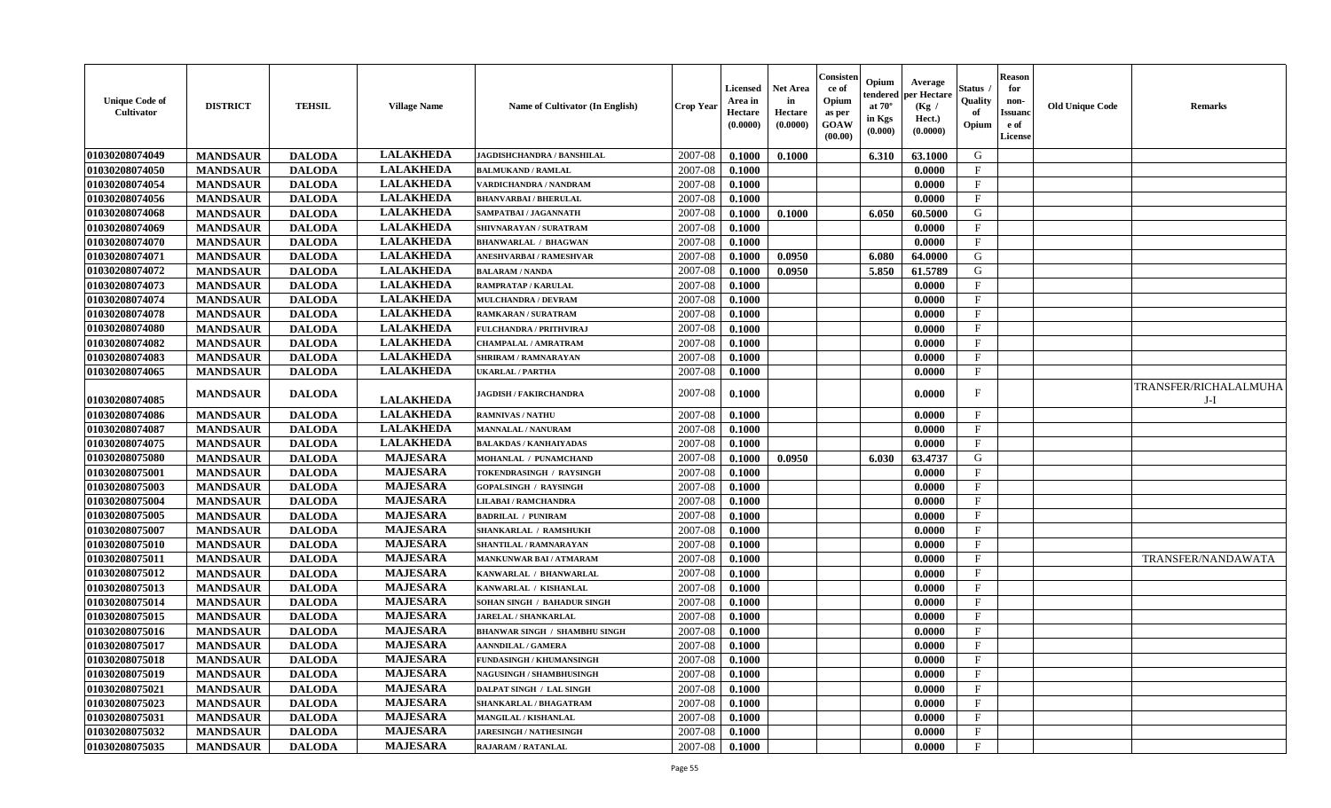| Unique Code of Cultivator | DISTRICT | TEHSIL | Village Name | Name of Cultivator (In English) | Crop Year | Licensed Area in Hectare (0.0000) | Net Area in Hectare (0.0000) | Consistence of Opium as per GOAW (00.00) | Opium tendered at 70° in Kgs (0.000) | Average per Hectare (Kg / Hect.) (0.0000) | Status / Quality of Opium | Reason for non-Issuance of License | Old Unique Code | Remarks |
|---|---|---|---|---|---|---|---|---|---|---|---|---|---|---|
| 01030208074049 | MANDSAUR | DALODA | LALAKHEDA | JAGDISHCHANDRA / BANSHILAL | 2007-08 | 0.1000 | 0.1000 | | 6.310 | 63.1000 | G | | | |
| 01030208074050 | MANDSAUR | DALODA | LALAKHEDA | BALMUKAND / RAMLAL | 2007-08 | 0.1000 | | | | 0.0000 | F | | | |
| 01030208074054 | MANDSAUR | DALODA | LALAKHEDA | VARDICHANDRA / NANDRAM | 2007-08 | 0.1000 | | | | 0.0000 | F | | | |
| 01030208074056 | MANDSAUR | DALODA | LALAKHEDA | BHANVARBAI / BHERULAL | 2007-08 | 0.1000 | | | | 0.0000 | F | | | |
| 01030208074068 | MANDSAUR | DALODA | LALAKHEDA | SAMPATBAI / JAGANNATH | 2007-08 | 0.1000 | 0.1000 | | 6.050 | 60.5000 | G | | | |
| 01030208074069 | MANDSAUR | DALODA | LALAKHEDA | SHIVNARAYAN / SURATRAM | 2007-08 | 0.1000 | | | | 0.0000 | F | | | |
| 01030208074070 | MANDSAUR | DALODA | LALAKHEDA | BHANWARLAL / BHAGWAN | 2007-08 | 0.1000 | | | | 0.0000 | F | | | |
| 01030208074071 | MANDSAUR | DALODA | LALAKHEDA | ANESHVARBAI / RAMESHVAR | 2007-08 | 0.1000 | 0.0950 | | 6.080 | 64.0000 | G | | | |
| 01030208074072 | MANDSAUR | DALODA | LALAKHEDA | BALARAM / NANDA | 2007-08 | 0.1000 | 0.0950 | | 5.850 | 61.5789 | G | | | |
| 01030208074073 | MANDSAUR | DALODA | LALAKHEDA | RAMPRATAP / KARULAL | 2007-08 | 0.1000 | | | | 0.0000 | F | | | |
| 01030208074074 | MANDSAUR | DALODA | LALAKHEDA | MULCHANDRA / DEVRAM | 2007-08 | 0.1000 | | | | 0.0000 | F | | | |
| 01030208074078 | MANDSAUR | DALODA | LALAKHEDA | RAMKARAN / SURATRAM | 2007-08 | 0.1000 | | | | 0.0000 | F | | | |
| 01030208074080 | MANDSAUR | DALODA | LALAKHEDA | FULCHANDRA / PRITHVIRAJ | 2007-08 | 0.1000 | | | | 0.0000 | F | | | |
| 01030208074082 | MANDSAUR | DALODA | LALAKHEDA | CHAMPALAL / AMRATRAM | 2007-08 | 0.1000 | | | | 0.0000 | F | | | |
| 01030208074083 | MANDSAUR | DALODA | LALAKHEDA | SHRIRAM / RAMNARAYAN | 2007-08 | 0.1000 | | | | 0.0000 | F | | | |
| 01030208074065 | MANDSAUR | DALODA | LALAKHEDA | UKARLAL / PARTHA | 2007-08 | 0.1000 | | | | 0.0000 | F | | | |
| 01030208074085 | MANDSAUR | DALODA | LALAKHEDA | JAGDISH / FAKIRCHANDRA | 2007-08 | 0.1000 | | | | 0.0000 | F | | | TRANSFER/RICHALALMUHA J-I |
| 01030208074086 | MANDSAUR | DALODA | LALAKHEDA | RAMNIVAS / NATHU | 2007-08 | 0.1000 | | | | 0.0000 | F | | | |
| 01030208074087 | MANDSAUR | DALODA | LALAKHEDA | MANNALAL / NANURAM | 2007-08 | 0.1000 | | | | 0.0000 | F | | | |
| 01030208074075 | MANDSAUR | DALODA | LALAKHEDA | BALAKDAS / KANHAIYADAS | 2007-08 | 0.1000 | | | | 0.0000 | F | | | |
| 01030208075080 | MANDSAUR | DALODA | MAJESARA | MOHANLAL / PUNAMCHAND | 2007-08 | 0.1000 | 0.0950 | | 6.030 | 63.4737 | G | | | |
| 01030208075001 | MANDSAUR | DALODA | MAJESARA | TOKENDRASINGH / RAYSINGH | 2007-08 | 0.1000 | | | | 0.0000 | F | | | |
| 01030208075003 | MANDSAUR | DALODA | MAJESARA | GOPALSINGH / RAYSINGH | 2007-08 | 0.1000 | | | | 0.0000 | F | | | |
| 01030208075004 | MANDSAUR | DALODA | MAJESARA | LILABAI / RAMCHANDRA | 2007-08 | 0.1000 | | | | 0.0000 | F | | | |
| 01030208075005 | MANDSAUR | DALODA | MAJESARA | BADRILAL / PUNIRAM | 2007-08 | 0.1000 | | | | 0.0000 | F | | | |
| 01030208075007 | MANDSAUR | DALODA | MAJESARA | SHANKARLAL / RAMSHUKH | 2007-08 | 0.1000 | | | | 0.0000 | F | | | |
| 01030208075010 | MANDSAUR | DALODA | MAJESARA | SHANTILAL / RAMNARAYAN | 2007-08 | 0.1000 | | | | 0.0000 | F | | | |
| 01030208075011 | MANDSAUR | DALODA | MAJESARA | MANKUNWAR BAI / ATMARAM | 2007-08 | 0.1000 | | | | 0.0000 | F | | | TRANSFER/NANDAWATA |
| 01030208075012 | MANDSAUR | DALODA | MAJESARA | KANWARLAL / BHANWARLAL | 2007-08 | 0.1000 | | | | 0.0000 | F | | | |
| 01030208075013 | MANDSAUR | DALODA | MAJESARA | KANWARLAL / KISHANLAL | 2007-08 | 0.1000 | | | | 0.0000 | F | | | |
| 01030208075014 | MANDSAUR | DALODA | MAJESARA | SOHAN SINGH / BAHADUR SINGH | 2007-08 | 0.1000 | | | | 0.0000 | F | | | |
| 01030208075015 | MANDSAUR | DALODA | MAJESARA | JARELAL / SHANKARLAL | 2007-08 | 0.1000 | | | | 0.0000 | F | | | |
| 01030208075016 | MANDSAUR | DALODA | MAJESARA | BHANWAR SINGH / SHAMBHU SINGH | 2007-08 | 0.1000 | | | | 0.0000 | F | | | |
| 01030208075017 | MANDSAUR | DALODA | MAJESARA | AANNDILAL / GAMERA | 2007-08 | 0.1000 | | | | 0.0000 | F | | | |
| 01030208075018 | MANDSAUR | DALODA | MAJESARA | FUNDASINGH / KHUMANSINGH | 2007-08 | 0.1000 | | | | 0.0000 | F | | | |
| 01030208075019 | MANDSAUR | DALODA | MAJESARA | NAGUSINGH / SHAMBHUSINGH | 2007-08 | 0.1000 | | | | 0.0000 | F | | | |
| 01030208075021 | MANDSAUR | DALODA | MAJESARA | DALPAT SINGH / LAL SINGH | 2007-08 | 0.1000 | | | | 0.0000 | F | | | |
| 01030208075023 | MANDSAUR | DALODA | MAJESARA | SHANKARLAL / BHAGATRAM | 2007-08 | 0.1000 | | | | 0.0000 | F | | | |
| 01030208075031 | MANDSAUR | DALODA | MAJESARA | MANGILAL / KISHANLAL | 2007-08 | 0.1000 | | | | 0.0000 | F | | | |
| 01030208075032 | MANDSAUR | DALODA | MAJESARA | JARESINGH / NATHESINGH | 2007-08 | 0.1000 | | | | 0.0000 | F | | | |
| 01030208075035 | MANDSAUR | DALODA | MAJESARA | RAJARAM / RATANLAL | 2007-08 | 0.1000 | | | | 0.0000 | F | | | |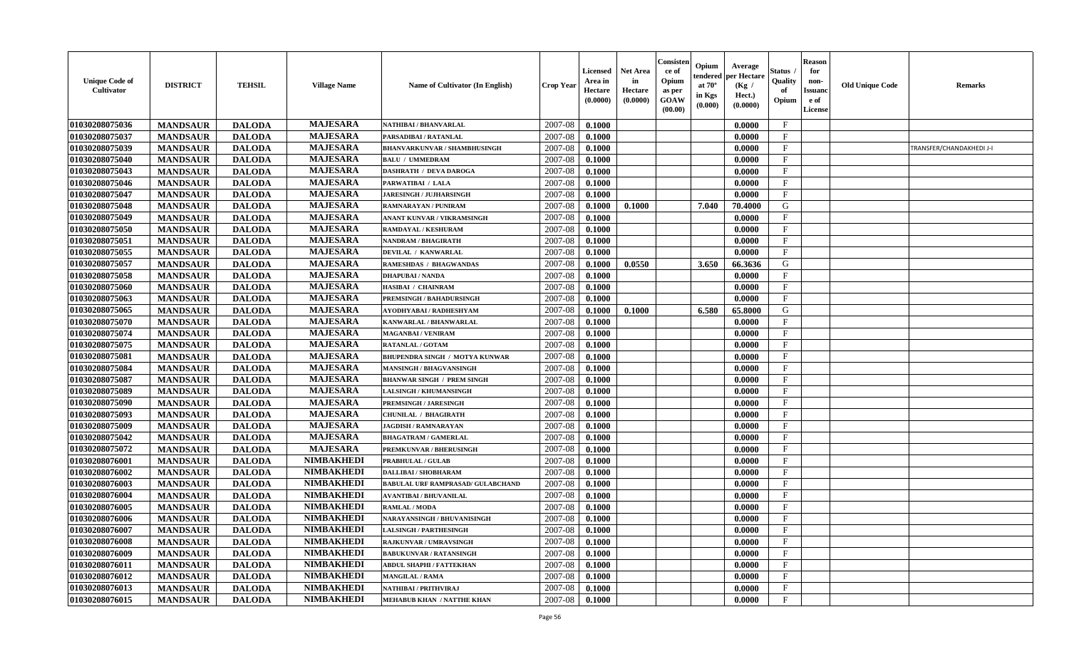| Unique Code of Cultivator | DISTRICT | TEHSIL | Village Name | Name of Cultivator (In English) | Crop Year | Licensed Area in Hectare (0.0000) | Net Area in Hectare (0.0000) | Consistence of Opium as per GOAW (00.00) | Opium tendered at 70° in Kgs (0.000) | Average per Hectare (Kg / Hect.) (0.0000) | Status / Quality of Opium | Reason for non-Issuance of License | Old Unique Code | Remarks |
|---|---|---|---|---|---|---|---|---|---|---|---|---|---|---|
| 01030208075036 | MANDSAUR | DALODA | MAJESARA | NATHIBAI / BHANVARLAL | 2007-08 | 0.1000 | | | | 0.0000 | F | | | |
| 01030208075037 | MANDSAUR | DALODA | MAJESARA | PARSADIBAI / RATANLAL | 2007-08 | 0.1000 | | | | 0.0000 | F | | | |
| 01030208075039 | MANDSAUR | DALODA | MAJESARA | BHANVARKUNVAR / SHAMBHUSINGH | 2007-08 | 0.1000 | | | | 0.0000 | F | | | TRANSFER/CHANDAKHEDI J-I |
| 01030208075040 | MANDSAUR | DALODA | MAJESARA | BALU / UMMEDRAM | 2007-08 | 0.1000 | | | | 0.0000 | F | | | |
| 01030208075043 | MANDSAUR | DALODA | MAJESARA | DASHRATH / DEVA DAROGA | 2007-08 | 0.1000 | | | | 0.0000 | F | | | |
| 01030208075046 | MANDSAUR | DALODA | MAJESARA | PARWATIBAI / LALA | 2007-08 | 0.1000 | | | | 0.0000 | F | | | |
| 01030208075047 | MANDSAUR | DALODA | MAJESARA | JARESINGH / JUJHARSINGH | 2007-08 | 0.1000 | | | | 0.0000 | F | | | |
| 01030208075048 | MANDSAUR | DALODA | MAJESARA | RAMNARAYAN / PUNIRAM | 2007-08 | 0.1000 | 0.1000 | | 7.040 | 70.4000 | G | | | |
| 01030208075049 | MANDSAUR | DALODA | MAJESARA | ANANT KUNVAR / VIKRAMSINGH | 2007-08 | 0.1000 | | | | 0.0000 | F | | | |
| 01030208075050 | MANDSAUR | DALODA | MAJESARA | RAMDAYAL / KESHURAM | 2007-08 | 0.1000 | | | | 0.0000 | F | | | |
| 01030208075051 | MANDSAUR | DALODA | MAJESARA | NANDRAM / BHAGIRATH | 2007-08 | 0.1000 | | | | 0.0000 | F | | | |
| 01030208075055 | MANDSAUR | DALODA | MAJESARA | DEVILAL / KANWARLAL | 2007-08 | 0.1000 | | | | 0.0000 | F | | | |
| 01030208075057 | MANDSAUR | DALODA | MAJESARA | RAMESHDAS / BHAGWANDAS | 2007-08 | 0.1000 | 0.0550 | | 3.650 | 66.3636 | G | | | |
| 01030208075058 | MANDSAUR | DALODA | MAJESARA | DHAPUBAI / NANDA | 2007-08 | 0.1000 | | | | 0.0000 | F | | | |
| 01030208075060 | MANDSAUR | DALODA | MAJESARA | HASIBAI / CHAINRAM | 2007-08 | 0.1000 | | | | 0.0000 | F | | | |
| 01030208075063 | MANDSAUR | DALODA | MAJESARA | PREMSINGH / BAHADURSINGH | 2007-08 | 0.1000 | | | | 0.0000 | F | | | |
| 01030208075065 | MANDSAUR | DALODA | MAJESARA | AYODHYABAI / RADHESHYAM | 2007-08 | 0.1000 | 0.1000 | | 6.580 | 65.8000 | G | | | |
| 01030208075070 | MANDSAUR | DALODA | MAJESARA | KANWARLAL / BHANWARLAL | 2007-08 | 0.1000 | | | | 0.0000 | F | | | |
| 01030208075074 | MANDSAUR | DALODA | MAJESARA | MAGANBAI / VENIRAM | 2007-08 | 0.1000 | | | | 0.0000 | F | | | |
| 01030208075075 | MANDSAUR | DALODA | MAJESARA | RATANLAL / GOTAM | 2007-08 | 0.1000 | | | | 0.0000 | F | | | |
| 01030208075081 | MANDSAUR | DALODA | MAJESARA | BHUPENDRA SINGH / MOTYA KUNWAR | 2007-08 | 0.1000 | | | | 0.0000 | F | | | |
| 01030208075084 | MANDSAUR | DALODA | MAJESARA | MANSINGH / BHAGVANSINGH | 2007-08 | 0.1000 | | | | 0.0000 | F | | | |
| 01030208075087 | MANDSAUR | DALODA | MAJESARA | BHANWAR SINGH / PREM SINGH | 2007-08 | 0.1000 | | | | 0.0000 | F | | | |
| 01030208075089 | MANDSAUR | DALODA | MAJESARA | LALSINGH / KHUMANSINGH | 2007-08 | 0.1000 | | | | 0.0000 | F | | | |
| 01030208075090 | MANDSAUR | DALODA | MAJESARA | PREMSINGH / JARESINGH | 2007-08 | 0.1000 | | | | 0.0000 | F | | | |
| 01030208075093 | MANDSAUR | DALODA | MAJESARA | CHUNILAL / BHAGIRATH | 2007-08 | 0.1000 | | | | 0.0000 | F | | | |
| 01030208075009 | MANDSAUR | DALODA | MAJESARA | JAGDISH / RAMNARAYAN | 2007-08 | 0.1000 | | | | 0.0000 | F | | | |
| 01030208075042 | MANDSAUR | DALODA | MAJESARA | BHAGATRAM / GAMERLAL | 2007-08 | 0.1000 | | | | 0.0000 | F | | | |
| 01030208075072 | MANDSAUR | DALODA | MAJESARA | PREMKUNVAR / BHERUSINGH | 2007-08 | 0.1000 | | | | 0.0000 | F | | | |
| 01030208076001 | MANDSAUR | DALODA | NIMBAKHEDI | PRABHULAL / GULAB | 2007-08 | 0.1000 | | | | 0.0000 | F | | | |
| 01030208076002 | MANDSAUR | DALODA | NIMBAKHEDI | DALLIBAI / SHOBHARAM | 2007-08 | 0.1000 | | | | 0.0000 | F | | | |
| 01030208076003 | MANDSAUR | DALODA | NIMBAKHEDI | BABULAL URF RAMPRASAD/ GULABCHAND | 2007-08 | 0.1000 | | | | 0.0000 | F | | | |
| 01030208076004 | MANDSAUR | DALODA | NIMBAKHEDI | AVANTIBAI / BHUVANILAL | 2007-08 | 0.1000 | | | | 0.0000 | F | | | |
| 01030208076005 | MANDSAUR | DALODA | NIMBAKHEDI | RAMLAL / MODA | 2007-08 | 0.1000 | | | | 0.0000 | F | | | |
| 01030208076006 | MANDSAUR | DALODA | NIMBAKHEDI | NARAYANSINGH / BHUVANISINGH | 2007-08 | 0.1000 | | | | 0.0000 | F | | | |
| 01030208076007 | MANDSAUR | DALODA | NIMBAKHEDI | LALSINGH / PARTHESINGH | 2007-08 | 0.1000 | | | | 0.0000 | F | | | |
| 01030208076008 | MANDSAUR | DALODA | NIMBAKHEDI | RAJKUNVAR / UMRAVSINGH | 2007-08 | 0.1000 | | | | 0.0000 | F | | | |
| 01030208076009 | MANDSAUR | DALODA | NIMBAKHEDI | BABUKUNVAR / RATANSINGH | 2007-08 | 0.1000 | | | | 0.0000 | F | | | |
| 01030208076011 | MANDSAUR | DALODA | NIMBAKHEDI | ABDUL SHAPHI / FATTEKHAN | 2007-08 | 0.1000 | | | | 0.0000 | F | | | |
| 01030208076012 | MANDSAUR | DALODA | NIMBAKHEDI | MANGILAL / RAMA | 2007-08 | 0.1000 | | | | 0.0000 | F | | | |
| 01030208076013 | MANDSAUR | DALODA | NIMBAKHEDI | NATHIBAI / PRITHVIRAJ | 2007-08 | 0.1000 | | | | 0.0000 | F | | | |
| 01030208076015 | MANDSAUR | DALODA | NIMBAKHEDI | MEHABUB KHAN / NATTHE KHAN | 2007-08 | 0.1000 | | | | 0.0000 | F | | | |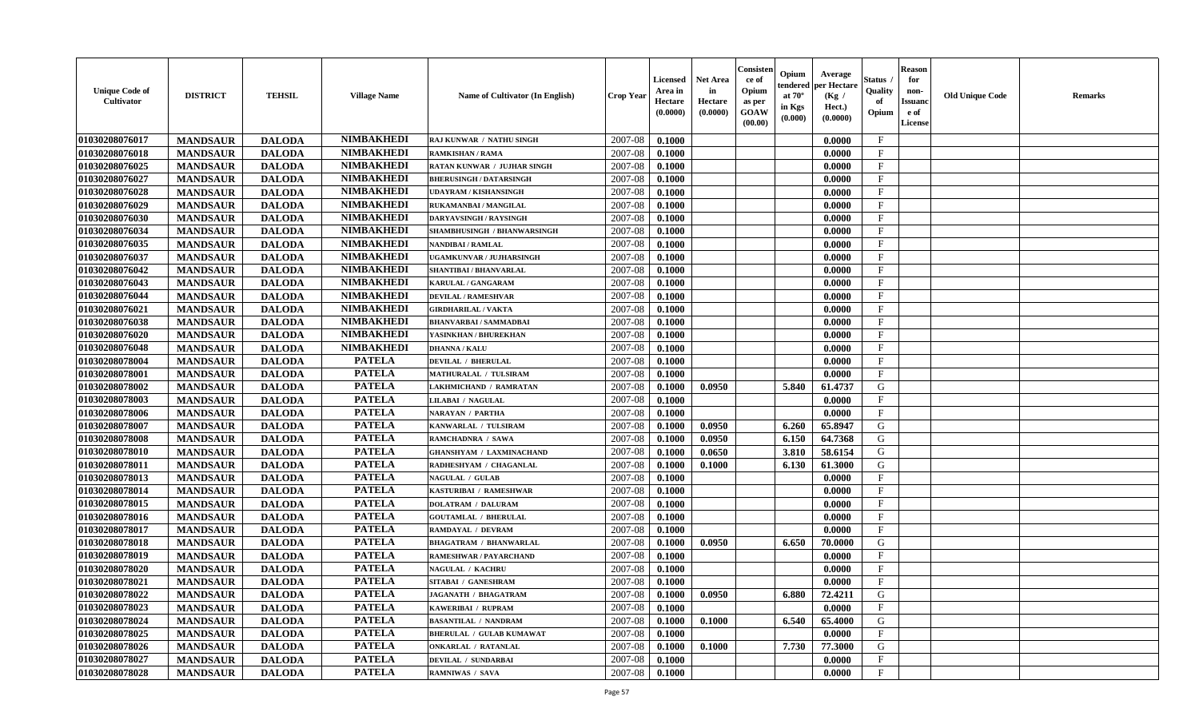| Unique Code of Cultivator | DISTRICT | TEHSIL | Village Name | Name of Cultivator (In English) | Crop Year | Licensed Area in Hectare (0.0000) | Net Area in Hectare (0.0000) | Consistence of Opium as per GOAW (00.00) | Opium tendered at 70° in Kgs (0.000) | Average per Hectare (Kg / Hect.) (0.0000) | Status / Quality of Opium | Reason for non-Issuance of License | Old Unique Code | Remarks |
|---|---|---|---|---|---|---|---|---|---|---|---|---|---|---|
| 01030208076017 | MANDSAUR | DALODA | NIMBAKHEDI | RAJ KUNWAR / NATHU SINGH | 2007-08 | 0.1000 | | | | 0.0000 | F | | | |
| 01030208076018 | MANDSAUR | DALODA | NIMBAKHEDI | RAMKISHAN / RAMA | 2007-08 | 0.1000 | | | | 0.0000 | F | | | |
| 01030208076025 | MANDSAUR | DALODA | NIMBAKHEDI | RATAN KUNWAR / JUJHAR SINGH | 2007-08 | 0.1000 | | | | 0.0000 | F | | | |
| 01030208076027 | MANDSAUR | DALODA | NIMBAKHEDI | BHERUSINGH / DATARSINGH | 2007-08 | 0.1000 | | | | 0.0000 | F | | | |
| 01030208076028 | MANDSAUR | DALODA | NIMBAKHEDI | UDAYRAM / KISHANSINGH | 2007-08 | 0.1000 | | | | 0.0000 | F | | | |
| 01030208076029 | MANDSAUR | DALODA | NIMBAKHEDI | RUKAMANBAI / MANGILAL | 2007-08 | 0.1000 | | | | 0.0000 | F | | | |
| 01030208076030 | MANDSAUR | DALODA | NIMBAKHEDI | DARYAVSINGH / RAYSINGH | 2007-08 | 0.1000 | | | | 0.0000 | F | | | |
| 01030208076034 | MANDSAUR | DALODA | NIMBAKHEDI | SHAMBHUSINGH / BHANWARSINGH | 2007-08 | 0.1000 | | | | 0.0000 | F | | | |
| 01030208076035 | MANDSAUR | DALODA | NIMBAKHEDI | NANDIBAI / RAMLAL | 2007-08 | 0.1000 | | | | 0.0000 | F | | | |
| 01030208076037 | MANDSAUR | DALODA | NIMBAKHEDI | UGAMKUNVAR / JUJHARSINGH | 2007-08 | 0.1000 | | | | 0.0000 | F | | | |
| 01030208076042 | MANDSAUR | DALODA | NIMBAKHEDI | SHANTIBAI / BHANVARLAL | 2007-08 | 0.1000 | | | | 0.0000 | F | | | |
| 01030208076043 | MANDSAUR | DALODA | NIMBAKHEDI | KARULAL / GANGARAM | 2007-08 | 0.1000 | | | | 0.0000 | F | | | |
| 01030208076044 | MANDSAUR | DALODA | NIMBAKHEDI | DEVILAL / RAMESHVAR | 2007-08 | 0.1000 | | | | 0.0000 | F | | | |
| 01030208076021 | MANDSAUR | DALODA | NIMBAKHEDI | GIRDHARILAL / VAKTA | 2007-08 | 0.1000 | | | | 0.0000 | F | | | |
| 01030208076038 | MANDSAUR | DALODA | NIMBAKHEDI | BHANVARBAI / SAMMADBAI | 2007-08 | 0.1000 | | | | 0.0000 | F | | | |
| 01030208076020 | MANDSAUR | DALODA | NIMBAKHEDI | YASINKHAN / BHUREKHAN | 2007-08 | 0.1000 | | | | 0.0000 | F | | | |
| 01030208076048 | MANDSAUR | DALODA | NIMBAKHEDI | DHANNA / KALU | 2007-08 | 0.1000 | | | | 0.0000 | F | | | |
| 01030208078004 | MANDSAUR | DALODA | PATELA | DEVILAL / BHERULAL | 2007-08 | 0.1000 | | | | 0.0000 | F | | | |
| 01030208078001 | MANDSAUR | DALODA | PATELA | MATHURALAL / TULSIRAM | 2007-08 | 0.1000 | | | | 0.0000 | F | | | |
| 01030208078002 | MANDSAUR | DALODA | PATELA | LAKHMICHAND / RAMRATAN | 2007-08 | 0.1000 | 0.0950 | | 5.840 | 61.4737 | G | | | |
| 01030208078003 | MANDSAUR | DALODA | PATELA | LILABAI / NAGULAL | 2007-08 | 0.1000 | | | | 0.0000 | F | | | |
| 01030208078006 | MANDSAUR | DALODA | PATELA | NARAYAN / PARTHA | 2007-08 | 0.1000 | | | | 0.0000 | F | | | |
| 01030208078007 | MANDSAUR | DALODA | PATELA | KANWARLAL / TULSIRAM | 2007-08 | 0.1000 | 0.0950 | | 6.260 | 65.8947 | G | | | |
| 01030208078008 | MANDSAUR | DALODA | PATELA | RAMCHADNRA / SAWA | 2007-08 | 0.1000 | 0.0950 | | 6.150 | 64.7368 | G | | | |
| 01030208078010 | MANDSAUR | DALODA | PATELA | GHANSHYAM / LAXMINACHAND | 2007-08 | 0.1000 | 0.0650 | | 3.810 | 58.6154 | G | | | |
| 01030208078011 | MANDSAUR | DALODA | PATELA | RADHESHYAM / CHAGANLAL | 2007-08 | 0.1000 | 0.1000 | | 6.130 | 61.3000 | G | | | |
| 01030208078013 | MANDSAUR | DALODA | PATELA | NAGULAL / GULAB | 2007-08 | 0.1000 | | | | 0.0000 | F | | | |
| 01030208078014 | MANDSAUR | DALODA | PATELA | KASTURIBAI / RAMESHWAR | 2007-08 | 0.1000 | | | | 0.0000 | F | | | |
| 01030208078015 | MANDSAUR | DALODA | PATELA | DOLATRAM / DALURAM | 2007-08 | 0.1000 | | | | 0.0000 | F | | | |
| 01030208078016 | MANDSAUR | DALODA | PATELA | GOUTAMLAL / BHERULAL | 2007-08 | 0.1000 | | | | 0.0000 | F | | | |
| 01030208078017 | MANDSAUR | DALODA | PATELA | RAMDAYAL / DEVRAM | 2007-08 | 0.1000 | | | | 0.0000 | F | | | |
| 01030208078018 | MANDSAUR | DALODA | PATELA | BHAGATRAM / BHANWARLAL | 2007-08 | 0.1000 | 0.0950 | | 6.650 | 70.0000 | G | | | |
| 01030208078019 | MANDSAUR | DALODA | PATELA | RAMESHWAR / PAYARCHAND | 2007-08 | 0.1000 | | | | 0.0000 | F | | | |
| 01030208078020 | MANDSAUR | DALODA | PATELA | NAGULAL / KACHRU | 2007-08 | 0.1000 | | | | 0.0000 | F | | | |
| 01030208078021 | MANDSAUR | DALODA | PATELA | SITABAI / GANESHRAM | 2007-08 | 0.1000 | | | | 0.0000 | F | | | |
| 01030208078022 | MANDSAUR | DALODA | PATELA | JAGANATH / BHAGATRAM | 2007-08 | 0.1000 | 0.0950 | | 6.880 | 72.4211 | G | | | |
| 01030208078023 | MANDSAUR | DALODA | PATELA | KAWERIBAI / RUPRAM | 2007-08 | 0.1000 | | | | 0.0000 | F | | | |
| 01030208078024 | MANDSAUR | DALODA | PATELA | BASANTILAL / NANDRAM | 2007-08 | 0.1000 | 0.1000 | | 6.540 | 65.4000 | G | | | |
| 01030208078025 | MANDSAUR | DALODA | PATELA | BHERULAL / GULAB KUMAWAT | 2007-08 | 0.1000 | | | | 0.0000 | F | | | |
| 01030208078026 | MANDSAUR | DALODA | PATELA | ONKARLAL / RATANLAL | 2007-08 | 0.1000 | 0.1000 | | 7.730 | 77.3000 | G | | | |
| 01030208078027 | MANDSAUR | DALODA | PATELA | DEVILAL / SUNDARBAI | 2007-08 | 0.1000 | | | | 0.0000 | F | | | |
| 01030208078028 | MANDSAUR | DALODA | PATELA | RAMNIWAS / SAVA | 2007-08 | 0.1000 | | | | 0.0000 | F | | | |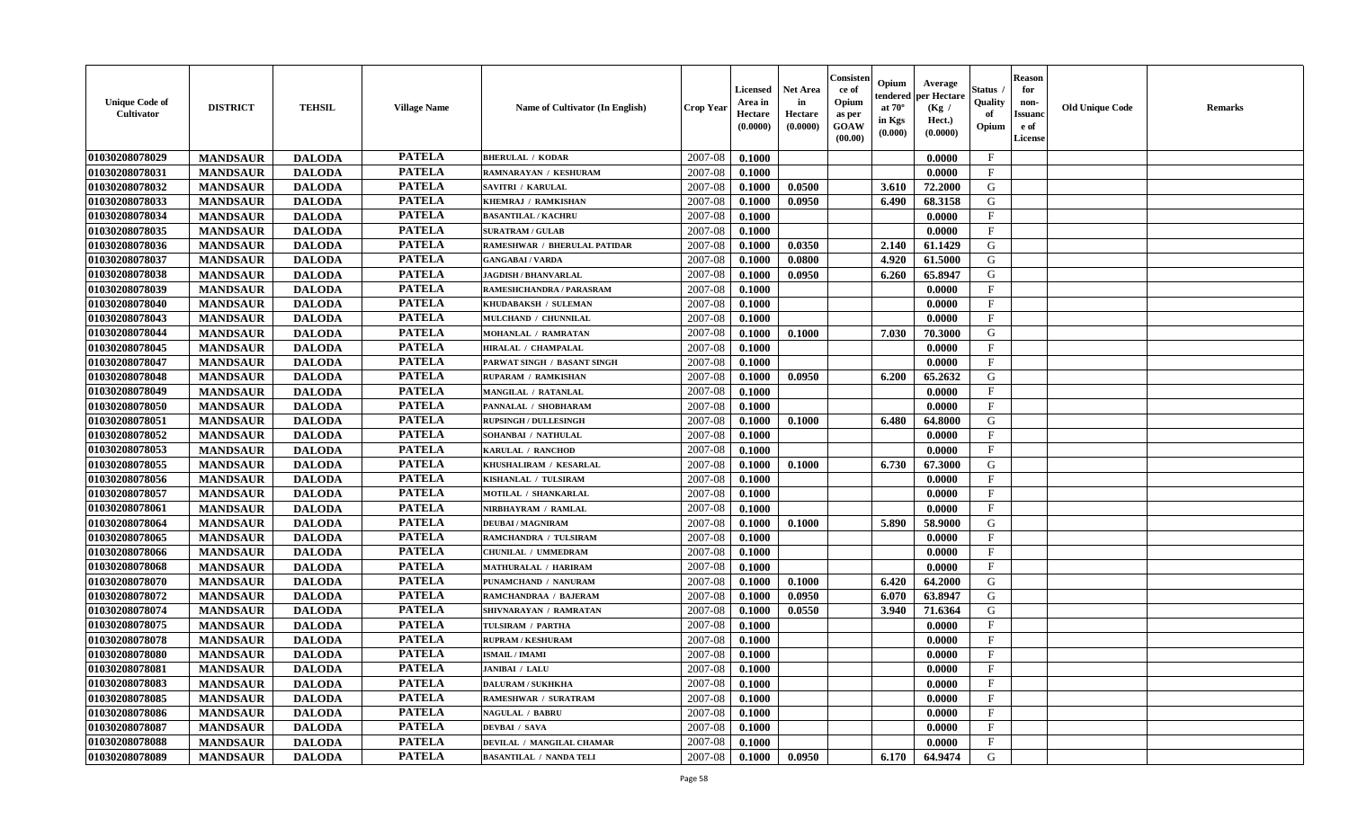| Unique Code of Cultivator | DISTRICT | TEHSIL | Village Name | Name of Cultivator (In English) | Crop Year | Licensed Area in Hectare (0.0000) | Net Area in Hectare (0.0000) | Consistence of Opium as per GOAW (00.00) | Opium tendered at 70° in Kgs (0.000) | Average per Hectare (Kg / Hect.) (0.0000) | Status / Quality of Opium | Reason for non-Issuance of License | Old Unique Code | Remarks |
|---|---|---|---|---|---|---|---|---|---|---|---|---|---|---|
| 01030208078029 | MANDSAUR | DALODA | PATELA | BHERULAL / KODAR | 2007-08 | 0.1000 | | | | 0.0000 | F | | | |
| 01030208078031 | MANDSAUR | DALODA | PATELA | RAMNARAYAN / KESHURAM | 2007-08 | 0.1000 | | | | 0.0000 | F | | | |
| 01030208078032 | MANDSAUR | DALODA | PATELA | SAVITRI / KARULAL | 2007-08 | 0.1000 | 0.0500 | | 3.610 | 72.2000 | G | | | |
| 01030208078033 | MANDSAUR | DALODA | PATELA | KHEMRAJ / RAMKISHAN | 2007-08 | 0.1000 | 0.0950 | | 6.490 | 68.3158 | G | | | |
| 01030208078034 | MANDSAUR | DALODA | PATELA | BASANTILAL / KACHRU | 2007-08 | 0.1000 | | | | 0.0000 | F | | | |
| 01030208078035 | MANDSAUR | DALODA | PATELA | SURATRAM / GULAB | 2007-08 | 0.1000 | | | | 0.0000 | F | | | |
| 01030208078036 | MANDSAUR | DALODA | PATELA | RAMESHWAR / BHERULAL PATIDAR | 2007-08 | 0.1000 | 0.0350 | | 2.140 | 61.1429 | G | | | |
| 01030208078037 | MANDSAUR | DALODA | PATELA | GANGABAI / VARDA | 2007-08 | 0.1000 | 0.0800 | | 4.920 | 61.5000 | G | | | |
| 01030208078038 | MANDSAUR | DALODA | PATELA | JAGDISH / BHANVARLAL | 2007-08 | 0.1000 | 0.0950 | | 6.260 | 65.8947 | G | | | |
| 01030208078039 | MANDSAUR | DALODA | PATELA | RAMESHCHANDRA / PARASRAM | 2007-08 | 0.1000 | | | | 0.0000 | F | | | |
| 01030208078040 | MANDSAUR | DALODA | PATELA | KHUDABAKSH / SULEMAN | 2007-08 | 0.1000 | | | | 0.0000 | F | | | |
| 01030208078043 | MANDSAUR | DALODA | PATELA | MULCHAND / CHUNNILAL | 2007-08 | 0.1000 | | | | 0.0000 | F | | | |
| 01030208078044 | MANDSAUR | DALODA | PATELA | MOHANLAL / RAMRATAN | 2007-08 | 0.1000 | 0.1000 | | 7.030 | 70.3000 | G | | | |
| 01030208078045 | MANDSAUR | DALODA | PATELA | HIRALAL / CHAMPALAL | 2007-08 | 0.1000 | | | | 0.0000 | F | | | |
| 01030208078047 | MANDSAUR | DALODA | PATELA | PARWAT SINGH / BASANT SINGH | 2007-08 | 0.1000 | | | | 0.0000 | F | | | |
| 01030208078048 | MANDSAUR | DALODA | PATELA | RUPARAM / RAMKISHAN | 2007-08 | 0.1000 | 0.0950 | | 6.200 | 65.2632 | G | | | |
| 01030208078049 | MANDSAUR | DALODA | PATELA | MANGILAL / RATANLAL | 2007-08 | 0.1000 | | | | 0.0000 | F | | | |
| 01030208078050 | MANDSAUR | DALODA | PATELA | PANNALAL / SHOBHARAM | 2007-08 | 0.1000 | | | | 0.0000 | F | | | |
| 01030208078051 | MANDSAUR | DALODA | PATELA | RUPSINGH / DULLESINGH | 2007-08 | 0.1000 | 0.1000 | | 6.480 | 64.8000 | G | | | |
| 01030208078052 | MANDSAUR | DALODA | PATELA | SOHANBAI / NATHULAL | 2007-08 | 0.1000 | | | | 0.0000 | F | | | |
| 01030208078053 | MANDSAUR | DALODA | PATELA | KARULAL / RANCHOD | 2007-08 | 0.1000 | | | | 0.0000 | F | | | |
| 01030208078055 | MANDSAUR | DALODA | PATELA | KHUSHALIRAM / KESARLAL | 2007-08 | 0.1000 | 0.1000 | | 6.730 | 67.3000 | G | | | |
| 01030208078056 | MANDSAUR | DALODA | PATELA | KISHANLAL / TULSIRAM | 2007-08 | 0.1000 | | | | 0.0000 | F | | | |
| 01030208078057 | MANDSAUR | DALODA | PATELA | MOTILAL / SHANKARLAL | 2007-08 | 0.1000 | | | | 0.0000 | F | | | |
| 01030208078061 | MANDSAUR | DALODA | PATELA | NIRBHAYRAM / RAMLAL | 2007-08 | 0.1000 | | | | 0.0000 | F | | | |
| 01030208078064 | MANDSAUR | DALODA | PATELA | DEUBAI / MAGNIRAM | 2007-08 | 0.1000 | 0.1000 | | 5.890 | 58.9000 | G | | | |
| 01030208078065 | MANDSAUR | DALODA | PATELA | RAMCHANDRA / TULSIRAM | 2007-08 | 0.1000 | | | | 0.0000 | F | | | |
| 01030208078066 | MANDSAUR | DALODA | PATELA | CHUNILAL / UMMEDRAM | 2007-08 | 0.1000 | | | | 0.0000 | F | | | |
| 01030208078068 | MANDSAUR | DALODA | PATELA | MATHURALAL / HARIRAM | 2007-08 | 0.1000 | | | | 0.0000 | F | | | |
| 01030208078070 | MANDSAUR | DALODA | PATELA | PUNAMCHAND / NANURAM | 2007-08 | 0.1000 | 0.1000 | | 6.420 | 64.2000 | G | | | |
| 01030208078072 | MANDSAUR | DALODA | PATELA | RAMCHANDRAA / BAJERAM | 2007-08 | 0.1000 | 0.0950 | | 6.070 | 63.8947 | G | | | |
| 01030208078074 | MANDSAUR | DALODA | PATELA | SHIVNARAYAN / RAMRATAN | 2007-08 | 0.1000 | 0.0550 | | 3.940 | 71.6364 | G | | | |
| 01030208078075 | MANDSAUR | DALODA | PATELA | TULSIRAM / PARTHA | 2007-08 | 0.1000 | | | | 0.0000 | F | | | |
| 01030208078078 | MANDSAUR | DALODA | PATELA | RUPRAM / KESHURAM | 2007-08 | 0.1000 | | | | 0.0000 | F | | | |
| 01030208078080 | MANDSAUR | DALODA | PATELA | ISMAIL / IMAMI | 2007-08 | 0.1000 | | | | 0.0000 | F | | | |
| 01030208078081 | MANDSAUR | DALODA | PATELA | JANIBAI / LALU | 2007-08 | 0.1000 | | | | 0.0000 | F | | | |
| 01030208078083 | MANDSAUR | DALODA | PATELA | DALURAM / SUKHKHA | 2007-08 | 0.1000 | | | | 0.0000 | F | | | |
| 01030208078085 | MANDSAUR | DALODA | PATELA | RAMESHWAR / SURATRAM | 2007-08 | 0.1000 | | | | 0.0000 | F | | | |
| 01030208078086 | MANDSAUR | DALODA | PATELA | NAGULAL / BABRU | 2007-08 | 0.1000 | | | | 0.0000 | F | | | |
| 01030208078087 | MANDSAUR | DALODA | PATELA | DEVBAI / SAVA | 2007-08 | 0.1000 | | | | 0.0000 | F | | | |
| 01030208078088 | MANDSAUR | DALODA | PATELA | DEVILAL / MANGILAL CHAMAR | 2007-08 | 0.1000 | | | | 0.0000 | F | | | |
| 01030208078089 | MANDSAUR | DALODA | PATELA | BASANTILAL / NANDA TELI | 2007-08 | 0.1000 | 0.0950 | | 6.170 | 64.9474 | G | | | |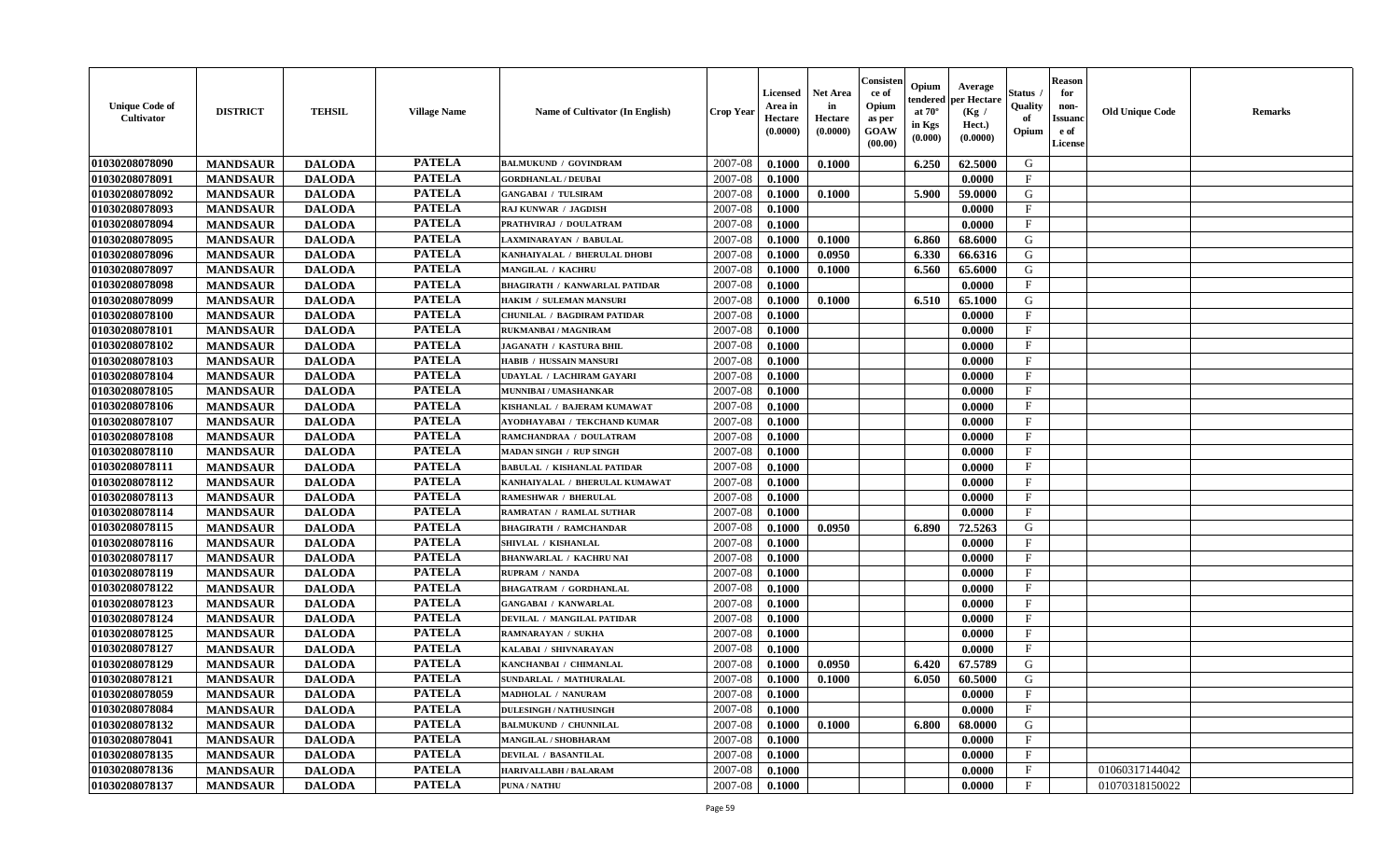| Unique Code of Cultivator | DISTRICT | TEHSIL | Village Name | Name of Cultivator (In English) | Crop Year | Licensed Area in Hectare (0.0000) | Net Area in Hectare (0.0000) | Consistence of Opium as per GOAW (00.00) | Opium tendered at 70° in Kgs (0.000) | Average per Hectare (Kg / Hect.) (0.0000) | Status / Quality of Opium | Reason for non-Issuance of License | Old Unique Code | Remarks |
|---|---|---|---|---|---|---|---|---|---|---|---|---|---|---|
| 01030208078090 | MANDSAUR | DALODA | PATELA | BALMUKUND / GOVINDRAM | 2007-08 | 0.1000 | 0.1000 | | 6.250 | 62.5000 | G | | | |
| 01030208078091 | MANDSAUR | DALODA | PATELA | GORDHANLAL / DEUBAI | 2007-08 | 0.1000 | | | | 0.0000 | F | | | |
| 01030208078092 | MANDSAUR | DALODA | PATELA | GANGABAI / TULSIRAM | 2007-08 | 0.1000 | 0.1000 | | 5.900 | 59.0000 | G | | | |
| 01030208078093 | MANDSAUR | DALODA | PATELA | RAJ KUNWAR / JAGDISH | 2007-08 | 0.1000 | | | | 0.0000 | F | | | |
| 01030208078094 | MANDSAUR | DALODA | PATELA | PRATHVIRAJ / DOULATRAM | 2007-08 | 0.1000 | | | | 0.0000 | F | | | |
| 01030208078095 | MANDSAUR | DALODA | PATELA | LAXMINARAYAN / BABULAL | 2007-08 | 0.1000 | 0.1000 | | 6.860 | 68.6000 | G | | | |
| 01030208078096 | MANDSAUR | DALODA | PATELA | KANHAIYALAL / BHERULAL DHOBI | 2007-08 | 0.1000 | 0.0950 | | 6.330 | 66.6316 | G | | | |
| 01030208078097 | MANDSAUR | DALODA | PATELA | MANGILAL / KACHRU | 2007-08 | 0.1000 | 0.1000 | | 6.560 | 65.6000 | G | | | |
| 01030208078098 | MANDSAUR | DALODA | PATELA | BHAGIRATH / KANWARLAL PATIDAR | 2007-08 | 0.1000 | | | | 0.0000 | F | | | |
| 01030208078099 | MANDSAUR | DALODA | PATELA | HAKIM / SULEMAN MANSURI | 2007-08 | 0.1000 | 0.1000 | | 6.510 | 65.1000 | G | | | |
| 01030208078100 | MANDSAUR | DALODA | PATELA | CHUNILAL / BAGDIRAM PATIDAR | 2007-08 | 0.1000 | | | | 0.0000 | F | | | |
| 01030208078101 | MANDSAUR | DALODA | PATELA | RUKMANBAI / MAGNIRAM | 2007-08 | 0.1000 | | | | 0.0000 | F | | | |
| 01030208078102 | MANDSAUR | DALODA | PATELA | JAGANATH / KASTURA BHIL | 2007-08 | 0.1000 | | | | 0.0000 | F | | | |
| 01030208078103 | MANDSAUR | DALODA | PATELA | HABIB / HUSSAIN MANSURI | 2007-08 | 0.1000 | | | | 0.0000 | F | | | |
| 01030208078104 | MANDSAUR | DALODA | PATELA | UDAYLAL / LACHIRAM GAYARI | 2007-08 | 0.1000 | | | | 0.0000 | F | | | |
| 01030208078105 | MANDSAUR | DALODA | PATELA | MUNNIBAI / UMASHANKAR | 2007-08 | 0.1000 | | | | 0.0000 | F | | | |
| 01030208078106 | MANDSAUR | DALODA | PATELA | KISHANLAL / BAJERAM KUMAWAT | 2007-08 | 0.1000 | | | | 0.0000 | F | | | |
| 01030208078107 | MANDSAUR | DALODA | PATELA | AYODHAYABAI / TEKCHAND KUMAR | 2007-08 | 0.1000 | | | | 0.0000 | F | | | |
| 01030208078108 | MANDSAUR | DALODA | PATELA | RAMCHANDRAA / DOULATRAM | 2007-08 | 0.1000 | | | | 0.0000 | F | | | |
| 01030208078110 | MANDSAUR | DALODA | PATELA | MADAN SINGH / RUP SINGH | 2007-08 | 0.1000 | | | | 0.0000 | F | | | |
| 01030208078111 | MANDSAUR | DALODA | PATELA | BABULAL / KISHANLAL PATIDAR | 2007-08 | 0.1000 | | | | 0.0000 | F | | | |
| 01030208078112 | MANDSAUR | DALODA | PATELA | KANHAIYALAL / BHERULAL KUMAWAT | 2007-08 | 0.1000 | | | | 0.0000 | F | | | |
| 01030208078113 | MANDSAUR | DALODA | PATELA | RAMESHWAR / BHERULAL | 2007-08 | 0.1000 | | | | 0.0000 | F | | | |
| 01030208078114 | MANDSAUR | DALODA | PATELA | RAMRATAN / RAMLAL SUTHAR | 2007-08 | 0.1000 | | | | 0.0000 | F | | | |
| 01030208078115 | MANDSAUR | DALODA | PATELA | BHAGIRATH / RAMCHANDAR | 2007-08 | 0.1000 | 0.0950 | | 6.890 | 72.5263 | G | | | |
| 01030208078116 | MANDSAUR | DALODA | PATELA | SHIVLAL / KISHANLAL | 2007-08 | 0.1000 | | | | 0.0000 | F | | | |
| 01030208078117 | MANDSAUR | DALODA | PATELA | BHANWARLAL / KACHRU NAI | 2007-08 | 0.1000 | | | | 0.0000 | F | | | |
| 01030208078119 | MANDSAUR | DALODA | PATELA | RUPRAM / NANDA | 2007-08 | 0.1000 | | | | 0.0000 | F | | | |
| 01030208078122 | MANDSAUR | DALODA | PATELA | BHAGATRAM / GORDHANLAL | 2007-08 | 0.1000 | | | | 0.0000 | F | | | |
| 01030208078123 | MANDSAUR | DALODA | PATELA | GANGABAI / KANWARLAL | 2007-08 | 0.1000 | | | | 0.0000 | F | | | |
| 01030208078124 | MANDSAUR | DALODA | PATELA | DEVILAL / MANGILAL PATIDAR | 2007-08 | 0.1000 | | | | 0.0000 | F | | | |
| 01030208078125 | MANDSAUR | DALODA | PATELA | RAMNARAYAN / SUKHA | 2007-08 | 0.1000 | | | | 0.0000 | F | | | |
| 01030208078127 | MANDSAUR | DALODA | PATELA | KALABAI / SHIVNARAYAN | 2007-08 | 0.1000 | | | | 0.0000 | F | | | |
| 01030208078129 | MANDSAUR | DALODA | PATELA | KANCHANBAI / CHIMANLAL | 2007-08 | 0.1000 | 0.0950 | | 6.420 | 67.5789 | G | | | |
| 01030208078121 | MANDSAUR | DALODA | PATELA | SUNDARLAL / MATHURALAL | 2007-08 | 0.1000 | 0.1000 | | 6.050 | 60.5000 | G | | | |
| 01030208078059 | MANDSAUR | DALODA | PATELA | MADHOLAL / NANURAM | 2007-08 | 0.1000 | | | | 0.0000 | F | | | |
| 01030208078084 | MANDSAUR | DALODA | PATELA | DULESINGH / NATHUSINGH | 2007-08 | 0.1000 | | | | 0.0000 | F | | | |
| 01030208078132 | MANDSAUR | DALODA | PATELA | BALMUKUND / CHUNNILAL | 2007-08 | 0.1000 | 0.1000 | | 6.800 | 68.0000 | G | | | |
| 01030208078041 | MANDSAUR | DALODA | PATELA | MANGILAL / SHOBHARAM | 2007-08 | 0.1000 | | | | 0.0000 | F | | | |
| 01030208078135 | MANDSAUR | DALODA | PATELA | DEVILAL / BASANTILAL | 2007-08 | 0.1000 | | | | 0.0000 | F | | | |
| 01030208078136 | MANDSAUR | DALODA | PATELA | HARIVALLABH / BALARAM | 2007-08 | 0.1000 | | | | 0.0000 | F | | 01060317144042 | |
| 01030208078137 | MANDSAUR | DALODA | PATELA | PUNA / NATHU | 2007-08 | 0.1000 | | | | 0.0000 | F | | 01070318150022 | |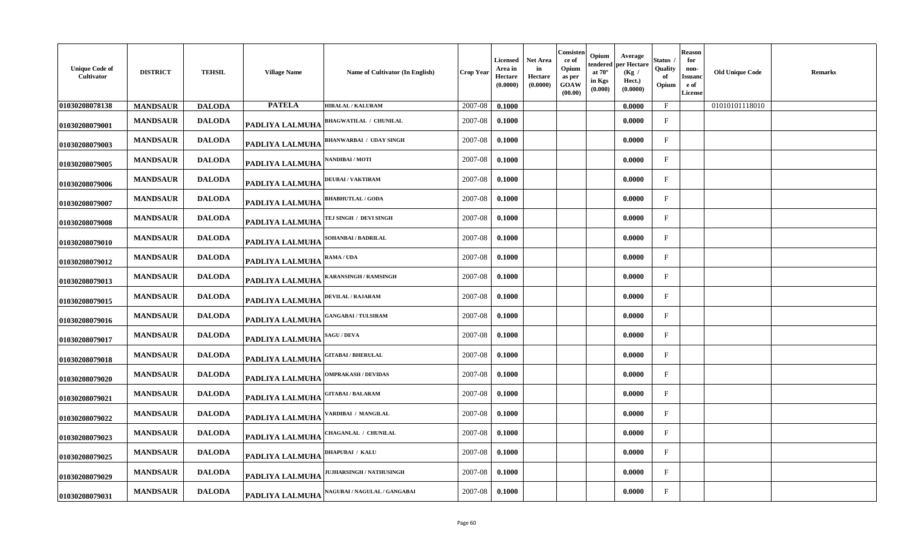| Unique Code of Cultivator | DISTRICT | TEHSIL | Village Name | Name of Cultivator (In English) | Crop Year | Licensed Area in Hectare (0.0000) | Net Area in Hectare (0.0000) | Consistence of Opium as per GOAW (00.00) | Opium tendered at 70° in Kgs (0.000) | Average per Hectare (Kg / Hect.) (0.0000) | Status / Quality of Opium | Reason for non-Issuance of License | Old Unique Code | Remarks |
|---|---|---|---|---|---|---|---|---|---|---|---|---|---|---|
| 01030208078138 | MANDSAUR | DALODA | PATELA | HIRALAL / KALURAM | 2007-08 | 0.1000 | | | | 0.0000 | F | | 01010101118010 | |
| 01030208079001 | MANDSAUR | DALODA | PADLIYA LALMUHA | BHAGWATILAL / CHUNILAL | 2007-08 | 0.1000 | | | | 0.0000 | F | | | |
| 01030208079003 | MANDSAUR | DALODA | PADLIYA LALMUHA | BHANWARBAI / UDAY SINGH | 2007-08 | 0.1000 | | | | 0.0000 | F | | | |
| 01030208079005 | MANDSAUR | DALODA | PADLIYA LALMUHA | NANDIBAI / MOTI | 2007-08 | 0.1000 | | | | 0.0000 | F | | | |
| 01030208079006 | MANDSAUR | DALODA | PADLIYA LALMUHA | DEUBAI / VAKTIRAM | 2007-08 | 0.1000 | | | | 0.0000 | F | | | |
| 01030208079007 | MANDSAUR | DALODA | PADLIYA LALMUHA | BHABHUTLAL / GODA | 2007-08 | 0.1000 | | | | 0.0000 | F | | | |
| 01030208079008 | MANDSAUR | DALODA | PADLIYA LALMUHA | TEJ SINGH / DEVI SINGH | 2007-08 | 0.1000 | | | | 0.0000 | F | | | |
| 01030208079010 | MANDSAUR | DALODA | PADLIYA LALMUHA | SOHANBAI / BADRILAL | 2007-08 | 0.1000 | | | | 0.0000 | F | | | |
| 01030208079012 | MANDSAUR | DALODA | PADLIYA LALMUHA | RAMA / UDA | 2007-08 | 0.1000 | | | | 0.0000 | F | | | |
| 01030208079013 | MANDSAUR | DALODA | PADLIYA LALMUHA | KARANSINGH / RAMSINGH | 2007-08 | 0.1000 | | | | 0.0000 | F | | | |
| 01030208079015 | MANDSAUR | DALODA | PADLIYA LALMUHA | DEVILAL / RAJARAM | 2007-08 | 0.1000 | | | | 0.0000 | F | | | |
| 01030208079016 | MANDSAUR | DALODA | PADLIYA LALMUHA | GANGABAI / TULSIRAM | 2007-08 | 0.1000 | | | | 0.0000 | F | | | |
| 01030208079017 | MANDSAUR | DALODA | PADLIYA LALMUHA | SAGU / DEVA | 2007-08 | 0.1000 | | | | 0.0000 | F | | | |
| 01030208079018 | MANDSAUR | DALODA | PADLIYA LALMUHA | GITABAI / BHERULAL | 2007-08 | 0.1000 | | | | 0.0000 | F | | | |
| 01030208079020 | MANDSAUR | DALODA | PADLIYA LALMUHA | OMPRAKASH / DEVIDAS | 2007-08 | 0.1000 | | | | 0.0000 | F | | | |
| 01030208079021 | MANDSAUR | DALODA | PADLIYA LALMUHA | GITABAI / BALARAM | 2007-08 | 0.1000 | | | | 0.0000 | F | | | |
| 01030208079022 | MANDSAUR | DALODA | PADLIYA LALMUHA | VARDIBAI / MANGILAL | 2007-08 | 0.1000 | | | | 0.0000 | F | | | |
| 01030208079023 | MANDSAUR | DALODA | PADLIYA LALMUHA | CHAGANLAL / CHUNILAL | 2007-08 | 0.1000 | | | | 0.0000 | F | | | |
| 01030208079025 | MANDSAUR | DALODA | PADLIYA LALMUHA | DHAPUBAI / KALU | 2007-08 | 0.1000 | | | | 0.0000 | F | | | |
| 01030208079029 | MANDSAUR | DALODA | PADLIYA LALMUHA | JUJHARSINGH / NATHUSINGH | 2007-08 | 0.1000 | | | | 0.0000 | F | | | |
| 01030208079031 | MANDSAUR | DALODA | PADLIYA LALMUHA | NAGUBAI / NAGULAL / GANGABAI | 2007-08 | 0.1000 | | | | 0.0000 | F | | | |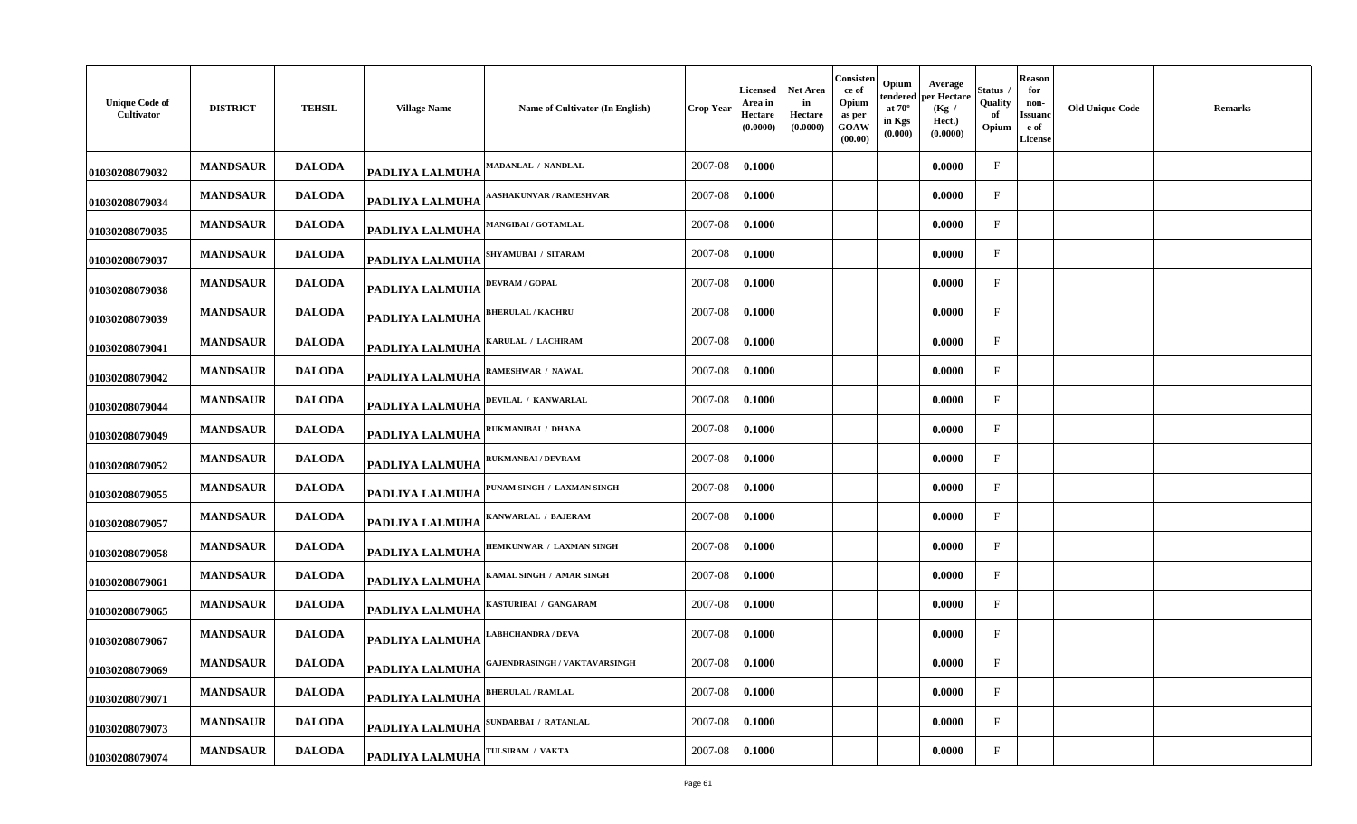| Unique Code of Cultivator | DISTRICT | TEHSIL | Village Name | Name of Cultivator (In English) | Crop Year | Licensed Area in Hectare (0.0000) | Net Area in Hectare (0.0000) | Consistence of Opium as per GOAW (00.00) | Opium tendered at 70° in Kgs (0.000) | Average per Hectare (Kg / Hect.) (0.0000) | Status / Quality of Opium | Reason for non-Issuance of License | Old Unique Code | Remarks |
|---|---|---|---|---|---|---|---|---|---|---|---|---|---|---|
| 01030208079032 | MANDSAUR | DALODA | PADLIYA LALMUHA | MADANLAL / NANDLAL | 2007-08 | 0.1000 | | | | 0.0000 | F | | | |
| 01030208079034 | MANDSAUR | DALODA | PADLIYA LALMUHA | AASHAKUNVAR / RAMESHVAR | 2007-08 | 0.1000 | | | | 0.0000 | F | | | |
| 01030208079035 | MANDSAUR | DALODA | PADLIYA LALMUHA | MANGIBAI / GOTAMLAL | 2007-08 | 0.1000 | | | | 0.0000 | F | | | |
| 01030208079037 | MANDSAUR | DALODA | PADLIYA LALMUHA | SHYAMUBAI / SITARAM | 2007-08 | 0.1000 | | | | 0.0000 | F | | | |
| 01030208079038 | MANDSAUR | DALODA | PADLIYA LALMUHA | DEVRAM / GOPAL | 2007-08 | 0.1000 | | | | 0.0000 | F | | | |
| 01030208079039 | MANDSAUR | DALODA | PADLIYA LALMUHA | BHERULAL / KACHRU | 2007-08 | 0.1000 | | | | 0.0000 | F | | | |
| 01030208079041 | MANDSAUR | DALODA | PADLIYA LALMUHA | KARULAL / LACHIRAM | 2007-08 | 0.1000 | | | | 0.0000 | F | | | |
| 01030208079042 | MANDSAUR | DALODA | PADLIYA LALMUHA | RAMESHWAR / NAWAL | 2007-08 | 0.1000 | | | | 0.0000 | F | | | |
| 01030208079044 | MANDSAUR | DALODA | PADLIYA LALMUHA | DEVILAL / KANWARLAL | 2007-08 | 0.1000 | | | | 0.0000 | F | | | |
| 01030208079049 | MANDSAUR | DALODA | PADLIYA LALMUHA | RUKMANIBAI / DHANA | 2007-08 | 0.1000 | | | | 0.0000 | F | | | |
| 01030208079052 | MANDSAUR | DALODA | PADLIYA LALMUHA | RUKMANBAI / DEVRAM | 2007-08 | 0.1000 | | | | 0.0000 | F | | | |
| 01030208079055 | MANDSAUR | DALODA | PADLIYA LALMUHA | PUNAM SINGH / LAXMAN SINGH | 2007-08 | 0.1000 | | | | 0.0000 | F | | | |
| 01030208079057 | MANDSAUR | DALODA | PADLIYA LALMUHA | KANWARLAL / BAJERAM | 2007-08 | 0.1000 | | | | 0.0000 | F | | | |
| 01030208079058 | MANDSAUR | DALODA | PADLIYA LALMUHA | HEMKUNWAR / LAXMAN SINGH | 2007-08 | 0.1000 | | | | 0.0000 | F | | | |
| 01030208079061 | MANDSAUR | DALODA | PADLIYA LALMUHA | KAMAL SINGH / AMAR SINGH | 2007-08 | 0.1000 | | | | 0.0000 | F | | | |
| 01030208079065 | MANDSAUR | DALODA | PADLIYA LALMUHA | KASTURIBAI / GANGARAM | 2007-08 | 0.1000 | | | | 0.0000 | F | | | |
| 01030208079067 | MANDSAUR | DALODA | PADLIYA LALMUHA | LABHCHANDRA / DEVA | 2007-08 | 0.1000 | | | | 0.0000 | F | | | |
| 01030208079069 | MANDSAUR | DALODA | PADLIYA LALMUHA | GAJENDRASINGH / VAKTAVARSINGH | 2007-08 | 0.1000 | | | | 0.0000 | F | | | |
| 01030208079071 | MANDSAUR | DALODA | PADLIYA LALMUHA | BHERULAL / RAMLAL | 2007-08 | 0.1000 | | | | 0.0000 | F | | | |
| 01030208079073 | MANDSAUR | DALODA | PADLIYA LALMUHA | SUNDARBAI / RATANLAL | 2007-08 | 0.1000 | | | | 0.0000 | F | | | |
| 01030208079074 | MANDSAUR | DALODA | PADLIYA LALMUHA | TULSIRAM / VAKTA | 2007-08 | 0.1000 | | | | 0.0000 | F | | | |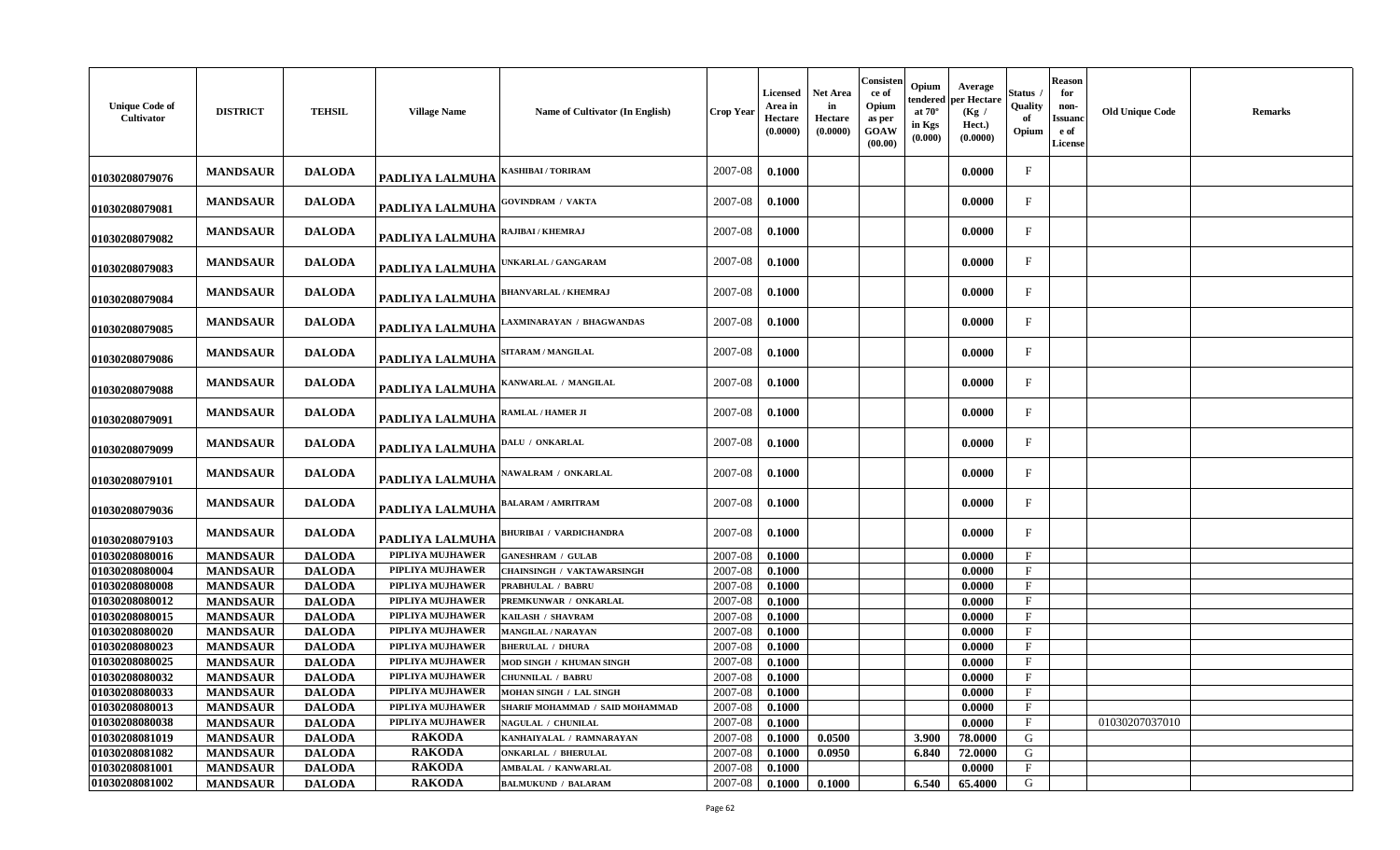| Unique Code of Cultivator | DISTRICT | TEHSIL | Village Name | Name of Cultivator (In English) | Crop Year | Licensed Area in Hectare (0.0000) | Net Area in Hectare (0.0000) | Consistence of Opium as per GOAW (00.00) | Opium tendered at 70° in Kgs (0.000) | Average per Hectare (Kg / Hect.) (0.0000) | Status / Quality of Opium | Reason for non-Issuance of License | Old Unique Code | Remarks |
|---|---|---|---|---|---|---|---|---|---|---|---|---|---|---|
| 01030208079076 | MANDSAUR | DALODA | PADLIYA LALMUHA | KASHIBAI / TORIRAM | 2007-08 | 0.1000 | | | | 0.0000 | F | | | |
| 01030208079081 | MANDSAUR | DALODA | PADLIYA LALMUHA | GOVINDRAM / VAKTA | 2007-08 | 0.1000 | | | | 0.0000 | F | | | |
| 01030208079082 | MANDSAUR | DALODA | PADLIYA LALMUHA | RAJIBAI / KHEMRAJ | 2007-08 | 0.1000 | | | | 0.0000 | F | | | |
| 01030208079083 | MANDSAUR | DALODA | PADLIYA LALMUHA | UNKARLAL / GANGARAM | 2007-08 | 0.1000 | | | | 0.0000 | F | | | |
| 01030208079084 | MANDSAUR | DALODA | PADLIYA LALMUHA | BHANVARLAL / KHEMRAJ | 2007-08 | 0.1000 | | | | 0.0000 | F | | | |
| 01030208079085 | MANDSAUR | DALODA | PADLIYA LALMUHA | LAXMINARAYAN / BHAGWANDAS | 2007-08 | 0.1000 | | | | 0.0000 | F | | | |
| 01030208079086 | MANDSAUR | DALODA | PADLIYA LALMUHA | SITARAM / MANGILAL | 2007-08 | 0.1000 | | | | 0.0000 | F | | | |
| 01030208079088 | MANDSAUR | DALODA | PADLIYA LALMUHA | KANWARLAL / MANGILAL | 2007-08 | 0.1000 | | | | 0.0000 | F | | | |
| 01030208079091 | MANDSAUR | DALODA | PADLIYA LALMUHA | RAMLAL / HAMER JI | 2007-08 | 0.1000 | | | | 0.0000 | F | | | |
| 01030208079099 | MANDSAUR | DALODA | PADLIYA LALMUHA | DALU / ONKARLAL | 2007-08 | 0.1000 | | | | 0.0000 | F | | | |
| 01030208079101 | MANDSAUR | DALODA | PADLIYA LALMUHA | NAWALRAM / ONKARLAL | 2007-08 | 0.1000 | | | | 0.0000 | F | | | |
| 01030208079036 | MANDSAUR | DALODA | PADLIYA LALMUHA | BALARAM / AMRITRAM | 2007-08 | 0.1000 | | | | 0.0000 | F | | | |
| 01030208079103 | MANDSAUR | DALODA | PADLIYA LALMUHA | BHURIBAI / VARDICHANDRA | 2007-08 | 0.1000 | | | | 0.0000 | F | | | |
| 01030208080016 | MANDSAUR | DALODA | PIPLIYA MUJHAWER | GANESHRAM / GULAB | 2007-08 | 0.1000 | | | | 0.0000 | F | | | |
| 01030208080004 | MANDSAUR | DALODA | PIPLIYA MUJHAWER | CHAINSINGH / VAKTAWARSINGH | 2007-08 | 0.1000 | | | | 0.0000 | F | | | |
| 01030208080008 | MANDSAUR | DALODA | PIPLIYA MUJHAWER | PRABHULAL / BABRU | 2007-08 | 0.1000 | | | | 0.0000 | F | | | |
| 01030208080012 | MANDSAUR | DALODA | PIPLIYA MUJHAWER | PREMKUNWAR / ONKARLAL | 2007-08 | 0.1000 | | | | 0.0000 | F | | | |
| 01030208080015 | MANDSAUR | DALODA | PIPLIYA MUJHAWER | KAILASH / SHAVRAM | 2007-08 | 0.1000 | | | | 0.0000 | F | | | |
| 01030208080020 | MANDSAUR | DALODA | PIPLIYA MUJHAWER | MANGILAL / NARAYAN | 2007-08 | 0.1000 | | | | 0.0000 | F | | | |
| 01030208080023 | MANDSAUR | DALODA | PIPLIYA MUJHAWER | BHERULAL / DHURA | 2007-08 | 0.1000 | | | | 0.0000 | F | | | |
| 01030208080025 | MANDSAUR | DALODA | PIPLIYA MUJHAWER | MOD SINGH / KHUMAN SINGH | 2007-08 | 0.1000 | | | | 0.0000 | F | | | |
| 01030208080032 | MANDSAUR | DALODA | PIPLIYA MUJHAWER | CHUNNILAL / BABRU | 2007-08 | 0.1000 | | | | 0.0000 | F | | | |
| 01030208080033 | MANDSAUR | DALODA | PIPLIYA MUJHAWER | MOHAN SINGH / LAL SINGH | 2007-08 | 0.1000 | | | | 0.0000 | F | | | |
| 01030208080013 | MANDSAUR | DALODA | PIPLIYA MUJHAWER | SHARIF MOHAMMAD / SAID MOHAMMAD | 2007-08 | 0.1000 | | | | 0.0000 | F | | | |
| 01030208080038 | MANDSAUR | DALODA | PIPLIYA MUJHAWER | NAGULAL / CHUNILAL | 2007-08 | 0.1000 | | | | 0.0000 | F | | 01030207037010 | |
| 01030208081019 | MANDSAUR | DALODA | RAKODA | KANHAIYALAL / RAMNARAYAN | 2007-08 | 0.1000 | 0.0500 | | 3.900 | 78.0000 | G | | | |
| 01030208081082 | MANDSAUR | DALODA | RAKODA | ONKARLAL / BHERULAL | 2007-08 | 0.1000 | 0.0950 | | 6.840 | 72.0000 | G | | | |
| 01030208081001 | MANDSAUR | DALODA | RAKODA | AMBALAL / KANWARLAL | 2007-08 | 0.1000 | | | | 0.0000 | F | | | |
| 01030208081002 | MANDSAUR | DALODA | RAKODA | BALMUKUND / BALARAM | 2007-08 | 0.1000 | 0.1000 | | 6.540 | 65.4000 | G | | | |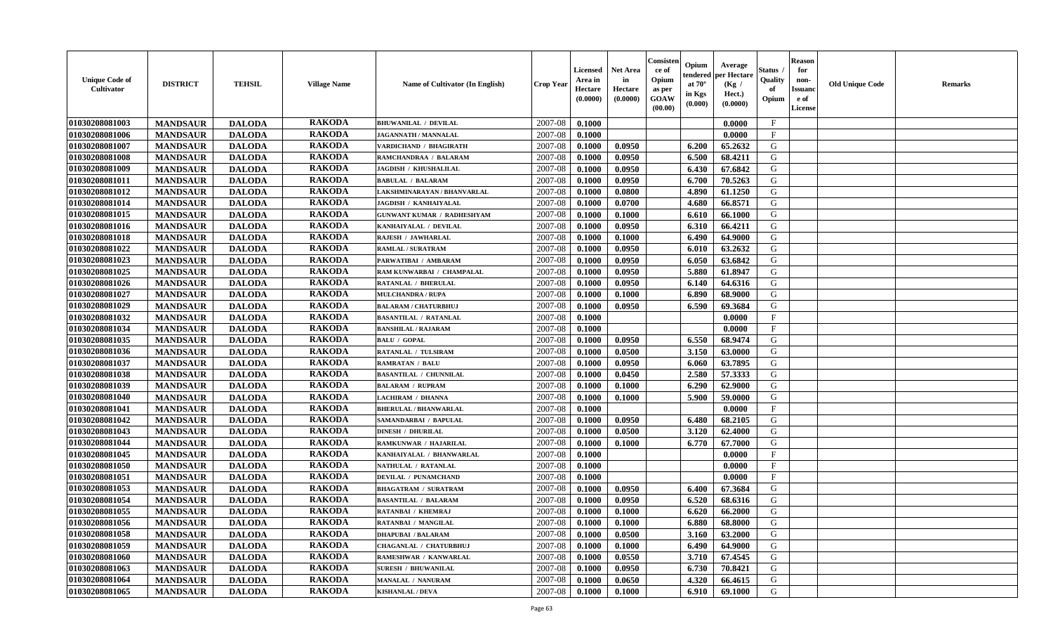| Unique Code of Cultivator | DISTRICT | TEHSIL | Village Name | Name of Cultivator (In English) | Crop Year | Licensed Area in Hectare (0.0000) | Net Area in Hectare (0.0000) | Consistence of Opium as per GOAW (00.00) | Opium tendered at 70° in Kgs (0.000) | Average per Hectare (Kg / Hect.) (0.0000) | Status / Quality of Opium | Reason for non-Issuance of License | Old Unique Code | Remarks |
|---|---|---|---|---|---|---|---|---|---|---|---|---|---|---|
| 01030208081003 | MANDSAUR | DALODA | RAKODA | BHUWANILAL / DEVILAL | 2007-08 | 0.1000 | | | | 0.0000 | F | | | |
| 01030208081006 | MANDSAUR | DALODA | RAKODA | JAGANNATH / MANNALAL | 2007-08 | 0.1000 | | | | 0.0000 | F | | | |
| 01030208081007 | MANDSAUR | DALODA | RAKODA | VARDICHAND / BHAGIRATH | 2007-08 | 0.1000 | 0.0950 | | 6.200 | 65.2632 | G | | | |
| 01030208081008 | MANDSAUR | DALODA | RAKODA | RAMCHANDRAA / BALARAM | 2007-08 | 0.1000 | 0.0950 | | 6.500 | 68.4211 | G | | | |
| 01030208081009 | MANDSAUR | DALODA | RAKODA | JAGDISH / KHUSHALILAL | 2007-08 | 0.1000 | 0.0950 | | 6.430 | 67.6842 | G | | | |
| 01030208081011 | MANDSAUR | DALODA | RAKODA | BABULAL / BALARAM | 2007-08 | 0.1000 | 0.0950 | | 6.700 | 70.5263 | G | | | |
| 01030208081012 | MANDSAUR | DALODA | RAKODA | LAKSHMINARAYAN / BHANVARLAL | 2007-08 | 0.1000 | 0.0800 | | 4.890 | 61.1250 | G | | | |
| 01030208081014 | MANDSAUR | DALODA | RAKODA | JAGDISH / KANHAIYALAL | 2007-08 | 0.1000 | 0.0700 | | 4.680 | 66.8571 | G | | | |
| 01030208081015 | MANDSAUR | DALODA | RAKODA | GUNWANT KUMAR / RADHESHYAM | 2007-08 | 0.1000 | 0.1000 | | 6.610 | 66.1000 | G | | | |
| 01030208081016 | MANDSAUR | DALODA | RAKODA | KANHAIYALAL / DEVILAL | 2007-08 | 0.1000 | 0.0950 | | 6.310 | 66.4211 | G | | | |
| 01030208081018 | MANDSAUR | DALODA | RAKODA | RAJESH / JAWHARLAL | 2007-08 | 0.1000 | 0.1000 | | 6.490 | 64.9000 | G | | | |
| 01030208081022 | MANDSAUR | DALODA | RAKODA | RAMLAL / SURATRAM | 2007-08 | 0.1000 | 0.0950 | | 6.010 | 63.2632 | G | | | |
| 01030208081023 | MANDSAUR | DALODA | RAKODA | PARWATIBAI / AMBARAM | 2007-08 | 0.1000 | 0.0950 | | 6.050 | 63.6842 | G | | | |
| 01030208081025 | MANDSAUR | DALODA | RAKODA | RAM KUNWARBAI / CHAMPALAL | 2007-08 | 0.1000 | 0.0950 | | 5.880 | 61.8947 | G | | | |
| 01030208081026 | MANDSAUR | DALODA | RAKODA | RATANLAL / BHERULAL | 2007-08 | 0.1000 | 0.0950 | | 6.140 | 64.6316 | G | | | |
| 01030208081027 | MANDSAUR | DALODA | RAKODA | MULCHANDRA / RUPA | 2007-08 | 0.1000 | 0.1000 | | 6.890 | 68.9000 | G | | | |
| 01030208081029 | MANDSAUR | DALODA | RAKODA | BALARAM / CHATURBHUJ | 2007-08 | 0.1000 | 0.0950 | | 6.590 | 69.3684 | G | | | |
| 01030208081032 | MANDSAUR | DALODA | RAKODA | BASANTILAL / RATANLAL | 2007-08 | 0.1000 | | | | 0.0000 | F | | | |
| 01030208081034 | MANDSAUR | DALODA | RAKODA | BANSHILAL / RAJARAM | 2007-08 | 0.1000 | | | | 0.0000 | F | | | |
| 01030208081035 | MANDSAUR | DALODA | RAKODA | BALU / GOPAL | 2007-08 | 0.1000 | 0.0950 | | 6.550 | 68.9474 | G | | | |
| 01030208081036 | MANDSAUR | DALODA | RAKODA | RATANLAL / TULSIRAM | 2007-08 | 0.1000 | 0.0500 | | 3.150 | 63.0000 | G | | | |
| 01030208081037 | MANDSAUR | DALODA | RAKODA | RAMRATAN / BALU | 2007-08 | 0.1000 | 0.0950 | | 6.060 | 63.7895 | G | | | |
| 01030208081038 | MANDSAUR | DALODA | RAKODA | BASANTILAL / CHUNNILAL | 2007-08 | 0.1000 | 0.0450 | | 2.580 | 57.3333 | G | | | |
| 01030208081039 | MANDSAUR | DALODA | RAKODA | BALARAM / RUPRAM | 2007-08 | 0.1000 | 0.1000 | | 6.290 | 62.9000 | G | | | |
| 01030208081040 | MANDSAUR | DALODA | RAKODA | LACHIRAM / DHANNA | 2007-08 | 0.1000 | 0.1000 | | 5.900 | 59.0000 | G | | | |
| 01030208081041 | MANDSAUR | DALODA | RAKODA | BHERULAL / BHANWARLAL | 2007-08 | 0.1000 | | | | 0.0000 | F | | | |
| 01030208081042 | MANDSAUR | DALODA | RAKODA | SAMANDARBAI / BAPULAL | 2007-08 | 0.1000 | 0.0950 | | 6.480 | 68.2105 | G | | | |
| 01030208081043 | MANDSAUR | DALODA | RAKODA | DINESH / DHURILAL | 2007-08 | 0.1000 | 0.0500 | | 3.120 | 62.4000 | G | | | |
| 01030208081044 | MANDSAUR | DALODA | RAKODA | RAMKUNWAR / HAJARILAL | 2007-08 | 0.1000 | 0.1000 | | 6.770 | 67.7000 | G | | | |
| 01030208081045 | MANDSAUR | DALODA | RAKODA | KANHAIYALAL / BHANWARLAL | 2007-08 | 0.1000 | | | | 0.0000 | F | | | |
| 01030208081050 | MANDSAUR | DALODA | RAKODA | NATHULAL / RATANLAL | 2007-08 | 0.1000 | | | | 0.0000 | F | | | |
| 01030208081051 | MANDSAUR | DALODA | RAKODA | DEVILAL / PUNAMCHAND | 2007-08 | 0.1000 | | | | 0.0000 | F | | | |
| 01030208081053 | MANDSAUR | DALODA | RAKODA | BHAGATRAM / SURATRAM | 2007-08 | 0.1000 | 0.0950 | | 6.400 | 67.3684 | G | | | |
| 01030208081054 | MANDSAUR | DALODA | RAKODA | BASANTILAL / BALARAM | 2007-08 | 0.1000 | 0.0950 | | 6.520 | 68.6316 | G | | | |
| 01030208081055 | MANDSAUR | DALODA | RAKODA | RATANBAI / KHEMRAJ | 2007-08 | 0.1000 | 0.1000 | | 6.620 | 66.2000 | G | | | |
| 01030208081056 | MANDSAUR | DALODA | RAKODA | RATANBAI / MANGILAL | 2007-08 | 0.1000 | 0.1000 | | 6.880 | 68.8000 | G | | | |
| 01030208081058 | MANDSAUR | DALODA | RAKODA | DHAPUBAI / BALARAM | 2007-08 | 0.1000 | 0.0500 | | 3.160 | 63.2000 | G | | | |
| 01030208081059 | MANDSAUR | DALODA | RAKODA | CHAGANLAL / CHATURBHUJ | 2007-08 | 0.1000 | 0.1000 | | 6.490 | 64.9000 | G | | | |
| 01030208081060 | MANDSAUR | DALODA | RAKODA | RAMESHWAR / KANWARLAL | 2007-08 | 0.1000 | 0.0550 | | 3.710 | 67.4545 | G | | | |
| 01030208081063 | MANDSAUR | DALODA | RAKODA | SURESH / BHUWANILAL | 2007-08 | 0.1000 | 0.0950 | | 6.730 | 70.8421 | G | | | |
| 01030208081064 | MANDSAUR | DALODA | RAKODA | MANALAL / NANURAM | 2007-08 | 0.1000 | 0.0650 | | 4.320 | 66.4615 | G | | | |
| 01030208081065 | MANDSAUR | DALODA | RAKODA | KISHANLAL / DEVA | 2007-08 | 0.1000 | 0.1000 | | 6.910 | 69.1000 | G | | | |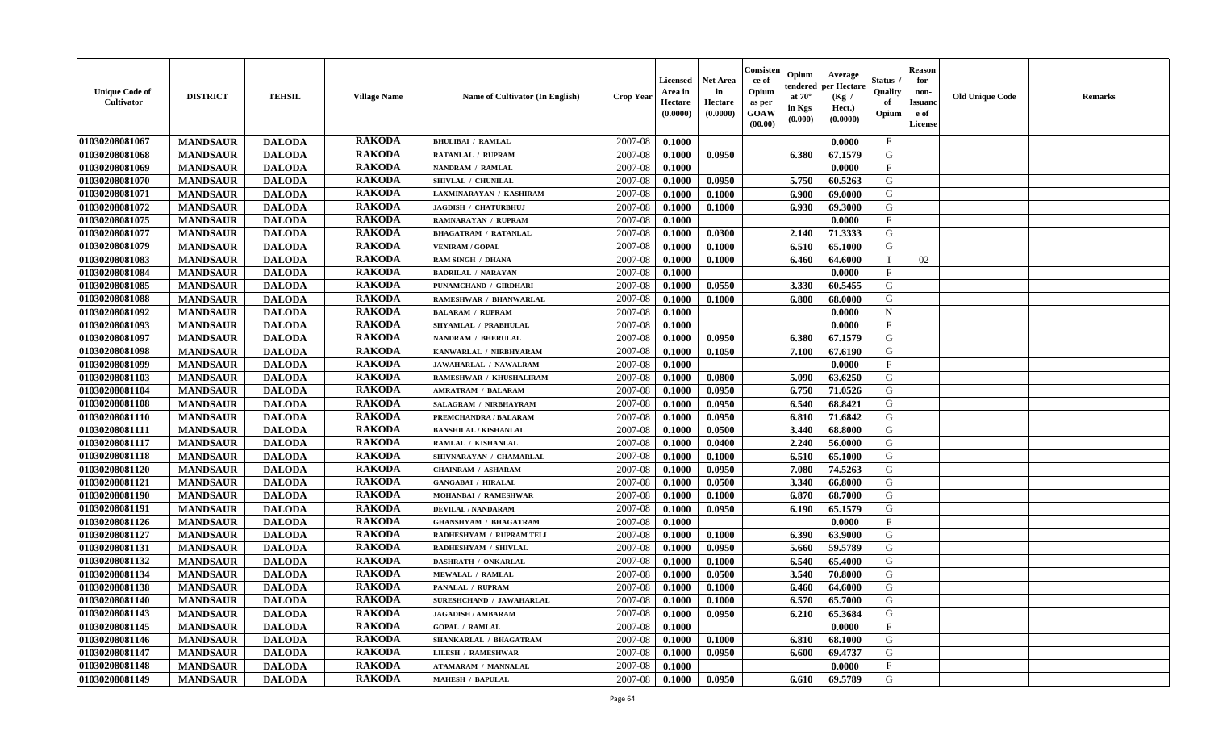| Unique Code of Cultivator | DISTRICT | TEHSIL | Village Name | Name of Cultivator (In English) | Crop Year | Licensed Area in Hectare (0.0000) | Net Area in Hectare (0.0000) | Consistence of Opium as per GOAW (00.00) | Opium tendered at 70° in Kgs (0.000) | Average per Hectare (Kg / Hect.) (0.0000) | Status / Quality of Opium | Reason for non-Issuance of License | Old Unique Code | Remarks |
|---|---|---|---|---|---|---|---|---|---|---|---|---|---|---|
| 01030208081067 | MANDSAUR | DALODA | RAKODA | BHULIBAI / RAMLAL | 2007-08 | 0.1000 | | | | 0.0000 | F | | | |
| 01030208081068 | MANDSAUR | DALODA | RAKODA | RATANLAL / RUPRAM | 2007-08 | 0.1000 | 0.0950 | | 6.380 | 67.1579 | G | | | |
| 01030208081069 | MANDSAUR | DALODA | RAKODA | NANDRAM / RAMLAL | 2007-08 | 0.1000 | | | | 0.0000 | F | | | |
| 01030208081070 | MANDSAUR | DALODA | RAKODA | SHIVLAL / CHUNILAL | 2007-08 | 0.1000 | 0.0950 | | 5.750 | 60.5263 | G | | | |
| 01030208081071 | MANDSAUR | DALODA | RAKODA | LAXMINARAYAN / KASHIRAM | 2007-08 | 0.1000 | 0.1000 | | 6.900 | 69.0000 | G | | | |
| 01030208081072 | MANDSAUR | DALODA | RAKODA | JAGDISH / CHATURBHUJ | 2007-08 | 0.1000 | 0.1000 | | 6.930 | 69.3000 | G | | | |
| 01030208081075 | MANDSAUR | DALODA | RAKODA | RAMNARAYAN / RUPRAM | 2007-08 | 0.1000 | | | | 0.0000 | F | | | |
| 01030208081077 | MANDSAUR | DALODA | RAKODA | BHAGATRAM / RATANLAL | 2007-08 | 0.1000 | 0.0300 | | 2.140 | 71.3333 | G | | | |
| 01030208081079 | MANDSAUR | DALODA | RAKODA | VENIRAM / GOPAL | 2007-08 | 0.1000 | 0.1000 | | 6.510 | 65.1000 | G | | | |
| 01030208081083 | MANDSAUR | DALODA | RAKODA | RAM SINGH / DHANA | 2007-08 | 0.1000 | 0.1000 | | 6.460 | 64.6000 | I | 02 | | |
| 01030208081084 | MANDSAUR | DALODA | RAKODA | BADRILAL / NARAYAN | 2007-08 | 0.1000 | | | | 0.0000 | F | | | |
| 01030208081085 | MANDSAUR | DALODA | RAKODA | PUNAMCHAND / GIRDHARI | 2007-08 | 0.1000 | 0.0550 | | 3.330 | 60.5455 | G | | | |
| 01030208081088 | MANDSAUR | DALODA | RAKODA | RAMESHWAR / BHANWARLAL | 2007-08 | 0.1000 | 0.1000 | | 6.800 | 68.0000 | G | | | |
| 01030208081092 | MANDSAUR | DALODA | RAKODA | BALARAM / RUPRAM | 2007-08 | 0.1000 | | | | 0.0000 | N | | | |
| 01030208081093 | MANDSAUR | DALODA | RAKODA | SHYAMLAL / PRABHULAL | 2007-08 | 0.1000 | | | | 0.0000 | F | | | |
| 01030208081097 | MANDSAUR | DALODA | RAKODA | NANDRAM / BHERULAL | 2007-08 | 0.1000 | 0.0950 | | 6.380 | 67.1579 | G | | | |
| 01030208081098 | MANDSAUR | DALODA | RAKODA | KANWARLAL / NIRBHYARAM | 2007-08 | 0.1000 | 0.1050 | | 7.100 | 67.6190 | G | | | |
| 01030208081099 | MANDSAUR | DALODA | RAKODA | JAWAHARLAL / NAWALRAM | 2007-08 | 0.1000 | | | | 0.0000 | F | | | |
| 01030208081103 | MANDSAUR | DALODA | RAKODA | RAMESHWAR / KHUSHALIRAM | 2007-08 | 0.1000 | 0.0800 | | 5.090 | 63.6250 | G | | | |
| 01030208081104 | MANDSAUR | DALODA | RAKODA | AMRATRAM / BALARAM | 2007-08 | 0.1000 | 0.0950 | | 6.750 | 71.0526 | G | | | |
| 01030208081108 | MANDSAUR | DALODA | RAKODA | SALAGRAM / NIRBHAYRAM | 2007-08 | 0.1000 | 0.0950 | | 6.540 | 68.8421 | G | | | |
| 01030208081110 | MANDSAUR | DALODA | RAKODA | PREMCHANDRA / BALARAM | 2007-08 | 0.1000 | 0.0950 | | 6.810 | 71.6842 | G | | | |
| 01030208081111 | MANDSAUR | DALODA | RAKODA | BANSHILAL / KISHANLAL | 2007-08 | 0.1000 | 0.0500 | | 3.440 | 68.8000 | G | | | |
| 01030208081117 | MANDSAUR | DALODA | RAKODA | RAMLAL / KISHANLAL | 2007-08 | 0.1000 | 0.0400 | | 2.240 | 56.0000 | G | | | |
| 01030208081118 | MANDSAUR | DALODA | RAKODA | SHIVNARAYAN / CHAMARLAL | 2007-08 | 0.1000 | 0.1000 | | 6.510 | 65.1000 | G | | | |
| 01030208081120 | MANDSAUR | DALODA | RAKODA | CHAINRAM / ASHARAM | 2007-08 | 0.1000 | 0.0950 | | 7.080 | 74.5263 | G | | | |
| 01030208081121 | MANDSAUR | DALODA | RAKODA | GANGABAI / HIRALAL | 2007-08 | 0.1000 | 0.0500 | | 3.340 | 66.8000 | G | | | |
| 01030208081190 | MANDSAUR | DALODA | RAKODA | MOHANBAI / RAMESHWAR | 2007-08 | 0.1000 | 0.1000 | | 6.870 | 68.7000 | G | | | |
| 01030208081191 | MANDSAUR | DALODA | RAKODA | DEVILAL / NANDARAM | 2007-08 | 0.1000 | 0.0950 | | 6.190 | 65.1579 | G | | | |
| 01030208081126 | MANDSAUR | DALODA | RAKODA | GHANSHYAM / BHAGATRAM | 2007-08 | 0.1000 | | | | 0.0000 | F | | | |
| 01030208081127 | MANDSAUR | DALODA | RAKODA | RADHESHYAM / RUPRAM TELI | 2007-08 | 0.1000 | 0.1000 | | 6.390 | 63.9000 | G | | | |
| 01030208081131 | MANDSAUR | DALODA | RAKODA | RADHESHYAM / SHIVLAL | 2007-08 | 0.1000 | 0.0950 | | 5.660 | 59.5789 | G | | | |
| 01030208081132 | MANDSAUR | DALODA | RAKODA | DASHRATH / ONKARLAL | 2007-08 | 0.1000 | 0.1000 | | 6.540 | 65.4000 | G | | | |
| 01030208081134 | MANDSAUR | DALODA | RAKODA | MEWALAL / RAMLAL | 2007-08 | 0.1000 | 0.0500 | | 3.540 | 70.8000 | G | | | |
| 01030208081138 | MANDSAUR | DALODA | RAKODA | PANALAL / RUPRAM | 2007-08 | 0.1000 | 0.1000 | | 6.460 | 64.6000 | G | | | |
| 01030208081140 | MANDSAUR | DALODA | RAKODA | SURESHCHAND / JAWAHARLAL | 2007-08 | 0.1000 | 0.1000 | | 6.570 | 65.7000 | G | | | |
| 01030208081143 | MANDSAUR | DALODA | RAKODA | JAGADISH / AMBARAM | 2007-08 | 0.1000 | 0.0950 | | 6.210 | 65.3684 | G | | | |
| 01030208081145 | MANDSAUR | DALODA | RAKODA | GOPAL / RAMLAL | 2007-08 | 0.1000 | | | | 0.0000 | F | | | |
| 01030208081146 | MANDSAUR | DALODA | RAKODA | SHANKARLAL / BHAGATRAM | 2007-08 | 0.1000 | 0.1000 | | 6.810 | 68.1000 | G | | | |
| 01030208081147 | MANDSAUR | DALODA | RAKODA | LILESH / RAMESHWAR | 2007-08 | 0.1000 | 0.0950 | | 6.600 | 69.4737 | G | | | |
| 01030208081148 | MANDSAUR | DALODA | RAKODA | ATAMARAM / MANNALAL | 2007-08 | 0.1000 | | | | 0.0000 | F | | | |
| 01030208081149 | MANDSAUR | DALODA | RAKODA | MAHESH / BAPULAL | 2007-08 | 0.1000 | 0.0950 | | 6.610 | 69.5789 | G | | | |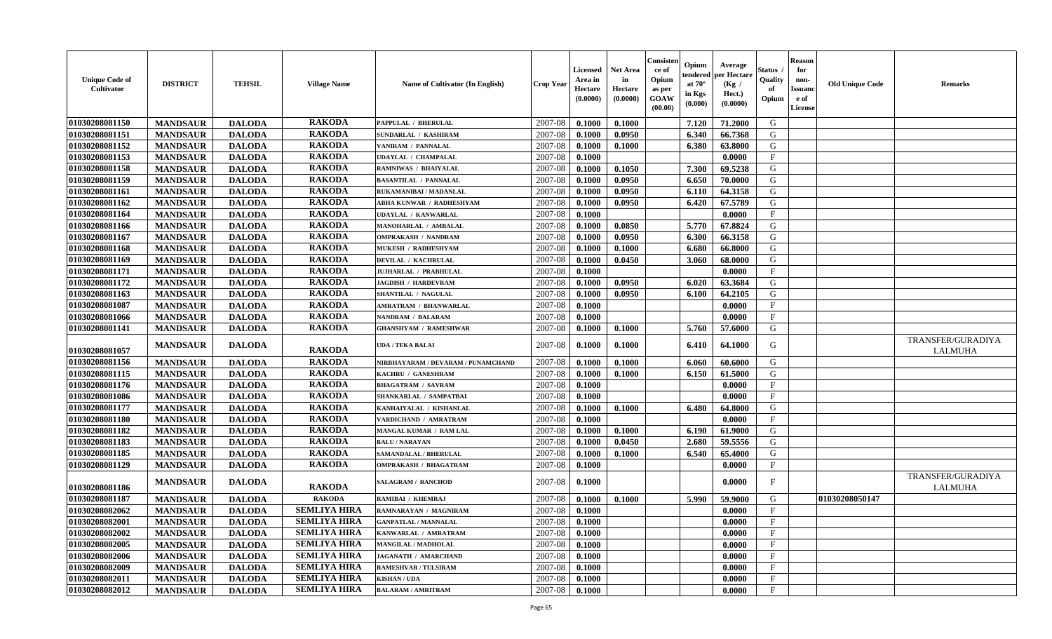| Unique Code of Cultivator | DISTRICT | TEHSIL | Village Name | Name of Cultivator (In English) | Crop Year | Licensed Area in Hectare (0.0000) | Net Area in Hectare (0.0000) | Consistence of Opium as per GOAW (00.00) | Opium tendered at 70° in Kgs (0.000) | Average per Hectare (Kg / Hect.) (0.0000) | Status / Quality of Opium | Reason for non-Issuance of License | Old Unique Code | Remarks |
|---|---|---|---|---|---|---|---|---|---|---|---|---|---|---|
| 01030208081150 | MANDSAUR | DALODA | RAKODA | PAPPULAL / BHERULAL | 2007-08 | 0.1000 | 0.1000 | | 7.120 | 71.2000 | G | | | |
| 01030208081151 | MANDSAUR | DALODA | RAKODA | SUNDARLAL / KASHIRAM | 2007-08 | 0.1000 | 0.0950 | | 6.340 | 66.7368 | G | | | |
| 01030208081152 | MANDSAUR | DALODA | RAKODA | VANIRAM / PANNALAL | 2007-08 | 0.1000 | 0.1000 | | 6.380 | 63.8000 | G | | | |
| 01030208081153 | MANDSAUR | DALODA | RAKODA | UDAYLAL / CHAMPALAL | 2007-08 | 0.1000 | | | | 0.0000 | F | | | |
| 01030208081158 | MANDSAUR | DALODA | RAKODA | RAMNIWAS / BHAIYALAL | 2007-08 | 0.1000 | 0.1050 | | 7.300 | 69.5238 | G | | | |
| 01030208081159 | MANDSAUR | DALODA | RAKODA | BASANTILAL / PANNALAL | 2007-08 | 0.1000 | 0.0950 | | 6.650 | 70.0000 | G | | | |
| 01030208081161 | MANDSAUR | DALODA | RAKODA | RUKAMANIBAI / MADANLAL | 2007-08 | 0.1000 | 0.0950 | | 6.110 | 64.3158 | G | | | |
| 01030208081162 | MANDSAUR | DALODA | RAKODA | ABHA KUNWAR / RADHESHYAM | 2007-08 | 0.1000 | 0.0950 | | 6.420 | 67.5789 | G | | | |
| 01030208081164 | MANDSAUR | DALODA | RAKODA | UDAYLAL / KANWARLAL | 2007-08 | 0.1000 | | | | 0.0000 | F | | | |
| 01030208081166 | MANDSAUR | DALODA | RAKODA | MANOHARLAL / AMBALAL | 2007-08 | 0.1000 | 0.0850 | | 5.770 | 67.8824 | G | | | |
| 01030208081167 | MANDSAUR | DALODA | RAKODA | OMPRAKASH / NANDRAM | 2007-08 | 0.1000 | 0.0950 | | 6.300 | 66.3158 | G | | | |
| 01030208081168 | MANDSAUR | DALODA | RAKODA | MUKESH / RADHESHYAM | 2007-08 | 0.1000 | 0.1000 | | 6.680 | 66.8000 | G | | | |
| 01030208081169 | MANDSAUR | DALODA | RAKODA | DEVILAL / KACHRULAL | 2007-08 | 0.1000 | 0.0450 | | 3.060 | 68.0000 | G | | | |
| 01030208081171 | MANDSAUR | DALODA | RAKODA | JUJHARLAL / PRABHULAL | 2007-08 | 0.1000 | | | | 0.0000 | F | | | |
| 01030208081172 | MANDSAUR | DALODA | RAKODA | JAGDISH / HARDEVRAM | 2007-08 | 0.1000 | 0.0950 | | 6.020 | 63.3684 | G | | | |
| 01030208081163 | MANDSAUR | DALODA | RAKODA | SHANTILAL / NAGULAL | 2007-08 | 0.1000 | 0.0950 | | 6.100 | 64.2105 | G | | | |
| 01030208081087 | MANDSAUR | DALODA | RAKODA | AMRATRAM / BHANWARLAL | 2007-08 | 0.1000 | | | | 0.0000 | F | | | |
| 01030208081066 | MANDSAUR | DALODA | RAKODA | NANDRAM / BALARAM | 2007-08 | 0.1000 | | | | 0.0000 | F | | | |
| 01030208081141 | MANDSAUR | DALODA | RAKODA | GHANSHYAM / RAMESHWAR | 2007-08 | 0.1000 | 0.1000 | | 5.760 | 57.6000 | G | | | |
| 01030208081057 | MANDSAUR | DALODA | RAKODA | UDA / TEKA BALAI | 2007-08 | 0.1000 | 0.1000 | | 6.410 | 64.1000 | G | | | TRANSFER/GURADIYA LALMUHA |
| 01030208081156 | MANDSAUR | DALODA | RAKODA | NIRBHAYARAM / DEVARAM / PUNAMCHAND | 2007-08 | 0.1000 | 0.1000 | | 6.060 | 60.6000 | G | | | |
| 01030208081115 | MANDSAUR | DALODA | RAKODA | KACHRU / GANESHRAM | 2007-08 | 0.1000 | 0.1000 | | 6.150 | 61.5000 | G | | | |
| 01030208081176 | MANDSAUR | DALODA | RAKODA | BHAGATRAM / SAVRAM | 2007-08 | 0.1000 | | | | 0.0000 | F | | | |
| 01030208081086 | MANDSAUR | DALODA | RAKODA | SHANKARLAL / SAMPATBAI | 2007-08 | 0.1000 | | | | 0.0000 | F | | | |
| 01030208081177 | MANDSAUR | DALODA | RAKODA | KANHAIYALAL / KISHANLAL | 2007-08 | 0.1000 | 0.1000 | | 6.480 | 64.8000 | G | | | |
| 01030208081180 | MANDSAUR | DALODA | RAKODA | VARDICHAND / AMRATRAM | 2007-08 | 0.1000 | | | | 0.0000 | F | | | |
| 01030208081182 | MANDSAUR | DALODA | RAKODA | MANGAL KUMAR / RAM LAL | 2007-08 | 0.1000 | 0.1000 | | 6.190 | 61.9000 | G | | | |
| 01030208081183 | MANDSAUR | DALODA | RAKODA | BALU / NARAYAN | 2007-08 | 0.1000 | 0.0450 | | 2.680 | 59.5556 | G | | | |
| 01030208081185 | MANDSAUR | DALODA | RAKODA | SAMANDALAL / BHERULAL | 2007-08 | 0.1000 | 0.1000 | | 6.540 | 65.4000 | G | | | |
| 01030208081129 | MANDSAUR | DALODA | RAKODA | OMPRAKASH / BHAGATRAM | 2007-08 | 0.1000 | | | | 0.0000 | F | | | |
| 01030208081186 | MANDSAUR | DALODA | RAKODA | SALAGRAM / RANCHOD | 2007-08 | 0.1000 | | | | 0.0000 | F | | | TRANSFER/GURADIYA LALMUHA |
| 01030208081187 | MANDSAUR | DALODA | RAKODA | RAMIBAI / KHEMRAJ | 2007-08 | 0.1000 | 0.1000 | | 5.990 | 59.9000 | G | | 01030208050147 | |
| 01030208082062 | MANDSAUR | DALODA | SEMLIYA HIRA | RAMNARAYAN / MAGNIRAM | 2007-08 | 0.1000 | | | | 0.0000 | F | | | |
| 01030208082001 | MANDSAUR | DALODA | SEMLIYA HIRA | GANPATLAL / MANNALAL | 2007-08 | 0.1000 | | | | 0.0000 | F | | | |
| 01030208082002 | MANDSAUR | DALODA | SEMLIYA HIRA | KANWARLAL / AMRATRAM | 2007-08 | 0.1000 | | | | 0.0000 | F | | | |
| 01030208082005 | MANDSAUR | DALODA | SEMLIYA HIRA | MANGILAL / MADHOLAL | 2007-08 | 0.1000 | | | | 0.0000 | F | | | |
| 01030208082006 | MANDSAUR | DALODA | SEMLIYA HIRA | JAGANATH / AMARCHAND | 2007-08 | 0.1000 | | | | 0.0000 | F | | | |
| 01030208082009 | MANDSAUR | DALODA | SEMLIYA HIRA | RAMESHVAR / TULSIRAM | 2007-08 | 0.1000 | | | | 0.0000 | F | | | |
| 01030208082011 | MANDSAUR | DALODA | SEMLIYA HIRA | KISHAN / UDA | 2007-08 | 0.1000 | | | | 0.0000 | F | | | |
| 01030208082012 | MANDSAUR | DALODA | SEMLIYA HIRA | BALARAM / AMRITRAM | 2007-08 | 0.1000 | | | | 0.0000 | F | | | |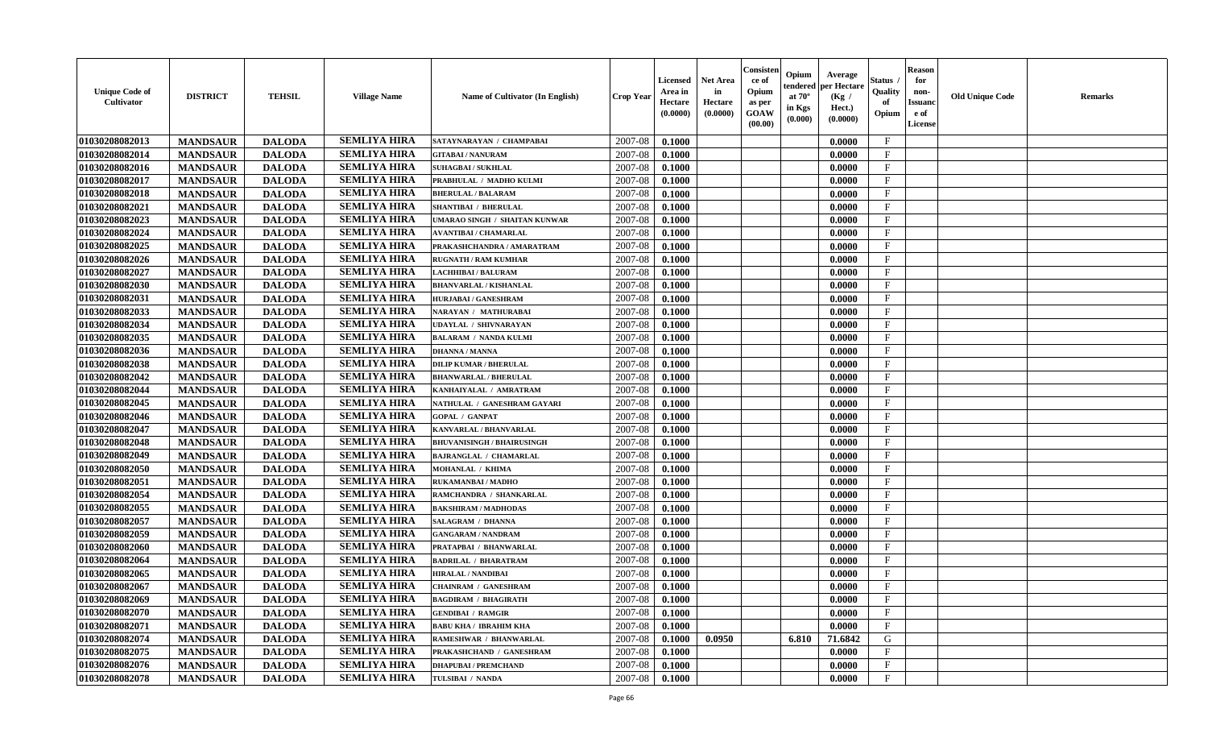| Unique Code of Cultivator | DISTRICT | TEHSIL | Village Name | Name of Cultivator (In English) | Crop Year | Licensed Area in Hectare (0.0000) | Net Area in Hectare (0.0000) | Consistence of Opium as per GOAW (00.00) | Opium tendered at 70° in Kgs (0.000) | Average per Hectare (Kg / Hect.) (0.0000) | Status / Quality of Opium | Reason for non-Issuance of License | Old Unique Code | Remarks |
|---|---|---|---|---|---|---|---|---|---|---|---|---|---|---|
| 01030208082013 | MANDSAUR | DALODA | SEMLIYA HIRA | SATAYNARAYAN / CHAMPABAI | 2007-08 | 0.1000 | | | | 0.0000 | F | | | |
| 01030208082014 | MANDSAUR | DALODA | SEMLIYA HIRA | GITABAI / NANURAM | 2007-08 | 0.1000 | | | | 0.0000 | F | | | |
| 01030208082016 | MANDSAUR | DALODA | SEMLIYA HIRA | SUHAGBAI / SUKHLAL | 2007-08 | 0.1000 | | | | 0.0000 | F | | | |
| 01030208082017 | MANDSAUR | DALODA | SEMLIYA HIRA | PRABHULAL / MADHO KULMI | 2007-08 | 0.1000 | | | | 0.0000 | F | | | |
| 01030208082018 | MANDSAUR | DALODA | SEMLIYA HIRA | BHERULAL / BALARAM | 2007-08 | 0.1000 | | | | 0.0000 | F | | | |
| 01030208082021 | MANDSAUR | DALODA | SEMLIYA HIRA | SHANTIBAI / BHERULAL | 2007-08 | 0.1000 | | | | 0.0000 | F | | | |
| 01030208082023 | MANDSAUR | DALODA | SEMLIYA HIRA | UMARAO SINGH / SHAITAN KUNWAR | 2007-08 | 0.1000 | | | | 0.0000 | F | | | |
| 01030208082024 | MANDSAUR | DALODA | SEMLIYA HIRA | AVANTIBAI / CHAMARLAL | 2007-08 | 0.1000 | | | | 0.0000 | F | | | |
| 01030208082025 | MANDSAUR | DALODA | SEMLIYA HIRA | PRAKASHCHANDRA / AMARATRAM | 2007-08 | 0.1000 | | | | 0.0000 | F | | | |
| 01030208082026 | MANDSAUR | DALODA | SEMLIYA HIRA | RUGNATH / RAM KUMHAR | 2007-08 | 0.1000 | | | | 0.0000 | F | | | |
| 01030208082027 | MANDSAUR | DALODA | SEMLIYA HIRA | LACHHIBAI / BALURAM | 2007-08 | 0.1000 | | | | 0.0000 | F | | | |
| 01030208082030 | MANDSAUR | DALODA | SEMLIYA HIRA | BHANVARLAL / KISHANLAL | 2007-08 | 0.1000 | | | | 0.0000 | F | | | |
| 01030208082031 | MANDSAUR | DALODA | SEMLIYA HIRA | HURJABAI / GANESHRAM | 2007-08 | 0.1000 | | | | 0.0000 | F | | | |
| 01030208082033 | MANDSAUR | DALODA | SEMLIYA HIRA | NARAYAN / MATHURABAI | 2007-08 | 0.1000 | | | | 0.0000 | F | | | |
| 01030208082034 | MANDSAUR | DALODA | SEMLIYA HIRA | UDAYLAL / SHIVNARAYAN | 2007-08 | 0.1000 | | | | 0.0000 | F | | | |
| 01030208082035 | MANDSAUR | DALODA | SEMLIYA HIRA | BALARAM / NANDA KULMI | 2007-08 | 0.1000 | | | | 0.0000 | F | | | |
| 01030208082036 | MANDSAUR | DALODA | SEMLIYA HIRA | DHANNA / MANNA | 2007-08 | 0.1000 | | | | 0.0000 | F | | | |
| 01030208082038 | MANDSAUR | DALODA | SEMLIYA HIRA | DILIP KUMAR / BHERULAL | 2007-08 | 0.1000 | | | | 0.0000 | F | | | |
| 01030208082042 | MANDSAUR | DALODA | SEMLIYA HIRA | BHANWARLAL / BHERULAL | 2007-08 | 0.1000 | | | | 0.0000 | F | | | |
| 01030208082044 | MANDSAUR | DALODA | SEMLIYA HIRA | KANHAIYALAL / AMRATRAM | 2007-08 | 0.1000 | | | | 0.0000 | F | | | |
| 01030208082045 | MANDSAUR | DALODA | SEMLIYA HIRA | NATHULAL / GANESHRAM GAYARI | 2007-08 | 0.1000 | | | | 0.0000 | F | | | |
| 01030208082046 | MANDSAUR | DALODA | SEMLIYA HIRA | GOPAL / GANPAT | 2007-08 | 0.1000 | | | | 0.0000 | F | | | |
| 01030208082047 | MANDSAUR | DALODA | SEMLIYA HIRA | KANVARLAL / BHANVARLAL | 2007-08 | 0.1000 | | | | 0.0000 | F | | | |
| 01030208082048 | MANDSAUR | DALODA | SEMLIYA HIRA | BHUVANISINGH / BHAIRUSINGH | 2007-08 | 0.1000 | | | | 0.0000 | F | | | |
| 01030208082049 | MANDSAUR | DALODA | SEMLIYA HIRA | BAJRANGLAL / CHAMARLAL | 2007-08 | 0.1000 | | | | 0.0000 | F | | | |
| 01030208082050 | MANDSAUR | DALODA | SEMLIYA HIRA | MOHANLAL / KHIMA | 2007-08 | 0.1000 | | | | 0.0000 | F | | | |
| 01030208082051 | MANDSAUR | DALODA | SEMLIYA HIRA | RUKAMANBAI / MADHO | 2007-08 | 0.1000 | | | | 0.0000 | F | | | |
| 01030208082054 | MANDSAUR | DALODA | SEMLIYA HIRA | RAMCHANDRA / SHANKARLAL | 2007-08 | 0.1000 | | | | 0.0000 | F | | | |
| 01030208082055 | MANDSAUR | DALODA | SEMLIYA HIRA | BAKSHIRAM / MADHODAS | 2007-08 | 0.1000 | | | | 0.0000 | F | | | |
| 01030208082057 | MANDSAUR | DALODA | SEMLIYA HIRA | SALAGRAM / DHANNA | 2007-08 | 0.1000 | | | | 0.0000 | F | | | |
| 01030208082059 | MANDSAUR | DALODA | SEMLIYA HIRA | GANGARAM / NANDRAM | 2007-08 | 0.1000 | | | | 0.0000 | F | | | |
| 01030208082060 | MANDSAUR | DALODA | SEMLIYA HIRA | PRATAPBAI / BHANWARLAL | 2007-08 | 0.1000 | | | | 0.0000 | F | | | |
| 01030208082064 | MANDSAUR | DALODA | SEMLIYA HIRA | BADRILAL / BHARATRAM | 2007-08 | 0.1000 | | | | 0.0000 | F | | | |
| 01030208082065 | MANDSAUR | DALODA | SEMLIYA HIRA | HIRALAL / NANDIBAI | 2007-08 | 0.1000 | | | | 0.0000 | F | | | |
| 01030208082067 | MANDSAUR | DALODA | SEMLIYA HIRA | CHAINRAM / GANESHRAM | 2007-08 | 0.1000 | | | | 0.0000 | F | | | |
| 01030208082069 | MANDSAUR | DALODA | SEMLIYA HIRA | BAGDIRAM / BHAGIRATH | 2007-08 | 0.1000 | | | | 0.0000 | F | | | |
| 01030208082070 | MANDSAUR | DALODA | SEMLIYA HIRA | GENDIBAI / RAMGIR | 2007-08 | 0.1000 | | | | 0.0000 | F | | | |
| 01030208082071 | MANDSAUR | DALODA | SEMLIYA HIRA | BABU KHA / IBRAHIM KHA | 2007-08 | 0.1000 | | | | 0.0000 | F | | | |
| 01030208082074 | MANDSAUR | DALODA | SEMLIYA HIRA | RAMESHWAR / BHANWARLAL | 2007-08 | 0.1000 | 0.0950 | | 6.810 | 71.6842 | G | | | |
| 01030208082075 | MANDSAUR | DALODA | SEMLIYA HIRA | PRAKASHCHAND / GANESHRAM | 2007-08 | 0.1000 | | | | 0.0000 | F | | | |
| 01030208082076 | MANDSAUR | DALODA | SEMLIYA HIRA | DHAPUBAI / PREMCHAND | 2007-08 | 0.1000 | | | | 0.0000 | F | | | |
| 01030208082078 | MANDSAUR | DALODA | SEMLIYA HIRA | TULSIBAI / NANDA | 2007-08 | 0.1000 | | | | 0.0000 | F | | | |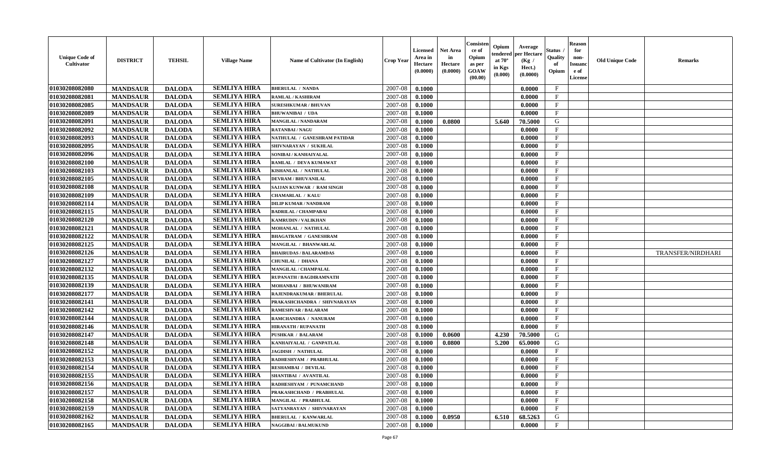| Unique Code of Cultivator | DISTRICT | TEHSIL | Village Name | Name of Cultivator (In English) | Crop Year | Licensed Area in Hectare (0.0000) | Net Area in Hectare (0.0000) | Consistence of Opium as per GOAW (00.00) | Opium tendered at 70° in Kgs (0.000) | Average per Hectare (Kg / Hect.) (0.0000) | Status / Quality of Opium | Reason for non-Issuance of License | Old Unique Code | Remarks |
|---|---|---|---|---|---|---|---|---|---|---|---|---|---|---|
| 01030208082080 | MANDSAUR | DALODA | SEMLIYA HIRA | BHERULAL / NANDA | 2007-08 | 0.1000 | | | | 0.0000 | F | | | |
| 01030208082081 | MANDSAUR | DALODA | SEMLIYA HIRA | RAMLAL / KASHIRAM | 2007-08 | 0.1000 | | | | 0.0000 | F | | | |
| 01030208082085 | MANDSAUR | DALODA | SEMLIYA HIRA | SURESHKUMAR / BHUVAN | 2007-08 | 0.1000 | | | | 0.0000 | F | | | |
| 01030208082089 | MANDSAUR | DALODA | SEMLIYA HIRA | BHUWANIBAI / UDA | 2007-08 | 0.1000 | | | | 0.0000 | F | | | |
| 01030208082091 | MANDSAUR | DALODA | SEMLIYA HIRA | MANGILAL / NANDARAM | 2007-08 | 0.1000 | 0.0800 | | 5.640 | 70.5000 | G | | | |
| 01030208082092 | MANDSAUR | DALODA | SEMLIYA HIRA | RATANBAI / NAGU | 2007-08 | 0.1000 | | | | 0.0000 | F | | | |
| 01030208082093 | MANDSAUR | DALODA | SEMLIYA HIRA | NATHULAL / GANESHRAM PATIDAR | 2007-08 | 0.1000 | | | | 0.0000 | F | | | |
| 01030208082095 | MANDSAUR | DALODA | SEMLIYA HIRA | SHIVNARAYAN / SUKHLAL | 2007-08 | 0.1000 | | | | 0.0000 | F | | | |
| 01030208082096 | MANDSAUR | DALODA | SEMLIYA HIRA | SONIBAI / KANHAIYALAL | 2007-08 | 0.1000 | | | | 0.0000 | F | | | |
| 01030208082100 | MANDSAUR | DALODA | SEMLIYA HIRA | RAMLAL / DEVA KUMAWAT | 2007-08 | 0.1000 | | | | 0.0000 | F | | | |
| 01030208082103 | MANDSAUR | DALODA | SEMLIYA HIRA | KISHANLAL / NATHULAL | 2007-08 | 0.1000 | | | | 0.0000 | F | | | |
| 01030208082105 | MANDSAUR | DALODA | SEMLIYA HIRA | DEVRAM / BHUVANILAL | 2007-08 | 0.1000 | | | | 0.0000 | F | | | |
| 01030208082108 | MANDSAUR | DALODA | SEMLIYA HIRA | SAJJAN KUNWAR / RAM SINGH | 2007-08 | 0.1000 | | | | 0.0000 | F | | | |
| 01030208082109 | MANDSAUR | DALODA | SEMLIYA HIRA | CHAMARLAL / KALU | 2007-08 | 0.1000 | | | | 0.0000 | F | | | |
| 01030208082114 | MANDSAUR | DALODA | SEMLIYA HIRA | DILIP KUMAR / NANDRAM | 2007-08 | 0.1000 | | | | 0.0000 | F | | | |
| 01030208082115 | MANDSAUR | DALODA | SEMLIYA HIRA | BADRILAL / CHAMPABAI | 2007-08 | 0.1000 | | | | 0.0000 | F | | | |
| 01030208082120 | MANDSAUR | DALODA | SEMLIYA HIRA | KAMRUDIN / VALIKHAN | 2007-08 | 0.1000 | | | | 0.0000 | F | | | |
| 01030208082121 | MANDSAUR | DALODA | SEMLIYA HIRA | MOHANLAL / NATHULAL | 2007-08 | 0.1000 | | | | 0.0000 | F | | | |
| 01030208082122 | MANDSAUR | DALODA | SEMLIYA HIRA | BHAGATRAM / GANESHRAM | 2007-08 | 0.1000 | | | | 0.0000 | F | | | |
| 01030208082125 | MANDSAUR | DALODA | SEMLIYA HIRA | MANGILAL / BHANWARLAL | 2007-08 | 0.1000 | | | | 0.0000 | F | | | |
| 01030208082126 | MANDSAUR | DALODA | SEMLIYA HIRA | BHAIRUDAS / BALARAMDAS | 2007-08 | 0.1000 | | | | 0.0000 | F | | | TRANSFER/NIRDHARI |
| 01030208082127 | MANDSAUR | DALODA | SEMLIYA HIRA | CHUNILAL / DHANA | 2007-08 | 0.1000 | | | | 0.0000 | F | | | |
| 01030208082132 | MANDSAUR | DALODA | SEMLIYA HIRA | MANGILAL / CHAMPALAL | 2007-08 | 0.1000 | | | | 0.0000 | F | | | |
| 01030208082135 | MANDSAUR | DALODA | SEMLIYA HIRA | RUPANATH / BAGDIRAMNATH | 2007-08 | 0.1000 | | | | 0.0000 | F | | | |
| 01030208082139 | MANDSAUR | DALODA | SEMLIYA HIRA | MOHANBAI / BHUWANIRAM | 2007-08 | 0.1000 | | | | 0.0000 | F | | | |
| 01030208082177 | MANDSAUR | DALODA | SEMLIYA HIRA | RAJENDRAKUMAR / BHERULAL | 2007-08 | 0.1000 | | | | 0.0000 | F | | | |
| 01030208082141 | MANDSAUR | DALODA | SEMLIYA HIRA | PRAKASHCHANDRA / SHIVNARAYAN | 2007-08 | 0.1000 | | | | 0.0000 | F | | | |
| 01030208082142 | MANDSAUR | DALODA | SEMLIYA HIRA | RAMESHVAR / BALARAM | 2007-08 | 0.1000 | | | | 0.0000 | F | | | |
| 01030208082144 | MANDSAUR | DALODA | SEMLIYA HIRA | RAMCHANDRA / NANURAM | 2007-08 | 0.1000 | | | | 0.0000 | F | | | |
| 01030208082146 | MANDSAUR | DALODA | SEMLIYA HIRA | HIRANATH / RUPANATH | 2007-08 | 0.1000 | | | | 0.0000 | F | | | |
| 01030208082147 | MANDSAUR | DALODA | SEMLIYA HIRA | PUSHKAR / BALARAM | 2007-08 | 0.1000 | 0.0600 | | 4.230 | 70.5000 | G | | | |
| 01030208082148 | MANDSAUR | DALODA | SEMLIYA HIRA | KANHAIYALAL / GANPATLAL | 2007-08 | 0.1000 | 0.0800 | | 5.200 | 65.0000 | G | | | |
| 01030208082152 | MANDSAUR | DALODA | SEMLIYA HIRA | JAGDISH / NATHULAL | 2007-08 | 0.1000 | | | | 0.0000 | F | | | |
| 01030208082153 | MANDSAUR | DALODA | SEMLIYA HIRA | RADHESHYAM / PRABHULAL | 2007-08 | 0.1000 | | | | 0.0000 | F | | | |
| 01030208082154 | MANDSAUR | DALODA | SEMLIYA HIRA | RESHAMBAI / DEVILAL | 2007-08 | 0.1000 | | | | 0.0000 | F | | | |
| 01030208082155 | MANDSAUR | DALODA | SEMLIYA HIRA | SHANTIBAI / AVANTILAL | 2007-08 | 0.1000 | | | | 0.0000 | F | | | |
| 01030208082156 | MANDSAUR | DALODA | SEMLIYA HIRA | RADHESHYAM / PUNAMCHAND | 2007-08 | 0.1000 | | | | 0.0000 | F | | | |
| 01030208082157 | MANDSAUR | DALODA | SEMLIYA HIRA | PRAKASHCHAND / PRABHULAL | 2007-08 | 0.1000 | | | | 0.0000 | F | | | |
| 01030208082158 | MANDSAUR | DALODA | SEMLIYA HIRA | MANGILAL / PRABHULAL | 2007-08 | 0.1000 | | | | 0.0000 | F | | | |
| 01030208082159 | MANDSAUR | DALODA | SEMLIYA HIRA | SATYANRAYAN / SHIVNARAYAN | 2007-08 | 0.1000 | | | | 0.0000 | F | | | |
| 01030208082162 | MANDSAUR | DALODA | SEMLIYA HIRA | BHERULAL / KANWARLAL | 2007-08 | 0.1000 | 0.0950 | | 6.510 | 68.5263 | G | | | |
| 01030208082165 | MANDSAUR | DALODA | SEMLIYA HIRA | NAGGIBAI / BALMUKUND | 2007-08 | 0.1000 | | | | 0.0000 | F | | | |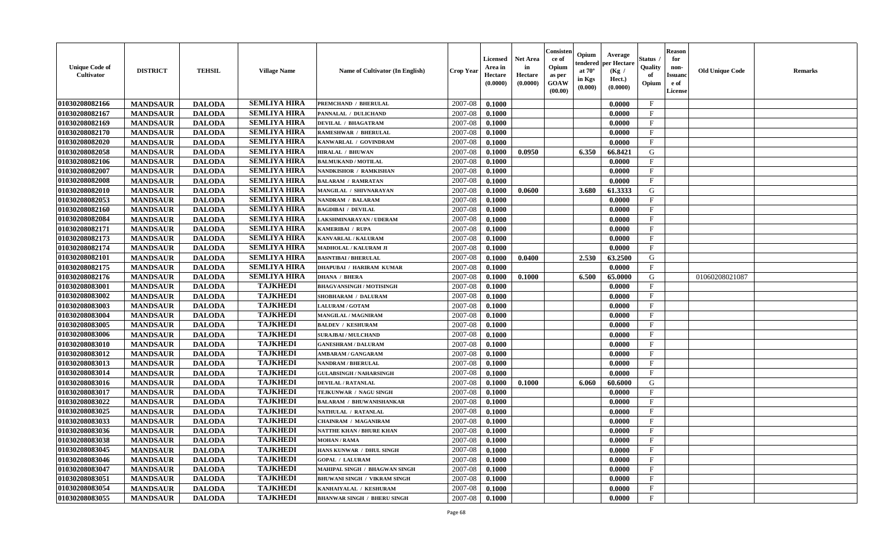| Unique Code of Cultivator | DISTRICT | TEHSIL | Village Name | Name of Cultivator (In English) | Crop Year | Licensed Area in Hectare (0.0000) | Net Area in Hectare (0.0000) | Consistence of Opium as per GOAW (00.00) | Opium tendered at 70° in Kgs (0.000) | Average per Hectare (Kg / Hect.) (0.0000) | Status / Quality of Opium | Reason for non-Issuance of License | Old Unique Code | Remarks |
|---|---|---|---|---|---|---|---|---|---|---|---|---|---|---|
| 01030208082166 | MANDSAUR | DALODA | SEMLIYA HIRA | PREMCHAND / BHERULAL | 2007-08 | 0.1000 | | | | 0.0000 | F | | | |
| 01030208082167 | MANDSAUR | DALODA | SEMLIYA HIRA | PANNALAL / DULICHAND | 2007-08 | 0.1000 | | | | 0.0000 | F | | | |
| 01030208082169 | MANDSAUR | DALODA | SEMLIYA HIRA | DEVILAL / BHAGATRAM | 2007-08 | 0.1000 | | | | 0.0000 | F | | | |
| 01030208082170 | MANDSAUR | DALODA | SEMLIYA HIRA | RAMESHWAR / BHERULAL | 2007-08 | 0.1000 | | | | 0.0000 | F | | | |
| 01030208082020 | MANDSAUR | DALODA | SEMLIYA HIRA | KANWARLAL / GOVINDRAM | 2007-08 | 0.1000 | | | | 0.0000 | F | | | |
| 01030208082058 | MANDSAUR | DALODA | SEMLIYA HIRA | HIRALAL / BHUWAN | 2007-08 | 0.1000 | 0.0950 | | 6.350 | 66.8421 | G | | | |
| 01030208082106 | MANDSAUR | DALODA | SEMLIYA HIRA | BALMUKAND / MOTILAL | 2007-08 | 0.1000 | | | | 0.0000 | F | | | |
| 01030208082007 | MANDSAUR | DALODA | SEMLIYA HIRA | NANDKISHOR / RAMKISHAN | 2007-08 | 0.1000 | | | | 0.0000 | F | | | |
| 01030208082008 | MANDSAUR | DALODA | SEMLIYA HIRA | BALARAM / RAMRATAN | 2007-08 | 0.1000 | | | | 0.0000 | F | | | |
| 01030208082010 | MANDSAUR | DALODA | SEMLIYA HIRA | MANGILAL / SHIVNARAYAN | 2007-08 | 0.1000 | 0.0600 | | 3.680 | 61.3333 | G | | | |
| 01030208082053 | MANDSAUR | DALODA | SEMLIYA HIRA | NANDRAM / BALARAM | 2007-08 | 0.1000 | | | | 0.0000 | F | | | |
| 01030208082160 | MANDSAUR | DALODA | SEMLIYA HIRA | BAGDIBAI / DEVILAL | 2007-08 | 0.1000 | | | | 0.0000 | F | | | |
| 01030208082084 | MANDSAUR | DALODA | SEMLIYA HIRA | LAKSHMINARAYAN / UDERAM | 2007-08 | 0.1000 | | | | 0.0000 | F | | | |
| 01030208082171 | MANDSAUR | DALODA | SEMLIYA HIRA | KAMERIBAI / RUPA | 2007-08 | 0.1000 | | | | 0.0000 | F | | | |
| 01030208082173 | MANDSAUR | DALODA | SEMLIYA HIRA | KANVARLAL / KALURAM | 2007-08 | 0.1000 | | | | 0.0000 | F | | | |
| 01030208082174 | MANDSAUR | DALODA | SEMLIYA HIRA | MADHOLAL / KALURAM JI | 2007-08 | 0.1000 | | | | 0.0000 | F | | | |
| 01030208082101 | MANDSAUR | DALODA | SEMLIYA HIRA | BASNTIBAI / BHERULAL | 2007-08 | 0.1000 | 0.0400 | | 2.530 | 63.2500 | G | | | |
| 01030208082175 | MANDSAUR | DALODA | SEMLIYA HIRA | DHAPUBAI / HARIRAM KUMAR | 2007-08 | 0.1000 | | | | 0.0000 | F | | | |
| 01030208082176 | MANDSAUR | DALODA | SEMLIYA HIRA | DHANA / BHERA | 2007-08 | 0.1000 | 0.1000 | | 6.500 | 65.0000 | G | | 01060208021087 | |
| 01030208083001 | MANDSAUR | DALODA | TAJKHEDI | BHAGVANSINGH / MOTISINGH | 2007-08 | 0.1000 | | | | 0.0000 | F | | | |
| 01030208083002 | MANDSAUR | DALODA | TAJKHEDI | SHOBHARAM / DALURAM | 2007-08 | 0.1000 | | | | 0.0000 | F | | | |
| 01030208083003 | MANDSAUR | DALODA | TAJKHEDI | LALURAM / GOTAM | 2007-08 | 0.1000 | | | | 0.0000 | F | | | |
| 01030208083004 | MANDSAUR | DALODA | TAJKHEDI | MANGILAL / MAGNIRAM | 2007-08 | 0.1000 | | | | 0.0000 | F | | | |
| 01030208083005 | MANDSAUR | DALODA | TAJKHEDI | BALDEV / KESHURAM | 2007-08 | 0.1000 | | | | 0.0000 | F | | | |
| 01030208083006 | MANDSAUR | DALODA | TAJKHEDI | SURAJBAI / MULCHAND | 2007-08 | 0.1000 | | | | 0.0000 | F | | | |
| 01030208083010 | MANDSAUR | DALODA | TAJKHEDI | GANESHRAM / DALURAM | 2007-08 | 0.1000 | | | | 0.0000 | F | | | |
| 01030208083012 | MANDSAUR | DALODA | TAJKHEDI | AMBARAM / GANGARAM | 2007-08 | 0.1000 | | | | 0.0000 | F | | | |
| 01030208083013 | MANDSAUR | DALODA | TAJKHEDI | NANDRAM / BHERULAL | 2007-08 | 0.1000 | | | | 0.0000 | F | | | |
| 01030208083014 | MANDSAUR | DALODA | TAJKHEDI | GULABSINGH / NAHARSINGH | 2007-08 | 0.1000 | | | | 0.0000 | F | | | |
| 01030208083016 | MANDSAUR | DALODA | TAJKHEDI | DEVILAL / RATANLAL | 2007-08 | 0.1000 | 0.1000 | | 6.060 | 60.6000 | G | | | |
| 01030208083017 | MANDSAUR | DALODA | TAJKHEDI | TEJKUNWAR / NAGU SINGH | 2007-08 | 0.1000 | | | | 0.0000 | F | | | |
| 01030208083022 | MANDSAUR | DALODA | TAJKHEDI | BALARAM / BHUWANISHANKAR | 2007-08 | 0.1000 | | | | 0.0000 | F | | | |
| 01030208083025 | MANDSAUR | DALODA | TAJKHEDI | NATHULAL / RATANLAL | 2007-08 | 0.1000 | | | | 0.0000 | F | | | |
| 01030208083033 | MANDSAUR | DALODA | TAJKHEDI | CHAINRAM / MAGANIRAM | 2007-08 | 0.1000 | | | | 0.0000 | F | | | |
| 01030208083036 | MANDSAUR | DALODA | TAJKHEDI | NATTHE KHAN / BHURE KHAN | 2007-08 | 0.1000 | | | | 0.0000 | F | | | |
| 01030208083038 | MANDSAUR | DALODA | TAJKHEDI | MOHAN / RAMA | 2007-08 | 0.1000 | | | | 0.0000 | F | | | |
| 01030208083045 | MANDSAUR | DALODA | TAJKHEDI | HANS KUNWAR / DHUL SINGH | 2007-08 | 0.1000 | | | | 0.0000 | F | | | |
| 01030208083046 | MANDSAUR | DALODA | TAJKHEDI | GOPAL / LALURAM | 2007-08 | 0.1000 | | | | 0.0000 | F | | | |
| 01030208083047 | MANDSAUR | DALODA | TAJKHEDI | MAHIPAL SINGH / BHAGWAN SINGH | 2007-08 | 0.1000 | | | | 0.0000 | F | | | |
| 01030208083051 | MANDSAUR | DALODA | TAJKHEDI | BHUWANI SINGH / VIKRAM SINGH | 2007-08 | 0.1000 | | | | 0.0000 | F | | | |
| 01030208083054 | MANDSAUR | DALODA | TAJKHEDI | KANHAIYALAL / KESHURAM | 2007-08 | 0.1000 | | | | 0.0000 | F | | | |
| 01030208083055 | MANDSAUR | DALODA | TAJKHEDI | BHANWAR SINGH / BHERU SINGH | 2007-08 | 0.1000 | | | | 0.0000 | F | | | |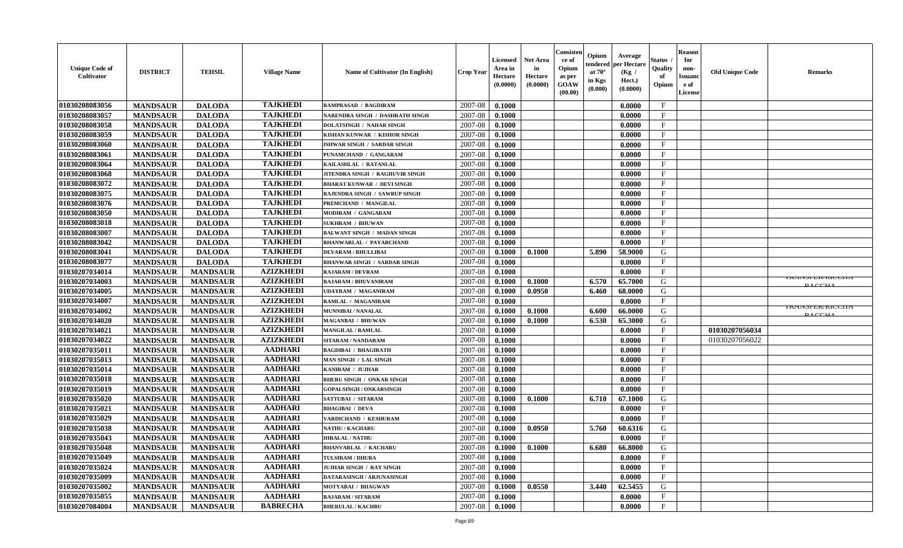| Unique Code of Cultivator | DISTRICT | TEHSIL | Village Name | Name of Cultivator (In English) | Crop Year | Licensed Area in Hectare (0.0000) | Net Area in Hectare (0.0000) | Consistence of Opium as per GOAW (00.00) | Opium tendered at 70° in Kgs (0.000) | Average per Hectare (Kg / Hect.) (0.0000) | Status / Quality of Opium | Reason for non-Issuance of License | Old Unique Code | Remarks |
|---|---|---|---|---|---|---|---|---|---|---|---|---|---|---|
| 01030208083056 | MANDSAUR | DALODA | TAJKHEDI | RAMPRASAD / BAGDIRAM | 2007-08 | 0.1000 | | | | 0.0000 | F | | | |
| 01030208083057 | MANDSAUR | DALODA | TAJKHEDI | NARENDRA SINGH / DASHRATH SINGH | 2007-08 | 0.1000 | | | | 0.0000 | F | | | |
| 01030208083058 | MANDSAUR | DALODA | TAJKHEDI | DOLATSINGH / NAHAR SINGH | 2007-08 | 0.1000 | | | | 0.0000 | F | | | |
| 01030208083059 | MANDSAUR | DALODA | TAJKHEDI | KISHAN KUNWAR / KISHOR SINGH | 2007-08 | 0.1000 | | | | 0.0000 | F | | | |
| 01030208083060 | MANDSAUR | DALODA | TAJKHEDI | ISHWAR SINGH / SARDAR SINGH | 2007-08 | 0.1000 | | | | 0.0000 | F | | | |
| 01030208083061 | MANDSAUR | DALODA | TAJKHEDI | PUNAMCHAND / GANGARAM | 2007-08 | 0.1000 | | | | 0.0000 | F | | | |
| 01030208083064 | MANDSAUR | DALODA | TAJKHEDI | KAILASHLAL / RATANLAL | 2007-08 | 0.1000 | | | | 0.0000 | F | | | |
| 01030208083068 | MANDSAUR | DALODA | TAJKHEDI | JITENDRA SINGH / RAGHUVIR SINGH | 2007-08 | 0.1000 | | | | 0.0000 | F | | | |
| 01030208083072 | MANDSAUR | DALODA | TAJKHEDI | BHARAT KUNWAR / DEVI SINGH | 2007-08 | 0.1000 | | | | 0.0000 | F | | | |
| 01030208083075 | MANDSAUR | DALODA | TAJKHEDI | RAJENDRA SINGH / SAWRUP SINGH | 2007-08 | 0.1000 | | | | 0.0000 | F | | | |
| 01030208083076 | MANDSAUR | DALODA | TAJKHEDI | PREMCHAND / MANGILAL | 2007-08 | 0.1000 | | | | 0.0000 | F | | | |
| 01030208083050 | MANDSAUR | DALODA | TAJKHEDI | MODIRAM / GANGARAM | 2007-08 | 0.1000 | | | | 0.0000 | F | | | |
| 01030208083018 | MANDSAUR | DALODA | TAJKHEDI | SUKHRAM / BHUWAN | 2007-08 | 0.1000 | | | | 0.0000 | F | | | |
| 01030208083007 | MANDSAUR | DALODA | TAJKHEDI | BALWANT SINGH / MADAN SINGH | 2007-08 | 0.1000 | | | | 0.0000 | F | | | |
| 01030208083042 | MANDSAUR | DALODA | TAJKHEDI | BHANWARLAL / PAYARCHAND | 2007-08 | 0.1000 | | | | 0.0000 | F | | | |
| 01030208083041 | MANDSAUR | DALODA | TAJKHEDI | DEVARAM / BHULLIBAI | 2007-08 | 0.1000 | 0.1000 | | 5.890 | 58.9000 | G | | | |
| 01030208083077 | MANDSAUR | DALODA | TAJKHEDI | BHANWAR SINGH / SARDAR SINGH | 2007-08 | 0.1000 | | | | 0.0000 | F | | | |
| 01030207034014 | MANDSAUR | MANDSAUR | AZIZKHEDI | RAJARAM / DEVRAM | 2007-08 | 0.1000 | | | | 0.0000 | F | | | |
| 01030207034003 | MANDSAUR | MANDSAUR | AZIZKHEDI | RAJARAM / BHUVANIRAM | 2007-08 | 0.1000 | 0.1000 | | 6.570 | 65.7000 | G | | | TRANSFER/RICCHA BACCHA |
| 01030207034005 | MANDSAUR | MANDSAUR | AZIZKHEDI | UDAYRAM / MAGANIRAM | 2007-08 | 0.1000 | 0.0950 | | 6.460 | 68.0000 | G | | | |
| 01030207034007 | MANDSAUR | MANDSAUR | AZIZKHEDI | RAMLAL / MAGANIRAM | 2007-08 | 0.1000 | | | | 0.0000 | F | | | |
| 01030207034002 | MANDSAUR | MANDSAUR | AZIZKHEDI | MUNNIBAI / NANALAL | 2007-08 | 0.1000 | 0.1000 | | 6.600 | 66.0000 | G | | | TRANSFER/RICCHA BACCHA |
| 01030207034020 | MANDSAUR | MANDSAUR | AZIZKHEDI | MAGANBAI / BHUWAN | 2007-08 | 0.1000 | 0.1000 | | 6.530 | 65.3000 | G | | | |
| 01030207034021 | MANDSAUR | MANDSAUR | AZIZKHEDI | MANGILAL / RAMLAL | 2007-08 | 0.1000 | | | | 0.0000 | F | | 01030207056034 | |
| 01030207034022 | MANDSAUR | MANDSAUR | AZIZKHEDI | SITARAM / NANDARAM | 2007-08 | 0.1000 | | | | 0.0000 | F | | 01030207056022 | |
| 01030207035011 | MANDSAUR | MANDSAUR | AADHARI | BAGDIBAI / BHAGIRATH | 2007-08 | 0.1000 | | | | 0.0000 | F | | | |
| 01030207035013 | MANDSAUR | MANDSAUR | AADHARI | MAN SINGH / LAL SINGH | 2007-08 | 0.1000 | | | | 0.0000 | F | | | |
| 01030207035014 | MANDSAUR | MANDSAUR | AADHARI | KANIRAM / JUJHAR | 2007-08 | 0.1000 | | | | 0.0000 | F | | | |
| 01030207035018 | MANDSAUR | MANDSAUR | AADHARI | BHERU SINGH / ONKAR SINGH | 2007-08 | 0.1000 | | | | 0.0000 | F | | | |
| 01030207035019 | MANDSAUR | MANDSAUR | AADHARI | GOPALSINGH / ONKARSINGH | 2007-08 | 0.1000 | | | | 0.0000 | F | | | |
| 01030207035020 | MANDSAUR | MANDSAUR | AADHARI | SATTUBAI / SITARAM | 2007-08 | 0.1000 | 0.1000 | | 6.710 | 67.1000 | G | | | |
| 01030207035021 | MANDSAUR | MANDSAUR | AADHARI | BHAGIBAI / DEVA | 2007-08 | 0.1000 | | | | 0.0000 | F | | | |
| 01030207035029 | MANDSAUR | MANDSAUR | AADHARI | VARDICHAND / KESHURAM | 2007-08 | 0.1000 | | | | 0.0000 | F | | | |
| 01030207035038 | MANDSAUR | MANDSAUR | AADHARI | NATHU / KACHARU | 2007-08 | 0.1000 | 0.0950 | | 5.760 | 60.6316 | G | | | |
| 01030207035043 | MANDSAUR | MANDSAUR | AADHARI | HIRALAL / NATHU | 2007-08 | 0.1000 | | | | 0.0000 | F | | | |
| 01030207035048 | MANDSAUR | MANDSAUR | AADHARI | BHANVARLAL / KACHARU | 2007-08 | 0.1000 | 0.1000 | | 6.680 | 66.8000 | G | | | |
| 01030207035049 | MANDSAUR | MANDSAUR | AADHARI | TULSIRAM / DHURA | 2007-08 | 0.1000 | | | | 0.0000 | F | | | |
| 01030207035024 | MANDSAUR | MANDSAUR | AADHARI | JUJHAR SINGH / RAY SINGH | 2007-08 | 0.1000 | | | | 0.0000 | F | | | |
| 01030207035009 | MANDSAUR | MANDSAUR | AADHARI | DATARASINGH / ARJUNASINGH | 2007-08 | 0.1000 | | | | 0.0000 | F | | | |
| 01030207035002 | MANDSAUR | MANDSAUR | AADHARI | MOTYABAI / BHAGWAN | 2007-08 | 0.1000 | 0.0550 | | 3.440 | 62.5455 | G | | | |
| 01030207035055 | MANDSAUR | MANDSAUR | AADHARI | RAJARAM / SITARAM | 2007-08 | 0.1000 | | | | 0.0000 | F | | | |
| 01030207084004 | MANDSAUR | MANDSAUR | BABRECHA | BHERULAL / KACHRU | 2007-08 | 0.1000 | | | | 0.0000 | F | | | |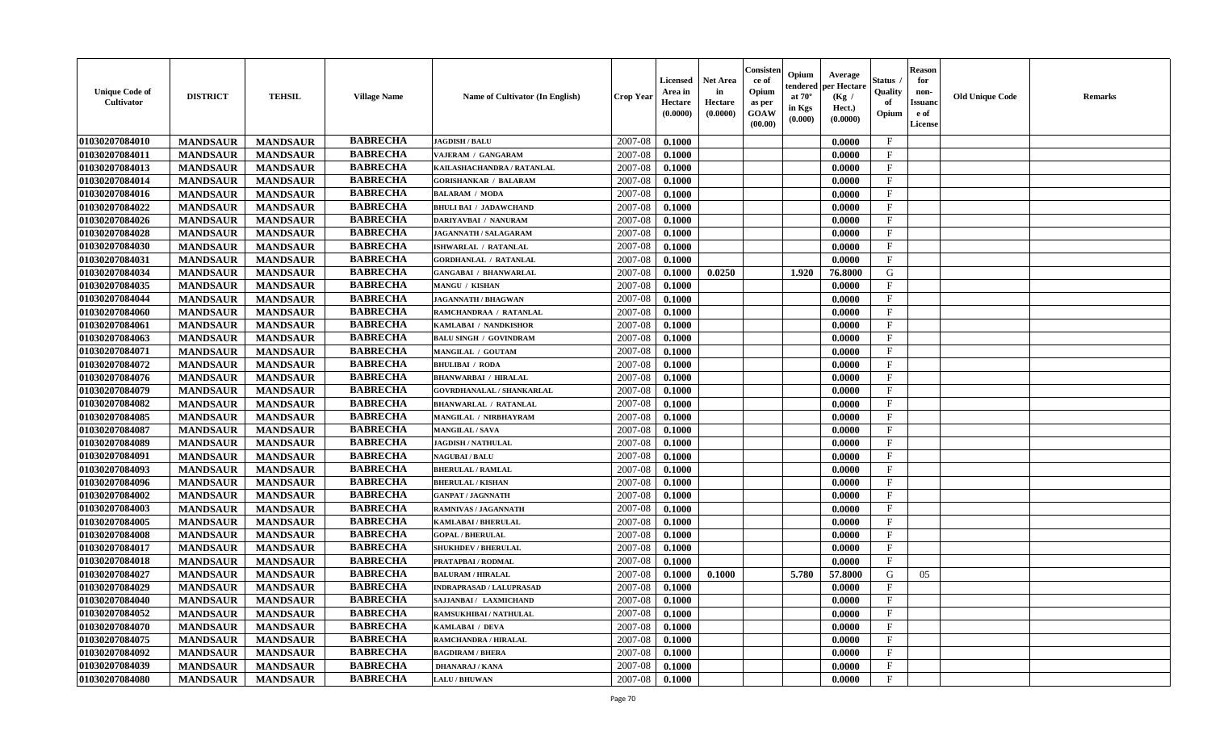| Unique Code of Cultivator | DISTRICT | TEHSIL | Village Name | Name of Cultivator (In English) | Crop Year | Licensed Area in Hectare (0.0000) | Net Area in Hectare (0.0000) | Consistence of Opium as per GOAW (00.00) | Opium tendered at 70° in Kgs (0.000) | Average per Hectare (Kg / Hect.) (0.0000) | Status / Quality of Opium | Reason for non-Issuance of License | Old Unique Code | Remarks |
|---|---|---|---|---|---|---|---|---|---|---|---|---|---|---|
| 01030207084010 | MANDSAUR | MANDSAUR | BABRECHA | JAGDISH / BALU | 2007-08 | 0.1000 | | | | 0.0000 | F | | | |
| 01030207084011 | MANDSAUR | MANDSAUR | BABRECHA | VAJERAM / GANGARAM | 2007-08 | 0.1000 | | | | 0.0000 | F | | | |
| 01030207084013 | MANDSAUR | MANDSAUR | BABRECHA | KAILASHACHANDRA / RATANLAL | 2007-08 | 0.1000 | | | | 0.0000 | F | | | |
| 01030207084014 | MANDSAUR | MANDSAUR | BABRECHA | GORISHANKAR / BALARAM | 2007-08 | 0.1000 | | | | 0.0000 | F | | | |
| 01030207084016 | MANDSAUR | MANDSAUR | BABRECHA | BALARAM / MODA | 2007-08 | 0.1000 | | | | 0.0000 | F | | | |
| 01030207084022 | MANDSAUR | MANDSAUR | BABRECHA | BHULI BAI / JADAWCHAND | 2007-08 | 0.1000 | | | | 0.0000 | F | | | |
| 01030207084026 | MANDSAUR | MANDSAUR | BABRECHA | DARIYAVBAI / NANURAM | 2007-08 | 0.1000 | | | | 0.0000 | F | | | |
| 01030207084028 | MANDSAUR | MANDSAUR | BABRECHA | JAGANNATH / SALAGARAM | 2007-08 | 0.1000 | | | | 0.0000 | F | | | |
| 01030207084030 | MANDSAUR | MANDSAUR | BABRECHA | ISHWARLAL / RATANLAL | 2007-08 | 0.1000 | | | | 0.0000 | F | | | |
| 01030207084031 | MANDSAUR | MANDSAUR | BABRECHA | GORDHANLAL / RATANLAL | 2007-08 | 0.1000 | | | | 0.0000 | F | | | |
| 01030207084034 | MANDSAUR | MANDSAUR | BABRECHA | GANGABAI / BHANWARLAL | 2007-08 | 0.1000 | 0.0250 | | 1.920 | 76.8000 | G | | | |
| 01030207084035 | MANDSAUR | MANDSAUR | BABRECHA | MANGU / KISHAN | 2007-08 | 0.1000 | | | | 0.0000 | F | | | |
| 01030207084044 | MANDSAUR | MANDSAUR | BABRECHA | JAGANNATH / BHAGWAN | 2007-08 | 0.1000 | | | | 0.0000 | F | | | |
| 01030207084060 | MANDSAUR | MANDSAUR | BABRECHA | RAMCHANDRAA / RATANLAL | 2007-08 | 0.1000 | | | | 0.0000 | F | | | |
| 01030207084061 | MANDSAUR | MANDSAUR | BABRECHA | KAMLABAI / NANDKISHOR | 2007-08 | 0.1000 | | | | 0.0000 | F | | | |
| 01030207084063 | MANDSAUR | MANDSAUR | BABRECHA | BALU SINGH / GOVINDRAM | 2007-08 | 0.1000 | | | | 0.0000 | F | | | |
| 01030207084071 | MANDSAUR | MANDSAUR | BABRECHA | MANGILAL / GOUTAM | 2007-08 | 0.1000 | | | | 0.0000 | F | | | |
| 01030207084072 | MANDSAUR | MANDSAUR | BABRECHA | BHULIBAI / RODA | 2007-08 | 0.1000 | | | | 0.0000 | F | | | |
| 01030207084076 | MANDSAUR | MANDSAUR | BABRECHA | BHANWARBAI / HIRALAL | 2007-08 | 0.1000 | | | | 0.0000 | F | | | |
| 01030207084079 | MANDSAUR | MANDSAUR | BABRECHA | GOVRDHANALAL / SHANKARLAL | 2007-08 | 0.1000 | | | | 0.0000 | F | | | |
| 01030207084082 | MANDSAUR | MANDSAUR | BABRECHA | BHANWARLAL / RATANLAL | 2007-08 | 0.1000 | | | | 0.0000 | F | | | |
| 01030207084085 | MANDSAUR | MANDSAUR | BABRECHA | MANGILAL / NIRBHAYRAM | 2007-08 | 0.1000 | | | | 0.0000 | F | | | |
| 01030207084087 | MANDSAUR | MANDSAUR | BABRECHA | MANGILAL / SAVA | 2007-08 | 0.1000 | | | | 0.0000 | F | | | |
| 01030207084089 | MANDSAUR | MANDSAUR | BABRECHA | JAGDISH / NATHULAL | 2007-08 | 0.1000 | | | | 0.0000 | F | | | |
| 01030207084091 | MANDSAUR | MANDSAUR | BABRECHA | NAGUBAI / BALU | 2007-08 | 0.1000 | | | | 0.0000 | F | | | |
| 01030207084093 | MANDSAUR | MANDSAUR | BABRECHA | BHERULAL / RAMLAL | 2007-08 | 0.1000 | | | | 0.0000 | F | | | |
| 01030207084096 | MANDSAUR | MANDSAUR | BABRECHA | BHERULAL / KISHAN | 2007-08 | 0.1000 | | | | 0.0000 | F | | | |
| 01030207084002 | MANDSAUR | MANDSAUR | BABRECHA | GANPAT / JAGNNATH | 2007-08 | 0.1000 | | | | 0.0000 | F | | | |
| 01030207084003 | MANDSAUR | MANDSAUR | BABRECHA | RAMNIVAS / JAGANNATH | 2007-08 | 0.1000 | | | | 0.0000 | F | | | |
| 01030207084005 | MANDSAUR | MANDSAUR | BABRECHA | KAMLABAI / BHERULAL | 2007-08 | 0.1000 | | | | 0.0000 | F | | | |
| 01030207084008 | MANDSAUR | MANDSAUR | BABRECHA | GOPAL / BHERULAL | 2007-08 | 0.1000 | | | | 0.0000 | F | | | |
| 01030207084017 | MANDSAUR | MANDSAUR | BABRECHA | SHUKHDEV / BHERULAL | 2007-08 | 0.1000 | | | | 0.0000 | F | | | |
| 01030207084018 | MANDSAUR | MANDSAUR | BABRECHA | PRATAPBAI / RODMAL | 2007-08 | 0.1000 | | | | 0.0000 | F | | | |
| 01030207084027 | MANDSAUR | MANDSAUR | BABRECHA | BALURAM / HIRALAL | 2007-08 | 0.1000 | 0.1000 | | 5.780 | 57.8000 | G | 05 | | |
| 01030207084029 | MANDSAUR | MANDSAUR | BABRECHA | INDRAPRASAD / LALUPRASAD | 2007-08 | 0.1000 | | | | 0.0000 | F | | | |
| 01030207084040 | MANDSAUR | MANDSAUR | BABRECHA | SAJJANBAI / LAXMICHAND | 2007-08 | 0.1000 | | | | 0.0000 | F | | | |
| 01030207084052 | MANDSAUR | MANDSAUR | BABRECHA | RAMSUKHIBAI / NATHULAL | 2007-08 | 0.1000 | | | | 0.0000 | F | | | |
| 01030207084070 | MANDSAUR | MANDSAUR | BABRECHA | KAMLABAI / DEVA | 2007-08 | 0.1000 | | | | 0.0000 | F | | | |
| 01030207084075 | MANDSAUR | MANDSAUR | BABRECHA | RAMCHANDRA / HIRALAL | 2007-08 | 0.1000 | | | | 0.0000 | F | | | |
| 01030207084092 | MANDSAUR | MANDSAUR | BABRECHA | BAGDIRAM / BHERA | 2007-08 | 0.1000 | | | | 0.0000 | F | | | |
| 01030207084039 | MANDSAUR | MANDSAUR | BABRECHA | DHANARAJ / KANA | 2007-08 | 0.1000 | | | | 0.0000 | F | | | |
| 01030207084080 | MANDSAUR | MANDSAUR | BABRECHA | LALU / BHUWAN | 2007-08 | 0.1000 | | | | 0.0000 | F | | | |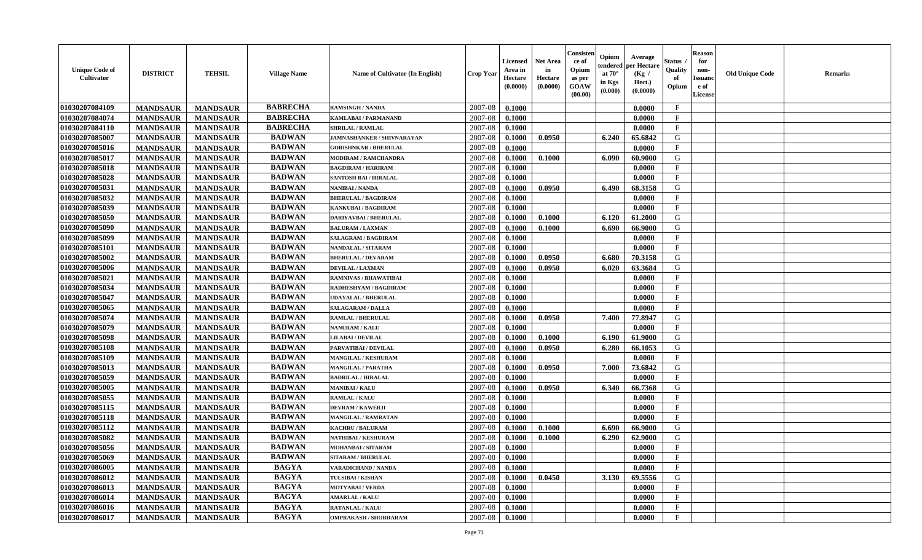| Unique Code of Cultivator | DISTRICT | TEHSIL | Village Name | Name of Cultivator (In English) | Crop Year | Licensed Area in Hectare (0.0000) | Net Area in Hectare (0.0000) | Consistence of Opium as per GOAW (00.00) | Opium tendered at 70° in Kgs (0.000) | Average per Hectare (Kg / Hect.) (0.0000) | Status / Quality of Opium | Reason for non-Issuance of License | Old Unique Code | Remarks |
|---|---|---|---|---|---|---|---|---|---|---|---|---|---|---|
| 01030207084109 | MANDSAUR | MANDSAUR | BABRECHA | RAMSINGH / NANDA | 2007-08 | 0.1000 | | | | 0.0000 | F | | | |
| 01030207084074 | MANDSAUR | MANDSAUR | BABRECHA | KAMLABAI / PARMANAND | 2007-08 | 0.1000 | | | | 0.0000 | F | | | |
| 01030207084110 | MANDSAUR | MANDSAUR | BABRECHA | SHRILAL / RAMLAL | 2007-08 | 0.1000 | | | | 0.0000 | F | | | |
| 01030207085007 | MANDSAUR | MANDSAUR | BADWAN | JAMNASHANKER / SHIVNARAYAN | 2007-08 | 0.1000 | 0.0950 | | 6.240 | 65.6842 | G | | | |
| 01030207085016 | MANDSAUR | MANDSAUR | BADWAN | GORISHNKAR / BHERULAL | 2007-08 | 0.1000 | | | | 0.0000 | F | | | |
| 01030207085017 | MANDSAUR | MANDSAUR | BADWAN | MODIRAM / RAMCHANDRA | 2007-08 | 0.1000 | 0.1000 | | 6.090 | 60.9000 | G | | | |
| 01030207085018 | MANDSAUR | MANDSAUR | BADWAN | BAGDIRAM / HARIRAM | 2007-08 | 0.1000 | | | | 0.0000 | F | | | |
| 01030207085028 | MANDSAUR | MANDSAUR | BADWAN | SANTOSH BAI / HIRALAL | 2007-08 | 0.1000 | | | | 0.0000 | F | | | |
| 01030207085031 | MANDSAUR | MANDSAUR | BADWAN | NANIBAI / NANDA | 2007-08 | 0.1000 | 0.0950 | | 6.490 | 68.3158 | G | | | |
| 01030207085032 | MANDSAUR | MANDSAUR | BADWAN | BHERULAL / BAGDIRAM | 2007-08 | 0.1000 | | | | 0.0000 | F | | | |
| 01030207085039 | MANDSAUR | MANDSAUR | BADWAN | KANKUBAI / BAGDIRAM | 2007-08 | 0.1000 | | | | 0.0000 | F | | | |
| 01030207085050 | MANDSAUR | MANDSAUR | BADWAN | DARIYAVBAI / BHERULAL | 2007-08 | 0.1000 | 0.1000 | | 6.120 | 61.2000 | G | | | |
| 01030207085090 | MANDSAUR | MANDSAUR | BADWAN | BALURAM / LAXMAN | 2007-08 | 0.1000 | 0.1000 | | 6.690 | 66.9000 | G | | | |
| 01030207085099 | MANDSAUR | MANDSAUR | BADWAN | SALAGRAM / BAGDIRAM | 2007-08 | 0.1000 | | | | 0.0000 | F | | | |
| 01030207085101 | MANDSAUR | MANDSAUR | BADWAN | NANDALAL / SITARAM | 2007-08 | 0.1000 | | | | 0.0000 | F | | | |
| 01030207085002 | MANDSAUR | MANDSAUR | BADWAN | BHERULAL / DEVARAM | 2007-08 | 0.1000 | 0.0950 | | 6.680 | 70.3158 | G | | | |
| 01030207085006 | MANDSAUR | MANDSAUR | BADWAN | DEVILAL / LAXMAN | 2007-08 | 0.1000 | 0.0950 | | 6.020 | 63.3684 | G | | | |
| 01030207085021 | MANDSAUR | MANDSAUR | BADWAN | RAMNIVAS / BHAWATIBAI | 2007-08 | 0.1000 | | | | 0.0000 | F | | | |
| 01030207085034 | MANDSAUR | MANDSAUR | BADWAN | RADHESHYAM / BAGDIRAM | 2007-08 | 0.1000 | | | | 0.0000 | F | | | |
| 01030207085047 | MANDSAUR | MANDSAUR | BADWAN | UDAYALAL / BHERULAL | 2007-08 | 0.1000 | | | | 0.0000 | F | | | |
| 01030207085065 | MANDSAUR | MANDSAUR | BADWAN | SALAGARAM / DALLA | 2007-08 | 0.1000 | | | | 0.0000 | F | | | |
| 01030207085074 | MANDSAUR | MANDSAUR | BADWAN | RAMLAL / BHERULAL | 2007-08 | 0.1000 | 0.0950 | | 7.400 | 77.8947 | G | | | |
| 01030207085079 | MANDSAUR | MANDSAUR | BADWAN | NANURAM / KALU | 2007-08 | 0.1000 | | | | 0.0000 | F | | | |
| 01030207085098 | MANDSAUR | MANDSAUR | BADWAN | LILABAI / DEVILAL | 2007-08 | 0.1000 | 0.1000 | | 6.190 | 61.9000 | G | | | |
| 01030207085108 | MANDSAUR | MANDSAUR | BADWAN | PARVATIBAI / DEVILAL | 2007-08 | 0.1000 | 0.0950 | | 6.280 | 66.1053 | G | | | |
| 01030207085109 | MANDSAUR | MANDSAUR | BADWAN | MANGILAL / KESHURAM | 2007-08 | 0.1000 | | | | 0.0000 | F | | | |
| 01030207085013 | MANDSAUR | MANDSAUR | BADWAN | MANGILAL / PARATHA | 2007-08 | 0.1000 | 0.0950 | | 7.000 | 73.6842 | G | | | |
| 01030207085059 | MANDSAUR | MANDSAUR | BADWAN | BADRILAL / HIRALAL | 2007-08 | 0.1000 | | | | 0.0000 | F | | | |
| 01030207085005 | MANDSAUR | MANDSAUR | BADWAN | MANIBAI / KALU | 2007-08 | 0.1000 | 0.0950 | | 6.340 | 66.7368 | G | | | |
| 01030207085055 | MANDSAUR | MANDSAUR | BADWAN | RAMLAL / KALU | 2007-08 | 0.1000 | | | | 0.0000 | F | | | |
| 01030207085115 | MANDSAUR | MANDSAUR | BADWAN | DEVRAM / KAWERJI | 2007-08 | 0.1000 | | | | 0.0000 | F | | | |
| 01030207085118 | MANDSAUR | MANDSAUR | BADWAN | MANGILAL / RAMRATAN | 2007-08 | 0.1000 | | | | 0.0000 | F | | | |
| 01030207085112 | MANDSAUR | MANDSAUR | BADWAN | KACHRU / BALURAM | 2007-08 | 0.1000 | 0.1000 | | 6.690 | 66.9000 | G | | | |
| 01030207085082 | MANDSAUR | MANDSAUR | BADWAN | NATHIBAI / KESHURAM | 2007-08 | 0.1000 | 0.1000 | | 6.290 | 62.9000 | G | | | |
| 01030207085056 | MANDSAUR | MANDSAUR | BADWAN | MOHANBAI / SITARAM | 2007-08 | 0.1000 | | | | 0.0000 | F | | | |
| 01030207085069 | MANDSAUR | MANDSAUR | BADWAN | SITARAM / BHERULAL | 2007-08 | 0.1000 | | | | 0.0000 | F | | | |
| 01030207086005 | MANDSAUR | MANDSAUR | BAGYA | VARADICHAND / NANDA | 2007-08 | 0.1000 | | | | 0.0000 | F | | | |
| 01030207086012 | MANDSAUR | MANDSAUR | BAGYA | TULSIBAI / KISHAN | 2007-08 | 0.1000 | 0.0450 | | 3.130 | 69.5556 | G | | | |
| 01030207086013 | MANDSAUR | MANDSAUR | BAGYA | MOTYABAI / VERDA | 2007-08 | 0.1000 | | | | 0.0000 | F | | | |
| 01030207086014 | MANDSAUR | MANDSAUR | BAGYA | AMARLAL / KALU | 2007-08 | 0.1000 | | | | 0.0000 | F | | | |
| 01030207086016 | MANDSAUR | MANDSAUR | BAGYA | RATANLAL / KALU | 2007-08 | 0.1000 | | | | 0.0000 | F | | | |
| 01030207086017 | MANDSAUR | MANDSAUR | BAGYA | OMPRAKASH / SHOBHARAM | 2007-08 | 0.1000 | | | | 0.0000 | F | | | |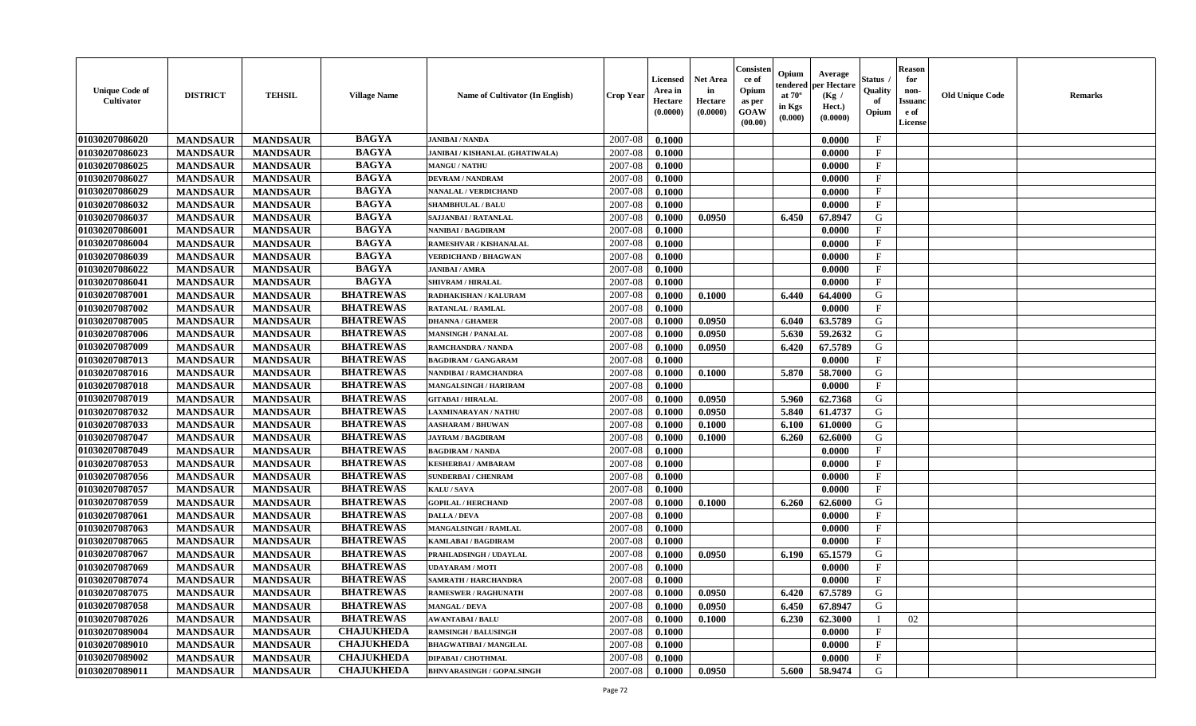| Unique Code of Cultivator | DISTRICT | TEHSIL | Village Name | Name of Cultivator (In English) | Crop Year | Licensed Area in Hectare (0.0000) | Net Area in Hectare (0.0000) | Consistence of Opium as per GOAW (00.00) | Opium tendered at 70° in Kgs (0.000) | Average per Hectare (Kg / Hect.) (0.0000) | Status / Quality of Opium | Reason for non-Issuance of License | Old Unique Code | Remarks |
|---|---|---|---|---|---|---|---|---|---|---|---|---|---|---|
| 01030207086020 | MANDSAUR | MANDSAUR | BAGYA | JANIBAI / NANDA | 2007-08 | 0.1000 | | | | 0.0000 | F | | | |
| 01030207086023 | MANDSAUR | MANDSAUR | BAGYA | JANIBAI / KISHANLAL (GHATIWALA) | 2007-08 | 0.1000 | | | | 0.0000 | F | | | |
| 01030207086025 | MANDSAUR | MANDSAUR | BAGYA | MANGU / NATHU | 2007-08 | 0.1000 | | | | 0.0000 | F | | | |
| 01030207086027 | MANDSAUR | MANDSAUR | BAGYA | DEVRAM / NANDRAM | 2007-08 | 0.1000 | | | | 0.0000 | F | | | |
| 01030207086029 | MANDSAUR | MANDSAUR | BAGYA | NANALAL / VERDICHAND | 2007-08 | 0.1000 | | | | 0.0000 | F | | | |
| 01030207086032 | MANDSAUR | MANDSAUR | BAGYA | SHAMBHULAL / BALU | 2007-08 | 0.1000 | | | | 0.0000 | F | | | |
| 01030207086037 | MANDSAUR | MANDSAUR | BAGYA | SAJJANBAI / RATANLAL | 2007-08 | 0.1000 | 0.0950 | | 6.450 | 67.8947 | G | | | |
| 01030207086001 | MANDSAUR | MANDSAUR | BAGYA | NANIBAI / BAGDIRAM | 2007-08 | 0.1000 | | | | 0.0000 | F | | | |
| 01030207086004 | MANDSAUR | MANDSAUR | BAGYA | RAMESHVAR / KISHANALAL | 2007-08 | 0.1000 | | | | 0.0000 | F | | | |
| 01030207086039 | MANDSAUR | MANDSAUR | BAGYA | VERDICHAND / BHAGWAN | 2007-08 | 0.1000 | | | | 0.0000 | F | | | |
| 01030207086022 | MANDSAUR | MANDSAUR | BAGYA | JANIBAI / AMRA | 2007-08 | 0.1000 | | | | 0.0000 | F | | | |
| 01030207086041 | MANDSAUR | MANDSAUR | BAGYA | SHIVRAM / HIRALAL | 2007-08 | 0.1000 | | | | 0.0000 | F | | | |
| 01030207087001 | MANDSAUR | MANDSAUR | BHATREWAS | RADHAKISHAN / KALURAM | 2007-08 | 0.1000 | 0.1000 | | 6.440 | 64.4000 | G | | | |
| 01030207087002 | MANDSAUR | MANDSAUR | BHATREWAS | RATANLAL / RAMLAL | 2007-08 | 0.1000 | | | | 0.0000 | F | | | |
| 01030207087005 | MANDSAUR | MANDSAUR | BHATREWAS | DHANNA / GHAMER | 2007-08 | 0.1000 | 0.0950 | | 6.040 | 63.5789 | G | | | |
| 01030207087006 | MANDSAUR | MANDSAUR | BHATREWAS | MANSINGH / PANALAL | 2007-08 | 0.1000 | 0.0950 | | 5.630 | 59.2632 | G | | | |
| 01030207087009 | MANDSAUR | MANDSAUR | BHATREWAS | RAMCHANDRA / NANDA | 2007-08 | 0.1000 | 0.0950 | | 6.420 | 67.5789 | G | | | |
| 01030207087013 | MANDSAUR | MANDSAUR | BHATREWAS | BAGDIRAM / GANGARAM | 2007-08 | 0.1000 | | | | 0.0000 | F | | | |
| 01030207087016 | MANDSAUR | MANDSAUR | BHATREWAS | NANDIBAI / RAMCHANDRA | 2007-08 | 0.1000 | 0.1000 | | 5.870 | 58.7000 | G | | | |
| 01030207087018 | MANDSAUR | MANDSAUR | BHATREWAS | MANGALSINGH / HARIRAM | 2007-08 | 0.1000 | | | | 0.0000 | F | | | |
| 01030207087019 | MANDSAUR | MANDSAUR | BHATREWAS | GITABAI / HIRALAL | 2007-08 | 0.1000 | 0.0950 | | 5.960 | 62.7368 | G | | | |
| 01030207087032 | MANDSAUR | MANDSAUR | BHATREWAS | LAXMINARAYAN / NATHU | 2007-08 | 0.1000 | 0.0950 | | 5.840 | 61.4737 | G | | | |
| 01030207087033 | MANDSAUR | MANDSAUR | BHATREWAS | AASHARAM / BHUWAN | 2007-08 | 0.1000 | 0.1000 | | 6.100 | 61.0000 | G | | | |
| 01030207087047 | MANDSAUR | MANDSAUR | BHATREWAS | JAYRAM / BAGDIRAM | 2007-08 | 0.1000 | 0.1000 | | 6.260 | 62.6000 | G | | | |
| 01030207087049 | MANDSAUR | MANDSAUR | BHATREWAS | BAGDIRAM / NANDA | 2007-08 | 0.1000 | | | | 0.0000 | F | | | |
| 01030207087053 | MANDSAUR | MANDSAUR | BHATREWAS | KESHERBAI / AMBARAM | 2007-08 | 0.1000 | | | | 0.0000 | F | | | |
| 01030207087056 | MANDSAUR | MANDSAUR | BHATREWAS | SUNDERBAI / CHENRAM | 2007-08 | 0.1000 | | | | 0.0000 | F | | | |
| 01030207087057 | MANDSAUR | MANDSAUR | BHATREWAS | KALU / SAVA | 2007-08 | 0.1000 | | | | 0.0000 | F | | | |
| 01030207087059 | MANDSAUR | MANDSAUR | BHATREWAS | GOPILAL / HERCHAND | 2007-08 | 0.1000 | 0.1000 | | 6.260 | 62.6000 | G | | | |
| 01030207087061 | MANDSAUR | MANDSAUR | BHATREWAS | DALLA / DEVA | 2007-08 | 0.1000 | | | | 0.0000 | F | | | |
| 01030207087063 | MANDSAUR | MANDSAUR | BHATREWAS | MANGALSINGH / RAMLAL | 2007-08 | 0.1000 | | | | 0.0000 | F | | | |
| 01030207087065 | MANDSAUR | MANDSAUR | BHATREWAS | KAMLABAI / BAGDIRAM | 2007-08 | 0.1000 | | | | 0.0000 | F | | | |
| 01030207087067 | MANDSAUR | MANDSAUR | BHATREWAS | PRAHLADSINGH / UDAYLAL | 2007-08 | 0.1000 | 0.0950 | | 6.190 | 65.1579 | G | | | |
| 01030207087069 | MANDSAUR | MANDSAUR | BHATREWAS | UDAYARAM / MOTI | 2007-08 | 0.1000 | | | | 0.0000 | F | | | |
| 01030207087074 | MANDSAUR | MANDSAUR | BHATREWAS | SAMRATH / HARCHANDRA | 2007-08 | 0.1000 | | | | 0.0000 | F | | | |
| 01030207087075 | MANDSAUR | MANDSAUR | BHATREWAS | RAMESWER / RAGHUNATH | 2007-08 | 0.1000 | 0.0950 | | 6.420 | 67.5789 | G | | | |
| 01030207087058 | MANDSAUR | MANDSAUR | BHATREWAS | MANGAL / DEVA | 2007-08 | 0.1000 | 0.0950 | | 6.450 | 67.8947 | G | | | |
| 01030207087026 | MANDSAUR | MANDSAUR | BHATREWAS | AWANTABAI / BALU | 2007-08 | 0.1000 | 0.1000 | | 6.230 | 62.3000 | I | 02 | | |
| 01030207089004 | MANDSAUR | MANDSAUR | CHAJUKHEDA | RAMSINGH / BALUSINGH | 2007-08 | 0.1000 | | | | 0.0000 | F | | | |
| 01030207089010 | MANDSAUR | MANDSAUR | CHAJUKHEDA | BHAGWATIBAI / MANGILAL | 2007-08 | 0.1000 | | | | 0.0000 | F | | | |
| 01030207089002 | MANDSAUR | MANDSAUR | CHAJUKHEDA | DIPABAI / CHOTHMAL | 2007-08 | 0.1000 | | | | 0.0000 | F | | | |
| 01030207089011 | MANDSAUR | MANDSAUR | CHAJUKHEDA | BHNVARASINGH / GOPALSINGH | 2007-08 | 0.1000 | 0.0950 | | 5.600 | 58.9474 | G | | | |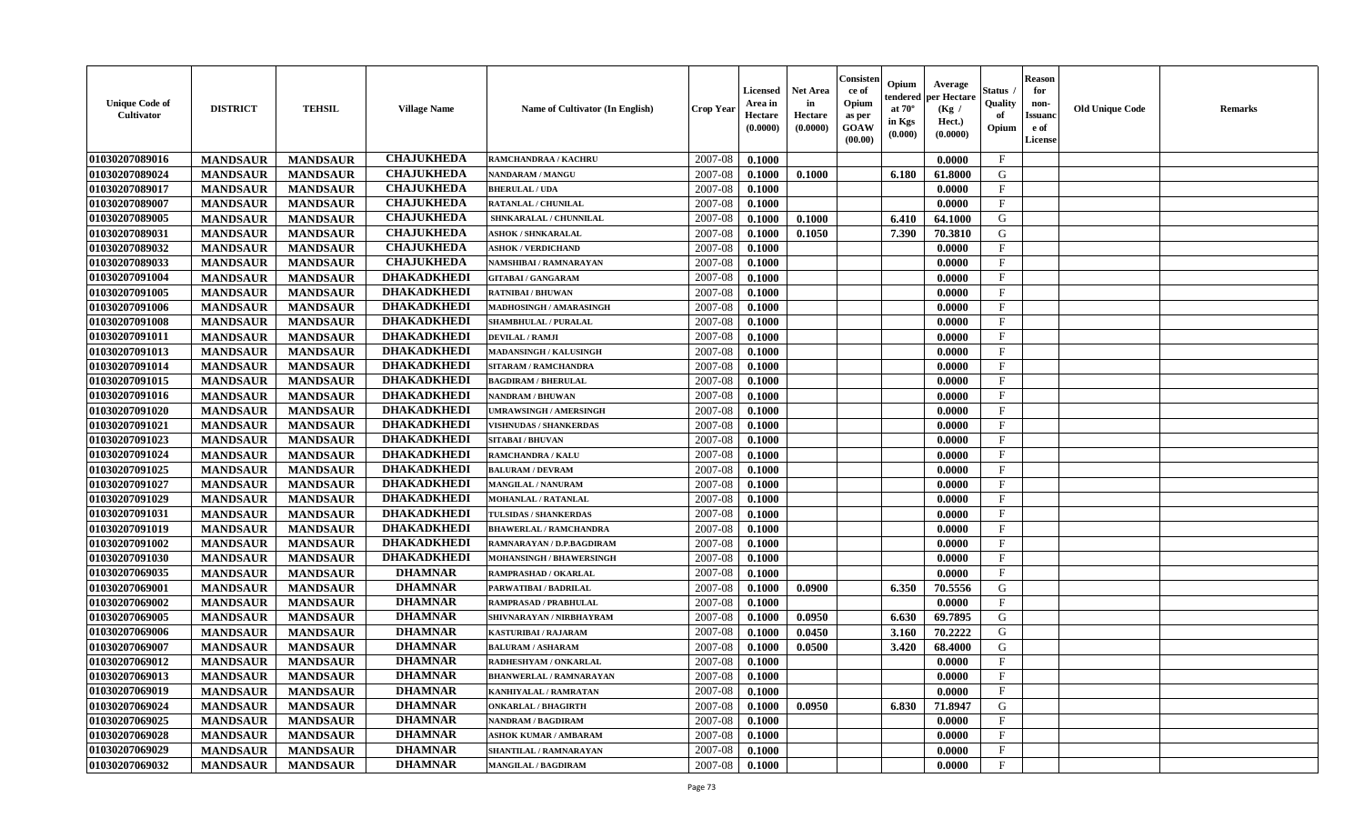| Unique Code of Cultivator | DISTRICT | TEHSIL | Village Name | Name of Cultivator (In English) | Crop Year | Licensed Area in Hectare (0.0000) | Net Area in Hectare (0.0000) | Consistence of Opium as per GOAW (00.00) | Opium tendered at 70° in Kgs (0.000) | Average per Hectare (Kg / Hect.) (0.0000) | Status / Quality of Opium | Reason for non-Issuance of License | Old Unique Code | Remarks |
|---|---|---|---|---|---|---|---|---|---|---|---|---|---|---|
| 01030207089016 | MANDSAUR | MANDSAUR | CHAJUKHEDA | RAMCHANDRAA / KACHRU | 2007-08 | 0.1000 | | | | 0.0000 | F | | | |
| 01030207089024 | MANDSAUR | MANDSAUR | CHAJUKHEDA | NANDARAM / MANGU | 2007-08 | 0.1000 | 0.1000 | | 6.180 | 61.8000 | G | | | |
| 01030207089017 | MANDSAUR | MANDSAUR | CHAJUKHEDA | BHERULAL / UDA | 2007-08 | 0.1000 | | | | 0.0000 | F | | | |
| 01030207089007 | MANDSAUR | MANDSAUR | CHAJUKHEDA | RATANLAL / CHUNILAL | 2007-08 | 0.1000 | | | | 0.0000 | F | | | |
| 01030207089005 | MANDSAUR | MANDSAUR | CHAJUKHEDA | SHNKARALAL / CHUNNILAL | 2007-08 | 0.1000 | 0.1000 | | 6.410 | 64.1000 | G | | | |
| 01030207089031 | MANDSAUR | MANDSAUR | CHAJUKHEDA | ASHOK / SHNKARALAL | 2007-08 | 0.1000 | 0.1050 | | 7.390 | 70.3810 | G | | | |
| 01030207089032 | MANDSAUR | MANDSAUR | CHAJUKHEDA | ASHOK / VERDICHAND | 2007-08 | 0.1000 | | | | 0.0000 | F | | | |
| 01030207089033 | MANDSAUR | MANDSAUR | CHAJUKHEDA | NAMSHIBAI / RAMNARAYAN | 2007-08 | 0.1000 | | | | 0.0000 | F | | | |
| 01030207091004 | MANDSAUR | MANDSAUR | DHAKADKHEDI | GITABAI / GANGARAM | 2007-08 | 0.1000 | | | | 0.0000 | F | | | |
| 01030207091005 | MANDSAUR | MANDSAUR | DHAKADKHEDI | RATNIBAI / BHUWAN | 2007-08 | 0.1000 | | | | 0.0000 | F | | | |
| 01030207091006 | MANDSAUR | MANDSAUR | DHAKADKHEDI | MADHOSINGH / AMARASINGH | 2007-08 | 0.1000 | | | | 0.0000 | F | | | |
| 01030207091008 | MANDSAUR | MANDSAUR | DHAKADKHEDI | SHAMBHULAL / PURALAL | 2007-08 | 0.1000 | | | | 0.0000 | F | | | |
| 01030207091011 | MANDSAUR | MANDSAUR | DHAKADKHEDI | DEVILAL / RAMJI | 2007-08 | 0.1000 | | | | 0.0000 | F | | | |
| 01030207091013 | MANDSAUR | MANDSAUR | DHAKADKHEDI | MADANSINGH / KALUSINGH | 2007-08 | 0.1000 | | | | 0.0000 | F | | | |
| 01030207091014 | MANDSAUR | MANDSAUR | DHAKADKHEDI | SITARAM / RAMCHANDRA | 2007-08 | 0.1000 | | | | 0.0000 | F | | | |
| 01030207091015 | MANDSAUR | MANDSAUR | DHAKADKHEDI | BAGDIRAM / BHERULAL | 2007-08 | 0.1000 | | | | 0.0000 | F | | | |
| 01030207091016 | MANDSAUR | MANDSAUR | DHAKADKHEDI | NANDRAM / BHUWAN | 2007-08 | 0.1000 | | | | 0.0000 | F | | | |
| 01030207091020 | MANDSAUR | MANDSAUR | DHAKADKHEDI | UMRAWSINGH / AMERSINGH | 2007-08 | 0.1000 | | | | 0.0000 | F | | | |
| 01030207091021 | MANDSAUR | MANDSAUR | DHAKADKHEDI | VISHNUDAS / SHANKERDAS | 2007-08 | 0.1000 | | | | 0.0000 | F | | | |
| 01030207091023 | MANDSAUR | MANDSAUR | DHAKADKHEDI | SITABAI / BHUVAN | 2007-08 | 0.1000 | | | | 0.0000 | F | | | |
| 01030207091024 | MANDSAUR | MANDSAUR | DHAKADKHEDI | RAMCHANDRA / KALU | 2007-08 | 0.1000 | | | | 0.0000 | F | | | |
| 01030207091025 | MANDSAUR | MANDSAUR | DHAKADKHEDI | BALURAM / DEVRAM | 2007-08 | 0.1000 | | | | 0.0000 | F | | | |
| 01030207091027 | MANDSAUR | MANDSAUR | DHAKADKHEDI | MANGILAL / NANURAM | 2007-08 | 0.1000 | | | | 0.0000 | F | | | |
| 01030207091029 | MANDSAUR | MANDSAUR | DHAKADKHEDI | MOHANLAL / RATANLAL | 2007-08 | 0.1000 | | | | 0.0000 | F | | | |
| 01030207091031 | MANDSAUR | MANDSAUR | DHAKADKHEDI | TULSIDAS / SHANKERDAS | 2007-08 | 0.1000 | | | | 0.0000 | F | | | |
| 01030207091019 | MANDSAUR | MANDSAUR | DHAKADKHEDI | BHAWERLAL / RAMCHANDRA | 2007-08 | 0.1000 | | | | 0.0000 | F | | | |
| 01030207091002 | MANDSAUR | MANDSAUR | DHAKADKHEDI | RAMNARAYAN / D.P.BAGDIRAM | 2007-08 | 0.1000 | | | | 0.0000 | F | | | |
| 01030207091030 | MANDSAUR | MANDSAUR | DHAKADKHEDI | MOHANSINGH / BHAWERSINGH | 2007-08 | 0.1000 | | | | 0.0000 | F | | | |
| 01030207069035 | MANDSAUR | MANDSAUR | DHAMNAR | RAMPRASHAD / OKARLAL | 2007-08 | 0.1000 | | | | 0.0000 | F | | | |
| 01030207069001 | MANDSAUR | MANDSAUR | DHAMNAR | PARWATIBAI / BADRILAL | 2007-08 | 0.1000 | 0.0900 | | 6.350 | 70.5556 | G | | | |
| 01030207069002 | MANDSAUR | MANDSAUR | DHAMNAR | RAMPRASAD / PRABHULAL | 2007-08 | 0.1000 | | | | 0.0000 | F | | | |
| 01030207069005 | MANDSAUR | MANDSAUR | DHAMNAR | SHIVNARAYAN / NIRBHAYRAM | 2007-08 | 0.1000 | 0.0950 | | 6.630 | 69.7895 | G | | | |
| 01030207069006 | MANDSAUR | MANDSAUR | DHAMNAR | KASTURIBAI / RAJARAM | 2007-08 | 0.1000 | 0.0450 | | 3.160 | 70.2222 | G | | | |
| 01030207069007 | MANDSAUR | MANDSAUR | DHAMNAR | BALURAM / ASHARAM | 2007-08 | 0.1000 | 0.0500 | | 3.420 | 68.4000 | G | | | |
| 01030207069012 | MANDSAUR | MANDSAUR | DHAMNAR | RADHESHYAM / ONKARLAL | 2007-08 | 0.1000 | | | | 0.0000 | F | | | |
| 01030207069013 | MANDSAUR | MANDSAUR | DHAMNAR | BHANWERLAL / RAMNARAYAN | 2007-08 | 0.1000 | | | | 0.0000 | F | | | |
| 01030207069019 | MANDSAUR | MANDSAUR | DHAMNAR | KANHIYALAL / RAMRATAN | 2007-08 | 0.1000 | | | | 0.0000 | F | | | |
| 01030207069024 | MANDSAUR | MANDSAUR | DHAMNAR | ONKARLAL / BHAGIRTH | 2007-08 | 0.1000 | 0.0950 | | 6.830 | 71.8947 | G | | | |
| 01030207069025 | MANDSAUR | MANDSAUR | DHAMNAR | NANDRAM / BAGDIRAM | 2007-08 | 0.1000 | | | | 0.0000 | F | | | |
| 01030207069028 | MANDSAUR | MANDSAUR | DHAMNAR | ASHOK KUMAR / AMBARAM | 2007-08 | 0.1000 | | | | 0.0000 | F | | | |
| 01030207069029 | MANDSAUR | MANDSAUR | DHAMNAR | SHANTILAL / RAMNARAYAN | 2007-08 | 0.1000 | | | | 0.0000 | F | | | |
| 01030207069032 | MANDSAUR | MANDSAUR | DHAMNAR | MANGILAL / BAGDIRAM | 2007-08 | 0.1000 | | | | 0.0000 | F | | | |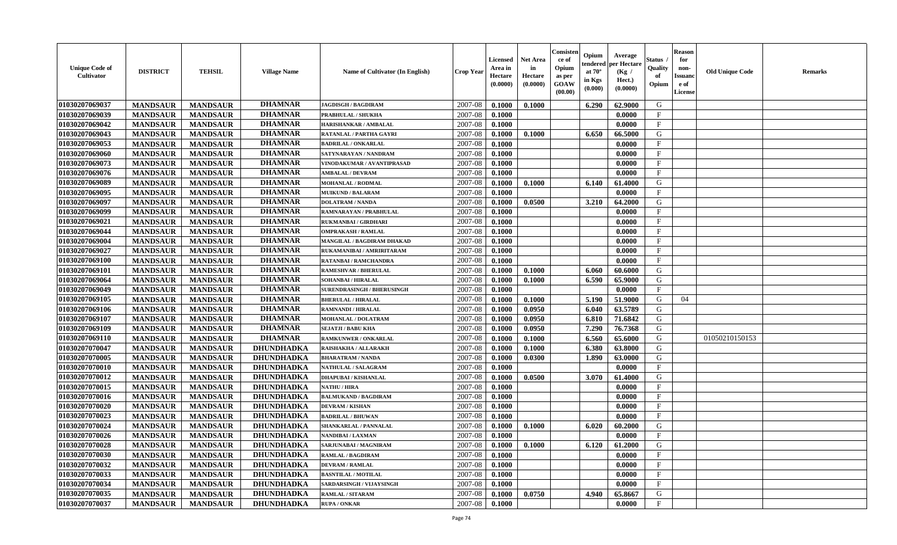| Unique Code of Cultivator | DISTRICT | TEHSIL | Village Name | Name of Cultivator (In English) | Crop Year | Licensed Area in Hectare (0.0000) | Net Area in Hectare (0.0000) | Consistence of Opium as per GOAW (00.00) | Opium tendered at 70° in Kgs (0.000) | Average per Hectare (Kg / Hect.) (0.0000) | Status / Quality of Opium | Reason for non-Issuance of License | Old Unique Code | Remarks |
|---|---|---|---|---|---|---|---|---|---|---|---|---|---|---|
| 01030207069037 | MANDSAUR | MANDSAUR | DHAMNAR | JAGDISGH / BAGDIRAM | 2007-08 | 0.1000 | 0.1000 | | 6.290 | 62.9000 | G | | | |
| 01030207069039 | MANDSAUR | MANDSAUR | DHAMNAR | PRABHULAL / SHUKHA | 2007-08 | 0.1000 | | | | 0.0000 | F | | | |
| 01030207069042 | MANDSAUR | MANDSAUR | DHAMNAR | HARISHANKAR / AMBALAL | 2007-08 | 0.1000 | | | | 0.0000 | F | | | |
| 01030207069043 | MANDSAUR | MANDSAUR | DHAMNAR | RATANLAL / PARTHA GAYRI | 2007-08 | 0.1000 | 0.1000 | | 6.650 | 66.5000 | G | | | |
| 01030207069053 | MANDSAUR | MANDSAUR | DHAMNAR | BADRILAL / ONKARLAL | 2007-08 | 0.1000 | | | | 0.0000 | F | | | |
| 01030207069060 | MANDSAUR | MANDSAUR | DHAMNAR | SATYNARAYAN / NANDRAM | 2007-08 | 0.1000 | | | | 0.0000 | F | | | |
| 01030207069073 | MANDSAUR | MANDSAUR | DHAMNAR | VINODAKUMAR / AVANTIPRASAD | 2007-08 | 0.1000 | | | | 0.0000 | F | | | |
| 01030207069076 | MANDSAUR | MANDSAUR | DHAMNAR | AMBALAL / DEVRAM | 2007-08 | 0.1000 | | | | 0.0000 | F | | | |
| 01030207069089 | MANDSAUR | MANDSAUR | DHAMNAR | MOHANLAL / RODMAL | 2007-08 | 0.1000 | 0.1000 | | 6.140 | 61.4000 | G | | | |
| 01030207069095 | MANDSAUR | MANDSAUR | DHAMNAR | MUIKUND / BALARAM | 2007-08 | 0.1000 | | | | 0.0000 | F | | | |
| 01030207069097 | MANDSAUR | MANDSAUR | DHAMNAR | DOLATRAM / NANDA | 2007-08 | 0.1000 | 0.0500 | | 3.210 | 64.2000 | G | | | |
| 01030207069099 | MANDSAUR | MANDSAUR | DHAMNAR | RAMNARAYAN / PRABHULAL | 2007-08 | 0.1000 | | | | 0.0000 | F | | | |
| 01030207069021 | MANDSAUR | MANDSAUR | DHAMNAR | RUKMANBAI / GIRDHARI | 2007-08 | 0.1000 | | | | 0.0000 | F | | | |
| 01030207069044 | MANDSAUR | MANDSAUR | DHAMNAR | OMPRAKASH / RAMLAL | 2007-08 | 0.1000 | | | | 0.0000 | F | | | |
| 01030207069004 | MANDSAUR | MANDSAUR | DHAMNAR | MANGILAL / BAGDIRAM DHAKAD | 2007-08 | 0.1000 | | | | 0.0000 | F | | | |
| 01030207069027 | MANDSAUR | MANDSAUR | DHAMNAR | RUKAMANIBAI / AMRIRITARAM | 2007-08 | 0.1000 | | | | 0.0000 | F | | | |
| 01030207069100 | MANDSAUR | MANDSAUR | DHAMNAR | RATANBAI / RAMCHANDRA | 2007-08 | 0.1000 | | | | 0.0000 | F | | | |
| 01030207069101 | MANDSAUR | MANDSAUR | DHAMNAR | RAMESHVAR / BHERULAL | 2007-08 | 0.1000 | 0.1000 | | 6.060 | 60.6000 | G | | | |
| 01030207069064 | MANDSAUR | MANDSAUR | DHAMNAR | SOHANBAI / HIRALAL | 2007-08 | 0.1000 | 0.1000 | | 6.590 | 65.9000 | G | | | |
| 01030207069049 | MANDSAUR | MANDSAUR | DHAMNAR | SURENDRASINGH / BHERUSINGH | 2007-08 | 0.1000 | | | | 0.0000 | F | | | |
| 01030207069105 | MANDSAUR | MANDSAUR | DHAMNAR | BHERULAL / HIRALAL | 2007-08 | 0.1000 | 0.1000 | | 5.190 | 51.9000 | G | 04 | | |
| 01030207069106 | MANDSAUR | MANDSAUR | DHAMNAR | RAMNANDI / HIRALAL | 2007-08 | 0.1000 | 0.0950 | | 6.040 | 63.5789 | G | | | |
| 01030207069107 | MANDSAUR | MANDSAUR | DHAMNAR | MOHANLAL / DOLATRAM | 2007-08 | 0.1000 | 0.0950 | | 6.810 | 71.6842 | G | | | |
| 01030207069109 | MANDSAUR | MANDSAUR | DHAMNAR | SEJATJI / BABU KHA | 2007-08 | 0.1000 | 0.0950 | | 7.290 | 76.7368 | G | | | |
| 01030207069110 | MANDSAUR | MANDSAUR | DHAMNAR | RAMKUNWER / ONKARLAL | 2007-08 | 0.1000 | 0.1000 | | 6.560 | 65.6000 | G | | 01050210150153 | |
| 01030207070047 | MANDSAUR | MANDSAUR | DHUNDHADKA | RAISHAKHA / ALLARAKH | 2007-08 | 0.1000 | 0.1000 | | 6.380 | 63.8000 | G | | | |
| 01030207070005 | MANDSAUR | MANDSAUR | DHUNDHADKA | BHARATRAM / NANDA | 2007-08 | 0.1000 | 0.0300 | | 1.890 | 63.0000 | G | | | |
| 01030207070010 | MANDSAUR | MANDSAUR | DHUNDHADKA | NATHULAL / SALAGRAM | 2007-08 | 0.1000 | | | | 0.0000 | F | | | |
| 01030207070012 | MANDSAUR | MANDSAUR | DHUNDHADKA | DHAPUBAI / KISHANLAL | 2007-08 | 0.1000 | 0.0500 | | 3.070 | 61.4000 | G | | | |
| 01030207070015 | MANDSAUR | MANDSAUR | DHUNDHADKA | NATHU / HIRA | 2007-08 | 0.1000 | | | | 0.0000 | F | | | |
| 01030207070016 | MANDSAUR | MANDSAUR | DHUNDHADKA | BALMUKAND / BAGDIRAM | 2007-08 | 0.1000 | | | | 0.0000 | F | | | |
| 01030207070020 | MANDSAUR | MANDSAUR | DHUNDHADKA | DEVRAM / KISHAN | 2007-08 | 0.1000 | | | | 0.0000 | F | | | |
| 01030207070023 | MANDSAUR | MANDSAUR | DHUNDHADKA | BADRILAL / BHUWAN | 2007-08 | 0.1000 | | | | 0.0000 | F | | | |
| 01030207070024 | MANDSAUR | MANDSAUR | DHUNDHADKA | SHANKARLAL / PANNALAL | 2007-08 | 0.1000 | 0.1000 | | 6.020 | 60.2000 | G | | | |
| 01030207070026 | MANDSAUR | MANDSAUR | DHUNDHADKA | NANDIBAI / LAXMAN | 2007-08 | 0.1000 | | | | 0.0000 | F | | | |
| 01030207070028 | MANDSAUR | MANDSAUR | DHUNDHADKA | SARJUNABAI / MAGNIRAM | 2007-08 | 0.1000 | 0.1000 | | 6.120 | 61.2000 | G | | | |
| 01030207070030 | MANDSAUR | MANDSAUR | DHUNDHADKA | RAMLAL / BAGDIRAM | 2007-08 | 0.1000 | | | | 0.0000 | F | | | |
| 01030207070032 | MANDSAUR | MANDSAUR | DHUNDHADKA | DEVRAM / RAMLAL | 2007-08 | 0.1000 | | | | 0.0000 | F | | | |
| 01030207070033 | MANDSAUR | MANDSAUR | DHUNDHADKA | BASNTILAL / MOTILAL | 2007-08 | 0.1000 | | | | 0.0000 | F | | | |
| 01030207070034 | MANDSAUR | MANDSAUR | DHUNDHADKA | SARDARSINGH / VIJAYSINGH | 2007-08 | 0.1000 | | | | 0.0000 | F | | | |
| 01030207070035 | MANDSAUR | MANDSAUR | DHUNDHADKA | RAMLAL / SITARAM | 2007-08 | 0.1000 | 0.0750 | | 4.940 | 65.8667 | G | | | |
| 01030207070037 | MANDSAUR | MANDSAUR | DHUNDHADKA | RUPA / ONKAR | 2007-08 | 0.1000 | | | | 0.0000 | F | | | |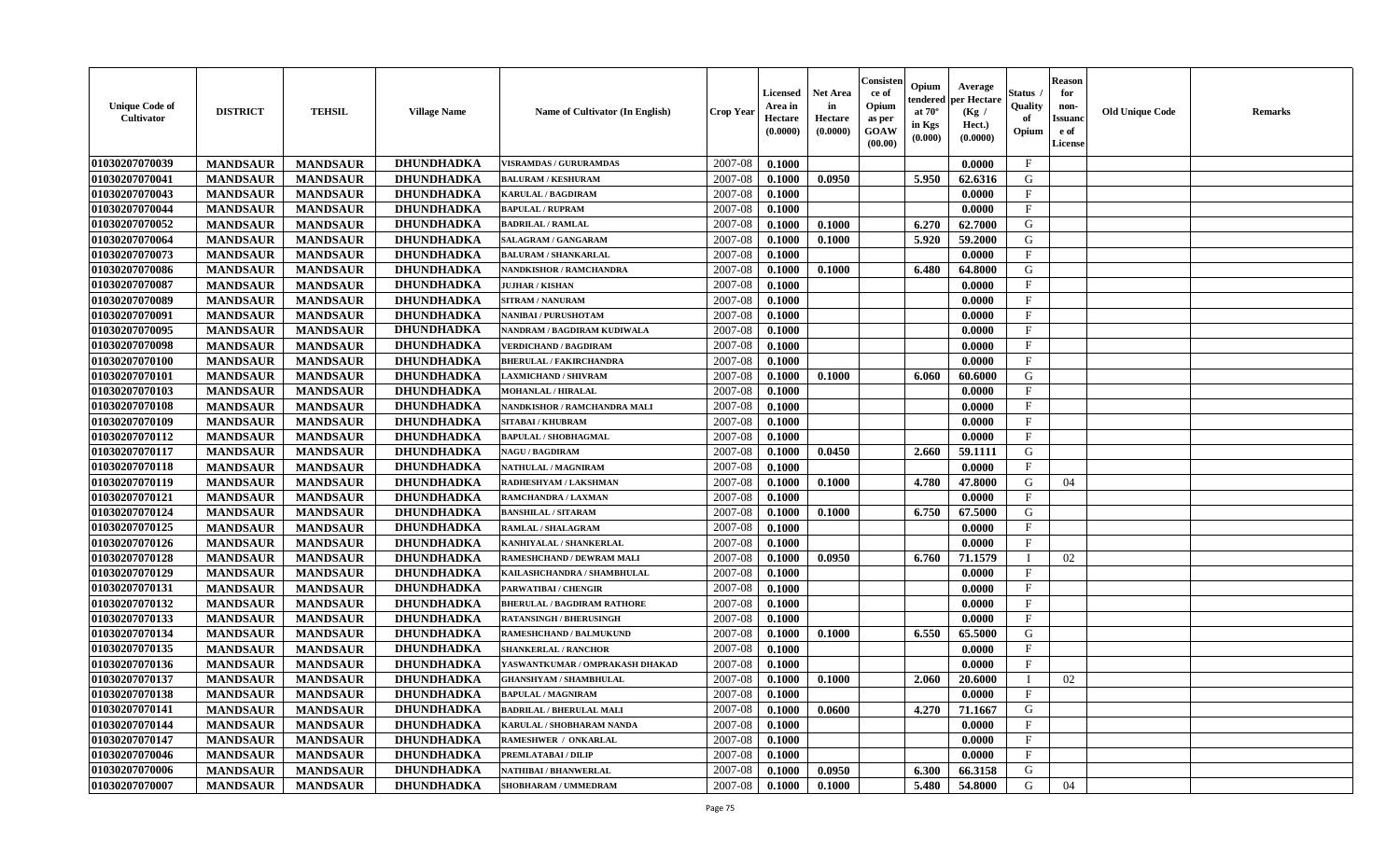| Unique Code of Cultivator | DISTRICT | TEHSIL | Village Name | Name of Cultivator (In English) | Crop Year | Licensed Area in Hectare (0.0000) | Net Area in Hectare (0.0000) | Consisten ce of Opium as per GOAW (00.00) | Opium tendered at 70° in Kgs (0.000) | Average per Hectare (Kg / Hect.) (0.0000) | Status / Quality of Opium | Reason for non-Issuanc e of License | Old Unique Code | Remarks |
|---|---|---|---|---|---|---|---|---|---|---|---|---|---|---|
| 01030207070039 | MANDSAUR | MANDSAUR | DHUNDHADKA | VISRAMDAS / GURURAMDAS | 2007-08 | 0.1000 | | | | 0.0000 | F | | | |
| 01030207070041 | MANDSAUR | MANDSAUR | DHUNDHADKA | BALURAM / KESHURAM | 2007-08 | 0.1000 | 0.0950 | | 5.950 | 62.6316 | G | | | |
| 01030207070043 | MANDSAUR | MANDSAUR | DHUNDHADKA | KARULAL / BAGDIRAM | 2007-08 | 0.1000 | | | | 0.0000 | F | | | |
| 01030207070044 | MANDSAUR | MANDSAUR | DHUNDHADKA | BAPULAL / RUPRAM | 2007-08 | 0.1000 | | | | 0.0000 | F | | | |
| 01030207070052 | MANDSAUR | MANDSAUR | DHUNDHADKA | BADRILAL / RAMLAL | 2007-08 | 0.1000 | 0.1000 | | 6.270 | 62.7000 | G | | | |
| 01030207070064 | MANDSAUR | MANDSAUR | DHUNDHADKA | SALAGRAM / GANGARAM | 2007-08 | 0.1000 | 0.1000 | | 5.920 | 59.2000 | G | | | |
| 01030207070073 | MANDSAUR | MANDSAUR | DHUNDHADKA | BALURAM / SHANKARLAL | 2007-08 | 0.1000 | | | | 0.0000 | F | | | |
| 01030207070086 | MANDSAUR | MANDSAUR | DHUNDHADKA | NANDKISHOR / RAMCHANDRA | 2007-08 | 0.1000 | 0.1000 | | 6.480 | 64.8000 | G | | | |
| 01030207070087 | MANDSAUR | MANDSAUR | DHUNDHADKA | JUJHAR / KISHAN | 2007-08 | 0.1000 | | | | 0.0000 | F | | | |
| 01030207070089 | MANDSAUR | MANDSAUR | DHUNDHADKA | SITRAM / NANURAM | 2007-08 | 0.1000 | | | | 0.0000 | F | | | |
| 01030207070091 | MANDSAUR | MANDSAUR | DHUNDHADKA | NANIBAI / PURUSHOTAM | 2007-08 | 0.1000 | | | | 0.0000 | F | | | |
| 01030207070095 | MANDSAUR | MANDSAUR | DHUNDHADKA | NANDRAM / BAGDIRAM KUDIWALA | 2007-08 | 0.1000 | | | | 0.0000 | F | | | |
| 01030207070098 | MANDSAUR | MANDSAUR | DHUNDHADKA | VERDICHAND / BAGDIRAM | 2007-08 | 0.1000 | | | | 0.0000 | F | | | |
| 01030207070100 | MANDSAUR | MANDSAUR | DHUNDHADKA | BHERULAL / FAKIRCHANDRA | 2007-08 | 0.1000 | | | | 0.0000 | F | | | |
| 01030207070101 | MANDSAUR | MANDSAUR | DHUNDHADKA | LAXMICHAND / SHIVRAM | 2007-08 | 0.1000 | 0.1000 | | 6.060 | 60.6000 | G | | | |
| 01030207070103 | MANDSAUR | MANDSAUR | DHUNDHADKA | MOHANLAL / HIRALAL | 2007-08 | 0.1000 | | | | 0.0000 | F | | | |
| 01030207070108 | MANDSAUR | MANDSAUR | DHUNDHADKA | NANDKISHOR / RAMCHANDRA MALI | 2007-08 | 0.1000 | | | | 0.0000 | F | | | |
| 01030207070109 | MANDSAUR | MANDSAUR | DHUNDHADKA | SITABAI / KHUBRAM | 2007-08 | 0.1000 | | | | 0.0000 | F | | | |
| 01030207070112 | MANDSAUR | MANDSAUR | DHUNDHADKA | BAPULAL / SHOBHAGMAL | 2007-08 | 0.1000 | | | | 0.0000 | F | | | |
| 01030207070117 | MANDSAUR | MANDSAUR | DHUNDHADKA | NAGU / BAGDIRAM | 2007-08 | 0.1000 | 0.0450 | | 2.660 | 59.1111 | G | | | |
| 01030207070118 | MANDSAUR | MANDSAUR | DHUNDHADKA | NATHULAL / MAGNIRAM | 2007-08 | 0.1000 | | | | 0.0000 | F | | | |
| 01030207070119 | MANDSAUR | MANDSAUR | DHUNDHADKA | RADHESHYAM / LAKSHMAN | 2007-08 | 0.1000 | 0.1000 | | 4.780 | 47.8000 | G | 04 | | |
| 01030207070121 | MANDSAUR | MANDSAUR | DHUNDHADKA | RAMCHANDRA / LAXMAN | 2007-08 | 0.1000 | | | | 0.0000 | F | | | |
| 01030207070124 | MANDSAUR | MANDSAUR | DHUNDHADKA | BANSHILAL / SITARAM | 2007-08 | 0.1000 | 0.1000 | | 6.750 | 67.5000 | G | | | |
| 01030207070125 | MANDSAUR | MANDSAUR | DHUNDHADKA | RAMLAL / SHALAGRAM | 2007-08 | 0.1000 | | | | 0.0000 | F | | | |
| 01030207070126 | MANDSAUR | MANDSAUR | DHUNDHADKA | KANHIYALAL / SHANKERLAL | 2007-08 | 0.1000 | | | | 0.0000 | F | | | |
| 01030207070128 | MANDSAUR | MANDSAUR | DHUNDHADKA | RAMESHCHAND / DEWRAM MALI | 2007-08 | 0.1000 | 0.0950 | | 6.760 | 71.1579 | I | 02 | | |
| 01030207070129 | MANDSAUR | MANDSAUR | DHUNDHADKA | KAILASHCHANDRA / SHAMBHULAL | 2007-08 | 0.1000 | | | | 0.0000 | F | | | |
| 01030207070131 | MANDSAUR | MANDSAUR | DHUNDHADKA | PARWATIBAI / CHENGIR | 2007-08 | 0.1000 | | | | 0.0000 | F | | | |
| 01030207070132 | MANDSAUR | MANDSAUR | DHUNDHADKA | BHERULAL / BAGDIRAM RATHORE | 2007-08 | 0.1000 | | | | 0.0000 | F | | | |
| 01030207070133 | MANDSAUR | MANDSAUR | DHUNDHADKA | RATANSINGH / BHERUSINGH | 2007-08 | 0.1000 | | | | 0.0000 | F | | | |
| 01030207070134 | MANDSAUR | MANDSAUR | DHUNDHADKA | RAMESHCHAND / BALMUKUND | 2007-08 | 0.1000 | 0.1000 | | 6.550 | 65.5000 | G | | | |
| 01030207070135 | MANDSAUR | MANDSAUR | DHUNDHADKA | SHANKERLAL / RANCHOR | 2007-08 | 0.1000 | | | | 0.0000 | F | | | |
| 01030207070136 | MANDSAUR | MANDSAUR | DHUNDHADKA | YASWANTKUMAR / OMPRAKASH DHAKAD | 2007-08 | 0.1000 | | | | 0.0000 | F | | | |
| 01030207070137 | MANDSAUR | MANDSAUR | DHUNDHADKA | GHANSHYAM / SHAMBHULAL | 2007-08 | 0.1000 | 0.1000 | | 2.060 | 20.6000 | I | 02 | | |
| 01030207070138 | MANDSAUR | MANDSAUR | DHUNDHADKA | BAPULAL / MAGNIRAM | 2007-08 | 0.1000 | | | | 0.0000 | F | | | |
| 01030207070141 | MANDSAUR | MANDSAUR | DHUNDHADKA | BADRILAL / BHERULAL MALI | 2007-08 | 0.1000 | 0.0600 | | 4.270 | 71.1667 | G | | | |
| 01030207070144 | MANDSAUR | MANDSAUR | DHUNDHADKA | KARULAL / SHOBHARAM NANDA | 2007-08 | 0.1000 | | | | 0.0000 | F | | | |
| 01030207070147 | MANDSAUR | MANDSAUR | DHUNDHADKA | RAMESHWER / ONKARLAL | 2007-08 | 0.1000 | | | | 0.0000 | F | | | |
| 01030207070046 | MANDSAUR | MANDSAUR | DHUNDHADKA | PREMLATABAI / DILIP | 2007-08 | 0.1000 | | | | 0.0000 | F | | | |
| 01030207070006 | MANDSAUR | MANDSAUR | DHUNDHADKA | NATHIBAI / BHANWERLAL | 2007-08 | 0.1000 | 0.0950 | | 6.300 | 66.3158 | G | | | |
| 01030207070007 | MANDSAUR | MANDSAUR | DHUNDHADKA | SHOBHARAM / UMMEDRAM | 2007-08 | 0.1000 | 0.1000 | | 5.480 | 54.8000 | G | 04 | | |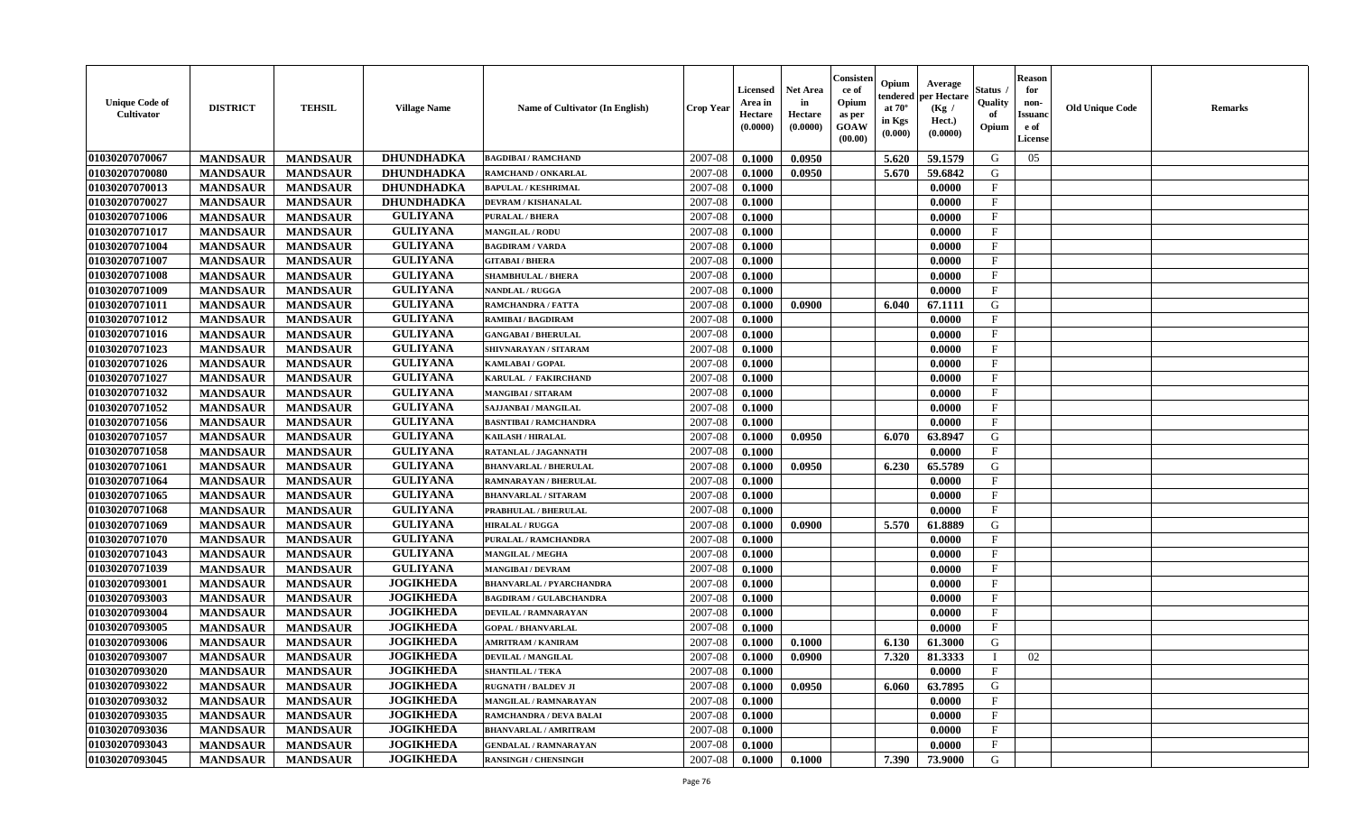| Unique Code of Cultivator | DISTRICT | TEHSIL | Village Name | Name of Cultivator (In English) | Crop Year | Licensed Area in Hectare (0.0000) | Net Area in Hectare (0.0000) | Consistence of Opium as per GOAW (00.00) | Opium tendered at 70° in Kgs (0.000) | Average per Hectare (Kg / Hect.) (0.0000) | Status / Quality of Opium | Reason for non-Issuance of License | Old Unique Code | Remarks |
|---|---|---|---|---|---|---|---|---|---|---|---|---|---|---|
| 01030207070067 | MANDSAUR | MANDSAUR | DHUNDHADKA | BAGDIBAI / RAMCHAND | 2007-08 | 0.1000 | 0.0950 | | 5.620 | 59.1579 | G | 05 | | |
| 01030207070080 | MANDSAUR | MANDSAUR | DHUNDHADKA | RAMCHAND / ONKARLAL | 2007-08 | 0.1000 | 0.0950 | | 5.670 | 59.6842 | G | | | |
| 01030207070013 | MANDSAUR | MANDSAUR | DHUNDHADKA | BAPULAL / KESHRIMAL | 2007-08 | 0.1000 | | | | 0.0000 | F | | | |
| 01030207070027 | MANDSAUR | MANDSAUR | DHUNDHADKA | DEVRAM / KISHANALAL | 2007-08 | 0.1000 | | | | 0.0000 | F | | | |
| 01030207071006 | MANDSAUR | MANDSAUR | GULIYANA | PURALAL / BHERA | 2007-08 | 0.1000 | | | | 0.0000 | F | | | |
| 01030207071017 | MANDSAUR | MANDSAUR | GULIYANA | MANGILAL / RODU | 2007-08 | 0.1000 | | | | 0.0000 | F | | | |
| 01030207071004 | MANDSAUR | MANDSAUR | GULIYANA | BAGDIRAM / VARDA | 2007-08 | 0.1000 | | | | 0.0000 | F | | | |
| 01030207071007 | MANDSAUR | MANDSAUR | GULIYANA | GITABAI / BHERA | 2007-08 | 0.1000 | | | | 0.0000 | F | | | |
| 01030207071008 | MANDSAUR | MANDSAUR | GULIYANA | SHAMBHULAL / BHERA | 2007-08 | 0.1000 | | | | 0.0000 | F | | | |
| 01030207071009 | MANDSAUR | MANDSAUR | GULIYANA | NANDLAL / RUGGA | 2007-08 | 0.1000 | | | | 0.0000 | F | | | |
| 01030207071011 | MANDSAUR | MANDSAUR | GULIYANA | RAMCHANDRA / FATTA | 2007-08 | 0.1000 | 0.0900 | | 6.040 | 67.1111 | G | | | |
| 01030207071012 | MANDSAUR | MANDSAUR | GULIYANA | RAMIBAI / BAGDIRAM | 2007-08 | 0.1000 | | | | 0.0000 | F | | | |
| 01030207071016 | MANDSAUR | MANDSAUR | GULIYANA | GANGABAI / BHERULAL | 2007-08 | 0.1000 | | | | 0.0000 | F | | | |
| 01030207071023 | MANDSAUR | MANDSAUR | GULIYANA | SHIVNARAYAN / SITARAM | 2007-08 | 0.1000 | | | | 0.0000 | F | | | |
| 01030207071026 | MANDSAUR | MANDSAUR | GULIYANA | KAMLABAI / GOPAL | 2007-08 | 0.1000 | | | | 0.0000 | F | | | |
| 01030207071027 | MANDSAUR | MANDSAUR | GULIYANA | KARULAL / FAKIRCHAND | 2007-08 | 0.1000 | | | | 0.0000 | F | | | |
| 01030207071032 | MANDSAUR | MANDSAUR | GULIYANA | MANGIBAI / SITARAM | 2007-08 | 0.1000 | | | | 0.0000 | F | | | |
| 01030207071052 | MANDSAUR | MANDSAUR | GULIYANA | SAJJANBAI / MANGILAL | 2007-08 | 0.1000 | | | | 0.0000 | F | | | |
| 01030207071056 | MANDSAUR | MANDSAUR | GULIYANA | BASNTIBAI / RAMCHANDRA | 2007-08 | 0.1000 | | | | 0.0000 | F | | | |
| 01030207071057 | MANDSAUR | MANDSAUR | GULIYANA | KAILASH / HIRALAL | 2007-08 | 0.1000 | 0.0950 | | 6.070 | 63.8947 | G | | | |
| 01030207071058 | MANDSAUR | MANDSAUR | GULIYANA | RATANLAL / JAGANNATH | 2007-08 | 0.1000 | | | | 0.0000 | F | | | |
| 01030207071061 | MANDSAUR | MANDSAUR | GULIYANA | BHANVARLAL / BHERULAL | 2007-08 | 0.1000 | 0.0950 | | 6.230 | 65.5789 | G | | | |
| 01030207071064 | MANDSAUR | MANDSAUR | GULIYANA | RAMNARAYAN / BHERULAL | 2007-08 | 0.1000 | | | | 0.0000 | F | | | |
| 01030207071065 | MANDSAUR | MANDSAUR | GULIYANA | BHANVARLAL / SITARAM | 2007-08 | 0.1000 | | | | 0.0000 | F | | | |
| 01030207071068 | MANDSAUR | MANDSAUR | GULIYANA | PRABHULAL / BHERULAL | 2007-08 | 0.1000 | | | | 0.0000 | F | | | |
| 01030207071069 | MANDSAUR | MANDSAUR | GULIYANA | HIRALAL / RUGGA | 2007-08 | 0.1000 | 0.0900 | | 5.570 | 61.8889 | G | | | |
| 01030207071070 | MANDSAUR | MANDSAUR | GULIYANA | PURALAL / RAMCHANDRA | 2007-08 | 0.1000 | | | | 0.0000 | F | | | |
| 01030207071043 | MANDSAUR | MANDSAUR | GULIYANA | MANGILAL / MEGHA | 2007-08 | 0.1000 | | | | 0.0000 | F | | | |
| 01030207071039 | MANDSAUR | MANDSAUR | GULIYANA | MANGIBAI / DEVRAM | 2007-08 | 0.1000 | | | | 0.0000 | F | | | |
| 01030207093001 | MANDSAUR | MANDSAUR | JOGIKHEDA | BHANVARLAL / PYARCHANDRA | 2007-08 | 0.1000 | | | | 0.0000 | F | | | |
| 01030207093003 | MANDSAUR | MANDSAUR | JOGIKHEDA | BAGDIRAM / GULABCHANDRA | 2007-08 | 0.1000 | | | | 0.0000 | F | | | |
| 01030207093004 | MANDSAUR | MANDSAUR | JOGIKHEDA | DEVILAL / RAMNARAYAN | 2007-08 | 0.1000 | | | | 0.0000 | F | | | |
| 01030207093005 | MANDSAUR | MANDSAUR | JOGIKHEDA | GOPAL / BHANVARLAL | 2007-08 | 0.1000 | | | | 0.0000 | F | | | |
| 01030207093006 | MANDSAUR | MANDSAUR | JOGIKHEDA | AMRITRAM / KANIRAM | 2007-08 | 0.1000 | 0.1000 | | 6.130 | 61.3000 | G | | | |
| 01030207093007 | MANDSAUR | MANDSAUR | JOGIKHEDA | DEVILAL / MANGILAL | 2007-08 | 0.1000 | 0.0900 | | 7.320 | 81.3333 | I | 02 | | |
| 01030207093020 | MANDSAUR | MANDSAUR | JOGIKHEDA | SHANTILAL / TEKA | 2007-08 | 0.1000 | | | | 0.0000 | F | | | |
| 01030207093022 | MANDSAUR | MANDSAUR | JOGIKHEDA | RUGNATH / BALDEV JI | 2007-08 | 0.1000 | 0.0950 | | 6.060 | 63.7895 | G | | | |
| 01030207093032 | MANDSAUR | MANDSAUR | JOGIKHEDA | MANGILAL / RAMNARAYAN | 2007-08 | 0.1000 | | | | 0.0000 | F | | | |
| 01030207093035 | MANDSAUR | MANDSAUR | JOGIKHEDA | RAMCHANDRA / DEVA BALAI | 2007-08 | 0.1000 | | | | 0.0000 | F | | | |
| 01030207093036 | MANDSAUR | MANDSAUR | JOGIKHEDA | BHANVARLAL / AMRITRAM | 2007-08 | 0.1000 | | | | 0.0000 | F | | | |
| 01030207093043 | MANDSAUR | MANDSAUR | JOGIKHEDA | GENDALAL / RAMNARAYAN | 2007-08 | 0.1000 | | | | 0.0000 | F | | | |
| 01030207093045 | MANDSAUR | MANDSAUR | JOGIKHEDA | RANSINGH / CHENSINGH | 2007-08 | 0.1000 | 0.1000 | | 7.390 | 73.9000 | G | | | |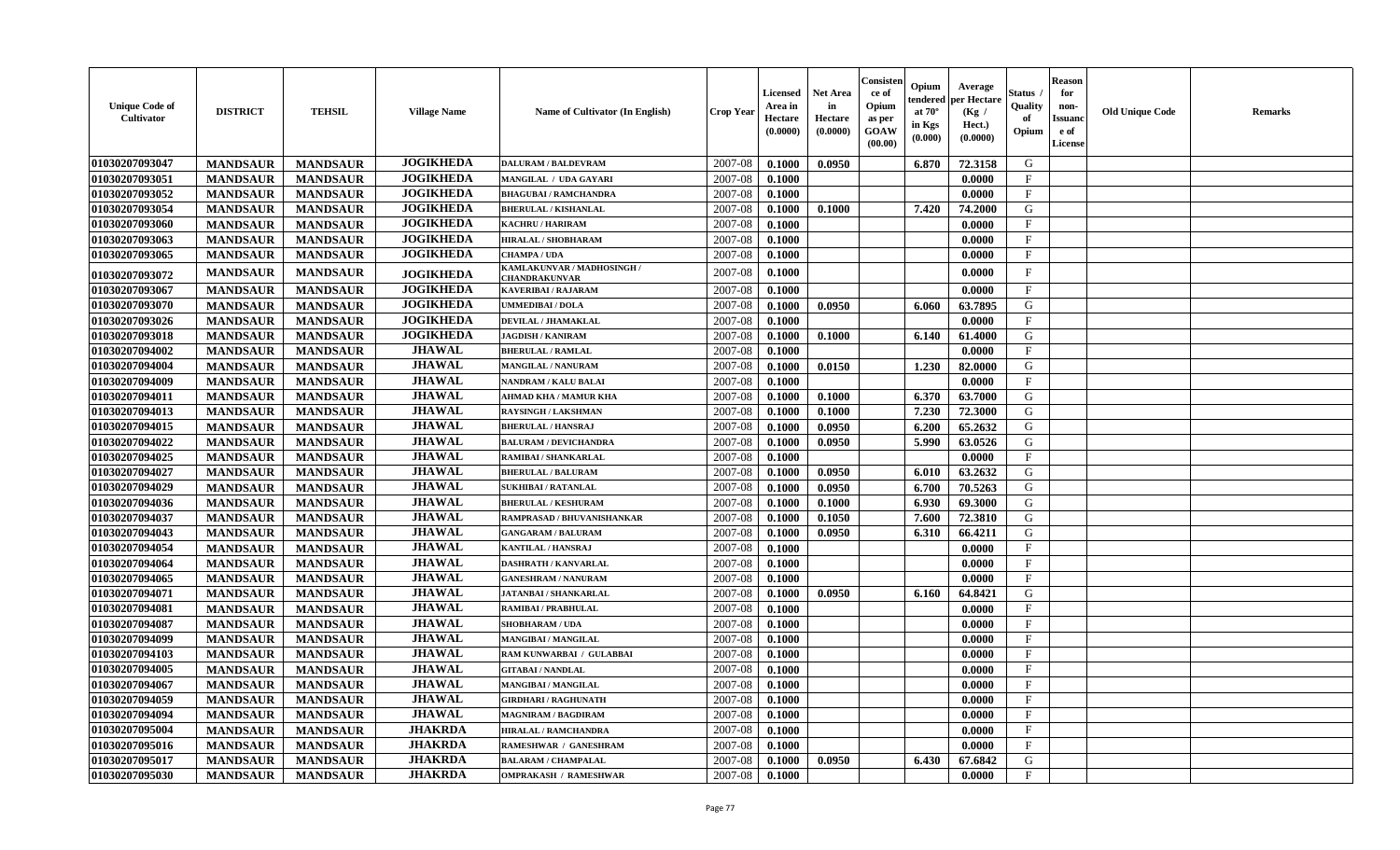| Unique Code of Cultivator | DISTRICT | TEHSIL | Village Name | Name of Cultivator (In English) | Crop Year | Licensed Area in Hectare (0.0000) | Net Area in Hectare (0.0000) | Consistence of Opium as per GOAW (00.00) | Opium tendered at 70° in Kgs (0.000) | Average per Hectare (Kg / Hect.) (0.0000) | Status / Quality of Opium | Reason for non-Issuance of License | Old Unique Code | Remarks |
|---|---|---|---|---|---|---|---|---|---|---|---|---|---|---|
| 01030207093047 | MANDSAUR | MANDSAUR | JOGIKHEDA | DALURAM / BALDEVRAM | 2007-08 | 0.1000 | 0.0950 | | 6.870 | 72.3158 | G | | | |
| 01030207093051 | MANDSAUR | MANDSAUR | JOGIKHEDA | MANGILAL / UDA GAYARI | 2007-08 | 0.1000 | | | | 0.0000 | F | | | |
| 01030207093052 | MANDSAUR | MANDSAUR | JOGIKHEDA | BHAGUBAI / RAMCHANDRA | 2007-08 | 0.1000 | | | | 0.0000 | F | | | |
| 01030207093054 | MANDSAUR | MANDSAUR | JOGIKHEDA | BHERULAL / KISHANLAL | 2007-08 | 0.1000 | 0.1000 | | 7.420 | 74.2000 | G | | | |
| 01030207093060 | MANDSAUR | MANDSAUR | JOGIKHEDA | KACHRU / HARIRAM | 2007-08 | 0.1000 | | | | 0.0000 | F | | | |
| 01030207093063 | MANDSAUR | MANDSAUR | JOGIKHEDA | HIRALAL / SHOBHARAM | 2007-08 | 0.1000 | | | | 0.0000 | F | | | |
| 01030207093065 | MANDSAUR | MANDSAUR | JOGIKHEDA | CHAMPA / UDA | 2007-08 | 0.1000 | | | | 0.0000 | F | | | |
| 01030207093072 | MANDSAUR | MANDSAUR | JOGIKHEDA | KAMLAKUNVAR / MADHOSINGH / CHANDRAKUNVAR | 2007-08 | 0.1000 | | | | 0.0000 | F | | | |
| 01030207093067 | MANDSAUR | MANDSAUR | JOGIKHEDA | KAVERIBAI / RAJARAM | 2007-08 | 0.1000 | | | | 0.0000 | F | | | |
| 01030207093070 | MANDSAUR | MANDSAUR | JOGIKHEDA | UMMEDIBAI / DOLA | 2007-08 | 0.1000 | 0.0950 | | 6.060 | 63.7895 | G | | | |
| 01030207093026 | MANDSAUR | MANDSAUR | JOGIKHEDA | DEVILAL / JHAMAKLAL | 2007-08 | 0.1000 | | | | 0.0000 | F | | | |
| 01030207093018 | MANDSAUR | MANDSAUR | JOGIKHEDA | JAGDISH / KANIRAM | 2007-08 | 0.1000 | 0.1000 | | 6.140 | 61.4000 | G | | | |
| 01030207094002 | MANDSAUR | MANDSAUR | JHAWAL | BHERULAL / RAMLAL | 2007-08 | 0.1000 | | | | 0.0000 | F | | | |
| 01030207094004 | MANDSAUR | MANDSAUR | JHAWAL | MANGILAL / NANURAM | 2007-08 | 0.1000 | 0.0150 | | 1.230 | 82.0000 | G | | | |
| 01030207094009 | MANDSAUR | MANDSAUR | JHAWAL | NANDRAM / KALU BALAI | 2007-08 | 0.1000 | | | | 0.0000 | F | | | |
| 01030207094011 | MANDSAUR | MANDSAUR | JHAWAL | AHMAD KHA / MAMUR KHA | 2007-08 | 0.1000 | 0.1000 | | 6.370 | 63.7000 | G | | | |
| 01030207094013 | MANDSAUR | MANDSAUR | JHAWAL | RAYSINGH / LAKSHMAN | 2007-08 | 0.1000 | 0.1000 | | 7.230 | 72.3000 | G | | | |
| 01030207094015 | MANDSAUR | MANDSAUR | JHAWAL | BHERULAL / HANSRAJ | 2007-08 | 0.1000 | 0.0950 | | 6.200 | 65.2632 | G | | | |
| 01030207094022 | MANDSAUR | MANDSAUR | JHAWAL | BALURAM / DEVICHANDRA | 2007-08 | 0.1000 | 0.0950 | | 5.990 | 63.0526 | G | | | |
| 01030207094025 | MANDSAUR | MANDSAUR | JHAWAL | RAMIBAI / SHANKARLAL | 2007-08 | 0.1000 | | | | 0.0000 | F | | | |
| 01030207094027 | MANDSAUR | MANDSAUR | JHAWAL | BHERULAL / BALURAM | 2007-08 | 0.1000 | 0.0950 | | 6.010 | 63.2632 | G | | | |
| 01030207094029 | MANDSAUR | MANDSAUR | JHAWAL | SUKHIBAI / RATANLAL | 2007-08 | 0.1000 | 0.0950 | | 6.700 | 70.5263 | G | | | |
| 01030207094036 | MANDSAUR | MANDSAUR | JHAWAL | BHERULAL / KESHURAM | 2007-08 | 0.1000 | 0.1000 | | 6.930 | 69.3000 | G | | | |
| 01030207094037 | MANDSAUR | MANDSAUR | JHAWAL | RAMPRASAD / BHUVANISHANKAR | 2007-08 | 0.1000 | 0.1050 | | 7.600 | 72.3810 | G | | | |
| 01030207094043 | MANDSAUR | MANDSAUR | JHAWAL | GANGARAM / BALURAM | 2007-08 | 0.1000 | 0.0950 | | 6.310 | 66.4211 | G | | | |
| 01030207094054 | MANDSAUR | MANDSAUR | JHAWAL | KANTILAL / HANSRAJ | 2007-08 | 0.1000 | | | | 0.0000 | F | | | |
| 01030207094064 | MANDSAUR | MANDSAUR | JHAWAL | DASHRATH / KANVARLAL | 2007-08 | 0.1000 | | | | 0.0000 | F | | | |
| 01030207094065 | MANDSAUR | MANDSAUR | JHAWAL | GANESHRAM / NANURAM | 2007-08 | 0.1000 | | | | 0.0000 | F | | | |
| 01030207094071 | MANDSAUR | MANDSAUR | JHAWAL | JATANBAI / SHANKARLAL | 2007-08 | 0.1000 | 0.0950 | | 6.160 | 64.8421 | G | | | |
| 01030207094081 | MANDSAUR | MANDSAUR | JHAWAL | RAMIBAI / PRABHULAL | 2007-08 | 0.1000 | | | | 0.0000 | F | | | |
| 01030207094087 | MANDSAUR | MANDSAUR | JHAWAL | SHOBHARAM / UDA | 2007-08 | 0.1000 | | | | 0.0000 | F | | | |
| 01030207094099 | MANDSAUR | MANDSAUR | JHAWAL | MANGIBAI / MANGILAL | 2007-08 | 0.1000 | | | | 0.0000 | F | | | |
| 01030207094103 | MANDSAUR | MANDSAUR | JHAWAL | RAM KUNWARBAI / GULABBAI | 2007-08 | 0.1000 | | | | 0.0000 | F | | | |
| 01030207094005 | MANDSAUR | MANDSAUR | JHAWAL | GITABAI / NANDLAL | 2007-08 | 0.1000 | | | | 0.0000 | F | | | |
| 01030207094067 | MANDSAUR | MANDSAUR | JHAWAL | MANGIBAI / MANGILAL | 2007-08 | 0.1000 | | | | 0.0000 | F | | | |
| 01030207094059 | MANDSAUR | MANDSAUR | JHAWAL | GIRDHARI / RAGHUNATH | 2007-08 | 0.1000 | | | | 0.0000 | F | | | |
| 01030207094094 | MANDSAUR | MANDSAUR | JHAWAL | MAGNIRAM / BAGDIRAM | 2007-08 | 0.1000 | | | | 0.0000 | F | | | |
| 01030207095004 | MANDSAUR | MANDSAUR | JHAKRDA | HIRALAL / RAMCHANDRA | 2007-08 | 0.1000 | | | | 0.0000 | F | | | |
| 01030207095016 | MANDSAUR | MANDSAUR | JHAKRDA | RAMESHWAR / GANESHRAM | 2007-08 | 0.1000 | | | | 0.0000 | F | | | |
| 01030207095017 | MANDSAUR | MANDSAUR | JHAKRDA | BALARAM / CHAMPALAL | 2007-08 | 0.1000 | 0.0950 | | 6.430 | 67.6842 | G | | | |
| 01030207095030 | MANDSAUR | MANDSAUR | JHAKRDA | OMPRAKASH / RAMESHWAR | 2007-08 | 0.1000 | | | | 0.0000 | F | | | |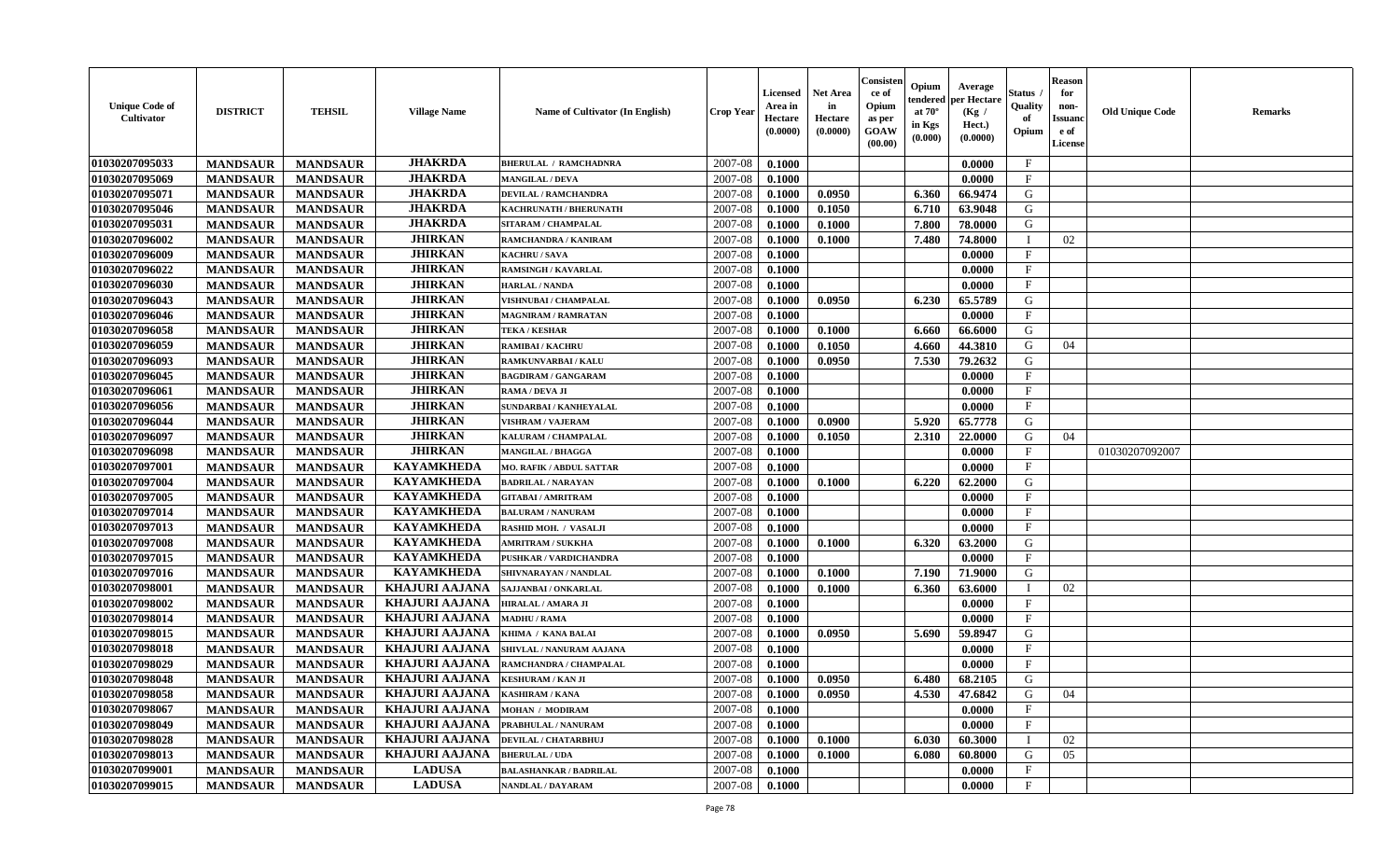| Unique Code of Cultivator | DISTRICT | TEHSIL | Village Name | Name of Cultivator (In English) | Crop Year | Licensed Area in Hectare (0.0000) | Net Area in Hectare (0.0000) | Consistence of Opium as per GOAW (00.00) | Opium tendered at 70° in Kgs (0.000) | Average per Hectare (Kg / Hect.) (0.0000) | Status / Quality of Opium | Reason for non-Issuance of License | Old Unique Code | Remarks |
|---|---|---|---|---|---|---|---|---|---|---|---|---|---|---|
| 01030207095033 | MANDSAUR | MANDSAUR | JHAKRDA | BHERULAL / RAMCHADNRA | 2007-08 | 0.1000 | | | | 0.0000 | F | | | |
| 01030207095069 | MANDSAUR | MANDSAUR | JHAKRDA | MANGILAL / DEVA | 2007-08 | 0.1000 | | | | 0.0000 | F | | | |
| 01030207095071 | MANDSAUR | MANDSAUR | JHAKRDA | DEVILAL / RAMCHANDRA | 2007-08 | 0.1000 | 0.0950 | | 6.360 | 66.9474 | G | | | |
| 01030207095046 | MANDSAUR | MANDSAUR | JHAKRDA | KACHRUNATH / BHERUNATH | 2007-08 | 0.1000 | 0.1050 | | 6.710 | 63.9048 | G | | | |
| 01030207095031 | MANDSAUR | MANDSAUR | JHAKRDA | SITARAM / CHAMPALAL | 2007-08 | 0.1000 | 0.1000 | | 7.800 | 78.0000 | G | | | |
| 01030207096002 | MANDSAUR | MANDSAUR | JHIRKAN | RAMCHANDRA / KANIRAM | 2007-08 | 0.1000 | 0.1000 | | 7.480 | 74.8000 | I | 02 | | |
| 01030207096009 | MANDSAUR | MANDSAUR | JHIRKAN | KACHRU / SAVA | 2007-08 | 0.1000 | | | | 0.0000 | F | | | |
| 01030207096022 | MANDSAUR | MANDSAUR | JHIRKAN | RAMSINGH / KAVARLAL | 2007-08 | 0.1000 | | | | 0.0000 | F | | | |
| 01030207096030 | MANDSAUR | MANDSAUR | JHIRKAN | HARLAL / NANDA | 2007-08 | 0.1000 | | | | 0.0000 | F | | | |
| 01030207096043 | MANDSAUR | MANDSAUR | JHIRKAN | VISHNUBAI / CHAMPALAL | 2007-08 | 0.1000 | 0.0950 | | 6.230 | 65.5789 | G | | | |
| 01030207096046 | MANDSAUR | MANDSAUR | JHIRKAN | MAGNIRAM / RAMRATAN | 2007-08 | 0.1000 | | | | 0.0000 | F | | | |
| 01030207096058 | MANDSAUR | MANDSAUR | JHIRKAN | TEKA / KESHAR | 2007-08 | 0.1000 | 0.1000 | | 6.660 | 66.6000 | G | | | |
| 01030207096059 | MANDSAUR | MANDSAUR | JHIRKAN | RAMIBAI / KACHRU | 2007-08 | 0.1000 | 0.1050 | | 4.660 | 44.3810 | G | 04 | | |
| 01030207096093 | MANDSAUR | MANDSAUR | JHIRKAN | RAMKUNVARBAI / KALU | 2007-08 | 0.1000 | 0.0950 | | 7.530 | 79.2632 | G | | | |
| 01030207096045 | MANDSAUR | MANDSAUR | JHIRKAN | BAGDIRAM / GANGARAM | 2007-08 | 0.1000 | | | | 0.0000 | F | | | |
| 01030207096061 | MANDSAUR | MANDSAUR | JHIRKAN | RAMA / DEVA JI | 2007-08 | 0.1000 | | | | 0.0000 | F | | | |
| 01030207096056 | MANDSAUR | MANDSAUR | JHIRKAN | SUNDARBAI / KANHEYALAL | 2007-08 | 0.1000 | | | | 0.0000 | F | | | |
| 01030207096044 | MANDSAUR | MANDSAUR | JHIRKAN | VISHRAM / VAJERAM | 2007-08 | 0.1000 | 0.0900 | | 5.920 | 65.7778 | G | | | |
| 01030207096097 | MANDSAUR | MANDSAUR | JHIRKAN | KALURAM / CHAMPALAL | 2007-08 | 0.1000 | 0.1050 | | 2.310 | 22.0000 | G | 04 | | |
| 01030207096098 | MANDSAUR | MANDSAUR | JHIRKAN | MANGILAL / BHAGGA | 2007-08 | 0.1000 | | | | 0.0000 | F | | 01030207092007 | |
| 01030207097001 | MANDSAUR | MANDSAUR | KAYAMKHEDA | MO. RAFIK / ABDUL SATTAR | 2007-08 | 0.1000 | | | | 0.0000 | F | | | |
| 01030207097004 | MANDSAUR | MANDSAUR | KAYAMKHEDA | BADRILAL / NARAYAN | 2007-08 | 0.1000 | 0.1000 | | 6.220 | 62.2000 | G | | | |
| 01030207097005 | MANDSAUR | MANDSAUR | KAYAMKHEDA | GITABAI / AMRITRAM | 2007-08 | 0.1000 | | | | 0.0000 | F | | | |
| 01030207097014 | MANDSAUR | MANDSAUR | KAYAMKHEDA | BALURAM / NANURAM | 2007-08 | 0.1000 | | | | 0.0000 | F | | | |
| 01030207097013 | MANDSAUR | MANDSAUR | KAYAMKHEDA | RASHID MOH. / VASALJI | 2007-08 | 0.1000 | | | | 0.0000 | F | | | |
| 01030207097008 | MANDSAUR | MANDSAUR | KAYAMKHEDA | AMRITRAM / SUKKHA | 2007-08 | 0.1000 | 0.1000 | | 6.320 | 63.2000 | G | | | |
| 01030207097015 | MANDSAUR | MANDSAUR | KAYAMKHEDA | PUSHKAR / VARDICHANDRA | 2007-08 | 0.1000 | | | | 0.0000 | F | | | |
| 01030207097016 | MANDSAUR | MANDSAUR | KAYAMKHEDA | SHIVNARAYAN / NANDLAL | 2007-08 | 0.1000 | 0.1000 | | 7.190 | 71.9000 | G | | | |
| 01030207098001 | MANDSAUR | MANDSAUR | KHAJURI AAJANA | SAJJANBAI / ONKARLAL | 2007-08 | 0.1000 | 0.1000 | | 6.360 | 63.6000 | I | 02 | | |
| 01030207098002 | MANDSAUR | MANDSAUR | KHAJURI AAJANA | HIRALAL / AMARA JI | 2007-08 | 0.1000 | | | | 0.0000 | F | | | |
| 01030207098014 | MANDSAUR | MANDSAUR | KHAJURI AAJANA | MADHU / RAMA | 2007-08 | 0.1000 | | | | 0.0000 | F | | | |
| 01030207098015 | MANDSAUR | MANDSAUR | KHAJURI AAJANA | KHIMA / KANA BALAI | 2007-08 | 0.1000 | 0.0950 | | 5.690 | 59.8947 | G | | | |
| 01030207098018 | MANDSAUR | MANDSAUR | KHAJURI AAJANA | SHIVLAL / NANURAM AAJANA | 2007-08 | 0.1000 | | | | 0.0000 | F | | | |
| 01030207098029 | MANDSAUR | MANDSAUR | KHAJURI AAJANA | RAMCHANDRA / CHAMPALAL | 2007-08 | 0.1000 | | | | 0.0000 | F | | | |
| 01030207098048 | MANDSAUR | MANDSAUR | KHAJURI AAJANA | KESHURAM / KAN JI | 2007-08 | 0.1000 | 0.0950 | | 6.480 | 68.2105 | G | | | |
| 01030207098058 | MANDSAUR | MANDSAUR | KHAJURI AAJANA | KASHIRAM / KANA | 2007-08 | 0.1000 | 0.0950 | | 4.530 | 47.6842 | G | 04 | | |
| 01030207098067 | MANDSAUR | MANDSAUR | KHAJURI AAJANA | MOHAN / MODIRAM | 2007-08 | 0.1000 | | | | 0.0000 | F | | | |
| 01030207098049 | MANDSAUR | MANDSAUR | KHAJURI AAJANA | PRABHULAL / NANURAM | 2007-08 | 0.1000 | | | | 0.0000 | F | | | |
| 01030207098028 | MANDSAUR | MANDSAUR | KHAJURI AAJANA | DEVILAL / CHATARBHUJ | 2007-08 | 0.1000 | 0.1000 | | 6.030 | 60.3000 | I | 02 | | |
| 01030207098013 | MANDSAUR | MANDSAUR | KHAJURI AAJANA | BHERULAL / UDA | 2007-08 | 0.1000 | 0.1000 | | 6.080 | 60.8000 | G | 05 | | |
| 01030207099001 | MANDSAUR | MANDSAUR | LADUSA | BALASHANKAR / BADRILAL | 2007-08 | 0.1000 | | | | 0.0000 | F | | | |
| 01030207099015 | MANDSAUR | MANDSAUR | LADUSA | NANDLAL / DAYARAM | 2007-08 | 0.1000 | | | | 0.0000 | F | | | |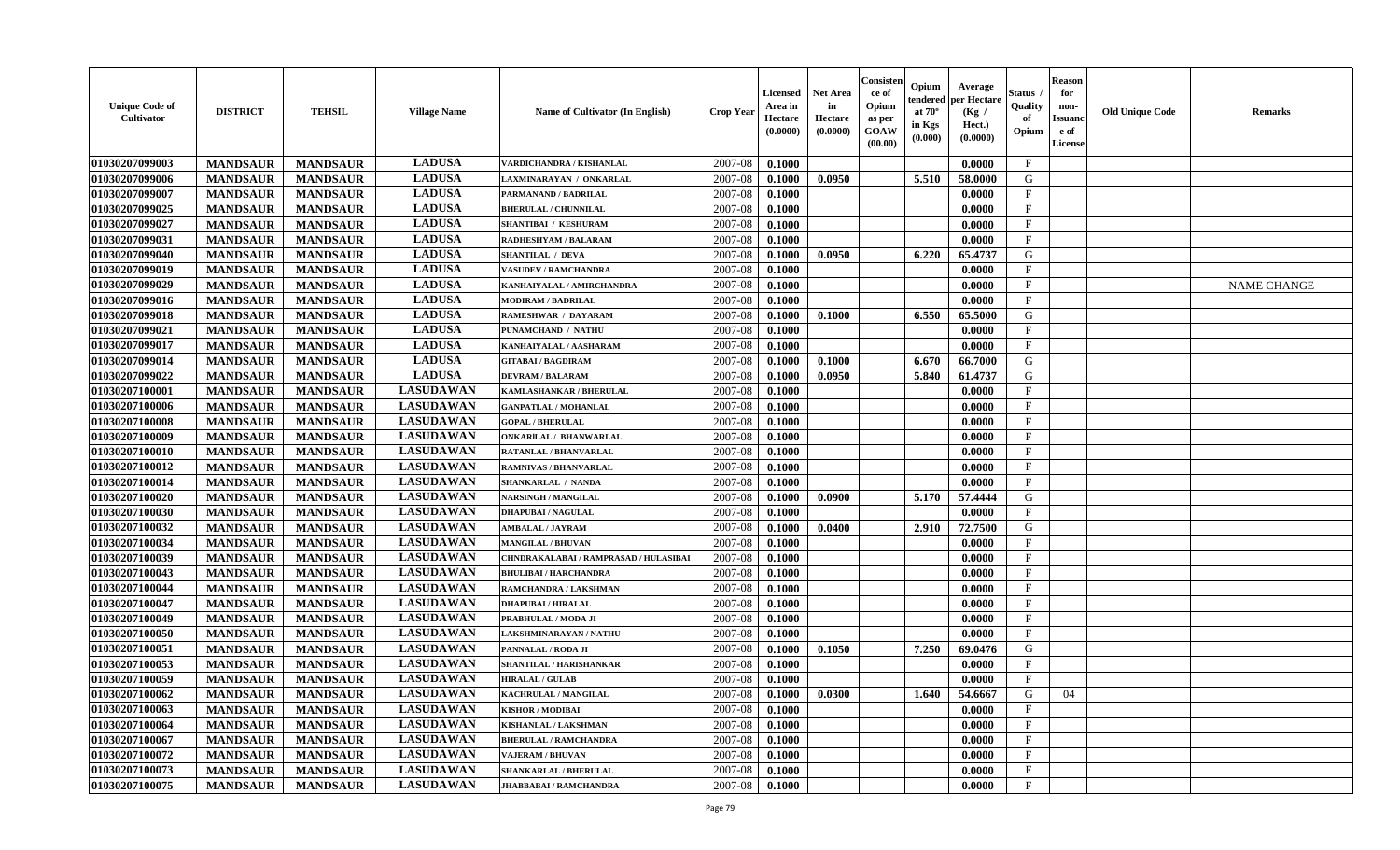| Unique Code of Cultivator | DISTRICT | TEHSIL | Village Name | Name of Cultivator (In English) | Crop Year | Licensed Area in Hectare (0.0000) | Net Area in Hectare (0.0000) | Consistence of Opium as per GOAW (00.00) | Opium tendered at 70° in Kgs (0.000) | Average per Hectare (Kg / Hect.) (0.0000) | Status / Quality of Opium | Reason for non-Issuance of License | Old Unique Code | Remarks |
|---|---|---|---|---|---|---|---|---|---|---|---|---|---|---|
| 01030207099003 | MANDSAUR | MANDSAUR | LADUSA | VARDICHANDRA / KISHANLAL | 2007-08 | 0.1000 | | | | 0.0000 | F | | | |
| 01030207099006 | MANDSAUR | MANDSAUR | LADUSA | LAXMINARAYAN / ONKARLAL | 2007-08 | 0.1000 | 0.0950 | | 5.510 | 58.0000 | G | | | |
| 01030207099007 | MANDSAUR | MANDSAUR | LADUSA | PARMANAND / BADRILAL | 2007-08 | 0.1000 | | | | 0.0000 | F | | | |
| 01030207099025 | MANDSAUR | MANDSAUR | LADUSA | BHERULAL / CHUNNILAL | 2007-08 | 0.1000 | | | | 0.0000 | F | | | |
| 01030207099027 | MANDSAUR | MANDSAUR | LADUSA | SHANTIBAI / KESHURAM | 2007-08 | 0.1000 | | | | 0.0000 | F | | | |
| 01030207099031 | MANDSAUR | MANDSAUR | LADUSA | RADHESHYAM / BALARAM | 2007-08 | 0.1000 | | | | 0.0000 | F | | | |
| 01030207099040 | MANDSAUR | MANDSAUR | LADUSA | SHANTILAL / DEVA | 2007-08 | 0.1000 | 0.0950 | | 6.220 | 65.4737 | G | | | |
| 01030207099019 | MANDSAUR | MANDSAUR | LADUSA | VASUDEV / RAMCHANDRA | 2007-08 | 0.1000 | | | | 0.0000 | F | | | |
| 01030207099029 | MANDSAUR | MANDSAUR | LADUSA | KANHAIYALAL / AMIRCHANDRA | 2007-08 | 0.1000 | | | | 0.0000 | F | | | NAME CHANGE |
| 01030207099016 | MANDSAUR | MANDSAUR | LADUSA | MODIRAM / BADRILAL | 2007-08 | 0.1000 | | | | 0.0000 | F | | | |
| 01030207099018 | MANDSAUR | MANDSAUR | LADUSA | RAMESHWAR / DAYARAM | 2007-08 | 0.1000 | 0.1000 | | 6.550 | 65.5000 | G | | | |
| 01030207099021 | MANDSAUR | MANDSAUR | LADUSA | PUNAMCHAND / NATHU | 2007-08 | 0.1000 | | | | 0.0000 | F | | | |
| 01030207099017 | MANDSAUR | MANDSAUR | LADUSA | KANHAIYALAL / AASHARAM | 2007-08 | 0.1000 | | | | 0.0000 | F | | | |
| 01030207099014 | MANDSAUR | MANDSAUR | LADUSA | GITABAI / BAGDIRAM | 2007-08 | 0.1000 | 0.1000 | | 6.670 | 66.7000 | G | | | |
| 01030207099022 | MANDSAUR | MANDSAUR | LADUSA | DEVRAM / BALARAM | 2007-08 | 0.1000 | 0.0950 | | 5.840 | 61.4737 | G | | | |
| 01030207100001 | MANDSAUR | MANDSAUR | LASUDAWAN | KAMLASHANKAR / BHERULAL | 2007-08 | 0.1000 | | | | 0.0000 | F | | | |
| 01030207100006 | MANDSAUR | MANDSAUR | LASUDAWAN | GANPATLAL / MOHANLAL | 2007-08 | 0.1000 | | | | 0.0000 | F | | | |
| 01030207100008 | MANDSAUR | MANDSAUR | LASUDAWAN | GOPAL / BHERULAL | 2007-08 | 0.1000 | | | | 0.0000 | F | | | |
| 01030207100009 | MANDSAUR | MANDSAUR | LASUDAWAN | ONKARILAL / BHANWARLAL | 2007-08 | 0.1000 | | | | 0.0000 | F | | | |
| 01030207100010 | MANDSAUR | MANDSAUR | LASUDAWAN | RATANLAL / BHANVARLAL | 2007-08 | 0.1000 | | | | 0.0000 | F | | | |
| 01030207100012 | MANDSAUR | MANDSAUR | LASUDAWAN | RAMNIVAS / BHANVARLAL | 2007-08 | 0.1000 | | | | 0.0000 | F | | | |
| 01030207100014 | MANDSAUR | MANDSAUR | LASUDAWAN | SHANKARLAL / NANDA | 2007-08 | 0.1000 | | | | 0.0000 | F | | | |
| 01030207100020 | MANDSAUR | MANDSAUR | LASUDAWAN | NARSINGH / MANGILAL | 2007-08 | 0.1000 | 0.0900 | | 5.170 | 57.4444 | G | | | |
| 01030207100030 | MANDSAUR | MANDSAUR | LASUDAWAN | DHAPUBAI / NAGULAL | 2007-08 | 0.1000 | | | | 0.0000 | F | | | |
| 01030207100032 | MANDSAUR | MANDSAUR | LASUDAWAN | AMBALAL / JAYRAM | 2007-08 | 0.1000 | 0.0400 | | 2.910 | 72.7500 | G | | | |
| 01030207100034 | MANDSAUR | MANDSAUR | LASUDAWAN | MANGILAL / BHUVAN | 2007-08 | 0.1000 | | | | 0.0000 | F | | | |
| 01030207100039 | MANDSAUR | MANDSAUR | LASUDAWAN | CHNDRAKALABAI / RAMPRASAD / HULASIBAI | 2007-08 | 0.1000 | | | | 0.0000 | F | | | |
| 01030207100043 | MANDSAUR | MANDSAUR | LASUDAWAN | BHULIBAI / HARCHANDRA | 2007-08 | 0.1000 | | | | 0.0000 | F | | | |
| 01030207100044 | MANDSAUR | MANDSAUR | LASUDAWAN | RAMCHANDRA / LAKSHMAN | 2007-08 | 0.1000 | | | | 0.0000 | F | | | |
| 01030207100047 | MANDSAUR | MANDSAUR | LASUDAWAN | DHAPUBAI / HIRALAL | 2007-08 | 0.1000 | | | | 0.0000 | F | | | |
| 01030207100049 | MANDSAUR | MANDSAUR | LASUDAWAN | PRABHULAL / MODA JI | 2007-08 | 0.1000 | | | | 0.0000 | F | | | |
| 01030207100050 | MANDSAUR | MANDSAUR | LASUDAWAN | LAKSHMINARAYAN / NATHU | 2007-08 | 0.1000 | | | | 0.0000 | F | | | |
| 01030207100051 | MANDSAUR | MANDSAUR | LASUDAWAN | PANNALAL / RODA JI | 2007-08 | 0.1000 | 0.1050 | | 7.250 | 69.0476 | G | | | |
| 01030207100053 | MANDSAUR | MANDSAUR | LASUDAWAN | SHANTILAL / HARISHANKAR | 2007-08 | 0.1000 | | | | 0.0000 | F | | | |
| 01030207100059 | MANDSAUR | MANDSAUR | LASUDAWAN | HIRALAL / GULAB | 2007-08 | 0.1000 | | | | 0.0000 | F | | | |
| 01030207100062 | MANDSAUR | MANDSAUR | LASUDAWAN | KACHRULAL / MANGILAL | 2007-08 | 0.1000 | 0.0300 | | 1.640 | 54.6667 | G | 04 | | |
| 01030207100063 | MANDSAUR | MANDSAUR | LASUDAWAN | KISHOR / MODIBAI | 2007-08 | 0.1000 | | | | 0.0000 | F | | | |
| 01030207100064 | MANDSAUR | MANDSAUR | LASUDAWAN | KISHANLAL / LAKSHMAN | 2007-08 | 0.1000 | | | | 0.0000 | F | | | |
| 01030207100067 | MANDSAUR | MANDSAUR | LASUDAWAN | BHERULAL / RAMCHANDRA | 2007-08 | 0.1000 | | | | 0.0000 | F | | | |
| 01030207100072 | MANDSAUR | MANDSAUR | LASUDAWAN | VAJERAM / BHUVAN | 2007-08 | 0.1000 | | | | 0.0000 | F | | | |
| 01030207100073 | MANDSAUR | MANDSAUR | LASUDAWAN | SHANKARLAL / BHERULAL | 2007-08 | 0.1000 | | | | 0.0000 | F | | | |
| 01030207100075 | MANDSAUR | MANDSAUR | LASUDAWAN | JHABBABAI / RAMCHANDRA | 2007-08 | 0.1000 | | | | 0.0000 | F | | | |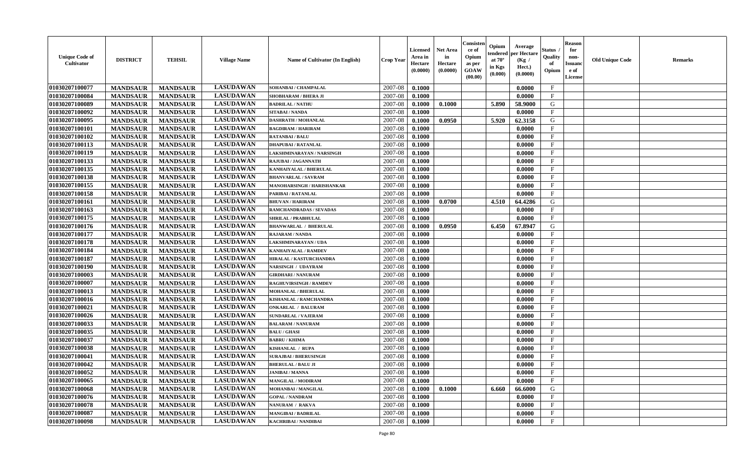| Unique Code of Cultivator | DISTRICT | TEHSIL | Village Name | Name of Cultivator (In English) | Crop Year | Licensed Area in Hectare (0.0000) | Net Area in Hectare (0.0000) | Consistence of Opium as per GOAW (00.00) | Opium tendered at 70° in Kgs (0.000) | Average per Hectare (Kg / Hect.) (0.0000) | Status / Quality of Opium | Reason for non-Issuance of License | Old Unique Code | Remarks |
|---|---|---|---|---|---|---|---|---|---|---|---|---|---|---|
| 01030207100077 | MANDSAUR | MANDSAUR | LASUDAWAN | SOHANBAI / CHAMPALAL | 2007-08 | 0.1000 | | | | 0.0000 | F | | | |
| 01030207100084 | MANDSAUR | MANDSAUR | LASUDAWAN | SHOBHARAM / BHERA JI | 2007-08 | 0.1000 | | | | 0.0000 | F | | | |
| 01030207100089 | MANDSAUR | MANDSAUR | LASUDAWAN | BADRILAL / NATHU | 2007-08 | 0.1000 | 0.1000 | | 5.890 | 58.9000 | G | | | |
| 01030207100092 | MANDSAUR | MANDSAUR | LASUDAWAN | SITABAI / NANDA | 2007-08 | 0.1000 | | | | 0.0000 | F | | | |
| 01030207100095 | MANDSAUR | MANDSAUR | LASUDAWAN | DASHRATH / MOHANLAL | 2007-08 | 0.1000 | 0.0950 | | 5.920 | 62.3158 | G | | | |
| 01030207100101 | MANDSAUR | MANDSAUR | LASUDAWAN | BAGDIRAM / HARIRAM | 2007-08 | 0.1000 | | | | 0.0000 | F | | | |
| 01030207100102 | MANDSAUR | MANDSAUR | LASUDAWAN | RATANBAI / BALU | 2007-08 | 0.1000 | | | | 0.0000 | F | | | |
| 01030207100113 | MANDSAUR | MANDSAUR | LASUDAWAN | DHAPUBAI / RATANLAL | 2007-08 | 0.1000 | | | | 0.0000 | F | | | |
| 01030207100119 | MANDSAUR | MANDSAUR | LASUDAWAN | LAKSHMINARAYAN / NARSINGH | 2007-08 | 0.1000 | | | | 0.0000 | F | | | |
| 01030207100133 | MANDSAUR | MANDSAUR | LASUDAWAN | RAJUBAI / JAGANNATH | 2007-08 | 0.1000 | | | | 0.0000 | F | | | |
| 01030207100135 | MANDSAUR | MANDSAUR | LASUDAWAN | KANHAIYALAL / BHERULAL | 2007-08 | 0.1000 | | | | 0.0000 | F | | | |
| 01030207100138 | MANDSAUR | MANDSAUR | LASUDAWAN | BHANVARLAL / SAVRAM | 2007-08 | 0.1000 | | | | 0.0000 | F | | | |
| 01030207100155 | MANDSAUR | MANDSAUR | LASUDAWAN | MANOHARSINGH / HARISHANKAR | 2007-08 | 0.1000 | | | | 0.0000 | F | | | |
| 01030207100158 | MANDSAUR | MANDSAUR | LASUDAWAN | PARIBAI / RATANLAL | 2007-08 | 0.1000 | | | | 0.0000 | F | | | |
| 01030207100161 | MANDSAUR | MANDSAUR | LASUDAWAN | BHUVAN / HARIRAM | 2007-08 | 0.1000 | 0.0700 | | 4.510 | 64.4286 | G | | | |
| 01030207100163 | MANDSAUR | MANDSAUR | LASUDAWAN | RAMCHANDRADAS / SEVADAS | 2007-08 | 0.1000 | | | | 0.0000 | F | | | |
| 01030207100175 | MANDSAUR | MANDSAUR | LASUDAWAN | SHRILAL / PRABHULAL | 2007-08 | 0.1000 | | | | 0.0000 | F | | | |
| 01030207100176 | MANDSAUR | MANDSAUR | LASUDAWAN | BHANWARLAL / BHERULAL | 2007-08 | 0.1000 | 0.0950 | | 6.450 | 67.8947 | G | | | |
| 01030207100177 | MANDSAUR | MANDSAUR | LASUDAWAN | RAJARAM / NANDA | 2007-08 | 0.1000 | | | | 0.0000 | F | | | |
| 01030207100178 | MANDSAUR | MANDSAUR | LASUDAWAN | LAKSHMINARAYAN / UDA | 2007-08 | 0.1000 | | | | 0.0000 | F | | | |
| 01030207100184 | MANDSAUR | MANDSAUR | LASUDAWAN | KANHAIYALAL / RAMDEV | 2007-08 | 0.1000 | | | | 0.0000 | F | | | |
| 01030207100187 | MANDSAUR | MANDSAUR | LASUDAWAN | HIRALAL / KASTURCHANDRA | 2007-08 | 0.1000 | | | | 0.0000 | F | | | |
| 01030207100190 | MANDSAUR | MANDSAUR | LASUDAWAN | NARSINGH / UDAYRAM | 2007-08 | 0.1000 | | | | 0.0000 | F | | | |
| 01030207100003 | MANDSAUR | MANDSAUR | LASUDAWAN | GIRDHARI / NANURAM | 2007-08 | 0.1000 | | | | 0.0000 | F | | | |
| 01030207100007 | MANDSAUR | MANDSAUR | LASUDAWAN | RAGHUVIRSINGH / RAMDEV | 2007-08 | 0.1000 | | | | 0.0000 | F | | | |
| 01030207100013 | MANDSAUR | MANDSAUR | LASUDAWAN | MOHANLAL / BHERULAL | 2007-08 | 0.1000 | | | | 0.0000 | F | | | |
| 01030207100016 | MANDSAUR | MANDSAUR | LASUDAWAN | KISHANLAL / RAMCHANDRA | 2007-08 | 0.1000 | | | | 0.0000 | F | | | |
| 01030207100021 | MANDSAUR | MANDSAUR | LASUDAWAN | ONKARLAL / BALURAM | 2007-08 | 0.1000 | | | | 0.0000 | F | | | |
| 01030207100026 | MANDSAUR | MANDSAUR | LASUDAWAN | SUNDARLAL / VAJERAM | 2007-08 | 0.1000 | | | | 0.0000 | F | | | |
| 01030207100033 | MANDSAUR | MANDSAUR | LASUDAWAN | BALARAM / NANURAM | 2007-08 | 0.1000 | | | | 0.0000 | F | | | |
| 01030207100035 | MANDSAUR | MANDSAUR | LASUDAWAN | BALU / GHASI | 2007-08 | 0.1000 | | | | 0.0000 | F | | | |
| 01030207100037 | MANDSAUR | MANDSAUR | LASUDAWAN | BABRU / KHIMA | 2007-08 | 0.1000 | | | | 0.0000 | F | | | |
| 01030207100038 | MANDSAUR | MANDSAUR | LASUDAWAN | KISHANLAL / RUPA | 2007-08 | 0.1000 | | | | 0.0000 | F | | | |
| 01030207100041 | MANDSAUR | MANDSAUR | LASUDAWAN | SURAJBAI / BHERUSINGH | 2007-08 | 0.1000 | | | | 0.0000 | F | | | |
| 01030207100042 | MANDSAUR | MANDSAUR | LASUDAWAN | BHERULAL / BALU JI | 2007-08 | 0.1000 | | | | 0.0000 | F | | | |
| 01030207100052 | MANDSAUR | MANDSAUR | LASUDAWAN | JANIBAI / MANNA | 2007-08 | 0.1000 | | | | 0.0000 | F | | | |
| 01030207100065 | MANDSAUR | MANDSAUR | LASUDAWAN | MANGILAL / MODIRAM | 2007-08 | 0.1000 | | | | 0.0000 | F | | | |
| 01030207100068 | MANDSAUR | MANDSAUR | LASUDAWAN | MOHANBAI / MANGILAL | 2007-08 | 0.1000 | 0.1000 | | 6.660 | 66.6000 | G | | | |
| 01030207100076 | MANDSAUR | MANDSAUR | LASUDAWAN | GOPAL / NANDRAM | 2007-08 | 0.1000 | | | | 0.0000 | F | | | |
| 01030207100078 | MANDSAUR | MANDSAUR | LASUDAWAN | NANURAM / RAKVA | 2007-08 | 0.1000 | | | | 0.0000 | F | | | |
| 01030207100087 | MANDSAUR | MANDSAUR | LASUDAWAN | MANGIBAI / BADRILAL | 2007-08 | 0.1000 | | | | 0.0000 | F | | | |
| 01030207100098 | MANDSAUR | MANDSAUR | LASUDAWAN | KACHRIBAI / NANDIBAI | 2007-08 | 0.1000 | | | | 0.0000 | F | | | |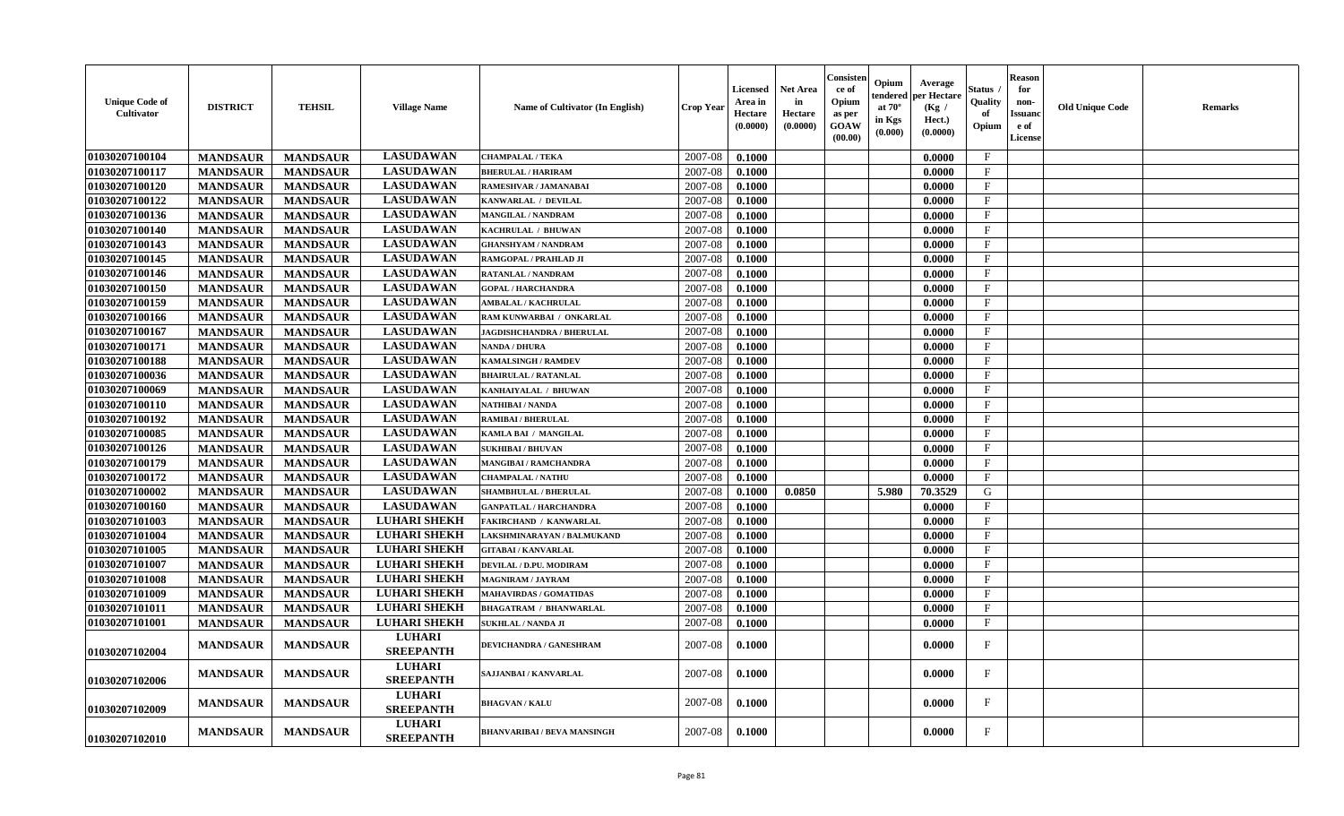| Unique Code of Cultivator | DISTRICT | TEHSIL | Village Name | Name of Cultivator (In English) | Crop Year | Licensed Area in Hectare (0.0000) | Net Area in Hectare (0.0000) | Consistence of Opium as per GOAW (00.00) | Opium tendered at 70° in Kgs (0.000) | Average per Hectare (Kg / Hect.) (0.0000) | Status / Quality of Opium | Reason for non-Issuance of License | Old Unique Code | Remarks |
|---|---|---|---|---|---|---|---|---|---|---|---|---|---|---|
| 01030207100104 | MANDSAUR | MANDSAUR | LASUDAWAN | CHAMPALAL / TEKA | 2007-08 | 0.1000 | | | | 0.0000 | F | | | |
| 01030207100117 | MANDSAUR | MANDSAUR | LASUDAWAN | BHERULAL / HARIRAM | 2007-08 | 0.1000 | | | | 0.0000 | F | | | |
| 01030207100120 | MANDSAUR | MANDSAUR | LASUDAWAN | RAMESHVAR / JAMANABAI | 2007-08 | 0.1000 | | | | 0.0000 | F | | | |
| 01030207100122 | MANDSAUR | MANDSAUR | LASUDAWAN | KANWARLAL / DEVILAL | 2007-08 | 0.1000 | | | | 0.0000 | F | | | |
| 01030207100136 | MANDSAUR | MANDSAUR | LASUDAWAN | MANGILAL / NANDRAM | 2007-08 | 0.1000 | | | | 0.0000 | F | | | |
| 01030207100140 | MANDSAUR | MANDSAUR | LASUDAWAN | KACHRULAL / BHUWAN | 2007-08 | 0.1000 | | | | 0.0000 | F | | | |
| 01030207100143 | MANDSAUR | MANDSAUR | LASUDAWAN | GHANSHYAM / NANDRAM | 2007-08 | 0.1000 | | | | 0.0000 | F | | | |
| 01030207100145 | MANDSAUR | MANDSAUR | LASUDAWAN | RAMGOPAL / PRAHLAD JI | 2007-08 | 0.1000 | | | | 0.0000 | F | | | |
| 01030207100146 | MANDSAUR | MANDSAUR | LASUDAWAN | RATANLAL / NANDRAM | 2007-08 | 0.1000 | | | | 0.0000 | F | | | |
| 01030207100150 | MANDSAUR | MANDSAUR | LASUDAWAN | GOPAL / HARCHANDRA | 2007-08 | 0.1000 | | | | 0.0000 | F | | | |
| 01030207100159 | MANDSAUR | MANDSAUR | LASUDAWAN | AMBALAL / KACHRULAL | 2007-08 | 0.1000 | | | | 0.0000 | F | | | |
| 01030207100166 | MANDSAUR | MANDSAUR | LASUDAWAN | RAM KUNWARBAI / ONKARLAL | 2007-08 | 0.1000 | | | | 0.0000 | F | | | |
| 01030207100167 | MANDSAUR | MANDSAUR | LASUDAWAN | JAGDISHCHANDRA / BHERULAL | 2007-08 | 0.1000 | | | | 0.0000 | F | | | |
| 01030207100171 | MANDSAUR | MANDSAUR | LASUDAWAN | NANDA / DHURA | 2007-08 | 0.1000 | | | | 0.0000 | F | | | |
| 01030207100188 | MANDSAUR | MANDSAUR | LASUDAWAN | KAMALSINGH / RAMDEV | 2007-08 | 0.1000 | | | | 0.0000 | F | | | |
| 01030207100036 | MANDSAUR | MANDSAUR | LASUDAWAN | BHAIRULAL / RATANLAL | 2007-08 | 0.1000 | | | | 0.0000 | F | | | |
| 01030207100069 | MANDSAUR | MANDSAUR | LASUDAWAN | KANHAIYALAL / BHUWAN | 2007-08 | 0.1000 | | | | 0.0000 | F | | | |
| 01030207100110 | MANDSAUR | MANDSAUR | LASUDAWAN | NATHIBAI / NANDA | 2007-08 | 0.1000 | | | | 0.0000 | F | | | |
| 01030207100192 | MANDSAUR | MANDSAUR | LASUDAWAN | RAMIBAI / BHERULAL | 2007-08 | 0.1000 | | | | 0.0000 | F | | | |
| 01030207100085 | MANDSAUR | MANDSAUR | LASUDAWAN | KAMLA BAI / MANGILAL | 2007-08 | 0.1000 | | | | 0.0000 | F | | | |
| 01030207100126 | MANDSAUR | MANDSAUR | LASUDAWAN | SUKHIBAI / BHUVAN | 2007-08 | 0.1000 | | | | 0.0000 | F | | | |
| 01030207100179 | MANDSAUR | MANDSAUR | LASUDAWAN | MANGIBAI / RAMCHANDRA | 2007-08 | 0.1000 | | | | 0.0000 | F | | | |
| 01030207100172 | MANDSAUR | MANDSAUR | LASUDAWAN | CHAMPALAL / NATHU | 2007-08 | 0.1000 | | | | 0.0000 | F | | | |
| 01030207100002 | MANDSAUR | MANDSAUR | LASUDAWAN | SHAMBHULAL / BHERULAL | 2007-08 | 0.1000 | 0.0850 | | 5.980 | 70.3529 | G | | | |
| 01030207100160 | MANDSAUR | MANDSAUR | LASUDAWAN | GANPATLAL / HARCHANDRA | 2007-08 | 0.1000 | | | | 0.0000 | F | | | |
| 01030207101003 | MANDSAUR | MANDSAUR | LUHARI SHEKH | FAKIRCHAND / KANWARLAL | 2007-08 | 0.1000 | | | | 0.0000 | F | | | |
| 01030207101004 | MANDSAUR | MANDSAUR | LUHARI SHEKH | LAKSHMINARAYAN / BALMUKAND | 2007-08 | 0.1000 | | | | 0.0000 | F | | | |
| 01030207101005 | MANDSAUR | MANDSAUR | LUHARI SHEKH | GITABAI / KANVARLAL | 2007-08 | 0.1000 | | | | 0.0000 | F | | | |
| 01030207101007 | MANDSAUR | MANDSAUR | LUHARI SHEKH | DEVILAL / D.PU. MODIRAM | 2007-08 | 0.1000 | | | | 0.0000 | F | | | |
| 01030207101008 | MANDSAUR | MANDSAUR | LUHARI SHEKH | MAGNIRAM / JAYRAM | 2007-08 | 0.1000 | | | | 0.0000 | F | | | |
| 01030207101009 | MANDSAUR | MANDSAUR | LUHARI SHEKH | MAHAVIRDAS / GOMATIDAS | 2007-08 | 0.1000 | | | | 0.0000 | F | | | |
| 01030207101011 | MANDSAUR | MANDSAUR | LUHARI SHEKH | BHAGATRAM / BHANWARLAL | 2007-08 | 0.1000 | | | | 0.0000 | F | | | |
| 01030207101001 | MANDSAUR | MANDSAUR | LUHARI SHEKH | SUKHLAL / NANDA JI | 2007-08 | 0.1000 | | | | 0.0000 | F | | | |
| 01030207102004 | MANDSAUR | MANDSAUR | LUHARI SREEPANTH | DEVICHANDRA / GANESHRAM | 2007-08 | 0.1000 | | | | 0.0000 | F | | | |
| 01030207102006 | MANDSAUR | MANDSAUR | LUHARI SREEPANTH | SAJJANBAI / KANVARLAL | 2007-08 | 0.1000 | | | | 0.0000 | F | | | |
| 01030207102009 | MANDSAUR | MANDSAUR | LUHARI SREEPANTH | BHAGVAN / KALU | 2007-08 | 0.1000 | | | | 0.0000 | F | | | |
| 01030207102010 | MANDSAUR | MANDSAUR | LUHARI SREEPANTH | BHANVARIBAI / BEVA MANSINGH | 2007-08 | 0.1000 | | | | 0.0000 | F | | | |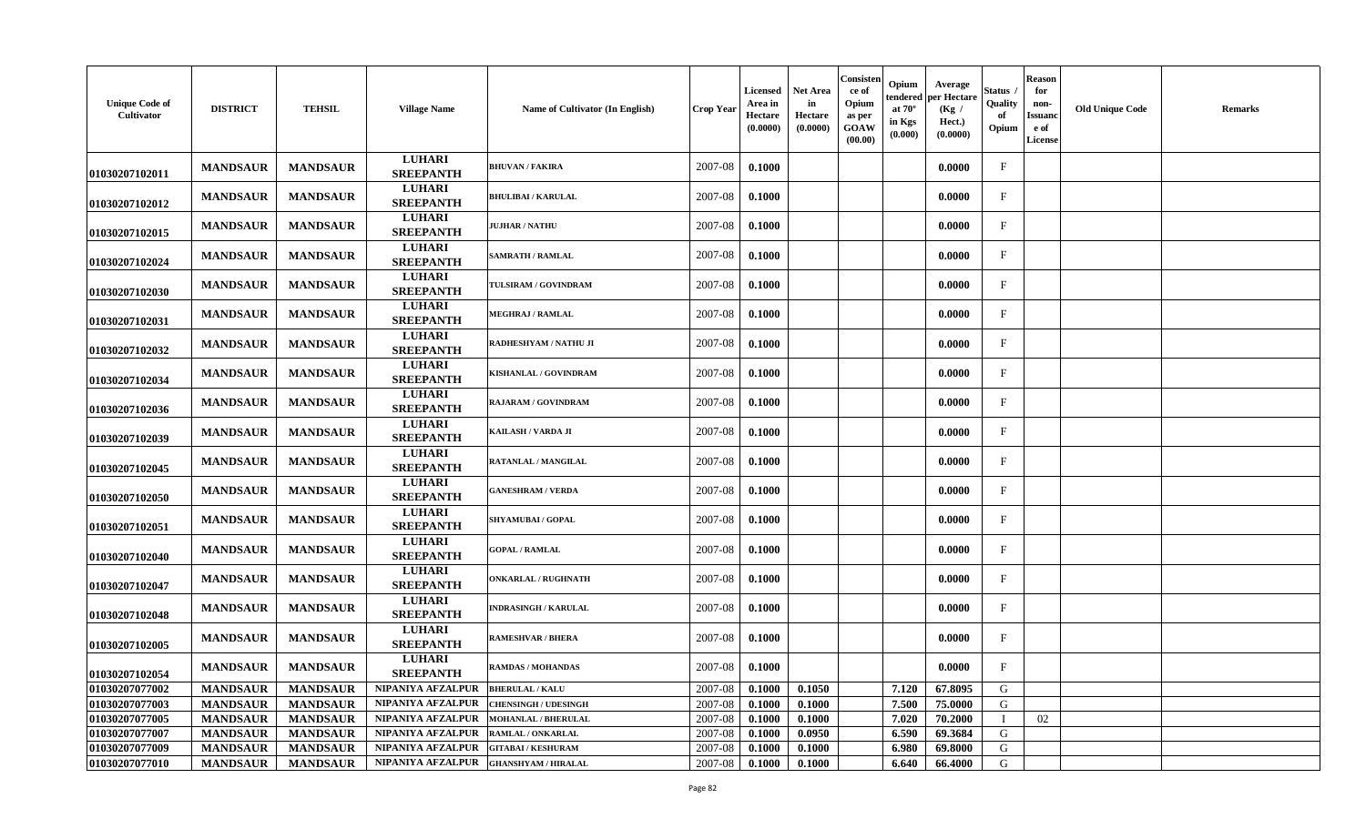| Unique Code of Cultivator | DISTRICT | TEHSIL | Village Name | Name of Cultivator (In English) | Crop Year | Licensed Area in Hectare (0.0000) | Net Area in Hectare (0.0000) | Consistence of Opium as per GOAW (00.00) | Opium tendered at 70° in Kgs (0.000) | Average per Hectare (Kg / Hect.) (0.0000) | Status / Quality of Opium | Reason for non-Issuance of License | Old Unique Code | Remarks |
|---|---|---|---|---|---|---|---|---|---|---|---|---|---|---|
| 01030207102011 | MANDSAUR | MANDSAUR | LUHARI SREEPANTH | BHUVAN / FAKIRA | 2007-08 | 0.1000 | | | | 0.0000 | F | | | |
| 01030207102012 | MANDSAUR | MANDSAUR | LUHARI SREEPANTH | BHULIBAI / KARULAL | 2007-08 | 0.1000 | | | | 0.0000 | F | | | |
| 01030207102015 | MANDSAUR | MANDSAUR | LUHARI SREEPANTH | JUJHAR / NATHU | 2007-08 | 0.1000 | | | | 0.0000 | F | | | |
| 01030207102024 | MANDSAUR | MANDSAUR | LUHARI SREEPANTH | SAMRATH / RAMLAL | 2007-08 | 0.1000 | | | | 0.0000 | F | | | |
| 01030207102030 | MANDSAUR | MANDSAUR | LUHARI SREEPANTH | TULSIRAM / GOVINDRAM | 2007-08 | 0.1000 | | | | 0.0000 | F | | | |
| 01030207102031 | MANDSAUR | MANDSAUR | LUHARI SREEPANTH | MEGHRAJ / RAMLAL | 2007-08 | 0.1000 | | | | 0.0000 | F | | | |
| 01030207102032 | MANDSAUR | MANDSAUR | LUHARI SREEPANTH | RADHESHYAM / NATHU JI | 2007-08 | 0.1000 | | | | 0.0000 | F | | | |
| 01030207102034 | MANDSAUR | MANDSAUR | LUHARI SREEPANTH | KISHANLAL / GOVINDRAM | 2007-08 | 0.1000 | | | | 0.0000 | F | | | |
| 01030207102036 | MANDSAUR | MANDSAUR | LUHARI SREEPANTH | RAJARAM / GOVINDRAM | 2007-08 | 0.1000 | | | | 0.0000 | F | | | |
| 01030207102039 | MANDSAUR | MANDSAUR | LUHARI SREEPANTH | KAILASH / VARDA JI | 2007-08 | 0.1000 | | | | 0.0000 | F | | | |
| 01030207102045 | MANDSAUR | MANDSAUR | LUHARI SREEPANTH | RATANLAL / MANGILAL | 2007-08 | 0.1000 | | | | 0.0000 | F | | | |
| 01030207102050 | MANDSAUR | MANDSAUR | LUHARI SREEPANTH | GANESHRAM / VERDA | 2007-08 | 0.1000 | | | | 0.0000 | F | | | |
| 01030207102051 | MANDSAUR | MANDSAUR | LUHARI SREEPANTH | SHYAMUBAI / GOPAL | 2007-08 | 0.1000 | | | | 0.0000 | F | | | |
| 01030207102040 | MANDSAUR | MANDSAUR | LUHARI SREEPANTH | GOPAL / RAMLAL | 2007-08 | 0.1000 | | | | 0.0000 | F | | | |
| 01030207102047 | MANDSAUR | MANDSAUR | LUHARI SREEPANTH | ONKARLAL / RUGHNATH | 2007-08 | 0.1000 | | | | 0.0000 | F | | | |
| 01030207102048 | MANDSAUR | MANDSAUR | LUHARI SREEPANTH | INDRASINGH / KARULAL | 2007-08 | 0.1000 | | | | 0.0000 | F | | | |
| 01030207102005 | MANDSAUR | MANDSAUR | LUHARI SREEPANTH | RAMESHVAR / BHERA | 2007-08 | 0.1000 | | | | 0.0000 | F | | | |
| 01030207102054 | MANDSAUR | MANDSAUR | LUHARI SREEPANTH | RAMDAS / MOHANDAS | 2007-08 | 0.1000 | | | | 0.0000 | F | | | |
| 01030207077002 | MANDSAUR | MANDSAUR | NIPANIYA AFZALPUR | BHERULAL / KALU | 2007-08 | 0.1000 | 0.1050 | | 7.120 | 67.8095 | G | | | |
| 01030207077003 | MANDSAUR | MANDSAUR | NIPANIYA AFZALPUR | CHENSINGH / UDESINGH | 2007-08 | 0.1000 | 0.1000 | | 7.500 | 75.0000 | G | | | |
| 01030207077005 | MANDSAUR | MANDSAUR | NIPANIYA AFZALPUR | MOHANLAL / BHERULAL | 2007-08 | 0.1000 | 0.1000 | | 7.020 | 70.2000 | I | 02 | | |
| 01030207077007 | MANDSAUR | MANDSAUR | NIPANIYA AFZALPUR | RAMLAL / ONKARLAL | 2007-08 | 0.1000 | 0.0950 | | 6.590 | 69.3684 | G | | | |
| 01030207077009 | MANDSAUR | MANDSAUR | NIPANIYA AFZALPUR | GITABAI / KESHURAM | 2007-08 | 0.1000 | 0.1000 | | 6.980 | 69.8000 | G | | | |
| 01030207077010 | MANDSAUR | MANDSAUR | NIPANIYA AFZALPUR | GHANSHYAM / HIRALAL | 2007-08 | 0.1000 | 0.1000 | | 6.640 | 66.4000 | G | | | |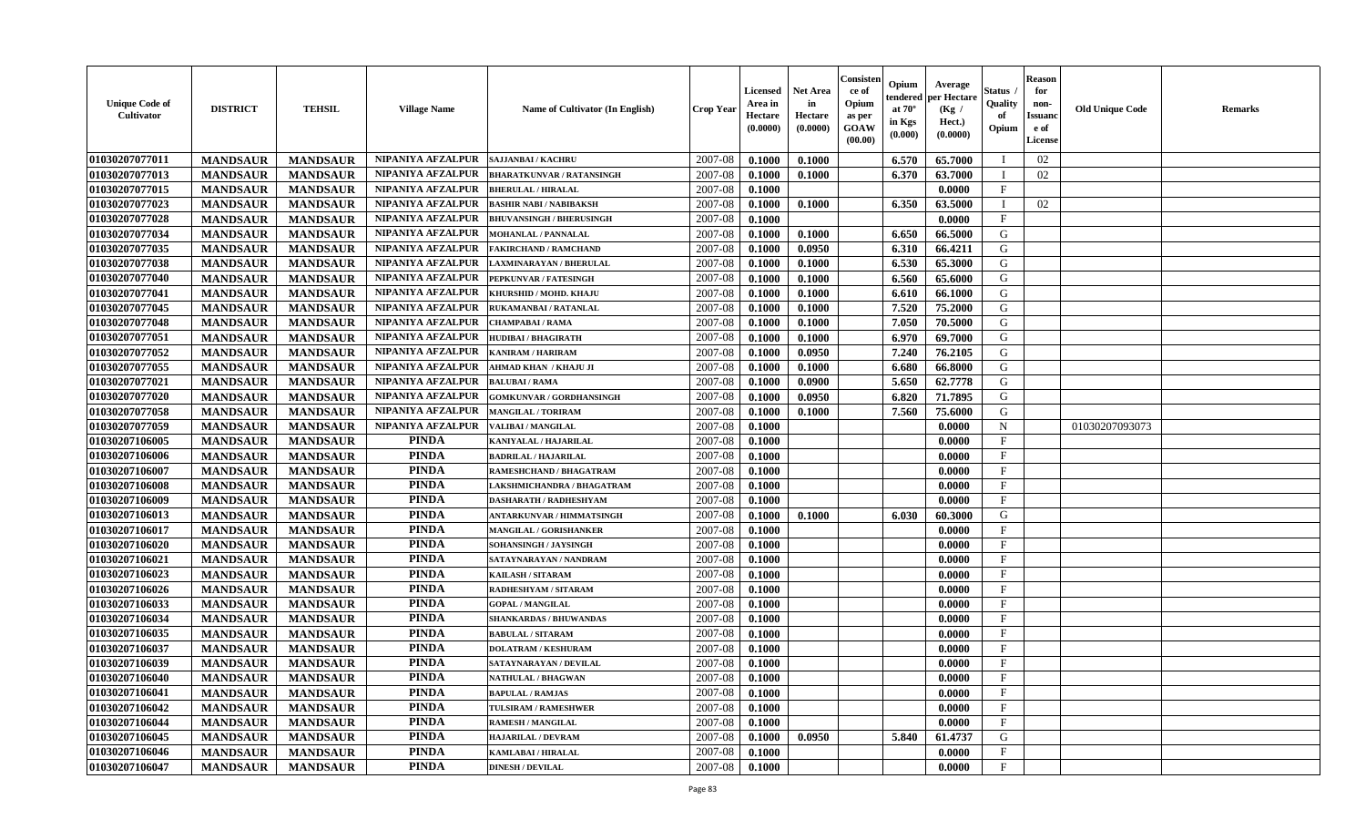| Unique Code of Cultivator | DISTRICT | TEHSIL | Village Name | Name of Cultivator (In English) | Crop Year | Licensed Area in Hectare (0.0000) | Net Area in Hectare (0.0000) | Consistence of Opium as per GOAW (00.00) | Opium tendered at 70° in Kgs (0.000) | Average per Hectare (Kg / Hect.) (0.0000) | Status / Quality of Opium | Reason for non-Issuance of License | Old Unique Code | Remarks |
|---|---|---|---|---|---|---|---|---|---|---|---|---|---|---|
| 01030207077011 | MANDSAUR | MANDSAUR | NIPANIYA AFZALPUR | SAJJANBAI / KACHRU | 2007-08 | 0.1000 | 0.1000 | | 6.570 | 65.7000 | I | 02 | | |
| 01030207077013 | MANDSAUR | MANDSAUR | NIPANIYA AFZALPUR | BHARATKUNVAR / RATANSINGH | 2007-08 | 0.1000 | 0.1000 | | 6.370 | 63.7000 | I | 02 | | |
| 01030207077015 | MANDSAUR | MANDSAUR | NIPANIYA AFZALPUR | BHERULAL / HIRALAL | 2007-08 | 0.1000 | | | | 0.0000 | F | | | |
| 01030207077023 | MANDSAUR | MANDSAUR | NIPANIYA AFZALPUR | BASHIR NABI / NABIBAKSH | 2007-08 | 0.1000 | 0.1000 | | 6.350 | 63.5000 | I | 02 | | |
| 01030207077028 | MANDSAUR | MANDSAUR | NIPANIYA AFZALPUR | BHUVANSINGH / BHERUSINGH | 2007-08 | 0.1000 | | | | 0.0000 | F | | | |
| 01030207077034 | MANDSAUR | MANDSAUR | NIPANIYA AFZALPUR | MOHANLAL / PANNALAL | 2007-08 | 0.1000 | 0.1000 | | 6.650 | 66.5000 | G | | | |
| 01030207077035 | MANDSAUR | MANDSAUR | NIPANIYA AFZALPUR | FAKIRCHAND / RAMCHAND | 2007-08 | 0.1000 | 0.0950 | | 6.310 | 66.4211 | G | | | |
| 01030207077038 | MANDSAUR | MANDSAUR | NIPANIYA AFZALPUR | LAXMINARAYAN / BHERULAL | 2007-08 | 0.1000 | 0.1000 | | 6.530 | 65.3000 | G | | | |
| 01030207077040 | MANDSAUR | MANDSAUR | NIPANIYA AFZALPUR | PEPKUNVAR / FATESINGH | 2007-08 | 0.1000 | 0.1000 | | 6.560 | 65.6000 | G | | | |
| 01030207077041 | MANDSAUR | MANDSAUR | NIPANIYA AFZALPUR | KHURSHID / MOHD. KHAJU | 2007-08 | 0.1000 | 0.1000 | | 6.610 | 66.1000 | G | | | |
| 01030207077045 | MANDSAUR | MANDSAUR | NIPANIYA AFZALPUR | RUKAMANBAI / RATANLAL | 2007-08 | 0.1000 | 0.1000 | | 7.520 | 75.2000 | G | | | |
| 01030207077048 | MANDSAUR | MANDSAUR | NIPANIYA AFZALPUR | CHAMPABAI / RAMA | 2007-08 | 0.1000 | 0.1000 | | 7.050 | 70.5000 | G | | | |
| 01030207077051 | MANDSAUR | MANDSAUR | NIPANIYA AFZALPUR | HUDIBAI / BHAGIRATH | 2007-08 | 0.1000 | 0.1000 | | 6.970 | 69.7000 | G | | | |
| 01030207077052 | MANDSAUR | MANDSAUR | NIPANIYA AFZALPUR | KANIRAM / HARIRAM | 2007-08 | 0.1000 | 0.0950 | | 7.240 | 76.2105 | G | | | |
| 01030207077055 | MANDSAUR | MANDSAUR | NIPANIYA AFZALPUR | AHMAD KHAN / KHAJU JI | 2007-08 | 0.1000 | 0.1000 | | 6.680 | 66.8000 | G | | | |
| 01030207077021 | MANDSAUR | MANDSAUR | NIPANIYA AFZALPUR | BALUBAI / RAMA | 2007-08 | 0.1000 | 0.0900 | | 5.650 | 62.7778 | G | | | |
| 01030207077020 | MANDSAUR | MANDSAUR | NIPANIYA AFZALPUR | GOMKUNVAR / GORDHANSINGH | 2007-08 | 0.1000 | 0.0950 | | 6.820 | 71.7895 | G | | | |
| 01030207077058 | MANDSAUR | MANDSAUR | NIPANIYA AFZALPUR | MANGILAL / TORIRAM | 2007-08 | 0.1000 | 0.1000 | | 7.560 | 75.6000 | G | | | |
| 01030207077059 | MANDSAUR | MANDSAUR | NIPANIYA AFZALPUR | VALIBAI / MANGILAL | 2007-08 | 0.1000 | | | | 0.0000 | N | | 01030207093073 | |
| 01030207106005 | MANDSAUR | MANDSAUR | PINDA | KANIYALAL / HAJARILAL | 2007-08 | 0.1000 | | | | 0.0000 | F | | | |
| 01030207106006 | MANDSAUR | MANDSAUR | PINDA | BADRILAL / HAJARILAL | 2007-08 | 0.1000 | | | | 0.0000 | F | | | |
| 01030207106007 | MANDSAUR | MANDSAUR | PINDA | RAMESHCHAND / BHAGATRAM | 2007-08 | 0.1000 | | | | 0.0000 | F | | | |
| 01030207106008 | MANDSAUR | MANDSAUR | PINDA | LAKSHMICHANDRA / BHAGATRAM | 2007-08 | 0.1000 | | | | 0.0000 | F | | | |
| 01030207106009 | MANDSAUR | MANDSAUR | PINDA | DASHARATH / RADHESHYAM | 2007-08 | 0.1000 | | | | 0.0000 | F | | | |
| 01030207106013 | MANDSAUR | MANDSAUR | PINDA | ANTARKUNVAR / HIMMATSINGH | 2007-08 | 0.1000 | 0.1000 | | 6.030 | 60.3000 | G | | | |
| 01030207106017 | MANDSAUR | MANDSAUR | PINDA | MANGILAL / GORISHANKER | 2007-08 | 0.1000 | | | | 0.0000 | F | | | |
| 01030207106020 | MANDSAUR | MANDSAUR | PINDA | SOHANSINGH / JAYSINGH | 2007-08 | 0.1000 | | | | 0.0000 | F | | | |
| 01030207106021 | MANDSAUR | MANDSAUR | PINDA | SATAYNARAYAN / NANDRAM | 2007-08 | 0.1000 | | | | 0.0000 | F | | | |
| 01030207106023 | MANDSAUR | MANDSAUR | PINDA | KAILASH / SITARAM | 2007-08 | 0.1000 | | | | 0.0000 | F | | | |
| 01030207106026 | MANDSAUR | MANDSAUR | PINDA | RADHESHYAM / SITARAM | 2007-08 | 0.1000 | | | | 0.0000 | F | | | |
| 01030207106033 | MANDSAUR | MANDSAUR | PINDA | GOPAL / MANGILAL | 2007-08 | 0.1000 | | | | 0.0000 | F | | | |
| 01030207106034 | MANDSAUR | MANDSAUR | PINDA | SHANKARDAS / BHUWANDAS | 2007-08 | 0.1000 | | | | 0.0000 | F | | | |
| 01030207106035 | MANDSAUR | MANDSAUR | PINDA | BABULAL / SITARAM | 2007-08 | 0.1000 | | | | 0.0000 | F | | | |
| 01030207106037 | MANDSAUR | MANDSAUR | PINDA | DOLATRAM / KESHURAM | 2007-08 | 0.1000 | | | | 0.0000 | F | | | |
| 01030207106039 | MANDSAUR | MANDSAUR | PINDA | SATAYNARAYAN / DEVILAL | 2007-08 | 0.1000 | | | | 0.0000 | F | | | |
| 01030207106040 | MANDSAUR | MANDSAUR | PINDA | NATHULAL / BHAGWAN | 2007-08 | 0.1000 | | | | 0.0000 | F | | | |
| 01030207106041 | MANDSAUR | MANDSAUR | PINDA | BAPULAL / RAMJAS | 2007-08 | 0.1000 | | | | 0.0000 | F | | | |
| 01030207106042 | MANDSAUR | MANDSAUR | PINDA | TULSIRAM / RAMESHWER | 2007-08 | 0.1000 | | | | 0.0000 | F | | | |
| 01030207106044 | MANDSAUR | MANDSAUR | PINDA | RAMESH / MANGILAL | 2007-08 | 0.1000 | | | | 0.0000 | F | | | |
| 01030207106045 | MANDSAUR | MANDSAUR | PINDA | HAJARILAL / DEVRAM | 2007-08 | 0.1000 | 0.0950 | | 5.840 | 61.4737 | G | | | |
| 01030207106046 | MANDSAUR | MANDSAUR | PINDA | KAMLABAI / HIRALAL | 2007-08 | 0.1000 | | | | 0.0000 | F | | | |
| 01030207106047 | MANDSAUR | MANDSAUR | PINDA | DINESH / DEVILAL | 2007-08 | 0.1000 | | | | 0.0000 | F | | | |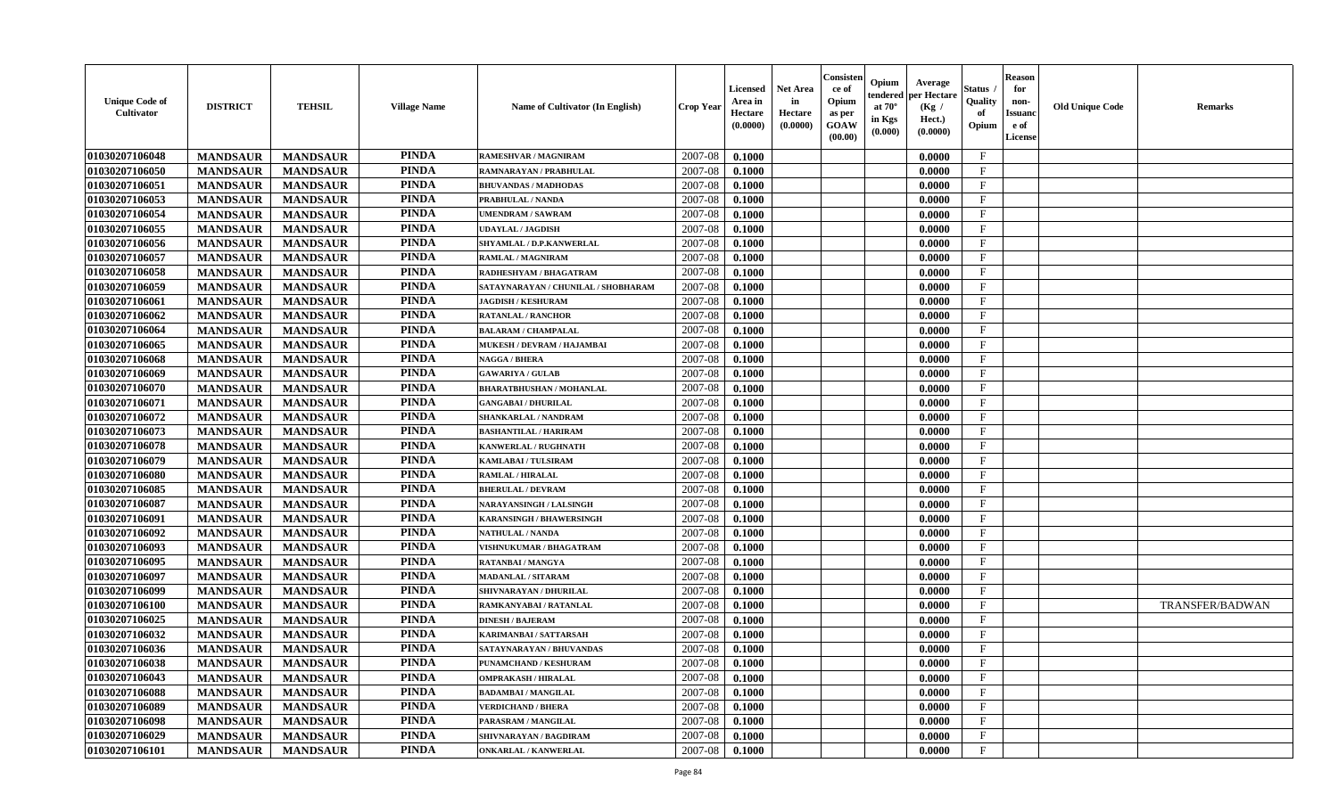| Unique Code of Cultivator | DISTRICT | TEHSIL | Village Name | Name of Cultivator (In English) | Crop Year | Licensed Area in Hectare (0.0000) | Net Area in Hectare (0.0000) | Consistence of Opium as per GOAW (00.00) | Opium tendered at 70° in Kgs (0.000) | Average per Hectare (Kg / Hect.) (0.0000) | Status / Quality of Opium | Reason for non-Issuance of License | Old Unique Code | Remarks |
|---|---|---|---|---|---|---|---|---|---|---|---|---|---|---|
| 01030207106048 | MANDSAUR | MANDSAUR | PINDA | RAMESHVAR / MAGNIRAM | 2007-08 | 0.1000 | | | | 0.0000 | F | | | |
| 01030207106050 | MANDSAUR | MANDSAUR | PINDA | RAMNARAYAN / PRABHULAL | 2007-08 | 0.1000 | | | | 0.0000 | F | | | |
| 01030207106051 | MANDSAUR | MANDSAUR | PINDA | BHUVANDAS / MADHODAS | 2007-08 | 0.1000 | | | | 0.0000 | F | | | |
| 01030207106053 | MANDSAUR | MANDSAUR | PINDA | PRABHULAL / NANDA | 2007-08 | 0.1000 | | | | 0.0000 | F | | | |
| 01030207106054 | MANDSAUR | MANDSAUR | PINDA | UMENDRAM / SAWRAM | 2007-08 | 0.1000 | | | | 0.0000 | F | | | |
| 01030207106055 | MANDSAUR | MANDSAUR | PINDA | UDAYLAL / JAGDISH | 2007-08 | 0.1000 | | | | 0.0000 | F | | | |
| 01030207106056 | MANDSAUR | MANDSAUR | PINDA | SHYAMLAL / D.P.KANWERLAL | 2007-08 | 0.1000 | | | | 0.0000 | F | | | |
| 01030207106057 | MANDSAUR | MANDSAUR | PINDA | RAMLAL / MAGNIRAM | 2007-08 | 0.1000 | | | | 0.0000 | F | | | |
| 01030207106058 | MANDSAUR | MANDSAUR | PINDA | RADHESHYAM / BHAGATRAM | 2007-08 | 0.1000 | | | | 0.0000 | F | | | |
| 01030207106059 | MANDSAUR | MANDSAUR | PINDA | SATAYNARAYAN / CHUNILAL / SHOBHARAM | 2007-08 | 0.1000 | | | | 0.0000 | F | | | |
| 01030207106061 | MANDSAUR | MANDSAUR | PINDA | JAGDISH / KESHURAM | 2007-08 | 0.1000 | | | | 0.0000 | F | | | |
| 01030207106062 | MANDSAUR | MANDSAUR | PINDA | RATANLAL / RANCHOR | 2007-08 | 0.1000 | | | | 0.0000 | F | | | |
| 01030207106064 | MANDSAUR | MANDSAUR | PINDA | BALARAM / CHAMPALAL | 2007-08 | 0.1000 | | | | 0.0000 | F | | | |
| 01030207106065 | MANDSAUR | MANDSAUR | PINDA | MUKESH / DEVRAM / HAJAMBAI | 2007-08 | 0.1000 | | | | 0.0000 | F | | | |
| 01030207106068 | MANDSAUR | MANDSAUR | PINDA | NAGGA / BHERA | 2007-08 | 0.1000 | | | | 0.0000 | F | | | |
| 01030207106069 | MANDSAUR | MANDSAUR | PINDA | GAWARIYA / GULAB | 2007-08 | 0.1000 | | | | 0.0000 | F | | | |
| 01030207106070 | MANDSAUR | MANDSAUR | PINDA | BHARATBHUSHAN / MOHANLAL | 2007-08 | 0.1000 | | | | 0.0000 | F | | | |
| 01030207106071 | MANDSAUR | MANDSAUR | PINDA | GANGABAI / DHURILAL | 2007-08 | 0.1000 | | | | 0.0000 | F | | | |
| 01030207106072 | MANDSAUR | MANDSAUR | PINDA | SHANKARLAL / NANDRAM | 2007-08 | 0.1000 | | | | 0.0000 | F | | | |
| 01030207106073 | MANDSAUR | MANDSAUR | PINDA | BASHANTILAL / HARIRAM | 2007-08 | 0.1000 | | | | 0.0000 | F | | | |
| 01030207106078 | MANDSAUR | MANDSAUR | PINDA | KANWERLAL / RUGHNATH | 2007-08 | 0.1000 | | | | 0.0000 | F | | | |
| 01030207106079 | MANDSAUR | MANDSAUR | PINDA | KAMLABAI / TULSIRAM | 2007-08 | 0.1000 | | | | 0.0000 | F | | | |
| 01030207106080 | MANDSAUR | MANDSAUR | PINDA | RAMLAL / HIRALAL | 2007-08 | 0.1000 | | | | 0.0000 | F | | | |
| 01030207106085 | MANDSAUR | MANDSAUR | PINDA | BHERULAL / DEVRAM | 2007-08 | 0.1000 | | | | 0.0000 | F | | | |
| 01030207106087 | MANDSAUR | MANDSAUR | PINDA | NARAYANSINGH / LALSINGH | 2007-08 | 0.1000 | | | | 0.0000 | F | | | |
| 01030207106091 | MANDSAUR | MANDSAUR | PINDA | KARANSINGH / BHAWERSINGH | 2007-08 | 0.1000 | | | | 0.0000 | F | | | |
| 01030207106092 | MANDSAUR | MANDSAUR | PINDA | NATHULAL / NANDA | 2007-08 | 0.1000 | | | | 0.0000 | F | | | |
| 01030207106093 | MANDSAUR | MANDSAUR | PINDA | VISHNUKUMAR / BHAGATRAM | 2007-08 | 0.1000 | | | | 0.0000 | F | | | |
| 01030207106095 | MANDSAUR | MANDSAUR | PINDA | RATANBAI / MANGYA | 2007-08 | 0.1000 | | | | 0.0000 | F | | | |
| 01030207106097 | MANDSAUR | MANDSAUR | PINDA | MADANLAL / SITARAM | 2007-08 | 0.1000 | | | | 0.0000 | F | | | |
| 01030207106099 | MANDSAUR | MANDSAUR | PINDA | SHIVNARAYAN / DHURILAL | 2007-08 | 0.1000 | | | | 0.0000 | F | | | |
| 01030207106100 | MANDSAUR | MANDSAUR | PINDA | RAMKANYABAI / RATANLAL | 2007-08 | 0.1000 | | | | 0.0000 | F | | | TRANSFER/BADWAN |
| 01030207106025 | MANDSAUR | MANDSAUR | PINDA | DINESH / BAJERAM | 2007-08 | 0.1000 | | | | 0.0000 | F | | | |
| 01030207106032 | MANDSAUR | MANDSAUR | PINDA | KARIMANBAI / SATTARSAH | 2007-08 | 0.1000 | | | | 0.0000 | F | | | |
| 01030207106036 | MANDSAUR | MANDSAUR | PINDA | SATAYNARAYAN / BHUVANDAS | 2007-08 | 0.1000 | | | | 0.0000 | F | | | |
| 01030207106038 | MANDSAUR | MANDSAUR | PINDA | PUNAMCHAND / KESHURAM | 2007-08 | 0.1000 | | | | 0.0000 | F | | | |
| 01030207106043 | MANDSAUR | MANDSAUR | PINDA | OMPRAKASH / HIRALAL | 2007-08 | 0.1000 | | | | 0.0000 | F | | | |
| 01030207106088 | MANDSAUR | MANDSAUR | PINDA | BADAMBAI / MANGILAL | 2007-08 | 0.1000 | | | | 0.0000 | F | | | |
| 01030207106089 | MANDSAUR | MANDSAUR | PINDA | VERDICHAND / BHERA | 2007-08 | 0.1000 | | | | 0.0000 | F | | | |
| 01030207106098 | MANDSAUR | MANDSAUR | PINDA | PARASRAM / MANGILAL | 2007-08 | 0.1000 | | | | 0.0000 | F | | | |
| 01030207106029 | MANDSAUR | MANDSAUR | PINDA | SHIVNARAYAN / BAGDIRAM | 2007-08 | 0.1000 | | | | 0.0000 | F | | | |
| 01030207106101 | MANDSAUR | MANDSAUR | PINDA | ONKARLAL / KANWERLAL | 2007-08 | 0.1000 | | | | 0.0000 | F | | | |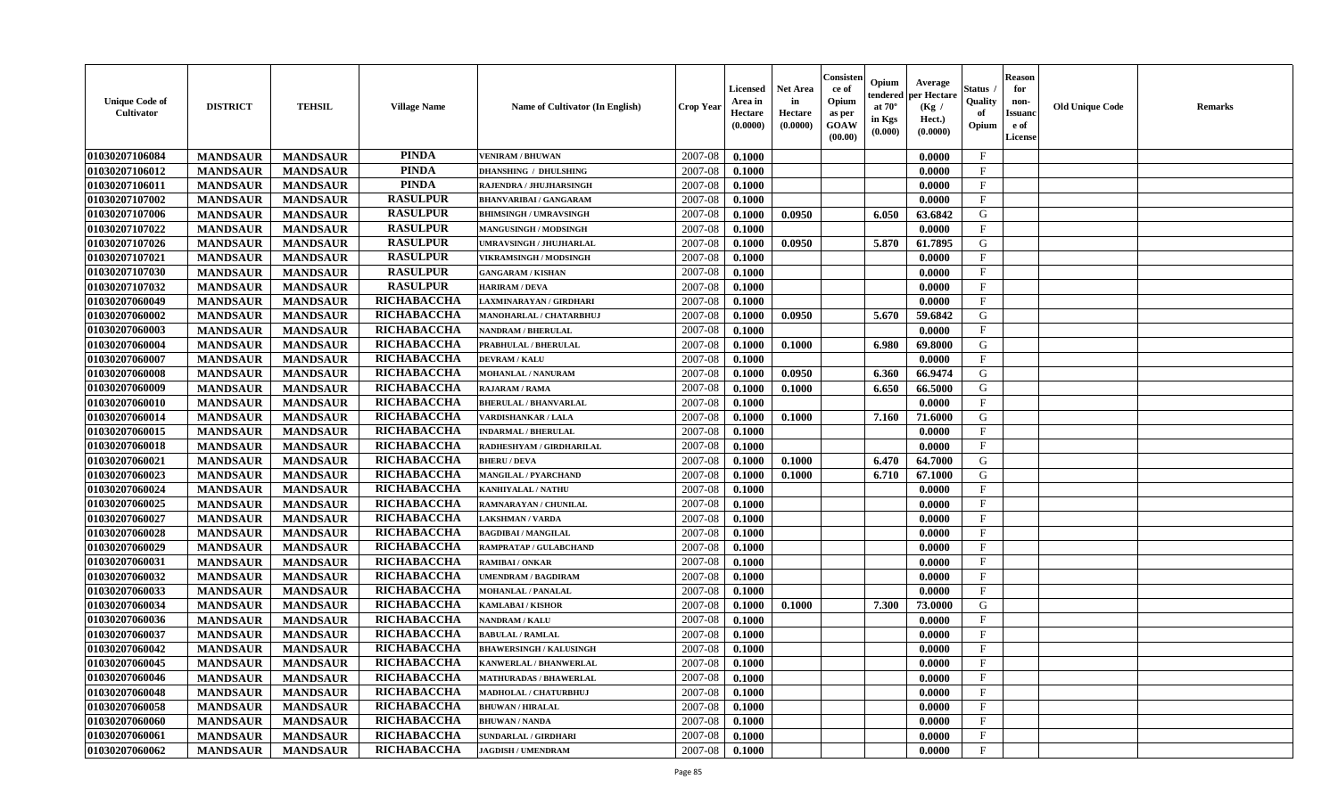| Unique Code of Cultivator | DISTRICT | TEHSIL | Village Name | Name of Cultivator (In English) | Crop Year | Licensed Area in Hectare (0.0000) | Net Area in Hectare (0.0000) | Consistence of Opium as per GOAW (00.00) | Opium tendered at 70° in Kgs (0.000) | Average per Hectare (Kg / Hect.) (0.0000) | Status / Quality of Opium | Reason for non-Issuance of License | Old Unique Code | Remarks |
|---|---|---|---|---|---|---|---|---|---|---|---|---|---|---|
| 01030207106084 | MANDSAUR | MANDSAUR | PINDA | VENIRAM / BHUWAN | 2007-08 | 0.1000 | | | | 0.0000 | F | | | |
| 01030207106012 | MANDSAUR | MANDSAUR | PINDA | DHANSHING / DHULSHING | 2007-08 | 0.1000 | | | | 0.0000 | F | | | |
| 01030207106011 | MANDSAUR | MANDSAUR | PINDA | RAJENDRA / JHUJHARSINGH | 2007-08 | 0.1000 | | | | 0.0000 | F | | | |
| 01030207107002 | MANDSAUR | MANDSAUR | RASULPUR | BHANVARIBAI / GANGARAM | 2007-08 | 0.1000 | | | | 0.0000 | F | | | |
| 01030207107006 | MANDSAUR | MANDSAUR | RASULPUR | BHIMSINGH / UMRAVSINGH | 2007-08 | 0.1000 | 0.0950 | | 6.050 | 63.6842 | G | | | |
| 01030207107022 | MANDSAUR | MANDSAUR | RASULPUR | MANGUSINGH / MODSINGH | 2007-08 | 0.1000 | | | | 0.0000 | F | | | |
| 01030207107026 | MANDSAUR | MANDSAUR | RASULPUR | UMRAVSINGH / JHUJHARLAL | 2007-08 | 0.1000 | 0.0950 | | 5.870 | 61.7895 | G | | | |
| 01030207107021 | MANDSAUR | MANDSAUR | RASULPUR | VIKRAMSINGH / MODSINGH | 2007-08 | 0.1000 | | | | 0.0000 | F | | | |
| 01030207107030 | MANDSAUR | MANDSAUR | RASULPUR | GANGARAM / KISHAN | 2007-08 | 0.1000 | | | | 0.0000 | F | | | |
| 01030207107032 | MANDSAUR | MANDSAUR | RASULPUR | HARIRAM / DEVA | 2007-08 | 0.1000 | | | | 0.0000 | F | | | |
| 01030207060049 | MANDSAUR | MANDSAUR | RICHABACCHA | LAXMINARAYAN / GIRDHARI | 2007-08 | 0.1000 | | | | 0.0000 | F | | | |
| 01030207060002 | MANDSAUR | MANDSAUR | RICHABACCHA | MANOHARLAL / CHATARBHUJ | 2007-08 | 0.1000 | 0.0950 | | 5.670 | 59.6842 | G | | | |
| 01030207060003 | MANDSAUR | MANDSAUR | RICHABACCHA | NANDRAM / BHERULAL | 2007-08 | 0.1000 | | | | 0.0000 | F | | | |
| 01030207060004 | MANDSAUR | MANDSAUR | RICHABACCHA | PRABHULAL / BHERULAL | 2007-08 | 0.1000 | 0.1000 | | 6.980 | 69.8000 | G | | | |
| 01030207060007 | MANDSAUR | MANDSAUR | RICHABACCHA | DEVRAM / KALU | 2007-08 | 0.1000 | | | | 0.0000 | F | | | |
| 01030207060008 | MANDSAUR | MANDSAUR | RICHABACCHA | MOHANLAL / NANURAM | 2007-08 | 0.1000 | 0.0950 | | 6.360 | 66.9474 | G | | | |
| 01030207060009 | MANDSAUR | MANDSAUR | RICHABACCHA | RAJARAM / RAMA | 2007-08 | 0.1000 | 0.1000 | | 6.650 | 66.5000 | G | | | |
| 01030207060010 | MANDSAUR | MANDSAUR | RICHABACCHA | BHERULAL / BHANVARLAL | 2007-08 | 0.1000 | | | | 0.0000 | F | | | |
| 01030207060014 | MANDSAUR | MANDSAUR | RICHABACCHA | VARDISHANKAR / LALA | 2007-08 | 0.1000 | 0.1000 | | 7.160 | 71.6000 | G | | | |
| 01030207060015 | MANDSAUR | MANDSAUR | RICHABACCHA | INDARMAL / BHERULAL | 2007-08 | 0.1000 | | | | 0.0000 | F | | | |
| 01030207060018 | MANDSAUR | MANDSAUR | RICHABACCHA | RADHESHYAM / GIRDHARILAL | 2007-08 | 0.1000 | | | | 0.0000 | F | | | |
| 01030207060021 | MANDSAUR | MANDSAUR | RICHABACCHA | BHERU / DEVA | 2007-08 | 0.1000 | 0.1000 | | 6.470 | 64.7000 | G | | | |
| 01030207060023 | MANDSAUR | MANDSAUR | RICHABACCHA | MANGILAL / PYARCHAND | 2007-08 | 0.1000 | 0.1000 | | 6.710 | 67.1000 | G | | | |
| 01030207060024 | MANDSAUR | MANDSAUR | RICHABACCHA | KANHIYALAL / NATHU | 2007-08 | 0.1000 | | | | 0.0000 | F | | | |
| 01030207060025 | MANDSAUR | MANDSAUR | RICHABACCHA | RAMNARAYAN / CHUNILAL | 2007-08 | 0.1000 | | | | 0.0000 | F | | | |
| 01030207060027 | MANDSAUR | MANDSAUR | RICHABACCHA | LAKSHMAN / VARDA | 2007-08 | 0.1000 | | | | 0.0000 | F | | | |
| 01030207060028 | MANDSAUR | MANDSAUR | RICHABACCHA | BAGDIBAI / MANGILAL | 2007-08 | 0.1000 | | | | 0.0000 | F | | | |
| 01030207060029 | MANDSAUR | MANDSAUR | RICHABACCHA | RAMPRATAP / GULABCHAND | 2007-08 | 0.1000 | | | | 0.0000 | F | | | |
| 01030207060031 | MANDSAUR | MANDSAUR | RICHABACCHA | RAMIBAI / ONKAR | 2007-08 | 0.1000 | | | | 0.0000 | F | | | |
| 01030207060032 | MANDSAUR | MANDSAUR | RICHABACCHA | UMENDRAM / BAGDIRAM | 2007-08 | 0.1000 | | | | 0.0000 | F | | | |
| 01030207060033 | MANDSAUR | MANDSAUR | RICHABACCHA | MOHANLAL / PANALAL | 2007-08 | 0.1000 | | | | 0.0000 | F | | | |
| 01030207060034 | MANDSAUR | MANDSAUR | RICHABACCHA | KAMLABAI / KISHOR | 2007-08 | 0.1000 | 0.1000 | | 7.300 | 73.0000 | G | | | |
| 01030207060036 | MANDSAUR | MANDSAUR | RICHABACCHA | NANDRAM / KALU | 2007-08 | 0.1000 | | | | 0.0000 | F | | | |
| 01030207060037 | MANDSAUR | MANDSAUR | RICHABACCHA | BABULAL / RAMLAL | 2007-08 | 0.1000 | | | | 0.0000 | F | | | |
| 01030207060042 | MANDSAUR | MANDSAUR | RICHABACCHA | BHAWERSINGH / KALUSINGH | 2007-08 | 0.1000 | | | | 0.0000 | F | | | |
| 01030207060045 | MANDSAUR | MANDSAUR | RICHABACCHA | KANWERLAL / BHANWERLAL | 2007-08 | 0.1000 | | | | 0.0000 | F | | | |
| 01030207060046 | MANDSAUR | MANDSAUR | RICHABACCHA | MATHURADAS / BHAWERLAL | 2007-08 | 0.1000 | | | | 0.0000 | F | | | |
| 01030207060048 | MANDSAUR | MANDSAUR | RICHABACCHA | MADHOLAL / CHATURBHUJ | 2007-08 | 0.1000 | | | | 0.0000 | F | | | |
| 01030207060058 | MANDSAUR | MANDSAUR | RICHABACCHA | BHUWAN / HIRALAL | 2007-08 | 0.1000 | | | | 0.0000 | F | | | |
| 01030207060060 | MANDSAUR | MANDSAUR | RICHABACCHA | BHUWAN / NANDA | 2007-08 | 0.1000 | | | | 0.0000 | F | | | |
| 01030207060061 | MANDSAUR | MANDSAUR | RICHABACCHA | SUNDARLAL / GIRDHARI | 2007-08 | 0.1000 | | | | 0.0000 | F | | | |
| 01030207060062 | MANDSAUR | MANDSAUR | RICHABACCHA | JAGDISH / UMENDRAM | 2007-08 | 0.1000 | | | | 0.0000 | F | | | |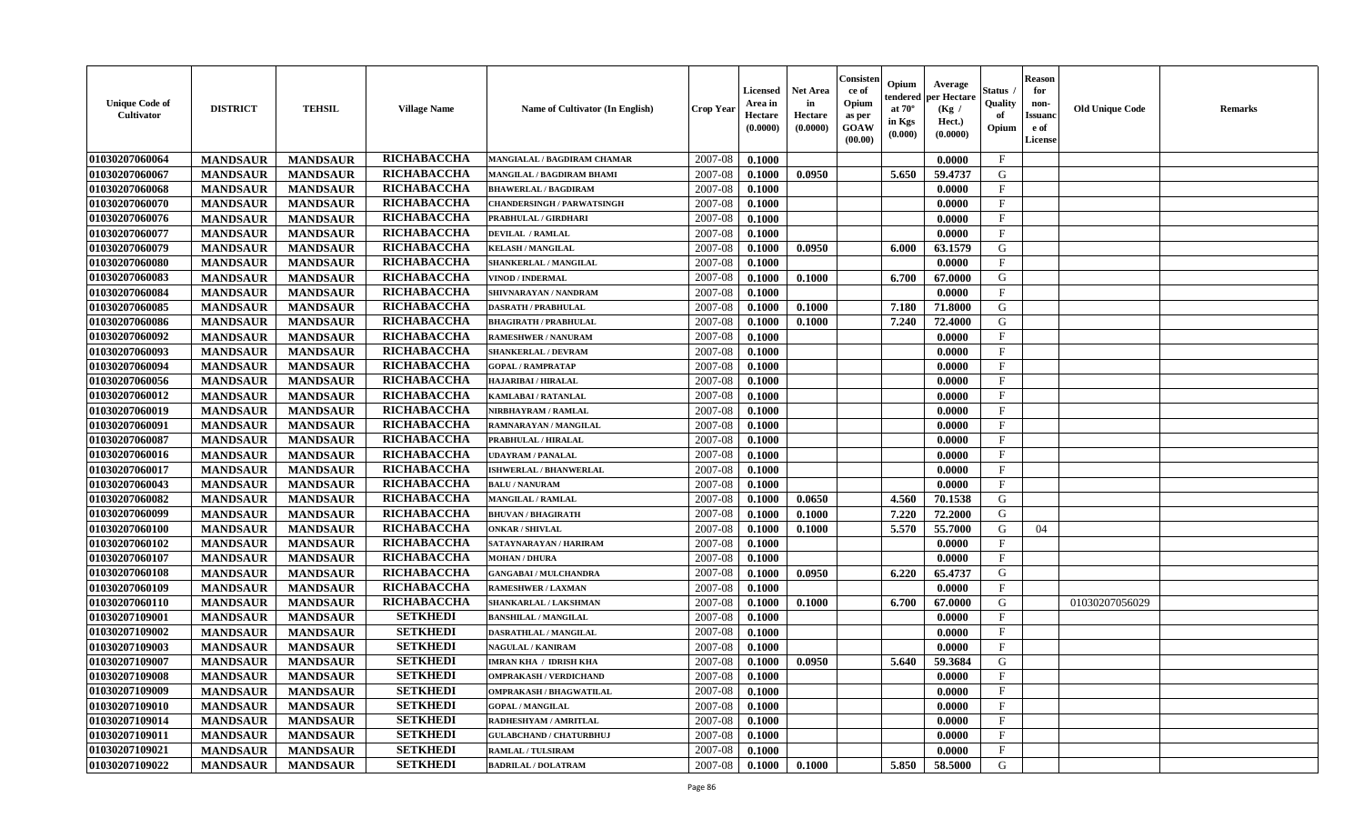| Unique Code of Cultivator | DISTRICT | TEHSIL | Village Name | Name of Cultivator (In English) | Crop Year | Licensed Area in Hectare (0.0000) | Net Area in Hectare (0.0000) | Consistence of Opium as per GOAW (00.00) | Opium tendered at 70° in Kgs (0.000) | Average per Hectare (Kg / Hect.) (0.0000) | Status / Quality of Opium | Reason for non-Issuance of License | Old Unique Code | Remarks |
|---|---|---|---|---|---|---|---|---|---|---|---|---|---|---|
| 01030207060064 | MANDSAUR | MANDSAUR | RICHABACCHA | MANGILALAL / BAGDIRAM CHAMAR | 2007-08 | 0.1000 | | | | 0.0000 | F | | | |
| 01030207060067 | MANDSAUR | MANDSAUR | RICHABACCHA | MANGILAL / BAGDIRAM BHAMI | 2007-08 | 0.1000 | 0.0950 | | 5.650 | 59.4737 | G | | | |
| 01030207060068 | MANDSAUR | MANDSAUR | RICHABACCHA | BHAWERLAL / BAGDIRAM | 2007-08 | 0.1000 | | | | 0.0000 | F | | | |
| 01030207060070 | MANDSAUR | MANDSAUR | RICHABACCHA | CHANDERSINGH / PARWATSINGH | 2007-08 | 0.1000 | | | | 0.0000 | F | | | |
| 01030207060076 | MANDSAUR | MANDSAUR | RICHABACCHA | PRABHULAL / GIRDHARI | 2007-08 | 0.1000 | | | | 0.0000 | F | | | |
| 01030207060077 | MANDSAUR | MANDSAUR | RICHABACCHA | DEVILAL / RAMLAL | 2007-08 | 0.1000 | | | | 0.0000 | F | | | |
| 01030207060079 | MANDSAUR | MANDSAUR | RICHABACCHA | KELASH / MANGILAL | 2007-08 | 0.1000 | 0.0950 | | 6.000 | 63.1579 | G | | | |
| 01030207060080 | MANDSAUR | MANDSAUR | RICHABACCHA | SHANKERLAL / MANGILAL | 2007-08 | 0.1000 | | | | 0.0000 | F | | | |
| 01030207060083 | MANDSAUR | MANDSAUR | RICHABACCHA | VINOD / INDERMAL | 2007-08 | 0.1000 | 0.1000 | | 6.700 | 67.0000 | G | | | |
| 01030207060084 | MANDSAUR | MANDSAUR | RICHABACCHA | SHIVNARAYAN / NANDRAM | 2007-08 | 0.1000 | | | | 0.0000 | F | | | |
| 01030207060085 | MANDSAUR | MANDSAUR | RICHABACCHA | DASRATH / PRABHULAL | 2007-08 | 0.1000 | 0.1000 | | 7.180 | 71.8000 | G | | | |
| 01030207060086 | MANDSAUR | MANDSAUR | RICHABACCHA | BHAGIRATH / PRABHULAL | 2007-08 | 0.1000 | 0.1000 | | 7.240 | 72.4000 | G | | | |
| 01030207060092 | MANDSAUR | MANDSAUR | RICHABACCHA | RAMESHWER / NANURAM | 2007-08 | 0.1000 | | | | 0.0000 | F | | | |
| 01030207060093 | MANDSAUR | MANDSAUR | RICHABACCHA | SHANKERLAL / DEVRAM | 2007-08 | 0.1000 | | | | 0.0000 | F | | | |
| 01030207060094 | MANDSAUR | MANDSAUR | RICHABACCHA | GOPAL / RAMPRATAP | 2007-08 | 0.1000 | | | | 0.0000 | F | | | |
| 01030207060056 | MANDSAUR | MANDSAUR | RICHABACCHA | HAJARIBAI / HIRALAL | 2007-08 | 0.1000 | | | | 0.0000 | F | | | |
| 01030207060012 | MANDSAUR | MANDSAUR | RICHABACCHA | KAMLABAI / RATANLAL | 2007-08 | 0.1000 | | | | 0.0000 | F | | | |
| 01030207060019 | MANDSAUR | MANDSAUR | RICHABACCHA | NIRBHAYRAM / RAMLAL | 2007-08 | 0.1000 | | | | 0.0000 | F | | | |
| 01030207060091 | MANDSAUR | MANDSAUR | RICHABACCHA | RAMNARAYAN / MANGILAL | 2007-08 | 0.1000 | | | | 0.0000 | F | | | |
| 01030207060087 | MANDSAUR | MANDSAUR | RICHABACCHA | PRABHULAL / HIRALAL | 2007-08 | 0.1000 | | | | 0.0000 | F | | | |
| 01030207060016 | MANDSAUR | MANDSAUR | RICHABACCHA | UDAYRAM / PANALAL | 2007-08 | 0.1000 | | | | 0.0000 | F | | | |
| 01030207060017 | MANDSAUR | MANDSAUR | RICHABACCHA | ISHWERLAL / BHANWERLAL | 2007-08 | 0.1000 | | | | 0.0000 | F | | | |
| 01030207060043 | MANDSAUR | MANDSAUR | RICHABACCHA | BALU / NANURAM | 2007-08 | 0.1000 | | | | 0.0000 | F | | | |
| 01030207060082 | MANDSAUR | MANDSAUR | RICHABACCHA | MANGILAL / RAMLAL | 2007-08 | 0.1000 | 0.0650 | | 4.560 | 70.1538 | G | | | |
| 01030207060099 | MANDSAUR | MANDSAUR | RICHABACCHA | BHUVAN / BHAGIRATH | 2007-08 | 0.1000 | 0.1000 | | 7.220 | 72.2000 | G | | | |
| 01030207060100 | MANDSAUR | MANDSAUR | RICHABACCHA | ONKAR / SHIVLAL | 2007-08 | 0.1000 | 0.1000 | | 5.570 | 55.7000 | G | 04 | | |
| 01030207060102 | MANDSAUR | MANDSAUR | RICHABACCHA | SATAYNARAYAN / HARIRAM | 2007-08 | 0.1000 | | | | 0.0000 | F | | | |
| 01030207060107 | MANDSAUR | MANDSAUR | RICHABACCHA | MOHAN / DHURA | 2007-08 | 0.1000 | | | | 0.0000 | F | | | |
| 01030207060108 | MANDSAUR | MANDSAUR | RICHABACCHA | GANGABAI / MULCHANDRA | 2007-08 | 0.1000 | 0.0950 | | 6.220 | 65.4737 | G | | | |
| 01030207060109 | MANDSAUR | MANDSAUR | RICHABACCHA | RAMESHWER / LAXMAN | 2007-08 | 0.1000 | | | | 0.0000 | F | | | |
| 01030207060110 | MANDSAUR | MANDSAUR | RICHABACCHA | SHANKARLAL / LAKSHMAN | 2007-08 | 0.1000 | 0.1000 | | 6.700 | 67.0000 | G | | 01030207056029 | |
| 01030207109001 | MANDSAUR | MANDSAUR | SETKHEDI | BANSHILAL / MANGILAL | 2007-08 | 0.1000 | | | | 0.0000 | F | | | |
| 01030207109002 | MANDSAUR | MANDSAUR | SETKHEDI | DASRATHLAL / MANGILAL | 2007-08 | 0.1000 | | | | 0.0000 | F | | | |
| 01030207109003 | MANDSAUR | MANDSAUR | SETKHEDI | NAGULAL / KANIRAM | 2007-08 | 0.1000 | | | | 0.0000 | F | | | |
| 01030207109007 | MANDSAUR | MANDSAUR | SETKHEDI | IMRAN KHA / IDRISH KHA | 2007-08 | 0.1000 | 0.0950 | | 5.640 | 59.3684 | G | | | |
| 01030207109008 | MANDSAUR | MANDSAUR | SETKHEDI | OMPRAKASH / VERDICHAND | 2007-08 | 0.1000 | | | | 0.0000 | F | | | |
| 01030207109009 | MANDSAUR | MANDSAUR | SETKHEDI | OMPRAKASH / BHAGWATILAL | 2007-08 | 0.1000 | | | | 0.0000 | F | | | |
| 01030207109010 | MANDSAUR | MANDSAUR | SETKHEDI | GOPAL / MANGILAL | 2007-08 | 0.1000 | | | | 0.0000 | F | | | |
| 01030207109014 | MANDSAUR | MANDSAUR | SETKHEDI | RADHESHYAM / AMRITLAL | 2007-08 | 0.1000 | | | | 0.0000 | F | | | |
| 01030207109011 | MANDSAUR | MANDSAUR | SETKHEDI | GULABCHAND / CHATURBHUJ | 2007-08 | 0.1000 | | | | 0.0000 | F | | | |
| 01030207109021 | MANDSAUR | MANDSAUR | SETKHEDI | RAMLAL / TULSIRAM | 2007-08 | 0.1000 | | | | 0.0000 | F | | | |
| 01030207109022 | MANDSAUR | MANDSAUR | SETKHEDI | BADRILAL / DOLATRAM | 2007-08 | 0.1000 | 0.1000 | | 5.850 | 58.5000 | G | | | |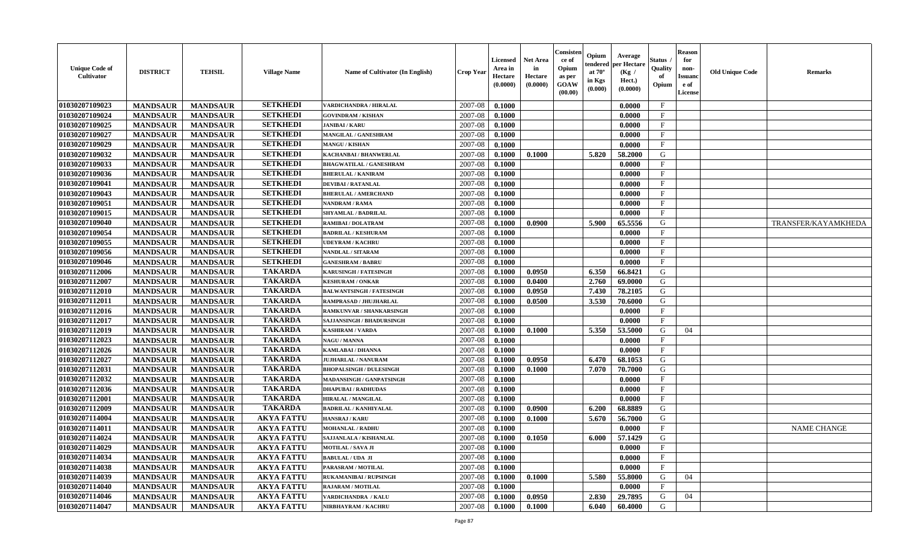| Unique Code of Cultivator | DISTRICT | TEHSIL | Village Name | Name of Cultivator (In English) | Crop Year | Licensed Area in Hectare (0.0000) | Net Area in Hectare (0.0000) | Consistence of Opium as per GOAW (00.00) | Opium tendered at 70° in Kgs (0.000) | Average per Hectare (Kg / Hect.) (0.0000) | Status / Quality of Opium | Reason for non-Issuance of License | Old Unique Code | Remarks |
|---|---|---|---|---|---|---|---|---|---|---|---|---|---|---|
| 01030207109023 | MANDSAUR | MANDSAUR | SETKHEDI | VARDICHANDRA / HIRALAL | 2007-08 | 0.1000 | | | | 0.0000 | F | | | |
| 01030207109024 | MANDSAUR | MANDSAUR | SETKHEDI | GOVINDRAM / KISHAN | 2007-08 | 0.1000 | | | | 0.0000 | F | | | |
| 01030207109025 | MANDSAUR | MANDSAUR | SETKHEDI | JANIBAI / KARU | 2007-08 | 0.1000 | | | | 0.0000 | F | | | |
| 01030207109027 | MANDSAUR | MANDSAUR | SETKHEDI | MANGILAL / GANESHRAM | 2007-08 | 0.1000 | | | | 0.0000 | F | | | |
| 01030207109029 | MANDSAUR | MANDSAUR | SETKHEDI | MANGU / KISHAN | 2007-08 | 0.1000 | | | | 0.0000 | F | | | |
| 01030207109032 | MANDSAUR | MANDSAUR | SETKHEDI | KACHANBAI / BHANWERLAL | 2007-08 | 0.1000 | 0.1000 | | 5.820 | 58.2000 | G | | | |
| 01030207109033 | MANDSAUR | MANDSAUR | SETKHEDI | BHAGWATILAL / GANESHRAM | 2007-08 | 0.1000 | | | | 0.0000 | F | | | |
| 01030207109036 | MANDSAUR | MANDSAUR | SETKHEDI | BHERULAL / KANIRAM | 2007-08 | 0.1000 | | | | 0.0000 | F | | | |
| 01030207109041 | MANDSAUR | MANDSAUR | SETKHEDI | DEVIBAI / RATANLAL | 2007-08 | 0.1000 | | | | 0.0000 | F | | | |
| 01030207109043 | MANDSAUR | MANDSAUR | SETKHEDI | BHERULAL / AMERCHAND | 2007-08 | 0.1000 | | | | 0.0000 | F | | | |
| 01030207109051 | MANDSAUR | MANDSAUR | SETKHEDI | NANDRAM / RAMA | 2007-08 | 0.1000 | | | | 0.0000 | F | | | |
| 01030207109015 | MANDSAUR | MANDSAUR | SETKHEDI | SHYAMLAL / BADRILAL | 2007-08 | 0.1000 | | | | 0.0000 | F | | | |
| 01030207109040 | MANDSAUR | MANDSAUR | SETKHEDI | RAMIBAI / DOLATRAM | 2007-08 | 0.1000 | 0.0900 | | 5.900 | 65.5556 | G | | | TRANSFER/KAYAMKHEDA |
| 01030207109054 | MANDSAUR | MANDSAUR | SETKHEDI | BADRILAL / KESHURAM | 2007-08 | 0.1000 | | | | 0.0000 | F | | | |
| 01030207109055 | MANDSAUR | MANDSAUR | SETKHEDI | UDEYRAM / KACHRU | 2007-08 | 0.1000 | | | | 0.0000 | F | | | |
| 01030207109056 | MANDSAUR | MANDSAUR | SETKHEDI | NANDLAL / SITARAM | 2007-08 | 0.1000 | | | | 0.0000 | F | | | |
| 01030207109046 | MANDSAUR | MANDSAUR | SETKHEDI | GANESHRAM / BABRU | 2007-08 | 0.1000 | | | | 0.0000 | F | | | |
| 01030207112006 | MANDSAUR | MANDSAUR | TAKARDA | KARUSINGH / FATESINGH | 2007-08 | 0.1000 | 0.0950 | | 6.350 | 66.8421 | G | | | |
| 01030207112007 | MANDSAUR | MANDSAUR | TAKARDA | KESHURAM / ONKAR | 2007-08 | 0.1000 | 0.0400 | | 2.760 | 69.0000 | G | | | |
| 01030207112010 | MANDSAUR | MANDSAUR | TAKARDA | BALWANTSINGH / FATESINGH | 2007-08 | 0.1000 | 0.0950 | | 7.430 | 78.2105 | G | | | |
| 01030207112011 | MANDSAUR | MANDSAUR | TAKARDA | RAMPRASAD / JHUJHARLAL | 2007-08 | 0.1000 | 0.0500 | | 3.530 | 70.6000 | G | | | |
| 01030207112016 | MANDSAUR | MANDSAUR | TAKARDA | RAMKUNVAR / SHANKARSINGH | 2007-08 | 0.1000 | | | | 0.0000 | F | | | |
| 01030207112017 | MANDSAUR | MANDSAUR | TAKARDA | SAJJANSINGH / BHADURSINGH | 2007-08 | 0.1000 | | | | 0.0000 | F | | | |
| 01030207112019 | MANDSAUR | MANDSAUR | TAKARDA | KASHIRAM / VARDA | 2007-08 | 0.1000 | 0.1000 | | 5.350 | 53.5000 | G | 04 | | |
| 01030207112023 | MANDSAUR | MANDSAUR | TAKARDA | NAGU / MANNA | 2007-08 | 0.1000 | | | | 0.0000 | F | | | |
| 01030207112026 | MANDSAUR | MANDSAUR | TAKARDA | KAMLABAI / DHANNA | 2007-08 | 0.1000 | | | | 0.0000 | F | | | |
| 01030207112027 | MANDSAUR | MANDSAUR | TAKARDA | JUJHARLAL / NANURAM | 2007-08 | 0.1000 | 0.0950 | | 6.470 | 68.1053 | G | | | |
| 01030207112031 | MANDSAUR | MANDSAUR | TAKARDA | BHOPALSINGH / DULESINGH | 2007-08 | 0.1000 | 0.1000 | | 7.070 | 70.7000 | G | | | |
| 01030207112032 | MANDSAUR | MANDSAUR | TAKARDA | MADANSINGH / GANPATSINGH | 2007-08 | 0.1000 | | | | 0.0000 | F | | | |
| 01030207112036 | MANDSAUR | MANDSAUR | TAKARDA | DHAPUBAI / RADHUDAS | 2007-08 | 0.1000 | | | | 0.0000 | F | | | |
| 01030207112001 | MANDSAUR | MANDSAUR | TAKARDA | HIRALAL / MANGILAL | 2007-08 | 0.1000 | | | | 0.0000 | F | | | |
| 01030207112009 | MANDSAUR | MANDSAUR | TAKARDA | BADRILAL / KANHIYALAL | 2007-08 | 0.1000 | 0.0900 | | 6.200 | 68.8889 | G | | | |
| 01030207114004 | MANDSAUR | MANDSAUR | AKYA FATTU | HANSRAJ / KARU | 2007-08 | 0.1000 | 0.1000 | | 5.670 | 56.7000 | G | | | |
| 01030207114011 | MANDSAUR | MANDSAUR | AKYA FATTU | MOHANLAL / RADHU | 2007-08 | 0.1000 | | | | 0.0000 | F | | | NAME CHANGE |
| 01030207114024 | MANDSAUR | MANDSAUR | AKYA FATTU | SAJJANLALA / KISHANLAL | 2007-08 | 0.1000 | 0.1050 | | 6.000 | 57.1429 | G | | | |
| 01030207114029 | MANDSAUR | MANDSAUR | AKYA FATTU | MOTILAL / SAVA JI | 2007-08 | 0.1000 | | | | 0.0000 | F | | | |
| 01030207114034 | MANDSAUR | MANDSAUR | AKYA FATTU | BABULAL / UDA JI | 2007-08 | 0.1000 | | | | 0.0000 | F | | | |
| 01030207114038 | MANDSAUR | MANDSAUR | AKYA FATTU | PARASRAM / MOTILAL | 2007-08 | 0.1000 | | | | 0.0000 | F | | | |
| 01030207114039 | MANDSAUR | MANDSAUR | AKYA FATTU | RUKAMANIBAI / RUPSINGH | 2007-08 | 0.1000 | 0.1000 | | 5.580 | 55.8000 | G | 04 | | |
| 01030207114040 | MANDSAUR | MANDSAUR | AKYA FATTU | RAJARAM / MOTILAL | 2007-08 | 0.1000 | | | | 0.0000 | F | | | |
| 01030207114046 | MANDSAUR | MANDSAUR | AKYA FATTU | VARDICHANDRA / KALU | 2007-08 | 0.1000 | 0.0950 | | 2.830 | 29.7895 | G | 04 | | |
| 01030207114047 | MANDSAUR | MANDSAUR | AKYA FATTU | NIRBHAYRAM / KACHRU | 2007-08 | 0.1000 | 0.1000 | | 6.040 | 60.4000 | G | | | |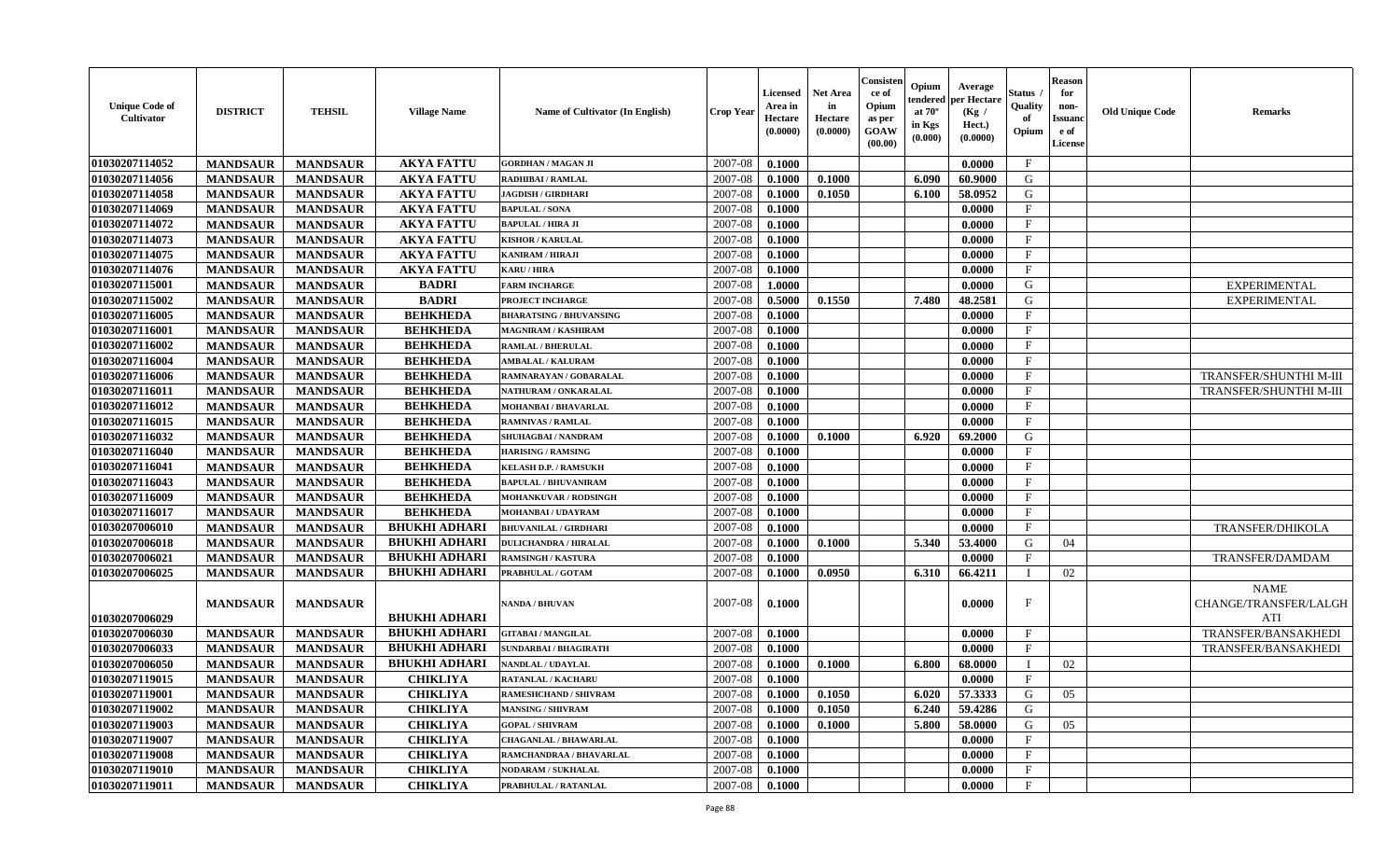| Unique Code of Cultivator | DISTRICT | TEHSIL | Village Name | Name of Cultivator (In English) | Crop Year | Licensed Area in Hectare (0.0000) | Net Area in Hectare (0.0000) | Consistence of Opium as per GOAW (00.00) | Opium tendered at 70° in Kgs (0.000) | Average per Hectare (Kg / Hect.) (0.0000) | Status / Quality of Opium | Reason for non-Issuance of License | Old Unique Code | Remarks |
|---|---|---|---|---|---|---|---|---|---|---|---|---|---|---|
| 01030207114052 | MANDSAUR | MANDSAUR | AKYA FATTU | GORDHAN / MAGAN JI | 2007-08 | 0.1000 | | | | 0.0000 | F | | | |
| 01030207114056 | MANDSAUR | MANDSAUR | AKYA FATTU | RADHIBAI / RAMLAL | 2007-08 | 0.1000 | 0.1000 | | 6.090 | 60.9000 | G | | | |
| 01030207114058 | MANDSAUR | MANDSAUR | AKYA FATTU | JAGDISH / GIRDHARI | 2007-08 | 0.1000 | 0.1050 | | 6.100 | 58.0952 | G | | | |
| 01030207114069 | MANDSAUR | MANDSAUR | AKYA FATTU | BAPULAL / SONA | 2007-08 | 0.1000 | | | | 0.0000 | F | | | |
| 01030207114072 | MANDSAUR | MANDSAUR | AKYA FATTU | BAPULAL / HIRA JI | 2007-08 | 0.1000 | | | | 0.0000 | F | | | |
| 01030207114073 | MANDSAUR | MANDSAUR | AKYA FATTU | KISHOR / KARULAL | 2007-08 | 0.1000 | | | | 0.0000 | F | | | |
| 01030207114075 | MANDSAUR | MANDSAUR | AKYA FATTU | KANIRAM / HIRAJI | 2007-08 | 0.1000 | | | | 0.0000 | F | | | |
| 01030207114076 | MANDSAUR | MANDSAUR | AKYA FATTU | KARU / HIRA | 2007-08 | 0.1000 | | | | 0.0000 | F | | | |
| 01030207115001 | MANDSAUR | MANDSAUR | BADRI | FARM INCHARGE | 2007-08 | 1.0000 | | | | 0.0000 | G | | | EXPERIMENTAL |
| 01030207115002 | MANDSAUR | MANDSAUR | BADRI | PROJECT INCHARGE | 2007-08 | 0.5000 | 0.1550 | | 7.480 | 48.2581 | G | | | EXPERIMENTAL |
| 01030207116005 | MANDSAUR | MANDSAUR | BEHKHEDA | BHARATSING / BHUVANSING | 2007-08 | 0.1000 | | | | 0.0000 | F | | | |
| 01030207116001 | MANDSAUR | MANDSAUR | BEHKHEDA | MAGNIRAM / KASHIRAM | 2007-08 | 0.1000 | | | | 0.0000 | F | | | |
| 01030207116002 | MANDSAUR | MANDSAUR | BEHKHEDA | RAMLAL / BHERULAL | 2007-08 | 0.1000 | | | | 0.0000 | F | | | |
| 01030207116004 | MANDSAUR | MANDSAUR | BEHKHEDA | AMBALAL / KALURAM | 2007-08 | 0.1000 | | | | 0.0000 | F | | | |
| 01030207116006 | MANDSAUR | MANDSAUR | BEHKHEDA | RAMNARAYAN / GOBARALAL | 2007-08 | 0.1000 | | | | 0.0000 | F | | | TRANSFER/SHUNTHI M-III |
| 01030207116011 | MANDSAUR | MANDSAUR | BEHKHEDA | NATHURAM / ONKARALAL | 2007-08 | 0.1000 | | | | 0.0000 | F | | | TRANSFER/SHUNTHI M-III |
| 01030207116012 | MANDSAUR | MANDSAUR | BEHKHEDA | MOHANBAI / BHAVARLAL | 2007-08 | 0.1000 | | | | 0.0000 | F | | | |
| 01030207116015 | MANDSAUR | MANDSAUR | BEHKHEDA | RAMNIVAS / RAMLAL | 2007-08 | 0.1000 | | | | 0.0000 | F | | | |
| 01030207116032 | MANDSAUR | MANDSAUR | BEHKHEDA | SHUHAGBAI / NANDRAM | 2007-08 | 0.1000 | 0.1000 | | 6.920 | 69.2000 | G | | | |
| 01030207116040 | MANDSAUR | MANDSAUR | BEHKHEDA | HARISING / RAMSING | 2007-08 | 0.1000 | | | | 0.0000 | F | | | |
| 01030207116041 | MANDSAUR | MANDSAUR | BEHKHEDA | KELASH D.P. / RAMSUKH | 2007-08 | 0.1000 | | | | 0.0000 | F | | | |
| 01030207116043 | MANDSAUR | MANDSAUR | BEHKHEDA | BAPULAL / BHUVANIRAM | 2007-08 | 0.1000 | | | | 0.0000 | F | | | |
| 01030207116009 | MANDSAUR | MANDSAUR | BEHKHEDA | MOHANKUVAR / RODSINGH | 2007-08 | 0.1000 | | | | 0.0000 | F | | | |
| 01030207116017 | MANDSAUR | MANDSAUR | BEHKHEDA | MOHANBAI / UDAYRAM | 2007-08 | 0.1000 | | | | 0.0000 | F | | | |
| 01030207006010 | MANDSAUR | MANDSAUR | BHUKHI ADHARI | BHUVANILAL / GIRDHARI | 2007-08 | 0.1000 | | | | 0.0000 | F | | | TRANSFER/DHIKOLA |
| 01030207006018 | MANDSAUR | MANDSAUR | BHUKHI ADHARI | DULICHANDRA / HIRALAL | 2007-08 | 0.1000 | 0.1000 | | 5.340 | 53.4000 | G | 04 | | |
| 01030207006021 | MANDSAUR | MANDSAUR | BHUKHI ADHARI | RAMSINGH / KASTURA | 2007-08 | 0.1000 | | | | 0.0000 | F | | | TRANSFER/DAMDAM |
| 01030207006025 | MANDSAUR | MANDSAUR | BHUKHI ADHARI | PRABHULAL / GOTAM | 2007-08 | 0.1000 | 0.0950 | | 6.310 | 66.4211 | I | 02 | | |
| 01030207006029 | MANDSAUR | MANDSAUR | BHUKHI ADHARI | NANDA / BHUVAN | 2007-08 | 0.1000 | | | | 0.0000 | F | | | NAME CHANGE/TRANSFER/LALGHATI |
| 01030207006030 | MANDSAUR | MANDSAUR | BHUKHI ADHARI | GITABAI / MANGILAL | 2007-08 | 0.1000 | | | | 0.0000 | F | | | TRANSFER/BANSAKHEDI |
| 01030207006033 | MANDSAUR | MANDSAUR | BHUKHI ADHARI | SUNDARBAI / BHAGIRATH | 2007-08 | 0.1000 | | | | 0.0000 | F | | | TRANSFER/BANSAKHEDI |
| 01030207006050 | MANDSAUR | MANDSAUR | BHUKHI ADHARI | NANDLAL / UDAYLAL | 2007-08 | 0.1000 | 0.1000 | | 6.800 | 68.0000 | I | 02 | | |
| 01030207119015 | MANDSAUR | MANDSAUR | CHIKLIYA | RATANLAL / KACHARU | 2007-08 | 0.1000 | | | | 0.0000 | F | | | |
| 01030207119001 | MANDSAUR | MANDSAUR | CHIKLIYA | RAMESHCHAND / SHIVRAM | 2007-08 | 0.1000 | 0.1050 | | 6.020 | 57.3333 | G | 05 | | |
| 01030207119002 | MANDSAUR | MANDSAUR | CHIKLIYA | MANSING / SHIVRAM | 2007-08 | 0.1000 | 0.1050 | | 6.240 | 59.4286 | G | | | |
| 01030207119003 | MANDSAUR | MANDSAUR | CHIKLIYA | GOPAL / SHIVRAM | 2007-08 | 0.1000 | 0.1000 | | 5.800 | 58.0000 | G | 05 | | |
| 01030207119007 | MANDSAUR | MANDSAUR | CHIKLIYA | CHAGANLAL / BHAWARLAL | 2007-08 | 0.1000 | | | | 0.0000 | F | | | |
| 01030207119008 | MANDSAUR | MANDSAUR | CHIKLIYA | RAMCHANDRAA / BHAVARLAL | 2007-08 | 0.1000 | | | | 0.0000 | F | | | |
| 01030207119010 | MANDSAUR | MANDSAUR | CHIKLIYA | NODARAM / SUKHALAL | 2007-08 | 0.1000 | | | | 0.0000 | F | | | |
| 01030207119011 | MANDSAUR | MANDSAUR | CHIKLIYA | PRABHULAL / RATANLAL | 2007-08 | 0.1000 | | | | 0.0000 | F | | | |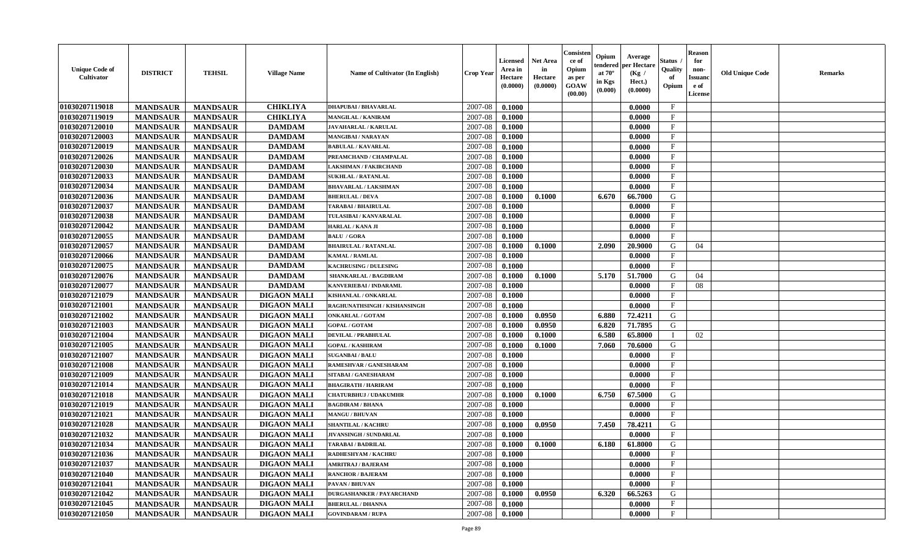| Unique Code of Cultivator | DISTRICT | TEHSIL | Village Name | Name of Cultivator (In English) | Crop Year | Licensed Area in Hectare (0.0000) | Net Area in Hectare (0.0000) | Consistence of Opium as per GOAW (00.00) | Opium tendered at 70° in Kgs (0.000) | Average per Hectare (Kg / Hect.) (0.0000) | Status / Quality of Opium | Reason for non-Issuance of License | Old Unique Code | Remarks |
|---|---|---|---|---|---|---|---|---|---|---|---|---|---|---|
| 01030207119018 | MANDSAUR | MANDSAUR | CHIKLIYA | DHAPUBAI / BHAVARLAL | 2007-08 | 0.1000 | | | | 0.0000 | F | | | |
| 01030207119019 | MANDSAUR | MANDSAUR | CHIKLIYA | MANGILAL / KANIRAM | 2007-08 | 0.1000 | | | | 0.0000 | F | | | |
| 01030207120010 | MANDSAUR | MANDSAUR | DAMDAM | JAVAHARLAL / KARULAL | 2007-08 | 0.1000 | | | | 0.0000 | F | | | |
| 01030207120003 | MANDSAUR | MANDSAUR | DAMDAM | MANGIBAI / NARAYAN | 2007-08 | 0.1000 | | | | 0.0000 | F | | | |
| 01030207120019 | MANDSAUR | MANDSAUR | DAMDAM | BABULAL / KAVARLAL | 2007-08 | 0.1000 | | | | 0.0000 | F | | | |
| 01030207120026 | MANDSAUR | MANDSAUR | DAMDAM | PREAMCHAND / CHAMPALAL | 2007-08 | 0.1000 | | | | 0.0000 | F | | | |
| 01030207120030 | MANDSAUR | MANDSAUR | DAMDAM | LAKSHMAN / FAKIRCHAND | 2007-08 | 0.1000 | | | | 0.0000 | F | | | |
| 01030207120033 | MANDSAUR | MANDSAUR | DAMDAM | SUKHLAL / RATANLAL | 2007-08 | 0.1000 | | | | 0.0000 | F | | | |
| 01030207120034 | MANDSAUR | MANDSAUR | DAMDAM | BHAVARLAL / LAKSHMAN | 2007-08 | 0.1000 | | | | 0.0000 | F | | | |
| 01030207120036 | MANDSAUR | MANDSAUR | DAMDAM | BHERULAL / DEVA | 2007-08 | 0.1000 | 0.1000 | | 6.670 | 66.7000 | G | | | |
| 01030207120037 | MANDSAUR | MANDSAUR | DAMDAM | TARABAI / BHAIRULAL | 2007-08 | 0.1000 | | | | 0.0000 | F | | | |
| 01030207120038 | MANDSAUR | MANDSAUR | DAMDAM | TULASIBAI / KANVARALAL | 2007-08 | 0.1000 | | | | 0.0000 | F | | | |
| 01030207120042 | MANDSAUR | MANDSAUR | DAMDAM | HARLAL / KANA JI | 2007-08 | 0.1000 | | | | 0.0000 | F | | | |
| 01030207120055 | MANDSAUR | MANDSAUR | DAMDAM | BALU / GORA | 2007-08 | 0.1000 | | | | 0.0000 | F | | | |
| 01030207120057 | MANDSAUR | MANDSAUR | DAMDAM | BHAIRULAL / RATANLAL | 2007-08 | 0.1000 | 0.1000 | | 2.090 | 20.9000 | G | 04 | | |
| 01030207120066 | MANDSAUR | MANDSAUR | DAMDAM | KAMAL / RAMLAL | 2007-08 | 0.1000 | | | | 0.0000 | F | | | |
| 01030207120075 | MANDSAUR | MANDSAUR | DAMDAM | KACHRUSING / DULESING | 2007-08 | 0.1000 | | | | 0.0000 | F | | | |
| 01030207120076 | MANDSAUR | MANDSAUR | DAMDAM | SHANKARLAL / BAGDIRAM | 2007-08 | 0.1000 | 0.1000 | | 5.170 | 51.7000 | G | 04 | | |
| 01030207120077 | MANDSAUR | MANDSAUR | DAMDAM | KANVERIEBAI / INDARAML | 2007-08 | 0.1000 | | | | 0.0000 | F | 08 | | |
| 01030207121079 | MANDSAUR | MANDSAUR | DIGAON MALI | KISHANLAL / ONKARLAL | 2007-08 | 0.1000 | | | | 0.0000 | F | | | |
| 01030207121001 | MANDSAUR | MANDSAUR | DIGAON MALI | RAGHUNATHSINGH / KISHANSINGH | 2007-08 | 0.1000 | | | | 0.0000 | F | | | |
| 01030207121002 | MANDSAUR | MANDSAUR | DIGAON MALI | ONKARLAL / GOTAM | 2007-08 | 0.1000 | 0.0950 | | 6.880 | 72.4211 | G | | | |
| 01030207121003 | MANDSAUR | MANDSAUR | DIGAON MALI | GOPAL / GOTAM | 2007-08 | 0.1000 | 0.0950 | | 6.820 | 71.7895 | G | | | |
| 01030207121004 | MANDSAUR | MANDSAUR | DIGAON MALI | DEVILAL / PRABHULAL | 2007-08 | 0.1000 | 0.1000 | | 6.580 | 65.8000 | I | 02 | | |
| 01030207121005 | MANDSAUR | MANDSAUR | DIGAON MALI | GOPAL / KASHIRAM | 2007-08 | 0.1000 | 0.1000 | | 7.060 | 70.6000 | G | | | |
| 01030207121007 | MANDSAUR | MANDSAUR | DIGAON MALI | SUGANBAI / BALU | 2007-08 | 0.1000 | | | | 0.0000 | F | | | |
| 01030207121008 | MANDSAUR | MANDSAUR | DIGAON MALI | RAMESHVAR / GANESHARAM | 2007-08 | 0.1000 | | | | 0.0000 | F | | | |
| 01030207121009 | MANDSAUR | MANDSAUR | DIGAON MALI | SITABAI / GANESHARAM | 2007-08 | 0.1000 | | | | 0.0000 | F | | | |
| 01030207121014 | MANDSAUR | MANDSAUR | DIGAON MALI | BHAGIRATH / HARIRAM | 2007-08 | 0.1000 | | | | 0.0000 | F | | | |
| 01030207121018 | MANDSAUR | MANDSAUR | DIGAON MALI | CHATURBHUJ / UDAKUMHR | 2007-08 | 0.1000 | 0.1000 | | 6.750 | 67.5000 | G | | | |
| 01030207121019 | MANDSAUR | MANDSAUR | DIGAON MALI | BAGDIRAM / BHANA | 2007-08 | 0.1000 | | | | 0.0000 | F | | | |
| 01030207121021 | MANDSAUR | MANDSAUR | DIGAON MALI | MANGU / BHUVAN | 2007-08 | 0.1000 | | | | 0.0000 | F | | | |
| 01030207121028 | MANDSAUR | MANDSAUR | DIGAON MALI | SHANTILAL / KACHRU | 2007-08 | 0.1000 | 0.0950 | | 7.450 | 78.4211 | G | | | |
| 01030207121032 | MANDSAUR | MANDSAUR | DIGAON MALI | JIVANSINGH / SUNDARLAL | 2007-08 | 0.1000 | | | | 0.0000 | F | | | |
| 01030207121034 | MANDSAUR | MANDSAUR | DIGAON MALI | TARABAI / BADRILAL | 2007-08 | 0.1000 | 0.1000 | | 6.180 | 61.8000 | G | | | |
| 01030207121036 | MANDSAUR | MANDSAUR | DIGAON MALI | RADHESHYAM / KACHRU | 2007-08 | 0.1000 | | | | 0.0000 | F | | | |
| 01030207121037 | MANDSAUR | MANDSAUR | DIGAON MALI | AMRITRAJ / BAJERAM | 2007-08 | 0.1000 | | | | 0.0000 | F | | | |
| 01030207121040 | MANDSAUR | MANDSAUR | DIGAON MALI | RANCHOR / BAJERAM | 2007-08 | 0.1000 | | | | 0.0000 | F | | | |
| 01030207121041 | MANDSAUR | MANDSAUR | DIGAON MALI | PAVAN / BHUVAN | 2007-08 | 0.1000 | | | | 0.0000 | F | | | |
| 01030207121042 | MANDSAUR | MANDSAUR | DIGAON MALI | DURGASHANKER / PAYARCHAND | 2007-08 | 0.1000 | 0.0950 | | 6.320 | 66.5263 | G | | | |
| 01030207121045 | MANDSAUR | MANDSAUR | DIGAON MALI | BHERULAL / DHANNA | 2007-08 | 0.1000 | | | | 0.0000 | F | | | |
| 01030207121050 | MANDSAUR | MANDSAUR | DIGAON MALI | GOVINDARAM / RUPA | 2007-08 | 0.1000 | | | | 0.0000 | F | | | |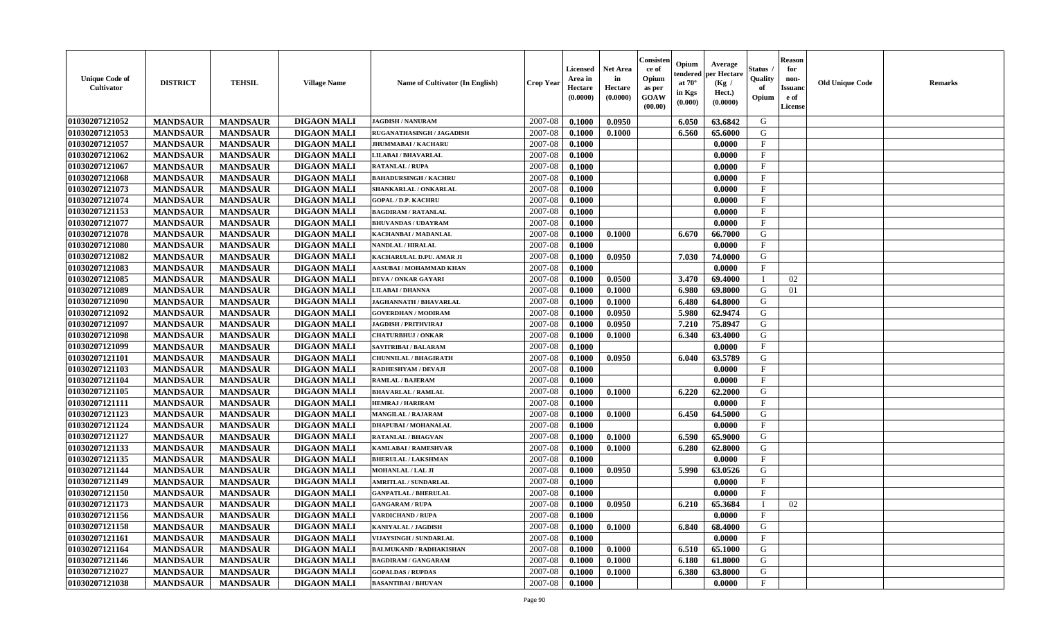| Unique Code of Cultivator | DISTRICT | TEHSIL | Village Name | Name of Cultivator (In English) | Crop Year | Licensed Area in Hectare (0.0000) | Net Area in Hectare (0.0000) | Consistence of Opium as per GOAW (00.00) | Opium tendered at 70° in Kgs (0.000) | Average per Hectare (Kg / Hect.) (0.0000) | Status / Quality of Opium | Reason for non-Issuance of License | Old Unique Code | Remarks |
|---|---|---|---|---|---|---|---|---|---|---|---|---|---|---|
| 01030207121052 | MANDSAUR | MANDSAUR | DIGAON MALI | JAGDISH / NANURAM | 2007-08 | 0.1000 | 0.0950 | | 6.050 | 63.6842 | G | | | |
| 01030207121053 | MANDSAUR | MANDSAUR | DIGAON MALI | RUGANATHASINGH / JAGADISH | 2007-08 | 0.1000 | 0.1000 | | 6.560 | 65.6000 | G | | | |
| 01030207121057 | MANDSAUR | MANDSAUR | DIGAON MALI | JHUMMABAI / KACHARU | 2007-08 | 0.1000 | | | | 0.0000 | F | | | |
| 01030207121062 | MANDSAUR | MANDSAUR | DIGAON MALI | LILABAI / BHAVARLAL | 2007-08 | 0.1000 | | | | 0.0000 | F | | | |
| 01030207121067 | MANDSAUR | MANDSAUR | DIGAON MALI | RATANLAL / RUPA | 2007-08 | 0.1000 | | | | 0.0000 | F | | | |
| 01030207121068 | MANDSAUR | MANDSAUR | DIGAON MALI | BAHADURSINGH / KACHRU | 2007-08 | 0.1000 | | | | 0.0000 | F | | | |
| 01030207121073 | MANDSAUR | MANDSAUR | DIGAON MALI | SHANKARLAL / ONKARLAL | 2007-08 | 0.1000 | | | | 0.0000 | F | | | |
| 01030207121074 | MANDSAUR | MANDSAUR | DIGAON MALI | GOPAL / D.P. KACHRU | 2007-08 | 0.1000 | | | | 0.0000 | F | | | |
| 01030207121153 | MANDSAUR | MANDSAUR | DIGAON MALI | BAGDIRAM / RATANLAL | 2007-08 | 0.1000 | | | | 0.0000 | F | | | |
| 01030207121077 | MANDSAUR | MANDSAUR | DIGAON MALI | BHUVANDAS / UDAYRAM | 2007-08 | 0.1000 | | | | 0.0000 | F | | | |
| 01030207121078 | MANDSAUR | MANDSAUR | DIGAON MALI | KACHANBAI / MADANLAL | 2007-08 | 0.1000 | 0.1000 | | 6.670 | 66.7000 | G | | | |
| 01030207121080 | MANDSAUR | MANDSAUR | DIGAON MALI | NANDLAL / HIRALAL | 2007-08 | 0.1000 | | | | 0.0000 | F | | | |
| 01030207121082 | MANDSAUR | MANDSAUR | DIGAON MALI | KACHARULAL D.PU. AMAR JI | 2007-08 | 0.1000 | 0.0950 | | 7.030 | 74.0000 | G | | | |
| 01030207121083 | MANDSAUR | MANDSAUR | DIGAON MALI | AASUBAI / MOHAMMAD KHAN | 2007-08 | 0.1000 | | | | 0.0000 | F | | | |
| 01030207121085 | MANDSAUR | MANDSAUR | DIGAON MALI | DEVA / ONKAR GAYARI | 2007-08 | 0.1000 | 0.0500 | | 3.470 | 69.4000 | I | 02 | | |
| 01030207121089 | MANDSAUR | MANDSAUR | DIGAON MALI | LILABAI / DHANNA | 2007-08 | 0.1000 | 0.1000 | | 6.980 | 69.8000 | G | 01 | | |
| 01030207121090 | MANDSAUR | MANDSAUR | DIGAON MALI | JAGHANNATH / BHAVARLAL | 2007-08 | 0.1000 | 0.1000 | | 6.480 | 64.8000 | G | | | |
| 01030207121092 | MANDSAUR | MANDSAUR | DIGAON MALI | GOVERDHAN / MODIRAM | 2007-08 | 0.1000 | 0.0950 | | 5.980 | 62.9474 | G | | | |
| 01030207121097 | MANDSAUR | MANDSAUR | DIGAON MALI | JAGDISH / PRITHVIRAJ | 2007-08 | 0.1000 | 0.0950 | | 7.210 | 75.8947 | G | | | |
| 01030207121098 | MANDSAUR | MANDSAUR | DIGAON MALI | CHATURBHUJ / ONKAR | 2007-08 | 0.1000 | 0.1000 | | 6.340 | 63.4000 | G | | | |
| 01030207121099 | MANDSAUR | MANDSAUR | DIGAON MALI | SAVITRIBAI / BALARAM | 2007-08 | 0.1000 | | | | 0.0000 | F | | | |
| 01030207121101 | MANDSAUR | MANDSAUR | DIGAON MALI | CHUNNILAL / BHAGIRATH | 2007-08 | 0.1000 | 0.0950 | | 6.040 | 63.5789 | G | | | |
| 01030207121103 | MANDSAUR | MANDSAUR | DIGAON MALI | RADHESHYAM / DEVAJI | 2007-08 | 0.1000 | | | | 0.0000 | F | | | |
| 01030207121104 | MANDSAUR | MANDSAUR | DIGAON MALI | RAMLAL / BAJERAM | 2007-08 | 0.1000 | | | | 0.0000 | F | | | |
| 01030207121105 | MANDSAUR | MANDSAUR | DIGAON MALI | BHAVARLAL / RAMLAL | 2007-08 | 0.1000 | 0.1000 | | 6.220 | 62.2000 | G | | | |
| 01030207121111 | MANDSAUR | MANDSAUR | DIGAON MALI | HEMRAJ / HARIRAM | 2007-08 | 0.1000 | | | | 0.0000 | F | | | |
| 01030207121123 | MANDSAUR | MANDSAUR | DIGAON MALI | MANGILAL / RAJARAM | 2007-08 | 0.1000 | 0.1000 | | 6.450 | 64.5000 | G | | | |
| 01030207121124 | MANDSAUR | MANDSAUR | DIGAON MALI | DHAPUBAI / MOHANALAL | 2007-08 | 0.1000 | | | | 0.0000 | F | | | |
| 01030207121127 | MANDSAUR | MANDSAUR | DIGAON MALI | RATANLAL / BHAGVAN | 2007-08 | 0.1000 | 0.1000 | | 6.590 | 65.9000 | G | | | |
| 01030207121133 | MANDSAUR | MANDSAUR | DIGAON MALI | KAMLABAI / RAMESHVAR | 2007-08 | 0.1000 | 0.1000 | | 6.280 | 62.8000 | G | | | |
| 01030207121135 | MANDSAUR | MANDSAUR | DIGAON MALI | BHERULAL / LAKSHMAN | 2007-08 | 0.1000 | | | | 0.0000 | F | | | |
| 01030207121144 | MANDSAUR | MANDSAUR | DIGAON MALI | MOHANLAL / LAL JI | 2007-08 | 0.1000 | 0.0950 | | 5.990 | 63.0526 | G | | | |
| 01030207121149 | MANDSAUR | MANDSAUR | DIGAON MALI | AMRITLAL / SUNDARLAL | 2007-08 | 0.1000 | | | | 0.0000 | F | | | |
| 01030207121150 | MANDSAUR | MANDSAUR | DIGAON MALI | GANPATLAL / BHERULAL | 2007-08 | 0.1000 | | | | 0.0000 | F | | | |
| 01030207121173 | MANDSAUR | MANDSAUR | DIGAON MALI | GANGARAM / RUPA | 2007-08 | 0.1000 | 0.0950 | | 6.210 | 65.3684 | I | 02 | | |
| 01030207121156 | MANDSAUR | MANDSAUR | DIGAON MALI | VARDICHAND / RUPA | 2007-08 | 0.1000 | | | | 0.0000 | F | | | |
| 01030207121158 | MANDSAUR | MANDSAUR | DIGAON MALI | KANIYALAL / JAGDISH | 2007-08 | 0.1000 | 0.1000 | | 6.840 | 68.4000 | G | | | |
| 01030207121161 | MANDSAUR | MANDSAUR | DIGAON MALI | VIJAYSINGH / SUNDARLAL | 2007-08 | 0.1000 | | | | 0.0000 | F | | | |
| 01030207121164 | MANDSAUR | MANDSAUR | DIGAON MALI | BALMUKAND / RADHAKISHAN | 2007-08 | 0.1000 | 0.1000 | | 6.510 | 65.1000 | G | | | |
| 01030207121146 | MANDSAUR | MANDSAUR | DIGAON MALI | BAGDIRAM / GANGARAM | 2007-08 | 0.1000 | 0.1000 | | 6.180 | 61.8000 | G | | | |
| 01030207121027 | MANDSAUR | MANDSAUR | DIGAON MALI | GOPALDAS / RUPDAS | 2007-08 | 0.1000 | 0.1000 | | 6.380 | 63.8000 | G | | | |
| 01030207121038 | MANDSAUR | MANDSAUR | DIGAON MALI | BASANTIBAI / BHUVAN | 2007-08 | 0.1000 | | | | 0.0000 | F | | | |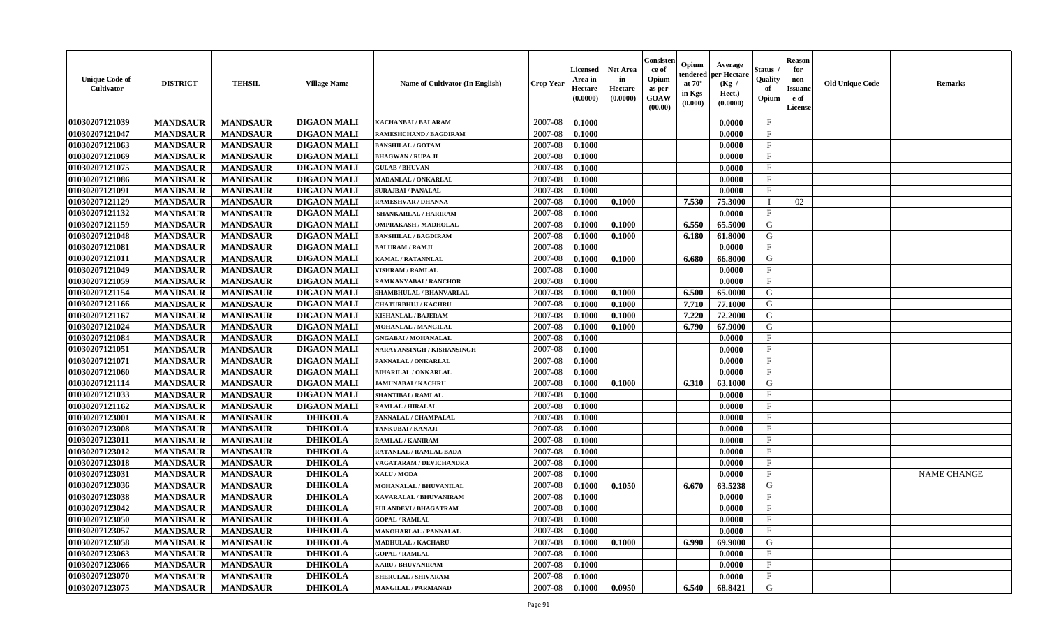| Unique Code of Cultivator | DISTRICT | TEHSIL | Village Name | Name of Cultivator (In English) | Crop Year | Licensed Area in Hectare (0.0000) | Net Area in Hectare (0.0000) | Consistence of Opium as per GOAW (00.00) | Opium tendered at 70° in Kgs (0.000) | Average per Hectare (Kg / Hect.) (0.0000) | Status / Quality of Opium | Reason for non-Issuance of License | Old Unique Code | Remarks |
|---|---|---|---|---|---|---|---|---|---|---|---|---|---|---|
| 01030207121039 | MANDSAUR | MANDSAUR | DIGAON MALI | KACHANBAI / BALARAM | 2007-08 | 0.1000 | | | | 0.0000 | F | | | |
| 01030207121047 | MANDSAUR | MANDSAUR | DIGAON MALI | RAMESHCHAND / BAGDIRAM | 2007-08 | 0.1000 | | | | 0.0000 | F | | | |
| 01030207121063 | MANDSAUR | MANDSAUR | DIGAON MALI | BANSHILAL / GOTAM | 2007-08 | 0.1000 | | | | 0.0000 | F | | | |
| 01030207121069 | MANDSAUR | MANDSAUR | DIGAON MALI | BHAGWAN / RUPA JI | 2007-08 | 0.1000 | | | | 0.0000 | F | | | |
| 01030207121075 | MANDSAUR | MANDSAUR | DIGAON MALI | GULAB / BHUVAN | 2007-08 | 0.1000 | | | | 0.0000 | F | | | |
| 01030207121086 | MANDSAUR | MANDSAUR | DIGAON MALI | MADANLAL / ONKARLAL | 2007-08 | 0.1000 | | | | 0.0000 | F | | | |
| 01030207121091 | MANDSAUR | MANDSAUR | DIGAON MALI | SURAJBAI / PANALAL | 2007-08 | 0.1000 | | | | 0.0000 | F | | | |
| 01030207121129 | MANDSAUR | MANDSAUR | DIGAON MALI | RAMESHVAR / DHANNA | 2007-08 | 0.1000 | 0.1000 | | 7.530 | 75.3000 | I | 02 | | |
| 01030207121132 | MANDSAUR | MANDSAUR | DIGAON MALI | SHANKARLAL / HARIRAM | 2007-08 | 0.1000 | | | | 0.0000 | F | | | |
| 01030207121159 | MANDSAUR | MANDSAUR | DIGAON MALI | OMPRAKASH / MADHOLAL | 2007-08 | 0.1000 | 0.1000 | | 6.550 | 65.5000 | G | | | |
| 01030207121048 | MANDSAUR | MANDSAUR | DIGAON MALI | BANSHILAL / BAGDIRAM | 2007-08 | 0.1000 | 0.1000 | | 6.180 | 61.8000 | G | | | |
| 01030207121081 | MANDSAUR | MANDSAUR | DIGAON MALI | BALURAM / RAMJI | 2007-08 | 0.1000 | | | | 0.0000 | F | | | |
| 01030207121011 | MANDSAUR | MANDSAUR | DIGAON MALI | KAMAL / RATANNLAL | 2007-08 | 0.1000 | 0.1000 | | 6.680 | 66.8000 | G | | | |
| 01030207121049 | MANDSAUR | MANDSAUR | DIGAON MALI | VISHRAM / RAMLAL | 2007-08 | 0.1000 | | | | 0.0000 | F | | | |
| 01030207121059 | MANDSAUR | MANDSAUR | DIGAON MALI | RAMKANYABAI / RANCHOR | 2007-08 | 0.1000 | | | | 0.0000 | F | | | |
| 01030207121154 | MANDSAUR | MANDSAUR | DIGAON MALI | SHAMBHULAL / BHANVARLAL | 2007-08 | 0.1000 | 0.1000 | | 6.500 | 65.0000 | G | | | |
| 01030207121166 | MANDSAUR | MANDSAUR | DIGAON MALI | CHATURBHUJ / KACHRU | 2007-08 | 0.1000 | 0.1000 | | 7.710 | 77.1000 | G | | | |
| 01030207121167 | MANDSAUR | MANDSAUR | DIGAON MALI | KISHANLAL / BAJERAM | 2007-08 | 0.1000 | 0.1000 | | 7.220 | 72.2000 | G | | | |
| 01030207121024 | MANDSAUR | MANDSAUR | DIGAON MALI | MOHANLAL / MANGILAL | 2007-08 | 0.1000 | 0.1000 | | 6.790 | 67.9000 | G | | | |
| 01030207121084 | MANDSAUR | MANDSAUR | DIGAON MALI | GNGABAI / MOHANALAL | 2007-08 | 0.1000 | | | | 0.0000 | F | | | |
| 01030207121051 | MANDSAUR | MANDSAUR | DIGAON MALI | NARAYANSINGH / KISHANSINGH | 2007-08 | 0.1000 | | | | 0.0000 | F | | | |
| 01030207121071 | MANDSAUR | MANDSAUR | DIGAON MALI | PANNALAL / ONKARLAL | 2007-08 | 0.1000 | | | | 0.0000 | F | | | |
| 01030207121060 | MANDSAUR | MANDSAUR | DIGAON MALI | BIHARILAL / ONKARLAL | 2007-08 | 0.1000 | | | | 0.0000 | F | | | |
| 01030207121114 | MANDSAUR | MANDSAUR | DIGAON MALI | JAMUNABAI / KACHRU | 2007-08 | 0.1000 | 0.1000 | | 6.310 | 63.1000 | G | | | |
| 01030207121033 | MANDSAUR | MANDSAUR | DIGAON MALI | SHANTIBAI / RAMLAL | 2007-08 | 0.1000 | | | | 0.0000 | F | | | |
| 01030207121162 | MANDSAUR | MANDSAUR | DIGAON MALI | RAMLAL / HIRALAL | 2007-08 | 0.1000 | | | | 0.0000 | F | | | |
| 01030207123001 | MANDSAUR | MANDSAUR | DHIKOLA | PANNALAL / CHAMPALAL | 2007-08 | 0.1000 | | | | 0.0000 | F | | | |
| 01030207123008 | MANDSAUR | MANDSAUR | DHIKOLA | TANKUBAI / KANAJI | 2007-08 | 0.1000 | | | | 0.0000 | F | | | |
| 01030207123011 | MANDSAUR | MANDSAUR | DHIKOLA | RAMLAL / KANIRAM | 2007-08 | 0.1000 | | | | 0.0000 | F | | | |
| 01030207123012 | MANDSAUR | MANDSAUR | DHIKOLA | RATANLAL / RAMLAL BADA | 2007-08 | 0.1000 | | | | 0.0000 | F | | | |
| 01030207123018 | MANDSAUR | MANDSAUR | DHIKOLA | VAGATARAM / DEVICHANDRA | 2007-08 | 0.1000 | | | | 0.0000 | F | | | |
| 01030207123031 | MANDSAUR | MANDSAUR | DHIKOLA | KALU / MODA | 2007-08 | 0.1000 | | | | 0.0000 | F | | | NAME CHANGE |
| 01030207123036 | MANDSAUR | MANDSAUR | DHIKOLA | MOHANALAL / BHUVANILAL | 2007-08 | 0.1000 | 0.1050 | | 6.670 | 63.5238 | G | | | |
| 01030207123038 | MANDSAUR | MANDSAUR | DHIKOLA | KAVARALAL / BHUVANIRAM | 2007-08 | 0.1000 | | | | 0.0000 | F | | | |
| 01030207123042 | MANDSAUR | MANDSAUR | DHIKOLA | FULANDEVI / BHAGATRAM | 2007-08 | 0.1000 | | | | 0.0000 | F | | | |
| 01030207123050 | MANDSAUR | MANDSAUR | DHIKOLA | GOPAL / RAMLAL | 2007-08 | 0.1000 | | | | 0.0000 | F | | | |
| 01030207123057 | MANDSAUR | MANDSAUR | DHIKOLA | MANOHARLAL / PANNALAL | 2007-08 | 0.1000 | | | | 0.0000 | F | | | |
| 01030207123058 | MANDSAUR | MANDSAUR | DHIKOLA | MADHULAL / KACHARU | 2007-08 | 0.1000 | 0.1000 | | 6.990 | 69.9000 | G | | | |
| 01030207123063 | MANDSAUR | MANDSAUR | DHIKOLA | GOPAL / RAMLAL | 2007-08 | 0.1000 | | | | 0.0000 | F | | | |
| 01030207123066 | MANDSAUR | MANDSAUR | DHIKOLA | KARU / BHUVANIRAM | 2007-08 | 0.1000 | | | | 0.0000 | F | | | |
| 01030207123070 | MANDSAUR | MANDSAUR | DHIKOLA | BHERULAL / SHIVARAM | 2007-08 | 0.1000 | | | | 0.0000 | F | | | |
| 01030207123075 | MANDSAUR | MANDSAUR | DHIKOLA | MANGILAL / PARMANAD | 2007-08 | 0.1000 | 0.0950 | | 6.540 | 68.8421 | G | | | |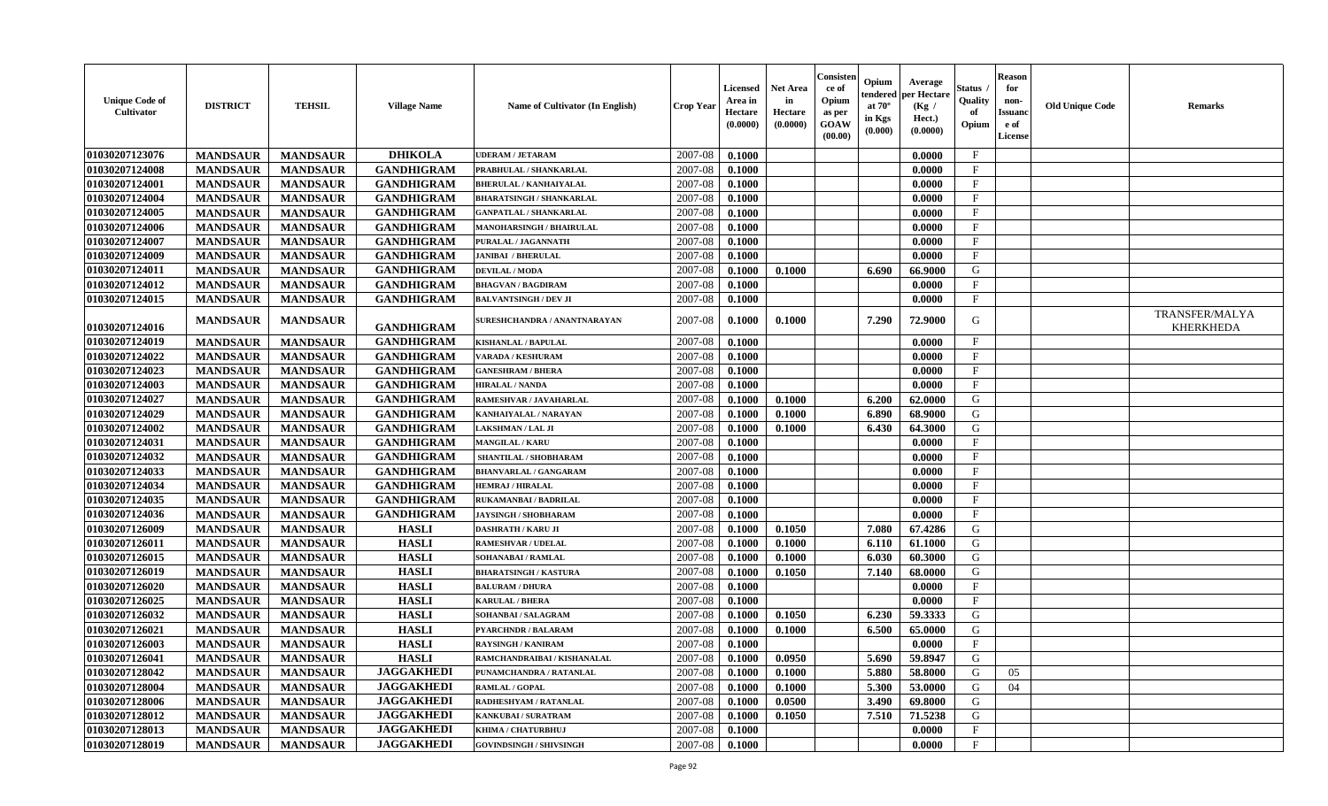| Unique Code of Cultivator | DISTRICT | TEHSIL | Village Name | Name of Cultivator (In English) | Crop Year | Licensed Area in Hectare (0.0000) | Net Area in Hectare (0.0000) | Consistence of Opium as per GOAW (00.00) | Opium tendered at 70° in Kgs (0.000) | Average per Hectare (Kg / Hect.) (0.0000) | Status / Quality of Opium | Reason for non-Issuance of License | Old Unique Code | Remarks |
|---|---|---|---|---|---|---|---|---|---|---|---|---|---|---|
| 01030207123076 | MANDSAUR | MANDSAUR | DHIKOLA | UDERAM / JETARAM | 2007-08 | 0.1000 | | | | 0.0000 | F | | | |
| 01030207124008 | MANDSAUR | MANDSAUR | GANDHIGRAM | PRABHULAL / SHANKARLAL | 2007-08 | 0.1000 | | | | 0.0000 | F | | | |
| 01030207124001 | MANDSAUR | MANDSAUR | GANDHIGRAM | BHERULAL / KANHAIYALAL | 2007-08 | 0.1000 | | | | 0.0000 | F | | | |
| 01030207124004 | MANDSAUR | MANDSAUR | GANDHIGRAM | BHARATSINGH / SHANKARLAL | 2007-08 | 0.1000 | | | | 0.0000 | F | | | |
| 01030207124005 | MANDSAUR | MANDSAUR | GANDHIGRAM | GANPATLAL / SHANKARLAL | 2007-08 | 0.1000 | | | | 0.0000 | F | | | |
| 01030207124006 | MANDSAUR | MANDSAUR | GANDHIGRAM | MANOHARSINGH / BHAIRULAL | 2007-08 | 0.1000 | | | | 0.0000 | F | | | |
| 01030207124007 | MANDSAUR | MANDSAUR | GANDHIGRAM | PURALAL / JAGANNATH | 2007-08 | 0.1000 | | | | 0.0000 | F | | | |
| 01030207124009 | MANDSAUR | MANDSAUR | GANDHIGRAM | JANIBAI / BHERULAL | 2007-08 | 0.1000 | | | | 0.0000 | F | | | |
| 01030207124011 | MANDSAUR | MANDSAUR | GANDHIGRAM | DEVILAL / MODA | 2007-08 | 0.1000 | 0.1000 | | 6.690 | 66.9000 | G | | | |
| 01030207124012 | MANDSAUR | MANDSAUR | GANDHIGRAM | BHAGVAN / BAGDIRAM | 2007-08 | 0.1000 | | | | 0.0000 | F | | | |
| 01030207124015 | MANDSAUR | MANDSAUR | GANDHIGRAM | BALVANTSINGH / DEV JI | 2007-08 | 0.1000 | | | | 0.0000 | F | | | |
| 01030207124016 | MANDSAUR | MANDSAUR | GANDHIGRAM | SURESHCHANDRA / ANANTNARAYAN | 2007-08 | 0.1000 | 0.1000 | | 7.290 | 72.9000 | G | | | TRANSFER/MALYA KHERKHEDA |
| 01030207124019 | MANDSAUR | MANDSAUR | GANDHIGRAM | KISHANLAL / BAPULAL | 2007-08 | 0.1000 | | | | 0.0000 | F | | | |
| 01030207124022 | MANDSAUR | MANDSAUR | GANDHIGRAM | VARADA / KESHURAM | 2007-08 | 0.1000 | | | | 0.0000 | F | | | |
| 01030207124023 | MANDSAUR | MANDSAUR | GANDHIGRAM | GANESHRAM / BHERA | 2007-08 | 0.1000 | | | | 0.0000 | F | | | |
| 01030207124003 | MANDSAUR | MANDSAUR | GANDHIGRAM | HIRALAL / NANDA | 2007-08 | 0.1000 | | | | 0.0000 | F | | | |
| 01030207124027 | MANDSAUR | MANDSAUR | GANDHIGRAM | RAMESHVAR / JAVAHARLAL | 2007-08 | 0.1000 | 0.1000 | | 6.200 | 62.0000 | G | | | |
| 01030207124029 | MANDSAUR | MANDSAUR | GANDHIGRAM | KANHAIYALAL / NARAYAN | 2007-08 | 0.1000 | 0.1000 | | 6.890 | 68.9000 | G | | | |
| 01030207124002 | MANDSAUR | MANDSAUR | GANDHIGRAM | LAKSHMAN / LAL JI | 2007-08 | 0.1000 | 0.1000 | | 6.430 | 64.3000 | G | | | |
| 01030207124031 | MANDSAUR | MANDSAUR | GANDHIGRAM | MANGILAL / KARU | 2007-08 | 0.1000 | | | | 0.0000 | F | | | |
| 01030207124032 | MANDSAUR | MANDSAUR | GANDHIGRAM | SHANTILAL / SHOBHARAM | 2007-08 | 0.1000 | | | | 0.0000 | F | | | |
| 01030207124033 | MANDSAUR | MANDSAUR | GANDHIGRAM | BHANVARLAL / GANGARAM | 2007-08 | 0.1000 | | | | 0.0000 | F | | | |
| 01030207124034 | MANDSAUR | MANDSAUR | GANDHIGRAM | HEMRAJ / HIRALAL | 2007-08 | 0.1000 | | | | 0.0000 | F | | | |
| 01030207124035 | MANDSAUR | MANDSAUR | GANDHIGRAM | RUKAMANBAI / BADRILAL | 2007-08 | 0.1000 | | | | 0.0000 | F | | | |
| 01030207124036 | MANDSAUR | MANDSAUR | GANDHIGRAM | JAYSINGH / SHOBHARAM | 2007-08 | 0.1000 | | | | 0.0000 | F | | | |
| 01030207126009 | MANDSAUR | MANDSAUR | HASLI | DASHRATH / KARU JI | 2007-08 | 0.1000 | 0.1050 | | 7.080 | 67.4286 | G | | | |
| 01030207126011 | MANDSAUR | MANDSAUR | HASLI | RAMESHVAR / UDELAL | 2007-08 | 0.1000 | 0.1000 | | 6.110 | 61.1000 | G | | | |
| 01030207126015 | MANDSAUR | MANDSAUR | HASLI | SOHANABAI / RAMLAL | 2007-08 | 0.1000 | 0.1000 | | 6.030 | 60.3000 | G | | | |
| 01030207126019 | MANDSAUR | MANDSAUR | HASLI | BHARATSINGH / KASTURA | 2007-08 | 0.1000 | 0.1050 | | 7.140 | 68.0000 | G | | | |
| 01030207126020 | MANDSAUR | MANDSAUR | HASLI | BALURAM / DHURA | 2007-08 | 0.1000 | | | | 0.0000 | F | | | |
| 01030207126025 | MANDSAUR | MANDSAUR | HASLI | KARULAL / BHERA | 2007-08 | 0.1000 | | | | 0.0000 | F | | | |
| 01030207126032 | MANDSAUR | MANDSAUR | HASLI | SOHANBAI / SALAGRAM | 2007-08 | 0.1000 | 0.1050 | | 6.230 | 59.3333 | G | | | |
| 01030207126021 | MANDSAUR | MANDSAUR | HASLI | PYARCHNDR / BALARAM | 2007-08 | 0.1000 | 0.1000 | | 6.500 | 65.0000 | G | | | |
| 01030207126003 | MANDSAUR | MANDSAUR | HASLI | RAYSINGH / KANIRAM | 2007-08 | 0.1000 | | | | 0.0000 | F | | | |
| 01030207126041 | MANDSAUR | MANDSAUR | HASLI | RAMCHANDRAIBAI / KISHANALAL | 2007-08 | 0.1000 | 0.0950 | | 5.690 | 59.8947 | G | | | |
| 01030207128042 | MANDSAUR | MANDSAUR | JAGGAKHEDI | PUNAMCHANDRA / RATANLAL | 2007-08 | 0.1000 | 0.1000 | | 5.880 | 58.8000 | G | 05 | | |
| 01030207128004 | MANDSAUR | MANDSAUR | JAGGAKHEDI | RAMLAL / GOPAL | 2007-08 | 0.1000 | 0.1000 | | 5.300 | 53.0000 | G | 04 | | |
| 01030207128006 | MANDSAUR | MANDSAUR | JAGGAKHEDI | RADHESHYAM / RATANLAL | 2007-08 | 0.1000 | 0.0500 | | 3.490 | 69.8000 | G | | | |
| 01030207128012 | MANDSAUR | MANDSAUR | JAGGAKHEDI | KANKUBAI / SURATRAM | 2007-08 | 0.1000 | 0.1050 | | 7.510 | 71.5238 | G | | | |
| 01030207128013 | MANDSAUR | MANDSAUR | JAGGAKHEDI | KHIMA / CHATURBHUJ | 2007-08 | 0.1000 | | | | 0.0000 | F | | | |
| 01030207128019 | MANDSAUR | MANDSAUR | JAGGAKHEDI | GOVINDSINGH / SHIVSINGH | 2007-08 | 0.1000 | | | | 0.0000 | F | | | |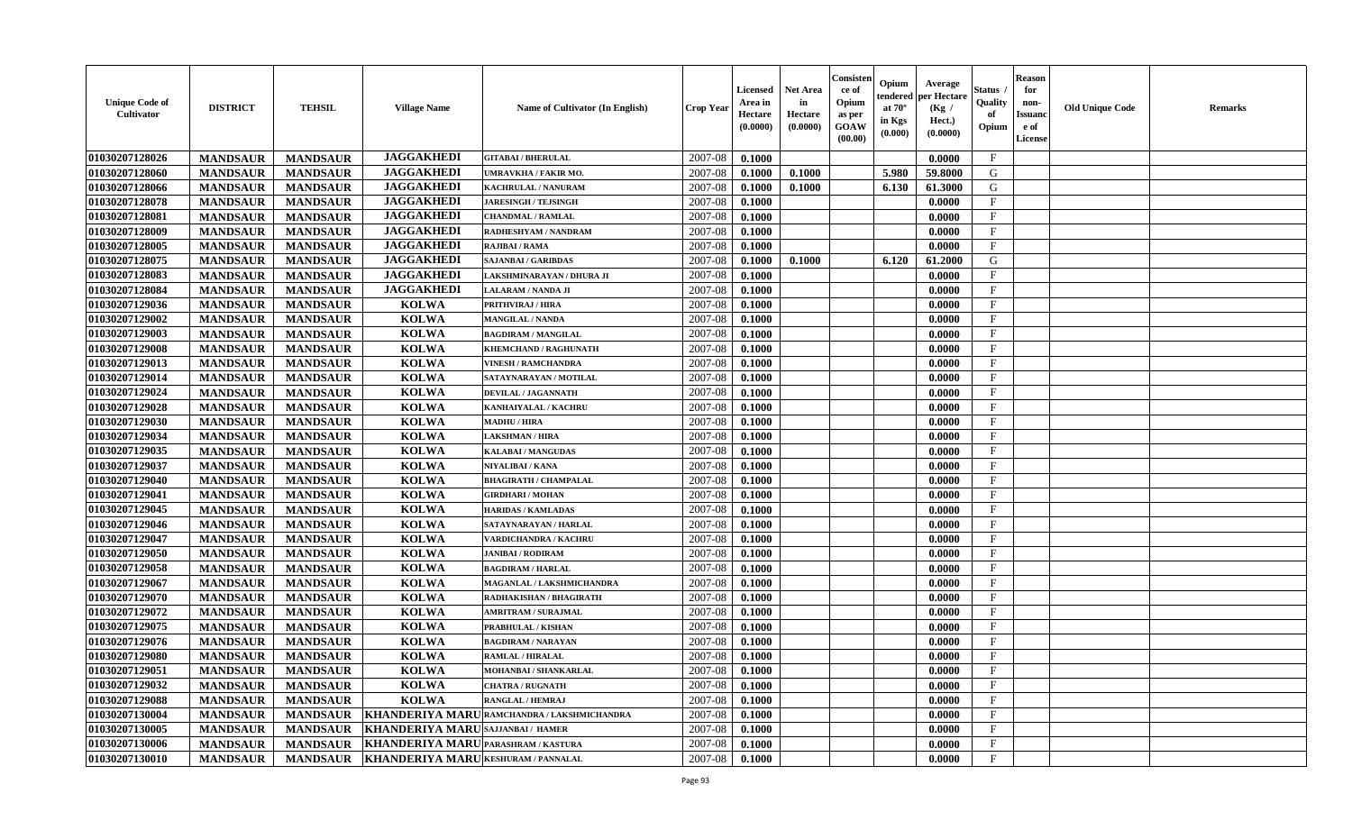| Unique Code of Cultivator | DISTRICT | TEHSIL | Village Name | Name of Cultivator (In English) | Crop Year | Licensed Area in Hectare (0.0000) | Net Area in Hectare (0.0000) | Consistence of Opium as per GOAW (00.00) | Opium tendered at 70° in Kgs (0.000) | Average per Hectare (Kg / Hect.) (0.0000) | Status / Quality of Opium | Reason for non-Issuance of License | Old Unique Code | Remarks |
|---|---|---|---|---|---|---|---|---|---|---|---|---|---|---|
| 01030207128026 | MANDSAUR | MANDSAUR | JAGGAKHEDI | GITABAI / BHERULAL | 2007-08 | 0.1000 | | | | 0.0000 | F | | | |
| 01030207128060 | MANDSAUR | MANDSAUR | JAGGAKHEDI | UMRAVKHA / FAKIR MO. | 2007-08 | 0.1000 | 0.1000 | | 5.980 | 59.8000 | G | | | |
| 01030207128066 | MANDSAUR | MANDSAUR | JAGGAKHEDI | KACHRULAL / NANURAM | 2007-08 | 0.1000 | 0.1000 | | 6.130 | 61.3000 | G | | | |
| 01030207128078 | MANDSAUR | MANDSAUR | JAGGAKHEDI | JARESINGH / TEJSINGH | 2007-08 | 0.1000 | | | | 0.0000 | F | | | |
| 01030207128081 | MANDSAUR | MANDSAUR | JAGGAKHEDI | CHANDMAL / RAMLAL | 2007-08 | 0.1000 | | | | 0.0000 | F | | | |
| 01030207128009 | MANDSAUR | MANDSAUR | JAGGAKHEDI | RADHESHYAM / NANDRAM | 2007-08 | 0.1000 | | | | 0.0000 | F | | | |
| 01030207128005 | MANDSAUR | MANDSAUR | JAGGAKHEDI | RAJIBAI / RAMA | 2007-08 | 0.1000 | | | | 0.0000 | F | | | |
| 01030207128075 | MANDSAUR | MANDSAUR | JAGGAKHEDI | SAJANBAI / GARIBDAS | 2007-08 | 0.1000 | 0.1000 | | 6.120 | 61.2000 | G | | | |
| 01030207128083 | MANDSAUR | MANDSAUR | JAGGAKHEDI | LAKSHMINARAYAN / DHURA JI | 2007-08 | 0.1000 | | | | 0.0000 | F | | | |
| 01030207128084 | MANDSAUR | MANDSAUR | JAGGAKHEDI | LALARAM / NANDA JI | 2007-08 | 0.1000 | | | | 0.0000 | F | | | |
| 01030207129036 | MANDSAUR | MANDSAUR | KOLWA | PRITHVIRAJ / HIRA | 2007-08 | 0.1000 | | | | 0.0000 | F | | | |
| 01030207129002 | MANDSAUR | MANDSAUR | KOLWA | MANGILAL / NANDA | 2007-08 | 0.1000 | | | | 0.0000 | F | | | |
| 01030207129003 | MANDSAUR | MANDSAUR | KOLWA | BAGDIRAM / MANGILAL | 2007-08 | 0.1000 | | | | 0.0000 | F | | | |
| 01030207129008 | MANDSAUR | MANDSAUR | KOLWA | KHEMCHAND / RAGHUNATH | 2007-08 | 0.1000 | | | | 0.0000 | F | | | |
| 01030207129013 | MANDSAUR | MANDSAUR | KOLWA | VINESH / RAMCHANDRA | 2007-08 | 0.1000 | | | | 0.0000 | F | | | |
| 01030207129014 | MANDSAUR | MANDSAUR | KOLWA | SATAYNARAYAN / MOTILAL | 2007-08 | 0.1000 | | | | 0.0000 | F | | | |
| 01030207129024 | MANDSAUR | MANDSAUR | KOLWA | DEVILAL / JAGANNATH | 2007-08 | 0.1000 | | | | 0.0000 | F | | | |
| 01030207129028 | MANDSAUR | MANDSAUR | KOLWA | KANHAIYALAL / KACHRU | 2007-08 | 0.1000 | | | | 0.0000 | F | | | |
| 01030207129030 | MANDSAUR | MANDSAUR | KOLWA | MADHU / HIRA | 2007-08 | 0.1000 | | | | 0.0000 | F | | | |
| 01030207129034 | MANDSAUR | MANDSAUR | KOLWA | LAKSHMAN / HIRA | 2007-08 | 0.1000 | | | | 0.0000 | F | | | |
| 01030207129035 | MANDSAUR | MANDSAUR | KOLWA | KALABAI / MANGUDAS | 2007-08 | 0.1000 | | | | 0.0000 | F | | | |
| 01030207129037 | MANDSAUR | MANDSAUR | KOLWA | NIYALIBAI / KANA | 2007-08 | 0.1000 | | | | 0.0000 | F | | | |
| 01030207129040 | MANDSAUR | MANDSAUR | KOLWA | BHAGIRATH / CHAMPALAL | 2007-08 | 0.1000 | | | | 0.0000 | F | | | |
| 01030207129041 | MANDSAUR | MANDSAUR | KOLWA | GIRDHARI / MOHAN | 2007-08 | 0.1000 | | | | 0.0000 | F | | | |
| 01030207129045 | MANDSAUR | MANDSAUR | KOLWA | HARIDAS / KAMLADAS | 2007-08 | 0.1000 | | | | 0.0000 | F | | | |
| 01030207129046 | MANDSAUR | MANDSAUR | KOLWA | SATAYNARAYAN / HARLAL | 2007-08 | 0.1000 | | | | 0.0000 | F | | | |
| 01030207129047 | MANDSAUR | MANDSAUR | KOLWA | VARDICHANDRA / KACHRU | 2007-08 | 0.1000 | | | | 0.0000 | F | | | |
| 01030207129050 | MANDSAUR | MANDSAUR | KOLWA | JANIBAI / RODIRAM | 2007-08 | 0.1000 | | | | 0.0000 | F | | | |
| 01030207129058 | MANDSAUR | MANDSAUR | KOLWA | BAGDIRAM / HARLAL | 2007-08 | 0.1000 | | | | 0.0000 | F | | | |
| 01030207129067 | MANDSAUR | MANDSAUR | KOLWA | MAGANLAL / LAKSHMICHANDRA | 2007-08 | 0.1000 | | | | 0.0000 | F | | | |
| 01030207129070 | MANDSAUR | MANDSAUR | KOLWA | RADHAKISHAN / BHAGIRATH | 2007-08 | 0.1000 | | | | 0.0000 | F | | | |
| 01030207129072 | MANDSAUR | MANDSAUR | KOLWA | AMRITRAM / SURAJMAL | 2007-08 | 0.1000 | | | | 0.0000 | F | | | |
| 01030207129075 | MANDSAUR | MANDSAUR | KOLWA | PRABHULAL / KISHAN | 2007-08 | 0.1000 | | | | 0.0000 | F | | | |
| 01030207129076 | MANDSAUR | MANDSAUR | KOLWA | BAGDIRAM / NARAYAN | 2007-08 | 0.1000 | | | | 0.0000 | F | | | |
| 01030207129080 | MANDSAUR | MANDSAUR | KOLWA | RAMLAL / HIRALAL | 2007-08 | 0.1000 | | | | 0.0000 | F | | | |
| 01030207129051 | MANDSAUR | MANDSAUR | KOLWA | MOHANBAI / SHANKARLAL | 2007-08 | 0.1000 | | | | 0.0000 | F | | | |
| 01030207129032 | MANDSAUR | MANDSAUR | KOLWA | CHATRA / RUGNATH | 2007-08 | 0.1000 | | | | 0.0000 | F | | | |
| 01030207129088 | MANDSAUR | MANDSAUR | KOLWA | RANGLAL / HEMRAJ | 2007-08 | 0.1000 | | | | 0.0000 | F | | | |
| 01030207130004 | MANDSAUR | MANDSAUR | KHANDERIYA MARU | RAMCHANDRA / LAKSHMICHANDRA | 2007-08 | 0.1000 | | | | 0.0000 | F | | | |
| 01030207130005 | MANDSAUR | MANDSAUR | KHANDERIYA MARU | SAJJANBAI / HAMER | 2007-08 | 0.1000 | | | | 0.0000 | F | | | |
| 01030207130006 | MANDSAUR | MANDSAUR | KHANDERIYA MARU | PARASHRAM / KASTURA | 2007-08 | 0.1000 | | | | 0.0000 | F | | | |
| 01030207130010 | MANDSAUR | MANDSAUR | KHANDERIYA MARU | KESHURAM / PANNALAL | 2007-08 | 0.1000 | | | | 0.0000 | F | | | |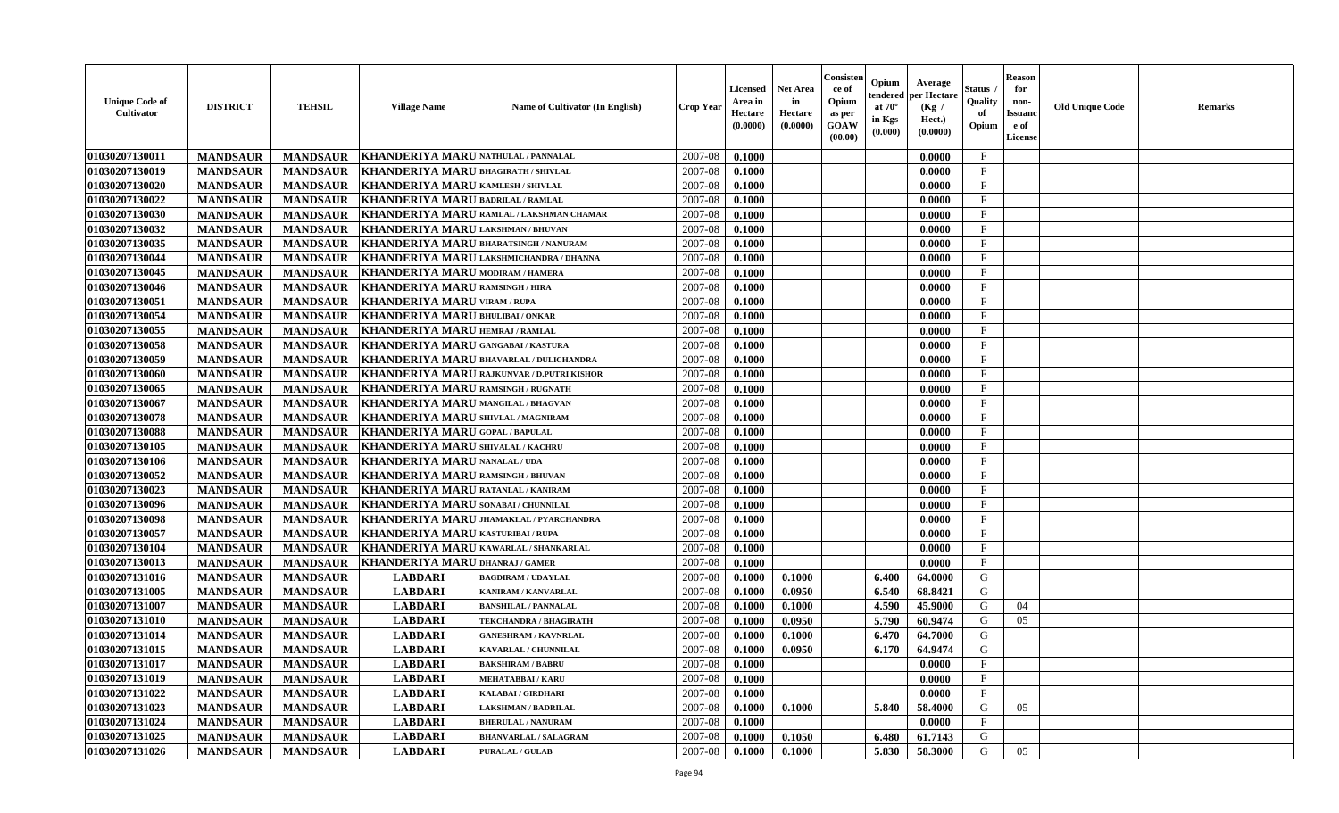| Unique Code of Cultivator | DISTRICT | TEHSIL | Village Name | Name of Cultivator (In English) | Crop Year | Licensed Area in Hectare (0.0000) | Net Area in Hectare (0.0000) | Consistence of Opium as per GOAW (00.00) | Opium tendered at 70° in Kgs (0.000) | Average per Hectare (Kg / Hect.) (0.0000) | Status / Quality of Opium | Reason for non-Issuance of License | Old Unique Code | Remarks |
|---|---|---|---|---|---|---|---|---|---|---|---|---|---|---|
| 01030207130011 | MANDSAUR | MANDSAUR | KHANDERIYA MARU | NATHULAL / PANNALAL | 2007-08 | 0.1000 | | | | 0.0000 | F | | | |
| 01030207130019 | MANDSAUR | MANDSAUR | KHANDERIYA MARU | BHAGIRATH / SHIVLAL | 2007-08 | 0.1000 | | | | 0.0000 | F | | | |
| 01030207130020 | MANDSAUR | MANDSAUR | KHANDERIYA MARU | KAMLESH / SHIVLAL | 2007-08 | 0.1000 | | | | 0.0000 | F | | | |
| 01030207130022 | MANDSAUR | MANDSAUR | KHANDERIYA MARU | BADRILAL / RAMLAL | 2007-08 | 0.1000 | | | | 0.0000 | F | | | |
| 01030207130030 | MANDSAUR | MANDSAUR | KHANDERIYA MARU | RAMLAL / LAKSHMAN CHAMAR | 2007-08 | 0.1000 | | | | 0.0000 | F | | | |
| 01030207130032 | MANDSAUR | MANDSAUR | KHANDERIYA MARU | LAKSHMAN / BHUVAN | 2007-08 | 0.1000 | | | | 0.0000 | F | | | |
| 01030207130035 | MANDSAUR | MANDSAUR | KHANDERIYA MARU | BHARATSINGH / NANURAM | 2007-08 | 0.1000 | | | | 0.0000 | F | | | |
| 01030207130044 | MANDSAUR | MANDSAUR | KHANDERIYA MARU | LAKSHMICHANDRA / DHANNA | 2007-08 | 0.1000 | | | | 0.0000 | F | | | |
| 01030207130045 | MANDSAUR | MANDSAUR | KHANDERIYA MARU | MODIRAM / HAMERA | 2007-08 | 0.1000 | | | | 0.0000 | F | | | |
| 01030207130046 | MANDSAUR | MANDSAUR | KHANDERIYA MARU | RAMSINGH / HIRA | 2007-08 | 0.1000 | | | | 0.0000 | F | | | |
| 01030207130051 | MANDSAUR | MANDSAUR | KHANDERIYA MARU | VIRAM / RUPA | 2007-08 | 0.1000 | | | | 0.0000 | F | | | |
| 01030207130054 | MANDSAUR | MANDSAUR | KHANDERIYA MARU | BHULIBAI / ONKAR | 2007-08 | 0.1000 | | | | 0.0000 | F | | | |
| 01030207130055 | MANDSAUR | MANDSAUR | KHANDERIYA MARU | HEMRAJ / RAMLAL | 2007-08 | 0.1000 | | | | 0.0000 | F | | | |
| 01030207130058 | MANDSAUR | MANDSAUR | KHANDERIYA MARU | GANGABAI / KASTURA | 2007-08 | 0.1000 | | | | 0.0000 | F | | | |
| 01030207130059 | MANDSAUR | MANDSAUR | KHANDERIYA MARU | BHAVARLAL / DULICHANDRA | 2007-08 | 0.1000 | | | | 0.0000 | F | | | |
| 01030207130060 | MANDSAUR | MANDSAUR | KHANDERIYA MARU | RAJKUNVAR / D.PUTRI KISHOR | 2007-08 | 0.1000 | | | | 0.0000 | F | | | |
| 01030207130065 | MANDSAUR | MANDSAUR | KHANDERIYA MARU | RAMSINGH / RUGNATH | 2007-08 | 0.1000 | | | | 0.0000 | F | | | |
| 01030207130067 | MANDSAUR | MANDSAUR | KHANDERIYA MARU | MANGILAL / BHAGVAN | 2007-08 | 0.1000 | | | | 0.0000 | F | | | |
| 01030207130078 | MANDSAUR | MANDSAUR | KHANDERIYA MARU | SHIVLAL / MAGNIRAM | 2007-08 | 0.1000 | | | | 0.0000 | F | | | |
| 01030207130088 | MANDSAUR | MANDSAUR | KHANDERIYA MARU | GOPAL / BAPULAL | 2007-08 | 0.1000 | | | | 0.0000 | F | | | |
| 01030207130105 | MANDSAUR | MANDSAUR | KHANDERIYA MARU | SHIVALAL / KACHRU | 2007-08 | 0.1000 | | | | 0.0000 | F | | | |
| 01030207130106 | MANDSAUR | MANDSAUR | KHANDERIYA MARU | NANALAL / UDA | 2007-08 | 0.1000 | | | | 0.0000 | F | | | |
| 01030207130052 | MANDSAUR | MANDSAUR | KHANDERIYA MARU | RAMSINGH / BHUVAN | 2007-08 | 0.1000 | | | | 0.0000 | F | | | |
| 01030207130023 | MANDSAUR | MANDSAUR | KHANDERIYA MARU | RATANLAL / KANIRAM | 2007-08 | 0.1000 | | | | 0.0000 | F | | | |
| 01030207130096 | MANDSAUR | MANDSAUR | KHANDERIYA MARU | SONABAI / CHUNNILAL | 2007-08 | 0.1000 | | | | 0.0000 | F | | | |
| 01030207130098 | MANDSAUR | MANDSAUR | KHANDERIYA MARU | JHAMAKLAL / PYARCHANDRA | 2007-08 | 0.1000 | | | | 0.0000 | F | | | |
| 01030207130057 | MANDSAUR | MANDSAUR | KHANDERIYA MARU | KASTURIBAI / RUPA | 2007-08 | 0.1000 | | | | 0.0000 | F | | | |
| 01030207130104 | MANDSAUR | MANDSAUR | KHANDERIYA MARU | KAWARLAL / SHANKARLAL | 2007-08 | 0.1000 | | | | 0.0000 | F | | | |
| 01030207130013 | MANDSAUR | MANDSAUR | KHANDERIYA MARU | DHANRAJ / GAMER | 2007-08 | 0.1000 | | | | 0.0000 | F | | | |
| 01030207131016 | MANDSAUR | MANDSAUR | LABDARI | BAGDIRAM / UDAYLAL | 2007-08 | 0.1000 | 0.1000 | | 6.400 | 64.0000 | G | | | |
| 01030207131005 | MANDSAUR | MANDSAUR | LABDARI | KANIRAM / KANVARLAL | 2007-08 | 0.1000 | 0.0950 | | 6.540 | 68.8421 | G | | | |
| 01030207131007 | MANDSAUR | MANDSAUR | LABDARI | BANSHILAL / PANNALAL | 2007-08 | 0.1000 | 0.1000 | | 4.590 | 45.9000 | G | 04 | | |
| 01030207131010 | MANDSAUR | MANDSAUR | LABDARI | TEKCHANDRA / BHAGIRATH | 2007-08 | 0.1000 | 0.0950 | | 5.790 | 60.9474 | G | 05 | | |
| 01030207131014 | MANDSAUR | MANDSAUR | LABDARI | GANESHRAM / KAVNRLAL | 2007-08 | 0.1000 | 0.1000 | | 6.470 | 64.7000 | G | | | |
| 01030207131015 | MANDSAUR | MANDSAUR | LABDARI | KAVARLAL / CHUNNILAL | 2007-08 | 0.1000 | 0.0950 | | 6.170 | 64.9474 | G | | | |
| 01030207131017 | MANDSAUR | MANDSAUR | LABDARI | BAKSHIRAM / BABRU | 2007-08 | 0.1000 | | | | 0.0000 | F | | | |
| 01030207131019 | MANDSAUR | MANDSAUR | LABDARI | MEHATABBAI / KARU | 2007-08 | 0.1000 | | | | 0.0000 | F | | | |
| 01030207131022 | MANDSAUR | MANDSAUR | LABDARI | KALABAI / GIRDHARI | 2007-08 | 0.1000 | | | | 0.0000 | F | | | |
| 01030207131023 | MANDSAUR | MANDSAUR | LABDARI | LAKSHMAN / BADRILAL | 2007-08 | 0.1000 | 0.1000 | | 5.840 | 58.4000 | G | 05 | | |
| 01030207131024 | MANDSAUR | MANDSAUR | LABDARI | BHERULAL / NANURAM | 2007-08 | 0.1000 | | | | 0.0000 | F | | | |
| 01030207131025 | MANDSAUR | MANDSAUR | LABDARI | BHANVARLAL / SALAGRAM | 2007-08 | 0.1000 | 0.1050 | | 6.480 | 61.7143 | G | | | |
| 01030207131026 | MANDSAUR | MANDSAUR | LABDARI | PURALAL / GULAB | 2007-08 | 0.1000 | 0.1000 | | 5.830 | 58.3000 | G | 05 | | |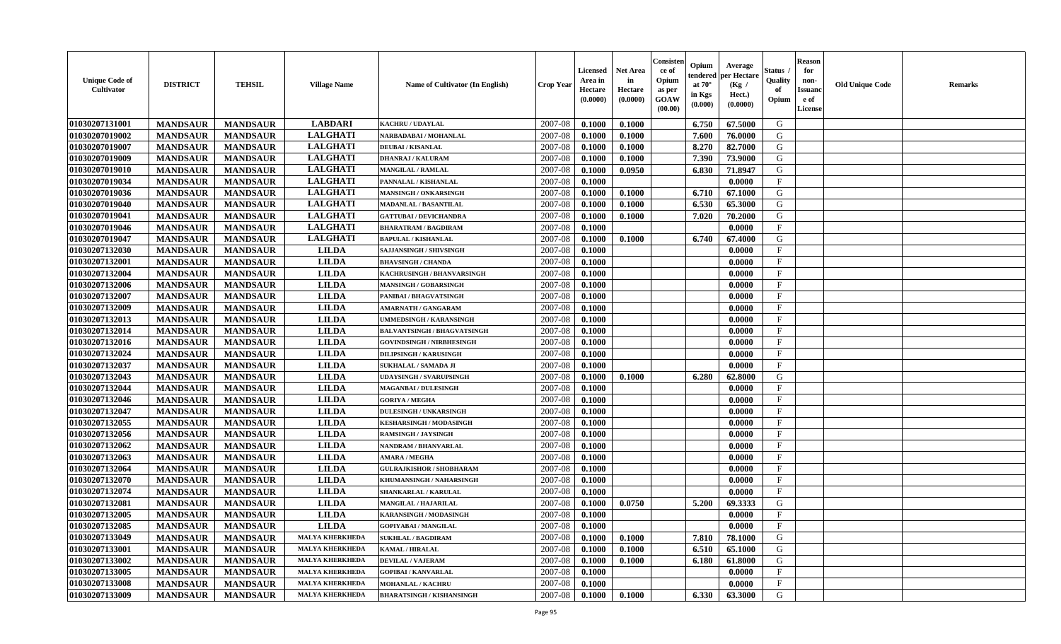| Unique Code of Cultivator | DISTRICT | TEHSIL | Village Name | Name of Cultivator (In English) | Crop Year | Licensed Area in Hectare (0.0000) | Net Area in Hectare (0.0000) | Consistence of Opium as per GOAW (00.00) | Opium tendered at 70° in Kgs (0.000) | Average per Hectare (Kg / Hect.) (0.0000) | Status / Quality of Opium | Reason for non-Issuance of License | Old Unique Code | Remarks |
|---|---|---|---|---|---|---|---|---|---|---|---|---|---|---|
| 01030207131001 | MANDSAUR | MANDSAUR | LABDARI | KACHRU / UDAYLAL | 2007-08 | 0.1000 | 0.1000 | | 6.750 | 67.5000 | G | | | |
| 01030207019002 | MANDSAUR | MANDSAUR | LALGHATI | NARBADABAI / MOHANLAL | 2007-08 | 0.1000 | 0.1000 | | 7.600 | 76.0000 | G | | | |
| 01030207019007 | MANDSAUR | MANDSAUR | LALGHATI | DEUBAI / KISANLAL | 2007-08 | 0.1000 | 0.1000 | | 8.270 | 82.7000 | G | | | |
| 01030207019009 | MANDSAUR | MANDSAUR | LALGHATI | DHANRAJ / KALURAM | 2007-08 | 0.1000 | 0.1000 | | 7.390 | 73.9000 | G | | | |
| 01030207019010 | MANDSAUR | MANDSAUR | LALGHATI | MANGILAL / RAMLAL | 2007-08 | 0.1000 | 0.0950 | | 6.830 | 71.8947 | G | | | |
| 01030207019034 | MANDSAUR | MANDSAUR | LALGHATI | PANNALAL / KISHANLAL | 2007-08 | 0.1000 | | | | 0.0000 | F | | | |
| 01030207019036 | MANDSAUR | MANDSAUR | LALGHATI | MANSINGH / ONKARSINGH | 2007-08 | 0.1000 | 0.1000 | | 6.710 | 67.1000 | G | | | |
| 01030207019040 | MANDSAUR | MANDSAUR | LALGHATI | MADANLAL / BASANTILAL | 2007-08 | 0.1000 | 0.1000 | | 6.530 | 65.3000 | G | | | |
| 01030207019041 | MANDSAUR | MANDSAUR | LALGHATI | GATTUBAI / DEVICHANDRA | 2007-08 | 0.1000 | 0.1000 | | 7.020 | 70.2000 | G | | | |
| 01030207019046 | MANDSAUR | MANDSAUR | LALGHATI | BHARATRAM / BAGDIRAM | 2007-08 | 0.1000 | | | | 0.0000 | F | | | |
| 01030207019047 | MANDSAUR | MANDSAUR | LALGHATI | BAPULAL / KISHANLAL | 2007-08 | 0.1000 | 0.1000 | | 6.740 | 67.4000 | G | | | |
| 01030207132030 | MANDSAUR | MANDSAUR | LILDA | SAJJANSINGH / SHIVSINGH | 2007-08 | 0.1000 | | | | 0.0000 | F | | | |
| 01030207132001 | MANDSAUR | MANDSAUR | LILDA | BHAVSINGH / CHANDA | 2007-08 | 0.1000 | | | | 0.0000 | F | | | |
| 01030207132004 | MANDSAUR | MANDSAUR | LILDA | KACHRUSINGH / BHANVARSINGH | 2007-08 | 0.1000 | | | | 0.0000 | F | | | |
| 01030207132006 | MANDSAUR | MANDSAUR | LILDA | MANSINGH / GOBARSINGH | 2007-08 | 0.1000 | | | | 0.0000 | F | | | |
| 01030207132007 | MANDSAUR | MANDSAUR | LILDA | PANIBAI / BHAGVATSINGH | 2007-08 | 0.1000 | | | | 0.0000 | F | | | |
| 01030207132009 | MANDSAUR | MANDSAUR | LILDA | AMARNATH / GANGARAM | 2007-08 | 0.1000 | | | | 0.0000 | F | | | |
| 01030207132013 | MANDSAUR | MANDSAUR | LILDA | UMMEDSINGH / KARANSINGH | 2007-08 | 0.1000 | | | | 0.0000 | F | | | |
| 01030207132014 | MANDSAUR | MANDSAUR | LILDA | BALVANTSINGH / BHAGVATSINGH | 2007-08 | 0.1000 | | | | 0.0000 | F | | | |
| 01030207132016 | MANDSAUR | MANDSAUR | LILDA | GOVINDSINGH / NIRBHESINGH | 2007-08 | 0.1000 | | | | 0.0000 | F | | | |
| 01030207132024 | MANDSAUR | MANDSAUR | LILDA | DILIPSINGH / KARUSINGH | 2007-08 | 0.1000 | | | | 0.0000 | F | | | |
| 01030207132037 | MANDSAUR | MANDSAUR | LILDA | SUKHALAL / SAMADA JI | 2007-08 | 0.1000 | | | | 0.0000 | F | | | |
| 01030207132043 | MANDSAUR | MANDSAUR | LILDA | UDAYSINGH / SVARUPSINGH | 2007-08 | 0.1000 | 0.1000 | | 6.280 | 62.8000 | G | | | |
| 01030207132044 | MANDSAUR | MANDSAUR | LILDA | MAGANBAI / DULESINGH | 2007-08 | 0.1000 | | | | 0.0000 | F | | | |
| 01030207132046 | MANDSAUR | MANDSAUR | LILDA | GORIYA / MEGHA | 2007-08 | 0.1000 | | | | 0.0000 | F | | | |
| 01030207132047 | MANDSAUR | MANDSAUR | LILDA | DULESINGH / UNKARSINGH | 2007-08 | 0.1000 | | | | 0.0000 | F | | | |
| 01030207132055 | MANDSAUR | MANDSAUR | LILDA | KESHARSINGH / MODASINGH | 2007-08 | 0.1000 | | | | 0.0000 | F | | | |
| 01030207132056 | MANDSAUR | MANDSAUR | LILDA | RAMSINGH / JAYSINGH | 2007-08 | 0.1000 | | | | 0.0000 | F | | | |
| 01030207132062 | MANDSAUR | MANDSAUR | LILDA | NANDRAM / BHANVARLAL | 2007-08 | 0.1000 | | | | 0.0000 | F | | | |
| 01030207132063 | MANDSAUR | MANDSAUR | LILDA | AMARA / MEGHA | 2007-08 | 0.1000 | | | | 0.0000 | F | | | |
| 01030207132064 | MANDSAUR | MANDSAUR | LILDA | GULRAJKISHOR / SHOBHARAM | 2007-08 | 0.1000 | | | | 0.0000 | F | | | |
| 01030207132070 | MANDSAUR | MANDSAUR | LILDA | KHUMANSINGH / NAHARSINGH | 2007-08 | 0.1000 | | | | 0.0000 | F | | | |
| 01030207132074 | MANDSAUR | MANDSAUR | LILDA | SHANKARLAL / KARULAL | 2007-08 | 0.1000 | | | | 0.0000 | F | | | |
| 01030207132081 | MANDSAUR | MANDSAUR | LILDA | MANGILAL / HAJARILAL | 2007-08 | 0.1000 | 0.0750 | | 5.200 | 69.3333 | G | | | |
| 01030207132005 | MANDSAUR | MANDSAUR | LILDA | KARANSINGH / MODASINGH | 2007-08 | 0.1000 | | | | 0.0000 | F | | | |
| 01030207132085 | MANDSAUR | MANDSAUR | LILDA | GOPIYABAI / MANGILAL | 2007-08 | 0.1000 | | | | 0.0000 | F | | | |
| 01030207133049 | MANDSAUR | MANDSAUR | MALYA KHERKHEDA | SUKHLAL / BAGDIRAM | 2007-08 | 0.1000 | 0.1000 | | 7.810 | 78.1000 | G | | | |
| 01030207133001 | MANDSAUR | MANDSAUR | MALYA KHERKHEDA | KAMAL / HIRALAL | 2007-08 | 0.1000 | 0.1000 | | 6.510 | 65.1000 | G | | | |
| 01030207133002 | MANDSAUR | MANDSAUR | MALYA KHERKHEDA | DEVILAL / VAJERAM | 2007-08 | 0.1000 | 0.1000 | | 6.180 | 61.8000 | G | | | |
| 01030207133005 | MANDSAUR | MANDSAUR | MALYA KHERKHEDA | GOPIBAI / KANVARLAL | 2007-08 | 0.1000 | | | | 0.0000 | F | | | |
| 01030207133008 | MANDSAUR | MANDSAUR | MALYA KHERKHEDA | MOHANLAL / KACHRU | 2007-08 | 0.1000 | | | | 0.0000 | F | | | |
| 01030207133009 | MANDSAUR | MANDSAUR | MALYA KHERKHEDA | BHARATSINGH / KISHANSINGH | 2007-08 | 0.1000 | 0.1000 | | 6.330 | 63.3000 | G | | | |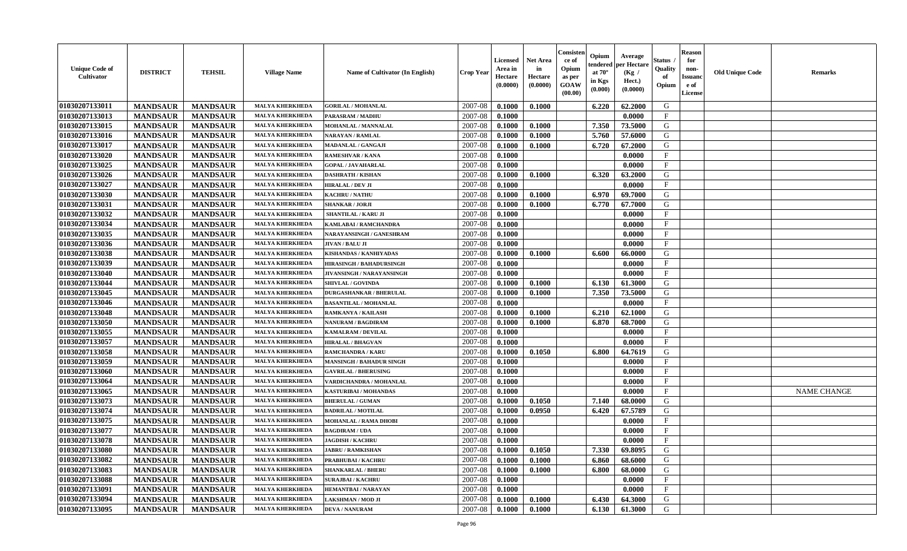| Unique Code of Cultivator | DISTRICT | TEHSIL | Village Name | Name of Cultivator (In English) | Crop Year | Licensed Area in Hectare (0.0000) | Net Area in Hectare (0.0000) | Consistence of Opium as per GOAW (00.00) | Opium tendered at 70° in Kgs (0.000) | Average per Hectare (Kg / Hect.) (0.0000) | Status / Quality of Opium | Reason for non-Issuance of License | Old Unique Code | Remarks |
|---|---|---|---|---|---|---|---|---|---|---|---|---|---|---|
| 01030207133011 | MANDSAUR | MANDSAUR | MALYA KHERKHEDA | GORILAL / MOHANLAL | 2007-08 | 0.1000 | 0.1000 | | 6.220 | 62.2000 | G | | | |
| 01030207133013 | MANDSAUR | MANDSAUR | MALYA KHERKHEDA | PARASRAM / MADHU | 2007-08 | 0.1000 | | | | 0.0000 | F | | | |
| 01030207133015 | MANDSAUR | MANDSAUR | MALYA KHERKHEDA | MOHANLAL / MANNALAL | 2007-08 | 0.1000 | 0.1000 | | 7.350 | 73.5000 | G | | | |
| 01030207133016 | MANDSAUR | MANDSAUR | MALYA KHERKHEDA | NARAYAN / RAMLAL | 2007-08 | 0.1000 | 0.1000 | | 5.760 | 57.6000 | G | | | |
| 01030207133017 | MANDSAUR | MANDSAUR | MALYA KHERKHEDA | MADANLAL / GANGAJI | 2007-08 | 0.1000 | 0.1000 | | 6.720 | 67.2000 | G | | | |
| 01030207133020 | MANDSAUR | MANDSAUR | MALYA KHERKHEDA | RAMESHVAR / KANA | 2007-08 | 0.1000 | | | | 0.0000 | F | | | |
| 01030207133025 | MANDSAUR | MANDSAUR | MALYA KHERKHEDA | GOPAL / JAVAHARLAL | 2007-08 | 0.1000 | | | | 0.0000 | F | | | |
| 01030207133026 | MANDSAUR | MANDSAUR | MALYA KHERKHEDA | DASHRATH / KISHAN | 2007-08 | 0.1000 | 0.1000 | | 6.320 | 63.2000 | G | | | |
| 01030207133027 | MANDSAUR | MANDSAUR | MALYA KHERKHEDA | HIRALAL / DEV JI | 2007-08 | 0.1000 | | | | 0.0000 | F | | | |
| 01030207133030 | MANDSAUR | MANDSAUR | MALYA KHERKHEDA | KACHRU / NATHU | 2007-08 | 0.1000 | 0.1000 | | 6.970 | 69.7000 | G | | | |
| 01030207133031 | MANDSAUR | MANDSAUR | MALYA KHERKHEDA | SHANKAR / JORJI | 2007-08 | 0.1000 | 0.1000 | | 6.770 | 67.7000 | G | | | |
| 01030207133032 | MANDSAUR | MANDSAUR | MALYA KHERKHEDA | SHANTILAL / KARU JI | 2007-08 | 0.1000 | | | | 0.0000 | F | | | |
| 01030207133034 | MANDSAUR | MANDSAUR | MALYA KHERKHEDA | KAMLABAI / RAMCHANDRA | 2007-08 | 0.1000 | | | | 0.0000 | F | | | |
| 01030207133035 | MANDSAUR | MANDSAUR | MALYA KHERKHEDA | NARAYANSINGH / GANESHRAM | 2007-08 | 0.1000 | | | | 0.0000 | F | | | |
| 01030207133036 | MANDSAUR | MANDSAUR | MALYA KHERKHEDA | JIVAN / BALU JI | 2007-08 | 0.1000 | | | | 0.0000 | F | | | |
| 01030207133038 | MANDSAUR | MANDSAUR | MALYA KHERKHEDA | KISHANDAS / KANHIYADAS | 2007-08 | 0.1000 | 0.1000 | | 6.600 | 66.0000 | G | | | |
| 01030207133039 | MANDSAUR | MANDSAUR | MALYA KHERKHEDA | HIRASINGH / BAHADURSINGH | 2007-08 | 0.1000 | | | | 0.0000 | F | | | |
| 01030207133040 | MANDSAUR | MANDSAUR | MALYA KHERKHEDA | JIVANSINGH / NARAYANSINGH | 2007-08 | 0.1000 | | | | 0.0000 | F | | | |
| 01030207133044 | MANDSAUR | MANDSAUR | MALYA KHERKHEDA | SHIVLAL / GOVINDA | 2007-08 | 0.1000 | 0.1000 | | 6.130 | 61.3000 | G | | | |
| 01030207133045 | MANDSAUR | MANDSAUR | MALYA KHERKHEDA | DURGASHANKAR / BHERULAL | 2007-08 | 0.1000 | 0.1000 | | 7.350 | 73.5000 | G | | | |
| 01030207133046 | MANDSAUR | MANDSAUR | MALYA KHERKHEDA | BASANTILAL / MOHANLAL | 2007-08 | 0.1000 | | | | 0.0000 | F | | | |
| 01030207133048 | MANDSAUR | MANDSAUR | MALYA KHERKHEDA | RAMKANYA / KAILASH | 2007-08 | 0.1000 | 0.1000 | | 6.210 | 62.1000 | G | | | |
| 01030207133050 | MANDSAUR | MANDSAUR | MALYA KHERKHEDA | NANURAM / BAGDIRAM | 2007-08 | 0.1000 | 0.1000 | | 6.870 | 68.7000 | G | | | |
| 01030207133055 | MANDSAUR | MANDSAUR | MALYA KHERKHEDA | KAMALRAM / DEVILAL | 2007-08 | 0.1000 | | | | 0.0000 | F | | | |
| 01030207133057 | MANDSAUR | MANDSAUR | MALYA KHERKHEDA | HIRALAL / BHAGVAN | 2007-08 | 0.1000 | | | | 0.0000 | F | | | |
| 01030207133058 | MANDSAUR | MANDSAUR | MALYA KHERKHEDA | RAMCHANDRA / KARU | 2007-08 | 0.1000 | 0.1050 | | 6.800 | 64.7619 | G | | | |
| 01030207133059 | MANDSAUR | MANDSAUR | MALYA KHERKHEDA | MANSINGH / BAHADUR SINGH | 2007-08 | 0.1000 | | | | 0.0000 | F | | | |
| 01030207133060 | MANDSAUR | MANDSAUR | MALYA KHERKHEDA | GAVRILAL / BHERUSING | 2007-08 | 0.1000 | | | | 0.0000 | F | | | |
| 01030207133064 | MANDSAUR | MANDSAUR | MALYA KHERKHEDA | VARDICHANDRA / MOHANLAL | 2007-08 | 0.1000 | | | | 0.0000 | F | | | |
| 01030207133065 | MANDSAUR | MANDSAUR | MALYA KHERKHEDA | KASTURIBAI / MOHANDAS | 2007-08 | 0.1000 | | | | 0.0000 | F | | | NAME CHANGE |
| 01030207133073 | MANDSAUR | MANDSAUR | MALYA KHERKHEDA | BHERULAL / GUMAN | 2007-08 | 0.1000 | 0.1050 | | 7.140 | 68.0000 | G | | | |
| 01030207133074 | MANDSAUR | MANDSAUR | MALYA KHERKHEDA | BADRILAL / MOTILAL | 2007-08 | 0.1000 | 0.0950 | | 6.420 | 67.5789 | G | | | |
| 01030207133075 | MANDSAUR | MANDSAUR | MALYA KHERKHEDA | MOHANLAL / RAMA DHOBI | 2007-08 | 0.1000 | | | | 0.0000 | F | | | |
| 01030207133077 | MANDSAUR | MANDSAUR | MALYA KHERKHEDA | BAGDIRAM / UDA | 2007-08 | 0.1000 | | | | 0.0000 | F | | | |
| 01030207133078 | MANDSAUR | MANDSAUR | MALYA KHERKHEDA | JAGDISH / KACHRU | 2007-08 | 0.1000 | | | | 0.0000 | F | | | |
| 01030207133080 | MANDSAUR | MANDSAUR | MALYA KHERKHEDA | JABRU / RAMKISHAN | 2007-08 | 0.1000 | 0.1050 | | 7.330 | 69.8095 | G | | | |
| 01030207133082 | MANDSAUR | MANDSAUR | MALYA KHERKHEDA | PRABHUBAI / KACHRU | 2007-08 | 0.1000 | 0.1000 | | 6.860 | 68.6000 | G | | | |
| 01030207133083 | MANDSAUR | MANDSAUR | MALYA KHERKHEDA | SHANKARLAL / BHERU | 2007-08 | 0.1000 | 0.1000 | | 6.800 | 68.0000 | G | | | |
| 01030207133088 | MANDSAUR | MANDSAUR | MALYA KHERKHEDA | SURAJBAI / KACHRU | 2007-08 | 0.1000 | | | | 0.0000 | F | | | |
| 01030207133091 | MANDSAUR | MANDSAUR | MALYA KHERKHEDA | HEMANTBAI / NARAYAN | 2007-08 | 0.1000 | | | | 0.0000 | F | | | |
| 01030207133094 | MANDSAUR | MANDSAUR | MALYA KHERKHEDA | LAKSHMAN / MOD JI | 2007-08 | 0.1000 | 0.1000 | | 6.430 | 64.3000 | G | | | |
| 01030207133095 | MANDSAUR | MANDSAUR | MALYA KHERKHEDA | DEVA / NANURAM | 2007-08 | 0.1000 | 0.1000 | | 6.130 | 61.3000 | G | | | |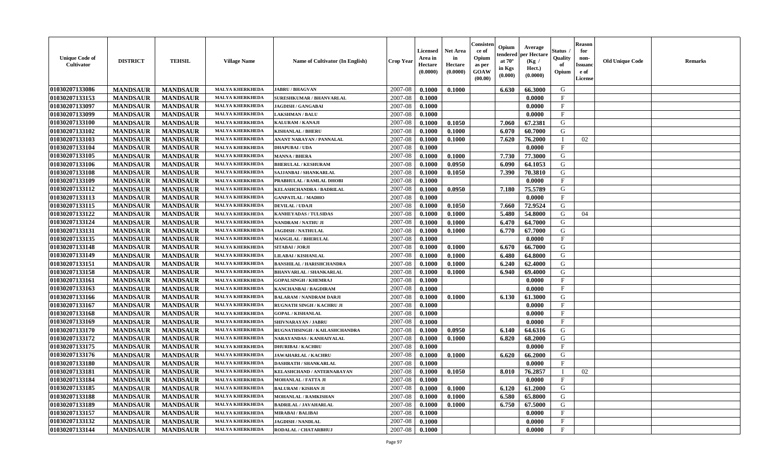| Unique Code of Cultivator | DISTRICT | TEHSIL | Village Name | Name of Cultivator (In English) | Crop Year | Licensed Area in Hectare (0.0000) | Net Area in Hectare (0.0000) | Consistence of Opium as per GOAW (00.00) | Opium tendered at 70° in Kgs (0.000) | Average per Hectare (Kg / Hect.) (0.0000) | Status / Quality of Opium | Reason for non-Issuance of License | Old Unique Code | Remarks |
|---|---|---|---|---|---|---|---|---|---|---|---|---|---|---|
| 01030207133086 | MANDSAUR | MANDSAUR | MALYA KHERKHEDA | JABRU / BHAGVAN | 2007-08 | 0.1000 | 0.1000 | | 6.630 | 66.3000 | G | | | |
| 01030207133153 | MANDSAUR | MANDSAUR | MALYA KHERKHEDA | SURESHKUMAR / BHANVARLAL | 2007-08 | 0.1000 | | | | 0.0000 | F | | | |
| 01030207133097 | MANDSAUR | MANDSAUR | MALYA KHERKHEDA | JAGDISH / GANGABAI | 2007-08 | 0.1000 | | | | 0.0000 | F | | | |
| 01030207133099 | MANDSAUR | MANDSAUR | MALYA KHERKHEDA | LAKSHMAN / BALU | 2007-08 | 0.1000 | | | | 0.0000 | F | | | |
| 01030207133100 | MANDSAUR | MANDSAUR | MALYA KHERKHEDA | KALURAM / KANAJI | 2007-08 | 0.1000 | 0.1050 | | 7.060 | 67.2381 | G | | | |
| 01030207133102 | MANDSAUR | MANDSAUR | MALYA KHERKHEDA | KISHANLAL / BHERU | 2007-08 | 0.1000 | 0.1000 | | 6.070 | 60.7000 | G | | | |
| 01030207133103 | MANDSAUR | MANDSAUR | MALYA KHERKHEDA | ANANT NARAYAN / PANNALAL | 2007-08 | 0.1000 | 0.1000 | | 7.620 | 76.2000 | I | 02 | | |
| 01030207133104 | MANDSAUR | MANDSAUR | MALYA KHERKHEDA | DHAPUBAI / UDA | 2007-08 | 0.1000 | | | | 0.0000 | F | | | |
| 01030207133105 | MANDSAUR | MANDSAUR | MALYA KHERKHEDA | MANNA / BHERA | 2007-08 | 0.1000 | 0.1000 | | 7.730 | 77.3000 | G | | | |
| 01030207133106 | MANDSAUR | MANDSAUR | MALYA KHERKHEDA | BHERULAL / KESHURAM | 2007-08 | 0.1000 | 0.0950 | | 6.090 | 64.1053 | G | | | |
| 01030207133108 | MANDSAUR | MANDSAUR | MALYA KHERKHEDA | SAJJANBAI / SHANKARLAL | 2007-08 | 0.1000 | 0.1050 | | 7.390 | 70.3810 | G | | | |
| 01030207133109 | MANDSAUR | MANDSAUR | MALYA KHERKHEDA | PRABHULAL / RAMLAL DHOBI | 2007-08 | 0.1000 | | | | 0.0000 | F | | | |
| 01030207133112 | MANDSAUR | MANDSAUR | MALYA KHERKHEDA | KELASHCHANDRA / BADRILAL | 2007-08 | 0.1000 | 0.0950 | | 7.180 | 75.5789 | G | | | |
| 01030207133113 | MANDSAUR | MANDSAUR | MALYA KHERKHEDA | GANPATLAL / MADHO | 2007-08 | 0.1000 | | | | 0.0000 | F | | | |
| 01030207133115 | MANDSAUR | MANDSAUR | MALYA KHERKHEDA | DEVILAL / UDAJI | 2007-08 | 0.1000 | 0.1050 | | 7.660 | 72.9524 | G | | | |
| 01030207133122 | MANDSAUR | MANDSAUR | MALYA KHERKHEDA | KANHEYADAS / TULSIDAS | 2007-08 | 0.1000 | 0.1000 | | 5.480 | 54.8000 | G | 04 | | |
| 01030207133124 | MANDSAUR | MANDSAUR | MALYA KHERKHEDA | NANDRAM / NATHU JI | 2007-08 | 0.1000 | 0.1000 | | 6.470 | 64.7000 | G | | | |
| 01030207133131 | MANDSAUR | MANDSAUR | MALYA KHERKHEDA | JAGDISH / NATHULAL | 2007-08 | 0.1000 | 0.1000 | | 6.770 | 67.7000 | G | | | |
| 01030207133135 | MANDSAUR | MANDSAUR | MALYA KHERKHEDA | MANGILAL / BHERULAL | 2007-08 | 0.1000 | | | | 0.0000 | F | | | |
| 01030207133148 | MANDSAUR | MANDSAUR | MALYA KHERKHEDA | SITABAI / JORJI | 2007-08 | 0.1000 | 0.1000 | | 6.670 | 66.7000 | G | | | |
| 01030207133149 | MANDSAUR | MANDSAUR | MALYA KHERKHEDA | LILABAI / KISHANLAL | 2007-08 | 0.1000 | 0.1000 | | 6.480 | 64.8000 | G | | | |
| 01030207133151 | MANDSAUR | MANDSAUR | MALYA KHERKHEDA | BANSHILAL / HARISHCHANDRA | 2007-08 | 0.1000 | 0.1000 | | 6.240 | 62.4000 | G | | | |
| 01030207133158 | MANDSAUR | MANDSAUR | MALYA KHERKHEDA | BHANVARLAL / SHANKARLAL | 2007-08 | 0.1000 | 0.1000 | | 6.940 | 69.4000 | G | | | |
| 01030207133161 | MANDSAUR | MANDSAUR | MALYA KHERKHEDA | GOPALSINGH / KHEMRAJ | 2007-08 | 0.1000 | | | | 0.0000 | F | | | |
| 01030207133163 | MANDSAUR | MANDSAUR | MALYA KHERKHEDA | KANCHANBAI / BAGDIRAM | 2007-08 | 0.1000 | | | | 0.0000 | F | | | |
| 01030207133166 | MANDSAUR | MANDSAUR | MALYA KHERKHEDA | BALARAM / NANDRAM DARJI | 2007-08 | 0.1000 | 0.1000 | | 6.130 | 61.3000 | G | | | |
| 01030207133167 | MANDSAUR | MANDSAUR | MALYA KHERKHEDA | RUGNATH SINGH / KACHRU JI | 2007-08 | 0.1000 | | | | 0.0000 | F | | | |
| 01030207133168 | MANDSAUR | MANDSAUR | MALYA KHERKHEDA | GOPAL / KISHANLAL | 2007-08 | 0.1000 | | | | 0.0000 | F | | | |
| 01030207133169 | MANDSAUR | MANDSAUR | MALYA KHERKHEDA | SHIVNARAYAN / JABRU | 2007-08 | 0.1000 | | | | 0.0000 | F | | | |
| 01030207133170 | MANDSAUR | MANDSAUR | MALYA KHERKHEDA | RUGNATHSINGH / KAILASHCHANDRA | 2007-08 | 0.1000 | 0.0950 | | 6.140 | 64.6316 | G | | | |
| 01030207133172 | MANDSAUR | MANDSAUR | MALYA KHERKHEDA | NARAYANDAS / KANHAIYALAL | 2007-08 | 0.1000 | 0.1000 | | 6.820 | 68.2000 | G | | | |
| 01030207133175 | MANDSAUR | MANDSAUR | MALYA KHERKHEDA | DHURIBAI / KACHRU | 2007-08 | 0.1000 | | | | 0.0000 | F | | | |
| 01030207133176 | MANDSAUR | MANDSAUR | MALYA KHERKHEDA | JAWAHARLAL / KACHRU | 2007-08 | 0.1000 | 0.1000 | | 6.620 | 66.2000 | G | | | |
| 01030207133180 | MANDSAUR | MANDSAUR | MALYA KHERKHEDA | DASHRATH / SHANKARLAL | 2007-08 | 0.1000 | | | | 0.0000 | F | | | |
| 01030207133181 | MANDSAUR | MANDSAUR | MALYA KHERKHEDA | KELASHCHAND / ANTERNARAYAN | 2007-08 | 0.1000 | 0.1050 | | 8.010 | 76.2857 | I | 02 | | |
| 01030207133184 | MANDSAUR | MANDSAUR | MALYA KHERKHEDA | MOHANLAL / FATTA JI | 2007-08 | 0.1000 | | | | 0.0000 | F | | | |
| 01030207133185 | MANDSAUR | MANDSAUR | MALYA KHERKHEDA | BALURAM / KISHAN JI | 2007-08 | 0.1000 | 0.1000 | | 6.120 | 61.2000 | G | | | |
| 01030207133188 | MANDSAUR | MANDSAUR | MALYA KHERKHEDA | MOHANLAL / RAMKISHAN | 2007-08 | 0.1000 | 0.1000 | | 6.580 | 65.8000 | G | | | |
| 01030207133189 | MANDSAUR | MANDSAUR | MALYA KHERKHEDA | BADRILAL / JAVAHARLAL | 2007-08 | 0.1000 | 0.1000 | | 6.750 | 67.5000 | G | | | |
| 01030207133157 | MANDSAUR | MANDSAUR | MALYA KHERKHEDA | MIRABAI / BALIBAI | 2007-08 | 0.1000 | | | | 0.0000 | F | | | |
| 01030207133132 | MANDSAUR | MANDSAUR | MALYA KHERKHEDA | JAGDISH / NANDLAL | 2007-08 | 0.1000 | | | | 0.0000 | F | | | |
| 01030207133144 | MANDSAUR | MANDSAUR | MALYA KHERKHEDA | RODALAL / CHATARBHUJ | 2007-08 | 0.1000 | | | | 0.0000 | F | | | |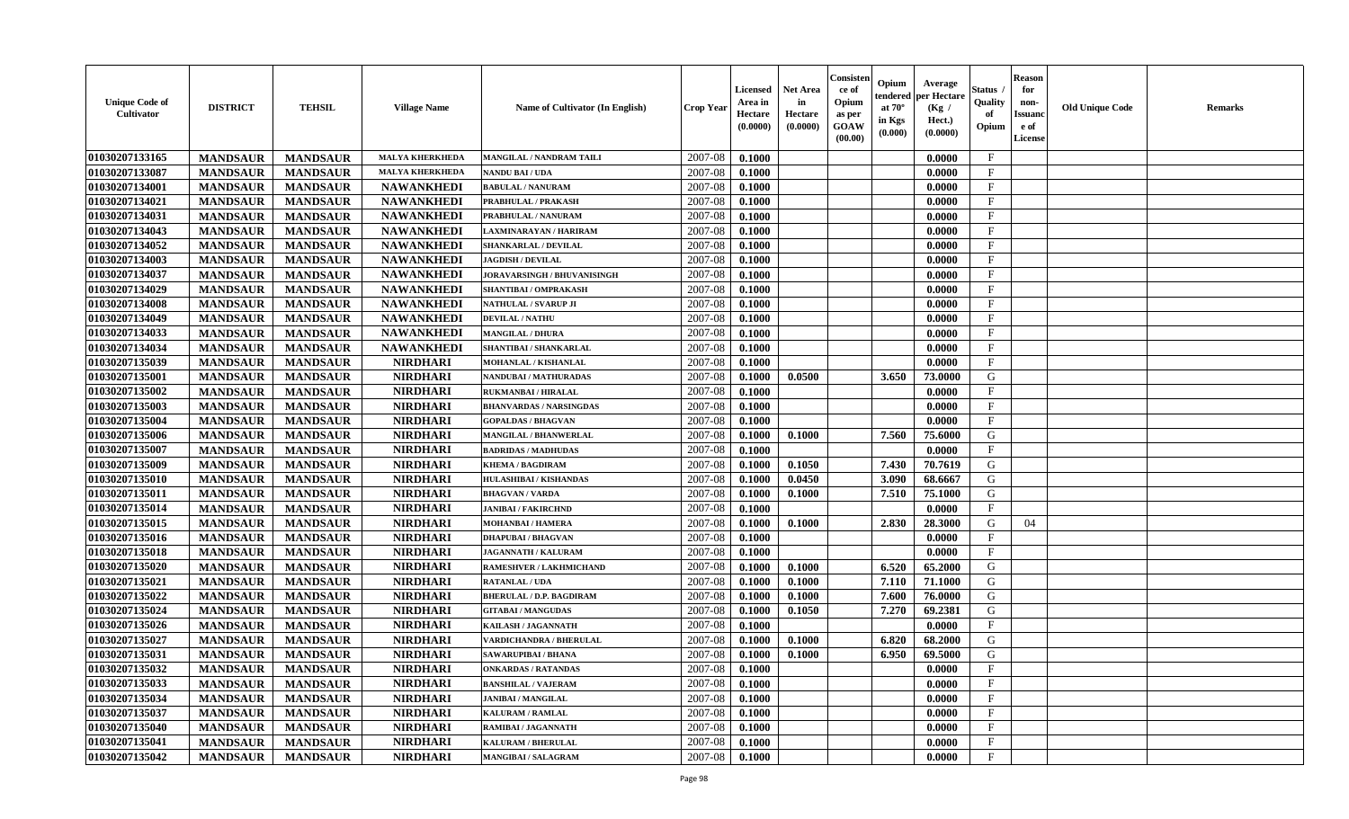| Unique Code of Cultivator | DISTRICT | TEHSIL | Village Name | Name of Cultivator (In English) | Crop Year | Licensed Area in Hectare (0.0000) | Net Area in Hectare (0.0000) | Consistence of Opium as per GOAW (00.00) | Opium tendered at 70° in Kgs (0.000) | Average per Hectare (Kg / Hect.) (0.0000) | Status / Quality of Opium | Reason for non-Issuance of License | Old Unique Code | Remarks |
|---|---|---|---|---|---|---|---|---|---|---|---|---|---|---|
| 01030207133165 | MANDSAUR | MANDSAUR | MALYA KHERKHEDA | MANGILAL / NANDRAM TAILI | 2007-08 | 0.1000 | | | | 0.0000 | F | | | |
| 01030207133087 | MANDSAUR | MANDSAUR | MALYA KHERKHEDA | NANDU BAI / UDA | 2007-08 | 0.1000 | | | | 0.0000 | F | | | |
| 01030207134001 | MANDSAUR | MANDSAUR | NAWANKHEDI | BABULAL / NANURAM | 2007-08 | 0.1000 | | | | 0.0000 | F | | | |
| 01030207134021 | MANDSAUR | MANDSAUR | NAWANKHEDI | PRABHULAL / PRAKASH | 2007-08 | 0.1000 | | | | 0.0000 | F | | | |
| 01030207134031 | MANDSAUR | MANDSAUR | NAWANKHEDI | PRABHULAL / NANURAM | 2007-08 | 0.1000 | | | | 0.0000 | F | | | |
| 01030207134043 | MANDSAUR | MANDSAUR | NAWANKHEDI | LAXMINARAYAN / HARIRAM | 2007-08 | 0.1000 | | | | 0.0000 | F | | | |
| 01030207134052 | MANDSAUR | MANDSAUR | NAWANKHEDI | SHANKARLAL / DEVILAL | 2007-08 | 0.1000 | | | | 0.0000 | F | | | |
| 01030207134003 | MANDSAUR | MANDSAUR | NAWANKHEDI | JAGDISH / DEVILAL | 2007-08 | 0.1000 | | | | 0.0000 | F | | | |
| 01030207134037 | MANDSAUR | MANDSAUR | NAWANKHEDI | JORAVARSINGH / BHUVANISINGH | 2007-08 | 0.1000 | | | | 0.0000 | F | | | |
| 01030207134029 | MANDSAUR | MANDSAUR | NAWANKHEDI | SHANTIBAI / OMPRAKASH | 2007-08 | 0.1000 | | | | 0.0000 | F | | | |
| 01030207134008 | MANDSAUR | MANDSAUR | NAWANKHEDI | NATHULAL / SVARUP JI | 2007-08 | 0.1000 | | | | 0.0000 | F | | | |
| 01030207134049 | MANDSAUR | MANDSAUR | NAWANKHEDI | DEVILAL / NATHU | 2007-08 | 0.1000 | | | | 0.0000 | F | | | |
| 01030207134033 | MANDSAUR | MANDSAUR | NAWANKHEDI | MANGILAL / DHURA | 2007-08 | 0.1000 | | | | 0.0000 | F | | | |
| 01030207134034 | MANDSAUR | MANDSAUR | NAWANKHEDI | SHANTIBAI / SHANKARLAL | 2007-08 | 0.1000 | | | | 0.0000 | F | | | |
| 01030207135039 | MANDSAUR | MANDSAUR | NIRDHARI | MOHANLAL / KISHANLAL | 2007-08 | 0.1000 | | | | 0.0000 | F | | | |
| 01030207135001 | MANDSAUR | MANDSAUR | NIRDHARI | NANDUBAI / MATHURADAS | 2007-08 | 0.1000 | 0.0500 | | 3.650 | 73.0000 | G | | | |
| 01030207135002 | MANDSAUR | MANDSAUR | NIRDHARI | RUKMANBAI / HIRALAL | 2007-08 | 0.1000 | | | | 0.0000 | F | | | |
| 01030207135003 | MANDSAUR | MANDSAUR | NIRDHARI | BHANVARDAS / NARSINGDAS | 2007-08 | 0.1000 | | | | 0.0000 | F | | | |
| 01030207135004 | MANDSAUR | MANDSAUR | NIRDHARI | GOPALDAS / BHAGVAN | 2007-08 | 0.1000 | | | | 0.0000 | F | | | |
| 01030207135006 | MANDSAUR | MANDSAUR | NIRDHARI | MANGILAL / BHANWERLAL | 2007-08 | 0.1000 | 0.1000 | | 7.560 | 75.6000 | G | | | |
| 01030207135007 | MANDSAUR | MANDSAUR | NIRDHARI | BADRIDAS / MADHUDAS | 2007-08 | 0.1000 | | | | 0.0000 | F | | | |
| 01030207135009 | MANDSAUR | MANDSAUR | NIRDHARI | KHEMA / BAGDIRAM | 2007-08 | 0.1000 | 0.1050 | | 7.430 | 70.7619 | G | | | |
| 01030207135010 | MANDSAUR | MANDSAUR | NIRDHARI | HULASHIBAI / KISHANDAS | 2007-08 | 0.1000 | 0.0450 | | 3.090 | 68.6667 | G | | | |
| 01030207135011 | MANDSAUR | MANDSAUR | NIRDHARI | BHAGVAN / VARDA | 2007-08 | 0.1000 | 0.1000 | | 7.510 | 75.1000 | G | | | |
| 01030207135014 | MANDSAUR | MANDSAUR | NIRDHARI | JANIBAI / FAKIRCHND | 2007-08 | 0.1000 | | | | 0.0000 | F | | | |
| 01030207135015 | MANDSAUR | MANDSAUR | NIRDHARI | MOHANBAI / HAMERA | 2007-08 | 0.1000 | 0.1000 | | 2.830 | 28.3000 | G | 04 | | |
| 01030207135016 | MANDSAUR | MANDSAUR | NIRDHARI | DHAPUBAI / BHAGVAN | 2007-08 | 0.1000 | | | | 0.0000 | F | | | |
| 01030207135018 | MANDSAUR | MANDSAUR | NIRDHARI | JAGANNATH / KALURAM | 2007-08 | 0.1000 | | | | 0.0000 | F | | | |
| 01030207135020 | MANDSAUR | MANDSAUR | NIRDHARI | RAMESHVER / LAKHMICHAND | 2007-08 | 0.1000 | 0.1000 | | 6.520 | 65.2000 | G | | | |
| 01030207135021 | MANDSAUR | MANDSAUR | NIRDHARI | RATANLAL / UDA | 2007-08 | 0.1000 | 0.1000 | | 7.110 | 71.1000 | G | | | |
| 01030207135022 | MANDSAUR | MANDSAUR | NIRDHARI | BHERULAL / D.P. BAGDIRAM | 2007-08 | 0.1000 | 0.1000 | | 7.600 | 76.0000 | G | | | |
| 01030207135024 | MANDSAUR | MANDSAUR | NIRDHARI | GITABAI / MANGUDAS | 2007-08 | 0.1000 | 0.1050 | | 7.270 | 69.2381 | G | | | |
| 01030207135026 | MANDSAUR | MANDSAUR | NIRDHARI | KAILASH / JAGANNATH | 2007-08 | 0.1000 | | | | 0.0000 | F | | | |
| 01030207135027 | MANDSAUR | MANDSAUR | NIRDHARI | VARDICHANDRA / BHERULAL | 2007-08 | 0.1000 | 0.1000 | | 6.820 | 68.2000 | G | | | |
| 01030207135031 | MANDSAUR | MANDSAUR | NIRDHARI | SAWARUPIBAI / BHANA | 2007-08 | 0.1000 | 0.1000 | | 6.950 | 69.5000 | G | | | |
| 01030207135032 | MANDSAUR | MANDSAUR | NIRDHARI | ONKARDAS / RATANDAS | 2007-08 | 0.1000 | | | | 0.0000 | F | | | |
| 01030207135033 | MANDSAUR | MANDSAUR | NIRDHARI | BANSHILAL / VAJERAM | 2007-08 | 0.1000 | | | | 0.0000 | F | | | |
| 01030207135034 | MANDSAUR | MANDSAUR | NIRDHARI | JANIBAI / MANGILAL | 2007-08 | 0.1000 | | | | 0.0000 | F | | | |
| 01030207135037 | MANDSAUR | MANDSAUR | NIRDHARI | KALURAM / RAMLAL | 2007-08 | 0.1000 | | | | 0.0000 | F | | | |
| 01030207135040 | MANDSAUR | MANDSAUR | NIRDHARI | RAMIBAI / JAGANNATH | 2007-08 | 0.1000 | | | | 0.0000 | F | | | |
| 01030207135041 | MANDSAUR | MANDSAUR | NIRDHARI | KALURAM / BHERULAL | 2007-08 | 0.1000 | | | | 0.0000 | F | | | |
| 01030207135042 | MANDSAUR | MANDSAUR | NIRDHARI | MANGIBAI / SALAGRAM | 2007-08 | 0.1000 | | | | 0.0000 | F | | | |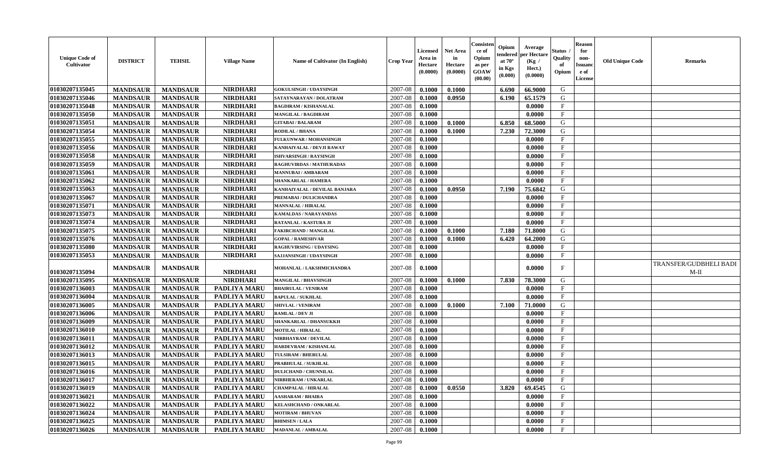| Unique Code of Cultivator | DISTRICT | TEHSIL | Village Name | Name of Cultivator (In English) | Crop Year | Licensed Area in Hectare (0.0000) | Net Area in Hectare (0.0000) | Consistence of Opium as per GOAW (00.00) | Opium tendered at 70° in Kgs (0.000) | Average per Hectare (Kg / Hect.) (0.0000) | Status / Quality of Opium | Reason for non-Issuance of License | Old Unique Code | Remarks |
|---|---|---|---|---|---|---|---|---|---|---|---|---|---|---|
| 01030207135045 | MANDSAUR | MANDSAUR | NIRDHARI | GOKULSINGH / UDAYSINGH | 2007-08 | 0.1000 | 0.1000 | | 6.690 | 66.9000 | G | | | |
| 01030207135046 | MANDSAUR | MANDSAUR | NIRDHARI | SATAYNARAYAN / DOLATRAM | 2007-08 | 0.1000 | 0.0950 | | 6.190 | 65.1579 | G | | | |
| 01030207135048 | MANDSAUR | MANDSAUR | NIRDHARI | BAGDIRAM / KISHANALAL | 2007-08 | 0.1000 | | | | 0.0000 | F | | | |
| 01030207135050 | MANDSAUR | MANDSAUR | NIRDHARI | MANGILAL / BAGDIRAM | 2007-08 | 0.1000 | | | | 0.0000 | F | | | |
| 01030207135051 | MANDSAUR | MANDSAUR | NIRDHARI | GITABAI / BALARAM | 2007-08 | 0.1000 | 0.1000 | | 6.850 | 68.5000 | G | | | |
| 01030207135054 | MANDSAUR | MANDSAUR | NIRDHARI | RODILAL / BHANA | 2007-08 | 0.1000 | 0.1000 | | 7.230 | 72.3000 | G | | | |
| 01030207135055 | MANDSAUR | MANDSAUR | NIRDHARI | FULKUNWAR / MOHANSINGH | 2007-08 | 0.1000 | | | | 0.0000 | F | | | |
| 01030207135056 | MANDSAUR | MANDSAUR | NIRDHARI | KANHAIYALAL / DEVJI RAWAT | 2007-08 | 0.1000 | | | | 0.0000 | F | | | |
| 01030207135058 | MANDSAUR | MANDSAUR | NIRDHARI | ISHVARSINGH / RAYSINGH | 2007-08 | 0.1000 | | | | 0.0000 | F | | | |
| 01030207135059 | MANDSAUR | MANDSAUR | NIRDHARI | RAGHUVIRDAS / MATHURADAS | 2007-08 | 0.1000 | | | | 0.0000 | F | | | |
| 01030207135061 | MANDSAUR | MANDSAUR | NIRDHARI | MANNUBAI / AMBARAM | 2007-08 | 0.1000 | | | | 0.0000 | F | | | |
| 01030207135062 | MANDSAUR | MANDSAUR | NIRDHARI | SHANKARLAL / HAMERA | 2007-08 | 0.1000 | | | | 0.0000 | F | | | |
| 01030207135063 | MANDSAUR | MANDSAUR | NIRDHARI | KANHAIYALAL / DEVILAL BANJARA | 2007-08 | 0.1000 | 0.0950 | | 7.190 | 75.6842 | G | | | |
| 01030207135067 | MANDSAUR | MANDSAUR | NIRDHARI | PREMABAI / DULICHANDRA | 2007-08 | 0.1000 | | | | 0.0000 | F | | | |
| 01030207135071 | MANDSAUR | MANDSAUR | NIRDHARI | MANNALAL / HIRALAL | 2007-08 | 0.1000 | | | | 0.0000 | F | | | |
| 01030207135073 | MANDSAUR | MANDSAUR | NIRDHARI | KAMALDAS / NARAYANDAS | 2007-08 | 0.1000 | | | | 0.0000 | F | | | |
| 01030207135074 | MANDSAUR | MANDSAUR | NIRDHARI | RATANLAL / KASTURA JI | 2007-08 | 0.1000 | | | | 0.0000 | F | | | |
| 01030207135075 | MANDSAUR | MANDSAUR | NIRDHARI | FAKIRCHAND / MANGILAL | 2007-08 | 0.1000 | 0.1000 | | 7.180 | 71.8000 | G | | | |
| 01030207135076 | MANDSAUR | MANDSAUR | NIRDHARI | GOPAL / RAMESHVAR | 2007-08 | 0.1000 | 0.1000 | | 6.420 | 64.2000 | G | | | |
| 01030207135080 | MANDSAUR | MANDSAUR | NIRDHARI | RAGHUVIRSING / UDAYSING | 2007-08 | 0.1000 | | | | 0.0000 | F | | | |
| 01030207135053 | MANDSAUR | MANDSAUR | NIRDHARI | SAJJANSINGH / UDAYSINGH | 2007-08 | 0.1000 | | | | 0.0000 | F | | | |
| 01030207135094 | MANDSAUR | MANDSAUR | NIRDHARI | MOHANLAL / LAKSHMICHANDRA | 2007-08 | 0.1000 | | | | 0.0000 | F | | | TRANSFER/GUDBHELI BADI M-II |
| 01030207135095 | MANDSAUR | MANDSAUR | NIRDHARI | MANGILAL / BHAVSINGH | 2007-08 | 0.1000 | 0.1000 | | 7.830 | 78.3000 | G | | | |
| 01030207136003 | MANDSAUR | MANDSAUR | PADLIYA MARU | BHAIRULAL / VENIRAM | 2007-08 | 0.1000 | | | | 0.0000 | F | | | |
| 01030207136004 | MANDSAUR | MANDSAUR | PADLIYA MARU | BAPULAL / SUKHLAL | 2007-08 | 0.1000 | | | | 0.0000 | F | | | |
| 01030207136005 | MANDSAUR | MANDSAUR | PADLIYA MARU | SHIVLAL / VENIRAM | 2007-08 | 0.1000 | 0.1000 | | 7.100 | 71.0000 | G | | | |
| 01030207136006 | MANDSAUR | MANDSAUR | PADLIYA MARU | RAMLAL / DEV JI | 2007-08 | 0.1000 | | | | 0.0000 | F | | | |
| 01030207136009 | MANDSAUR | MANDSAUR | PADLIYA MARU | SHANKARLAL / DHANSUKKH | 2007-08 | 0.1000 | | | | 0.0000 | F | | | |
| 01030207136010 | MANDSAUR | MANDSAUR | PADLIYA MARU | MOTILAL / HIRALAL | 2007-08 | 0.1000 | | | | 0.0000 | F | | | |
| 01030207136011 | MANDSAUR | MANDSAUR | PADLIYA MARU | NIRBHAYRAM / DEVILAL | 2007-08 | 0.1000 | | | | 0.0000 | F | | | |
| 01030207136012 | MANDSAUR | MANDSAUR | PADLIYA MARU | HARDEVRAM / KISHANLAL | 2007-08 | 0.1000 | | | | 0.0000 | F | | | |
| 01030207136013 | MANDSAUR | MANDSAUR | PADLIYA MARU | TULSIRAM / BHERULAL | 2007-08 | 0.1000 | | | | 0.0000 | F | | | |
| 01030207136015 | MANDSAUR | MANDSAUR | PADLIYA MARU | PRABHULAL / SUKHLAL | 2007-08 | 0.1000 | | | | 0.0000 | F | | | |
| 01030207136016 | MANDSAUR | MANDSAUR | PADLIYA MARU | DULICHAND / CHUNNILAL | 2007-08 | 0.1000 | | | | 0.0000 | F | | | |
| 01030207136017 | MANDSAUR | MANDSAUR | PADLIYA MARU | NIRBHERAM / UNKARLAL | 2007-08 | 0.1000 | | | | 0.0000 | F | | | |
| 01030207136019 | MANDSAUR | MANDSAUR | PADLIYA MARU | CHAMPALAL / HIRALAL | 2007-08 | 0.1000 | 0.0550 | | 3.820 | 69.4545 | G | | | |
| 01030207136021 | MANDSAUR | MANDSAUR | PADLIYA MARU | AASHARAM / BHAIRA | 2007-08 | 0.1000 | | | | 0.0000 | F | | | |
| 01030207136022 | MANDSAUR | MANDSAUR | PADLIYA MARU | KELASHCHAND / ONKARLAL | 2007-08 | 0.1000 | | | | 0.0000 | F | | | |
| 01030207136024 | MANDSAUR | MANDSAUR | PADLIYA MARU | MOTIRAM / BHUVAN | 2007-08 | 0.1000 | | | | 0.0000 | F | | | |
| 01030207136025 | MANDSAUR | MANDSAUR | PADLIYA MARU | BHIMSEN / LALA | 2007-08 | 0.1000 | | | | 0.0000 | F | | | |
| 01030207136026 | MANDSAUR | MANDSAUR | PADLIYA MARU | MADANLAL / AMBALAL | 2007-08 | 0.1000 | | | | 0.0000 | F | | | |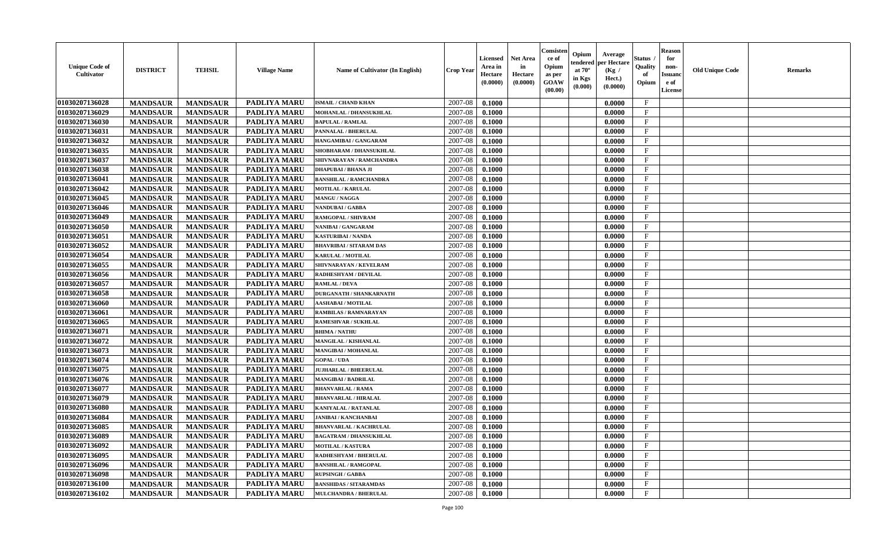| Unique Code of Cultivator | DISTRICT | TEHSIL | Village Name | Name of Cultivator (In English) | Crop Year | Licensed Area in Hectare (0.0000) | Net Area in Hectare (0.0000) | Consistence of Opium as per GOAW (00.00) | Opium tendered at 70° in Kgs (0.000) | Average per Hectare (Kg / Hect.) (0.0000) | Status / Quality of Opium | Reason for non-Issuance of License | Old Unique Code | Remarks |
|---|---|---|---|---|---|---|---|---|---|---|---|---|---|---|
| 01030207136028 | MANDSAUR | MANDSAUR | PADLIYA MARU | ISMAIL / CHAND KHAN | 2007-08 | 0.1000 | | | | 0.0000 | F | | | |
| 01030207136029 | MANDSAUR | MANDSAUR | PADLIYA MARU | MOHANLAL / DHANSUKHLAL | 2007-08 | 0.1000 | | | | 0.0000 | F | | | |
| 01030207136030 | MANDSAUR | MANDSAUR | PADLIYA MARU | BAPULAL / RAMLAL | 2007-08 | 0.1000 | | | | 0.0000 | F | | | |
| 01030207136031 | MANDSAUR | MANDSAUR | PADLIYA MARU | PANNALAL / BHERULAL | 2007-08 | 0.1000 | | | | 0.0000 | F | | | |
| 01030207136032 | MANDSAUR | MANDSAUR | PADLIYA MARU | HANGAMIBAI / GANGARAM | 2007-08 | 0.1000 | | | | 0.0000 | F | | | |
| 01030207136035 | MANDSAUR | MANDSAUR | PADLIYA MARU | SHOBHARAM / DHANSUKHLAL | 2007-08 | 0.1000 | | | | 0.0000 | F | | | |
| 01030207136037 | MANDSAUR | MANDSAUR | PADLIYA MARU | SHIVNARAYAN / RAMCHANDRA | 2007-08 | 0.1000 | | | | 0.0000 | F | | | |
| 01030207136038 | MANDSAUR | MANDSAUR | PADLIYA MARU | DHAPUBAI / BHANA JI | 2007-08 | 0.1000 | | | | 0.0000 | F | | | |
| 01030207136041 | MANDSAUR | MANDSAUR | PADLIYA MARU | BANSHILAL / RAMCHANDRA | 2007-08 | 0.1000 | | | | 0.0000 | F | | | |
| 01030207136042 | MANDSAUR | MANDSAUR | PADLIYA MARU | MOTILAL / KARULAL | 2007-08 | 0.1000 | | | | 0.0000 | F | | | |
| 01030207136045 | MANDSAUR | MANDSAUR | PADLIYA MARU | MANGU / NAGGA | 2007-08 | 0.1000 | | | | 0.0000 | F | | | |
| 01030207136046 | MANDSAUR | MANDSAUR | PADLIYA MARU | NANDUBAI / GABBA | 2007-08 | 0.1000 | | | | 0.0000 | F | | | |
| 01030207136049 | MANDSAUR | MANDSAUR | PADLIYA MARU | RAMGOPAL / SHIVRAM | 2007-08 | 0.1000 | | | | 0.0000 | F | | | |
| 01030207136050 | MANDSAUR | MANDSAUR | PADLIYA MARU | NANIBAI / GANGARAM | 2007-08 | 0.1000 | | | | 0.0000 | F | | | |
| 01030207136051 | MANDSAUR | MANDSAUR | PADLIYA MARU | KASTURIBAI / NANDA | 2007-08 | 0.1000 | | | | 0.0000 | F | | | |
| 01030207136052 | MANDSAUR | MANDSAUR | PADLIYA MARU | BHAVRIBAI / SITARAM DAS | 2007-08 | 0.1000 | | | | 0.0000 | F | | | |
| 01030207136054 | MANDSAUR | MANDSAUR | PADLIYA MARU | KARULAL / MOTILAL | 2007-08 | 0.1000 | | | | 0.0000 | F | | | |
| 01030207136055 | MANDSAUR | MANDSAUR | PADLIYA MARU | SHIVNARAYAN / KEVELRAM | 2007-08 | 0.1000 | | | | 0.0000 | F | | | |
| 01030207136056 | MANDSAUR | MANDSAUR | PADLIYA MARU | RADHESHYAM / DEVILAL | 2007-08 | 0.1000 | | | | 0.0000 | F | | | |
| 01030207136057 | MANDSAUR | MANDSAUR | PADLIYA MARU | RAMLAL / DEVA | 2007-08 | 0.1000 | | | | 0.0000 | F | | | |
| 01030207136058 | MANDSAUR | MANDSAUR | PADLIYA MARU | DURGANATH / SHANKARNATH | 2007-08 | 0.1000 | | | | 0.0000 | F | | | |
| 01030207136060 | MANDSAUR | MANDSAUR | PADLIYA MARU | AASHABAI / MOTILAL | 2007-08 | 0.1000 | | | | 0.0000 | F | | | |
| 01030207136061 | MANDSAUR | MANDSAUR | PADLIYA MARU | RAMBILAS / RAMNARAYAN | 2007-08 | 0.1000 | | | | 0.0000 | F | | | |
| 01030207136065 | MANDSAUR | MANDSAUR | PADLIYA MARU | RAMESHVAR / SUKHLAL | 2007-08 | 0.1000 | | | | 0.0000 | F | | | |
| 01030207136071 | MANDSAUR | MANDSAUR | PADLIYA MARU | BHIMA / NATHU | 2007-08 | 0.1000 | | | | 0.0000 | F | | | |
| 01030207136072 | MANDSAUR | MANDSAUR | PADLIYA MARU | MANGILAL / KISHANLAL | 2007-08 | 0.1000 | | | | 0.0000 | F | | | |
| 01030207136073 | MANDSAUR | MANDSAUR | PADLIYA MARU | MANGIBAI / MOHANLAL | 2007-08 | 0.1000 | | | | 0.0000 | F | | | |
| 01030207136074 | MANDSAUR | MANDSAUR | PADLIYA MARU | GOPAL / UDA | 2007-08 | 0.1000 | | | | 0.0000 | F | | | |
| 01030207136075 | MANDSAUR | MANDSAUR | PADLIYA MARU | JUJHARLAL / BHEERULAL | 2007-08 | 0.1000 | | | | 0.0000 | F | | | |
| 01030207136076 | MANDSAUR | MANDSAUR | PADLIYA MARU | MANGIBAI / BADRILAL | 2007-08 | 0.1000 | | | | 0.0000 | F | | | |
| 01030207136077 | MANDSAUR | MANDSAUR | PADLIYA MARU | BHANVARLAL / RAMA | 2007-08 | 0.1000 | | | | 0.0000 | F | | | |
| 01030207136079 | MANDSAUR | MANDSAUR | PADLIYA MARU | BHANVARLAL / HIRALAL | 2007-08 | 0.1000 | | | | 0.0000 | F | | | |
| 01030207136080 | MANDSAUR | MANDSAUR | PADLIYA MARU | KANIYALAL / RATANLAL | 2007-08 | 0.1000 | | | | 0.0000 | F | | | |
| 01030207136084 | MANDSAUR | MANDSAUR | PADLIYA MARU | JANIBAI / KANCHANBAI | 2007-08 | 0.1000 | | | | 0.0000 | F | | | |
| 01030207136085 | MANDSAUR | MANDSAUR | PADLIYA MARU | BHANVARLAL / KACHRULAL | 2007-08 | 0.1000 | | | | 0.0000 | F | | | |
| 01030207136089 | MANDSAUR | MANDSAUR | PADLIYA MARU | BAGATRAM / DHANSUKHLAL | 2007-08 | 0.1000 | | | | 0.0000 | F | | | |
| 01030207136092 | MANDSAUR | MANDSAUR | PADLIYA MARU | MOTILAL / KASTURA | 2007-08 | 0.1000 | | | | 0.0000 | F | | | |
| 01030207136095 | MANDSAUR | MANDSAUR | PADLIYA MARU | RADHESHYAM / BHERULAL | 2007-08 | 0.1000 | | | | 0.0000 | F | | | |
| 01030207136096 | MANDSAUR | MANDSAUR | PADLIYA MARU | BANSHILAL / RAMGOPAL | 2007-08 | 0.1000 | | | | 0.0000 | F | | | |
| 01030207136098 | MANDSAUR | MANDSAUR | PADLIYA MARU | RUPSINGH / GABBA | 2007-08 | 0.1000 | | | | 0.0000 | F | | | |
| 01030207136100 | MANDSAUR | MANDSAUR | PADLIYA MARU | BANSHIDAS / SITARAMDAS | 2007-08 | 0.1000 | | | | 0.0000 | F | | | |
| 01030207136102 | MANDSAUR | MANDSAUR | PADLIYA MARU | MULCHANDRA / BHERULAL | 2007-08 | 0.1000 | | | | 0.0000 | F | | | |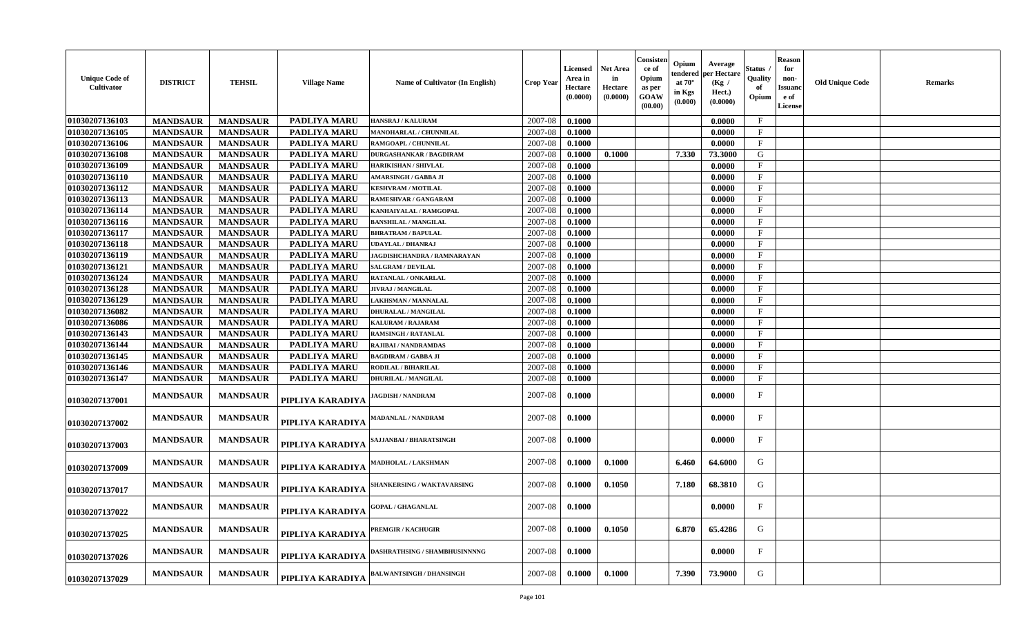| Unique Code of Cultivator | DISTRICT | TEHSIL | Village Name | Name of Cultivator (In English) | Crop Year | Licensed Area in Hectare (0.0000) | Net Area in Hectare (0.0000) | Consistence of Opium as per GOAW (00.00) | Opium tendered at 70° in Kgs (0.000) | Average per Hectare (Kg / Hect.) (0.0000) | Status / Quality of Opium | Reason for non-Issuance of License | Old Unique Code | Remarks |
|---|---|---|---|---|---|---|---|---|---|---|---|---|---|---|
| 01030207136103 | MANDSAUR | MANDSAUR | PADLIYA MARU | HANSRAJ / KALURAM | 2007-08 | 0.1000 | | | | 0.0000 | F | | | |
| 01030207136105 | MANDSAUR | MANDSAUR | PADLIYA MARU | MANOHARLAL / CHUNNILAL | 2007-08 | 0.1000 | | | | 0.0000 | F | | | |
| 01030207136106 | MANDSAUR | MANDSAUR | PADLIYA MARU | RAMGOAPL / CHUNNILAL | 2007-08 | 0.1000 | | | | 0.0000 | F | | | |
| 01030207136108 | MANDSAUR | MANDSAUR | PADLIYA MARU | DURGASHANKAR / BAGDIRAM | 2007-08 | 0.1000 | 0.1000 | | 7.330 | 73.3000 | G | | | |
| 01030207136109 | MANDSAUR | MANDSAUR | PADLIYA MARU | HARIKISHAN / SHIVLAL | 2007-08 | 0.1000 | | | | 0.0000 | F | | | |
| 01030207136110 | MANDSAUR | MANDSAUR | PADLIYA MARU | AMARSINGH / GABBA JI | 2007-08 | 0.1000 | | | | 0.0000 | F | | | |
| 01030207136112 | MANDSAUR | MANDSAUR | PADLIYA MARU | KESHVRAM / MOTILAL | 2007-08 | 0.1000 | | | | 0.0000 | F | | | |
| 01030207136113 | MANDSAUR | MANDSAUR | PADLIYA MARU | RAMESHVAR / GANGARAM | 2007-08 | 0.1000 | | | | 0.0000 | F | | | |
| 01030207136114 | MANDSAUR | MANDSAUR | PADLIYA MARU | KANHAIYALAL / RAMGOPAL | 2007-08 | 0.1000 | | | | 0.0000 | F | | | |
| 01030207136116 | MANDSAUR | MANDSAUR | PADLIYA MARU | BANSHILAL / MANGILAL | 2007-08 | 0.1000 | | | | 0.0000 | F | | | |
| 01030207136117 | MANDSAUR | MANDSAUR | PADLIYA MARU | BHRATRAM / BAPULAL | 2007-08 | 0.1000 | | | | 0.0000 | F | | | |
| 01030207136118 | MANDSAUR | MANDSAUR | PADLIYA MARU | UDAYLAL / DHANRAJ | 2007-08 | 0.1000 | | | | 0.0000 | F | | | |
| 01030207136119 | MANDSAUR | MANDSAUR | PADLIYA MARU | JAGDISHCHANDRA / RAMNARAYAN | 2007-08 | 0.1000 | | | | 0.0000 | F | | | |
| 01030207136121 | MANDSAUR | MANDSAUR | PADLIYA MARU | SALGRAM / DEVILAL | 2007-08 | 0.1000 | | | | 0.0000 | F | | | |
| 01030207136124 | MANDSAUR | MANDSAUR | PADLIYA MARU | RATANLAL / ONKARLAL | 2007-08 | 0.1000 | | | | 0.0000 | F | | | |
| 01030207136128 | MANDSAUR | MANDSAUR | PADLIYA MARU | JIVRAJ / MANGILAL | 2007-08 | 0.1000 | | | | 0.0000 | F | | | |
| 01030207136129 | MANDSAUR | MANDSAUR | PADLIYA MARU | LAKHSMAN / MANNALAL | 2007-08 | 0.1000 | | | | 0.0000 | F | | | |
| 01030207136082 | MANDSAUR | MANDSAUR | PADLIYA MARU | DHURALAL / MANGILAL | 2007-08 | 0.1000 | | | | 0.0000 | F | | | |
| 01030207136086 | MANDSAUR | MANDSAUR | PADLIYA MARU | KALURAM / RAJARAM | 2007-08 | 0.1000 | | | | 0.0000 | F | | | |
| 01030207136143 | MANDSAUR | MANDSAUR | PADLIYA MARU | RAMSINGH / RATANLAL | 2007-08 | 0.1000 | | | | 0.0000 | F | | | |
| 01030207136144 | MANDSAUR | MANDSAUR | PADLIYA MARU | RAJIBAI / NANDRAMDAS | 2007-08 | 0.1000 | | | | 0.0000 | F | | | |
| 01030207136145 | MANDSAUR | MANDSAUR | PADLIYA MARU | BAGDIRAM / GABBA JI | 2007-08 | 0.1000 | | | | 0.0000 | F | | | |
| 01030207136146 | MANDSAUR | MANDSAUR | PADLIYA MARU | RODILAL / BIHARILAL | 2007-08 | 0.1000 | | | | 0.0000 | F | | | |
| 01030207136147 | MANDSAUR | MANDSAUR | PADLIYA MARU | DHURILAL / MANGILAL | 2007-08 | 0.1000 | | | | 0.0000 | F | | | |
| 01030207137001 | MANDSAUR | MANDSAUR | PIPLIYA KARADIYA | JAGDISH / NANDRAM | 2007-08 | 0.1000 | | | | 0.0000 | F | | | |
| 01030207137002 | MANDSAUR | MANDSAUR | PIPLIYA KARADIYA | MADANLAL / NANDRAM | 2007-08 | 0.1000 | | | | 0.0000 | F | | | |
| 01030207137003 | MANDSAUR | MANDSAUR | PIPLIYA KARADIYA | SAJJANBAI / BHARATSINGH | 2007-08 | 0.1000 | | | | 0.0000 | F | | | |
| 01030207137009 | MANDSAUR | MANDSAUR | PIPLIYA KARADIYA | MADHOLAL / LAKSHMAN | 2007-08 | 0.1000 | 0.1000 | | 6.460 | 64.6000 | G | | | |
| 01030207137017 | MANDSAUR | MANDSAUR | PIPLIYA KARADIYA | SHANKERSING / WAKTAVARSING | 2007-08 | 0.1000 | 0.1050 | | 7.180 | 68.3810 | G | | | |
| 01030207137022 | MANDSAUR | MANDSAUR | PIPLIYA KARADIYA | GOPAL / GHAGANLAL | 2007-08 | 0.1000 | | | | 0.0000 | F | | | |
| 01030207137025 | MANDSAUR | MANDSAUR | PIPLIYA KARADIYA | PREMGIR / KACHUGIR | 2007-08 | 0.1000 | 0.1050 | | 6.870 | 65.4286 | G | | | |
| 01030207137026 | MANDSAUR | MANDSAUR | PIPLIYA KARADIYA | DASHRATHSING / SHAMBHUSINNNNG | 2007-08 | 0.1000 | | | | 0.0000 | F | | | |
| 01030207137029 | MANDSAUR | MANDSAUR | PIPLIYA KARADIYA | BALWANTSINGH / DHANSINGH | 2007-08 | 0.1000 | 0.1000 | | 7.390 | 73.9000 | G | | | |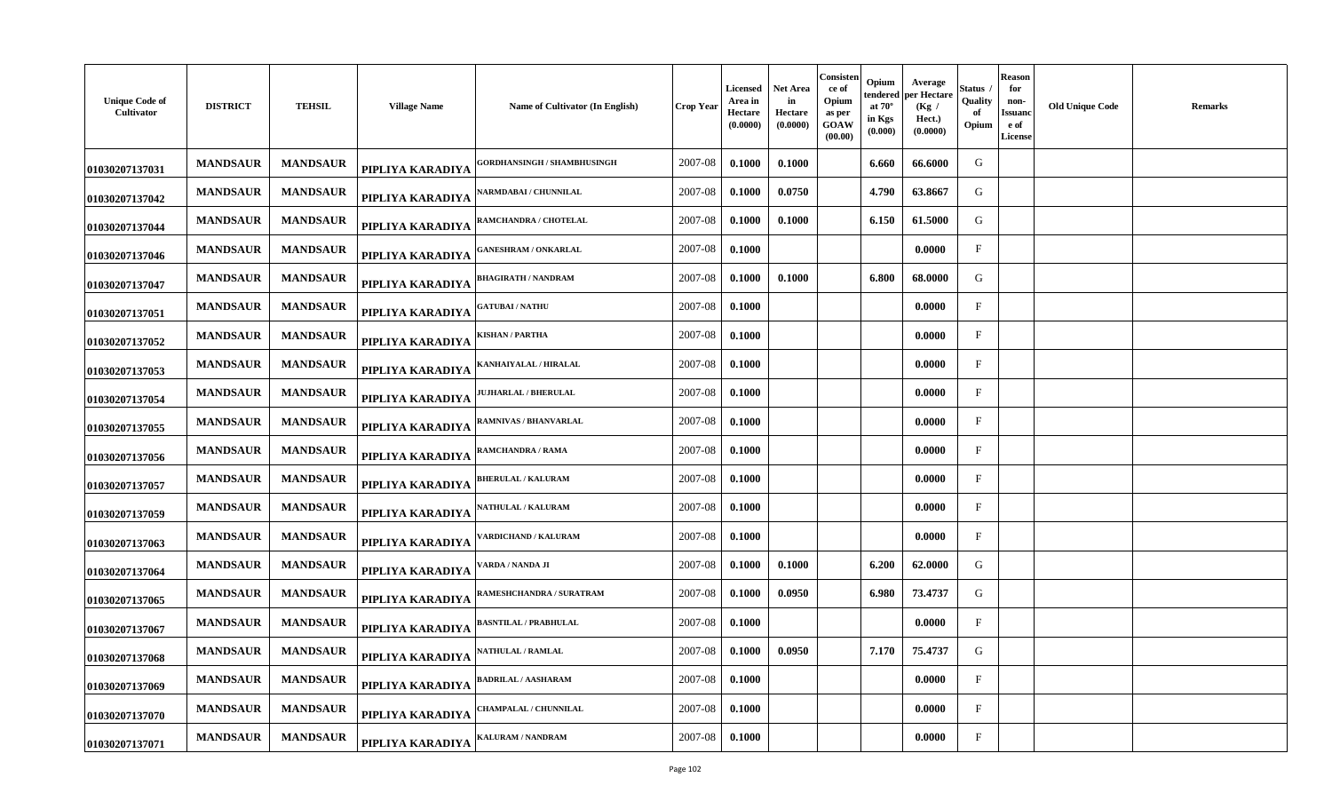| Unique Code of Cultivator | DISTRICT | TEHSIL | Village Name | Name of Cultivator (In English) | Crop Year | Licensed Area in Hectare (0.0000) | Net Area in Hectare (0.0000) | Consistence of Opium as per GOAW (00.00) | Opium tendered at 70° in Kgs (0.000) | Average per Hectare (Kg / Hect.) (0.0000) | Status / Quality of Opium | Reason for non-Issuance of License | Old Unique Code | Remarks |
|---|---|---|---|---|---|---|---|---|---|---|---|---|---|---|
| 01030207137031 | MANDSAUR | MANDSAUR | PIPLIYA KARADIYA | GORDHANSINGH / SHAMBHUSINGH | 2007-08 | 0.1000 | 0.1000 | | 6.660 | 66.6000 | G | | | |
| 01030207137042 | MANDSAUR | MANDSAUR | PIPLIYA KARADIYA | NARMDABAI / CHUNNILAL | 2007-08 | 0.1000 | 0.0750 | | 4.790 | 63.8667 | G | | | |
| 01030207137044 | MANDSAUR | MANDSAUR | PIPLIYA KARADIYA | RAMCHANDRA / CHOTELAL | 2007-08 | 0.1000 | 0.1000 | | 6.150 | 61.5000 | G | | | |
| 01030207137046 | MANDSAUR | MANDSAUR | PIPLIYA KARADIYA | GANESHRAM / ONKARLAL | 2007-08 | 0.1000 | | | | 0.0000 | F | | | |
| 01030207137047 | MANDSAUR | MANDSAUR | PIPLIYA KARADIYA | BHAGIRATH / NANDRAM | 2007-08 | 0.1000 | 0.1000 | | 6.800 | 68.0000 | G | | | |
| 01030207137051 | MANDSAUR | MANDSAUR | PIPLIYA KARADIYA | GATUBAI / NATHU | 2007-08 | 0.1000 | | | | 0.0000 | F | | | |
| 01030207137052 | MANDSAUR | MANDSAUR | PIPLIYA KARADIYA | KISHAN / PARTHA | 2007-08 | 0.1000 | | | | 0.0000 | F | | | |
| 01030207137053 | MANDSAUR | MANDSAUR | PIPLIYA KARADIYA | KANHAIYALAL / HIRALAL | 2007-08 | 0.1000 | | | | 0.0000 | F | | | |
| 01030207137054 | MANDSAUR | MANDSAUR | PIPLIYA KARADIYA | JUJHARLAL / BHERULAL | 2007-08 | 0.1000 | | | | 0.0000 | F | | | |
| 01030207137055 | MANDSAUR | MANDSAUR | PIPLIYA KARADIYA | RAMNIVAS / BHANVARLAL | 2007-08 | 0.1000 | | | | 0.0000 | F | | | |
| 01030207137056 | MANDSAUR | MANDSAUR | PIPLIYA KARADIYA | RAMCHANDRA / RAMA | 2007-08 | 0.1000 | | | | 0.0000 | F | | | |
| 01030207137057 | MANDSAUR | MANDSAUR | PIPLIYA KARADIYA | BHERULAL / KALURAM | 2007-08 | 0.1000 | | | | 0.0000 | F | | | |
| 01030207137059 | MANDSAUR | MANDSAUR | PIPLIYA KARADIYA | NATHULAL / KALURAM | 2007-08 | 0.1000 | | | | 0.0000 | F | | | |
| 01030207137063 | MANDSAUR | MANDSAUR | PIPLIYA KARADIYA | VARDICHAND / KALURAM | 2007-08 | 0.1000 | | | | 0.0000 | F | | | |
| 01030207137064 | MANDSAUR | MANDSAUR | PIPLIYA KARADIYA | VARDA / NANDA JI | 2007-08 | 0.1000 | 0.1000 | | 6.200 | 62.0000 | G | | | |
| 01030207137065 | MANDSAUR | MANDSAUR | PIPLIYA KARADIYA | RAMESHCHANDRA / SURATRAM | 2007-08 | 0.1000 | 0.0950 | | 6.980 | 73.4737 | G | | | |
| 01030207137067 | MANDSAUR | MANDSAUR | PIPLIYA KARADIYA | BASNTILAL / PRABHULAL | 2007-08 | 0.1000 | | | | 0.0000 | F | | | |
| 01030207137068 | MANDSAUR | MANDSAUR | PIPLIYA KARADIYA | NATHULAL / RAMLAL | 2007-08 | 0.1000 | 0.0950 | | 7.170 | 75.4737 | G | | | |
| 01030207137069 | MANDSAUR | MANDSAUR | PIPLIYA KARADIYA | BADRILAL / AASHARAM | 2007-08 | 0.1000 | | | | 0.0000 | F | | | |
| 01030207137070 | MANDSAUR | MANDSAUR | PIPLIYA KARADIYA | CHAMPALAL / CHUNNILAL | 2007-08 | 0.1000 | | | | 0.0000 | F | | | |
| 01030207137071 | MANDSAUR | MANDSAUR | PIPLIYA KARADIYA | KALURAM / NANDRAM | 2007-08 | 0.1000 | | | | 0.0000 | F | | | |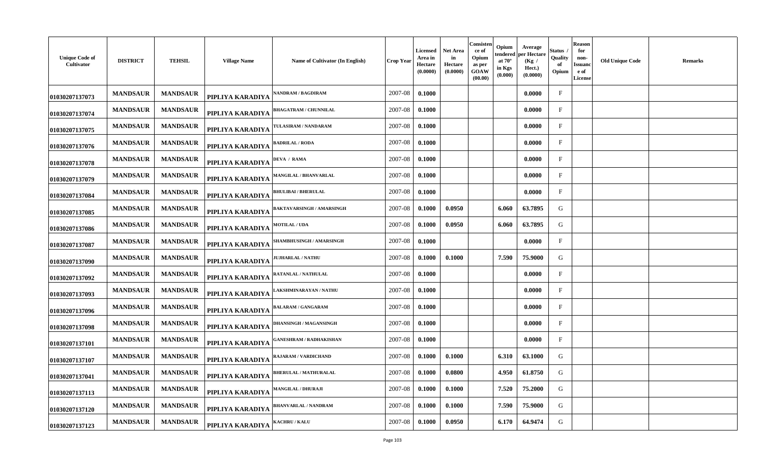| Unique Code of Cultivator | DISTRICT | TEHSIL | Village Name | Name of Cultivator (In English) | Crop Year | Licensed Area in Hectare (0.0000) | Net Area in Hectare (0.0000) | Consistence of Opium as per GOAW (00.00) | Opium tendered at 70° in Kgs (0.000) | Average per Hectare (Kg / Hect.) (0.0000) | Status / Quality of Opium | Reason for non-Issuance of License | Old Unique Code | Remarks |
|---|---|---|---|---|---|---|---|---|---|---|---|---|---|---|
| 01030207137073 | MANDSAUR | MANDSAUR | PIPLIYA KARADIYA | NANDRAM / BAGDIRAM | 2007-08 | 0.1000 | | | | 0.0000 | F | | | |
| 01030207137074 | MANDSAUR | MANDSAUR | PIPLIYA KARADIYA | BHAGATRAM / CHUNNILAL | 2007-08 | 0.1000 | | | | 0.0000 | F | | | |
| 01030207137075 | MANDSAUR | MANDSAUR | PIPLIYA KARADIYA | TULASIRAM / NANDARAM | 2007-08 | 0.1000 | | | | 0.0000 | F | | | |
| 01030207137076 | MANDSAUR | MANDSAUR | PIPLIYA KARADIYA | BADRILAL / RODA | 2007-08 | 0.1000 | | | | 0.0000 | F | | | |
| 01030207137078 | MANDSAUR | MANDSAUR | PIPLIYA KARADIYA | DEVA / RAMA | 2007-08 | 0.1000 | | | | 0.0000 | F | | | |
| 01030207137079 | MANDSAUR | MANDSAUR | PIPLIYA KARADIYA | MANGILAL / BHANVARLAL | 2007-08 | 0.1000 | | | | 0.0000 | F | | | |
| 01030207137084 | MANDSAUR | MANDSAUR | PIPLIYA KARADIYA | BHULIBAI / BHERULAL | 2007-08 | 0.1000 | | | | 0.0000 | F | | | |
| 01030207137085 | MANDSAUR | MANDSAUR | PIPLIYA KARADIYA | BAKTAVARSINGH / AMARSINGH | 2007-08 | 0.1000 | 0.0950 | | 6.060 | 63.7895 | G | | | |
| 01030207137086 | MANDSAUR | MANDSAUR | PIPLIYA KARADIYA | MOTILAL / UDA | 2007-08 | 0.1000 | 0.0950 | | 6.060 | 63.7895 | G | | | |
| 01030207137087 | MANDSAUR | MANDSAUR | PIPLIYA KARADIYA | SHAMBHUSINGH / AMARSINGH | 2007-08 | 0.1000 | | | | 0.0000 | F | | | |
| 01030207137090 | MANDSAUR | MANDSAUR | PIPLIYA KARADIYA | JUJHARLAL / NATHU | 2007-08 | 0.1000 | 0.1000 | | 7.590 | 75.9000 | G | | | |
| 01030207137092 | MANDSAUR | MANDSAUR | PIPLIYA KARADIYA | RATANLAL / NATHULAL | 2007-08 | 0.1000 | | | | 0.0000 | F | | | |
| 01030207137093 | MANDSAUR | MANDSAUR | PIPLIYA KARADIYA | LAKSHMINARAYAN / NATHU | 2007-08 | 0.1000 | | | | 0.0000 | F | | | |
| 01030207137096 | MANDSAUR | MANDSAUR | PIPLIYA KARADIYA | BALARAM / GANGARAM | 2007-08 | 0.1000 | | | | 0.0000 | F | | | |
| 01030207137098 | MANDSAUR | MANDSAUR | PIPLIYA KARADIYA | DHANSINGH / MAGANSINGH | 2007-08 | 0.1000 | | | | 0.0000 | F | | | |
| 01030207137101 | MANDSAUR | MANDSAUR | PIPLIYA KARADIYA | GANESHRAM / RADHAKISHAN | 2007-08 | 0.1000 | | | | 0.0000 | F | | | |
| 01030207137107 | MANDSAUR | MANDSAUR | PIPLIYA KARADIYA | RAJARAM / VARDICHAND | 2007-08 | 0.1000 | 0.1000 | | 6.310 | 63.1000 | G | | | |
| 01030207137041 | MANDSAUR | MANDSAUR | PIPLIYA KARADIYA | BHERULAL / MATHURALAL | 2007-08 | 0.1000 | 0.0800 | | 4.950 | 61.8750 | G | | | |
| 01030207137113 | MANDSAUR | MANDSAUR | PIPLIYA KARADIYA | MANGILAL / DHURAJI | 2007-08 | 0.1000 | 0.1000 | | 7.520 | 75.2000 | G | | | |
| 01030207137120 | MANDSAUR | MANDSAUR | PIPLIYA KARADIYA | BHANVARLAL / NANDRAM | 2007-08 | 0.1000 | 0.1000 | | 7.590 | 75.9000 | G | | | |
| 01030207137123 | MANDSAUR | MANDSAUR | PIPLIYA KARADIYA | KACHRU / KALU | 2007-08 | 0.1000 | 0.0950 | | 6.170 | 64.9474 | G | | | |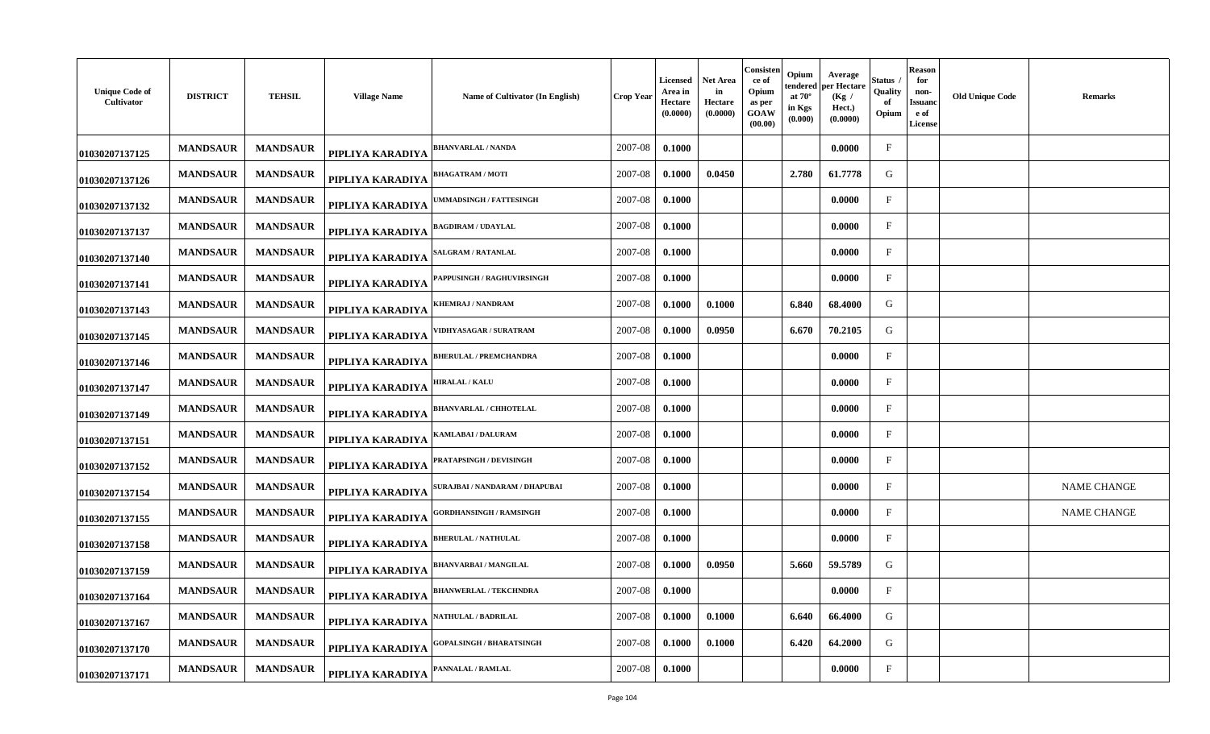| Unique Code of Cultivator | DISTRICT | TEHSIL | Village Name | Name of Cultivator (In English) | Crop Year | Licensed Area in Hectare (0.0000) | Net Area in Hectare (0.0000) | Consistence of Opium as per GOAW (00.00) | Opium tendered at 70° in Kgs (0.000) | Average per Hectare (Kg / Hect.) (0.0000) | Status / Quality of Opium | Reason for non-Issuance of License | Old Unique Code | Remarks |
|---|---|---|---|---|---|---|---|---|---|---|---|---|---|---|
| 01030207137125 | MANDSAUR | MANDSAUR | PIPLIYA KARADIYA | BHANVARLAL / NANDA | 2007-08 | 0.1000 | | | | 0.0000 | F | | | |
| 01030207137126 | MANDSAUR | MANDSAUR | PIPLIYA KARADIYA | BHAGATRAM / MOTI | 2007-08 | 0.1000 | 0.0450 | | 2.780 | 61.7778 | G | | | |
| 01030207137132 | MANDSAUR | MANDSAUR | PIPLIYA KARADIYA | UMMADSINGH / FATTESINGH | 2007-08 | 0.1000 | | | | 0.0000 | F | | | |
| 01030207137137 | MANDSAUR | MANDSAUR | PIPLIYA KARADIYA | BAGDIRAM / UDAYLAL | 2007-08 | 0.1000 | | | | 0.0000 | F | | | |
| 01030207137140 | MANDSAUR | MANDSAUR | PIPLIYA KARADIYA | SALGRAM / RATANLAL | 2007-08 | 0.1000 | | | | 0.0000 | F | | | |
| 01030207137141 | MANDSAUR | MANDSAUR | PIPLIYA KARADIYA | PAPPUSINGH / RAGHUVIRSINGH | 2007-08 | 0.1000 | | | | 0.0000 | F | | | |
| 01030207137143 | MANDSAUR | MANDSAUR | PIPLIYA KARADIYA | KHEMRAJ / NANDRAM | 2007-08 | 0.1000 | 0.1000 | | 6.840 | 68.4000 | G | | | |
| 01030207137145 | MANDSAUR | MANDSAUR | PIPLIYA KARADIYA | VIDHYASAGAR / SURATRAM | 2007-08 | 0.1000 | 0.0950 | | 6.670 | 70.2105 | G | | | |
| 01030207137146 | MANDSAUR | MANDSAUR | PIPLIYA KARADIYA | BHERULAL / PREMCHANDRA | 2007-08 | 0.1000 | | | | 0.0000 | F | | | |
| 01030207137147 | MANDSAUR | MANDSAUR | PIPLIYA KARADIYA | HIRALAL / KALU | 2007-08 | 0.1000 | | | | 0.0000 | F | | | |
| 01030207137149 | MANDSAUR | MANDSAUR | PIPLIYA KARADIYA | BHANVARLAL / CHHOTELAL | 2007-08 | 0.1000 | | | | 0.0000 | F | | | |
| 01030207137151 | MANDSAUR | MANDSAUR | PIPLIYA KARADIYA | KAMLABAI / DALURAM | 2007-08 | 0.1000 | | | | 0.0000 | F | | | |
| 01030207137152 | MANDSAUR | MANDSAUR | PIPLIYA KARADIYA | PRATAPSINGH / DEVISINGH | 2007-08 | 0.1000 | | | | 0.0000 | F | | | |
| 01030207137154 | MANDSAUR | MANDSAUR | PIPLIYA KARADIYA | SURAJBAI / NANDARAM / DHAPUBAI | 2007-08 | 0.1000 | | | | 0.0000 | F | | | NAME CHANGE |
| 01030207137155 | MANDSAUR | MANDSAUR | PIPLIYA KARADIYA | GORDHANSINGH / RAMSINGH | 2007-08 | 0.1000 | | | | 0.0000 | F | | | NAME CHANGE |
| 01030207137158 | MANDSAUR | MANDSAUR | PIPLIYA KARADIYA | BHERULAL / NATHULAL | 2007-08 | 0.1000 | | | | 0.0000 | F | | | |
| 01030207137159 | MANDSAUR | MANDSAUR | PIPLIYA KARADIYA | BHANVARBAI / MANGILAL | 2007-08 | 0.1000 | 0.0950 | | 5.660 | 59.5789 | G | | | |
| 01030207137164 | MANDSAUR | MANDSAUR | PIPLIYA KARADIYA | BHANWERLAL / TEKCHNDRA | 2007-08 | 0.1000 | | | | 0.0000 | F | | | |
| 01030207137167 | MANDSAUR | MANDSAUR | PIPLIYA KARADIYA | NATHULAL / BADRILAL | 2007-08 | 0.1000 | 0.1000 | | 6.640 | 66.4000 | G | | | |
| 01030207137170 | MANDSAUR | MANDSAUR | PIPLIYA KARADIYA | GOPALSINGH / BHARATSINGH | 2007-08 | 0.1000 | 0.1000 | | 6.420 | 64.2000 | G | | | |
| 01030207137171 | MANDSAUR | MANDSAUR | PIPLIYA KARADIYA | PANNALAL / RAMLAL | 2007-08 | 0.1000 | | | | 0.0000 | F | | | |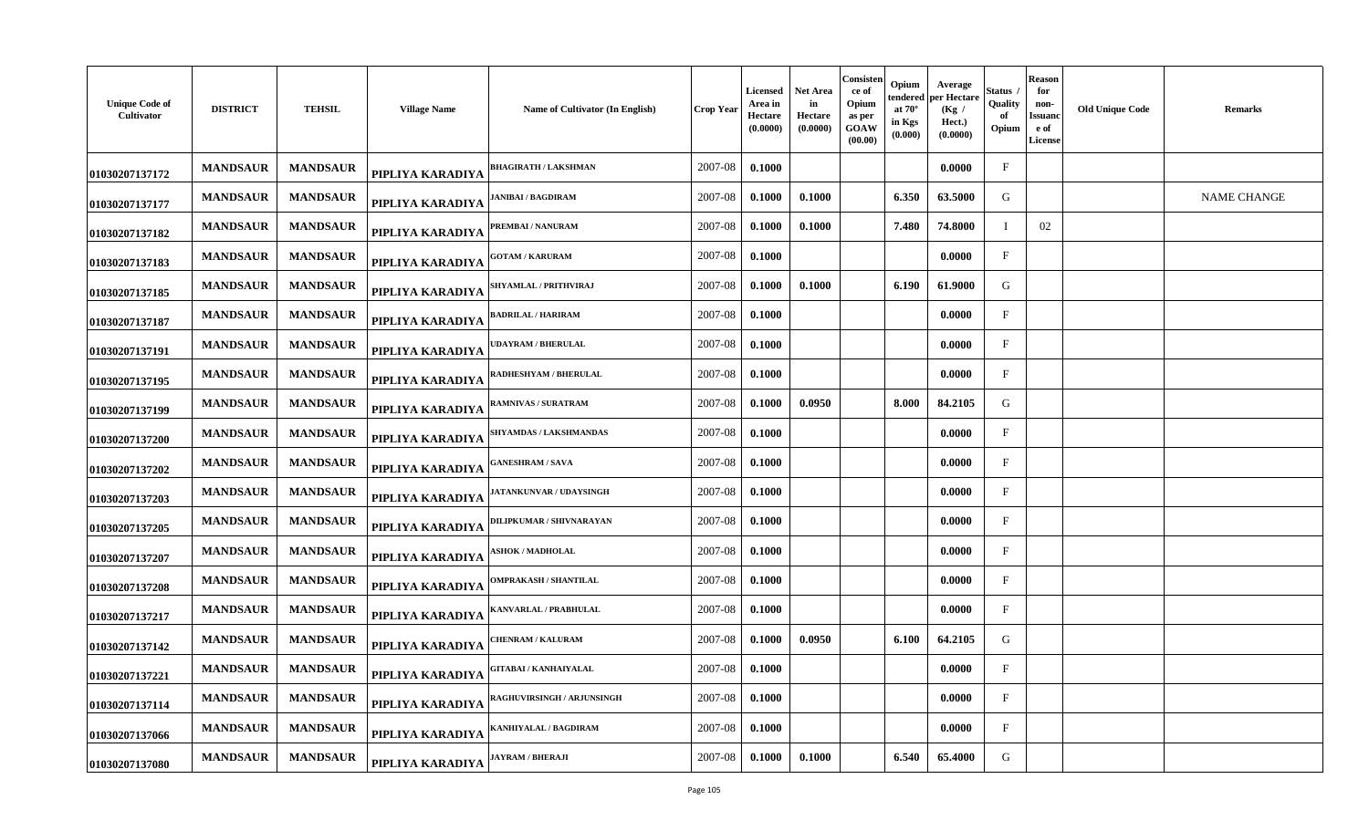| Unique Code of Cultivator | DISTRICT | TEHSIL | Village Name | Name of Cultivator (In English) | Crop Year | Licensed Area in Hectare (0.0000) | Net Area in Hectare (0.0000) | Consistence of Opium as per GOAW (00.00) | Opium tendered at 70° in Kgs (0.000) | Average per Hectare (Kg / Hect.) (0.0000) | Status / Quality of Opium | Reason for non-Issuance of License | Old Unique Code | Remarks |
|---|---|---|---|---|---|---|---|---|---|---|---|---|---|---|
| 01030207137172 | MANDSAUR | MANDSAUR | PIPLIYA KARADIYA | BHAGIRATH / LAKSHMAN | 2007-08 | 0.1000 | | | | 0.0000 | F | | | |
| 01030207137177 | MANDSAUR | MANDSAUR | PIPLIYA KARADIYA | JANIBAI / BAGDIRAM | 2007-08 | 0.1000 | 0.1000 | | 6.350 | 63.5000 | G | | | NAME CHANGE |
| 01030207137182 | MANDSAUR | MANDSAUR | PIPLIYA KARADIYA | PREMBAI / NANURAM | 2007-08 | 0.1000 | 0.1000 | | 7.480 | 74.8000 | I | 02 | | |
| 01030207137183 | MANDSAUR | MANDSAUR | PIPLIYA KARADIYA | GOTAM / KARURAM | 2007-08 | 0.1000 | | | | 0.0000 | F | | | |
| 01030207137185 | MANDSAUR | MANDSAUR | PIPLIYA KARADIYA | SHYAMLAL / PRITHVIRAJ | 2007-08 | 0.1000 | 0.1000 | | 6.190 | 61.9000 | G | | | |
| 01030207137187 | MANDSAUR | MANDSAUR | PIPLIYA KARADIYA | BADRILAL / HARIRAM | 2007-08 | 0.1000 | | | | 0.0000 | F | | | |
| 01030207137191 | MANDSAUR | MANDSAUR | PIPLIYA KARADIYA | UDAYRAM / BHERULAL | 2007-08 | 0.1000 | | | | 0.0000 | F | | | |
| 01030207137195 | MANDSAUR | MANDSAUR | PIPLIYA KARADIYA | RADHESHYAM / BHERULAL | 2007-08 | 0.1000 | | | | 0.0000 | F | | | |
| 01030207137199 | MANDSAUR | MANDSAUR | PIPLIYA KARADIYA | RAMNIVAS / SURATRAM | 2007-08 | 0.1000 | 0.0950 | | 8.000 | 84.2105 | G | | | |
| 01030207137200 | MANDSAUR | MANDSAUR | PIPLIYA KARADIYA | SHYAMDAS / LAKSHMANDAS | 2007-08 | 0.1000 | | | | 0.0000 | F | | | |
| 01030207137202 | MANDSAUR | MANDSAUR | PIPLIYA KARADIYA | GANESHRAM / SAVA | 2007-08 | 0.1000 | | | | 0.0000 | F | | | |
| 01030207137203 | MANDSAUR | MANDSAUR | PIPLIYA KARADIYA | JATANKUNVAR / UDAYSINGH | 2007-08 | 0.1000 | | | | 0.0000 | F | | | |
| 01030207137205 | MANDSAUR | MANDSAUR | PIPLIYA KARADIYA | DILIPKUMAR / SHIVNARAYAN | 2007-08 | 0.1000 | | | | 0.0000 | F | | | |
| 01030207137207 | MANDSAUR | MANDSAUR | PIPLIYA KARADIYA | ASHOK / MADHOLAL | 2007-08 | 0.1000 | | | | 0.0000 | F | | | |
| 01030207137208 | MANDSAUR | MANDSAUR | PIPLIYA KARADIYA | OMPRAKASH / SHANTILAL | 2007-08 | 0.1000 | | | | 0.0000 | F | | | |
| 01030207137217 | MANDSAUR | MANDSAUR | PIPLIYA KARADIYA | KANVARLAL / PRABHULAL | 2007-08 | 0.1000 | | | | 0.0000 | F | | | |
| 01030207137142 | MANDSAUR | MANDSAUR | PIPLIYA KARADIYA | CHENRAM / KALURAM | 2007-08 | 0.1000 | 0.0950 | | 6.100 | 64.2105 | G | | | |
| 01030207137221 | MANDSAUR | MANDSAUR | PIPLIYA KARADIYA | GITABAI / KANHAIYALAL | 2007-08 | 0.1000 | | | | 0.0000 | F | | | |
| 01030207137114 | MANDSAUR | MANDSAUR | PIPLIYA KARADIYA | RAGHUVIRSINGH / ARJUNSINGH | 2007-08 | 0.1000 | | | | 0.0000 | F | | | |
| 01030207137066 | MANDSAUR | MANDSAUR | PIPLIYA KARADIYA | KANHIYALAL / BAGDIRAM | 2007-08 | 0.1000 | | | | 0.0000 | F | | | |
| 01030207137080 | MANDSAUR | MANDSAUR | PIPLIYA KARADIYA | JAYRAM / BHERAJI | 2007-08 | 0.1000 | 0.1000 | | 6.540 | 65.4000 | G | | | |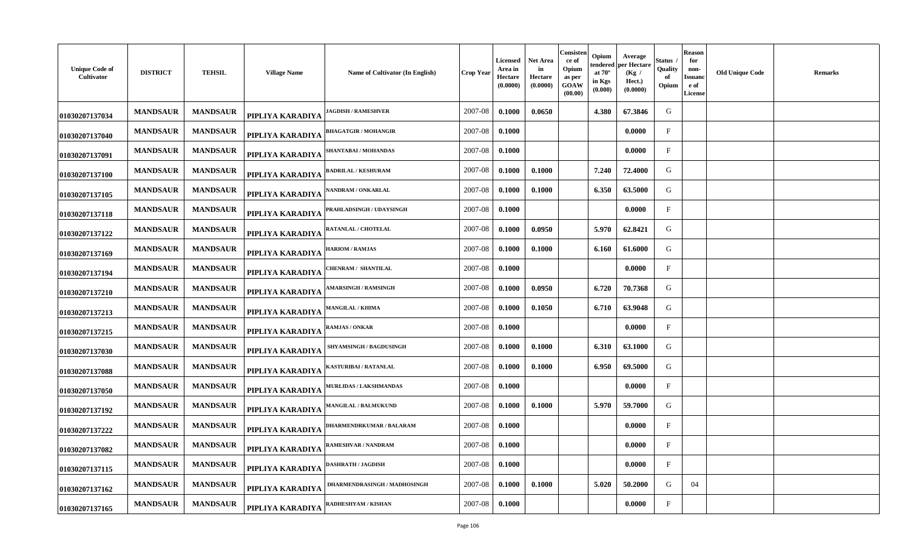| Unique Code of Cultivator | DISTRICT | TEHSIL | Village Name | Name of Cultivator (In English) | Crop Year | Licensed Area in Hectare (0.0000) | Net Area in Hectare (0.0000) | Consistence of Opium as per GOAW (00.00) | Opium tendered at 70° in Kgs (0.000) | Average per Hectare (Kg / Hect.) (0.0000) | Status / Quality of Opium | Reason for non-Issuance of License | Old Unique Code | Remarks |
|---|---|---|---|---|---|---|---|---|---|---|---|---|---|---|
| 01030207137034 | MANDSAUR | MANDSAUR | PIPLIYA KARADIYA | JAGDISH / RAMESHVER | 2007-08 | 0.1000 | 0.0650 | | 4.380 | 67.3846 | G | | | |
| 01030207137040 | MANDSAUR | MANDSAUR | PIPLIYA KARADIYA | BHAGATGIR / MOHANGIR | 2007-08 | 0.1000 | | | | 0.0000 | F | | | |
| 01030207137091 | MANDSAUR | MANDSAUR | PIPLIYA KARADIYA | SHANTABAI / MOHANDAS | 2007-08 | 0.1000 | | | | 0.0000 | F | | | |
| 01030207137100 | MANDSAUR | MANDSAUR | PIPLIYA KARADIYA | BADRILAL / KESHURAM | 2007-08 | 0.1000 | 0.1000 | | 7.240 | 72.4000 | G | | | |
| 01030207137105 | MANDSAUR | MANDSAUR | PIPLIYA KARADIYA | NANDRAM / ONKARLAL | 2007-08 | 0.1000 | 0.1000 | | 6.350 | 63.5000 | G | | | |
| 01030207137118 | MANDSAUR | MANDSAUR | PIPLIYA KARADIYA | PRAHLADSINGH / UDAYSINGH | 2007-08 | 0.1000 | | | | 0.0000 | F | | | |
| 01030207137122 | MANDSAUR | MANDSAUR | PIPLIYA KARADIYA | RATANLAL / CHOTELAL | 2007-08 | 0.1000 | 0.0950 | | 5.970 | 62.8421 | G | | | |
| 01030207137169 | MANDSAUR | MANDSAUR | PIPLIYA KARADIYA | HARIOM / RAMJAS | 2007-08 | 0.1000 | 0.1000 | | 6.160 | 61.6000 | G | | | |
| 01030207137194 | MANDSAUR | MANDSAUR | PIPLIYA KARADIYA | CHENRAM / SHANTILAL | 2007-08 | 0.1000 | | | | 0.0000 | F | | | |
| 01030207137210 | MANDSAUR | MANDSAUR | PIPLIYA KARADIYA | AMARSINGH / RAMSINGH | 2007-08 | 0.1000 | 0.0950 | | 6.720 | 70.7368 | G | | | |
| 01030207137213 | MANDSAUR | MANDSAUR | PIPLIYA KARADIYA | MANGILAL / KHIMA | 2007-08 | 0.1000 | 0.1050 | | 6.710 | 63.9048 | G | | | |
| 01030207137215 | MANDSAUR | MANDSAUR | PIPLIYA KARADIYA | RAMJAS / ONKAR | 2007-08 | 0.1000 | | | | 0.0000 | F | | | |
| 01030207137030 | MANDSAUR | MANDSAUR | PIPLIYA KARADIYA | SHYAMSINGH / BAGDUSINGH | 2007-08 | 0.1000 | 0.1000 | | 6.310 | 63.1000 | G | | | |
| 01030207137088 | MANDSAUR | MANDSAUR | PIPLIYA KARADIYA | KASTURIBAI / RATANLAL | 2007-08 | 0.1000 | 0.1000 | | 6.950 | 69.5000 | G | | | |
| 01030207137050 | MANDSAUR | MANDSAUR | PIPLIYA KARADIYA | MURLIDAS / LAKSHMANDAS | 2007-08 | 0.1000 | | | | 0.0000 | F | | | |
| 01030207137192 | MANDSAUR | MANDSAUR | PIPLIYA KARADIYA | MANGILAL / BALMUKUND | 2007-08 | 0.1000 | 0.1000 | | 5.970 | 59.7000 | G | | | |
| 01030207137222 | MANDSAUR | MANDSAUR | PIPLIYA KARADIYA | DHARMENDRKUMAR / BALARAM | 2007-08 | 0.1000 | | | | 0.0000 | F | | | |
| 01030207137082 | MANDSAUR | MANDSAUR | PIPLIYA KARADIYA | RAMESHVAR / NANDRAM | 2007-08 | 0.1000 | | | | 0.0000 | F | | | |
| 01030207137115 | MANDSAUR | MANDSAUR | PIPLIYA KARADIYA | DASHRATH / JAGDISH | 2007-08 | 0.1000 | | | | 0.0000 | F | | | |
| 01030207137162 | MANDSAUR | MANDSAUR | PIPLIYA KARADIYA | DHARMENDRASINGH / MADHOSINGH | 2007-08 | 0.1000 | 0.1000 | | 5.020 | 50.2000 | G | 04 | | |
| 01030207137165 | MANDSAUR | MANDSAUR | PIPLIYA KARADIYA | RADHESHYAM / KISHAN | 2007-08 | 0.1000 | | | | 0.0000 | F | | | |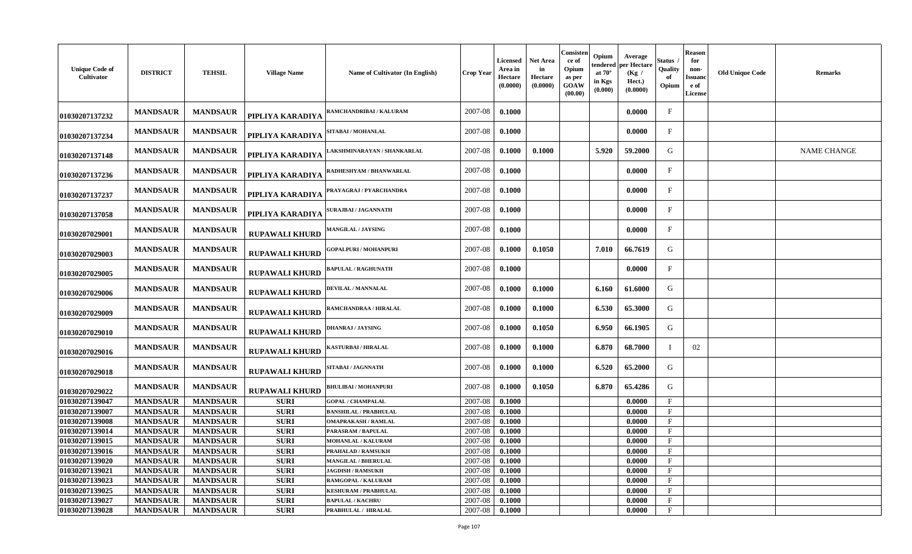| Unique Code of Cultivator | DISTRICT | TEHSIL | Village Name | Name of Cultivator (In English) | Crop Year | Licensed Area in Hectare (0.0000) | Net Area in Hectare (0.0000) | Consistence of Opium as per GOAW (00.00) | Opium tendered at 70° in Kgs (0.000) | Average per Hectare (Kg / Hect.) (0.0000) | Status / Quality of Opium | Reason for non-Issuance of License | Old Unique Code | Remarks |
|---|---|---|---|---|---|---|---|---|---|---|---|---|---|---|
| 01030207137232 | MANDSAUR | MANDSAUR | PIPLIYA KARADIYA | RAMCHANDRIBAI / KALURAM | 2007-08 | 0.1000 | | | | 0.0000 | F | | | |
| 01030207137234 | MANDSAUR | MANDSAUR | PIPLIYA KARADIYA | SITABAI / MOHANLAL | 2007-08 | 0.1000 | | | | 0.0000 | F | | | |
| 01030207137148 | MANDSAUR | MANDSAUR | PIPLIYA KARADIYA | LAKSHMINARAYAN / SHANKARLAL | 2007-08 | 0.1000 | 0.1000 | | 5.920 | 59.2000 | G | | | NAME CHANGE |
| 01030207137236 | MANDSAUR | MANDSAUR | PIPLIYA KARADIYA | RADHESHYAM / BHANWARLAL | 2007-08 | 0.1000 | | | | 0.0000 | F | | | |
| 01030207137237 | MANDSAUR | MANDSAUR | PIPLIYA KARADIYA | PRAYAGRAJ / PYARCHANDRA | 2007-08 | 0.1000 | | | | 0.0000 | F | | | |
| 01030207137058 | MANDSAUR | MANDSAUR | PIPLIYA KARADIYA | SURAJBAI / JAGANNATH | 2007-08 | 0.1000 | | | | 0.0000 | F | | | |
| 01030207029001 | MANDSAUR | MANDSAUR | RUPAWALI KHURD | MANGILAL / JAYSING | 2007-08 | 0.1000 | | | | 0.0000 | F | | | |
| 01030207029003 | MANDSAUR | MANDSAUR | RUPAWALI KHURD | GOPALPURI / MOHANPURI | 2007-08 | 0.1000 | 0.1050 | | 7.010 | 66.7619 | G | | | |
| 01030207029005 | MANDSAUR | MANDSAUR | RUPAWALI KHURD | BAPULAL / RAGHUNATH | 2007-08 | 0.1000 | | | | 0.0000 | F | | | |
| 01030207029006 | MANDSAUR | MANDSAUR | RUPAWALI KHURD | DEVILAL / MANNALAL | 2007-08 | 0.1000 | 0.1000 | | 6.160 | 61.6000 | G | | | |
| 01030207029009 | MANDSAUR | MANDSAUR | RUPAWALI KHURD | RAMCHANDRAA / HIRALAL | 2007-08 | 0.1000 | 0.1000 | | 6.530 | 65.3000 | G | | | |
| 01030207029010 | MANDSAUR | MANDSAUR | RUPAWALI KHURD | DHANRAJ / JAYSING | 2007-08 | 0.1000 | 0.1050 | | 6.950 | 66.1905 | G | | | |
| 01030207029016 | MANDSAUR | MANDSAUR | RUPAWALI KHURD | KASTURBAI / HIRALAL | 2007-08 | 0.1000 | 0.1000 | | 6.870 | 68.7000 | I | 02 | | |
| 01030207029018 | MANDSAUR | MANDSAUR | RUPAWALI KHURD | SITABAI / JAGNNATH | 2007-08 | 0.1000 | 0.1000 | | 6.520 | 65.2000 | G | | | |
| 01030207029022 | MANDSAUR | MANDSAUR | RUPAWALI KHURD | BHULIBAI / MOHANPURI | 2007-08 | 0.1000 | 0.1050 | | 6.870 | 65.4286 | G | | | |
| 01030207139047 | MANDSAUR | MANDSAUR | SURI | GOPAL / CHAMPALAL | 2007-08 | 0.1000 | | | | 0.0000 | F | | | |
| 01030207139007 | MANDSAUR | MANDSAUR | SURI | BANSHILAL / PRABHULAL | 2007-08 | 0.1000 | | | | 0.0000 | F | | | |
| 01030207139008 | MANDSAUR | MANDSAUR | SURI | OMAPRAKASH / RAMLAL | 2007-08 | 0.1000 | | | | 0.0000 | F | | | |
| 01030207139014 | MANDSAUR | MANDSAUR | SURI | PARASRAM / BAPULAL | 2007-08 | 0.1000 | | | | 0.0000 | F | | | |
| 01030207139015 | MANDSAUR | MANDSAUR | SURI | MOHANLAL / KALURAM | 2007-08 | 0.1000 | | | | 0.0000 | F | | | |
| 01030207139016 | MANDSAUR | MANDSAUR | SURI | PRAHALAD / RAMSUKH | 2007-08 | 0.1000 | | | | 0.0000 | F | | | |
| 01030207139020 | MANDSAUR | MANDSAUR | SURI | MANGILAL / BHERULAL | 2007-08 | 0.1000 | | | | 0.0000 | F | | | |
| 01030207139021 | MANDSAUR | MANDSAUR | SURI | JAGDISH / RAMSUKH | 2007-08 | 0.1000 | | | | 0.0000 | F | | | |
| 01030207139023 | MANDSAUR | MANDSAUR | SURI | RAMGOPAL / KALURAM | 2007-08 | 0.1000 | | | | 0.0000 | F | | | |
| 01030207139025 | MANDSAUR | MANDSAUR | SURI | KESHURAM / PRABHULAL | 2007-08 | 0.1000 | | | | 0.0000 | F | | | |
| 01030207139027 | MANDSAUR | MANDSAUR | SURI | BAPULAL / KACHRU | 2007-08 | 0.1000 | | | | 0.0000 | F | | | |
| 01030207139028 | MANDSAUR | MANDSAUR | SURI | PRABHULAL / HIRALAL | 2007-08 | 0.1000 | | | | 0.0000 | F | | | |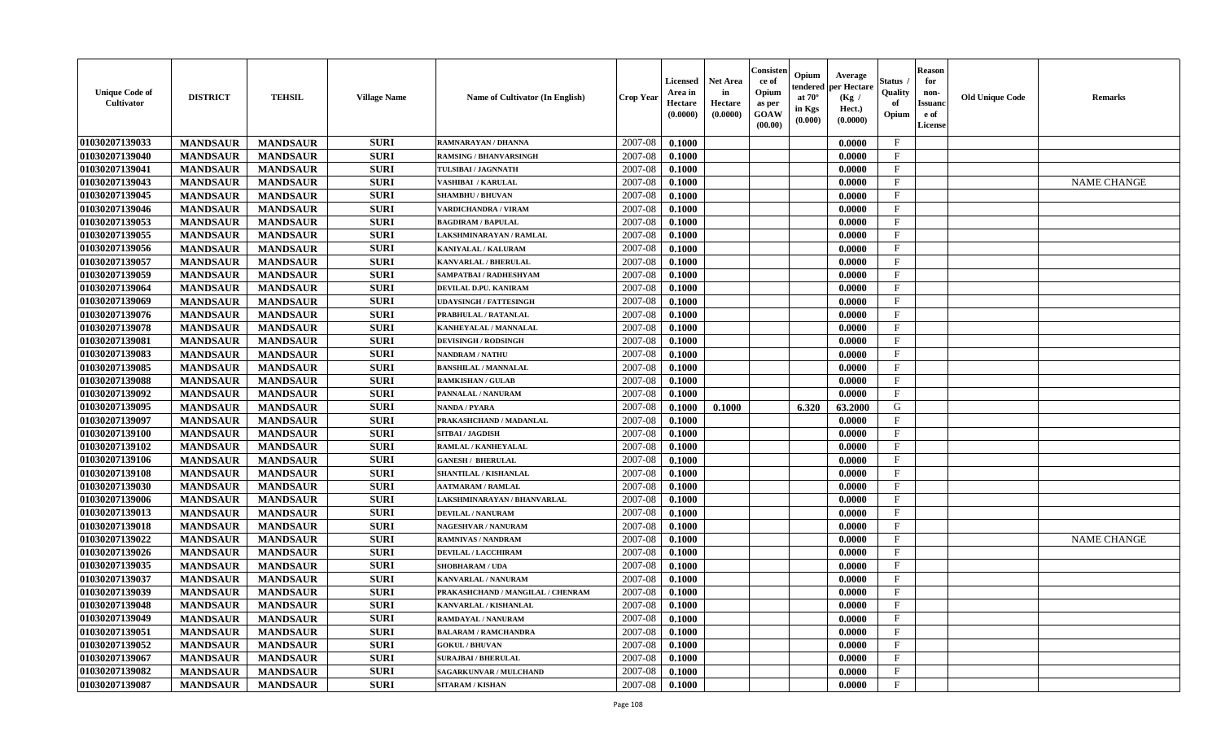| Unique Code of Cultivator | DISTRICT | TEHSIL | Village Name | Name of Cultivator (In English) | Crop Year | Licensed Area in Hectare (0.0000) | Net Area in Hectare (0.0000) | Consistence of Opium as per GOAW (00.00) | Opium tendered at 70° in Kgs (0.000) | Average per Hectare (Kg / Hect.) (0.0000) | Status / Quality of Opium | Reason for non-Issuance of License | Old Unique Code | Remarks |
|---|---|---|---|---|---|---|---|---|---|---|---|---|---|---|
| 01030207139033 | MANDSAUR | MANDSAUR | SURI | RAMNARAYAN / DHANNA | 2007-08 | 0.1000 | | | | 0.0000 | F | | | |
| 01030207139040 | MANDSAUR | MANDSAUR | SURI | RAMSING / BHANVARSINGH | 2007-08 | 0.1000 | | | | 0.0000 | F | | | |
| 01030207139041 | MANDSAUR | MANDSAUR | SURI | TULSIBAI / JAGNNATH | 2007-08 | 0.1000 | | | | 0.0000 | F | | | |
| 01030207139043 | MANDSAUR | MANDSAUR | SURI | VASHIBAI / KARULAL | 2007-08 | 0.1000 | | | | 0.0000 | F | | | NAME CHANGE |
| 01030207139045 | MANDSAUR | MANDSAUR | SURI | SHAMBHU / BHUVAN | 2007-08 | 0.1000 | | | | 0.0000 | F | | | |
| 01030207139046 | MANDSAUR | MANDSAUR | SURI | VARDICHANDRA / VIRAM | 2007-08 | 0.1000 | | | | 0.0000 | F | | | |
| 01030207139053 | MANDSAUR | MANDSAUR | SURI | BAGDIRAM / BAPULAL | 2007-08 | 0.1000 | | | | 0.0000 | F | | | |
| 01030207139055 | MANDSAUR | MANDSAUR | SURI | LAKSHMINARAYAN / RAMLAL | 2007-08 | 0.1000 | | | | 0.0000 | F | | | |
| 01030207139056 | MANDSAUR | MANDSAUR | SURI | KANIYALAL / KALURAM | 2007-08 | 0.1000 | | | | 0.0000 | F | | | |
| 01030207139057 | MANDSAUR | MANDSAUR | SURI | KANVARLAL / BHERULAL | 2007-08 | 0.1000 | | | | 0.0000 | F | | | |
| 01030207139059 | MANDSAUR | MANDSAUR | SURI | SAMPATBAI / RADHESHYAM | 2007-08 | 0.1000 | | | | 0.0000 | F | | | |
| 01030207139064 | MANDSAUR | MANDSAUR | SURI | DEVILAL D.PU. KANIRAM | 2007-08 | 0.1000 | | | | 0.0000 | F | | | |
| 01030207139069 | MANDSAUR | MANDSAUR | SURI | UDAYSINGH / FATTESINGH | 2007-08 | 0.1000 | | | | 0.0000 | F | | | |
| 01030207139076 | MANDSAUR | MANDSAUR | SURI | PRABHULAL / RATANLAL | 2007-08 | 0.1000 | | | | 0.0000 | F | | | |
| 01030207139078 | MANDSAUR | MANDSAUR | SURI | KANHEYALAL / MANNALAL | 2007-08 | 0.1000 | | | | 0.0000 | F | | | |
| 01030207139081 | MANDSAUR | MANDSAUR | SURI | DEVISINGH / RODSINGH | 2007-08 | 0.1000 | | | | 0.0000 | F | | | |
| 01030207139083 | MANDSAUR | MANDSAUR | SURI | NANDRAM / NATHU | 2007-08 | 0.1000 | | | | 0.0000 | F | | | |
| 01030207139085 | MANDSAUR | MANDSAUR | SURI | BANSHILAL / MANNALAL | 2007-08 | 0.1000 | | | | 0.0000 | F | | | |
| 01030207139088 | MANDSAUR | MANDSAUR | SURI | RAMKISHAN / GULAB | 2007-08 | 0.1000 | | | | 0.0000 | F | | | |
| 01030207139092 | MANDSAUR | MANDSAUR | SURI | PANNALAL / NANURAM | 2007-08 | 0.1000 | | | | 0.0000 | F | | | |
| 01030207139095 | MANDSAUR | MANDSAUR | SURI | NANDA / PYARA | 2007-08 | 0.1000 | 0.1000 | | 6.320 | 63.2000 | G | | | |
| 01030207139097 | MANDSAUR | MANDSAUR | SURI | PRAKASHCHAND / MADANLAL | 2007-08 | 0.1000 | | | | 0.0000 | F | | | |
| 01030207139100 | MANDSAUR | MANDSAUR | SURI | SITBAI / JAGDISH | 2007-08 | 0.1000 | | | | 0.0000 | F | | | |
| 01030207139102 | MANDSAUR | MANDSAUR | SURI | RAMLAL / KANHEYALAL | 2007-08 | 0.1000 | | | | 0.0000 | F | | | |
| 01030207139106 | MANDSAUR | MANDSAUR | SURI | GANESH / BHERULAL | 2007-08 | 0.1000 | | | | 0.0000 | F | | | |
| 01030207139108 | MANDSAUR | MANDSAUR | SURI | SHANTILAL / KISHANLAL | 2007-08 | 0.1000 | | | | 0.0000 | F | | | |
| 01030207139030 | MANDSAUR | MANDSAUR | SURI | AATMARAM / RAMLAL | 2007-08 | 0.1000 | | | | 0.0000 | F | | | |
| 01030207139006 | MANDSAUR | MANDSAUR | SURI | LAKSHMINARAYAN / BHANVARLAL | 2007-08 | 0.1000 | | | | 0.0000 | F | | | |
| 01030207139013 | MANDSAUR | MANDSAUR | SURI | DEVILAL / NANURAM | 2007-08 | 0.1000 | | | | 0.0000 | F | | | |
| 01030207139018 | MANDSAUR | MANDSAUR | SURI | NAGESHVAR / NANURAM | 2007-08 | 0.1000 | | | | 0.0000 | F | | | |
| 01030207139022 | MANDSAUR | MANDSAUR | SURI | RAMNIVAS / NANDRAM | 2007-08 | 0.1000 | | | | 0.0000 | F | | | NAME CHANGE |
| 01030207139026 | MANDSAUR | MANDSAUR | SURI | DEVILAL / LACCHIRAM | 2007-08 | 0.1000 | | | | 0.0000 | F | | | |
| 01030207139035 | MANDSAUR | MANDSAUR | SURI | SHOBHARAM / UDA | 2007-08 | 0.1000 | | | | 0.0000 | F | | | |
| 01030207139037 | MANDSAUR | MANDSAUR | SURI | KANVARLAL / NANURAM | 2007-08 | 0.1000 | | | | 0.0000 | F | | | |
| 01030207139039 | MANDSAUR | MANDSAUR | SURI | PRAKASHCHAND / MANGILAL / CHENRAM | 2007-08 | 0.1000 | | | | 0.0000 | F | | | |
| 01030207139048 | MANDSAUR | MANDSAUR | SURI | KANVARLAL / KISHANLAL | 2007-08 | 0.1000 | | | | 0.0000 | F | | | |
| 01030207139049 | MANDSAUR | MANDSAUR | SURI | RAMDAYAL / NANURAM | 2007-08 | 0.1000 | | | | 0.0000 | F | | | |
| 01030207139051 | MANDSAUR | MANDSAUR | SURI | BALARAM / RAMCHANDRA | 2007-08 | 0.1000 | | | | 0.0000 | F | | | |
| 01030207139052 | MANDSAUR | MANDSAUR | SURI | GOKUL / BHUVAN | 2007-08 | 0.1000 | | | | 0.0000 | F | | | |
| 01030207139067 | MANDSAUR | MANDSAUR | SURI | SURAJBAI / BHERULAL | 2007-08 | 0.1000 | | | | 0.0000 | F | | | |
| 01030207139082 | MANDSAUR | MANDSAUR | SURI | SAGARKUNVAR / MULCHAND | 2007-08 | 0.1000 | | | | 0.0000 | F | | | |
| 01030207139087 | MANDSAUR | MANDSAUR | SURI | SITARAM / KISHAN | 2007-08 | 0.1000 | | | | 0.0000 | F | | | |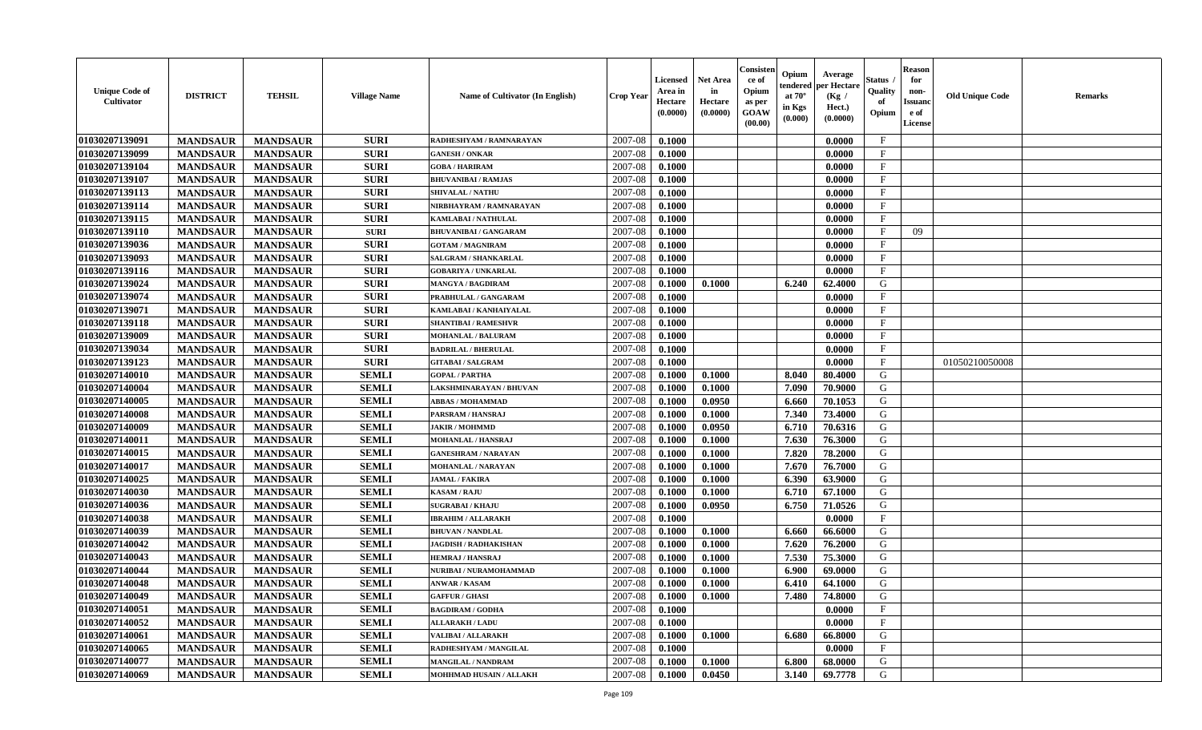| Unique Code of Cultivator | DISTRICT | TEHSIL | Village Name | Name of Cultivator (In English) | Crop Year | Licensed Area in Hectare (0.0000) | Net Area in Hectare (0.0000) | Consistence of Opium as per GOAW (00.00) | Opium tendered at 70° in Kgs (0.000) | Average per Hectare (Kg / Hect.) (0.0000) | Status / Quality of Opium | Reason for non-Issuance of License | Old Unique Code | Remarks |
|---|---|---|---|---|---|---|---|---|---|---|---|---|---|---|
| 01030207139091 | MANDSAUR | MANDSAUR | SURI | RADHESHYAM / RAMNARAYAN | 2007-08 | 0.1000 | | | | 0.0000 | F | | | |
| 01030207139099 | MANDSAUR | MANDSAUR | SURI | GANESH / ONKAR | 2007-08 | 0.1000 | | | | 0.0000 | F | | | |
| 01030207139104 | MANDSAUR | MANDSAUR | SURI | GOBA / HARIRAM | 2007-08 | 0.1000 | | | | 0.0000 | F | | | |
| 01030207139107 | MANDSAUR | MANDSAUR | SURI | BHUVANIBAI / RAMJAS | 2007-08 | 0.1000 | | | | 0.0000 | F | | | |
| 01030207139113 | MANDSAUR | MANDSAUR | SURI | SHIVALAL / NATHU | 2007-08 | 0.1000 | | | | 0.0000 | F | | | |
| 01030207139114 | MANDSAUR | MANDSAUR | SURI | NIRBHAYRAM / RAMNARAYAN | 2007-08 | 0.1000 | | | | 0.0000 | F | | | |
| 01030207139115 | MANDSAUR | MANDSAUR | SURI | KAMLABAI / NATHULAL | 2007-08 | 0.1000 | | | | 0.0000 | F | | | |
| 01030207139110 | MANDSAUR | MANDSAUR | SURI | BHUVANIBAI / GANGARAM | 2007-08 | 0.1000 | | | | 0.0000 | F | 09 | | |
| 01030207139036 | MANDSAUR | MANDSAUR | SURI | GOTAM / MAGNIRAM | 2007-08 | 0.1000 | | | | 0.0000 | F | | | |
| 01030207139093 | MANDSAUR | MANDSAUR | SURI | SALGRAM / SHANKARLAL | 2007-08 | 0.1000 | | | | 0.0000 | F | | | |
| 01030207139116 | MANDSAUR | MANDSAUR | SURI | GOBARIYA / UNKARLAL | 2007-08 | 0.1000 | | | | 0.0000 | F | | | |
| 01030207139024 | MANDSAUR | MANDSAUR | SURI | MANGYA / BAGDIRAM | 2007-08 | 0.1000 | 0.1000 | | 6.240 | 62.4000 | G | | | |
| 01030207139074 | MANDSAUR | MANDSAUR | SURI | PRABHULAL / GANGARAM | 2007-08 | 0.1000 | | | | 0.0000 | F | | | |
| 01030207139071 | MANDSAUR | MANDSAUR | SURI | KAMLABAI / KANHAIYALAL | 2007-08 | 0.1000 | | | | 0.0000 | F | | | |
| 01030207139118 | MANDSAUR | MANDSAUR | SURI | SHANTIBAI / RAMESHVR | 2007-08 | 0.1000 | | | | 0.0000 | F | | | |
| 01030207139009 | MANDSAUR | MANDSAUR | SURI | MOHANLAL / BALURAM | 2007-08 | 0.1000 | | | | 0.0000 | F | | | |
| 01030207139034 | MANDSAUR | MANDSAUR | SURI | BADRILAL / BHERULAL | 2007-08 | 0.1000 | | | | 0.0000 | F | | | |
| 01030207139123 | MANDSAUR | MANDSAUR | SURI | GITABAI / SALGRAM | 2007-08 | 0.1000 | | | | 0.0000 | F | | 01050210050008 | |
| 01030207140010 | MANDSAUR | MANDSAUR | SEMLI | GOPAL / PARTHA | 2007-08 | 0.1000 | 0.1000 | | 8.040 | 80.4000 | G | | | |
| 01030207140004 | MANDSAUR | MANDSAUR | SEMLI | LAKSHMINARAYAN / BHUVAN | 2007-08 | 0.1000 | 0.1000 | | 7.090 | 70.9000 | G | | | |
| 01030207140005 | MANDSAUR | MANDSAUR | SEMLI | ABBAS / MOHAMMAD | 2007-08 | 0.1000 | 0.0950 | | 6.660 | 70.1053 | G | | | |
| 01030207140008 | MANDSAUR | MANDSAUR | SEMLI | PARSRAM / HANSRAJ | 2007-08 | 0.1000 | 0.1000 | | 7.340 | 73.4000 | G | | | |
| 01030207140009 | MANDSAUR | MANDSAUR | SEMLI | JAKIR / MOHMMD | 2007-08 | 0.1000 | 0.0950 | | 6.710 | 70.6316 | G | | | |
| 01030207140011 | MANDSAUR | MANDSAUR | SEMLI | MOHANLAL / HANSRAJ | 2007-08 | 0.1000 | 0.1000 | | 7.630 | 76.3000 | G | | | |
| 01030207140015 | MANDSAUR | MANDSAUR | SEMLI | GANESHRAM / NARAYAN | 2007-08 | 0.1000 | 0.1000 | | 7.820 | 78.2000 | G | | | |
| 01030207140017 | MANDSAUR | MANDSAUR | SEMLI | MOHANLAL / NARAYAN | 2007-08 | 0.1000 | 0.1000 | | 7.670 | 76.7000 | G | | | |
| 01030207140025 | MANDSAUR | MANDSAUR | SEMLI | JAMAL / FAKIRA | 2007-08 | 0.1000 | 0.1000 | | 6.390 | 63.9000 | G | | | |
| 01030207140030 | MANDSAUR | MANDSAUR | SEMLI | KASAM / RAJU | 2007-08 | 0.1000 | 0.1000 | | 6.710 | 67.1000 | G | | | |
| 01030207140036 | MANDSAUR | MANDSAUR | SEMLI | SUGRABAI / KHAJU | 2007-08 | 0.1000 | 0.0950 | | 6.750 | 71.0526 | G | | | |
| 01030207140038 | MANDSAUR | MANDSAUR | SEMLI | IBRAHIM / ALLARAKH | 2007-08 | 0.1000 | | | | 0.0000 | F | | | |
| 01030207140039 | MANDSAUR | MANDSAUR | SEMLI | BHUVAN / NANDLAL | 2007-08 | 0.1000 | 0.1000 | | 6.660 | 66.6000 | G | | | |
| 01030207140042 | MANDSAUR | MANDSAUR | SEMLI | JAGDISH / RADHAKISHAN | 2007-08 | 0.1000 | 0.1000 | | 7.620 | 76.2000 | G | | | |
| 01030207140043 | MANDSAUR | MANDSAUR | SEMLI | HEMRAJ / HANSRAJ | 2007-08 | 0.1000 | 0.1000 | | 7.530 | 75.3000 | G | | | |
| 01030207140044 | MANDSAUR | MANDSAUR | SEMLI | NURIBAI / NURAMOHAMMAD | 2007-08 | 0.1000 | 0.1000 | | 6.900 | 69.0000 | G | | | |
| 01030207140048 | MANDSAUR | MANDSAUR | SEMLI | ANWAR / KASAM | 2007-08 | 0.1000 | 0.1000 | | 6.410 | 64.1000 | G | | | |
| 01030207140049 | MANDSAUR | MANDSAUR | SEMLI | GAFFUR / GHASI | 2007-08 | 0.1000 | 0.1000 | | 7.480 | 74.8000 | G | | | |
| 01030207140051 | MANDSAUR | MANDSAUR | SEMLI | BAGDIRAM / GODHA | 2007-08 | 0.1000 | | | | 0.0000 | F | | | |
| 01030207140052 | MANDSAUR | MANDSAUR | SEMLI | ALLARAKH / LADU | 2007-08 | 0.1000 | | | | 0.0000 | F | | | |
| 01030207140061 | MANDSAUR | MANDSAUR | SEMLI | VALIBAI / ALLARAKH | 2007-08 | 0.1000 | 0.1000 | | 6.680 | 66.8000 | G | | | |
| 01030207140065 | MANDSAUR | MANDSAUR | SEMLI | RADHESHYAM / MANGILAL | 2007-08 | 0.1000 | | | | 0.0000 | F | | | |
| 01030207140077 | MANDSAUR | MANDSAUR | SEMLI | MANGILAL / NANDRAM | 2007-08 | 0.1000 | 0.1000 | | 6.800 | 68.0000 | G | | | |
| 01030207140069 | MANDSAUR | MANDSAUR | SEMLI | MOHHMAD HUSAIN / ALLAKH | 2007-08 | 0.1000 | 0.0450 | | 3.140 | 69.7778 | G | | | |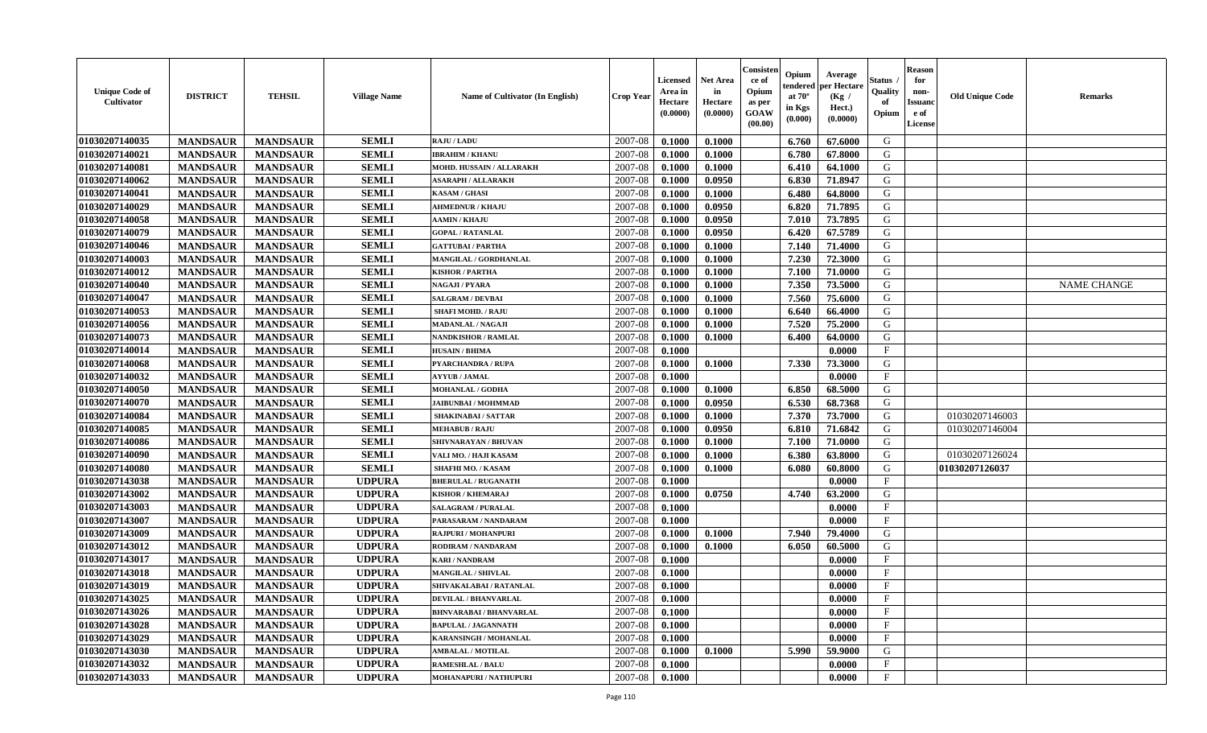| Unique Code of Cultivator | DISTRICT | TEHSIL | Village Name | Name of Cultivator (In English) | Crop Year | Licensed Area in Hectare (0.0000) | Net Area in Hectare (0.0000) | Consistence of Opium as per GOAW (00.00) | Opium tendered at 70° in Kgs (0.000) | Average per Hectare (Kg / Hect.) (0.0000) | Status / Quality of Opium | Reason for non-Issuance of License | Old Unique Code | Remarks |
|---|---|---|---|---|---|---|---|---|---|---|---|---|---|---|
| 01030207140035 | MANDSAUR | MANDSAUR | SEMLI | RAJU / LADU | 2007-08 | 0.1000 | 0.1000 | | 6.760 | 67.6000 | G | | | |
| 01030207140021 | MANDSAUR | MANDSAUR | SEMLI | IBRAHIM / KHANU | 2007-08 | 0.1000 | 0.1000 | | 6.780 | 67.8000 | G | | | |
| 01030207140081 | MANDSAUR | MANDSAUR | SEMLI | MOHD. HUSSAIN / ALLARAKH | 2007-08 | 0.1000 | 0.1000 | | 6.410 | 64.1000 | G | | | |
| 01030207140062 | MANDSAUR | MANDSAUR | SEMLI | ASARAPH / ALLARAKH | 2007-08 | 0.1000 | 0.0950 | | 6.830 | 71.8947 | G | | | |
| 01030207140041 | MANDSAUR | MANDSAUR | SEMLI | KASAM / GHASI | 2007-08 | 0.1000 | 0.1000 | | 6.480 | 64.8000 | G | | | |
| 01030207140029 | MANDSAUR | MANDSAUR | SEMLI | AHMEDNUR / KHAJU | 2007-08 | 0.1000 | 0.0950 | | 6.820 | 71.7895 | G | | | |
| 01030207140058 | MANDSAUR | MANDSAUR | SEMLI | AAMIN / KHAJU | 2007-08 | 0.1000 | 0.0950 | | 7.010 | 73.7895 | G | | | |
| 01030207140079 | MANDSAUR | MANDSAUR | SEMLI | GOPAL / RATANLAL | 2007-08 | 0.1000 | 0.0950 | | 6.420 | 67.5789 | G | | | |
| 01030207140046 | MANDSAUR | MANDSAUR | SEMLI | GATTUBAI / PARTHA | 2007-08 | 0.1000 | 0.1000 | | 7.140 | 71.4000 | G | | | |
| 01030207140003 | MANDSAUR | MANDSAUR | SEMLI | MANGILAL / GORDHANLAL | 2007-08 | 0.1000 | 0.1000 | | 7.230 | 72.3000 | G | | | |
| 01030207140012 | MANDSAUR | MANDSAUR | SEMLI | KISHOR / PARTHA | 2007-08 | 0.1000 | 0.1000 | | 7.100 | 71.0000 | G | | | |
| 01030207140040 | MANDSAUR | MANDSAUR | SEMLI | NAGAJI / PYARA | 2007-08 | 0.1000 | 0.1000 | | 7.350 | 73.5000 | G | | | NAME CHANGE |
| 01030207140047 | MANDSAUR | MANDSAUR | SEMLI | SALGRAM / DEVBAI | 2007-08 | 0.1000 | 0.1000 | | 7.560 | 75.6000 | G | | | |
| 01030207140053 | MANDSAUR | MANDSAUR | SEMLI | SHAFI MOHD. / RAJU | 2007-08 | 0.1000 | 0.1000 | | 6.640 | 66.4000 | G | | | |
| 01030207140056 | MANDSAUR | MANDSAUR | SEMLI | MADANLAL / NAGAJI | 2007-08 | 0.1000 | 0.1000 | | 7.520 | 75.2000 | G | | | |
| 01030207140073 | MANDSAUR | MANDSAUR | SEMLI | NANDKISHOR / RAMLAL | 2007-08 | 0.1000 | 0.1000 | | 6.400 | 64.0000 | G | | | |
| 01030207140014 | MANDSAUR | MANDSAUR | SEMLI | HUSAIN / BHIMA | 2007-08 | 0.1000 | | | | 0.0000 | F | | | |
| 01030207140068 | MANDSAUR | MANDSAUR | SEMLI | PYARCHANDRA / RUPA | 2007-08 | 0.1000 | 0.1000 | | 7.330 | 73.3000 | G | | | |
| 01030207140032 | MANDSAUR | MANDSAUR | SEMLI | AYYUB / JAMAL | 2007-08 | 0.1000 | | | | 0.0000 | F | | | |
| 01030207140050 | MANDSAUR | MANDSAUR | SEMLI | MOHANLAL / GODHA | 2007-08 | 0.1000 | 0.1000 | | 6.850 | 68.5000 | G | | | |
| 01030207140070 | MANDSAUR | MANDSAUR | SEMLI | JAIBUNBAI / MOHMMAD | 2007-08 | 0.1000 | 0.0950 | | 6.530 | 68.7368 | G | | | |
| 01030207140084 | MANDSAUR | MANDSAUR | SEMLI | SHAKINABAI / SATTAR | 2007-08 | 0.1000 | 0.1000 | | 7.370 | 73.7000 | G | | 01030207146003 | |
| 01030207140085 | MANDSAUR | MANDSAUR | SEMLI | MEHABUB / RAJU | 2007-08 | 0.1000 | 0.0950 | | 6.810 | 71.6842 | G | | 01030207146004 | |
| 01030207140086 | MANDSAUR | MANDSAUR | SEMLI | SHIVNARAYAN / BHUVAN | 2007-08 | 0.1000 | 0.1000 | | 7.100 | 71.0000 | G | | | |
| 01030207140090 | MANDSAUR | MANDSAUR | SEMLI | VALI MO. / HAJI KASAM | 2007-08 | 0.1000 | 0.1000 | | 6.380 | 63.8000 | G | | 01030207126024 | |
| 01030207140080 | MANDSAUR | MANDSAUR | SEMLI | SHAFHI MO. / KASAM | 2007-08 | 0.1000 | 0.1000 | | 6.080 | 60.8000 | G | | 01030207126037 | |
| 01030207143038 | MANDSAUR | MANDSAUR | UDPURA | BHERULAL / RUGANATH | 2007-08 | 0.1000 | | | | 0.0000 | F | | | |
| 01030207143002 | MANDSAUR | MANDSAUR | UDPURA | KISHOR / KHEMARAJ | 2007-08 | 0.1000 | 0.0750 | | 4.740 | 63.2000 | G | | | |
| 01030207143003 | MANDSAUR | MANDSAUR | UDPURA | SALAGRAM / PURALAL | 2007-08 | 0.1000 | | | | 0.0000 | F | | | |
| 01030207143007 | MANDSAUR | MANDSAUR | UDPURA | PARASARAM / NANDARAM | 2007-08 | 0.1000 | | | | 0.0000 | F | | | |
| 01030207143009 | MANDSAUR | MANDSAUR | UDPURA | RAJPURI / MOHANPURI | 2007-08 | 0.1000 | 0.1000 | | 7.940 | 79.4000 | G | | | |
| 01030207143012 | MANDSAUR | MANDSAUR | UDPURA | RODIRAM / NANDARAM | 2007-08 | 0.1000 | 0.1000 | | 6.050 | 60.5000 | G | | | |
| 01030207143017 | MANDSAUR | MANDSAUR | UDPURA | KARI / NANDRAM | 2007-08 | 0.1000 | | | | 0.0000 | F | | | |
| 01030207143018 | MANDSAUR | MANDSAUR | UDPURA | MANGILAL / SHIVLAL | 2007-08 | 0.1000 | | | | 0.0000 | F | | | |
| 01030207143019 | MANDSAUR | MANDSAUR | UDPURA | SHIVAKALABAI / RATANLAL | 2007-08 | 0.1000 | | | | 0.0000 | F | | | |
| 01030207143025 | MANDSAUR | MANDSAUR | UDPURA | DEVILAL / BHANVARLAL | 2007-08 | 0.1000 | | | | 0.0000 | F | | | |
| 01030207143026 | MANDSAUR | MANDSAUR | UDPURA | BHNVARABAI / BHANVARLAL | 2007-08 | 0.1000 | | | | 0.0000 | F | | | |
| 01030207143028 | MANDSAUR | MANDSAUR | UDPURA | BAPULAL / JAGANNATH | 2007-08 | 0.1000 | | | | 0.0000 | F | | | |
| 01030207143029 | MANDSAUR | MANDSAUR | UDPURA | KARANSINGH / MOHANLAL | 2007-08 | 0.1000 | | | | 0.0000 | F | | | |
| 01030207143030 | MANDSAUR | MANDSAUR | UDPURA | AMBALAL / MOTILAL | 2007-08 | 0.1000 | 0.1000 | | 5.990 | 59.9000 | G | | | |
| 01030207143032 | MANDSAUR | MANDSAUR | UDPURA | RAMESHLAL / BALU | 2007-08 | 0.1000 | | | | 0.0000 | F | | | |
| 01030207143033 | MANDSAUR | MANDSAUR | UDPURA | MOHANAPURI / NATHUPURI | 2007-08 | 0.1000 | | | | 0.0000 | F | | | |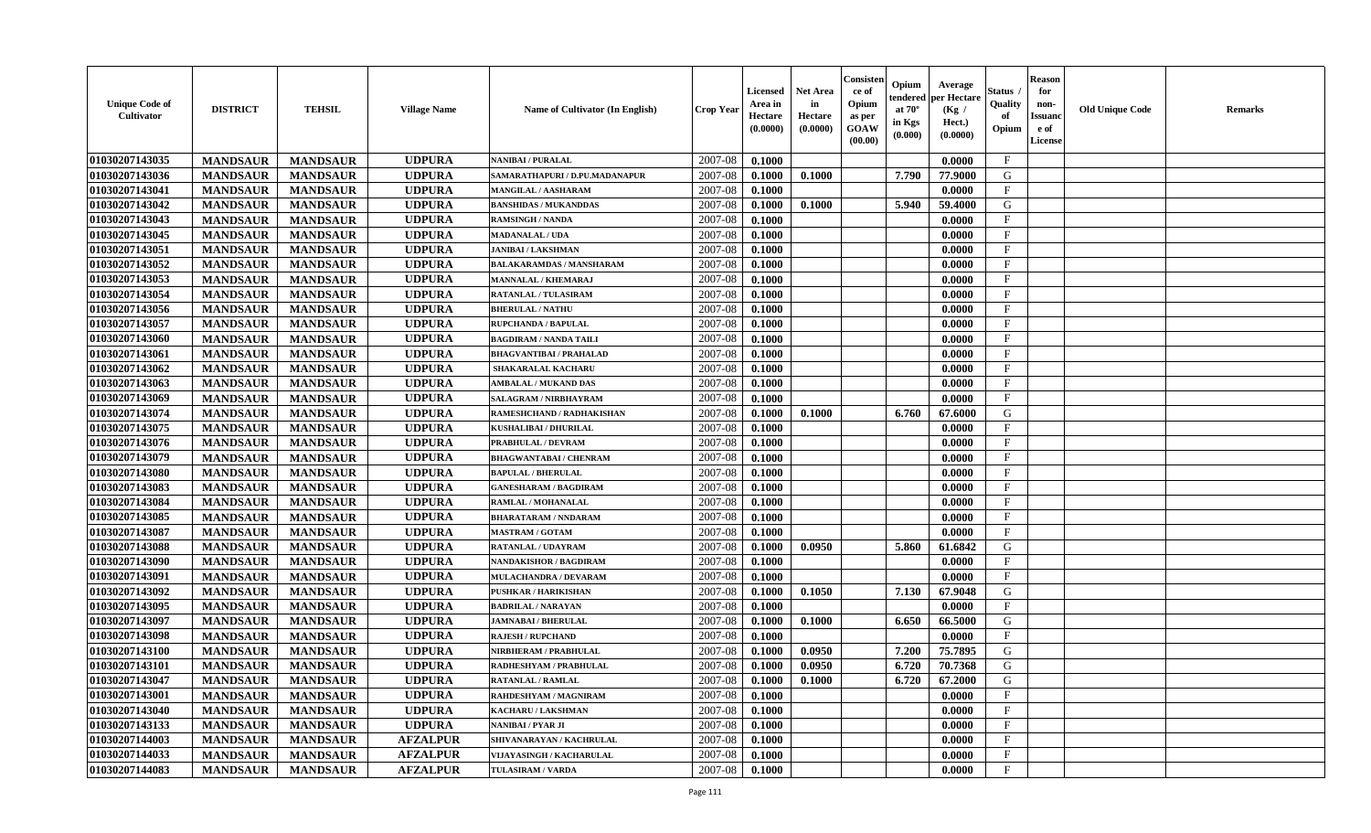| Unique Code of Cultivator | DISTRICT | TEHSIL | Village Name | Name of Cultivator (In English) | Crop Year | Licensed Area in Hectare (0.0000) | Net Area in Hectare (0.0000) | Consistence of Opium as per GOAW (00.00) | Opium tendered at 70° in Kgs (0.000) | Average per Hectare (Kg / Hect.) (0.0000) | Status / Quality of Opium | Reason for non-Issuance of License | Old Unique Code | Remarks |
|---|---|---|---|---|---|---|---|---|---|---|---|---|---|---|
| 01030207143035 | MANDSAUR | MANDSAUR | UDPURA | NANIBAI / PURALAL | 2007-08 | 0.1000 | | | | 0.0000 | F | | | |
| 01030207143036 | MANDSAUR | MANDSAUR | UDPURA | SAMARATHAPURI / D.PU.MADANAPUR | 2007-08 | 0.1000 | 0.1000 | | 7.790 | 77.9000 | G | | | |
| 01030207143041 | MANDSAUR | MANDSAUR | UDPURA | MANGILAL / AASHARAM | 2007-08 | 0.1000 | | | | 0.0000 | F | | | |
| 01030207143042 | MANDSAUR | MANDSAUR | UDPURA | BANSHIDAS / MUKANDDAS | 2007-08 | 0.1000 | 0.1000 | | 5.940 | 59.4000 | G | | | |
| 01030207143043 | MANDSAUR | MANDSAUR | UDPURA | RAMSINGH / NANDA | 2007-08 | 0.1000 | | | | 0.0000 | F | | | |
| 01030207143045 | MANDSAUR | MANDSAUR | UDPURA | MADANALAL / UDA | 2007-08 | 0.1000 | | | | 0.0000 | F | | | |
| 01030207143051 | MANDSAUR | MANDSAUR | UDPURA | JANIBAI / LAKSHMAN | 2007-08 | 0.1000 | | | | 0.0000 | F | | | |
| 01030207143052 | MANDSAUR | MANDSAUR | UDPURA | BALAKARAMDAS / MANSHARAM | 2007-08 | 0.1000 | | | | 0.0000 | F | | | |
| 01030207143053 | MANDSAUR | MANDSAUR | UDPURA | MANNALAL / KHEMARAJ | 2007-08 | 0.1000 | | | | 0.0000 | F | | | |
| 01030207143054 | MANDSAUR | MANDSAUR | UDPURA | RATANLAL / TULASIRAM | 2007-08 | 0.1000 | | | | 0.0000 | F | | | |
| 01030207143056 | MANDSAUR | MANDSAUR | UDPURA | BHERULAL / NATHU | 2007-08 | 0.1000 | | | | 0.0000 | F | | | |
| 01030207143057 | MANDSAUR | MANDSAUR | UDPURA | RUPCHANDA / BAPULAL | 2007-08 | 0.1000 | | | | 0.0000 | F | | | |
| 01030207143060 | MANDSAUR | MANDSAUR | UDPURA | BAGDIRAM / NANDA TAILI | 2007-08 | 0.1000 | | | | 0.0000 | F | | | |
| 01030207143061 | MANDSAUR | MANDSAUR | UDPURA | BHAGVANTIBAI / PRAHALAD | 2007-08 | 0.1000 | | | | 0.0000 | F | | | |
| 01030207143062 | MANDSAUR | MANDSAUR | UDPURA | SHAKARALAL KACHARU | 2007-08 | 0.1000 | | | | 0.0000 | F | | | |
| 01030207143063 | MANDSAUR | MANDSAUR | UDPURA | AMBALAL / MUKAND DAS | 2007-08 | 0.1000 | | | | 0.0000 | F | | | |
| 01030207143069 | MANDSAUR | MANDSAUR | UDPURA | SALAGRAM / NIRBHAYRAM | 2007-08 | 0.1000 | | | | 0.0000 | F | | | |
| 01030207143074 | MANDSAUR | MANDSAUR | UDPURA | RAMESHCHAND / RADHAKISHAN | 2007-08 | 0.1000 | 0.1000 | | 6.760 | 67.6000 | G | | | |
| 01030207143075 | MANDSAUR | MANDSAUR | UDPURA | KUSHALIBAI / DHURILAL | 2007-08 | 0.1000 | | | | 0.0000 | F | | | |
| 01030207143076 | MANDSAUR | MANDSAUR | UDPURA | PRABHULAL / DEVRAM | 2007-08 | 0.1000 | | | | 0.0000 | F | | | |
| 01030207143079 | MANDSAUR | MANDSAUR | UDPURA | BHAGWANTABAI / CHENRAM | 2007-08 | 0.1000 | | | | 0.0000 | F | | | |
| 01030207143080 | MANDSAUR | MANDSAUR | UDPURA | BAPULAL / BHERULAL | 2007-08 | 0.1000 | | | | 0.0000 | F | | | |
| 01030207143083 | MANDSAUR | MANDSAUR | UDPURA | GANESHARAM / BAGDIRAM | 2007-08 | 0.1000 | | | | 0.0000 | F | | | |
| 01030207143084 | MANDSAUR | MANDSAUR | UDPURA | RAMLAL / MOHANALAL | 2007-08 | 0.1000 | | | | 0.0000 | F | | | |
| 01030207143085 | MANDSAUR | MANDSAUR | UDPURA | BHARATARAM / NNDARAM | 2007-08 | 0.1000 | | | | 0.0000 | F | | | |
| 01030207143087 | MANDSAUR | MANDSAUR | UDPURA | MASTRAM / GOTAM | 2007-08 | 0.1000 | | | | 0.0000 | F | | | |
| 01030207143088 | MANDSAUR | MANDSAUR | UDPURA | RATANLAL / UDAYRAM | 2007-08 | 0.1000 | 0.0950 | | 5.860 | 61.6842 | G | | | |
| 01030207143090 | MANDSAUR | MANDSAUR | UDPURA | NANDAKISHOR / BAGDIRAM | 2007-08 | 0.1000 | | | | 0.0000 | F | | | |
| 01030207143091 | MANDSAUR | MANDSAUR | UDPURA | MULACHANDRA / DEVARAM | 2007-08 | 0.1000 | | | | 0.0000 | F | | | |
| 01030207143092 | MANDSAUR | MANDSAUR | UDPURA | PUSHKAR / HARIKISHAN | 2007-08 | 0.1000 | 0.1050 | | 7.130 | 67.9048 | G | | | |
| 01030207143095 | MANDSAUR | MANDSAUR | UDPURA | BADRILAL / NARAYAN | 2007-08 | 0.1000 | | | | 0.0000 | F | | | |
| 01030207143097 | MANDSAUR | MANDSAUR | UDPURA | JAMNABAI / BHERULAL | 2007-08 | 0.1000 | 0.1000 | | 6.650 | 66.5000 | G | | | |
| 01030207143098 | MANDSAUR | MANDSAUR | UDPURA | RAJESH / RUPCHAND | 2007-08 | 0.1000 | | | | 0.0000 | F | | | |
| 01030207143100 | MANDSAUR | MANDSAUR | UDPURA | NIRBHERAM / PRABHULAL | 2007-08 | 0.1000 | 0.0950 | | 7.200 | 75.7895 | G | | | |
| 01030207143101 | MANDSAUR | MANDSAUR | UDPURA | RADHESHYAM / PRABHULAL | 2007-08 | 0.1000 | 0.0950 | | 6.720 | 70.7368 | G | | | |
| 01030207143047 | MANDSAUR | MANDSAUR | UDPURA | RATANLAL / RAMLAL | 2007-08 | 0.1000 | 0.1000 | | 6.720 | 67.2000 | G | | | |
| 01030207143001 | MANDSAUR | MANDSAUR | UDPURA | RAHDESHYAM / MAGNIRAM | 2007-08 | 0.1000 | | | | 0.0000 | F | | | |
| 01030207143040 | MANDSAUR | MANDSAUR | UDPURA | KACHARU / LAKSHMAN | 2007-08 | 0.1000 | | | | 0.0000 | F | | | |
| 01030207143133 | MANDSAUR | MANDSAUR | UDPURA | NANIBAI / PYAR JI | 2007-08 | 0.1000 | | | | 0.0000 | F | | | |
| 01030207144003 | MANDSAUR | MANDSAUR | AFZALPUR | SHIVANARAYAN / KACHRULAL | 2007-08 | 0.1000 | | | | 0.0000 | F | | | |
| 01030207144033 | MANDSAUR | MANDSAUR | AFZALPUR | VIJAYASINGH / KACHARULAL | 2007-08 | 0.1000 | | | | 0.0000 | F | | | |
| 01030207144083 | MANDSAUR | MANDSAUR | AFZALPUR | TULASIRAM / VARDA | 2007-08 | 0.1000 | | | | 0.0000 | F | | | |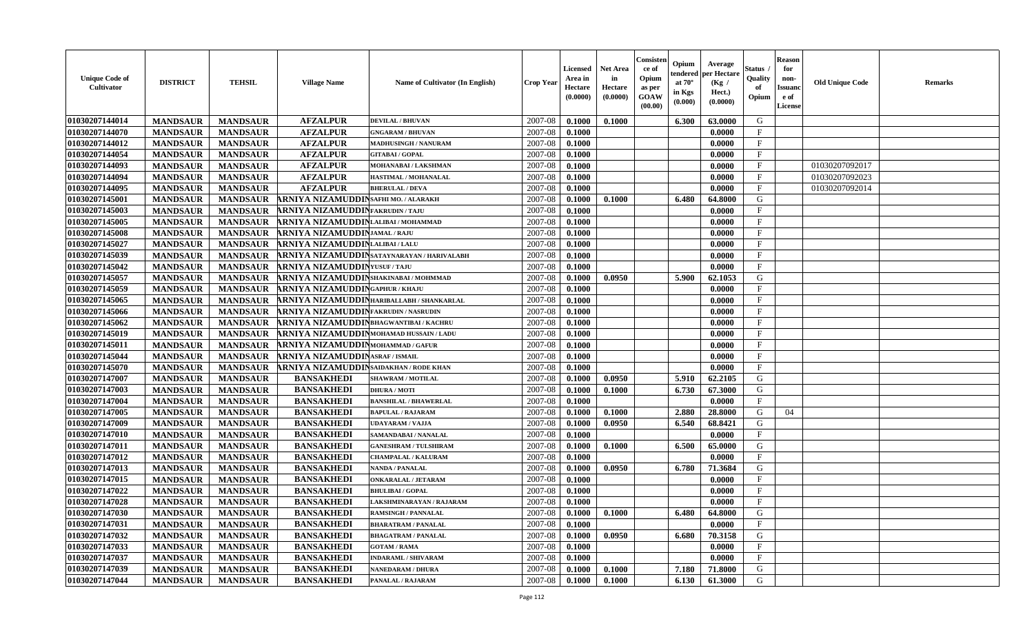| Unique Code of Cultivator | DISTRICT | TEHSIL | Village Name | Name of Cultivator (In English) | Crop Year | Licensed Area in Hectare (0.0000) | Net Area in Hectare (0.0000) | Consistence of Opium as per GOAW (00.00) | Opium tendered at 70° in Kgs (0.000) | Average per Hectare (Kg / Hect.) (0.0000) | Status / Quality of Opium | Reason for non-Issuance of License | Old Unique Code | Remarks |
|---|---|---|---|---|---|---|---|---|---|---|---|---|---|---|
| 01030207144014 | MANDSAUR | MANDSAUR | AFZALPUR | DEVILAL / BHUVAN | 2007-08 | 0.1000 | 0.1000 | | 6.300 | 63.0000 | G | | | |
| 01030207144070 | MANDSAUR | MANDSAUR | AFZALPUR | GNGARAM / BHUVAN | 2007-08 | 0.1000 | | | | 0.0000 | F | | | |
| 01030207144012 | MANDSAUR | MANDSAUR | AFZALPUR | MADHUSINGH / NANURAM | 2007-08 | 0.1000 | | | | 0.0000 | F | | | |
| 01030207144054 | MANDSAUR | MANDSAUR | AFZALPUR | GITABAI / GOPAL | 2007-08 | 0.1000 | | | | 0.0000 | F | | | |
| 01030207144093 | MANDSAUR | MANDSAUR | AFZALPUR | MOHANABAI / LAKSHMAN | 2007-08 | 0.1000 | | | | 0.0000 | F | | 01030207092017 | |
| 01030207144094 | MANDSAUR | MANDSAUR | AFZALPUR | HASTIMAL / MOHANALAL | 2007-08 | 0.1000 | | | | 0.0000 | F | | 01030207092023 | |
| 01030207144095 | MANDSAUR | MANDSAUR | AFZALPUR | BHERULAL / DEVA | 2007-08 | 0.1000 | | | | 0.0000 | F | | 01030207092014 | |
| 01030207145001 | MANDSAUR | MANDSAUR | ARNIYA NIZAMUDDIN | SAFHI MO. / ALARAKH | 2007-08 | 0.1000 | 0.1000 | | 6.480 | 64.8000 | G | | | |
| 01030207145003 | MANDSAUR | MANDSAUR | ARNIYA NIZAMUDDIN | FAKRUDIN / TAJU | 2007-08 | 0.1000 | | | | 0.0000 | F | | | |
| 01030207145005 | MANDSAUR | MANDSAUR | ARNIYA NIZAMUDDIN | LALIBAI / MOHAMMAD | 2007-08 | 0.1000 | | | | 0.0000 | F | | | |
| 01030207145008 | MANDSAUR | MANDSAUR | ARNIYA NIZAMUDDIN | JAMAL / RAJU | 2007-08 | 0.1000 | | | | 0.0000 | F | | | |
| 01030207145027 | MANDSAUR | MANDSAUR | ARNIYA NIZAMUDDIN | LALIBAI / LALU | 2007-08 | 0.1000 | | | | 0.0000 | F | | | |
| 01030207145039 | MANDSAUR | MANDSAUR | ARNIYA NIZAMUDDIN | SATAYNARAYAN / HARIVALABH | 2007-08 | 0.1000 | | | | 0.0000 | F | | | |
| 01030207145042 | MANDSAUR | MANDSAUR | ARNIYA NIZAMUDDIN | YUSUF / TAJU | 2007-08 | 0.1000 | | | | 0.0000 | F | | | |
| 01030207145057 | MANDSAUR | MANDSAUR | ARNIYA NIZAMUDDIN | SHAKINABAI / MOHMMAD | 2007-08 | 0.1000 | 0.0950 | | 5.900 | 62.1053 | G | | | |
| 01030207145059 | MANDSAUR | MANDSAUR | ARNIYA NIZAMUDDIN | GAPHUR / KHAJU | 2007-08 | 0.1000 | | | | 0.0000 | F | | | |
| 01030207145065 | MANDSAUR | MANDSAUR | ARNIYA NIZAMUDDIN | HARIBALLABH / SHANKARLAL | 2007-08 | 0.1000 | | | | 0.0000 | F | | | |
| 01030207145066 | MANDSAUR | MANDSAUR | ARNIYA NIZAMUDDIN | FAKRUDIN / NASRUDIN | 2007-08 | 0.1000 | | | | 0.0000 | F | | | |
| 01030207145062 | MANDSAUR | MANDSAUR | ARNIYA NIZAMUDDIN | BHAGWANTIBAI / KACHRU | 2007-08 | 0.1000 | | | | 0.0000 | F | | | |
| 01030207145019 | MANDSAUR | MANDSAUR | ARNIYA NIZAMUDDIN | MOHAMAD HUSSAIN / LADU | 2007-08 | 0.1000 | | | | 0.0000 | F | | | |
| 01030207145011 | MANDSAUR | MANDSAUR | ARNIYA NIZAMUDDIN | MOHAMMAD / GAFUR | 2007-08 | 0.1000 | | | | 0.0000 | F | | | |
| 01030207145044 | MANDSAUR | MANDSAUR | ARNIYA NIZAMUDDIN | ASRAF / ISMAIL | 2007-08 | 0.1000 | | | | 0.0000 | F | | | |
| 01030207145070 | MANDSAUR | MANDSAUR | ARNIYA NIZAMUDDIN | SAIDAKHAN / RODE KHAN | 2007-08 | 0.1000 | | | | 0.0000 | F | | | |
| 01030207147007 | MANDSAUR | MANDSAUR | BANSAKHEDI | SHAWRAM / MOTILAL | 2007-08 | 0.1000 | 0.0950 | | 5.910 | 62.2105 | G | | | |
| 01030207147003 | MANDSAUR | MANDSAUR | BANSAKHEDI | DHURA / MOTI | 2007-08 | 0.1000 | 0.1000 | | 6.730 | 67.3000 | G | | | |
| 01030207147004 | MANDSAUR | MANDSAUR | BANSAKHEDI | BANSHILAL / BHAWERLAL | 2007-08 | 0.1000 | | | | 0.0000 | F | | | |
| 01030207147005 | MANDSAUR | MANDSAUR | BANSAKHEDI | BAPULAL / RAJARAM | 2007-08 | 0.1000 | 0.1000 | | 2.880 | 28.8000 | G | 04 | | |
| 01030207147009 | MANDSAUR | MANDSAUR | BANSAKHEDI | UDAYARAM / VAJJA | 2007-08 | 0.1000 | 0.0950 | | 6.540 | 68.8421 | G | | | |
| 01030207147010 | MANDSAUR | MANDSAUR | BANSAKHEDI | SAMANDABAI / NANALAL | 2007-08 | 0.1000 | | | | 0.0000 | F | | | |
| 01030207147011 | MANDSAUR | MANDSAUR | BANSAKHEDI | GANESHRAM / TULSHIRAM | 2007-08 | 0.1000 | 0.1000 | | 6.500 | 65.0000 | G | | | |
| 01030207147012 | MANDSAUR | MANDSAUR | BANSAKHEDI | CHAMPALAL / KALURAM | 2007-08 | 0.1000 | | | | 0.0000 | F | | | |
| 01030207147013 | MANDSAUR | MANDSAUR | BANSAKHEDI | NANDA / PANALAL | 2007-08 | 0.1000 | 0.0950 | | 6.780 | 71.3684 | G | | | |
| 01030207147015 | MANDSAUR | MANDSAUR | BANSAKHEDI | ONKARALAL / JETARAM | 2007-08 | 0.1000 | | | | 0.0000 | F | | | |
| 01030207147022 | MANDSAUR | MANDSAUR | BANSAKHEDI | BHULIBAI / GOPAL | 2007-08 | 0.1000 | | | | 0.0000 | F | | | |
| 01030207147028 | MANDSAUR | MANDSAUR | BANSAKHEDI | LAKSHMINARAYAN / RAJARAM | 2007-08 | 0.1000 | | | | 0.0000 | F | | | |
| 01030207147030 | MANDSAUR | MANDSAUR | BANSAKHEDI | RAMSINGH / PANNALAL | 2007-08 | 0.1000 | 0.1000 | | 6.480 | 64.8000 | G | | | |
| 01030207147031 | MANDSAUR | MANDSAUR | BANSAKHEDI | BHARATRAM / PANALAL | 2007-08 | 0.1000 | | | | 0.0000 | F | | | |
| 01030207147032 | MANDSAUR | MANDSAUR | BANSAKHEDI | BHAGATRAM / PANALAL | 2007-08 | 0.1000 | 0.0950 | | 6.680 | 70.3158 | G | | | |
| 01030207147033 | MANDSAUR | MANDSAUR | BANSAKHEDI | GOTAM / RAMA | 2007-08 | 0.1000 | | | | 0.0000 | F | | | |
| 01030207147037 | MANDSAUR | MANDSAUR | BANSAKHEDI | INDARAML / SHIVARAM | 2007-08 | 0.1000 | | | | 0.0000 | F | | | |
| 01030207147039 | MANDSAUR | MANDSAUR | BANSAKHEDI | NANEDARAM / DHURA | 2007-08 | 0.1000 | 0.1000 | | 7.180 | 71.8000 | G | | | |
| 01030207147044 | MANDSAUR | MANDSAUR | BANSAKHEDI | PANALAL / RAJARAM | 2007-08 | 0.1000 | 0.1000 | | 6.130 | 61.3000 | G | | | |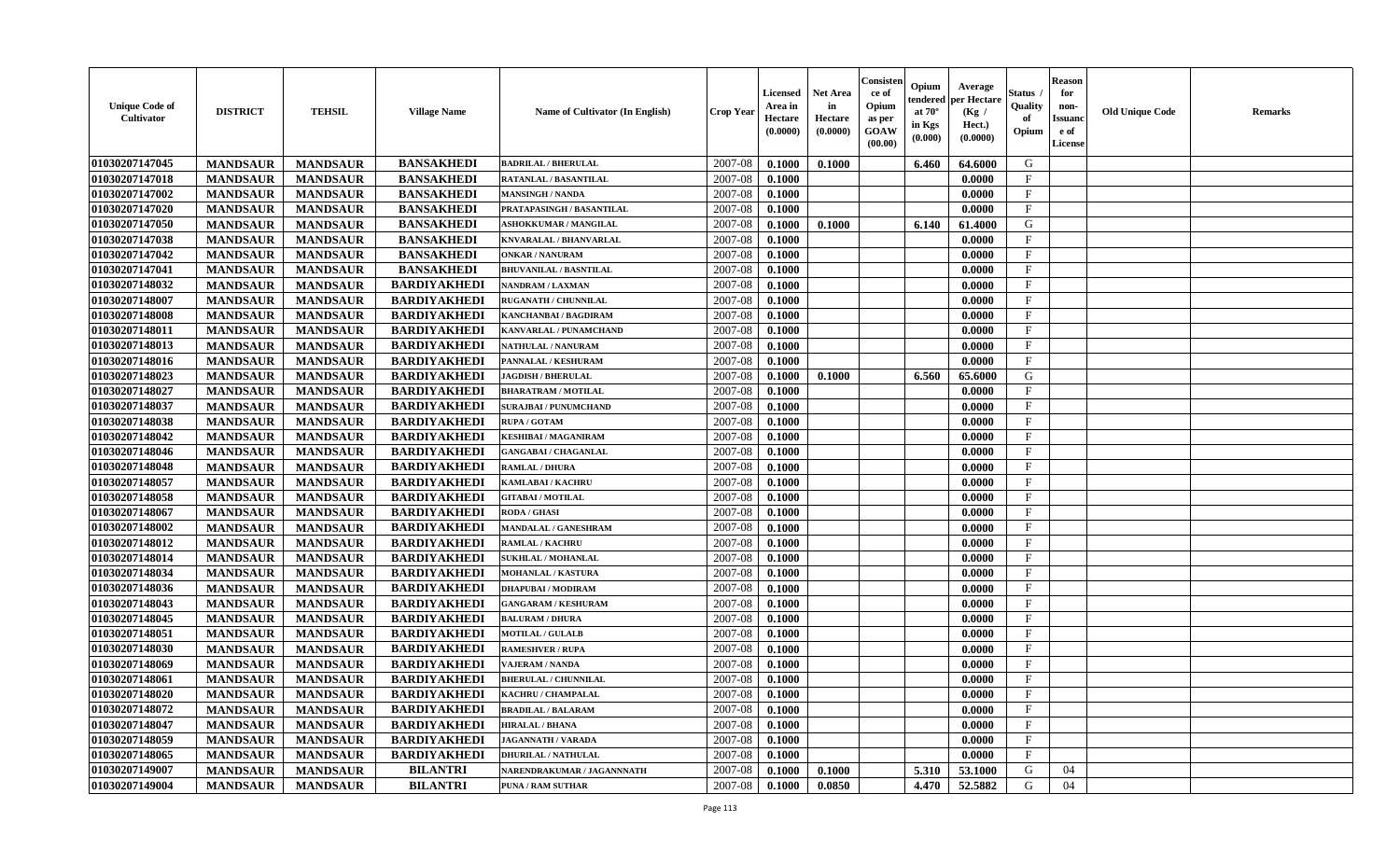| Unique Code of Cultivator | DISTRICT | TEHSIL | Village Name | Name of Cultivator (In English) | Crop Year | Licensed Area in Hectare (0.0000) | Net Area in Hectare (0.0000) | Consistence of Opium as per GOAW (00.00) | Opium tendered at 70° in Kgs (0.000) | Average per Hectare (Kg / Hect.) (0.0000) | Status / Quality of Opium | Reason for non-Issuance of License | Old Unique Code | Remarks |
|---|---|---|---|---|---|---|---|---|---|---|---|---|---|---|
| 01030207147045 | MANDSAUR | MANDSAUR | BANSAKHEDI | BADRILAL / BHERULAL | 2007-08 | 0.1000 | 0.1000 | | 6.460 | 64.6000 | G | | | |
| 01030207147018 | MANDSAUR | MANDSAUR | BANSAKHEDI | RATANLAL / BASANTILAL | 2007-08 | 0.1000 | | | | 0.0000 | F | | | |
| 01030207147002 | MANDSAUR | MANDSAUR | BANSAKHEDI | MANSINGH / NANDA | 2007-08 | 0.1000 | | | | 0.0000 | F | | | |
| 01030207147020 | MANDSAUR | MANDSAUR | BANSAKHEDI | PRATAPASINGH / BASANTILAL | 2007-08 | 0.1000 | | | | 0.0000 | F | | | |
| 01030207147050 | MANDSAUR | MANDSAUR | BANSAKHEDI | ASHOKKUMAR / MANGILAL | 2007-08 | 0.1000 | 0.1000 | | 6.140 | 61.4000 | G | | | |
| 01030207147038 | MANDSAUR | MANDSAUR | BANSAKHEDI | KNVARALAL / BHANVARLAL | 2007-08 | 0.1000 | | | | 0.0000 | F | | | |
| 01030207147042 | MANDSAUR | MANDSAUR | BANSAKHEDI | ONKAR / NANURAM | 2007-08 | 0.1000 | | | | 0.0000 | F | | | |
| 01030207147041 | MANDSAUR | MANDSAUR | BANSAKHEDI | BHUVANILAL / BASNTILAL | 2007-08 | 0.1000 | | | | 0.0000 | F | | | |
| 01030207148032 | MANDSAUR | MANDSAUR | BARDIYAKHEDI | NANDRAM / LAXMAN | 2007-08 | 0.1000 | | | | 0.0000 | F | | | |
| 01030207148007 | MANDSAUR | MANDSAUR | BARDIYAKHEDI | RUGANATH / CHUNNILAL | 2007-08 | 0.1000 | | | | 0.0000 | F | | | |
| 01030207148008 | MANDSAUR | MANDSAUR | BARDIYAKHEDI | KANCHANBAI / BAGDIRAM | 2007-08 | 0.1000 | | | | 0.0000 | F | | | |
| 01030207148011 | MANDSAUR | MANDSAUR | BARDIYAKHEDI | KANVARLAL / PUNAMCHAND | 2007-08 | 0.1000 | | | | 0.0000 | F | | | |
| 01030207148013 | MANDSAUR | MANDSAUR | BARDIYAKHEDI | NATHULAL / NANURAM | 2007-08 | 0.1000 | | | | 0.0000 | F | | | |
| 01030207148016 | MANDSAUR | MANDSAUR | BARDIYAKHEDI | PANNALAL / KESHURAM | 2007-08 | 0.1000 | | | | 0.0000 | F | | | |
| 01030207148023 | MANDSAUR | MANDSAUR | BARDIYAKHEDI | JAGDISH / BHERULAL | 2007-08 | 0.1000 | 0.1000 | | 6.560 | 65.6000 | G | | | |
| 01030207148027 | MANDSAUR | MANDSAUR | BARDIYAKHEDI | BHARATRAM / MOTILAL | 2007-08 | 0.1000 | | | | 0.0000 | F | | | |
| 01030207148037 | MANDSAUR | MANDSAUR | BARDIYAKHEDI | SURAJBAI / PUNUMCHAND | 2007-08 | 0.1000 | | | | 0.0000 | F | | | |
| 01030207148038 | MANDSAUR | MANDSAUR | BARDIYAKHEDI | RUPA / GOTAM | 2007-08 | 0.1000 | | | | 0.0000 | F | | | |
| 01030207148042 | MANDSAUR | MANDSAUR | BARDIYAKHEDI | KESHIBAI / MAGANIRAM | 2007-08 | 0.1000 | | | | 0.0000 | F | | | |
| 01030207148046 | MANDSAUR | MANDSAUR | BARDIYAKHEDI | GANGABAI / CHAGANLAL | 2007-08 | 0.1000 | | | | 0.0000 | F | | | |
| 01030207148048 | MANDSAUR | MANDSAUR | BARDIYAKHEDI | RAMLAL / DHURA | 2007-08 | 0.1000 | | | | 0.0000 | F | | | |
| 01030207148057 | MANDSAUR | MANDSAUR | BARDIYAKHEDI | KAMLABAI / KACHRU | 2007-08 | 0.1000 | | | | 0.0000 | F | | | |
| 01030207148058 | MANDSAUR | MANDSAUR | BARDIYAKHEDI | GITABAI / MOTILAL | 2007-08 | 0.1000 | | | | 0.0000 | F | | | |
| 01030207148067 | MANDSAUR | MANDSAUR | BARDIYAKHEDI | RODA / GHASI | 2007-08 | 0.1000 | | | | 0.0000 | F | | | |
| 01030207148002 | MANDSAUR | MANDSAUR | BARDIYAKHEDI | MANDALAL / GANESHRAM | 2007-08 | 0.1000 | | | | 0.0000 | F | | | |
| 01030207148012 | MANDSAUR | MANDSAUR | BARDIYAKHEDI | RAMLAL / KACHRU | 2007-08 | 0.1000 | | | | 0.0000 | F | | | |
| 01030207148014 | MANDSAUR | MANDSAUR | BARDIYAKHEDI | SUKHLAL / MOHANLAL | 2007-08 | 0.1000 | | | | 0.0000 | F | | | |
| 01030207148034 | MANDSAUR | MANDSAUR | BARDIYAKHEDI | MOHANLAL / KASTURA | 2007-08 | 0.1000 | | | | 0.0000 | F | | | |
| 01030207148036 | MANDSAUR | MANDSAUR | BARDIYAKHEDI | DHAPUBAI / MODIRAM | 2007-08 | 0.1000 | | | | 0.0000 | F | | | |
| 01030207148043 | MANDSAUR | MANDSAUR | BARDIYAKHEDI | GANGARAM / KESHURAM | 2007-08 | 0.1000 | | | | 0.0000 | F | | | |
| 01030207148045 | MANDSAUR | MANDSAUR | BARDIYAKHEDI | BALURAM / DHURA | 2007-08 | 0.1000 | | | | 0.0000 | F | | | |
| 01030207148051 | MANDSAUR | MANDSAUR | BARDIYAKHEDI | MOTILAL / GULALB | 2007-08 | 0.1000 | | | | 0.0000 | F | | | |
| 01030207148030 | MANDSAUR | MANDSAUR | BARDIYAKHEDI | RAMESHVER / RUPA | 2007-08 | 0.1000 | | | | 0.0000 | F | | | |
| 01030207148069 | MANDSAUR | MANDSAUR | BARDIYAKHEDI | VAJERAM / NANDA | 2007-08 | 0.1000 | | | | 0.0000 | F | | | |
| 01030207148061 | MANDSAUR | MANDSAUR | BARDIYAKHEDI | BHERULAL / CHUNNILAL | 2007-08 | 0.1000 | | | | 0.0000 | F | | | |
| 01030207148020 | MANDSAUR | MANDSAUR | BARDIYAKHEDI | KACHRU / CHAMPALAL | 2007-08 | 0.1000 | | | | 0.0000 | F | | | |
| 01030207148072 | MANDSAUR | MANDSAUR | BARDIYAKHEDI | BRADILAL / BALARAM | 2007-08 | 0.1000 | | | | 0.0000 | F | | | |
| 01030207148047 | MANDSAUR | MANDSAUR | BARDIYAKHEDI | HIRALAL / BHANA | 2007-08 | 0.1000 | | | | 0.0000 | F | | | |
| 01030207148059 | MANDSAUR | MANDSAUR | BARDIYAKHEDI | JAGANNATH / VARADA | 2007-08 | 0.1000 | | | | 0.0000 | F | | | |
| 01030207148065 | MANDSAUR | MANDSAUR | BARDIYAKHEDI | DHURILAL / NATHULAL | 2007-08 | 0.1000 | | | | 0.0000 | F | | | |
| 01030207149007 | MANDSAUR | MANDSAUR | BILANTRI | NARENDRAKUMAR / JAGANNNATH | 2007-08 | 0.1000 | 0.1000 | | 5.310 | 53.1000 | G | 04 | | |
| 01030207149004 | MANDSAUR | MANDSAUR | BILANTRI | PUNA / RAM SUTHAR | 2007-08 | 0.1000 | 0.0850 | | 4.470 | 52.5882 | G | 04 | | |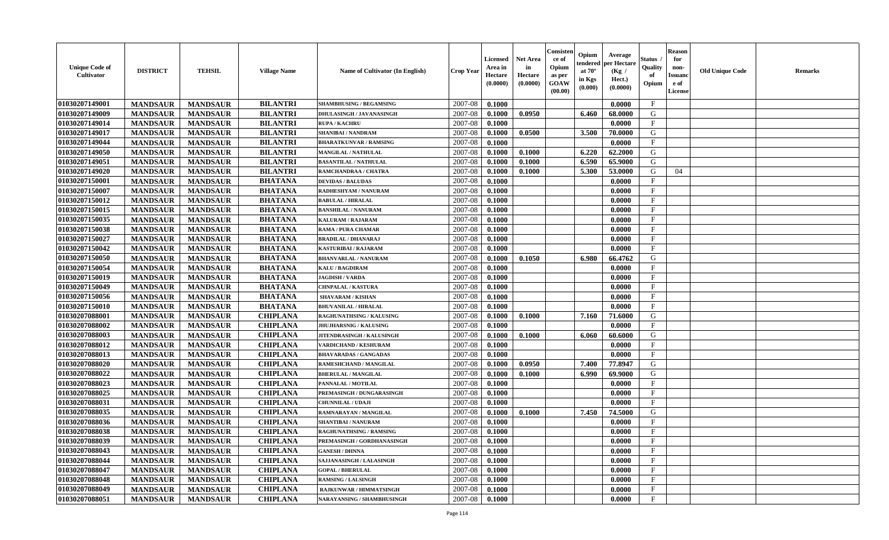| Unique Code of Cultivator | DISTRICT | TEHSIL | Village Name | Name of Cultivator (In English) | Crop Year | Licensed Area in Hectare (0.0000) | Net Area in Hectare (0.0000) | Consistence of Opium as per GOAW (00.00) | Opium tendered at 70° in Kgs (0.000) | Average per Hectare (Kg / Hect.) (0.0000) | Status / Quality of Opium | Reason for non-Issuance of License | Old Unique Code | Remarks |
|---|---|---|---|---|---|---|---|---|---|---|---|---|---|---|
| 01030207149001 | MANDSAUR | MANDSAUR | BILANTRI | SHAMBHUSING / BEGAMSING | 2007-08 | 0.1000 | | | | 0.0000 | F | | | |
| 01030207149009 | MANDSAUR | MANDSAUR | BILANTRI | DHULASINGH / JAVANASINGH | 2007-08 | 0.1000 | 0.0950 | | 6.460 | 68.0000 | G | | | |
| 01030207149014 | MANDSAUR | MANDSAUR | BILANTRI | RUPA / KACHRU | 2007-08 | 0.1000 | | | | 0.0000 | F | | | |
| 01030207149017 | MANDSAUR | MANDSAUR | BILANTRI | SHANIBAI / NANDRAM | 2007-08 | 0.1000 | 0.0500 | | 3.500 | 70.0000 | G | | | |
| 01030207149044 | MANDSAUR | MANDSAUR | BILANTRI | BHARATKUNVAR / RAMSING | 2007-08 | 0.1000 | | | | 0.0000 | F | | | |
| 01030207149050 | MANDSAUR | MANDSAUR | BILANTRI | MANGILAL / NATHULAL | 2007-08 | 0.1000 | 0.1000 | | 6.220 | 62.2000 | G | | | |
| 01030207149051 | MANDSAUR | MANDSAUR | BILANTRI | BASANTILAL / NATHULAL | 2007-08 | 0.1000 | 0.1000 | | 6.590 | 65.9000 | G | | | |
| 01030207149020 | MANDSAUR | MANDSAUR | BILANTRI | RAMCHANDRAA / CHATRA | 2007-08 | 0.1000 | 0.1000 | | 5.300 | 53.0000 | G | 04 | | |
| 01030207150001 | MANDSAUR | MANDSAUR | BHATANA | DEVIDAS / BALUDAS | 2007-08 | 0.1000 | | | | 0.0000 | F | | | |
| 01030207150007 | MANDSAUR | MANDSAUR | BHATANA | RADHESHYAM / NANURAM | 2007-08 | 0.1000 | | | | 0.0000 | F | | | |
| 01030207150012 | MANDSAUR | MANDSAUR | BHATANA | BABULAL / HIRALAL | 2007-08 | 0.1000 | | | | 0.0000 | F | | | |
| 01030207150015 | MANDSAUR | MANDSAUR | BHATANA | BANSHILAL / NANURAM | 2007-08 | 0.1000 | | | | 0.0000 | F | | | |
| 01030207150035 | MANDSAUR | MANDSAUR | BHATANA | KALURAM / RAJARAM | 2007-08 | 0.1000 | | | | 0.0000 | F | | | |
| 01030207150038 | MANDSAUR | MANDSAUR | BHATANA | RAMA / PURA CHAMAR | 2007-08 | 0.1000 | | | | 0.0000 | F | | | |
| 01030207150027 | MANDSAUR | MANDSAUR | BHATANA | BRADILAL / DHANARAJ | 2007-08 | 0.1000 | | | | 0.0000 | F | | | |
| 01030207150042 | MANDSAUR | MANDSAUR | BHATANA | KASTURIBAI / RAJARAM | 2007-08 | 0.1000 | | | | 0.0000 | F | | | |
| 01030207150050 | MANDSAUR | MANDSAUR | BHATANA | BHANVARLAL / NANURAM | 2007-08 | 0.1000 | 0.1050 | | 6.980 | 66.4762 | G | | | |
| 01030207150054 | MANDSAUR | MANDSAUR | BHATANA | KALU / BAGDIRAM | 2007-08 | 0.1000 | | | | 0.0000 | F | | | |
| 01030207150019 | MANDSAUR | MANDSAUR | BHATANA | JAGDISH / VARDA | 2007-08 | 0.1000 | | | | 0.0000 | F | | | |
| 01030207150049 | MANDSAUR | MANDSAUR | BHATANA | CHNPALAL / KASTURA | 2007-08 | 0.1000 | | | | 0.0000 | F | | | |
| 01030207150056 | MANDSAUR | MANDSAUR | BHATANA | SHAVARAM / KISHAN | 2007-08 | 0.1000 | | | | 0.0000 | F | | | |
| 01030207150010 | MANDSAUR | MANDSAUR | BHATANA | BHUVANILAL / HIRALAL | 2007-08 | 0.1000 | | | | 0.0000 | F | | | |
| 01030207088001 | MANDSAUR | MANDSAUR | CHIPLANA | RAGHUNATHSING / KALUSING | 2007-08 | 0.1000 | 0.1000 | | 7.160 | 71.6000 | G | | | |
| 01030207088002 | MANDSAUR | MANDSAUR | CHIPLANA | JHUJHARSNIG / KALUSING | 2007-08 | 0.1000 | | | | 0.0000 | F | | | |
| 01030207088003 | MANDSAUR | MANDSAUR | CHIPLANA | JITENDRASINGH / KALUSINGH | 2007-08 | 0.1000 | 0.1000 | | 6.060 | 60.6000 | G | | | |
| 01030207088012 | MANDSAUR | MANDSAUR | CHIPLANA | VARDICHAND / KESHURAM | 2007-08 | 0.1000 | | | | 0.0000 | F | | | |
| 01030207088013 | MANDSAUR | MANDSAUR | CHIPLANA | BHAVARADAS / GANGADAS | 2007-08 | 0.1000 | | | | 0.0000 | F | | | |
| 01030207088020 | MANDSAUR | MANDSAUR | CHIPLANA | RAMESHCHAND / MANGILAL | 2007-08 | 0.1000 | 0.0950 | | 7.400 | 77.8947 | G | | | |
| 01030207088022 | MANDSAUR | MANDSAUR | CHIPLANA | BHERULAL / MANGILAL | 2007-08 | 0.1000 | 0.1000 | | 6.990 | 69.9000 | G | | | |
| 01030207088023 | MANDSAUR | MANDSAUR | CHIPLANA | PANNALAL / MOTILAL | 2007-08 | 0.1000 | | | | 0.0000 | F | | | |
| 01030207088025 | MANDSAUR | MANDSAUR | CHIPLANA | PREMASINGH / DUNGARASINGH | 2007-08 | 0.1000 | | | | 0.0000 | F | | | |
| 01030207088031 | MANDSAUR | MANDSAUR | CHIPLANA | CHUNNILAL / UDAJI | 2007-08 | 0.1000 | | | | 0.0000 | F | | | |
| 01030207088035 | MANDSAUR | MANDSAUR | CHIPLANA | RAMNARAYAN / MANGILAL | 2007-08 | 0.1000 | 0.1000 | | 7.450 | 74.5000 | G | | | |
| 01030207088036 | MANDSAUR | MANDSAUR | CHIPLANA | SHANTIBAI / NANURAM | 2007-08 | 0.1000 | | | | 0.0000 | F | | | |
| 01030207088038 | MANDSAUR | MANDSAUR | CHIPLANA | RAGHUNATHSING / RAMSING | 2007-08 | 0.1000 | | | | 0.0000 | F | | | |
| 01030207088039 | MANDSAUR | MANDSAUR | CHIPLANA | PREMASINGH / GORDHANASINGH | 2007-08 | 0.1000 | | | | 0.0000 | F | | | |
| 01030207088043 | MANDSAUR | MANDSAUR | CHIPLANA | GANESH / DHNNA | 2007-08 | 0.1000 | | | | 0.0000 | F | | | |
| 01030207088044 | MANDSAUR | MANDSAUR | CHIPLANA | SAJJANASINGH / LALASINGH | 2007-08 | 0.1000 | | | | 0.0000 | F | | | |
| 01030207088047 | MANDSAUR | MANDSAUR | CHIPLANA | GOPAL / BHERULAL | 2007-08 | 0.1000 | | | | 0.0000 | F | | | |
| 01030207088048 | MANDSAUR | MANDSAUR | CHIPLANA | RAMSING / LALSINGH | 2007-08 | 0.1000 | | | | 0.0000 | F | | | |
| 01030207088049 | MANDSAUR | MANDSAUR | CHIPLANA | RAJKUNWAR / HIMMATSINGH | 2007-08 | 0.1000 | | | | 0.0000 | F | | | |
| 01030207088051 | MANDSAUR | MANDSAUR | CHIPLANA | NARAYANSING / SHAMBHUSINGH | 2007-08 | 0.1000 | | | | 0.0000 | F | | | |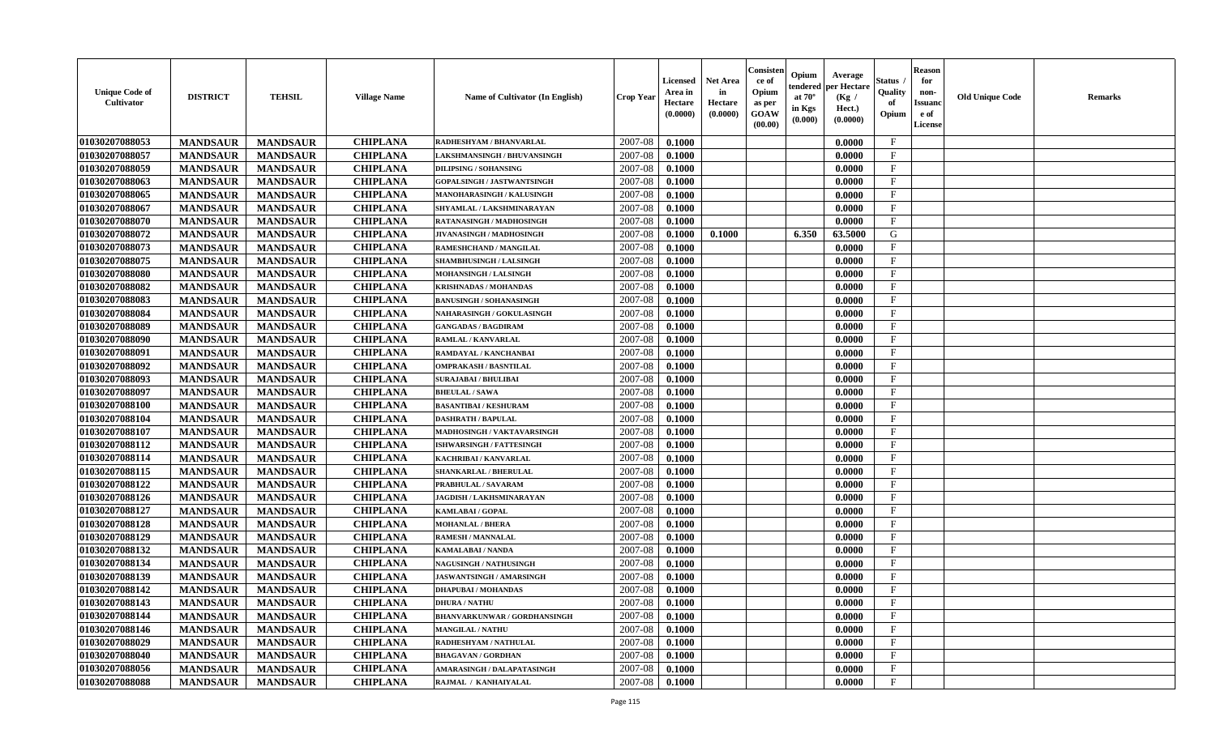| Unique Code of Cultivator | DISTRICT | TEHSIL | Village Name | Name of Cultivator (In English) | Crop Year | Licensed Area in Hectare (0.0000) | Net Area in Hectare (0.0000) | Consistence of Opium as per GOAW (00.00) | Opium tendered at 70° in Kgs (0.000) | Average per Hectare (Kg / Hect.) (0.0000) | Status / Quality of Opium | Reason for non-Issuance of License | Old Unique Code | Remarks |
|---|---|---|---|---|---|---|---|---|---|---|---|---|---|---|
| 01030207088053 | MANDSAUR | MANDSAUR | CHIPLANA | RADHESHYAM / BHANVARLAL | 2007-08 | 0.1000 | | | | 0.0000 | F | | | |
| 01030207088057 | MANDSAUR | MANDSAUR | CHIPLANA | LAKSHMANSINGH / BHUVANSINGH | 2007-08 | 0.1000 | | | | 0.0000 | F | | | |
| 01030207088059 | MANDSAUR | MANDSAUR | CHIPLANA | DILIPSING / SOHANSING | 2007-08 | 0.1000 | | | | 0.0000 | F | | | |
| 01030207088063 | MANDSAUR | MANDSAUR | CHIPLANA | GOPALSINGH / JASTWANTSINGH | 2007-08 | 0.1000 | | | | 0.0000 | F | | | |
| 01030207088065 | MANDSAUR | MANDSAUR | CHIPLANA | MANOHARASINGH / KALUSINGH | 2007-08 | 0.1000 | | | | 0.0000 | F | | | |
| 01030207088067 | MANDSAUR | MANDSAUR | CHIPLANA | SHYAMLAL / LAKSHMINARAYAN | 2007-08 | 0.1000 | | | | 0.0000 | F | | | |
| 01030207088070 | MANDSAUR | MANDSAUR | CHIPLANA | RATANASINGH / MADHOSINGH | 2007-08 | 0.1000 | | | | 0.0000 | F | | | |
| 01030207088072 | MANDSAUR | MANDSAUR | CHIPLANA | JIVANASINGH / MADHOSINGH | 2007-08 | 0.1000 | 0.1000 | | 6.350 | 63.5000 | G | | | |
| 01030207088073 | MANDSAUR | MANDSAUR | CHIPLANA | RAMESHCHAND / MANGILAL | 2007-08 | 0.1000 | | | | 0.0000 | F | | | |
| 01030207088075 | MANDSAUR | MANDSAUR | CHIPLANA | SHAMBHUSINGH / LALSINGH | 2007-08 | 0.1000 | | | | 0.0000 | F | | | |
| 01030207088080 | MANDSAUR | MANDSAUR | CHIPLANA | MOHANSINGH / LALSINGH | 2007-08 | 0.1000 | | | | 0.0000 | F | | | |
| 01030207088082 | MANDSAUR | MANDSAUR | CHIPLANA | KRISHNADAS / MOHANDAS | 2007-08 | 0.1000 | | | | 0.0000 | F | | | |
| 01030207088083 | MANDSAUR | MANDSAUR | CHIPLANA | BANUSINGH / SOHANASINGH | 2007-08 | 0.1000 | | | | 0.0000 | F | | | |
| 01030207088084 | MANDSAUR | MANDSAUR | CHIPLANA | NAHARASINGH / GOKULASINGH | 2007-08 | 0.1000 | | | | 0.0000 | F | | | |
| 01030207088089 | MANDSAUR | MANDSAUR | CHIPLANA | GANGADAS / BAGDIRAM | 2007-08 | 0.1000 | | | | 0.0000 | F | | | |
| 01030207088090 | MANDSAUR | MANDSAUR | CHIPLANA | RAMLAL / KANVARLAL | 2007-08 | 0.1000 | | | | 0.0000 | F | | | |
| 01030207088091 | MANDSAUR | MANDSAUR | CHIPLANA | RAMDAYAL / KANCHANBAI | 2007-08 | 0.1000 | | | | 0.0000 | F | | | |
| 01030207088092 | MANDSAUR | MANDSAUR | CHIPLANA | OMPRAKASH / BASNTILAL | 2007-08 | 0.1000 | | | | 0.0000 | F | | | |
| 01030207088093 | MANDSAUR | MANDSAUR | CHIPLANA | SURAJABAI / BHULIBAI | 2007-08 | 0.1000 | | | | 0.0000 | F | | | |
| 01030207088097 | MANDSAUR | MANDSAUR | CHIPLANA | BHEULAL / SAWA | 2007-08 | 0.1000 | | | | 0.0000 | F | | | |
| 01030207088100 | MANDSAUR | MANDSAUR | CHIPLANA | BASANTIBAI / KESHURAM | 2007-08 | 0.1000 | | | | 0.0000 | F | | | |
| 01030207088104 | MANDSAUR | MANDSAUR | CHIPLANA | DASHRATH / BAPULAL | 2007-08 | 0.1000 | | | | 0.0000 | F | | | |
| 01030207088107 | MANDSAUR | MANDSAUR | CHIPLANA | MADHOSINGH / VAKTAVARSINGH | 2007-08 | 0.1000 | | | | 0.0000 | F | | | |
| 01030207088112 | MANDSAUR | MANDSAUR | CHIPLANA | ISHWARSINGH / FATTESINGH | 2007-08 | 0.1000 | | | | 0.0000 | F | | | |
| 01030207088114 | MANDSAUR | MANDSAUR | CHIPLANA | KACHRIBAI / KANVARLAL | 2007-08 | 0.1000 | | | | 0.0000 | F | | | |
| 01030207088115 | MANDSAUR | MANDSAUR | CHIPLANA | SHANKARLAL / BHERULAL | 2007-08 | 0.1000 | | | | 0.0000 | F | | | |
| 01030207088122 | MANDSAUR | MANDSAUR | CHIPLANA | PRABHULAL / SAVARAM | 2007-08 | 0.1000 | | | | 0.0000 | F | | | |
| 01030207088126 | MANDSAUR | MANDSAUR | CHIPLANA | JAGDISH / LAKHSMINARAYAN | 2007-08 | 0.1000 | | | | 0.0000 | F | | | |
| 01030207088127 | MANDSAUR | MANDSAUR | CHIPLANA | KAMLABAI / GOPAL | 2007-08 | 0.1000 | | | | 0.0000 | F | | | |
| 01030207088128 | MANDSAUR | MANDSAUR | CHIPLANA | MOHANLAL / BHERA | 2007-08 | 0.1000 | | | | 0.0000 | F | | | |
| 01030207088129 | MANDSAUR | MANDSAUR | CHIPLANA | RAMESH / MANNALAL | 2007-08 | 0.1000 | | | | 0.0000 | F | | | |
| 01030207088132 | MANDSAUR | MANDSAUR | CHIPLANA | KAMALABAI / NANDA | 2007-08 | 0.1000 | | | | 0.0000 | F | | | |
| 01030207088134 | MANDSAUR | MANDSAUR | CHIPLANA | NAGUSINGH / NATHUSINGH | 2007-08 | 0.1000 | | | | 0.0000 | F | | | |
| 01030207088139 | MANDSAUR | MANDSAUR | CHIPLANA | JASWANTSINGH / AMARSINGH | 2007-08 | 0.1000 | | | | 0.0000 | F | | | |
| 01030207088142 | MANDSAUR | MANDSAUR | CHIPLANA | DHAPUBAI / MOHANDAS | 2007-08 | 0.1000 | | | | 0.0000 | F | | | |
| 01030207088143 | MANDSAUR | MANDSAUR | CHIPLANA | DHURA / NATHU | 2007-08 | 0.1000 | | | | 0.0000 | F | | | |
| 01030207088144 | MANDSAUR | MANDSAUR | CHIPLANA | BHANVARKUNWAR / GORDHANSINGH | 2007-08 | 0.1000 | | | | 0.0000 | F | | | |
| 01030207088146 | MANDSAUR | MANDSAUR | CHIPLANA | MANGILAL / NATHU | 2007-08 | 0.1000 | | | | 0.0000 | F | | | |
| 01030207088029 | MANDSAUR | MANDSAUR | CHIPLANA | RADHESHYAM / NATHULAL | 2007-08 | 0.1000 | | | | 0.0000 | F | | | |
| 01030207088040 | MANDSAUR | MANDSAUR | CHIPLANA | BHAGAVAN / GORDHAN | 2007-08 | 0.1000 | | | | 0.0000 | F | | | |
| 01030207088056 | MANDSAUR | MANDSAUR | CHIPLANA | AMARASINGH / DALAPATASINGH | 2007-08 | 0.1000 | | | | 0.0000 | F | | | |
| 01030207088088 | MANDSAUR | MANDSAUR | CHIPLANA | RAJMAL / KANHAIYALAL | 2007-08 | 0.1000 | | | | 0.0000 | F | | | |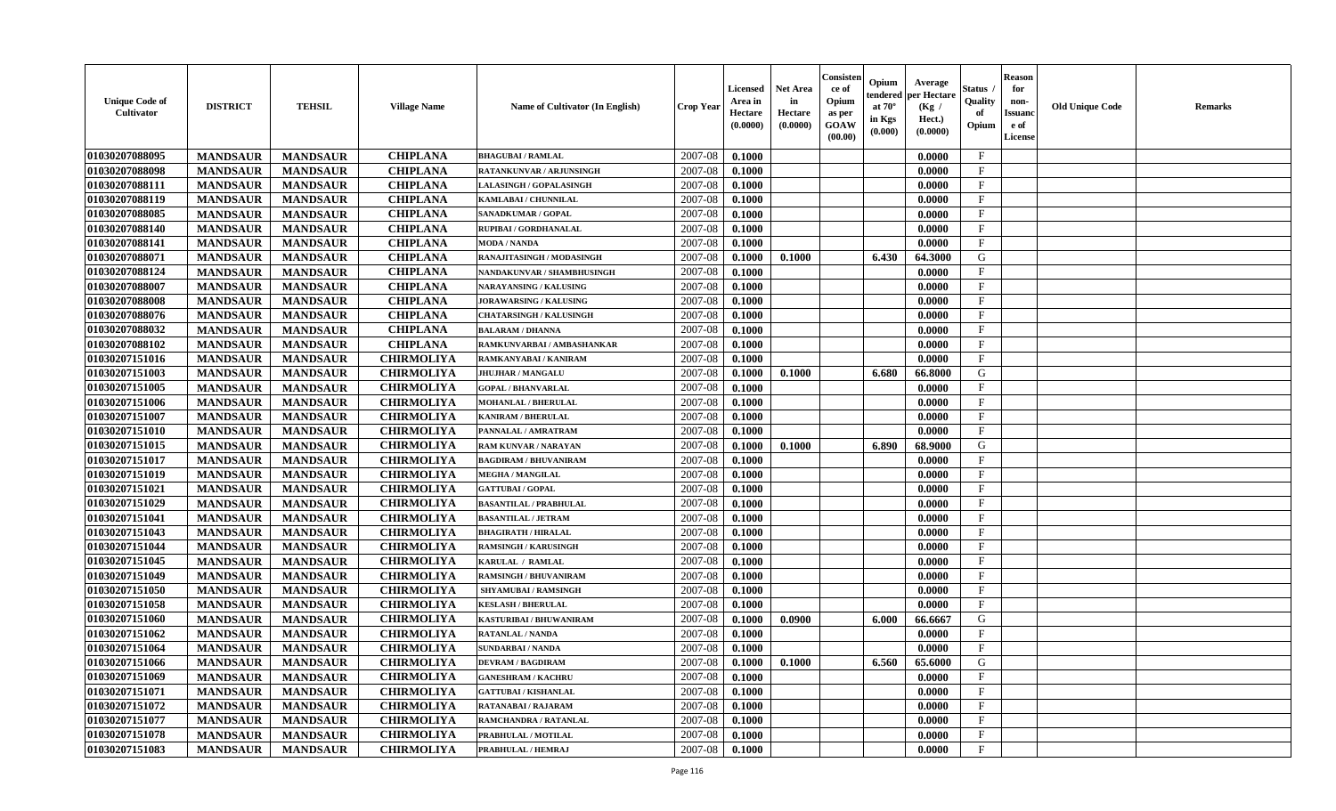| Unique Code of Cultivator | DISTRICT | TEHSIL | Village Name | Name of Cultivator (In English) | Crop Year | Licensed Area in Hectare (0.0000) | Net Area in Hectare (0.0000) | Consistence of Opium as per GOAW (00.00) | Opium tendered at 70° in Kgs (0.000) | Average per Hectare (Kg / Hect.) (0.0000) | Status / Quality of Opium | Reason for non-Issuance of License | Old Unique Code | Remarks |
|---|---|---|---|---|---|---|---|---|---|---|---|---|---|---|
| 01030207088095 | MANDSAUR | MANDSAUR | CHIPLANA | BHAGUBAI / RAMLAL | 2007-08 | 0.1000 | | | | 0.0000 | F | | | |
| 01030207088098 | MANDSAUR | MANDSAUR | CHIPLANA | RATANKUNVAR / ARJUNSINGH | 2007-08 | 0.1000 | | | | 0.0000 | F | | | |
| 01030207088111 | MANDSAUR | MANDSAUR | CHIPLANA | LALASINGH / GOPALASINGH | 2007-08 | 0.1000 | | | | 0.0000 | F | | | |
| 01030207088119 | MANDSAUR | MANDSAUR | CHIPLANA | KAMLABAI / CHUNNILAL | 2007-08 | 0.1000 | | | | 0.0000 | F | | | |
| 01030207088085 | MANDSAUR | MANDSAUR | CHIPLANA | SANADKUMAR / GOPAL | 2007-08 | 0.1000 | | | | 0.0000 | F | | | |
| 01030207088140 | MANDSAUR | MANDSAUR | CHIPLANA | RUPIBAI / GORDHANALAL | 2007-08 | 0.1000 | | | | 0.0000 | F | | | |
| 01030207088141 | MANDSAUR | MANDSAUR | CHIPLANA | MODA / NANDA | 2007-08 | 0.1000 | | | | 0.0000 | F | | | |
| 01030207088071 | MANDSAUR | MANDSAUR | CHIPLANA | RANAJITASINGH / MODASINGH | 2007-08 | 0.1000 | 0.1000 | | 6.430 | 64.3000 | G | | | |
| 01030207088124 | MANDSAUR | MANDSAUR | CHIPLANA | NANDAKUNVAR / SHAMBHUSINGH | 2007-08 | 0.1000 | | | | 0.0000 | F | | | |
| 01030207088007 | MANDSAUR | MANDSAUR | CHIPLANA | NARAYANSING / KALUSING | 2007-08 | 0.1000 | | | | 0.0000 | F | | | |
| 01030207088008 | MANDSAUR | MANDSAUR | CHIPLANA | JORAWARSING / KALUSING | 2007-08 | 0.1000 | | | | 0.0000 | F | | | |
| 01030207088076 | MANDSAUR | MANDSAUR | CHIPLANA | CHATARSINGH / KALUSINGH | 2007-08 | 0.1000 | | | | 0.0000 | F | | | |
| 01030207088032 | MANDSAUR | MANDSAUR | CHIPLANA | BALARAM / DHANNA | 2007-08 | 0.1000 | | | | 0.0000 | F | | | |
| 01030207088102 | MANDSAUR | MANDSAUR | CHIPLANA | RAMKUNVARBAI / AMBASHANKAR | 2007-08 | 0.1000 | | | | 0.0000 | F | | | |
| 01030207151016 | MANDSAUR | MANDSAUR | CHIRMOLIYA | RAMKANYABAI / KANIRAM | 2007-08 | 0.1000 | | | | 0.0000 | F | | | |
| 01030207151003 | MANDSAUR | MANDSAUR | CHIRMOLIYA | JHUJHAR / MANGALU | 2007-08 | 0.1000 | 0.1000 | | 6.680 | 66.8000 | G | | | |
| 01030207151005 | MANDSAUR | MANDSAUR | CHIRMOLIYA | GOPAL / BHANVARLAL | 2007-08 | 0.1000 | | | | 0.0000 | F | | | |
| 01030207151006 | MANDSAUR | MANDSAUR | CHIRMOLIYA | MOHANLAL / BHERULAL | 2007-08 | 0.1000 | | | | 0.0000 | F | | | |
| 01030207151007 | MANDSAUR | MANDSAUR | CHIRMOLIYA | KANIRAM / BHERULAL | 2007-08 | 0.1000 | | | | 0.0000 | F | | | |
| 01030207151010 | MANDSAUR | MANDSAUR | CHIRMOLIYA | PANNALAL / AMRATRAM | 2007-08 | 0.1000 | | | | 0.0000 | F | | | |
| 01030207151015 | MANDSAUR | MANDSAUR | CHIRMOLIYA | RAM KUNVAR / NARAYAN | 2007-08 | 0.1000 | 0.1000 | | 6.890 | 68.9000 | G | | | |
| 01030207151017 | MANDSAUR | MANDSAUR | CHIRMOLIYA | BAGDIRAM / BHUVANIRAM | 2007-08 | 0.1000 | | | | 0.0000 | F | | | |
| 01030207151019 | MANDSAUR | MANDSAUR | CHIRMOLIYA | MEGHA / MANGILAL | 2007-08 | 0.1000 | | | | 0.0000 | F | | | |
| 01030207151021 | MANDSAUR | MANDSAUR | CHIRMOLIYA | GATTUBAI / GOPAL | 2007-08 | 0.1000 | | | | 0.0000 | F | | | |
| 01030207151029 | MANDSAUR | MANDSAUR | CHIRMOLIYA | BASANTILAL / PRABHULAL | 2007-08 | 0.1000 | | | | 0.0000 | F | | | |
| 01030207151041 | MANDSAUR | MANDSAUR | CHIRMOLIYA | BASANTILAL / JETRAM | 2007-08 | 0.1000 | | | | 0.0000 | F | | | |
| 01030207151043 | MANDSAUR | MANDSAUR | CHIRMOLIYA | BHAGIRATH / HIRALAL | 2007-08 | 0.1000 | | | | 0.0000 | F | | | |
| 01030207151044 | MANDSAUR | MANDSAUR | CHIRMOLIYA | RAMSINGH / KARUSINGH | 2007-08 | 0.1000 | | | | 0.0000 | F | | | |
| 01030207151045 | MANDSAUR | MANDSAUR | CHIRMOLIYA | KARULAL / RAMLAL | 2007-08 | 0.1000 | | | | 0.0000 | F | | | |
| 01030207151049 | MANDSAUR | MANDSAUR | CHIRMOLIYA | RAMSINGH / BHUVANIRAM | 2007-08 | 0.1000 | | | | 0.0000 | F | | | |
| 01030207151050 | MANDSAUR | MANDSAUR | CHIRMOLIYA | SHYAMUBAI / RAMSINGH | 2007-08 | 0.1000 | | | | 0.0000 | F | | | |
| 01030207151058 | MANDSAUR | MANDSAUR | CHIRMOLIYA | KESLASH / BHERULAL | 2007-08 | 0.1000 | | | | 0.0000 | F | | | |
| 01030207151060 | MANDSAUR | MANDSAUR | CHIRMOLIYA | KASTURIBAI / BHUWANIRAM | 2007-08 | 0.1000 | 0.0900 | | 6.000 | 66.6667 | G | | | |
| 01030207151062 | MANDSAUR | MANDSAUR | CHIRMOLIYA | RATANLAL / NANDA | 2007-08 | 0.1000 | | | | 0.0000 | F | | | |
| 01030207151064 | MANDSAUR | MANDSAUR | CHIRMOLIYA | SUNDARBAI / NANDA | 2007-08 | 0.1000 | | | | 0.0000 | F | | | |
| 01030207151066 | MANDSAUR | MANDSAUR | CHIRMOLIYA | DEVRAM / BAGDIRAM | 2007-08 | 0.1000 | 0.1000 | | 6.560 | 65.6000 | G | | | |
| 01030207151069 | MANDSAUR | MANDSAUR | CHIRMOLIYA | GANESHRAM / KACHRU | 2007-08 | 0.1000 | | | | 0.0000 | F | | | |
| 01030207151071 | MANDSAUR | MANDSAUR | CHIRMOLIYA | GATTUBAI / KISHANLAL | 2007-08 | 0.1000 | | | | 0.0000 | F | | | |
| 01030207151072 | MANDSAUR | MANDSAUR | CHIRMOLIYA | RATANABAI / RAJARAM | 2007-08 | 0.1000 | | | | 0.0000 | F | | | |
| 01030207151077 | MANDSAUR | MANDSAUR | CHIRMOLIYA | RAMCHANDRA / RATANLAL | 2007-08 | 0.1000 | | | | 0.0000 | F | | | |
| 01030207151078 | MANDSAUR | MANDSAUR | CHIRMOLIYA | PRABHULAL / MOTILAL | 2007-08 | 0.1000 | | | | 0.0000 | F | | | |
| 01030207151083 | MANDSAUR | MANDSAUR | CHIRMOLIYA | PRABHULAL / HEMRAJ | 2007-08 | 0.1000 | | | | 0.0000 | F | | | |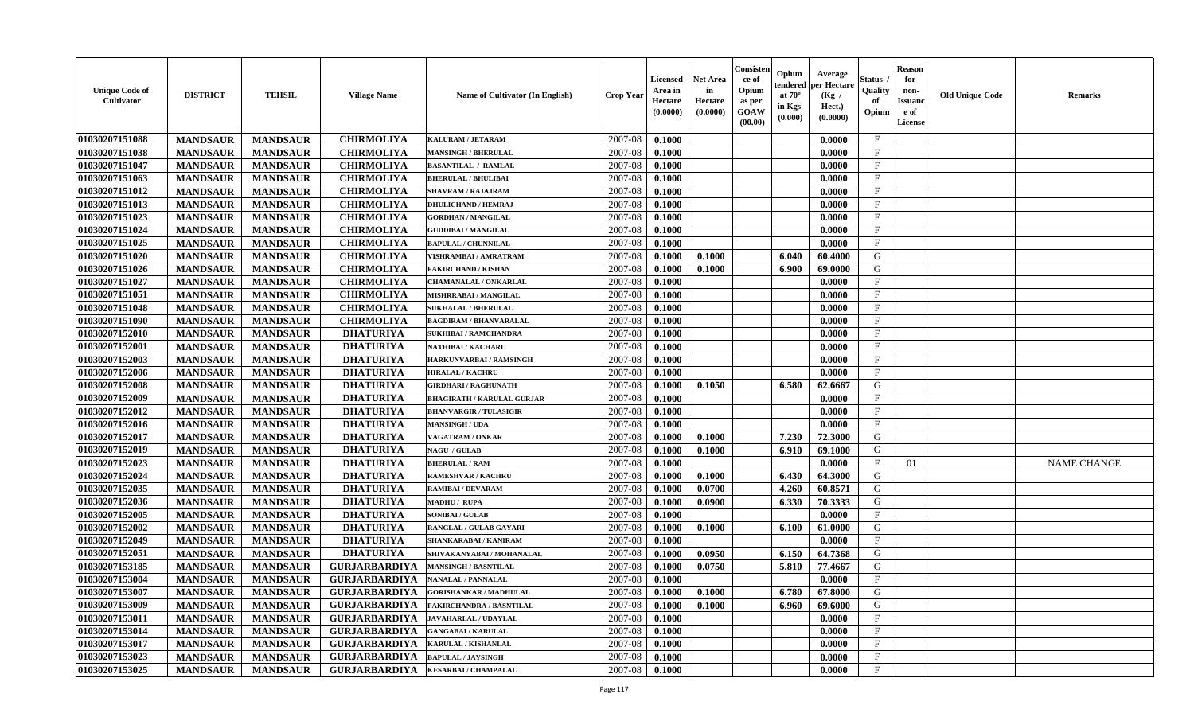| Unique Code of Cultivator | DISTRICT | TEHSIL | Village Name | Name of Cultivator (In English) | Crop Year | Licensed Area in Hectare (0.0000) | Net Area in Hectare (0.0000) | Consistence of Opium as per GOAW (00.00) | Opium tendered at 70° in Kgs (0.000) | Average per Hectare (Kg / Hect.) (0.0000) | Status / Quality of Opium | Reason for non-Issuance of License | Old Unique Code | Remarks |
|---|---|---|---|---|---|---|---|---|---|---|---|---|---|---|
| 01030207151088 | MANDSAUR | MANDSAUR | CHIRMOLIYA | KALURAM / JETARAM | 2007-08 | 0.1000 | | | | 0.0000 | F | | | |
| 01030207151038 | MANDSAUR | MANDSAUR | CHIRMOLIYA | MANSINGH / BHERULAL | 2007-08 | 0.1000 | | | | 0.0000 | F | | | |
| 01030207151047 | MANDSAUR | MANDSAUR | CHIRMOLIYA | BASANTILAL / RAMLAL | 2007-08 | 0.1000 | | | | 0.0000 | F | | | |
| 01030207151063 | MANDSAUR | MANDSAUR | CHIRMOLIYA | BHERULAL / BHULIBAI | 2007-08 | 0.1000 | | | | 0.0000 | F | | | |
| 01030207151012 | MANDSAUR | MANDSAUR | CHIRMOLIYA | SHAVRAM / RAJAJRAM | 2007-08 | 0.1000 | | | | 0.0000 | F | | | |
| 01030207151013 | MANDSAUR | MANDSAUR | CHIRMOLIYA | DHULICHAND / HEMRAJ | 2007-08 | 0.1000 | | | | 0.0000 | F | | | |
| 01030207151023 | MANDSAUR | MANDSAUR | CHIRMOLIYA | GORDHAN / MANGILAL | 2007-08 | 0.1000 | | | | 0.0000 | F | | | |
| 01030207151024 | MANDSAUR | MANDSAUR | CHIRMOLIYA | GUDDIBAI / MANGILAL | 2007-08 | 0.1000 | | | | 0.0000 | F | | | |
| 01030207151025 | MANDSAUR | MANDSAUR | CHIRMOLIYA | BAPULAL / CHUNNILAL | 2007-08 | 0.1000 | | | | 0.0000 | F | | | |
| 01030207151020 | MANDSAUR | MANDSAUR | CHIRMOLIYA | VISHRAMBAI / AMRATRAM | 2007-08 | 0.1000 | 0.1000 | | 6.040 | 60.4000 | G | | | |
| 01030207151026 | MANDSAUR | MANDSAUR | CHIRMOLIYA | FAKIRCHAND / KISHAN | 2007-08 | 0.1000 | 0.1000 | | 6.900 | 69.0000 | G | | | |
| 01030207151027 | MANDSAUR | MANDSAUR | CHIRMOLIYA | CHAMANALAL / ONKARLAL | 2007-08 | 0.1000 | | | | 0.0000 | F | | | |
| 01030207151051 | MANDSAUR | MANDSAUR | CHIRMOLIYA | MISHRRABAI / MANGILAL | 2007-08 | 0.1000 | | | | 0.0000 | F | | | |
| 01030207151048 | MANDSAUR | MANDSAUR | CHIRMOLIYA | SUKHALAL / BHERULAL | 2007-08 | 0.1000 | | | | 0.0000 | F | | | |
| 01030207151090 | MANDSAUR | MANDSAUR | CHIRMOLIYA | BAGDIRAM / BHANVARALAL | 2007-08 | 0.1000 | | | | 0.0000 | F | | | |
| 01030207152010 | MANDSAUR | MANDSAUR | DHATURIYA | SUKHIBAI / RAMCHANDRA | 2007-08 | 0.1000 | | | | 0.0000 | F | | | |
| 01030207152001 | MANDSAUR | MANDSAUR | DHATURIYA | NATHIBAI / KACHARU | 2007-08 | 0.1000 | | | | 0.0000 | F | | | |
| 01030207152003 | MANDSAUR | MANDSAUR | DHATURIYA | HARKUNVARBAI / RAMSINGH | 2007-08 | 0.1000 | | | | 0.0000 | F | | | |
| 01030207152006 | MANDSAUR | MANDSAUR | DHATURIYA | HIRALAL / KACHRU | 2007-08 | 0.1000 | | | | 0.0000 | F | | | |
| 01030207152008 | MANDSAUR | MANDSAUR | DHATURIYA | GIRDHARI / RAGHUNATH | 2007-08 | 0.1000 | 0.1050 | | 6.580 | 62.6667 | G | | | |
| 01030207152009 | MANDSAUR | MANDSAUR | DHATURIYA | BHAGIRATH / KARULAL GURJAR | 2007-08 | 0.1000 | | | | 0.0000 | F | | | |
| 01030207152012 | MANDSAUR | MANDSAUR | DHATURIYA | BHANVARGIR / TULASIGIR | 2007-08 | 0.1000 | | | | 0.0000 | F | | | |
| 01030207152016 | MANDSAUR | MANDSAUR | DHATURIYA | MANSINGH / UDA | 2007-08 | 0.1000 | | | | 0.0000 | F | | | |
| 01030207152017 | MANDSAUR | MANDSAUR | DHATURIYA | VAGATRAM / ONKAR | 2007-08 | 0.1000 | 0.1000 | | 7.230 | 72.3000 | G | | | |
| 01030207152019 | MANDSAUR | MANDSAUR | DHATURIYA | NAGU / GULAB | 2007-08 | 0.1000 | 0.1000 | | 6.910 | 69.1000 | G | | | |
| 01030207152023 | MANDSAUR | MANDSAUR | DHATURIYA | BHERULAL / RAM | 2007-08 | 0.1000 | | | | 0.0000 | F | 01 | | NAME CHANGE |
| 01030207152024 | MANDSAUR | MANDSAUR | DHATURIYA | RAMESHVAR / KACHRU | 2007-08 | 0.1000 | 0.1000 | | 6.430 | 64.3000 | G | | | |
| 01030207152035 | MANDSAUR | MANDSAUR | DHATURIYA | RAMIBAI / DEVARAM | 2007-08 | 0.1000 | 0.0700 | | 4.260 | 60.8571 | G | | | |
| 01030207152036 | MANDSAUR | MANDSAUR | DHATURIYA | MADHU / RUPA | 2007-08 | 0.1000 | 0.0900 | | 6.330 | 70.3333 | G | | | |
| 01030207152005 | MANDSAUR | MANDSAUR | DHATURIYA | SONIBAI / GULAB | 2007-08 | 0.1000 | | | | 0.0000 | F | | | |
| 01030207152002 | MANDSAUR | MANDSAUR | DHATURIYA | RANGLAL / GULAB GAYARI | 2007-08 | 0.1000 | 0.1000 | | 6.100 | 61.0000 | G | | | |
| 01030207152049 | MANDSAUR | MANDSAUR | DHATURIYA | SHANKARABAI / KANIRAM | 2007-08 | 0.1000 | | | | 0.0000 | F | | | |
| 01030207152051 | MANDSAUR | MANDSAUR | DHATURIYA | SHIVAKANYABAI / MOHANALAL | 2007-08 | 0.1000 | 0.0950 | | 6.150 | 64.7368 | G | | | |
| 01030207153185 | MANDSAUR | MANDSAUR | GURJARBARDIYA | MANSINGH / BASNTILAL | 2007-08 | 0.1000 | 0.0750 | | 5.810 | 77.4667 | G | | | |
| 01030207153004 | MANDSAUR | MANDSAUR | GURJARBARDIYA | NANALAL / PANNALAL | 2007-08 | 0.1000 | | | | 0.0000 | F | | | |
| 01030207153007 | MANDSAUR | MANDSAUR | GURJARBARDIYA | GORISHANKAR / MADHULAL | 2007-08 | 0.1000 | 0.1000 | | 6.780 | 67.8000 | G | | | |
| 01030207153009 | MANDSAUR | MANDSAUR | GURJARBARDIYA | FAKIRCHANDRA / BASNTILAL | 2007-08 | 0.1000 | 0.1000 | | 6.960 | 69.6000 | G | | | |
| 01030207153011 | MANDSAUR | MANDSAUR | GURJARBARDIYA | JAVAHARLAL / UDAYLAL | 2007-08 | 0.1000 | | | | 0.0000 | F | | | |
| 01030207153014 | MANDSAUR | MANDSAUR | GURJARBARDIYA | GANGABAI / KARULAL | 2007-08 | 0.1000 | | | | 0.0000 | F | | | |
| 01030207153017 | MANDSAUR | MANDSAUR | GURJARBARDIYA | KARULAL / KISHANLAL | 2007-08 | 0.1000 | | | | 0.0000 | F | | | |
| 01030207153023 | MANDSAUR | MANDSAUR | GURJARBARDIYA | BAPULAL / JAYSINGH | 2007-08 | 0.1000 | | | | 0.0000 | F | | | |
| 01030207153025 | MANDSAUR | MANDSAUR | GURJARBARDIYA | KESARBAI / CHAMPALAL | 2007-08 | 0.1000 | | | | 0.0000 | F | | | |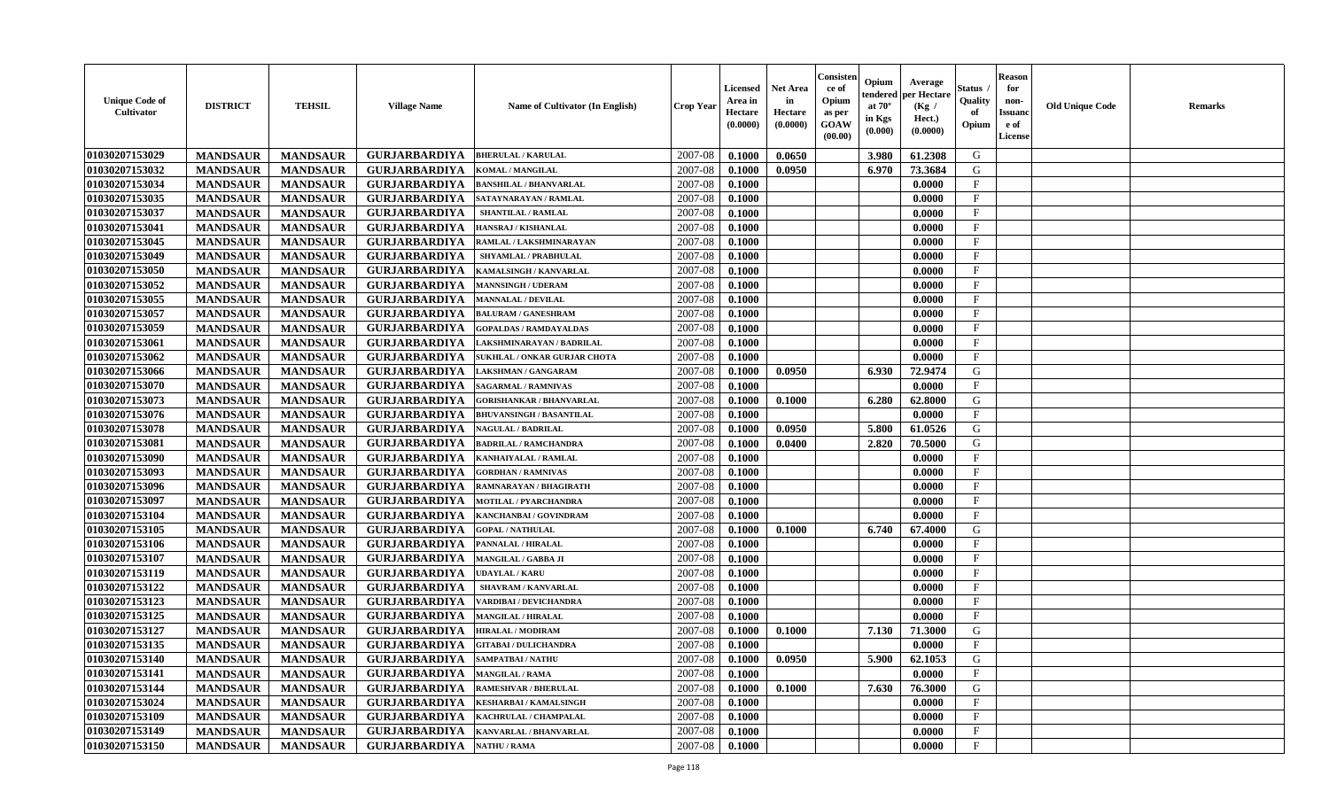| Unique Code of Cultivator | DISTRICT | TEHSIL | Village Name | Name of Cultivator (In English) | Crop Year | Licensed Area in Hectare (0.0000) | Net Area in Hectare (0.0000) | Consistence of Opium as per GOAW (00.00) | Opium tendered at 70° in Kgs (0.000) | Average per Hectare (Kg / Hect.) (0.0000) | Status / Quality of Opium | Reason for non-Issuance of License | Old Unique Code | Remarks |
|---|---|---|---|---|---|---|---|---|---|---|---|---|---|---|
| 01030207153029 | MANDSAUR | MANDSAUR | GURJARBARDIYA | BHERULAL / KARULAL | 2007-08 | 0.1000 | 0.0650 | | 3.980 | 61.2308 | G | | | |
| 01030207153032 | MANDSAUR | MANDSAUR | GURJARBARDIYA | KOMAL / MANGILAL | 2007-08 | 0.1000 | 0.0950 | | 6.970 | 73.3684 | G | | | |
| 01030207153034 | MANDSAUR | MANDSAUR | GURJARBARDIYA | BANSHILAL / BHANVARLAL | 2007-08 | 0.1000 | | | | 0.0000 | F | | | |
| 01030207153035 | MANDSAUR | MANDSAUR | GURJARBARDIYA | SATAYNARAYAN / RAMLAL | 2007-08 | 0.1000 | | | | 0.0000 | F | | | |
| 01030207153037 | MANDSAUR | MANDSAUR | GURJARBARDIYA | SHANTILAL / RAMLAL | 2007-08 | 0.1000 | | | | 0.0000 | F | | | |
| 01030207153041 | MANDSAUR | MANDSAUR | GURJARBARDIYA | HANSRAJ / KISHANLAL | 2007-08 | 0.1000 | | | | 0.0000 | F | | | |
| 01030207153045 | MANDSAUR | MANDSAUR | GURJARBARDIYA | RAMLAL / LAKSHMINARAYAN | 2007-08 | 0.1000 | | | | 0.0000 | F | | | |
| 01030207153049 | MANDSAUR | MANDSAUR | GURJARBARDIYA | SHYAMLAL / PRABHULAL | 2007-08 | 0.1000 | | | | 0.0000 | F | | | |
| 01030207153050 | MANDSAUR | MANDSAUR | GURJARBARDIYA | KAMALSINGH / KANVARLAL | 2007-08 | 0.1000 | | | | 0.0000 | F | | | |
| 01030207153052 | MANDSAUR | MANDSAUR | GURJARBARDIYA | MANNSINGH / UDERAM | 2007-08 | 0.1000 | | | | 0.0000 | F | | | |
| 01030207153055 | MANDSAUR | MANDSAUR | GURJARBARDIYA | MANNALAL / DEVILAL | 2007-08 | 0.1000 | | | | 0.0000 | F | | | |
| 01030207153057 | MANDSAUR | MANDSAUR | GURJARBARDIYA | BALURAM / GANESHRAM | 2007-08 | 0.1000 | | | | 0.0000 | F | | | |
| 01030207153059 | MANDSAUR | MANDSAUR | GURJARBARDIYA | GOPALDAS / RAMDAYALDAS | 2007-08 | 0.1000 | | | | 0.0000 | F | | | |
| 01030207153061 | MANDSAUR | MANDSAUR | GURJARBARDIYA | LAKSHMINARAYAN / BADRILAL | 2007-08 | 0.1000 | | | | 0.0000 | F | | | |
| 01030207153062 | MANDSAUR | MANDSAUR | GURJARBARDIYA | SUKHLAL / ONKAR GURJAR CHOTA | 2007-08 | 0.1000 | | | | 0.0000 | F | | | |
| 01030207153066 | MANDSAUR | MANDSAUR | GURJARBARDIYA | LAKSHMAN / GANGARAM | 2007-08 | 0.1000 | 0.0950 | | 6.930 | 72.9474 | G | | | |
| 01030207153070 | MANDSAUR | MANDSAUR | GURJARBARDIYA | SAGARMAL / RAMNIVAS | 2007-08 | 0.1000 | | | | 0.0000 | F | | | |
| 01030207153073 | MANDSAUR | MANDSAUR | GURJARBARDIYA | GORISHANKAR / BHANVARLAL | 2007-08 | 0.1000 | 0.1000 | | 6.280 | 62.8000 | G | | | |
| 01030207153076 | MANDSAUR | MANDSAUR | GURJARBARDIYA | BHUVANSINGH / BASANTILAL | 2007-08 | 0.1000 | | | | 0.0000 | F | | | |
| 01030207153078 | MANDSAUR | MANDSAUR | GURJARBARDIYA | NAGULAL / BADRILAL | 2007-08 | 0.1000 | 0.0950 | | 5.800 | 61.0526 | G | | | |
| 01030207153081 | MANDSAUR | MANDSAUR | GURJARBARDIYA | BADRILAL / RAMCHANDRA | 2007-08 | 0.1000 | 0.0400 | | 2.820 | 70.5000 | G | | | |
| 01030207153090 | MANDSAUR | MANDSAUR | GURJARBARDIYA | KANHAIYALAL / RAMLAL | 2007-08 | 0.1000 | | | | 0.0000 | F | | | |
| 01030207153093 | MANDSAUR | MANDSAUR | GURJARBARDIYA | GORDHAN / RAMNIVAS | 2007-08 | 0.1000 | | | | 0.0000 | F | | | |
| 01030207153096 | MANDSAUR | MANDSAUR | GURJARBARDIYA | RAMNARAYAN / BHAGIRATH | 2007-08 | 0.1000 | | | | 0.0000 | F | | | |
| 01030207153097 | MANDSAUR | MANDSAUR | GURJARBARDIYA | MOTILAL / PYARCHANDRA | 2007-08 | 0.1000 | | | | 0.0000 | F | | | |
| 01030207153104 | MANDSAUR | MANDSAUR | GURJARBARDIYA | KANCHANBAI / GOVINDRAM | 2007-08 | 0.1000 | | | | 0.0000 | F | | | |
| 01030207153105 | MANDSAUR | MANDSAUR | GURJARBARDIYA | GOPAL / NATHULAL | 2007-08 | 0.1000 | 0.1000 | | 6.740 | 67.4000 | G | | | |
| 01030207153106 | MANDSAUR | MANDSAUR | GURJARBARDIYA | PANNALAL / HIRALAL | 2007-08 | 0.1000 | | | | 0.0000 | F | | | |
| 01030207153107 | MANDSAUR | MANDSAUR | GURJARBARDIYA | MANGILAL / GABBA JI | 2007-08 | 0.1000 | | | | 0.0000 | F | | | |
| 01030207153119 | MANDSAUR | MANDSAUR | GURJARBARDIYA | UDAYLAL / KARU | 2007-08 | 0.1000 | | | | 0.0000 | F | | | |
| 01030207153122 | MANDSAUR | MANDSAUR | GURJARBARDIYA | SHAVRAM / KANVARLAL | 2007-08 | 0.1000 | | | | 0.0000 | F | | | |
| 01030207153123 | MANDSAUR | MANDSAUR | GURJARBARDIYA | VARDIBAI / DEVICHANDRA | 2007-08 | 0.1000 | | | | 0.0000 | F | | | |
| 01030207153125 | MANDSAUR | MANDSAUR | GURJARBARDIYA | MANGILAL / HIRALAL | 2007-08 | 0.1000 | | | | 0.0000 | F | | | |
| 01030207153127 | MANDSAUR | MANDSAUR | GURJARBARDIYA | HIRALAL / MODIRAM | 2007-08 | 0.1000 | 0.1000 | | 7.130 | 71.3000 | G | | | |
| 01030207153135 | MANDSAUR | MANDSAUR | GURJARBARDIYA | GITABAI / DULICHANDRA | 2007-08 | 0.1000 | | | | 0.0000 | F | | | |
| 01030207153140 | MANDSAUR | MANDSAUR | GURJARBARDIYA | SAMPATBAI / NATHU | 2007-08 | 0.1000 | 0.0950 | | 5.900 | 62.1053 | G | | | |
| 01030207153141 | MANDSAUR | MANDSAUR | GURJARBARDIYA | MANGILAL / RAMA | 2007-08 | 0.1000 | | | | 0.0000 | F | | | |
| 01030207153144 | MANDSAUR | MANDSAUR | GURJARBARDIYA | RAMESHVAR / BHERULAL | 2007-08 | 0.1000 | 0.1000 | | 7.630 | 76.3000 | G | | | |
| 01030207153024 | MANDSAUR | MANDSAUR | GURJARBARDIYA | KESHARBAI / KAMALSINGH | 2007-08 | 0.1000 | | | | 0.0000 | F | | | |
| 01030207153109 | MANDSAUR | MANDSAUR | GURJARBARDIYA | KACHRULAL / CHAMPALAL | 2007-08 | 0.1000 | | | | 0.0000 | F | | | |
| 01030207153149 | MANDSAUR | MANDSAUR | GURJARBARDIYA | KANVARLAL / BHANVARLAL | 2007-08 | 0.1000 | | | | 0.0000 | F | | | |
| 01030207153150 | MANDSAUR | MANDSAUR | GURJARBARDIYA | NATHU / RAMA | 2007-08 | 0.1000 | | | | 0.0000 | F | | | |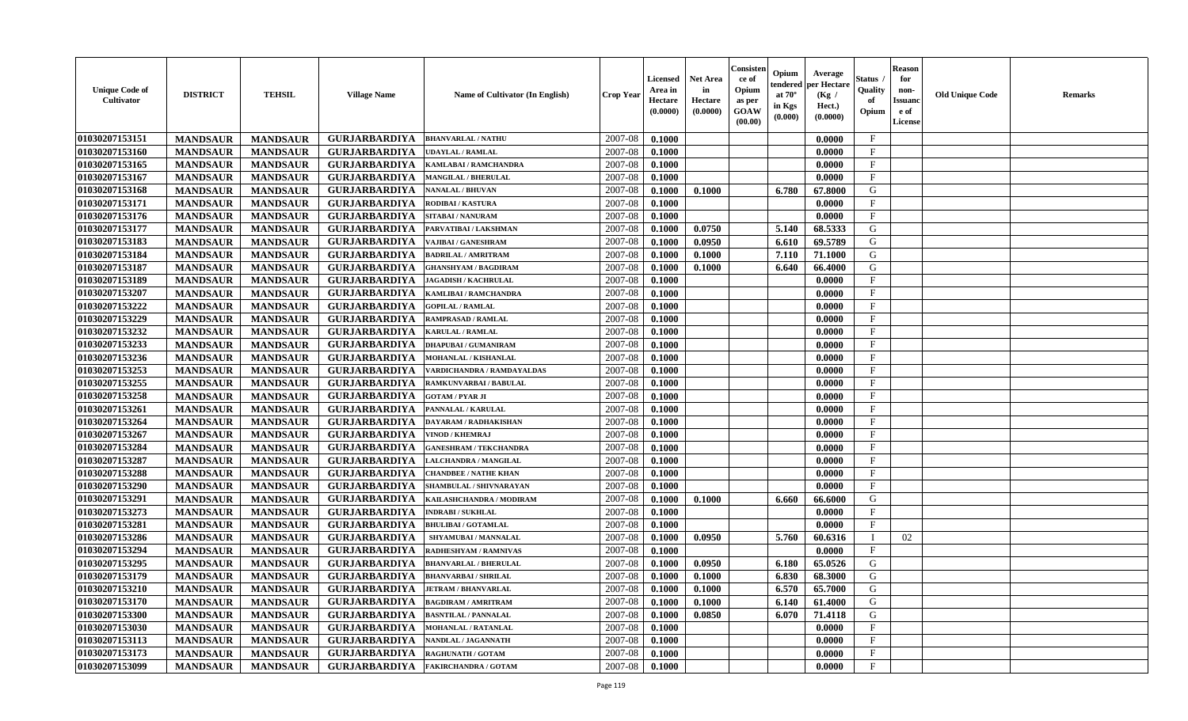| Unique Code of Cultivator | DISTRICT | TEHSIL | Village Name | Name of Cultivator (In English) | Crop Year | Licensed Area in Hectare (0.0000) | Net Area in Hectare (0.0000) | Consistence of Opium as per GOAW (00.00) | Opium tendered at 70° in Kgs (0.000) | Average per Hectare (Kg / Hect.) (0.0000) | Status / Quality of Opium | Reason for non-Issuance of License | Old Unique Code | Remarks |
|---|---|---|---|---|---|---|---|---|---|---|---|---|---|---|
| 01030207153151 | MANDSAUR | MANDSAUR | GURJARBARDIYA | BHANVARLAL / NATHU | 2007-08 | 0.1000 | | | | 0.0000 | F | | | |
| 01030207153160 | MANDSAUR | MANDSAUR | GURJARBARDIYA | UDAYLAL / RAMLAL | 2007-08 | 0.1000 | | | | 0.0000 | F | | | |
| 01030207153165 | MANDSAUR | MANDSAUR | GURJARBARDIYA | KAMLABAI / RAMCHANDRA | 2007-08 | 0.1000 | | | | 0.0000 | F | | | |
| 01030207153167 | MANDSAUR | MANDSAUR | GURJARBARDIYA | MANGILAL / BHERULAL | 2007-08 | 0.1000 | | | | 0.0000 | F | | | |
| 01030207153168 | MANDSAUR | MANDSAUR | GURJARBARDIYA | NANALAL / BHUVAN | 2007-08 | 0.1000 | 0.1000 | | 6.780 | 67.8000 | G | | | |
| 01030207153171 | MANDSAUR | MANDSAUR | GURJARBARDIYA | RODIBAI / KASTURA | 2007-08 | 0.1000 | | | | 0.0000 | F | | | |
| 01030207153176 | MANDSAUR | MANDSAUR | GURJARBARDIYA | SITABAI / NANURAM | 2007-08 | 0.1000 | | | | 0.0000 | F | | | |
| 01030207153177 | MANDSAUR | MANDSAUR | GURJARBARDIYA | PARVATIBAI / LAKSHMAN | 2007-08 | 0.1000 | 0.0750 | | 5.140 | 68.5333 | G | | | |
| 01030207153183 | MANDSAUR | MANDSAUR | GURJARBARDIYA | VAJIBAI / GANESHRAM | 2007-08 | 0.1000 | 0.0950 | | 6.610 | 69.5789 | G | | | |
| 01030207153184 | MANDSAUR | MANDSAUR | GURJARBARDIYA | BADRILAL / AMRITRAM | 2007-08 | 0.1000 | 0.1000 | | 7.110 | 71.1000 | G | | | |
| 01030207153187 | MANDSAUR | MANDSAUR | GURJARBARDIYA | GHANSHYAM / BAGDIRAM | 2007-08 | 0.1000 | 0.1000 | | 6.640 | 66.4000 | G | | | |
| 01030207153189 | MANDSAUR | MANDSAUR | GURJARBARDIYA | JAGADISH / KACHRULAL | 2007-08 | 0.1000 | | | | 0.0000 | F | | | |
| 01030207153207 | MANDSAUR | MANDSAUR | GURJARBARDIYA | KAMLIBAI / RAMCHANDRA | 2007-08 | 0.1000 | | | | 0.0000 | F | | | |
| 01030207153222 | MANDSAUR | MANDSAUR | GURJARBARDIYA | GOPILAL / RAMLAL | 2007-08 | 0.1000 | | | | 0.0000 | F | | | |
| 01030207153229 | MANDSAUR | MANDSAUR | GURJARBARDIYA | RAMPRASAD / RAMLAL | 2007-08 | 0.1000 | | | | 0.0000 | F | | | |
| 01030207153232 | MANDSAUR | MANDSAUR | GURJARBARDIYA | KARULAL / RAMLAL | 2007-08 | 0.1000 | | | | 0.0000 | F | | | |
| 01030207153233 | MANDSAUR | MANDSAUR | GURJARBARDIYA | DHAPUBAI / GUMANIRAM | 2007-08 | 0.1000 | | | | 0.0000 | F | | | |
| 01030207153236 | MANDSAUR | MANDSAUR | GURJARBARDIYA | MOHANLAL / KISHANLAL | 2007-08 | 0.1000 | | | | 0.0000 | F | | | |
| 01030207153253 | MANDSAUR | MANDSAUR | GURJARBARDIYA | VARDICHANDRA / RAMDAYALDAS | 2007-08 | 0.1000 | | | | 0.0000 | F | | | |
| 01030207153255 | MANDSAUR | MANDSAUR | GURJARBARDIYA | RAMKUNVARBAI / BABULAL | 2007-08 | 0.1000 | | | | 0.0000 | F | | | |
| 01030207153258 | MANDSAUR | MANDSAUR | GURJARBARDIYA | GOTAM / PYAR JI | 2007-08 | 0.1000 | | | | 0.0000 | F | | | |
| 01030207153261 | MANDSAUR | MANDSAUR | GURJARBARDIYA | PANNALAL / KARULAL | 2007-08 | 0.1000 | | | | 0.0000 | F | | | |
| 01030207153264 | MANDSAUR | MANDSAUR | GURJARBARDIYA | DAYARAM / RADHAKISHAN | 2007-08 | 0.1000 | | | | 0.0000 | F | | | |
| 01030207153267 | MANDSAUR | MANDSAUR | GURJARBARDIYA | VINOD / KHEMRAJ | 2007-08 | 0.1000 | | | | 0.0000 | F | | | |
| 01030207153284 | MANDSAUR | MANDSAUR | GURJARBARDIYA | GANESHRAM / TEKCHANDRA | 2007-08 | 0.1000 | | | | 0.0000 | F | | | |
| 01030207153287 | MANDSAUR | MANDSAUR | GURJARBARDIYA | LALCHANDRA / MANGILAL | 2007-08 | 0.1000 | | | | 0.0000 | F | | | |
| 01030207153288 | MANDSAUR | MANDSAUR | GURJARBARDIYA | CHANDBEE / NATHE KHAN | 2007-08 | 0.1000 | | | | 0.0000 | F | | | |
| 01030207153290 | MANDSAUR | MANDSAUR | GURJARBARDIYA | SHAMBULAL / SHIVNARAYAN | 2007-08 | 0.1000 | | | | 0.0000 | F | | | |
| 01030207153291 | MANDSAUR | MANDSAUR | GURJARBARDIYA | KAILASHCHANDRA / MODIRAM | 2007-08 | 0.1000 | 0.1000 | | 6.660 | 66.6000 | G | | | |
| 01030207153273 | MANDSAUR | MANDSAUR | GURJARBARDIYA | INDRABI / SUKHLAL | 2007-08 | 0.1000 | | | | 0.0000 | F | | | |
| 01030207153281 | MANDSAUR | MANDSAUR | GURJARBARDIYA | BHULIBAI / GOTAMLAL | 2007-08 | 0.1000 | | | | 0.0000 | F | | | |
| 01030207153286 | MANDSAUR | MANDSAUR | GURJARBARDIYA | SHYAMUBAI / MANNALAL | 2007-08 | 0.1000 | 0.0950 | | 5.760 | 60.6316 | I | 02 | | |
| 01030207153294 | MANDSAUR | MANDSAUR | GURJARBARDIYA | RADHESHYAM / RAMNIVAS | 2007-08 | 0.1000 | | | | 0.0000 | F | | | |
| 01030207153295 | MANDSAUR | MANDSAUR | GURJARBARDIYA | BHANVARLAL / BHERULAL | 2007-08 | 0.1000 | 0.0950 | | 6.180 | 65.0526 | G | | | |
| 01030207153179 | MANDSAUR | MANDSAUR | GURJARBARDIYA | BHANVARBAI / SHRILAL | 2007-08 | 0.1000 | 0.1000 | | 6.830 | 68.3000 | G | | | |
| 01030207153210 | MANDSAUR | MANDSAUR | GURJARBARDIYA | JETRAM / BHANVARLAL | 2007-08 | 0.1000 | 0.1000 | | 6.570 | 65.7000 | G | | | |
| 01030207153170 | MANDSAUR | MANDSAUR | GURJARBARDIYA | BAGDIRAM / AMRITRAM | 2007-08 | 0.1000 | 0.1000 | | 6.140 | 61.4000 | G | | | |
| 01030207153300 | MANDSAUR | MANDSAUR | GURJARBARDIYA | BASNTILAL / PANNALAL | 2007-08 | 0.1000 | 0.0850 | | 6.070 | 71.4118 | G | | | |
| 01030207153030 | MANDSAUR | MANDSAUR | GURJARBARDIYA | MOHANLAL / RATANLAL | 2007-08 | 0.1000 | | | | 0.0000 | F | | | |
| 01030207153113 | MANDSAUR | MANDSAUR | GURJARBARDIYA | NANDLAL / JAGANNATH | 2007-08 | 0.1000 | | | | 0.0000 | F | | | |
| 01030207153173 | MANDSAUR | MANDSAUR | GURJARBARDIYA | RAGHUNATH / GOTAM | 2007-08 | 0.1000 | | | | 0.0000 | F | | | |
| 01030207153099 | MANDSAUR | MANDSAUR | GURJARBARDIYA | FAKIRCHANDRA / GOTAM | 2007-08 | 0.1000 | | | | 0.0000 | F | | | |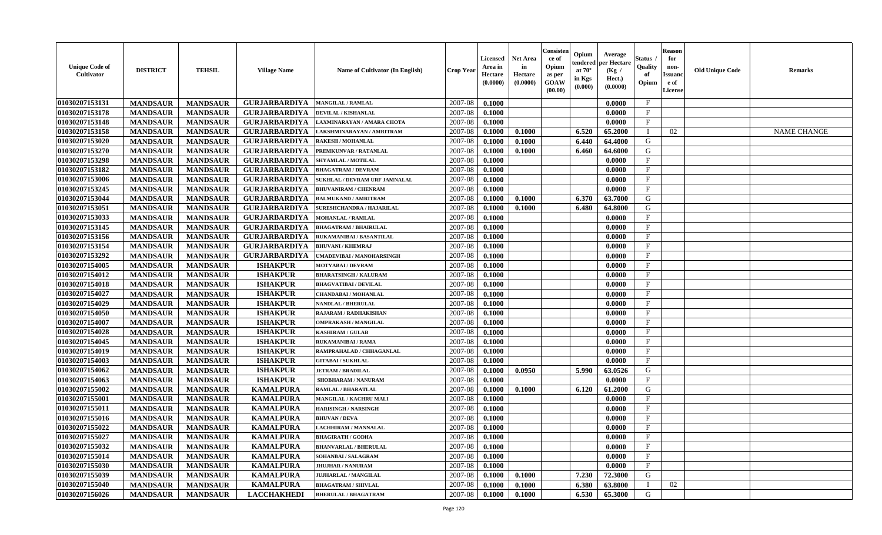| Unique Code of Cultivator | DISTRICT | TEHSIL | Village Name | Name of Cultivator (In English) | Crop Year | Licensed Area in Hectare (0.0000) | Net Area in Hectare (0.0000) | Consistence of Opium as per GOAW (00.00) | Opium tendered at 70° in Kgs (0.000) | Average per Hectare (Kg / Hect.) (0.0000) | Status / Quality of Opium | Reason for non-Issuance of License | Old Unique Code | Remarks |
|---|---|---|---|---|---|---|---|---|---|---|---|---|---|---|
| 01030207153131 | MANDSAUR | MANDSAUR | GURJARBARDIYA | MANGILAL / RAMLAL | 2007-08 | 0.1000 | | | | 0.0000 | F | | | |
| 01030207153178 | MANDSAUR | MANDSAUR | GURJARBARDIYA | DEVILAL / KISHANLAL | 2007-08 | 0.1000 | | | | 0.0000 | F | | | |
| 01030207153148 | MANDSAUR | MANDSAUR | GURJARBARDIYA | LAXMINARAYAN / AMARA CHOTA | 2007-08 | 0.1000 | | | | 0.0000 | F | | | |
| 01030207153158 | MANDSAUR | MANDSAUR | GURJARBARDIYA | LAKSHMINARAYAN / AMRITRAM | 2007-08 | 0.1000 | 0.1000 | | 6.520 | 65.2000 | I | 02 | | NAME CHANGE |
| 01030207153020 | MANDSAUR | MANDSAUR | GURJARBARDIYA | RAKESH / MOHANLAL | 2007-08 | 0.1000 | 0.1000 | | 6.440 | 64.4000 | G | | | |
| 01030207153270 | MANDSAUR | MANDSAUR | GURJARBARDIYA | PREMKUNVAR / RATANLAL | 2007-08 | 0.1000 | 0.1000 | | 6.460 | 64.6000 | G | | | |
| 01030207153298 | MANDSAUR | MANDSAUR | GURJARBARDIYA | SHYAMLAL / MOTILAL | 2007-08 | 0.1000 | | | | 0.0000 | F | | | |
| 01030207153182 | MANDSAUR | MANDSAUR | GURJARBARDIYA | BHAGATRAM / DEVRAM | 2007-08 | 0.1000 | | | | 0.0000 | F | | | |
| 01030207153006 | MANDSAUR | MANDSAUR | GURJARBARDIYA | SUKHLAL / DEVRAM URF JAMNALAL | 2007-08 | 0.1000 | | | | 0.0000 | F | | | |
| 01030207153245 | MANDSAUR | MANDSAUR | GURJARBARDIYA | BHUVANIRAM / CHENRAM | 2007-08 | 0.1000 | | | | 0.0000 | F | | | |
| 01030207153044 | MANDSAUR | MANDSAUR | GURJARBARDIYA | BALMUKAND / AMRITRAM | 2007-08 | 0.1000 | 0.1000 | | 6.370 | 63.7000 | G | | | |
| 01030207153051 | MANDSAUR | MANDSAUR | GURJARBARDIYA | SURESHCHANDRA / HAJARILAL | 2007-08 | 0.1000 | 0.1000 | | 6.480 | 64.8000 | G | | | |
| 01030207153033 | MANDSAUR | MANDSAUR | GURJARBARDIYA | MOHANLAL / RAMLAL | 2007-08 | 0.1000 | | | | 0.0000 | F | | | |
| 01030207153145 | MANDSAUR | MANDSAUR | GURJARBARDIYA | BHAGATRAM / BHAIRULAL | 2007-08 | 0.1000 | | | | 0.0000 | F | | | |
| 01030207153156 | MANDSAUR | MANDSAUR | GURJARBARDIYA | RUKAMANIBAI / BASANTILAL | 2007-08 | 0.1000 | | | | 0.0000 | F | | | |
| 01030207153154 | MANDSAUR | MANDSAUR | GURJARBARDIYA | BHUVANI / KHEMRAJ | 2007-08 | 0.1000 | | | | 0.0000 | F | | | |
| 01030207153292 | MANDSAUR | MANDSAUR | GURJARBARDIYA | UMADEVIBAI / MANOHARSINGH | 2007-08 | 0.1000 | | | | 0.0000 | F | | | |
| 01030207154005 | MANDSAUR | MANDSAUR | ISHAKPUR | MOTYABAI / DEVRAM | 2007-08 | 0.1000 | | | | 0.0000 | F | | | |
| 01030207154012 | MANDSAUR | MANDSAUR | ISHAKPUR | BHARATSINGH / KALURAM | 2007-08 | 0.1000 | | | | 0.0000 | F | | | |
| 01030207154018 | MANDSAUR | MANDSAUR | ISHAKPUR | BHAGVATIBAI / DEVILAL | 2007-08 | 0.1000 | | | | 0.0000 | F | | | |
| 01030207154027 | MANDSAUR | MANDSAUR | ISHAKPUR | CHANDABAI / MOHANLAL | 2007-08 | 0.1000 | | | | 0.0000 | F | | | |
| 01030207154029 | MANDSAUR | MANDSAUR | ISHAKPUR | NANDLAL / BHERULAL | 2007-08 | 0.1000 | | | | 0.0000 | F | | | |
| 01030207154050 | MANDSAUR | MANDSAUR | ISHAKPUR | RAJARAM / RADHAKISHAN | 2007-08 | 0.1000 | | | | 0.0000 | F | | | |
| 01030207154007 | MANDSAUR | MANDSAUR | ISHAKPUR | OMPRAKASH / MANGILAL | 2007-08 | 0.1000 | | | | 0.0000 | F | | | |
| 01030207154028 | MANDSAUR | MANDSAUR | ISHAKPUR | KASHIRAM / GULAB | 2007-08 | 0.1000 | | | | 0.0000 | F | | | |
| 01030207154045 | MANDSAUR | MANDSAUR | ISHAKPUR | RUKAMANIBAI / RAMA | 2007-08 | 0.1000 | | | | 0.0000 | F | | | |
| 01030207154019 | MANDSAUR | MANDSAUR | ISHAKPUR | RAMPRAHALAD / CHHAGANLAL | 2007-08 | 0.1000 | | | | 0.0000 | F | | | |
| 01030207154003 | MANDSAUR | MANDSAUR | ISHAKPUR | GITABAI / SUKHLAL | 2007-08 | 0.1000 | | | | 0.0000 | F | | | |
| 01030207154062 | MANDSAUR | MANDSAUR | ISHAKPUR | JETRAM / BRADILAL | 2007-08 | 0.1000 | 0.0950 | | 5.990 | 63.0526 | G | | | |
| 01030207154063 | MANDSAUR | MANDSAUR | ISHAKPUR | SHOBHARAM / NANURAM | 2007-08 | 0.1000 | | | | 0.0000 | F | | | |
| 01030207155002 | MANDSAUR | MANDSAUR | KAMALPURA | RAMLAL / BHARATLAL | 2007-08 | 0.1000 | 0.1000 | | 6.120 | 61.2000 | G | | | |
| 01030207155001 | MANDSAUR | MANDSAUR | KAMALPURA | MANGILAL / KACHRU MALI | 2007-08 | 0.1000 | | | | 0.0000 | F | | | |
| 01030207155011 | MANDSAUR | MANDSAUR | KAMALPURA | HARISINGH / NARSINGH | 2007-08 | 0.1000 | | | | 0.0000 | F | | | |
| 01030207155016 | MANDSAUR | MANDSAUR | KAMALPURA | BHUVAN / DEVA | 2007-08 | 0.1000 | | | | 0.0000 | F | | | |
| 01030207155022 | MANDSAUR | MANDSAUR | KAMALPURA | LACHHIRAM / MANNALAL | 2007-08 | 0.1000 | | | | 0.0000 | F | | | |
| 01030207155027 | MANDSAUR | MANDSAUR | KAMALPURA | BHAGIRATH / GODHA | 2007-08 | 0.1000 | | | | 0.0000 | F | | | |
| 01030207155032 | MANDSAUR | MANDSAUR | KAMALPURA | BHANVARLAL / BHERULAL | 2007-08 | 0.1000 | | | | 0.0000 | F | | | |
| 01030207155014 | MANDSAUR | MANDSAUR | KAMALPURA | SOHANBAI / SALAGRAM | 2007-08 | 0.1000 | | | | 0.0000 | F | | | |
| 01030207155030 | MANDSAUR | MANDSAUR | KAMALPURA | JHUJHAR / NANURAM | 2007-08 | 0.1000 | | | | 0.0000 | F | | | |
| 01030207155039 | MANDSAUR | MANDSAUR | KAMALPURA | JUJHARLAL / MANGILAL | 2007-08 | 0.1000 | 0.1000 | | 7.230 | 72.3000 | G | | | |
| 01030207155040 | MANDSAUR | MANDSAUR | KAMALPURA | BHAGATRAM / SHIVLAL | 2007-08 | 0.1000 | 0.1000 | | 6.380 | 63.8000 | I | 02 | | |
| 01030207156026 | MANDSAUR | MANDSAUR | LACCHAKHEDI | BHERULAL / BHAGATRAM | 2007-08 | 0.1000 | 0.1000 | | 6.530 | 65.3000 | G | | | |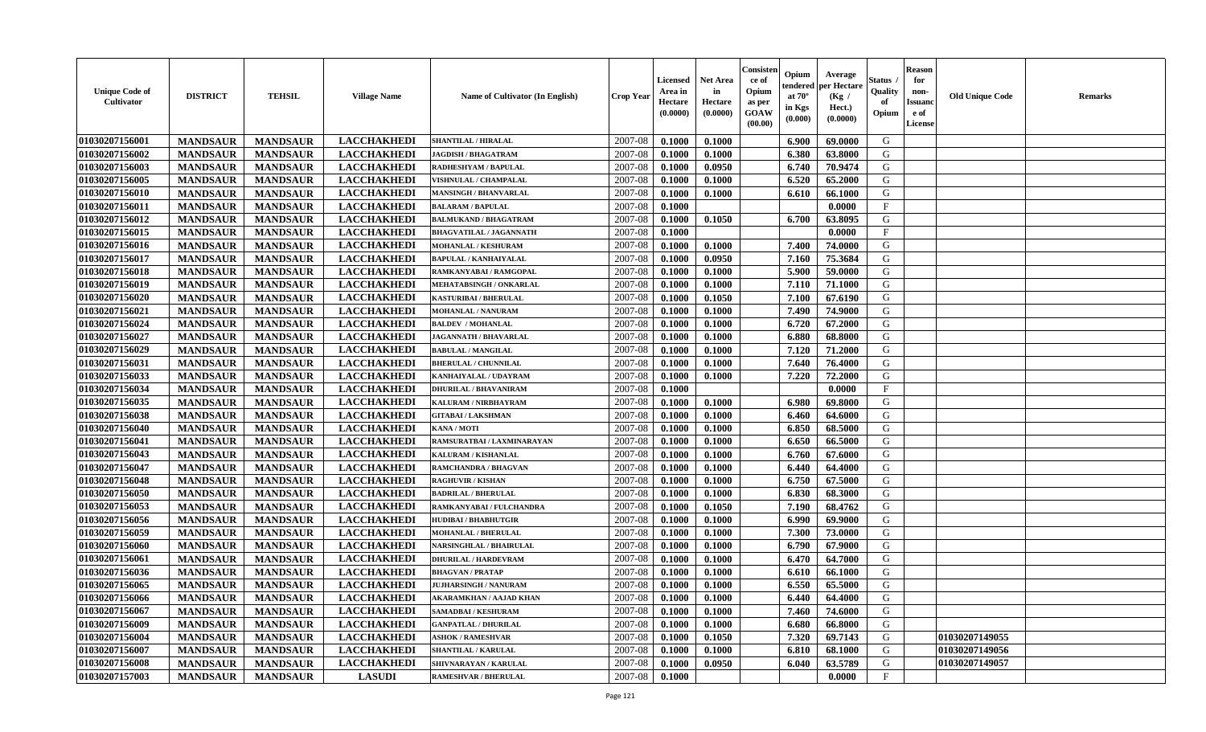| Unique Code of Cultivator | DISTRICT | TEHSIL | Village Name | Name of Cultivator (In English) | Crop Year | Licensed Area in Hectare (0.0000) | Net Area in Hectare (0.0000) | Consistence of Opium as per GOAW (00.00) | Opium tendered at 70° in Kgs (0.000) | Average per Hectare (Kg / Hect.) (0.0000) | Status / Quality of Opium | Reason for non-Issuance of License | Old Unique Code | Remarks |
|---|---|---|---|---|---|---|---|---|---|---|---|---|---|---|
| 01030207156001 | MANDSAUR | MANDSAUR | LACCHAKHEDI | SHANTILAL / HIRALAL | 2007-08 | 0.1000 | 0.1000 | | 6.900 | 69.0000 | G | | | |
| 01030207156002 | MANDSAUR | MANDSAUR | LACCHAKHEDI | JAGDISH / BHAGATRAM | 2007-08 | 0.1000 | 0.1000 | | 6.380 | 63.8000 | G | | | |
| 01030207156003 | MANDSAUR | MANDSAUR | LACCHAKHEDI | RADHESHYAM / BAPULAL | 2007-08 | 0.1000 | 0.0950 | | 6.740 | 70.9474 | G | | | |
| 01030207156005 | MANDSAUR | MANDSAUR | LACCHAKHEDI | VISHNULAL / CHAMPALAL | 2007-08 | 0.1000 | 0.1000 | | 6.520 | 65.2000 | G | | | |
| 01030207156010 | MANDSAUR | MANDSAUR | LACCHAKHEDI | MANSINGH / BHANVARLAL | 2007-08 | 0.1000 | 0.1000 | | 6.610 | 66.1000 | G | | | |
| 01030207156011 | MANDSAUR | MANDSAUR | LACCHAKHEDI | BALARAM / BAPULAL | 2007-08 | 0.1000 | | | | 0.0000 | F | | | |
| 01030207156012 | MANDSAUR | MANDSAUR | LACCHAKHEDI | BALMUKAND / BHAGATRAM | 2007-08 | 0.1000 | 0.1050 | | 6.700 | 63.8095 | G | | | |
| 01030207156015 | MANDSAUR | MANDSAUR | LACCHAKHEDI | BHAGVATILAL / JAGANNATH | 2007-08 | 0.1000 | | | | 0.0000 | F | | | |
| 01030207156016 | MANDSAUR | MANDSAUR | LACCHAKHEDI | MOHANLAL / KESHURAM | 2007-08 | 0.1000 | 0.1000 | | 7.400 | 74.0000 | G | | | |
| 01030207156017 | MANDSAUR | MANDSAUR | LACCHAKHEDI | BAPULAL / KANHAIYALAL | 2007-08 | 0.1000 | 0.0950 | | 7.160 | 75.3684 | G | | | |
| 01030207156018 | MANDSAUR | MANDSAUR | LACCHAKHEDI | RAMKANYABAI / RAMGOPAL | 2007-08 | 0.1000 | 0.1000 | | 5.900 | 59.0000 | G | | | |
| 01030207156019 | MANDSAUR | MANDSAUR | LACCHAKHEDI | MEHATABSINGH / ONKARLAL | 2007-08 | 0.1000 | 0.1000 | | 7.110 | 71.1000 | G | | | |
| 01030207156020 | MANDSAUR | MANDSAUR | LACCHAKHEDI | KASTURIBAI / BHERULAL | 2007-08 | 0.1000 | 0.1050 | | 7.100 | 67.6190 | G | | | |
| 01030207156021 | MANDSAUR | MANDSAUR | LACCHAKHEDI | MOHANLAL / NANURAM | 2007-08 | 0.1000 | 0.1000 | | 7.490 | 74.9000 | G | | | |
| 01030207156024 | MANDSAUR | MANDSAUR | LACCHAKHEDI | BALDEV / MOHANLAL | 2007-08 | 0.1000 | 0.1000 | | 6.720 | 67.2000 | G | | | |
| 01030207156027 | MANDSAUR | MANDSAUR | LACCHAKHEDI | JAGANNATH / BHAVARLAL | 2007-08 | 0.1000 | 0.1000 | | 6.880 | 68.8000 | G | | | |
| 01030207156029 | MANDSAUR | MANDSAUR | LACCHAKHEDI | BABULAL / MANGILAL | 2007-08 | 0.1000 | 0.1000 | | 7.120 | 71.2000 | G | | | |
| 01030207156031 | MANDSAUR | MANDSAUR | LACCHAKHEDI | BHERULAL / CHUNNILAL | 2007-08 | 0.1000 | 0.1000 | | 7.640 | 76.4000 | G | | | |
| 01030207156033 | MANDSAUR | MANDSAUR | LACCHAKHEDI | KANHAIYALAL / UDAYRAM | 2007-08 | 0.1000 | 0.1000 | | 7.220 | 72.2000 | G | | | |
| 01030207156034 | MANDSAUR | MANDSAUR | LACCHAKHEDI | DHURILAL / BHAVANIRAM | 2007-08 | 0.1000 | | | | 0.0000 | F | | | |
| 01030207156035 | MANDSAUR | MANDSAUR | LACCHAKHEDI | KALURAM / NIRBHAYRAM | 2007-08 | 0.1000 | 0.1000 | | 6.980 | 69.8000 | G | | | |
| 01030207156038 | MANDSAUR | MANDSAUR | LACCHAKHEDI | GITABAI / LAKSHMAN | 2007-08 | 0.1000 | 0.1000 | | 6.460 | 64.6000 | G | | | |
| 01030207156040 | MANDSAUR | MANDSAUR | LACCHAKHEDI | KANA / MOTI | 2007-08 | 0.1000 | 0.1000 | | 6.850 | 68.5000 | G | | | |
| 01030207156041 | MANDSAUR | MANDSAUR | LACCHAKHEDI | RAMSURATBAI / LAXMINARAYAN | 2007-08 | 0.1000 | 0.1000 | | 6.650 | 66.5000 | G | | | |
| 01030207156043 | MANDSAUR | MANDSAUR | LACCHAKHEDI | KALURAM / KISHANLAL | 2007-08 | 0.1000 | 0.1000 | | 6.760 | 67.6000 | G | | | |
| 01030207156047 | MANDSAUR | MANDSAUR | LACCHAKHEDI | RAMCHANDRA / BHAGVAN | 2007-08 | 0.1000 | 0.1000 | | 6.440 | 64.4000 | G | | | |
| 01030207156048 | MANDSAUR | MANDSAUR | LACCHAKHEDI | RAGHUVIR / KISHAN | 2007-08 | 0.1000 | 0.1000 | | 6.750 | 67.5000 | G | | | |
| 01030207156050 | MANDSAUR | MANDSAUR | LACCHAKHEDI | BADRILAL / BHERULAL | 2007-08 | 0.1000 | 0.1000 | | 6.830 | 68.3000 | G | | | |
| 01030207156053 | MANDSAUR | MANDSAUR | LACCHAKHEDI | RAMKANYABAI / FULCHANDRA | 2007-08 | 0.1000 | 0.1050 | | 7.190 | 68.4762 | G | | | |
| 01030207156056 | MANDSAUR | MANDSAUR | LACCHAKHEDI | HUDIBAI / BHABHUTGIR | 2007-08 | 0.1000 | 0.1000 | | 6.990 | 69.9000 | G | | | |
| 01030207156059 | MANDSAUR | MANDSAUR | LACCHAKHEDI | MOHANLAL / BHERULAL | 2007-08 | 0.1000 | 0.1000 | | 7.300 | 73.0000 | G | | | |
| 01030207156060 | MANDSAUR | MANDSAUR | LACCHAKHEDI | NARSINGHLAL / BHAIRULAL | 2007-08 | 0.1000 | 0.1000 | | 6.790 | 67.9000 | G | | | |
| 01030207156061 | MANDSAUR | MANDSAUR | LACCHAKHEDI | DHURILAL / HARDEVRAM | 2007-08 | 0.1000 | 0.1000 | | 6.470 | 64.7000 | G | | | |
| 01030207156036 | MANDSAUR | MANDSAUR | LACCHAKHEDI | BHAGVAN / PRATAP | 2007-08 | 0.1000 | 0.1000 | | 6.610 | 66.1000 | G | | | |
| 01030207156065 | MANDSAUR | MANDSAUR | LACCHAKHEDI | JUJHARSINGH / NANURAM | 2007-08 | 0.1000 | 0.1000 | | 6.550 | 65.5000 | G | | | |
| 01030207156066 | MANDSAUR | MANDSAUR | LACCHAKHEDI | AKARAMKHAN / AAJAD KHAN | 2007-08 | 0.1000 | 0.1000 | | 6.440 | 64.4000 | G | | | |
| 01030207156067 | MANDSAUR | MANDSAUR | LACCHAKHEDI | SAMADBAI / KESHURAM | 2007-08 | 0.1000 | 0.1000 | | 7.460 | 74.6000 | G | | | |
| 01030207156009 | MANDSAUR | MANDSAUR | LACCHAKHEDI | GANPATLAL / DHURILAL | 2007-08 | 0.1000 | 0.1000 | | 6.680 | 66.8000 | G | | | |
| 01030207156004 | MANDSAUR | MANDSAUR | LACCHAKHEDI | ASHOK / RAMESHVAR | 2007-08 | 0.1000 | 0.1050 | | 7.320 | 69.7143 | G | | 01030207149055 | |
| 01030207156007 | MANDSAUR | MANDSAUR | LACCHAKHEDI | SHANTILAL / KARULAL | 2007-08 | 0.1000 | 0.1000 | | 6.810 | 68.1000 | G | | 01030207149056 | |
| 01030207156008 | MANDSAUR | MANDSAUR | LACCHAKHEDI | SHIVNARAYAN / KARULAL | 2007-08 | 0.1000 | 0.0950 | | 6.040 | 63.5789 | G | | 01030207149057 | |
| 01030207157003 | MANDSAUR | MANDSAUR | LASUDI | RAMESHVAR / BHERULAL | 2007-08 | 0.1000 | | | | 0.0000 | F | | | |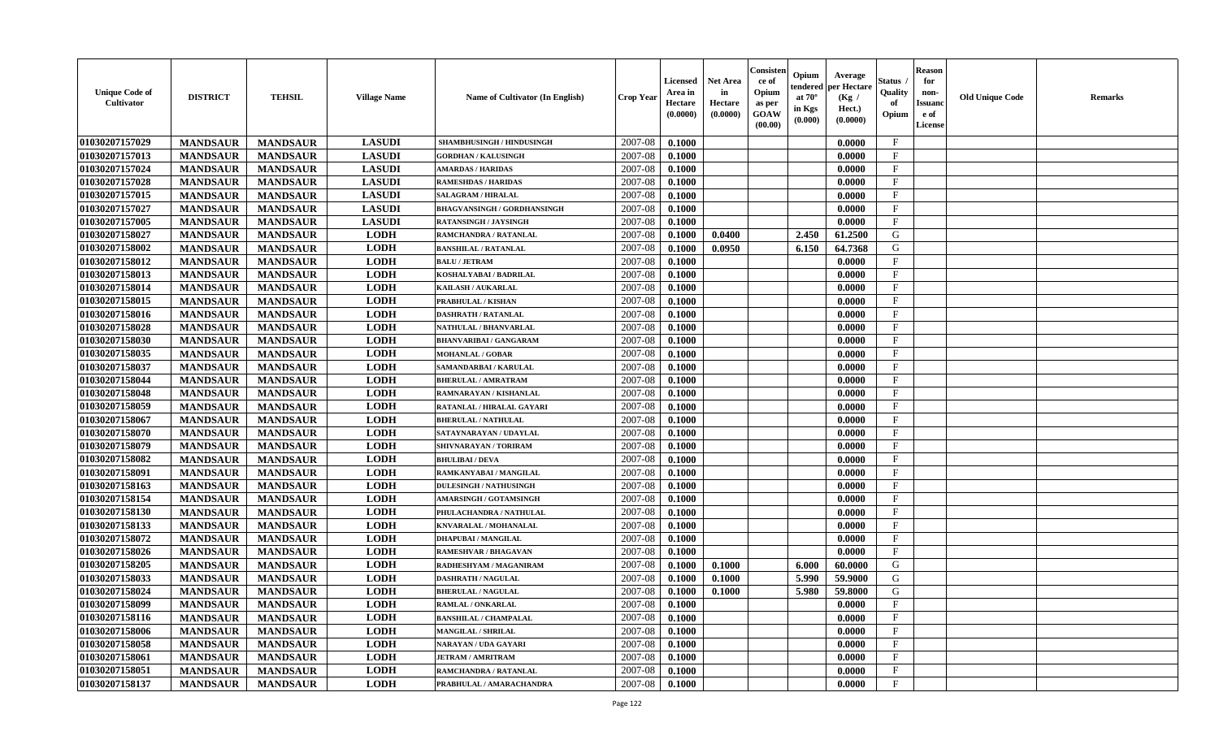| Unique Code of Cultivator | DISTRICT | TEHSIL | Village Name | Name of Cultivator (In English) | Crop Year | Licensed Area in Hectare (0.0000) | Net Area in Hectare (0.0000) | Consistence of Opium as per GOAW (00.00) | Opium tendered at 70° in Kgs (0.000) | Average per Hectare (Kg / Hect.) (0.0000) | Status / Quality of Opium | Reason for non-Issuance of License | Old Unique Code | Remarks |
|---|---|---|---|---|---|---|---|---|---|---|---|---|---|---|
| 01030207157029 | MANDSAUR | MANDSAUR | LASUDI | SHAMBHUSINGH / HINDUSINGH | 2007-08 | 0.1000 | | | | 0.0000 | F | | | |
| 01030207157013 | MANDSAUR | MANDSAUR | LASUDI | GORDHAN / KALUSINGH | 2007-08 | 0.1000 | | | | 0.0000 | F | | | |
| 01030207157024 | MANDSAUR | MANDSAUR | LASUDI | AMARDAS / HARIDAS | 2007-08 | 0.1000 | | | | 0.0000 | F | | | |
| 01030207157028 | MANDSAUR | MANDSAUR | LASUDI | RAMESHDAS / HARIDAS | 2007-08 | 0.1000 | | | | 0.0000 | F | | | |
| 01030207157015 | MANDSAUR | MANDSAUR | LASUDI | SALAGRAM / HIRALAL | 2007-08 | 0.1000 | | | | 0.0000 | F | | | |
| 01030207157027 | MANDSAUR | MANDSAUR | LASUDI | BHAGVANSINGH / GORDHANSINGH | 2007-08 | 0.1000 | | | | 0.0000 | F | | | |
| 01030207157005 | MANDSAUR | MANDSAUR | LASUDI | RATANSINGH / JAYSINGH | 2007-08 | 0.1000 | | | | 0.0000 | F | | | |
| 01030207158027 | MANDSAUR | MANDSAUR | LODH | RAMCHANDRA / RATANLAL | 2007-08 | 0.1000 | 0.0400 | | 2.450 | 61.2500 | G | | | |
| 01030207158002 | MANDSAUR | MANDSAUR | LODH | BANSHILAL / RATANLAL | 2007-08 | 0.1000 | 0.0950 | | 6.150 | 64.7368 | G | | | |
| 01030207158012 | MANDSAUR | MANDSAUR | LODH | BALU / JETRAM | 2007-08 | 0.1000 | | | | 0.0000 | F | | | |
| 01030207158013 | MANDSAUR | MANDSAUR | LODH | KOSHALYABAI / BADRILAL | 2007-08 | 0.1000 | | | | 0.0000 | F | | | |
| 01030207158014 | MANDSAUR | MANDSAUR | LODH | KAILASH / AUKARLAL | 2007-08 | 0.1000 | | | | 0.0000 | F | | | |
| 01030207158015 | MANDSAUR | MANDSAUR | LODH | PRABHULAL / KISHAN | 2007-08 | 0.1000 | | | | 0.0000 | F | | | |
| 01030207158016 | MANDSAUR | MANDSAUR | LODH | DASHRATH / RATANLAL | 2007-08 | 0.1000 | | | | 0.0000 | F | | | |
| 01030207158028 | MANDSAUR | MANDSAUR | LODH | NATHULAL / BHANVARLAL | 2007-08 | 0.1000 | | | | 0.0000 | F | | | |
| 01030207158030 | MANDSAUR | MANDSAUR | LODH | BHANVARIBAI / GANGARAM | 2007-08 | 0.1000 | | | | 0.0000 | F | | | |
| 01030207158035 | MANDSAUR | MANDSAUR | LODH | MOHANLAL / GOBAR | 2007-08 | 0.1000 | | | | 0.0000 | F | | | |
| 01030207158037 | MANDSAUR | MANDSAUR | LODH | SAMANDARBAI / KARULAL | 2007-08 | 0.1000 | | | | 0.0000 | F | | | |
| 01030207158044 | MANDSAUR | MANDSAUR | LODH | BHERULAL / AMRATRAM | 2007-08 | 0.1000 | | | | 0.0000 | F | | | |
| 01030207158048 | MANDSAUR | MANDSAUR | LODH | RAMNARAYAN / KISHANLAL | 2007-08 | 0.1000 | | | | 0.0000 | F | | | |
| 01030207158059 | MANDSAUR | MANDSAUR | LODH | RATANLAL / HIRALAL GAYARI | 2007-08 | 0.1000 | | | | 0.0000 | F | | | |
| 01030207158067 | MANDSAUR | MANDSAUR | LODH | BHERULAL / NATHULAL | 2007-08 | 0.1000 | | | | 0.0000 | F | | | |
| 01030207158070 | MANDSAUR | MANDSAUR | LODH | SATAYNARAYAN / UDAYLAL | 2007-08 | 0.1000 | | | | 0.0000 | F | | | |
| 01030207158079 | MANDSAUR | MANDSAUR | LODH | SHIVNARAYAN / TORIRAM | 2007-08 | 0.1000 | | | | 0.0000 | F | | | |
| 01030207158082 | MANDSAUR | MANDSAUR | LODH | BHULIBAI / DEVA | 2007-08 | 0.1000 | | | | 0.0000 | F | | | |
| 01030207158091 | MANDSAUR | MANDSAUR | LODH | RAMKANYABAI / MANGILAL | 2007-08 | 0.1000 | | | | 0.0000 | F | | | |
| 01030207158163 | MANDSAUR | MANDSAUR | LODH | DULESINGH / NATHUSINGH | 2007-08 | 0.1000 | | | | 0.0000 | F | | | |
| 01030207158154 | MANDSAUR | MANDSAUR | LODH | AMARSINGH / GOTAMSINGH | 2007-08 | 0.1000 | | | | 0.0000 | F | | | |
| 01030207158130 | MANDSAUR | MANDSAUR | LODH | PHULACHANDRA / NATHULAL | 2007-08 | 0.1000 | | | | 0.0000 | F | | | |
| 01030207158133 | MANDSAUR | MANDSAUR | LODH | KNVARALAL / MOHANALAL | 2007-08 | 0.1000 | | | | 0.0000 | F | | | |
| 01030207158072 | MANDSAUR | MANDSAUR | LODH | DHAPUBAI / MANGILAL | 2007-08 | 0.1000 | | | | 0.0000 | F | | | |
| 01030207158026 | MANDSAUR | MANDSAUR | LODH | RAMESHVAR / BHAGAVAN | 2007-08 | 0.1000 | | | | 0.0000 | F | | | |
| 01030207158205 | MANDSAUR | MANDSAUR | LODH | RADHESHYAM / MAGANIRAM | 2007-08 | 0.1000 | 0.1000 | | 6.000 | 60.0000 | G | | | |
| 01030207158033 | MANDSAUR | MANDSAUR | LODH | DASHRATH / NAGULAL | 2007-08 | 0.1000 | 0.1000 | | 5.990 | 59.9000 | G | | | |
| 01030207158024 | MANDSAUR | MANDSAUR | LODH | BHERULAL / NAGULAL | 2007-08 | 0.1000 | 0.1000 | | 5.980 | 59.8000 | G | | | |
| 01030207158099 | MANDSAUR | MANDSAUR | LODH | RAMLAL / ONKARLAL | 2007-08 | 0.1000 | | | | 0.0000 | F | | | |
| 01030207158116 | MANDSAUR | MANDSAUR | LODH | BANSHILAL / CHAMPALAL | 2007-08 | 0.1000 | | | | 0.0000 | F | | | |
| 01030207158006 | MANDSAUR | MANDSAUR | LODH | MANGILAL / SHRILAL | 2007-08 | 0.1000 | | | | 0.0000 | F | | | |
| 01030207158058 | MANDSAUR | MANDSAUR | LODH | NARAYAN / UDA GAYARI | 2007-08 | 0.1000 | | | | 0.0000 | F | | | |
| 01030207158061 | MANDSAUR | MANDSAUR | LODH | JETRAM / AMRITRAM | 2007-08 | 0.1000 | | | | 0.0000 | F | | | |
| 01030207158051 | MANDSAUR | MANDSAUR | LODH | RAMCHANDRA / RATANLAL | 2007-08 | 0.1000 | | | | 0.0000 | F | | | |
| 01030207158137 | MANDSAUR | MANDSAUR | LODH | PRABHULAL / AMARACHANDRA | 2007-08 | 0.1000 | | | | 0.0000 | F | | | |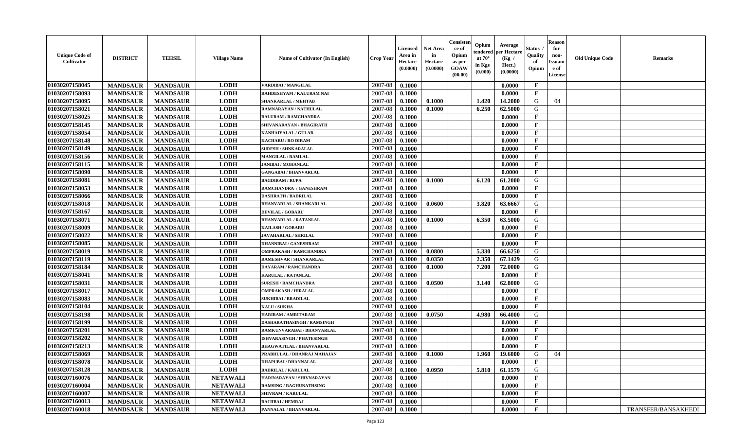| Unique Code of Cultivator | DISTRICT | TEHSIL | Village Name | Name of Cultivator (In English) | Crop Year | Licensed Area in Hectare (0.0000) | Net Area in Hectare (0.0000) | Consistence of Opium as per GOAW (00.00) | Opium tendered at 70° in Kgs (0.000) | Average per Hectare (Kg / Hect.) (0.0000) | Status / Quality of Opium | Reason for non-Issuance of License | Old Unique Code | Remarks |
|---|---|---|---|---|---|---|---|---|---|---|---|---|---|---|
| 01030207158045 | MANDSAUR | MANDSAUR | LODH | VARDIBAI / MANGILAL | 2007-08 | 0.1000 | | | | 0.0000 | F | | | |
| 01030207158093 | MANDSAUR | MANDSAUR | LODH | RAHDESHYAM / KALURAM NAI | 2007-08 | 0.1000 | | | | 0.0000 | F | | | |
| 01030207158095 | MANDSAUR | MANDSAUR | LODH | SHANKARLAL / MEHTAB | 2007-08 | 0.1000 | 0.1000 | | 1.420 | 14.2000 | G | 04 | | |
| 01030207158021 | MANDSAUR | MANDSAUR | LODH | RAMNARAYAN / NATHULAL | 2007-08 | 0.1000 | 0.1000 | | 6.250 | 62.5000 | G | | | |
| 01030207158025 | MANDSAUR | MANDSAUR | LODH | BALURAM / RAMCHANDRA | 2007-08 | 0.1000 | | | | 0.0000 | F | | | |
| 01030207158145 | MANDSAUR | MANDSAUR | LODH | SHIVANARAYAN / BHAGIRATH | 2007-08 | 0.1000 | | | | 0.0000 | F | | | |
| 01030207158054 | MANDSAUR | MANDSAUR | LODH | KANHAIYALAL / GULAB | 2007-08 | 0.1000 | | | | 0.0000 | F | | | |
| 01030207158148 | MANDSAUR | MANDSAUR | LODH | KACHARU / RO DIRAM | 2007-08 | 0.1000 | | | | 0.0000 | F | | | |
| 01030207158149 | MANDSAUR | MANDSAUR | LODH | SURESH / SHNKARALAL | 2007-08 | 0.1000 | | | | 0.0000 | F | | | |
| 01030207158156 | MANDSAUR | MANDSAUR | LODH | MANGILAL / RAMLAL | 2007-08 | 0.1000 | | | | 0.0000 | F | | | |
| 01030207158115 | MANDSAUR | MANDSAUR | LODH | JANIBAI / MOHANLAL | 2007-08 | 0.1000 | | | | 0.0000 | F | | | |
| 01030207158090 | MANDSAUR | MANDSAUR | LODH | GANGABAI / BHANVARLAL | 2007-08 | 0.1000 | | | | 0.0000 | F | | | |
| 01030207158081 | MANDSAUR | MANDSAUR | LODH | BAGDIRAM / RUPA | 2007-08 | 0.1000 | 0.1000 | | 6.120 | 61.2000 | G | | | |
| 01030207158053 | MANDSAUR | MANDSAUR | LODH | RAMCHANDRA / GANESHRAM | 2007-08 | 0.1000 | | | | 0.0000 | F | | | |
| 01030207158066 | MANDSAUR | MANDSAUR | LODH | DASHRATH / BADRILAL | 2007-08 | 0.1000 | | | | 0.0000 | F | | | |
| 01030207158018 | MANDSAUR | MANDSAUR | LODH | BHANVARLAL / SHANKARLAL | 2007-08 | 0.1000 | 0.0600 | | 3.820 | 63.6667 | G | | | |
| 01030207158167 | MANDSAUR | MANDSAUR | LODH | DEVILAL / GOBARU | 2007-08 | 0.1000 | | | | 0.0000 | F | | | |
| 01030207158071 | MANDSAUR | MANDSAUR | LODH | BHANVARLAL / RATANLAL | 2007-08 | 0.1000 | 0.1000 | | 6.350 | 63.5000 | G | | | |
| 01030207158009 | MANDSAUR | MANDSAUR | LODH | KAILASH / GOBARU | 2007-08 | 0.1000 | | | | 0.0000 | F | | | |
| 01030207158022 | MANDSAUR | MANDSAUR | LODH | JAVAHARLAL / SHRILAL | 2007-08 | 0.1000 | | | | 0.0000 | F | | | |
| 01030207158085 | MANDSAUR | MANDSAUR | LODH | DHANNIBAI / GANESHRAM | 2007-08 | 0.1000 | | | | 0.0000 | F | | | |
| 01030207158019 | MANDSAUR | MANDSAUR | LODH | OMPRAKASH / RAMCHANDRA | 2007-08 | 0.1000 | 0.0800 | | 5.330 | 66.6250 | G | | | |
| 01030207158119 | MANDSAUR | MANDSAUR | LODH | RAMESHVAR / SHANKARLAL | 2007-08 | 0.1000 | 0.0350 | | 2.350 | 67.1429 | G | | | |
| 01030207158184 | MANDSAUR | MANDSAUR | LODH | DAYARAM / RAMCHANDRA | 2007-08 | 0.1000 | 0.1000 | | 7.200 | 72.0000 | G | | | |
| 01030207158041 | MANDSAUR | MANDSAUR | LODH | KARULAL / RATANLAL | 2007-08 | 0.1000 | | | | 0.0000 | F | | | |
| 01030207158031 | MANDSAUR | MANDSAUR | LODH | SURESH / RAMCHANDRA | 2007-08 | 0.1000 | 0.0500 | | 3.140 | 62.8000 | G | | | |
| 01030207158017 | MANDSAUR | MANDSAUR | LODH | OMPRAKASH / HIRALAL | 2007-08 | 0.1000 | | | | 0.0000 | F | | | |
| 01030207158083 | MANDSAUR | MANDSAUR | LODH | SUKHIBAI / BRADILAL | 2007-08 | 0.1000 | | | | 0.0000 | F | | | |
| 01030207158104 | MANDSAUR | MANDSAUR | LODH | KALU / SUKHA | 2007-08 | 0.1000 | | | | 0.0000 | F | | | |
| 01030207158198 | MANDSAUR | MANDSAUR | LODH | HARIRAM / AMRITARAM | 2007-08 | 0.1000 | 0.0750 | | 4.980 | 66.4000 | G | | | |
| 01030207158199 | MANDSAUR | MANDSAUR | LODH | DASHARATHASINGH / RAMSINGH | 2007-08 | 0.1000 | | | | 0.0000 | F | | | |
| 01030207158201 | MANDSAUR | MANDSAUR | LODH | RAMKUNVARABAI / BHANVARLAL | 2007-08 | 0.1000 | | | | 0.0000 | F | | | |
| 01030207158202 | MANDSAUR | MANDSAUR | LODH | ISHVARASINGH / PHATESINGH | 2007-08 | 0.1000 | | | | 0.0000 | F | | | |
| 01030207158213 | MANDSAUR | MANDSAUR | LODH | BHAGWATILAL / BHANVARLAL | 2007-08 | 0.1000 | | | | 0.0000 | F | | | |
| 01030207158069 | MANDSAUR | MANDSAUR | LODH | PRABHULAL / DHANRAJ MAHAJAN | 2007-08 | 0.1000 | 0.1000 | | 1.960 | 19.6000 | G | 04 | | |
| 01030207158078 | MANDSAUR | MANDSAUR | LODH | DHAPUBAI / DHANNALAL | 2007-08 | 0.1000 | | | | 0.0000 | F | | | |
| 01030207158128 | MANDSAUR | MANDSAUR | LODH | BADRILAL / KARULAL | 2007-08 | 0.1000 | 0.0950 | | 5.810 | 61.1579 | G | | | |
| 01030207160076 | MANDSAUR | MANDSAUR | NETAWALI | HARINARAYAN / SHIVNARAYAN | 2007-08 | 0.1000 | | | | 0.0000 | F | | | |
| 01030207160004 | MANDSAUR | MANDSAUR | NETAWALI | RAMSING / RAGHUNATHSING | 2007-08 | 0.1000 | | | | 0.0000 | F | | | |
| 01030207160007 | MANDSAUR | MANDSAUR | NETAWALI | SHIVRAM / KARULAL | 2007-08 | 0.1000 | | | | 0.0000 | F | | | |
| 01030207160013 | MANDSAUR | MANDSAUR | NETAWALI | BAJJIBAI / HEMRAJ | 2007-08 | 0.1000 | | | | 0.0000 | F | | | |
| 01030207160018 | MANDSAUR | MANDSAUR | NETAWALI | PANNALAL / BHANVARLAL | 2007-08 | 0.1000 | | | | 0.0000 | F | | | TRANSFER/BANSAKHEDI |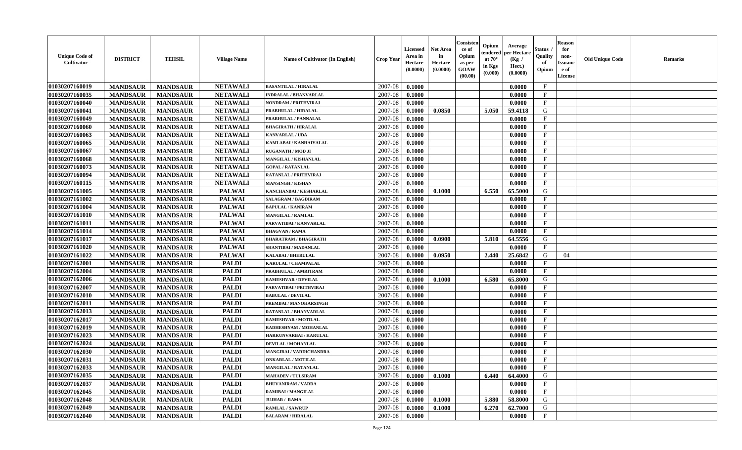| Unique Code of Cultivator | DISTRICT | TEHSIL | Village Name | Name of Cultivator (In English) | Crop Year | Licensed Area in Hectare (0.0000) | Net Area in Hectare (0.0000) | Consistence of Opium as per GOAW (00.00) | Opium tendered at 70° in Kgs (0.000) | Average per Hectare (Kg / Hect.) (0.0000) | Status / Quality of Opium | Reason for non-Issuance of License | Old Unique Code | Remarks |
|---|---|---|---|---|---|---|---|---|---|---|---|---|---|---|
| 01030207160019 | MANDSAUR | MANDSAUR | NETAWALI | BASANTILAL / HIRALAL | 2007-08 | 0.1000 | | | | 0.0000 | F | | | |
| 01030207160035 | MANDSAUR | MANDSAUR | NETAWALI | INDRALAL / BHANVARLAL | 2007-08 | 0.1000 | | | | 0.0000 | F | | | |
| 01030207160040 | MANDSAUR | MANDSAUR | NETAWALI | NONDRAM / PRITHVIRAJ | 2007-08 | 0.1000 | | | | 0.0000 | F | | | |
| 01030207160041 | MANDSAUR | MANDSAUR | NETAWALI | PRABHULAL / HIRALAL | 2007-08 | 0.1000 | 0.0850 | | 5.050 | 59.4118 | G | | | |
| 01030207160049 | MANDSAUR | MANDSAUR | NETAWALI | PRABHULAL / PANNALAL | 2007-08 | 0.1000 | | | | 0.0000 | F | | | |
| 01030207160060 | MANDSAUR | MANDSAUR | NETAWALI | BHAGIRATH / HIRALAL | 2007-08 | 0.1000 | | | | 0.0000 | F | | | |
| 01030207160063 | MANDSAUR | MANDSAUR | NETAWALI | KANVARLAL / UDA | 2007-08 | 0.1000 | | | | 0.0000 | F | | | |
| 01030207160065 | MANDSAUR | MANDSAUR | NETAWALI | KAMLABAI / KANHAIYALAL | 2007-08 | 0.1000 | | | | 0.0000 | F | | | |
| 01030207160067 | MANDSAUR | MANDSAUR | NETAWALI | RUGANATH / MOD JI | 2007-08 | 0.1000 | | | | 0.0000 | F | | | |
| 01030207160068 | MANDSAUR | MANDSAUR | NETAWALI | MANGILAL / KISHANLAL | 2007-08 | 0.1000 | | | | 0.0000 | F | | | |
| 01030207160073 | MANDSAUR | MANDSAUR | NETAWALI | GOPAL / RATANLAL | 2007-08 | 0.1000 | | | | 0.0000 | F | | | |
| 01030207160094 | MANDSAUR | MANDSAUR | NETAWALI | RATANLAL / PRITHVIRAJ | 2007-08 | 0.1000 | | | | 0.0000 | F | | | |
| 01030207160115 | MANDSAUR | MANDSAUR | NETAWALI | MANSINGH / KISHAN | 2007-08 | 0.1000 | | | | 0.0000 | F | | | |
| 01030207161005 | MANDSAUR | MANDSAUR | PALWAI | KANCHANBAI / KESHARLAL | 2007-08 | 0.1000 | 0.1000 | | 6.550 | 65.5000 | G | | | |
| 01030207161002 | MANDSAUR | MANDSAUR | PALWAI | SALAGRAM / BAGDIRAM | 2007-08 | 0.1000 | | | | 0.0000 | F | | | |
| 01030207161004 | MANDSAUR | MANDSAUR | PALWAI | BAPULAL / KANIRAM | 2007-08 | 0.1000 | | | | 0.0000 | F | | | |
| 01030207161010 | MANDSAUR | MANDSAUR | PALWAI | MANGILAL / RAMLAL | 2007-08 | 0.1000 | | | | 0.0000 | F | | | |
| 01030207161011 | MANDSAUR | MANDSAUR | PALWAI | PARVATIBAI / KANVARLAL | 2007-08 | 0.1000 | | | | 0.0000 | F | | | |
| 01030207161014 | MANDSAUR | MANDSAUR | PALWAI | BHAGVAN / RAMA | 2007-08 | 0.1000 | | | | 0.0000 | F | | | |
| 01030207161017 | MANDSAUR | MANDSAUR | PALWAI | BHARATRAM / BHAGIRATH | 2007-08 | 0.1000 | 0.0900 | | 5.810 | 64.5556 | G | | | |
| 01030207161020 | MANDSAUR | MANDSAUR | PALWAI | SHANTIBAI / MADANLAL | 2007-08 | 0.1000 | | | | 0.0000 | F | | | |
| 01030207161022 | MANDSAUR | MANDSAUR | PALWAI | KALABAI / BHERULAL | 2007-08 | 0.1000 | 0.0950 | | 2.440 | 25.6842 | G | 04 | | |
| 01030207162001 | MANDSAUR | MANDSAUR | PALDI | KARULAL / CHAMPALAL | 2007-08 | 0.1000 | | | | 0.0000 | F | | | |
| 01030207162004 | MANDSAUR | MANDSAUR | PALDI | PRABHULAL / AMRITRAM | 2007-08 | 0.1000 | | | | 0.0000 | F | | | |
| 01030207162006 | MANDSAUR | MANDSAUR | PALDI | RAMESHVAR / DEVILAL | 2007-08 | 0.1000 | 0.1000 | | 6.580 | 65.8000 | G | | | |
| 01030207162007 | MANDSAUR | MANDSAUR | PALDI | PARVATIBAI / PRITHVIRAJ | 2007-08 | 0.1000 | | | | 0.0000 | F | | | |
| 01030207162010 | MANDSAUR | MANDSAUR | PALDI | BABULAL / DEVILAL | 2007-08 | 0.1000 | | | | 0.0000 | F | | | |
| 01030207162011 | MANDSAUR | MANDSAUR | PALDI | PREMBAI / MANOHARSINGH | 2007-08 | 0.1000 | | | | 0.0000 | F | | | |
| 01030207162013 | MANDSAUR | MANDSAUR | PALDI | RATANLAL / BHANVARLAL | 2007-08 | 0.1000 | | | | 0.0000 | F | | | |
| 01030207162017 | MANDSAUR | MANDSAUR | PALDI | RAMESHVAR / MOTILAL | 2007-08 | 0.1000 | | | | 0.0000 | F | | | |
| 01030207162019 | MANDSAUR | MANDSAUR | PALDI | RADHESHYAM / MOHANLAL | 2007-08 | 0.1000 | | | | 0.0000 | F | | | |
| 01030207162023 | MANDSAUR | MANDSAUR | PALDI | HARKUNVARBAI / KARULAL | 2007-08 | 0.1000 | | | | 0.0000 | F | | | |
| 01030207162024 | MANDSAUR | MANDSAUR | PALDI | DEVILAL / MOHANLAL | 2007-08 | 0.1000 | | | | 0.0000 | F | | | |
| 01030207162030 | MANDSAUR | MANDSAUR | PALDI | MANGIBAI / VARDICHANDRA | 2007-08 | 0.1000 | | | | 0.0000 | F | | | |
| 01030207162031 | MANDSAUR | MANDSAUR | PALDI | ONKARLAL / MOTILAL | 2007-08 | 0.1000 | | | | 0.0000 | F | | | |
| 01030207162033 | MANDSAUR | MANDSAUR | PALDI | MANGILAL / RATANLAL | 2007-08 | 0.1000 | | | | 0.0000 | F | | | |
| 01030207162035 | MANDSAUR | MANDSAUR | PALDI | MAHADEV / TULSIRAM | 2007-08 | 0.1000 | 0.1000 | | 6.440 | 64.4000 | G | | | |
| 01030207162037 | MANDSAUR | MANDSAUR | PALDI | BHUVANIRAM / VARDA | 2007-08 | 0.1000 | | | | 0.0000 | F | | | |
| 01030207162045 | MANDSAUR | MANDSAUR | PALDI | RAMIBAI / MANGILAL | 2007-08 | 0.1000 | | | | 0.0000 | F | | | |
| 01030207162048 | MANDSAUR | MANDSAUR | PALDI | JUJHAR / RAMA | 2007-08 | 0.1000 | 0.1000 | | 5.880 | 58.8000 | G | | | |
| 01030207162049 | MANDSAUR | MANDSAUR | PALDI | RAMLAL / SAWRUP | 2007-08 | 0.1000 | 0.1000 | | 6.270 | 62.7000 | G | | | |
| 01030207162040 | MANDSAUR | MANDSAUR | PALDI | BALARAM / HIRALAL | 2007-08 | 0.1000 | | | | 0.0000 | F | | | |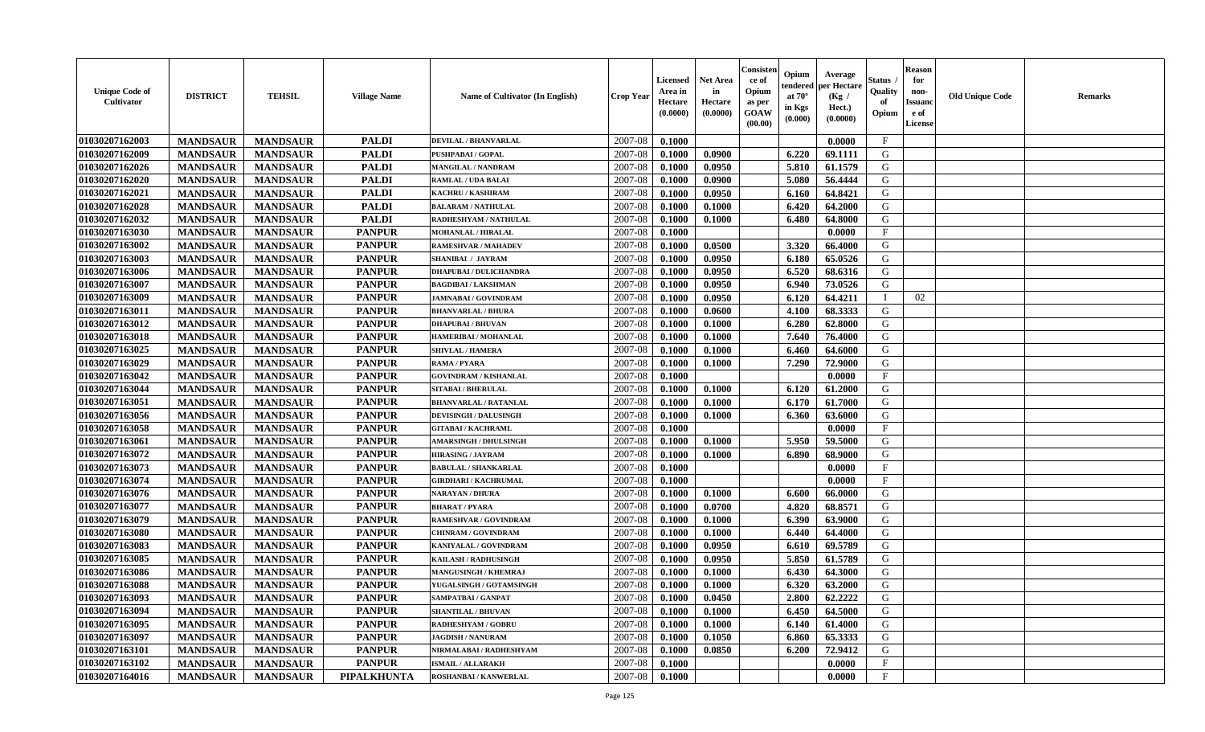| Unique Code of Cultivator | DISTRICT | TEHSIL | Village Name | Name of Cultivator (In English) | Crop Year | Licensed Area in Hectare (0.0000) | Net Area in Hectare (0.0000) | Consistence of Opium as per GOAW (00.00) | Opium tendered at 70° in Kgs (0.000) | Average per Hectare (Kg / Hect.) (0.0000) | Status / Quality of Opium | Reason for non-Issuance of License | Old Unique Code | Remarks |
|---|---|---|---|---|---|---|---|---|---|---|---|---|---|---|
| 01030207162003 | MANDSAUR | MANDSAUR | PALDI | DEVILAL / BHANVARLAL | 2007-08 | 0.1000 | | | | 0.0000 | F | | | |
| 01030207162009 | MANDSAUR | MANDSAUR | PALDI | PUSHPABAI / GOPAL | 2007-08 | 0.1000 | 0.0900 | | 6.220 | 69.1111 | G | | | |
| 01030207162026 | MANDSAUR | MANDSAUR | PALDI | MANGILAL / NANDRAM | 2007-08 | 0.1000 | 0.0950 | | 5.810 | 61.1579 | G | | | |
| 01030207162020 | MANDSAUR | MANDSAUR | PALDI | RAMLAL / UDA BALAI | 2007-08 | 0.1000 | 0.0900 | | 5.080 | 56.4444 | G | | | |
| 01030207162021 | MANDSAUR | MANDSAUR | PALDI | KACHRU / KASHIRAM | 2007-08 | 0.1000 | 0.0950 | | 6.160 | 64.8421 | G | | | |
| 01030207162028 | MANDSAUR | MANDSAUR | PALDI | BALARAM / NATHULAL | 2007-08 | 0.1000 | 0.1000 | | 6.420 | 64.2000 | G | | | |
| 01030207162032 | MANDSAUR | MANDSAUR | PALDI | RADHESHYAM / NATHULAL | 2007-08 | 0.1000 | 0.1000 | | 6.480 | 64.8000 | G | | | |
| 01030207163030 | MANDSAUR | MANDSAUR | PANPUR | MOHANLAL / HIRALAL | 2007-08 | 0.1000 | | | | 0.0000 | F | | | |
| 01030207163002 | MANDSAUR | MANDSAUR | PANPUR | RAMESHVAR / MAHADEV | 2007-08 | 0.1000 | 0.0500 | | 3.320 | 66.4000 | G | | | |
| 01030207163003 | MANDSAUR | MANDSAUR | PANPUR | SHANIBAI / JAYRAM | 2007-08 | 0.1000 | 0.0950 | | 6.180 | 65.0526 | G | | | |
| 01030207163006 | MANDSAUR | MANDSAUR | PANPUR | DHAPUBAI / DULICHANDRA | 2007-08 | 0.1000 | 0.0950 | | 6.520 | 68.6316 | G | | | |
| 01030207163007 | MANDSAUR | MANDSAUR | PANPUR | BAGDIBAI / LAKSHMAN | 2007-08 | 0.1000 | 0.0950 | | 6.940 | 73.0526 | G | | | |
| 01030207163009 | MANDSAUR | MANDSAUR | PANPUR | JAMNABAI / GOVINDRAM | 2007-08 | 0.1000 | 0.0950 | | 6.120 | 64.4211 | I | 02 | | |
| 01030207163011 | MANDSAUR | MANDSAUR | PANPUR | BHANVARLAL / BHURA | 2007-08 | 0.1000 | 0.0600 | | 4.100 | 68.3333 | G | | | |
| 01030207163012 | MANDSAUR | MANDSAUR | PANPUR | DHAPUBAI / BHUVAN | 2007-08 | 0.1000 | 0.1000 | | 6.280 | 62.8000 | G | | | |
| 01030207163018 | MANDSAUR | MANDSAUR | PANPUR | HAMERIBAI / MOHANLAL | 2007-08 | 0.1000 | 0.1000 | | 7.640 | 76.4000 | G | | | |
| 01030207163025 | MANDSAUR | MANDSAUR | PANPUR | SHIVLAL / HAMERA | 2007-08 | 0.1000 | 0.1000 | | 6.460 | 64.6000 | G | | | |
| 01030207163029 | MANDSAUR | MANDSAUR | PANPUR | RAMA / PYARA | 2007-08 | 0.1000 | 0.1000 | | 7.290 | 72.9000 | G | | | |
| 01030207163042 | MANDSAUR | MANDSAUR | PANPUR | GOVINDRAM / KISHANLAL | 2007-08 | 0.1000 | | | | 0.0000 | F | | | |
| 01030207163044 | MANDSAUR | MANDSAUR | PANPUR | SITABAI / BHERULAL | 2007-08 | 0.1000 | 0.1000 | | 6.120 | 61.2000 | G | | | |
| 01030207163051 | MANDSAUR | MANDSAUR | PANPUR | BHANVARLAL / RATANLAL | 2007-08 | 0.1000 | 0.1000 | | 6.170 | 61.7000 | G | | | |
| 01030207163056 | MANDSAUR | MANDSAUR | PANPUR | DEVISINGH / DALUSINGH | 2007-08 | 0.1000 | 0.1000 | | 6.360 | 63.6000 | G | | | |
| 01030207163058 | MANDSAUR | MANDSAUR | PANPUR | GITABAI / KACHRAML | 2007-08 | 0.1000 | | | | 0.0000 | F | | | |
| 01030207163061 | MANDSAUR | MANDSAUR | PANPUR | AMARSINGH / DHULSINGH | 2007-08 | 0.1000 | 0.1000 | | 5.950 | 59.5000 | G | | | |
| 01030207163072 | MANDSAUR | MANDSAUR | PANPUR | HIRASING / JAYRAM | 2007-08 | 0.1000 | 0.1000 | | 6.890 | 68.9000 | G | | | |
| 01030207163073 | MANDSAUR | MANDSAUR | PANPUR | BABULAL / SHANKARLAL | 2007-08 | 0.1000 | | | | 0.0000 | F | | | |
| 01030207163074 | MANDSAUR | MANDSAUR | PANPUR | GIRDHARI / KACHRUMAL | 2007-08 | 0.1000 | | | | 0.0000 | F | | | |
| 01030207163076 | MANDSAUR | MANDSAUR | PANPUR | NARAYAN / DHURA | 2007-08 | 0.1000 | 0.1000 | | 6.600 | 66.0000 | G | | | |
| 01030207163077 | MANDSAUR | MANDSAUR | PANPUR | BHARAT / PYARA | 2007-08 | 0.1000 | 0.0700 | | 4.820 | 68.8571 | G | | | |
| 01030207163079 | MANDSAUR | MANDSAUR | PANPUR | RAMESHVAR / GOVINDRAM | 2007-08 | 0.1000 | 0.1000 | | 6.390 | 63.9000 | G | | | |
| 01030207163080 | MANDSAUR | MANDSAUR | PANPUR | CHINRAM / GOVINDRAM | 2007-08 | 0.1000 | 0.1000 | | 6.440 | 64.4000 | G | | | |
| 01030207163083 | MANDSAUR | MANDSAUR | PANPUR | KANIYALAL / GOVINDRAM | 2007-08 | 0.1000 | 0.0950 | | 6.610 | 69.5789 | G | | | |
| 01030207163085 | MANDSAUR | MANDSAUR | PANPUR | KAILASH / RADHUSINGH | 2007-08 | 0.1000 | 0.0950 | | 5.850 | 61.5789 | G | | | |
| 01030207163086 | MANDSAUR | MANDSAUR | PANPUR | MANGUSINGH / KHEMRAJ | 2007-08 | 0.1000 | 0.1000 | | 6.430 | 64.3000 | G | | | |
| 01030207163088 | MANDSAUR | MANDSAUR | PANPUR | YUGALSINGH / GOTAMSINGH | 2007-08 | 0.1000 | 0.1000 | | 6.320 | 63.2000 | G | | | |
| 01030207163093 | MANDSAUR | MANDSAUR | PANPUR | SAMPATBAI / GANPAT | 2007-08 | 0.1000 | 0.0450 | | 2.800 | 62.2222 | G | | | |
| 01030207163094 | MANDSAUR | MANDSAUR | PANPUR | SHANTILAL / BHUVAN | 2007-08 | 0.1000 | 0.1000 | | 6.450 | 64.5000 | G | | | |
| 01030207163095 | MANDSAUR | MANDSAUR | PANPUR | RADHESHYAM / GOBRU | 2007-08 | 0.1000 | 0.1000 | | 6.140 | 61.4000 | G | | | |
| 01030207163097 | MANDSAUR | MANDSAUR | PANPUR | JAGDISH / NANURAM | 2007-08 | 0.1000 | 0.1050 | | 6.860 | 65.3333 | G | | | |
| 01030207163101 | MANDSAUR | MANDSAUR | PANPUR | NIRMALABAI / RADHESHYAM | 2007-08 | 0.1000 | 0.0850 | | 6.200 | 72.9412 | G | | | |
| 01030207163102 | MANDSAUR | MANDSAUR | PANPUR | ISMAIL / ALLARAKH | 2007-08 | 0.1000 | | | | 0.0000 | F | | | |
| 01030207164016 | MANDSAUR | MANDSAUR | PIPALKHUNTA | ROSHANBAI / KANWERLAL | 2007-08 | 0.1000 | | | | 0.0000 | F | | | |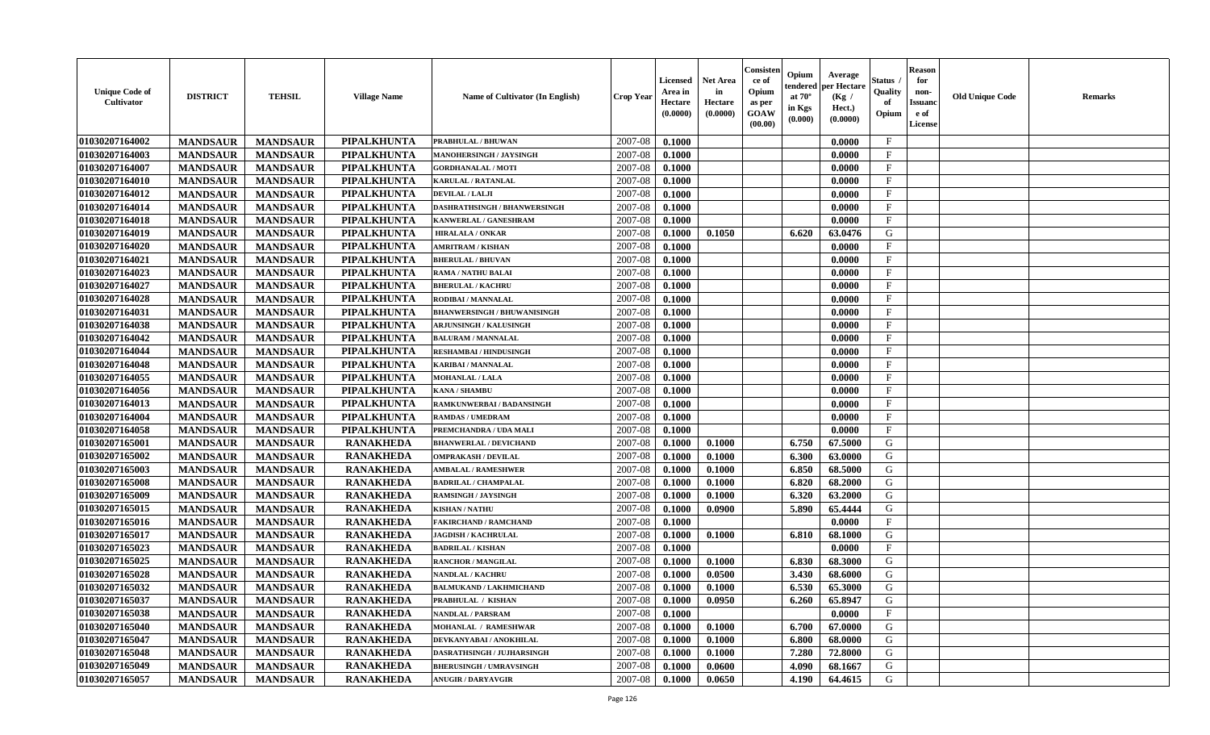| Unique Code of Cultivator | DISTRICT | TEHSIL | Village Name | Name of Cultivator (In English) | Crop Year | Licensed Area in Hectare (0.0000) | Net Area in Hectare (0.0000) | Consistence of Opium as per GOAW (00.00) | Opium tendered at 70° in Kgs (0.000) | Average per Hectare (Kg / Hect.) (0.0000) | Status / Quality of Opium | Reason for non-Issuance of License | Old Unique Code | Remarks |
|---|---|---|---|---|---|---|---|---|---|---|---|---|---|---|
| 01030207164002 | MANDSAUR | MANDSAUR | PIPALKHUNTA | PRABHULAL / BHUWAN | 2007-08 | 0.1000 | | | | 0.0000 | F | | | |
| 01030207164003 | MANDSAUR | MANDSAUR | PIPALKHUNTA | MANOHERSINGH / JAYSINGH | 2007-08 | 0.1000 | | | | 0.0000 | F | | | |
| 01030207164007 | MANDSAUR | MANDSAUR | PIPALKHUNTA | GORDHANALAL / MOTI | 2007-08 | 0.1000 | | | | 0.0000 | F | | | |
| 01030207164010 | MANDSAUR | MANDSAUR | PIPALKHUNTA | KARULAL / RATANLAL | 2007-08 | 0.1000 | | | | 0.0000 | F | | | |
| 01030207164012 | MANDSAUR | MANDSAUR | PIPALKHUNTA | DEVILAL / LALJI | 2007-08 | 0.1000 | | | | 0.0000 | F | | | |
| 01030207164014 | MANDSAUR | MANDSAUR | PIPALKHUNTA | DASHRATHSINGH / BHANWERSINGH | 2007-08 | 0.1000 | | | | 0.0000 | F | | | |
| 01030207164018 | MANDSAUR | MANDSAUR | PIPALKHUNTA | KANWERLAL / GANESHRAM | 2007-08 | 0.1000 | | | | 0.0000 | F | | | |
| 01030207164019 | MANDSAUR | MANDSAUR | PIPALKHUNTA | HIRALALA / ONKAR | 2007-08 | 0.1000 | 0.1050 | | 6.620 | 63.0476 | G | | | |
| 01030207164020 | MANDSAUR | MANDSAUR | PIPALKHUNTA | AMRITRAM / KISHAN | 2007-08 | 0.1000 | | | | 0.0000 | F | | | |
| 01030207164021 | MANDSAUR | MANDSAUR | PIPALKHUNTA | BHERULAL / BHUVAN | 2007-08 | 0.1000 | | | | 0.0000 | F | | | |
| 01030207164023 | MANDSAUR | MANDSAUR | PIPALKHUNTA | RAMA / NATHU BALAI | 2007-08 | 0.1000 | | | | 0.0000 | F | | | |
| 01030207164027 | MANDSAUR | MANDSAUR | PIPALKHUNTA | BHERULAL / KACHRU | 2007-08 | 0.1000 | | | | 0.0000 | F | | | |
| 01030207164028 | MANDSAUR | MANDSAUR | PIPALKHUNTA | RODIBAI / MANNALAL | 2007-08 | 0.1000 | | | | 0.0000 | F | | | |
| 01030207164031 | MANDSAUR | MANDSAUR | PIPALKHUNTA | BHANWERSINGH / BHUWANISINGH | 2007-08 | 0.1000 | | | | 0.0000 | F | | | |
| 01030207164038 | MANDSAUR | MANDSAUR | PIPALKHUNTA | ARJUNSINGH / KALUSINGH | 2007-08 | 0.1000 | | | | 0.0000 | F | | | |
| 01030207164042 | MANDSAUR | MANDSAUR | PIPALKHUNTA | BALURAM / MANNALAL | 2007-08 | 0.1000 | | | | 0.0000 | F | | | |
| 01030207164044 | MANDSAUR | MANDSAUR | PIPALKHUNTA | RESHAMBAI / HINDUSINGH | 2007-08 | 0.1000 | | | | 0.0000 | F | | | |
| 01030207164048 | MANDSAUR | MANDSAUR | PIPALKHUNTA | KARIBAI / MANNALAL | 2007-08 | 0.1000 | | | | 0.0000 | F | | | |
| 01030207164055 | MANDSAUR | MANDSAUR | PIPALKHUNTA | MOHANLAL / LALA | 2007-08 | 0.1000 | | | | 0.0000 | F | | | |
| 01030207164056 | MANDSAUR | MANDSAUR | PIPALKHUNTA | KANA / SHAMBU | 2007-08 | 0.1000 | | | | 0.0000 | F | | | |
| 01030207164013 | MANDSAUR | MANDSAUR | PIPALKHUNTA | RAMKUNWERBAI / BADANSINGH | 2007-08 | 0.1000 | | | | 0.0000 | F | | | |
| 01030207164004 | MANDSAUR | MANDSAUR | PIPALKHUNTA | RAMDAS / UMEDRAM | 2007-08 | 0.1000 | | | | 0.0000 | F | | | |
| 01030207164058 | MANDSAUR | MANDSAUR | PIPALKHUNTA | PREMCHANDRA / UDA MALI | 2007-08 | 0.1000 | | | | 0.0000 | F | | | |
| 01030207165001 | MANDSAUR | MANDSAUR | RANAKHEDA | BHANWERLAL / DEVICHAND | 2007-08 | 0.1000 | 0.1000 | | 6.750 | 67.5000 | G | | | |
| 01030207165002 | MANDSAUR | MANDSAUR | RANAKHEDA | OMPRAKASH / DEVILAL | 2007-08 | 0.1000 | 0.1000 | | 6.300 | 63.0000 | G | | | |
| 01030207165003 | MANDSAUR | MANDSAUR | RANAKHEDA | AMBALAL / RAMESHWER | 2007-08 | 0.1000 | 0.1000 | | 6.850 | 68.5000 | G | | | |
| 01030207165008 | MANDSAUR | MANDSAUR | RANAKHEDA | BADRILAL / CHAMPALAL | 2007-08 | 0.1000 | 0.1000 | | 6.820 | 68.2000 | G | | | |
| 01030207165009 | MANDSAUR | MANDSAUR | RANAKHEDA | RAMSINGH / JAYSINGH | 2007-08 | 0.1000 | 0.1000 | | 6.320 | 63.2000 | G | | | |
| 01030207165015 | MANDSAUR | MANDSAUR | RANAKHEDA | KISHAN / NATHU | 2007-08 | 0.1000 | 0.0900 | | 5.890 | 65.4444 | G | | | |
| 01030207165016 | MANDSAUR | MANDSAUR | RANAKHEDA | FAKIRCHAND / RAMCHAND | 2007-08 | 0.1000 | | | | 0.0000 | F | | | |
| 01030207165017 | MANDSAUR | MANDSAUR | RANAKHEDA | JAGDISH / KACHRULAL | 2007-08 | 0.1000 | 0.1000 | | 6.810 | 68.1000 | G | | | |
| 01030207165023 | MANDSAUR | MANDSAUR | RANAKHEDA | BADRILAL / KISHAN | 2007-08 | 0.1000 | | | | 0.0000 | F | | | |
| 01030207165025 | MANDSAUR | MANDSAUR | RANAKHEDA | RANCHOR / MANGILAL | 2007-08 | 0.1000 | 0.1000 | | 6.830 | 68.3000 | G | | | |
| 01030207165028 | MANDSAUR | MANDSAUR | RANAKHEDA | NANDLAL / KACHRU | 2007-08 | 0.1000 | 0.0500 | | 3.430 | 68.6000 | G | | | |
| 01030207165032 | MANDSAUR | MANDSAUR | RANAKHEDA | BALMUKAND / LAKHMICHAND | 2007-08 | 0.1000 | 0.1000 | | 6.530 | 65.3000 | G | | | |
| 01030207165037 | MANDSAUR | MANDSAUR | RANAKHEDA | PRABHULAL / KISHAN | 2007-08 | 0.1000 | 0.0950 | | 6.260 | 65.8947 | G | | | |
| 01030207165038 | MANDSAUR | MANDSAUR | RANAKHEDA | NANDLAL / PARSRAM | 2007-08 | 0.1000 | | | | 0.0000 | F | | | |
| 01030207165040 | MANDSAUR | MANDSAUR | RANAKHEDA | MOHANLAL / RAMESHWAR | 2007-08 | 0.1000 | 0.1000 | | 6.700 | 67.0000 | G | | | |
| 01030207165047 | MANDSAUR | MANDSAUR | RANAKHEDA | DEVKANYABAI / ANOKHILAL | 2007-08 | 0.1000 | 0.1000 | | 6.800 | 68.0000 | G | | | |
| 01030207165048 | MANDSAUR | MANDSAUR | RANAKHEDA | DASRATHSINGH / JUJHARSINGH | 2007-08 | 0.1000 | 0.1000 | | 7.280 | 72.8000 | G | | | |
| 01030207165049 | MANDSAUR | MANDSAUR | RANAKHEDA | BHERUSINGH / UMRAVSINGH | 2007-08 | 0.1000 | 0.0600 | | 4.090 | 68.1667 | G | | | |
| 01030207165057 | MANDSAUR | MANDSAUR | RANAKHEDA | ANUGIR / DARYAVGIR | 2007-08 | 0.1000 | 0.0650 | | 4.190 | 64.4615 | G | | | |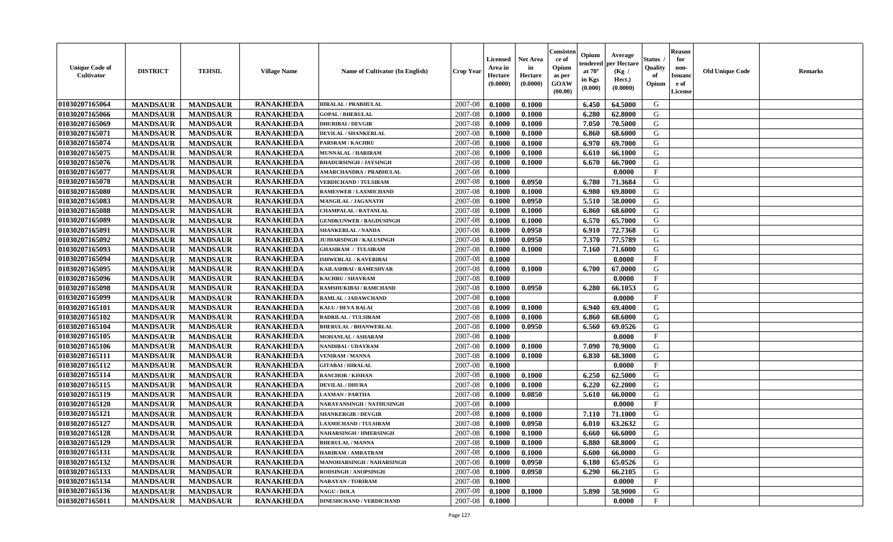| Unique Code of Cultivator | DISTRICT | TEHSIL | Village Name | Name of Cultivator (In English) | Crop Year | Licensed Area in Hectare (0.0000) | Net Area in Hectare (0.0000) | Consistence of Opium as per GOAW (00.00) | Opium tendered at 70° in Kgs (0.000) | Average per Hectare (Kg / Hect.) (0.0000) | Status / Quality of Opium | Reason for non-Issuance of License | Old Unique Code | Remarks |
|---|---|---|---|---|---|---|---|---|---|---|---|---|---|---|
| 01030207165064 | MANDSAUR | MANDSAUR | RANAKHEDA | HIRALAL / PRABHULAL | 2007-08 | 0.1000 | 0.1000 | | 6.450 | 64.5000 | G | | | |
| 01030207165066 | MANDSAUR | MANDSAUR | RANAKHEDA | GOPAL / BHERULAL | 2007-08 | 0.1000 | 0.1000 | | 6.280 | 62.8000 | G | | | |
| 01030207165069 | MANDSAUR | MANDSAUR | RANAKHEDA | DHURIBAI / DEVGIR | 2007-08 | 0.1000 | 0.1000 | | 7.050 | 70.5000 | G | | | |
| 01030207165071 | MANDSAUR | MANDSAUR | RANAKHEDA | DEVILAL / SHANKERLAL | 2007-08 | 0.1000 | 0.1000 | | 6.860 | 68.6000 | G | | | |
| 01030207165074 | MANDSAUR | MANDSAUR | RANAKHEDA | PARSRAM / KACHRU | 2007-08 | 0.1000 | 0.1000 | | 6.970 | 69.7000 | G | | | |
| 01030207165075 | MANDSAUR | MANDSAUR | RANAKHEDA | MUNNALAL / HARIRAM | 2007-08 | 0.1000 | 0.1000 | | 6.610 | 66.1000 | G | | | |
| 01030207165076 | MANDSAUR | MANDSAUR | RANAKHEDA | BHADURSINGH / JAYSINGH | 2007-08 | 0.1000 | 0.1000 | | 6.670 | 66.7000 | G | | | |
| 01030207165077 | MANDSAUR | MANDSAUR | RANAKHEDA | AMARCHANDRA / PRABHULAL | 2007-08 | 0.1000 | | | | 0.0000 | F | | | |
| 01030207165078 | MANDSAUR | MANDSAUR | RANAKHEDA | VERDICHAND / TULSIRAM | 2007-08 | 0.1000 | 0.0950 | | 6.780 | 71.3684 | G | | | |
| 01030207165080 | MANDSAUR | MANDSAUR | RANAKHEDA | RAMESWER / LAXMICHAND | 2007-08 | 0.1000 | 0.1000 | | 6.980 | 69.8000 | G | | | |
| 01030207165083 | MANDSAUR | MANDSAUR | RANAKHEDA | MANGILAL / JAGANATH | 2007-08 | 0.1000 | 0.0950 | | 5.510 | 58.0000 | G | | | |
| 01030207165088 | MANDSAUR | MANDSAUR | RANAKHEDA | CHAMPALAL / RATANLAL | 2007-08 | 0.1000 | 0.1000 | | 6.860 | 68.6000 | G | | | |
| 01030207165089 | MANDSAUR | MANDSAUR | RANAKHEDA | GENDKUNWER / BAGDUSINGH | 2007-08 | 0.1000 | 0.1000 | | 6.570 | 65.7000 | G | | | |
| 01030207165091 | MANDSAUR | MANDSAUR | RANAKHEDA | SHANKERLAL / NANDA | 2007-08 | 0.1000 | 0.0950 | | 6.910 | 72.7368 | G | | | |
| 01030207165092 | MANDSAUR | MANDSAUR | RANAKHEDA | JUJHARSINGH / KALUSINGH | 2007-08 | 0.1000 | 0.0950 | | 7.370 | 77.5789 | G | | | |
| 01030207165093 | MANDSAUR | MANDSAUR | RANAKHEDA | GHASIRAM / TULSIRAM | 2007-08 | 0.1000 | 0.1000 | | 7.160 | 71.6000 | G | | | |
| 01030207165094 | MANDSAUR | MANDSAUR | RANAKHEDA | ISHWERLAL / KAVERIBAI | 2007-08 | 0.1000 | | | | 0.0000 | F | | | |
| 01030207165095 | MANDSAUR | MANDSAUR | RANAKHEDA | KAILASHBAI / RAMESHVAR | 2007-08 | 0.1000 | 0.1000 | | 6.700 | 67.0000 | G | | | |
| 01030207165096 | MANDSAUR | MANDSAUR | RANAKHEDA | KACHRU / SHAVRAM | 2007-08 | 0.1000 | | | | 0.0000 | F | | | |
| 01030207165098 | MANDSAUR | MANDSAUR | RANAKHEDA | RAMSHUKIBAI / RAMCHAND | 2007-08 | 0.1000 | 0.0950 | | 6.280 | 66.1053 | G | | | |
| 01030207165099 | MANDSAUR | MANDSAUR | RANAKHEDA | RAMLAL / JADAWCHAND | 2007-08 | 0.1000 | | | | 0.0000 | F | | | |
| 01030207165101 | MANDSAUR | MANDSAUR | RANAKHEDA | KALU / DEVA BALAI | 2007-08 | 0.1000 | 0.1000 | | 6.940 | 69.4000 | G | | | |
| 01030207165102 | MANDSAUR | MANDSAUR | RANAKHEDA | BADRILAL / TULSIRAM | 2007-08 | 0.1000 | 0.1000 | | 6.860 | 68.6000 | G | | | |
| 01030207165104 | MANDSAUR | MANDSAUR | RANAKHEDA | BHERULAL / BHANWERLAL | 2007-08 | 0.1000 | 0.0950 | | 6.560 | 69.0526 | G | | | |
| 01030207165105 | MANDSAUR | MANDSAUR | RANAKHEDA | MOHANLAL / ASHARAM | 2007-08 | 0.1000 | | | | 0.0000 | F | | | |
| 01030207165106 | MANDSAUR | MANDSAUR | RANAKHEDA | NANDIBAI / UDAYRAM | 2007-08 | 0.1000 | 0.1000 | | 7.090 | 70.9000 | G | | | |
| 01030207165111 | MANDSAUR | MANDSAUR | RANAKHEDA | VENIRAM / MANNA | 2007-08 | 0.1000 | 0.1000 | | 6.830 | 68.3000 | G | | | |
| 01030207165112 | MANDSAUR | MANDSAUR | RANAKHEDA | GITABAI / HIRALAL | 2007-08 | 0.1000 | | | | 0.0000 | F | | | |
| 01030207165114 | MANDSAUR | MANDSAUR | RANAKHEDA | RANCHOR / KISHAN | 2007-08 | 0.1000 | 0.1000 | | 6.250 | 62.5000 | G | | | |
| 01030207165115 | MANDSAUR | MANDSAUR | RANAKHEDA | DEVILAL / DHURA | 2007-08 | 0.1000 | 0.1000 | | 6.220 | 62.2000 | G | | | |
| 01030207165119 | MANDSAUR | MANDSAUR | RANAKHEDA | LAXMAN / PARTHA | 2007-08 | 0.1000 | 0.0850 | | 5.610 | 66.0000 | G | | | |
| 01030207165120 | MANDSAUR | MANDSAUR | RANAKHEDA | NARAYANSINGH / NATHUSINGH | 2007-08 | 0.1000 | | | | 0.0000 | F | | | |
| 01030207165121 | MANDSAUR | MANDSAUR | RANAKHEDA | SHANKERGIR / DEVGIR | 2007-08 | 0.1000 | 0.1000 | | 7.110 | 71.1000 | G | | | |
| 01030207165127 | MANDSAUR | MANDSAUR | RANAKHEDA | LAXMICHAND / TULSIRAM | 2007-08 | 0.1000 | 0.0950 | | 6.010 | 63.2632 | G | | | |
| 01030207165128 | MANDSAUR | MANDSAUR | RANAKHEDA | NAHARSINGH / HMERSINGH | 2007-08 | 0.1000 | 0.1000 | | 6.660 | 66.6000 | G | | | |
| 01030207165129 | MANDSAUR | MANDSAUR | RANAKHEDA | BHERULAL / MANNA | 2007-08 | 0.1000 | 0.1000 | | 6.880 | 68.8000 | G | | | |
| 01030207165131 | MANDSAUR | MANDSAUR | RANAKHEDA | HARIRAM / AMRATRAM | 2007-08 | 0.1000 | 0.1000 | | 6.600 | 66.0000 | G | | | |
| 01030207165132 | MANDSAUR | MANDSAUR | RANAKHEDA | MANOHARSINGH / NAHARSINGH | 2007-08 | 0.1000 | 0.0950 | | 6.180 | 65.0526 | G | | | |
| 01030207165133 | MANDSAUR | MANDSAUR | RANAKHEDA | RODSINGH / ANOPSINGH | 2007-08 | 0.1000 | 0.0950 | | 6.290 | 66.2105 | G | | | |
| 01030207165134 | MANDSAUR | MANDSAUR | RANAKHEDA | NARAYAN / TORIRAM | 2007-08 | 0.1000 | | | | 0.0000 | F | | | |
| 01030207165136 | MANDSAUR | MANDSAUR | RANAKHEDA | NAGU / DOLA | 2007-08 | 0.1000 | 0.1000 | | 5.890 | 58.9000 | G | | | |
| 01030207165011 | MANDSAUR | MANDSAUR | RANAKHEDA | DINESHCHAND / VERDICHAND | 2007-08 | 0.1000 | | | | 0.0000 | F | | | |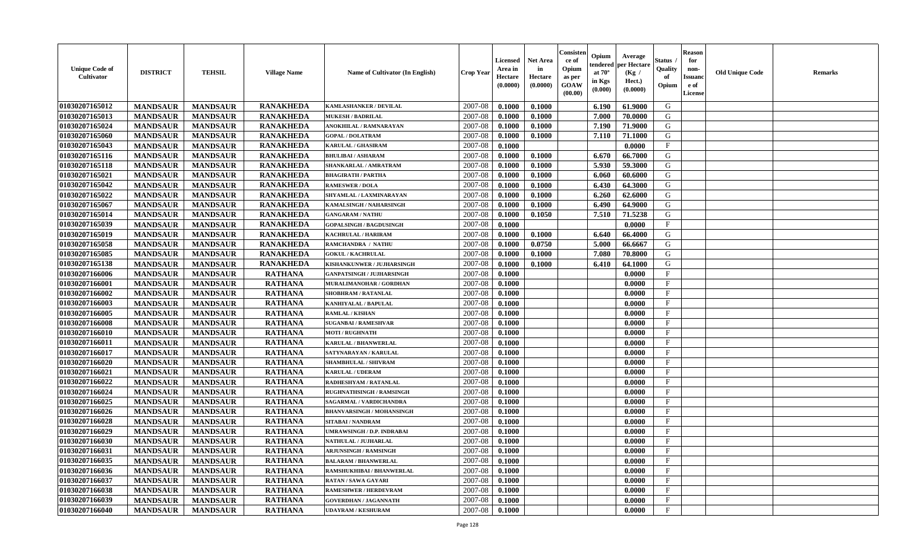| Unique Code of Cultivator | DISTRICT | TEHSIL | Village Name | Name of Cultivator (In English) | Crop Year | Licensed Area in Hectare (0.0000) | Net Area in Hectare (0.0000) | Consistence of Opium as per GOAW (00.00) | Opium tendered at 70° in Kgs (0.000) | Average per Hectare (Kg / Hect.) (0.0000) | Status / Quality of Opium | Reason for non-Issuance of License | Old Unique Code | Remarks |
|---|---|---|---|---|---|---|---|---|---|---|---|---|---|---|
| 01030207165012 | MANDSAUR | MANDSAUR | RANAKHEDA | KAMLASHANKER / DEVILAL | 2007-08 | 0.1000 | 0.1000 | | 6.190 | 61.9000 | G | | | |
| 01030207165013 | MANDSAUR | MANDSAUR | RANAKHEDA | MUKESH / BADRILAL | 2007-08 | 0.1000 | 0.1000 | | 7.000 | 70.0000 | G | | | |
| 01030207165024 | MANDSAUR | MANDSAUR | RANAKHEDA | ANOKHILAL / RAMNARAYAN | 2007-08 | 0.1000 | 0.1000 | | 7.190 | 71.9000 | G | | | |
| 01030207165060 | MANDSAUR | MANDSAUR | RANAKHEDA | GOPAL / DOLATRAM | 2007-08 | 0.1000 | 0.1000 | | 7.110 | 71.1000 | G | | | |
| 01030207165043 | MANDSAUR | MANDSAUR | RANAKHEDA | KARULAL / GHASIRAM | 2007-08 | 0.1000 | | | | 0.0000 | F | | | |
| 01030207165116 | MANDSAUR | MANDSAUR | RANAKHEDA | BHULIBAI / ASHARAM | 2007-08 | 0.1000 | 0.1000 | | 6.670 | 66.7000 | G | | | |
| 01030207165118 | MANDSAUR | MANDSAUR | RANAKHEDA | SHANKARLAL / AMRATRAM | 2007-08 | 0.1000 | 0.1000 | | 5.930 | 59.3000 | G | | | |
| 01030207165021 | MANDSAUR | MANDSAUR | RANAKHEDA | BHAGIRATH / PARTHA | 2007-08 | 0.1000 | 0.1000 | | 6.060 | 60.6000 | G | | | |
| 01030207165042 | MANDSAUR | MANDSAUR | RANAKHEDA | RAMESWER / DOLA | 2007-08 | 0.1000 | 0.1000 | | 6.430 | 64.3000 | G | | | |
| 01030207165022 | MANDSAUR | MANDSAUR | RANAKHEDA | SHYAMLAL / LAXMINARAYAN | 2007-08 | 0.1000 | 0.1000 | | 6.260 | 62.6000 | G | | | |
| 01030207165067 | MANDSAUR | MANDSAUR | RANAKHEDA | KAMALSINGH / NAHARSINGH | 2007-08 | 0.1000 | 0.1000 | | 6.490 | 64.9000 | G | | | |
| 01030207165014 | MANDSAUR | MANDSAUR | RANAKHEDA | GANGARAM / NATHU | 2007-08 | 0.1000 | 0.1050 | | 7.510 | 71.5238 | G | | | |
| 01030207165039 | MANDSAUR | MANDSAUR | RANAKHEDA | GOPALSINGH / BAGDUSINGH | 2007-08 | 0.1000 | | | | 0.0000 | F | | | |
| 01030207165019 | MANDSAUR | MANDSAUR | RANAKHEDA | KACHRULAL / HARIRAM | 2007-08 | 0.1000 | 0.1000 | | 6.640 | 66.4000 | G | | | |
| 01030207165058 | MANDSAUR | MANDSAUR | RANAKHEDA | RAMCHANDRA / NATHU | 2007-08 | 0.1000 | 0.0750 | | 5.000 | 66.6667 | G | | | |
| 01030207165085 | MANDSAUR | MANDSAUR | RANAKHEDA | GOKUL / KACHRULAL | 2007-08 | 0.1000 | 0.1000 | | 7.080 | 70.8000 | G | | | |
| 01030207165138 | MANDSAUR | MANDSAUR | RANAKHEDA | KISHANKUNWER / JUJHARSINGH | 2007-08 | 0.1000 | 0.1000 | | 6.410 | 64.1000 | G | | | |
| 01030207166006 | MANDSAUR | MANDSAUR | RATHANA | GANPATSINGH / JUJHARSINGH | 2007-08 | 0.1000 | | | | 0.0000 | F | | | |
| 01030207166001 | MANDSAUR | MANDSAUR | RATHANA | MURALIMANOHAR / GORDHAN | 2007-08 | 0.1000 | | | | 0.0000 | F | | | |
| 01030207166002 | MANDSAUR | MANDSAUR | RATHANA | SHOBHRAM / RATANLAL | 2007-08 | 0.1000 | | | | 0.0000 | F | | | |
| 01030207166003 | MANDSAUR | MANDSAUR | RATHANA | KANHIYALAL / BAPULAL | 2007-08 | 0.1000 | | | | 0.0000 | F | | | |
| 01030207166005 | MANDSAUR | MANDSAUR | RATHANA | RAMLAL / KISHAN | 2007-08 | 0.1000 | | | | 0.0000 | F | | | |
| 01030207166008 | MANDSAUR | MANDSAUR | RATHANA | SUGANBAI / RAMESHVAR | 2007-08 | 0.1000 | | | | 0.0000 | F | | | |
| 01030207166010 | MANDSAUR | MANDSAUR | RATHANA | MOTI / RUGHNATH | 2007-08 | 0.1000 | | | | 0.0000 | F | | | |
| 01030207166011 | MANDSAUR | MANDSAUR | RATHANA | KARULAL / BHANWERLAL | 2007-08 | 0.1000 | | | | 0.0000 | F | | | |
| 01030207166017 | MANDSAUR | MANDSAUR | RATHANA | SATYNARAYAN / KARULAL | 2007-08 | 0.1000 | | | | 0.0000 | F | | | |
| 01030207166020 | MANDSAUR | MANDSAUR | RATHANA | SHAMBHULAL / SHIVRAM | 2007-08 | 0.1000 | | | | 0.0000 | F | | | |
| 01030207166021 | MANDSAUR | MANDSAUR | RATHANA | KARULAL / UDERAM | 2007-08 | 0.1000 | | | | 0.0000 | F | | | |
| 01030207166022 | MANDSAUR | MANDSAUR | RATHANA | RADHESHYAM / RATANLAL | 2007-08 | 0.1000 | | | | 0.0000 | F | | | |
| 01030207166024 | MANDSAUR | MANDSAUR | RATHANA | RUGHNATHSINGH / RAMSINGH | 2007-08 | 0.1000 | | | | 0.0000 | F | | | |
| 01030207166025 | MANDSAUR | MANDSAUR | RATHANA | SAGARMAL / VARDICHANDRA | 2007-08 | 0.1000 | | | | 0.0000 | F | | | |
| 01030207166026 | MANDSAUR | MANDSAUR | RATHANA | BHANVARSINGH / MOHANSINGH | 2007-08 | 0.1000 | | | | 0.0000 | F | | | |
| 01030207166028 | MANDSAUR | MANDSAUR | RATHANA | SITABAI / NANDRAM | 2007-08 | 0.1000 | | | | 0.0000 | F | | | |
| 01030207166029 | MANDSAUR | MANDSAUR | RATHANA | UMRAWSINGH / D.P. INDRABAI | 2007-08 | 0.1000 | | | | 0.0000 | F | | | |
| 01030207166030 | MANDSAUR | MANDSAUR | RATHANA | NATHULAL / JUJHARLAL | 2007-08 | 0.1000 | | | | 0.0000 | F | | | |
| 01030207166031 | MANDSAUR | MANDSAUR | RATHANA | ARJUNSINGH / RAMSINGH | 2007-08 | 0.1000 | | | | 0.0000 | F | | | |
| 01030207166035 | MANDSAUR | MANDSAUR | RATHANA | BALARAM / BHANWERLAL | 2007-08 | 0.1000 | | | | 0.0000 | F | | | |
| 01030207166036 | MANDSAUR | MANDSAUR | RATHANA | RAMSHUKHIBAI / BHANWERLAL | 2007-08 | 0.1000 | | | | 0.0000 | F | | | |
| 01030207166037 | MANDSAUR | MANDSAUR | RATHANA | RATAN / SAWA GAYARI | 2007-08 | 0.1000 | | | | 0.0000 | F | | | |
| 01030207166038 | MANDSAUR | MANDSAUR | RATHANA | RAMESHWER / HERDEVRAM | 2007-08 | 0.1000 | | | | 0.0000 | F | | | |
| 01030207166039 | MANDSAUR | MANDSAUR | RATHANA | GOVERDHAN / JAGANNATH | 2007-08 | 0.1000 | | | | 0.0000 | F | | | |
| 01030207166040 | MANDSAUR | MANDSAUR | RATHANA | UDAYRAM / KESHURAM | 2007-08 | 0.1000 | | | | 0.0000 | F | | | |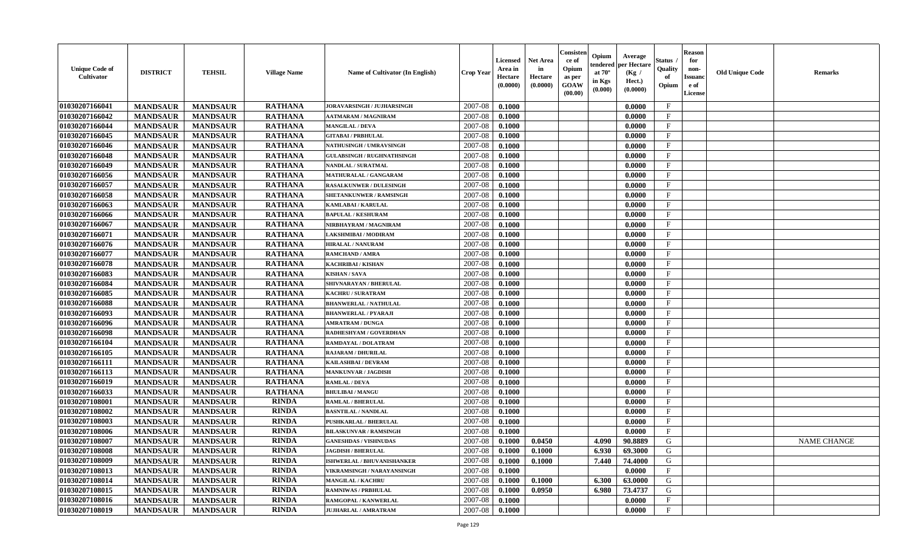| Unique Code of Cultivator | DISTRICT | TEHSIL | Village Name | Name of Cultivator (In English) | Crop Year | Licensed Area in Hectare (0.0000) | Net Area in Hectare (0.0000) | Consistence of Opium as per GOAW (00.00) | Opium tendered at 70° in Kgs (0.000) | Average per Hectare (Kg / Hect.) (0.0000) | Status / Quality of Opium | Reason for non-Issuance of License | Old Unique Code | Remarks |
|---|---|---|---|---|---|---|---|---|---|---|---|---|---|---|
| 01030207166041 | MANDSAUR | MANDSAUR | RATHANA | JORAVARSINGH / JUJHARSINGH | 2007-08 | 0.1000 | | | | 0.0000 | F | | | |
| 01030207166042 | MANDSAUR | MANDSAUR | RATHANA | AATMARAM / MAGNIRAM | 2007-08 | 0.1000 | | | | 0.0000 | F | | | |
| 01030207166044 | MANDSAUR | MANDSAUR | RATHANA | MANGILAL / DEVA | 2007-08 | 0.1000 | | | | 0.0000 | F | | | |
| 01030207166045 | MANDSAUR | MANDSAUR | RATHANA | GITABAI / PRBHULAL | 2007-08 | 0.1000 | | | | 0.0000 | F | | | |
| 01030207166046 | MANDSAUR | MANDSAUR | RATHANA | NATHUSINGH / UMRAVSINGH | 2007-08 | 0.1000 | | | | 0.0000 | F | | | |
| 01030207166048 | MANDSAUR | MANDSAUR | RATHANA | GULABSINGH / RUGHNATHSINGH | 2007-08 | 0.1000 | | | | 0.0000 | F | | | |
| 01030207166049 | MANDSAUR | MANDSAUR | RATHANA | NANDLAL / SURATMAL | 2007-08 | 0.1000 | | | | 0.0000 | F | | | |
| 01030207166056 | MANDSAUR | MANDSAUR | RATHANA | MATHURALAL / GANGARAM | 2007-08 | 0.1000 | | | | 0.0000 | F | | | |
| 01030207166057 | MANDSAUR | MANDSAUR | RATHANA | RASALKUNWER / DULESINGH | 2007-08 | 0.1000 | | | | 0.0000 | F | | | |
| 01030207166058 | MANDSAUR | MANDSAUR | RATHANA | SHETANKUNWER / RAMSINGH | 2007-08 | 0.1000 | | | | 0.0000 | F | | | |
| 01030207166063 | MANDSAUR | MANDSAUR | RATHANA | KAMLABAI / KARULAL | 2007-08 | 0.1000 | | | | 0.0000 | F | | | |
| 01030207166066 | MANDSAUR | MANDSAUR | RATHANA | BAPULAL / KESHURAM | 2007-08 | 0.1000 | | | | 0.0000 | F | | | |
| 01030207166067 | MANDSAUR | MANDSAUR | RATHANA | NIRBHAYRAM / MAGNIRAM | 2007-08 | 0.1000 | | | | 0.0000 | F | | | |
| 01030207166071 | MANDSAUR | MANDSAUR | RATHANA | LAKSHMIBAI / MODIRAM | 2007-08 | 0.1000 | | | | 0.0000 | F | | | |
| 01030207166076 | MANDSAUR | MANDSAUR | RATHANA | HIRALAL / NANURAM | 2007-08 | 0.1000 | | | | 0.0000 | F | | | |
| 01030207166077 | MANDSAUR | MANDSAUR | RATHANA | RAMCHAND / AMRA | 2007-08 | 0.1000 | | | | 0.0000 | F | | | |
| 01030207166078 | MANDSAUR | MANDSAUR | RATHANA | KACHRIBAI / KISHAN | 2007-08 | 0.1000 | | | | 0.0000 | F | | | |
| 01030207166083 | MANDSAUR | MANDSAUR | RATHANA | KISHAN / SAVA | 2007-08 | 0.1000 | | | | 0.0000 | F | | | |
| 01030207166084 | MANDSAUR | MANDSAUR | RATHANA | SHIVNARAYAN / BHERULAL | 2007-08 | 0.1000 | | | | 0.0000 | F | | | |
| 01030207166085 | MANDSAUR | MANDSAUR | RATHANA | KACHRU / SURATRAM | 2007-08 | 0.1000 | | | | 0.0000 | F | | | |
| 01030207166088 | MANDSAUR | MANDSAUR | RATHANA | BHANWERLAL / NATHULAL | 2007-08 | 0.1000 | | | | 0.0000 | F | | | |
| 01030207166093 | MANDSAUR | MANDSAUR | RATHANA | BHANWERLAL / PYARAJI | 2007-08 | 0.1000 | | | | 0.0000 | F | | | |
| 01030207166096 | MANDSAUR | MANDSAUR | RATHANA | AMRATRAM / DUNGA | 2007-08 | 0.1000 | | | | 0.0000 | F | | | |
| 01030207166098 | MANDSAUR | MANDSAUR | RATHANA | RADHESHYAM / GOVERDHAN | 2007-08 | 0.1000 | | | | 0.0000 | F | | | |
| 01030207166104 | MANDSAUR | MANDSAUR | RATHANA | RAMDAYAL / DOLATRAM | 2007-08 | 0.1000 | | | | 0.0000 | F | | | |
| 01030207166105 | MANDSAUR | MANDSAUR | RATHANA | RAJARAM / DHURILAL | 2007-08 | 0.1000 | | | | 0.0000 | F | | | |
| 01030207166111 | MANDSAUR | MANDSAUR | RATHANA | KAILASHBAI / DEVRAM | 2007-08 | 0.1000 | | | | 0.0000 | F | | | |
| 01030207166113 | MANDSAUR | MANDSAUR | RATHANA | MANKUNVAR / JAGDISH | 2007-08 | 0.1000 | | | | 0.0000 | F | | | |
| 01030207166019 | MANDSAUR | MANDSAUR | RATHANA | RAMLAL / DEVA | 2007-08 | 0.1000 | | | | 0.0000 | F | | | |
| 01030207166033 | MANDSAUR | MANDSAUR | RATHANA | BHULIBAI / MANGU | 2007-08 | 0.1000 | | | | 0.0000 | F | | | |
| 01030207108001 | MANDSAUR | MANDSAUR | RINDA | RAMLAL / BHERULAL | 2007-08 | 0.1000 | | | | 0.0000 | F | | | |
| 01030207108002 | MANDSAUR | MANDSAUR | RINDA | BASNTILAL / NANDLAL | 2007-08 | 0.1000 | | | | 0.0000 | F | | | |
| 01030207108003 | MANDSAUR | MANDSAUR | RINDA | PUSHKARLAL / BHERULAL | 2007-08 | 0.1000 | | | | 0.0000 | F | | | |
| 01030207108006 | MANDSAUR | MANDSAUR | RINDA | BILASKUNVAR / RAMSINGH | 2007-08 | 0.1000 | | | | 0.0000 | F | | | |
| 01030207108007 | MANDSAUR | MANDSAUR | RINDA | GANESHDAS / VISHNUDAS | 2007-08 | 0.1000 | 0.0450 | | 4.090 | 90.8889 | G | | | NAME CHANGE |
| 01030207108008 | MANDSAUR | MANDSAUR | RINDA | JAGDISH / BHERULAL | 2007-08 | 0.1000 | 0.1000 | | 6.930 | 69.3000 | G | | | |
| 01030207108009 | MANDSAUR | MANDSAUR | RINDA | ISHWERLAL / BHUVANISHANKER | 2007-08 | 0.1000 | 0.1000 | | 7.440 | 74.4000 | G | | | |
| 01030207108013 | MANDSAUR | MANDSAUR | RINDA | VIKRAMSINGH / NARAYANSINGH | 2007-08 | 0.1000 | | | | 0.0000 | F | | | |
| 01030207108014 | MANDSAUR | MANDSAUR | RINDA | MANGILAL / KACHRU | 2007-08 | 0.1000 | 0.1000 | | 6.300 | 63.0000 | G | | | |
| 01030207108015 | MANDSAUR | MANDSAUR | RINDA | RAMNIWAS / PRBHULAL | 2007-08 | 0.1000 | 0.0950 | | 6.980 | 73.4737 | G | | | |
| 01030207108016 | MANDSAUR | MANDSAUR | RINDA | RAMGOPAL / KANWERLAL | 2007-08 | 0.1000 | | | | 0.0000 | F | | | |
| 01030207108019 | MANDSAUR | MANDSAUR | RINDA | JUJHARLAL / AMRATRAM | 2007-08 | 0.1000 | | | | 0.0000 | F | | | |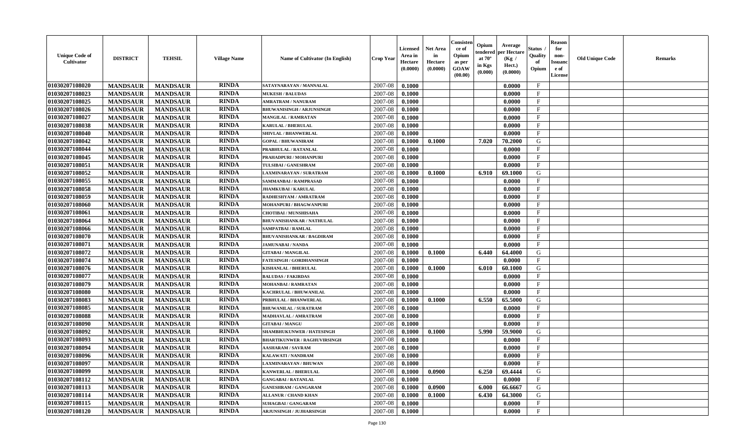| Unique Code of Cultivator | DISTRICT | TEHSIL | Village Name | Name of Cultivator (In English) | Crop Year | Licensed Area in Hectare (0.0000) | Net Area in Hectare (0.0000) | Consistence of Opium as per GOAW (00.00) | Opium tendered at 70° in Kgs (0.000) | Average per Hectare (Kg / Hect.) (0.0000) | Status / Quality of Opium | Reason for non-Issuance of License | Old Unique Code | Remarks |
|---|---|---|---|---|---|---|---|---|---|---|---|---|---|---|
| 01030207108020 | MANDSAUR | MANDSAUR | RINDA | SATAYNARAYAN / MANNALAL | 2007-08 | 0.1000 | | | | 0.0000 | F | | | |
| 01030207108023 | MANDSAUR | MANDSAUR | RINDA | MUKESH / BALUDAS | 2007-08 | 0.1000 | | | | 0.0000 | F | | | |
| 01030207108025 | MANDSAUR | MANDSAUR | RINDA | AMRATRAM / NANURAM | 2007-08 | 0.1000 | | | | 0.0000 | F | | | |
| 01030207108026 | MANDSAUR | MANDSAUR | RINDA | BHUWANISINGH / ARJUNSINGH | 2007-08 | 0.1000 | | | | 0.0000 | F | | | |
| 01030207108027 | MANDSAUR | MANDSAUR | RINDA | MANGILAL / RAMRATAN | 2007-08 | 0.1000 | | | | 0.0000 | F | | | |
| 01030207108038 | MANDSAUR | MANDSAUR | RINDA | KARULAL / BHERULAL | 2007-08 | 0.1000 | | | | 0.0000 | F | | | |
| 01030207108040 | MANDSAUR | MANDSAUR | RINDA | SHIVLAL / BHANWERLAL | 2007-08 | 0.1000 | | | | 0.0000 | F | | | |
| 01030207108042 | MANDSAUR | MANDSAUR | RINDA | GOPAL / BHUWANIRAM | 2007-08 | 0.1000 | 0.1000 | | 7.020 | 70.2000 | G | | | |
| 01030207108044 | MANDSAUR | MANDSAUR | RINDA | PRABHULAL / RATANLAL | 2007-08 | 0.1000 | | | | 0.0000 | F | | | |
| 01030207108045 | MANDSAUR | MANDSAUR | RINDA | PRAHADPURI / MOHANPURI | 2007-08 | 0.1000 | | | | 0.0000 | F | | | |
| 01030207108051 | MANDSAUR | MANDSAUR | RINDA | TULSIBAI / GANESHRAM | 2007-08 | 0.1000 | | | | 0.0000 | F | | | |
| 01030207108052 | MANDSAUR | MANDSAUR | RINDA | LAXMINARAYAN / SURATRAM | 2007-08 | 0.1000 | 0.1000 | | 6.910 | 69.1000 | G | | | |
| 01030207108055 | MANDSAUR | MANDSAUR | RINDA | SAMMANBAI / RAMPRASAD | 2007-08 | 0.1000 | | | | 0.0000 | F | | | |
| 01030207108058 | MANDSAUR | MANDSAUR | RINDA | JHAMKUBAI / KARULAL | 2007-08 | 0.1000 | | | | 0.0000 | F | | | |
| 01030207108059 | MANDSAUR | MANDSAUR | RINDA | RADHESHYAM / AMRATRAM | 2007-08 | 0.1000 | | | | 0.0000 | F | | | |
| 01030207108060 | MANDSAUR | MANDSAUR | RINDA | MOHANPURI / BHAGWANPURI | 2007-08 | 0.1000 | | | | 0.0000 | F | | | |
| 01030207108061 | MANDSAUR | MANDSAUR | RINDA | CHOTIBAI / MUNSHISAHA | 2007-08 | 0.1000 | | | | 0.0000 | F | | | |
| 01030207108064 | MANDSAUR | MANDSAUR | RINDA | BHUVANISHANKAR / NATHULAL | 2007-08 | 0.1000 | | | | 0.0000 | F | | | |
| 01030207108066 | MANDSAUR | MANDSAUR | RINDA | SAMPATBAI / RAMLAL | 2007-08 | 0.1000 | | | | 0.0000 | F | | | |
| 01030207108070 | MANDSAUR | MANDSAUR | RINDA | BHUVANISHANKAR / BAGDIRAM | 2007-08 | 0.1000 | | | | 0.0000 | F | | | |
| 01030207108071 | MANDSAUR | MANDSAUR | RINDA | JAMUNABAI / NANDA | 2007-08 | 0.1000 | | | | 0.0000 | F | | | |
| 01030207108072 | MANDSAUR | MANDSAUR | RINDA | GITABAI / MANGILAL | 2007-08 | 0.1000 | 0.1000 | | 6.440 | 64.4000 | G | | | |
| 01030207108074 | MANDSAUR | MANDSAUR | RINDA | FATESINGH / GORDHANSINGH | 2007-08 | 0.1000 | | | | 0.0000 | F | | | |
| 01030207108076 | MANDSAUR | MANDSAUR | RINDA | KISHANLAL / BHERULAL | 2007-08 | 0.1000 | 0.1000 | | 6.010 | 60.1000 | G | | | |
| 01030207108077 | MANDSAUR | MANDSAUR | RINDA | BALUDAS / FAKIRDAS | 2007-08 | 0.1000 | | | | 0.0000 | F | | | |
| 01030207108079 | MANDSAUR | MANDSAUR | RINDA | MOHANBAI / RAMRATAN | 2007-08 | 0.1000 | | | | 0.0000 | F | | | |
| 01030207108080 | MANDSAUR | MANDSAUR | RINDA | KACHRULAL / BHUWANILAL | 2007-08 | 0.1000 | | | | 0.0000 | F | | | |
| 01030207108083 | MANDSAUR | MANDSAUR | RINDA | PRBHULAL / BHANWERLAL | 2007-08 | 0.1000 | 0.1000 | | 6.550 | 65.5000 | G | | | |
| 01030207108085 | MANDSAUR | MANDSAUR | RINDA | BHUWANILAL / SURATRAM | 2007-08 | 0.1000 | | | | 0.0000 | F | | | |
| 01030207108088 | MANDSAUR | MANDSAUR | RINDA | MADHAVLAL / AMRATRAM | 2007-08 | 0.1000 | | | | 0.0000 | F | | | |
| 01030207108090 | MANDSAUR | MANDSAUR | RINDA | GITABAI / MANGU | 2007-08 | 0.1000 | | | | 0.0000 | F | | | |
| 01030207108092 | MANDSAUR | MANDSAUR | RINDA | SHAMBHUKUNWER / HATESINGH | 2007-08 | 0.1000 | 0.1000 | | 5.990 | 59.9000 | G | | | |
| 01030207108093 | MANDSAUR | MANDSAUR | RINDA | BHARTIKUNWER / RAGHUVIRSINGH | 2007-08 | 0.1000 | | | | 0.0000 | F | | | |
| 01030207108094 | MANDSAUR | MANDSAUR | RINDA | AASHARAM / SAVRAM | 2007-08 | 0.1000 | | | | 0.0000 | F | | | |
| 01030207108096 | MANDSAUR | MANDSAUR | RINDA | KALAWATI / NANDRAM | 2007-08 | 0.1000 | | | | 0.0000 | F | | | |
| 01030207108097 | MANDSAUR | MANDSAUR | RINDA | LAXMINARAYAN / BHUWAN | 2007-08 | 0.1000 | | | | 0.0000 | F | | | |
| 01030207108099 | MANDSAUR | MANDSAUR | RINDA | KANWERLAL / BHERULAL | 2007-08 | 0.1000 | 0.0900 | | 6.250 | 69.4444 | G | | | |
| 01030207108112 | MANDSAUR | MANDSAUR | RINDA | GANGABAI / RATANLAL | 2007-08 | 0.1000 | | | | 0.0000 | F | | | |
| 01030207108113 | MANDSAUR | MANDSAUR | RINDA | GANESHRAM / GANGARAM | 2007-08 | 0.1000 | 0.0900 | | 6.000 | 66.6667 | G | | | |
| 01030207108114 | MANDSAUR | MANDSAUR | RINDA | ALLANUR / CHAND KHAN | 2007-08 | 0.1000 | 0.1000 | | 6.430 | 64.3000 | G | | | |
| 01030207108115 | MANDSAUR | MANDSAUR | RINDA | SUHAGBAI / GANGARAM | 2007-08 | 0.1000 | | | | 0.0000 | F | | | |
| 01030207108120 | MANDSAUR | MANDSAUR | RINDA | ARJUNSINGH / JUJHARSINGH | 2007-08 | 0.1000 | | | | 0.0000 | F | | | |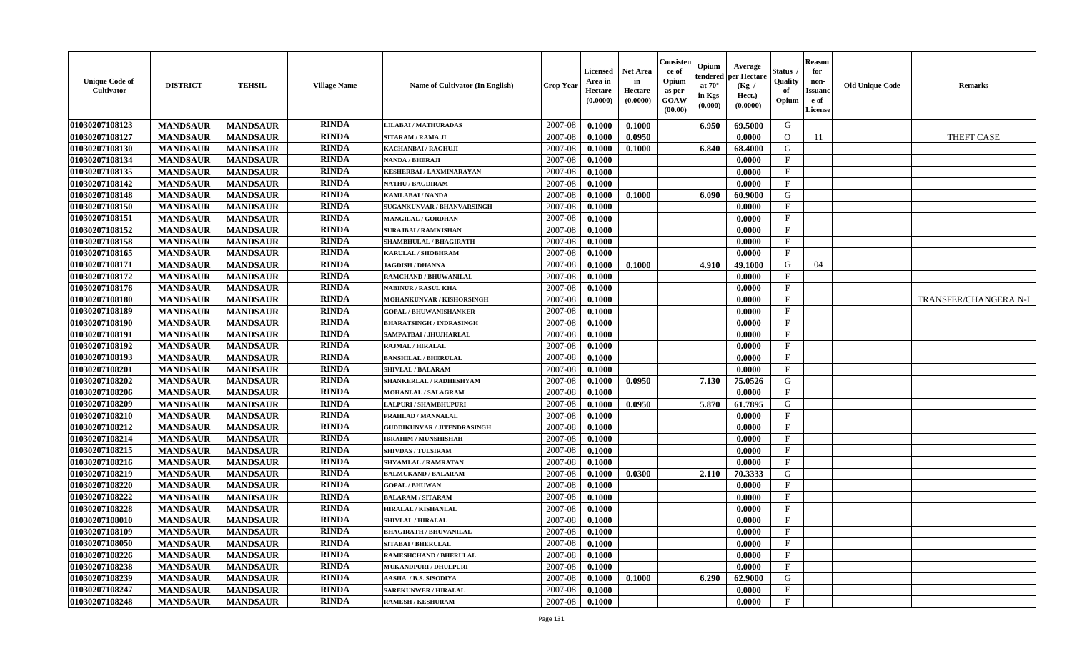| Unique Code of Cultivator | DISTRICT | TEHSIL | Village Name | Name of Cultivator (In English) | Crop Year | Licensed Area in Hectare (0.0000) | Net Area in Hectare (0.0000) | Consistence of Opium as per GOAW (00.00) | Opium tendered at 70° in Kgs (0.000) | Average per Hectare (Kg / Hect.) (0.0000) | Status / Quality of Opium | Reason for non-Issuance of License | Old Unique Code | Remarks |
|---|---|---|---|---|---|---|---|---|---|---|---|---|---|---|
| 01030207108123 | MANDSAUR | MANDSAUR | RINDA | LILABAI / MATHURADAS | 2007-08 | 0.1000 | 0.1000 | | 6.950 | 69.5000 | G | | | |
| 01030207108127 | MANDSAUR | MANDSAUR | RINDA | SITARAM / RAMA JI | 2007-08 | 0.1000 | 0.0950 | | | 0.0000 | O | 11 | | THEFT CASE |
| 01030207108130 | MANDSAUR | MANDSAUR | RINDA | KACHANBAI / RAGHUJI | 2007-08 | 0.1000 | 0.1000 | | 6.840 | 68.4000 | G | | | |
| 01030207108134 | MANDSAUR | MANDSAUR | RINDA | NANDA / BHERAJI | 2007-08 | 0.1000 | | | | 0.0000 | F | | | |
| 01030207108135 | MANDSAUR | MANDSAUR | RINDA | KESHERBAI / LAXMINARAYAN | 2007-08 | 0.1000 | | | | 0.0000 | F | | | |
| 01030207108142 | MANDSAUR | MANDSAUR | RINDA | NATHU / BAGDIRAM | 2007-08 | 0.1000 | | | | 0.0000 | F | | | |
| 01030207108148 | MANDSAUR | MANDSAUR | RINDA | KAMLABAI / NANDA | 2007-08 | 0.1000 | 0.1000 | | 6.090 | 60.9000 | G | | | |
| 01030207108150 | MANDSAUR | MANDSAUR | RINDA | SUGANKUNVAR / BHANVARSINGH | 2007-08 | 0.1000 | | | | 0.0000 | F | | | |
| 01030207108151 | MANDSAUR | MANDSAUR | RINDA | MANGILAL / GORDHAN | 2007-08 | 0.1000 | | | | 0.0000 | F | | | |
| 01030207108152 | MANDSAUR | MANDSAUR | RINDA | SURAJBAI / RAMKISHAN | 2007-08 | 0.1000 | | | | 0.0000 | F | | | |
| 01030207108158 | MANDSAUR | MANDSAUR | RINDA | SHAMBHULAL / BHAGIRATH | 2007-08 | 0.1000 | | | | 0.0000 | F | | | |
| 01030207108165 | MANDSAUR | MANDSAUR | RINDA | KARULAL / SHOBHRAM | 2007-08 | 0.1000 | | | | 0.0000 | F | | | |
| 01030207108171 | MANDSAUR | MANDSAUR | RINDA | JAGDISH / DHANNA | 2007-08 | 0.1000 | 0.1000 | | 4.910 | 49.1000 | G | 04 | | |
| 01030207108172 | MANDSAUR | MANDSAUR | RINDA | RAMCHAND / BHUWANILAL | 2007-08 | 0.1000 | | | | 0.0000 | F | | | |
| 01030207108176 | MANDSAUR | MANDSAUR | RINDA | NABINUR / RASUL KHA | 2007-08 | 0.1000 | | | | 0.0000 | F | | | |
| 01030207108180 | MANDSAUR | MANDSAUR | RINDA | MOHANKUNVAR / KISHORSINGH | 2007-08 | 0.1000 | | | | 0.0000 | F | | | TRANSFER/CHANGERA N-I |
| 01030207108189 | MANDSAUR | MANDSAUR | RINDA | GOPAL / BHUWANISHANKER | 2007-08 | 0.1000 | | | | 0.0000 | F | | | |
| 01030207108190 | MANDSAUR | MANDSAUR | RINDA | BHARATSINGH / INDRASINGH | 2007-08 | 0.1000 | | | | 0.0000 | F | | | |
| 01030207108191 | MANDSAUR | MANDSAUR | RINDA | SAMPATBAI / JHUJHARLAL | 2007-08 | 0.1000 | | | | 0.0000 | F | | | |
| 01030207108192 | MANDSAUR | MANDSAUR | RINDA | RAJMAL / HIRALAL | 2007-08 | 0.1000 | | | | 0.0000 | F | | | |
| 01030207108193 | MANDSAUR | MANDSAUR | RINDA | BANSHILAL / BHERULAL | 2007-08 | 0.1000 | | | | 0.0000 | F | | | |
| 01030207108201 | MANDSAUR | MANDSAUR | RINDA | SHIVLAL / BALARAM | 2007-08 | 0.1000 | | | | 0.0000 | F | | | |
| 01030207108202 | MANDSAUR | MANDSAUR | RINDA | SHANKERLAL / RADHESHYAM | 2007-08 | 0.1000 | 0.0950 | | 7.130 | 75.0526 | G | | | |
| 01030207108206 | MANDSAUR | MANDSAUR | RINDA | MOHANLAL / SALAGRAM | 2007-08 | 0.1000 | | | | 0.0000 | F | | | |
| 01030207108209 | MANDSAUR | MANDSAUR | RINDA | LALPURI / SHAMBHUPURI | 2007-08 | 0.1000 | 0.0950 | | 5.870 | 61.7895 | G | | | |
| 01030207108210 | MANDSAUR | MANDSAUR | RINDA | PRAHLAD / MANNALAL | 2007-08 | 0.1000 | | | | 0.0000 | F | | | |
| 01030207108212 | MANDSAUR | MANDSAUR | RINDA | GUDDIKUNVAR / JITENDRASINGH | 2007-08 | 0.1000 | | | | 0.0000 | F | | | |
| 01030207108214 | MANDSAUR | MANDSAUR | RINDA | IBRAHIM / MUNSHISHAH | 2007-08 | 0.1000 | | | | 0.0000 | F | | | |
| 01030207108215 | MANDSAUR | MANDSAUR | RINDA | SHIVDAS / TULSIRAM | 2007-08 | 0.1000 | | | | 0.0000 | F | | | |
| 01030207108216 | MANDSAUR | MANDSAUR | RINDA | SHYAMLAL / RAMRATAN | 2007-08 | 0.1000 | | | | 0.0000 | F | | | |
| 01030207108219 | MANDSAUR | MANDSAUR | RINDA | BALMUKAND / BALARAM | 2007-08 | 0.1000 | 0.0300 | | 2.110 | 70.3333 | G | | | |
| 01030207108220 | MANDSAUR | MANDSAUR | RINDA | GOPAL / BHUWAN | 2007-08 | 0.1000 | | | | 0.0000 | F | | | |
| 01030207108222 | MANDSAUR | MANDSAUR | RINDA | BALARAM / SITARAM | 2007-08 | 0.1000 | | | | 0.0000 | F | | | |
| 01030207108228 | MANDSAUR | MANDSAUR | RINDA | HIRALAL / KISHANLAL | 2007-08 | 0.1000 | | | | 0.0000 | F | | | |
| 01030207108010 | MANDSAUR | MANDSAUR | RINDA | SHIVLAL / HIRALAL | 2007-08 | 0.1000 | | | | 0.0000 | F | | | |
| 01030207108109 | MANDSAUR | MANDSAUR | RINDA | BHAGIRATH / BHUVANILAL | 2007-08 | 0.1000 | | | | 0.0000 | F | | | |
| 01030207108050 | MANDSAUR | MANDSAUR | RINDA | SITABAI / BHERULAL | 2007-08 | 0.1000 | | | | 0.0000 | F | | | |
| 01030207108226 | MANDSAUR | MANDSAUR | RINDA | RAMESHCHAND / BHERULAL | 2007-08 | 0.1000 | | | | 0.0000 | F | | | |
| 01030207108238 | MANDSAUR | MANDSAUR | RINDA | MUKANDPURI / DHULPURI | 2007-08 | 0.1000 | | | | 0.0000 | F | | | |
| 01030207108239 | MANDSAUR | MANDSAUR | RINDA | AASHA / B.S. SISODIYA | 2007-08 | 0.1000 | 0.1000 | | 6.290 | 62.9000 | G | | | |
| 01030207108247 | MANDSAUR | MANDSAUR | RINDA | SAREKUNWER / HIRALAL | 2007-08 | 0.1000 | | | | 0.0000 | F | | | |
| 01030207108248 | MANDSAUR | MANDSAUR | RINDA | RAMESH / KESHURAM | 2007-08 | 0.1000 | | | | 0.0000 | F | | | |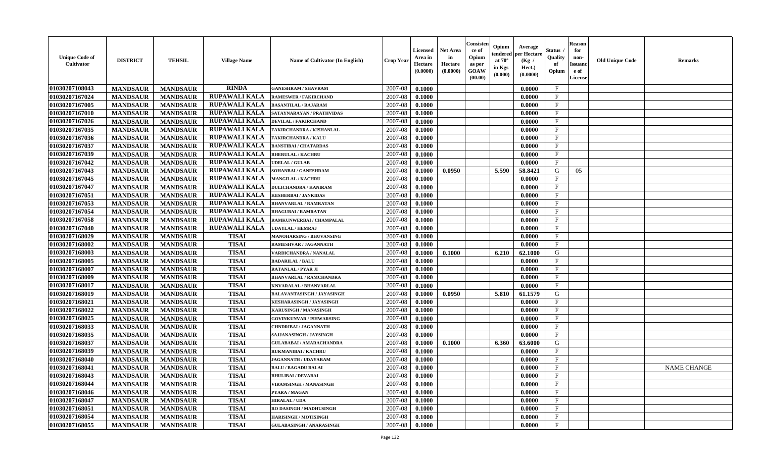| Unique Code of Cultivator | DISTRICT | TEHSIL | Village Name | Name of Cultivator (In English) | Crop Year | Licensed Area in Hectare (0.0000) | Net Area in Hectare (0.0000) | Consistence of Opium as per GOAW (00.00) | Opium tendered at 70° in Kgs (0.000) | Average per Hectare (Kg / Hect.) (0.0000) | Status / Quality of Opium | Reason for non-Issuance of License | Old Unique Code | Remarks |
|---|---|---|---|---|---|---|---|---|---|---|---|---|---|---|
| 01030207108043 | MANDSAUR | MANDSAUR | RINDA | GANESHRAM / SHAVRAM | 2007-08 | 0.1000 | | | | 0.0000 | F | | | |
| 01030207167024 | MANDSAUR | MANDSAUR | RUPAWALI KALA | RAMESWER / FAKIRCHAND | 2007-08 | 0.1000 | | | | 0.0000 | F | | | |
| 01030207167005 | MANDSAUR | MANDSAUR | RUPAWALI KALA | BASANTILAL / RAJARAM | 2007-08 | 0.1000 | | | | 0.0000 | F | | | |
| 01030207167010 | MANDSAUR | MANDSAUR | RUPAWALI KALA | SATAYNARAYAN / PRATHVIDAS | 2007-08 | 0.1000 | | | | 0.0000 | F | | | |
| 01030207167026 | MANDSAUR | MANDSAUR | RUPAWALI KALA | DEVILAL / FAKIRCHAND | 2007-08 | 0.1000 | | | | 0.0000 | F | | | |
| 01030207167035 | MANDSAUR | MANDSAUR | RUPAWALI KALA | FAKIRCHANDRA / KISHANLAL | 2007-08 | 0.1000 | | | | 0.0000 | F | | | |
| 01030207167036 | MANDSAUR | MANDSAUR | RUPAWALI KALA | FAKIRCHANDRA / KALU | 2007-08 | 0.1000 | | | | 0.0000 | F | | | |
| 01030207167037 | MANDSAUR | MANDSAUR | RUPAWALI KALA | BANSTIBAI / CHATARDAS | 2007-08 | 0.1000 | | | | 0.0000 | F | | | |
| 01030207167039 | MANDSAUR | MANDSAUR | RUPAWALI KALA | BHERULAL / KACHRU | 2007-08 | 0.1000 | | | | 0.0000 | F | | | |
| 01030207167042 | MANDSAUR | MANDSAUR | RUPAWALI KALA | UDELAL / GULAB | 2007-08 | 0.1000 | | | | 0.0000 | F | | | |
| 01030207167043 | MANDSAUR | MANDSAUR | RUPAWALI KALA | SOHANBAI / GANESHRAM | 2007-08 | 0.1000 | 0.0950 | | 5.590 | 58.8421 | G | 05 | | |
| 01030207167045 | MANDSAUR | MANDSAUR | RUPAWALI KALA | MANGILAL / KACHRU | 2007-08 | 0.1000 | | | | 0.0000 | F | | | |
| 01030207167047 | MANDSAUR | MANDSAUR | RUPAWALI KALA | DULICHANDRA / KANIRAM | 2007-08 | 0.1000 | | | | 0.0000 | F | | | |
| 01030207167051 | MANDSAUR | MANDSAUR | RUPAWALI KALA | KESHERBAI / JANKIDAS | 2007-08 | 0.1000 | | | | 0.0000 | F | | | |
| 01030207167053 | MANDSAUR | MANDSAUR | RUPAWALI KALA | BHANVARLAL / RAMRATAN | 2007-08 | 0.1000 | | | | 0.0000 | F | | | |
| 01030207167054 | MANDSAUR | MANDSAUR | RUPAWALI KALA | BHAGUBAI / RAMRATAN | 2007-08 | 0.1000 | | | | 0.0000 | F | | | |
| 01030207167058 | MANDSAUR | MANDSAUR | RUPAWALI KALA | RAMKUNWERBAI / CHAMPALAL | 2007-08 | 0.1000 | | | | 0.0000 | F | | | |
| 01030207167040 | MANDSAUR | MANDSAUR | RUPAWALI KALA | UDAYLAL / HEMRAJ | 2007-08 | 0.1000 | | | | 0.0000 | F | | | |
| 01030207168029 | MANDSAUR | MANDSAUR | TISAI | MANOHARSING / BHUVANSING | 2007-08 | 0.1000 | | | | 0.0000 | F | | | |
| 01030207168002 | MANDSAUR | MANDSAUR | TISAI | RAMESHVAR / JAGANNATH | 2007-08 | 0.1000 | | | | 0.0000 | F | | | |
| 01030207168003 | MANDSAUR | MANDSAUR | TISAI | VARDICHANDRA / NANALAL | 2007-08 | 0.1000 | 0.1000 | | 6.210 | 62.1000 | G | | | |
| 01030207168005 | MANDSAUR | MANDSAUR | TISAI | BADARILAL / BALU | 2007-08 | 0.1000 | | | | 0.0000 | F | | | |
| 01030207168007 | MANDSAUR | MANDSAUR | TISAI | RATANLAL / PYAR JI | 2007-08 | 0.1000 | | | | 0.0000 | F | | | |
| 01030207168009 | MANDSAUR | MANDSAUR | TISAI | BHANVARLAL / RAMCHANDRA | 2007-08 | 0.1000 | | | | 0.0000 | F | | | |
| 01030207168017 | MANDSAUR | MANDSAUR | TISAI | KNVARALAL / BHANVARLAL | 2007-08 | 0.1000 | | | | 0.0000 | F | | | |
| 01030207168019 | MANDSAUR | MANDSAUR | TISAI | BALAVANTASINGH / JAYASINGH | 2007-08 | 0.1000 | 0.0950 | | 5.810 | 61.1579 | G | | | |
| 01030207168021 | MANDSAUR | MANDSAUR | TISAI | KESHARASINGH / JAYASINGH | 2007-08 | 0.1000 | | | | 0.0000 | F | | | |
| 01030207168022 | MANDSAUR | MANDSAUR | TISAI | KARUSINGH / MANASINGH | 2007-08 | 0.1000 | | | | 0.0000 | F | | | |
| 01030207168025 | MANDSAUR | MANDSAUR | TISAI | GOVINKUNVAR / ISHWARSING | 2007-08 | 0.1000 | | | | 0.0000 | F | | | |
| 01030207168033 | MANDSAUR | MANDSAUR | TISAI | CHNDRIBAI / JAGANNATH | 2007-08 | 0.1000 | | | | 0.0000 | F | | | |
| 01030207168035 | MANDSAUR | MANDSAUR | TISAI | SAJJANASINGH / JAYSINGH | 2007-08 | 0.1000 | | | | 0.0000 | F | | | |
| 01030207168037 | MANDSAUR | MANDSAUR | TISAI | GULABABAI / AMARACHANDRA | 2007-08 | 0.1000 | 0.1000 | | 6.360 | 63.6000 | G | | | |
| 01030207168039 | MANDSAUR | MANDSAUR | TISAI | RUKMANIBAI / KACHRU | 2007-08 | 0.1000 | | | | 0.0000 | F | | | |
| 01030207168040 | MANDSAUR | MANDSAUR | TISAI | JAGANNATH / UDAYARAM | 2007-08 | 0.1000 | | | | 0.0000 | F | | | |
| 01030207168041 | MANDSAUR | MANDSAUR | TISAI | BALU / BAGADU BALAI | 2007-08 | 0.1000 | | | | 0.0000 | F | | | NAME CHANGE |
| 01030207168043 | MANDSAUR | MANDSAUR | TISAI | BHULIBAI / DEVABAI | 2007-08 | 0.1000 | | | | 0.0000 | F | | | |
| 01030207168044 | MANDSAUR | MANDSAUR | TISAI | VIRAMSINGH / MANASINGH | 2007-08 | 0.1000 | | | | 0.0000 | F | | | |
| 01030207168046 | MANDSAUR | MANDSAUR | TISAI | PYARA / MAGAN | 2007-08 | 0.1000 | | | | 0.0000 | F | | | |
| 01030207168047 | MANDSAUR | MANDSAUR | TISAI | HIRALAL / UDA | 2007-08 | 0.1000 | | | | 0.0000 | F | | | |
| 01030207168051 | MANDSAUR | MANDSAUR | TISAI | RO DASINGH / MADHUSINGH | 2007-08 | 0.1000 | | | | 0.0000 | F | | | |
| 01030207168054 | MANDSAUR | MANDSAUR | TISAI | HARISINGH / MOTISINGH | 2007-08 | 0.1000 | | | | 0.0000 | F | | | |
| 01030207168055 | MANDSAUR | MANDSAUR | TISAI | GULABASINGH / ANARASINGH | 2007-08 | 0.1000 | | | | 0.0000 | F | | | |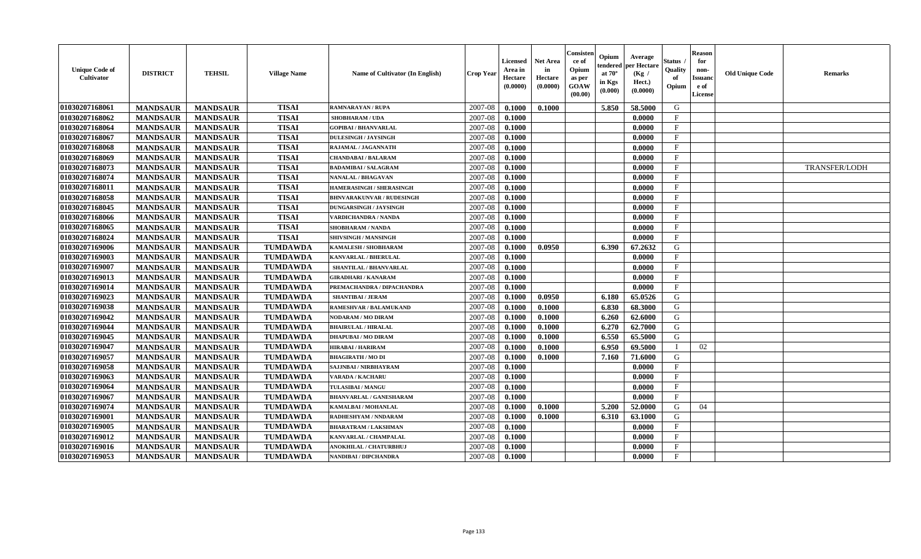| Unique Code of Cultivator | DISTRICT | TEHSIL | Village Name | Name of Cultivator (In English) | Crop Year | Licensed Area in Hectare (0.0000) | Net Area in Hectare (0.0000) | Consistence of Opium as per GOAW (00.00) | Opium tendered at 70° in Kgs (0.000) | Average per Hectare (Kg / Hect.) (0.0000) | Status / Quality of Opium | Reason for non-Issuance of License | Old Unique Code | Remarks |
|---|---|---|---|---|---|---|---|---|---|---|---|---|---|---|
| 01030207168061 | MANDSAUR | MANDSAUR | TISAI | RAMNARAYAN / RUPA | 2007-08 | 0.1000 | 0.1000 | | 5.850 | 58.5000 | G | | | |
| 01030207168062 | MANDSAUR | MANDSAUR | TISAI | SHOBHARAM / UDA | 2007-08 | 0.1000 | | | | 0.0000 | F | | | |
| 01030207168064 | MANDSAUR | MANDSAUR | TISAI | GOPIBAI / BHANVARLAL | 2007-08 | 0.1000 | | | | 0.0000 | F | | | |
| 01030207168067 | MANDSAUR | MANDSAUR | TISAI | DULESINGH / JAYSINGH | 2007-08 | 0.1000 | | | | 0.0000 | F | | | |
| 01030207168068 | MANDSAUR | MANDSAUR | TISAI | RAJAMAL / JAGANNATH | 2007-08 | 0.1000 | | | | 0.0000 | F | | | |
| 01030207168069 | MANDSAUR | MANDSAUR | TISAI | CHANDABAI / BALARAM | 2007-08 | 0.1000 | | | | 0.0000 | F | | | |
| 01030207168073 | MANDSAUR | MANDSAUR | TISAI | BADAMIBAI / SALAGRAM | 2007-08 | 0.1000 | | | | 0.0000 | F | | | TRANSFER/LODH |
| 01030207168074 | MANDSAUR | MANDSAUR | TISAI | NANALAL / BHAGAVAN | 2007-08 | 0.1000 | | | | 0.0000 | F | | | |
| 01030207168011 | MANDSAUR | MANDSAUR | TISAI | HAMERASINGH / SHERASINGH | 2007-08 | 0.1000 | | | | 0.0000 | F | | | |
| 01030207168058 | MANDSAUR | MANDSAUR | TISAI | BHNVARAKUNVAR / RUDESINGH | 2007-08 | 0.1000 | | | | 0.0000 | F | | | |
| 01030207168045 | MANDSAUR | MANDSAUR | TISAI | DUNGARSINGH / JAYSINGH | 2007-08 | 0.1000 | | | | 0.0000 | F | | | |
| 01030207168066 | MANDSAUR | MANDSAUR | TISAI | VARDICHANDRA / NANDA | 2007-08 | 0.1000 | | | | 0.0000 | F | | | |
| 01030207168065 | MANDSAUR | MANDSAUR | TISAI | SHOBHARAM / NANDA | 2007-08 | 0.1000 | | | | 0.0000 | F | | | |
| 01030207168024 | MANDSAUR | MANDSAUR | TISAI | SHIVSINGH / MANSINGH | 2007-08 | 0.1000 | | | | 0.0000 | F | | | |
| 01030207169006 | MANDSAUR | MANDSAUR | TUMDAWDA | KAMALESH / SHOBHARAM | 2007-08 | 0.1000 | 0.0950 | | 6.390 | 67.2632 | G | | | |
| 01030207169003 | MANDSAUR | MANDSAUR | TUMDAWDA | KANVARLAL / BHERULAL | 2007-08 | 0.1000 | | | | 0.0000 | F | | | |
| 01030207169007 | MANDSAUR | MANDSAUR | TUMDAWDA | SHANTILAL / BHANVARLAL | 2007-08 | 0.1000 | | | | 0.0000 | F | | | |
| 01030207169013 | MANDSAUR | MANDSAUR | TUMDAWDA | GIRADHARI / KANARAM | 2007-08 | 0.1000 | | | | 0.0000 | F | | | |
| 01030207169014 | MANDSAUR | MANDSAUR | TUMDAWDA | PREMACHANDRA / DIPACHANDRA | 2007-08 | 0.1000 | | | | 0.0000 | F | | | |
| 01030207169023 | MANDSAUR | MANDSAUR | TUMDAWDA | SHANTIBAI / JERAM | 2007-08 | 0.1000 | 0.0950 | | 6.180 | 65.0526 | G | | | |
| 01030207169038 | MANDSAUR | MANDSAUR | TUMDAWDA | RAMESHVAR / BALAMUKAND | 2007-08 | 0.1000 | 0.1000 | | 6.830 | 68.3000 | G | | | |
| 01030207169042 | MANDSAUR | MANDSAUR | TUMDAWDA | NODARAM / MO DIRAM | 2007-08 | 0.1000 | 0.1000 | | 6.260 | 62.6000 | G | | | |
| 01030207169044 | MANDSAUR | MANDSAUR | TUMDAWDA | BHAIRULAL / HIRALAL | 2007-08 | 0.1000 | 0.1000 | | 6.270 | 62.7000 | G | | | |
| 01030207169045 | MANDSAUR | MANDSAUR | TUMDAWDA | DHAPUBAI / MO DIRAM | 2007-08 | 0.1000 | 0.1000 | | 6.550 | 65.5000 | G | | | |
| 01030207169047 | MANDSAUR | MANDSAUR | TUMDAWDA | HIRABAI / HARIRAM | 2007-08 | 0.1000 | 0.1000 | | 6.950 | 69.5000 | I | 02 | | |
| 01030207169057 | MANDSAUR | MANDSAUR | TUMDAWDA | BHAGIRATH / MO DI | 2007-08 | 0.1000 | 0.1000 | | 7.160 | 71.6000 | G | | | |
| 01030207169058 | MANDSAUR | MANDSAUR | TUMDAWDA | SAJJNBAI / NIRBHAYRAM | 2007-08 | 0.1000 | | | | 0.0000 | F | | | |
| 01030207169063 | MANDSAUR | MANDSAUR | TUMDAWDA | VARADA / KACHARU | 2007-08 | 0.1000 | | | | 0.0000 | F | | | |
| 01030207169064 | MANDSAUR | MANDSAUR | TUMDAWDA | TULASIBAI / MANGU | 2007-08 | 0.1000 | | | | 0.0000 | F | | | |
| 01030207169067 | MANDSAUR | MANDSAUR | TUMDAWDA | BHANVARLAL / GANESHARAM | 2007-08 | 0.1000 | | | | 0.0000 | F | | | |
| 01030207169074 | MANDSAUR | MANDSAUR | TUMDAWDA | KAMALBAI / MOHANLAL | 2007-08 | 0.1000 | 0.1000 | | 5.200 | 52.0000 | G | 04 | | |
| 01030207169001 | MANDSAUR | MANDSAUR | TUMDAWDA | RADHESHYAM / NNDARAM | 2007-08 | 0.1000 | 0.1000 | | 6.310 | 63.1000 | G | | | |
| 01030207169005 | MANDSAUR | MANDSAUR | TUMDAWDA | BHARATRAM / LAKSHMAN | 2007-08 | 0.1000 | | | | 0.0000 | F | | | |
| 01030207169012 | MANDSAUR | MANDSAUR | TUMDAWDA | KANVARLAL / CHAMPALAL | 2007-08 | 0.1000 | | | | 0.0000 | F | | | |
| 01030207169016 | MANDSAUR | MANDSAUR | TUMDAWDA | ANOKHILAL / CHATURBHUJ | 2007-08 | 0.1000 | | | | 0.0000 | F | | | |
| 01030207169053 | MANDSAUR | MANDSAUR | TUMDAWDA | NANDIBAI / DIPCHANDRA | 2007-08 | 0.1000 | | | | 0.0000 | F | | | |